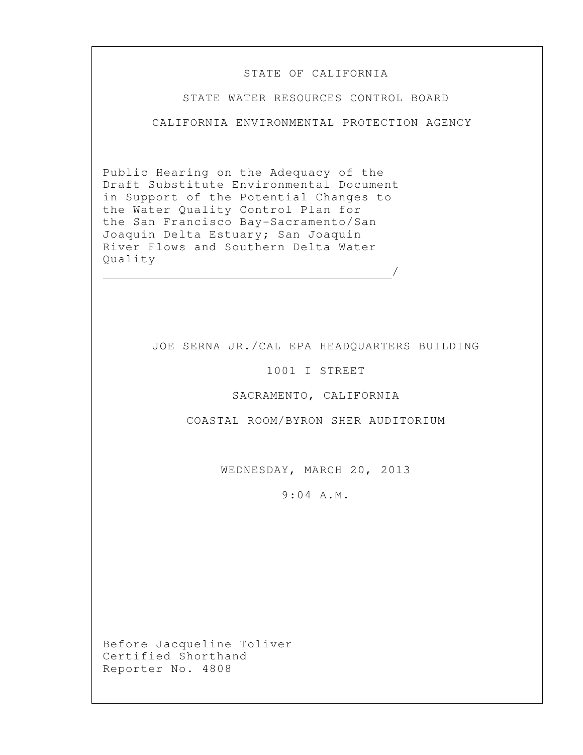STATE OF CALIFORNIA

STATE WATER RESOURCES CONTROL BOARD

CALIFORNIA ENVIRONMENTAL PROTECTION AGENCY

Public Hearing on the Adequacy of the Draft Substitute Environmental Document in Support of the Potential Changes to the Water Quality Control Plan for the San Francisco Bay-Sacramento/San Joaquin Delta Estuary; San Joaquin River Flows and Southern Delta Water Quality
_______________________________________/

JOE SERNA JR./CAL EPA HEADQUARTERS BUILDING

1001 I STREET

SACRAMENTO, CALIFORNIA

COASTAL ROOM/BYRON SHER AUDITORIUM

WEDNESDAY, MARCH 20, 2013

9:04 A.M.

Before Jacqueline Toliver
Certified Shorthand
Reporter No. 4808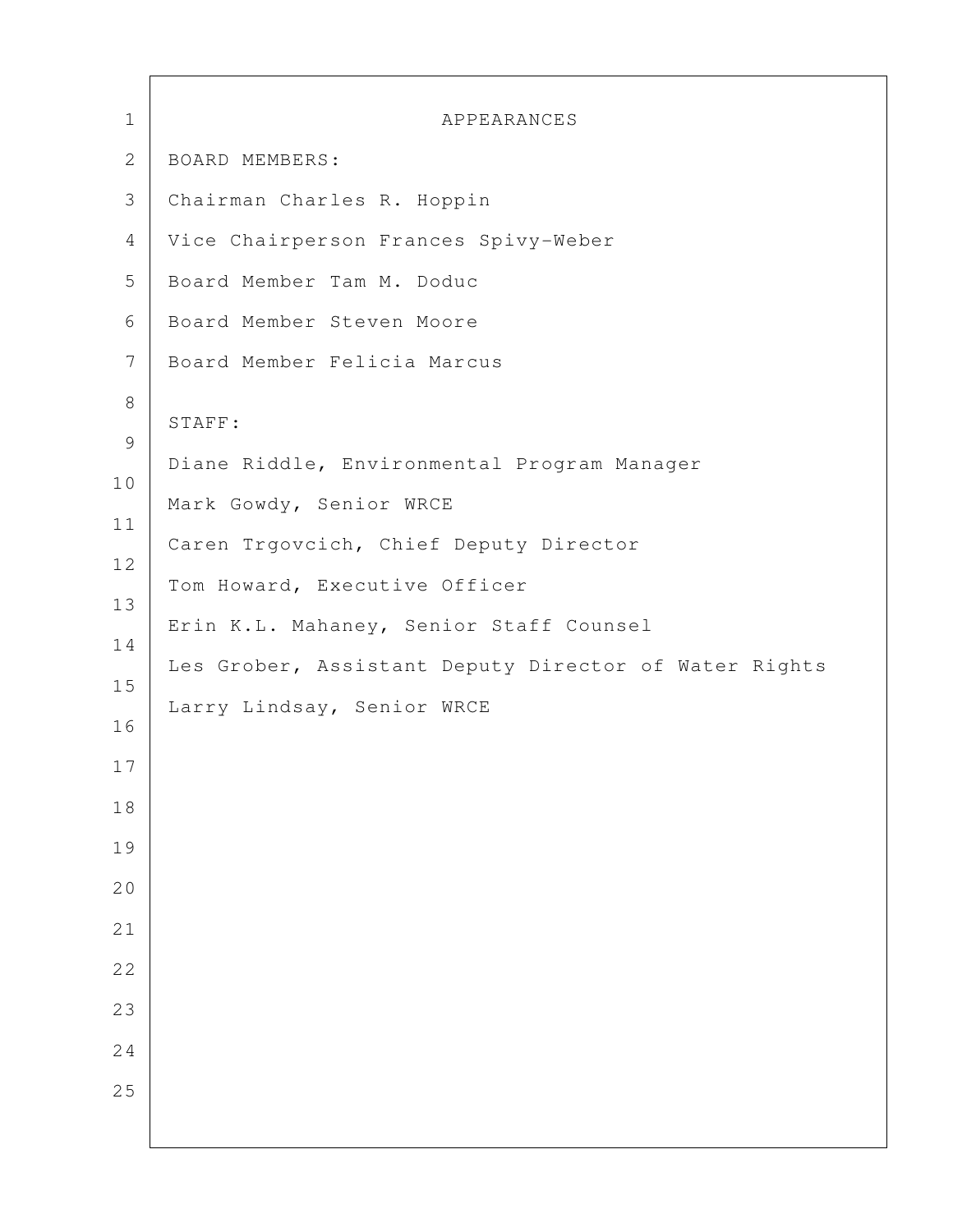# APPEARANCES

BOARD MEMBERS:

Chairman Charles R. Hoppin

Vice Chairperson Frances Spivy-Weber

Board Member Tam M. Doduc

Board Member Steven Moore

Board Member Felicia Marcus

STAFF:

Diane Riddle, Environmental Program Manager

Mark Gowdy, Senior WRCE

Caren Trgovcich, Chief Deputy Director

Tom Howard, Executive Officer

Erin K.L. Mahaney, Senior Staff Counsel

Les Grober, Assistant Deputy Director of Water Rights

Larry Lindsay, Senior WRCE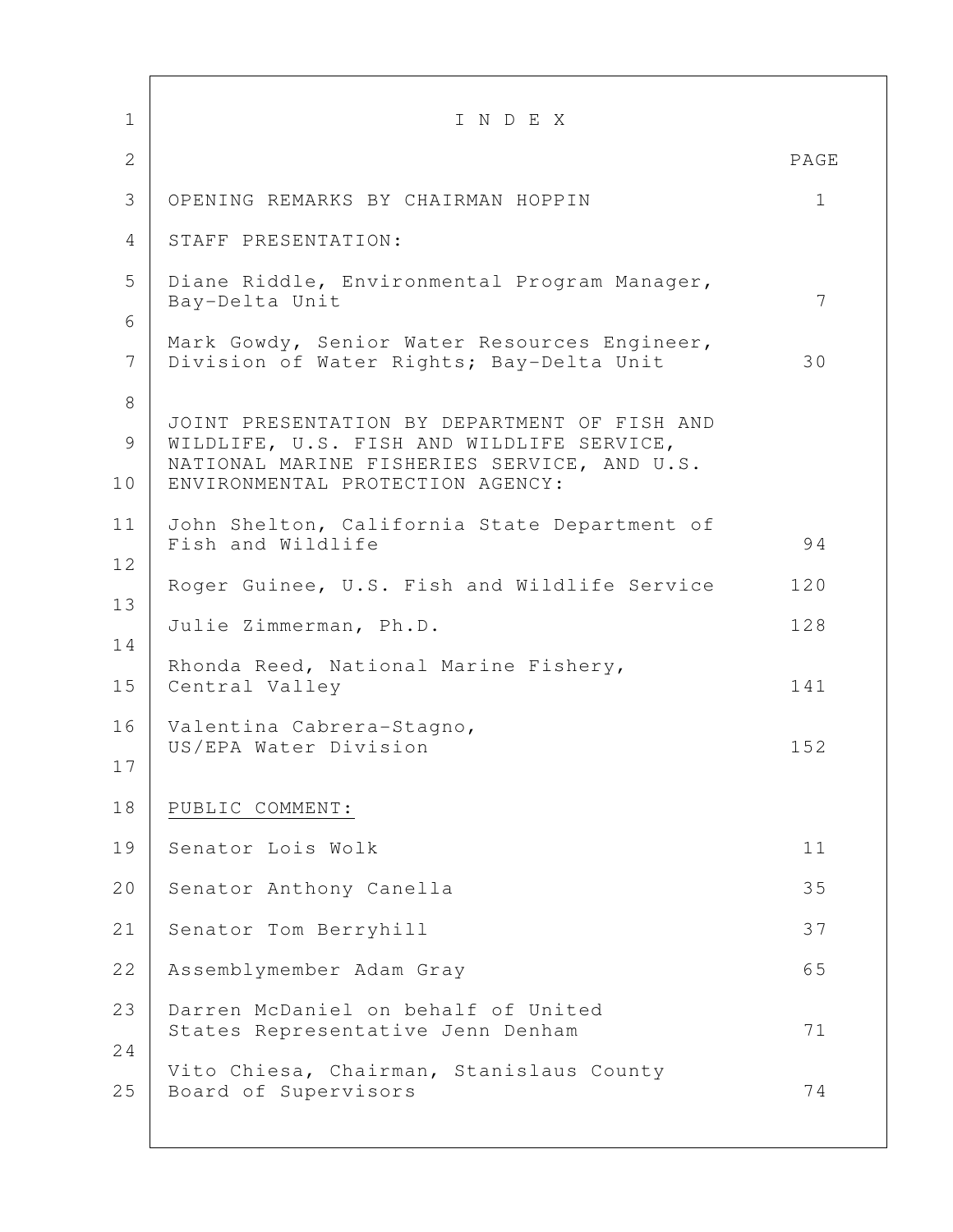# I N D E X

| | PAGE |
|---|---|
| OPENING REMARKS BY CHAIRMAN HOPPIN | 1 |
| STAFF PRESENTATION: | |
| Diane Riddle, Environmental Program Manager, Bay-Delta Unit | 7 |
| Mark Gowdy, Senior Water Resources Engineer, Division of Water Rights; Bay-Delta Unit | 30 |
| JOINT PRESENTATION BY DEPARTMENT OF FISH AND WILDLIFE, U.S. FISH AND WILDLIFE SERVICE, NATIONAL MARINE FISHERIES SERVICE, AND U.S. ENVIRONMENTAL PROTECTION AGENCY: | |
| John Shelton, California State Department of Fish and Wildlife | 94 |
| Roger Guinee, U.S. Fish and Wildlife Service | 120 |
| Julie Zimmerman, Ph.D. | 128 |
| Rhonda Reed, National Marine Fishery, Central Valley | 141 |
| Valentina Cabrera-Stagno, US/EPA Water Division | 152 |
| PUBLIC COMMENT: | |
| Senator Lois Wolk | 11 |
| Senator Anthony Canella | 35 |
| Senator Tom Berryhill | 37 |
| Assemblymember Adam Gray | 65 |
| Darren McDaniel on behalf of United States Representative Jenn Denham | 71 |
| Vito Chiesa, Chairman, Stanislaus County Board of Supervisors | 74 |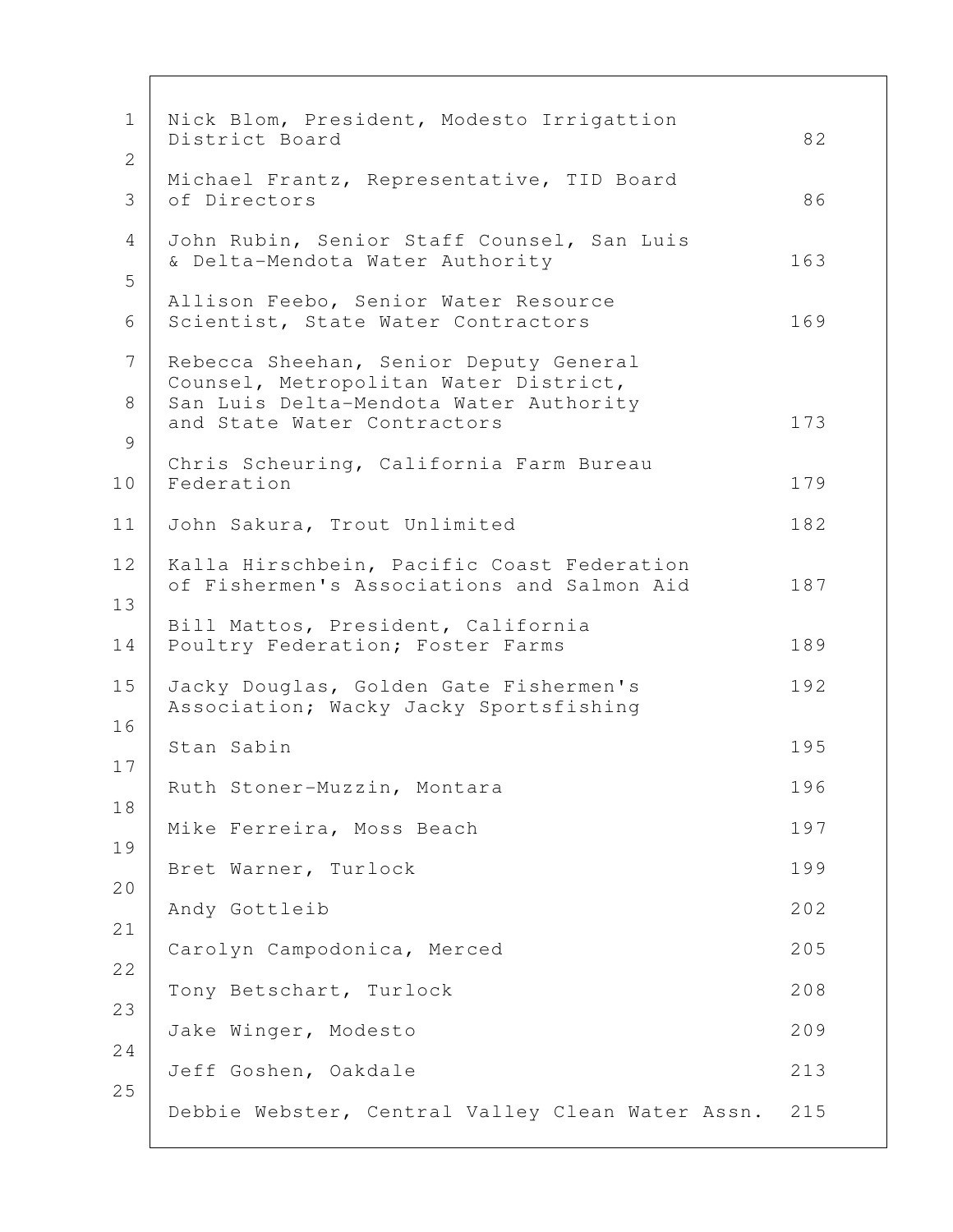| Speaker | Page |
| --- | --- |
| Nick Blom, President, Modesto Irrigattion District Board | 82 |
| Michael Frantz, Representative, TID Board of Directors | 86 |
| John Rubin, Senior Staff Counsel, San Luis & Delta-Mendota Water Authority | 163 |
| Allison Feebo, Senior Water Resource Scientist, State Water Contractors | 169 |
| Rebecca Sheehan, Senior Deputy General Counsel, Metropolitan Water District, San Luis Delta-Mendota Water Authority and State Water Contractors | 173 |
| Chris Scheuring, California Farm Bureau Federation | 179 |
| John Sakura, Trout Unlimited | 182 |
| Kalla Hirschbein, Pacific Coast Federation of Fishermen's Associations and Salmon Aid | 187 |
| Bill Mattos, President, California Poultry Federation; Foster Farms | 189 |
| Jacky Douglas, Golden Gate Fishermen's Association; Wacky Jacky Sportsfishing | 192 |
| Stan Sabin | 195 |
| Ruth Stoner-Muzzin, Montara | 196 |
| Mike Ferreira, Moss Beach | 197 |
| Bret Warner, Turlock | 199 |
| Andy Gottleib | 202 |
| Carolyn Campodonica, Merced | 205 |
| Tony Betschart, Turlock | 208 |
| Jake Winger, Modesto | 209 |
| Jeff Goshen, Oakdale | 213 |
| Debbie Webster, Central Valley Clean Water Assn. | 215 |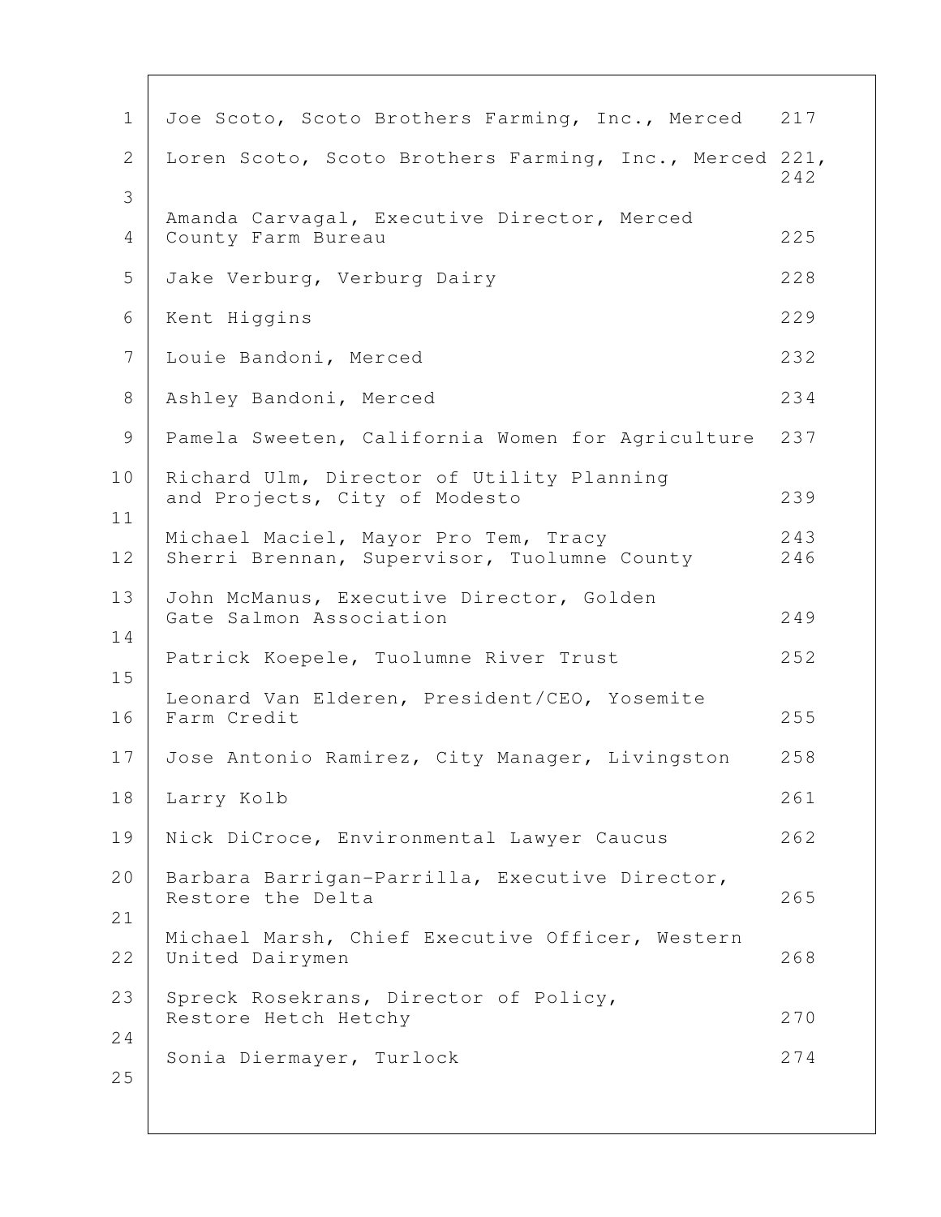| | |
|---|---|
| Joe Scoto, Scoto Brothers Farming, Inc., Merced | 217 |
| Loren Scoto, Scoto Brothers Farming, Inc., Merced | 221, 242 |
| Amanda Carvagal, Executive Director, Merced County Farm Bureau | 225 |
| Jake Verburg, Verburg Dairy | 228 |
| Kent Higgins | 229 |
| Louie Bandoni, Merced | 232 |
| Ashley Bandoni, Merced | 234 |
| Pamela Sweeten, California Women for Agriculture | 237 |
| Richard Ulm, Director of Utility Planning and Projects, City of Modesto | 239 |
| Michael Maciel, Mayor Pro Tem, Tracy | 243 |
| Sherri Brennan, Supervisor, Tuolumne County | 246 |
| John McManus, Executive Director, Golden Gate Salmon Association | 249 |
| Patrick Koepele, Tuolumne River Trust | 252 |
| Leonard Van Elderen, President/CEO, Yosemite Farm Credit | 255 |
| Jose Antonio Ramirez, City Manager, Livingston | 258 |
| Larry Kolb | 261 |
| Nick DiCroce, Environmental Lawyer Caucus | 262 |
| Barbara Barrigan-Parrilla, Executive Director, Restore the Delta | 265 |
| Michael Marsh, Chief Executive Officer, Western United Dairymen | 268 |
| Spreck Rosekrans, Director of Policy, Restore Hetch Hetchy | 270 |
| Sonia Diermayer, Turlock | 274 |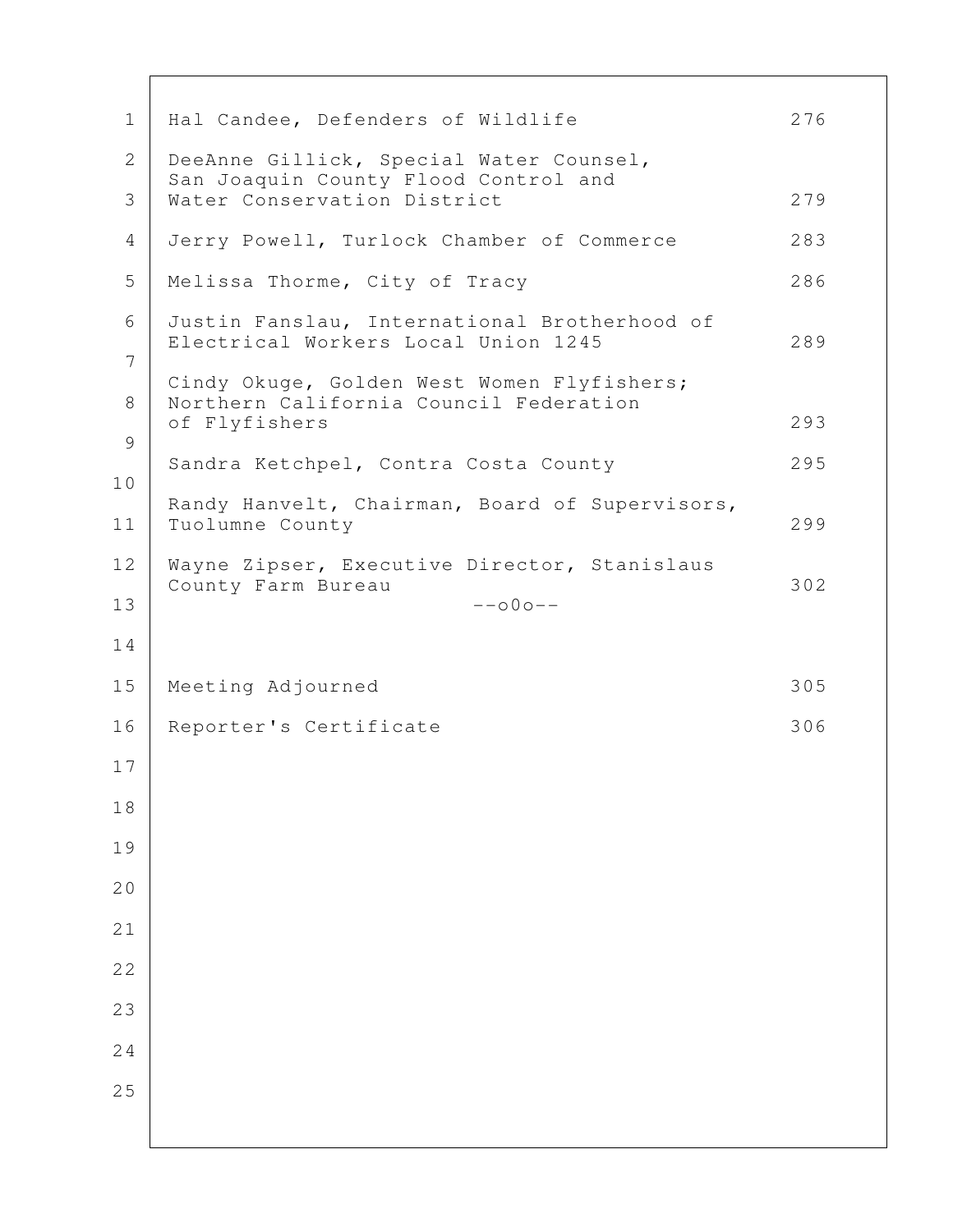| | |
|---|---|
| Hal Candee, Defenders of Wildlife | 276 |
| DeeAnne Gillick, Special Water Counsel, San Joaquin County Flood Control and Water Conservation District | 279 |
| Jerry Powell, Turlock Chamber of Commerce | 283 |
| Melissa Thorme, City of Tracy | 286 |
| Justin Fanslau, International Brotherhood of Electrical Workers Local Union 1245 | 289 |
| Cindy Okuge, Golden West Women Flyfishers; Northern California Council Federation of Flyfishers | 293 |
| Sandra Ketchpel, Contra Costa County | 295 |
| Randy Hanvelt, Chairman, Board of Supervisors, Tuolumne County | 299 |
| Wayne Zipser, Executive Director, Stanislaus County Farm Bureau | 302 |

--o0o--

| | |
|---|---|
| Meeting Adjourned | 305 |
| Reporter's Certificate | 306 |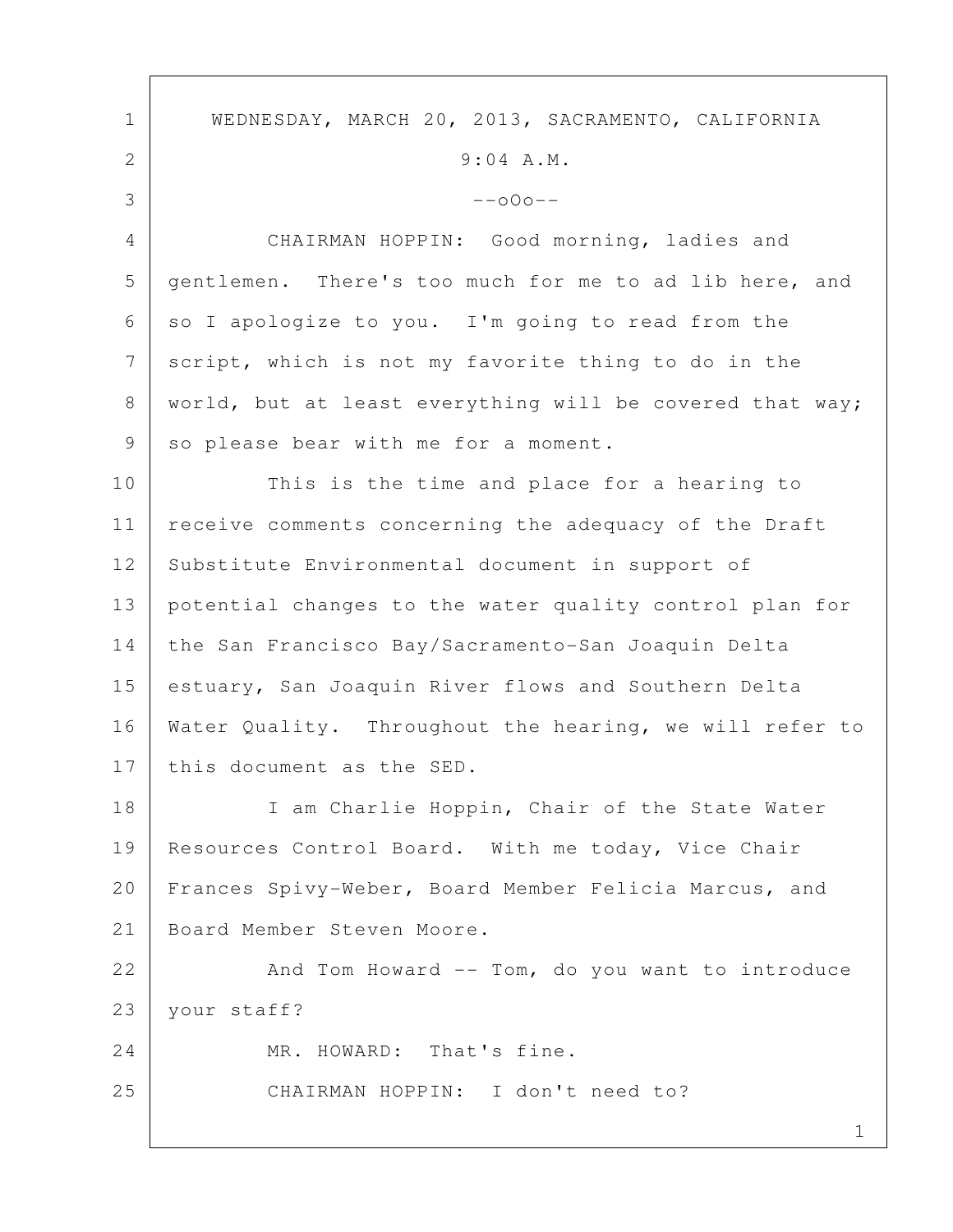WEDNESDAY, MARCH 20, 2013, SACRAMENTO, CALIFORNIA

9:04 A.M.

--oOo--

CHAIRMAN HOPPIN: Good morning, ladies and gentlemen. There's too much for me to ad lib here, and so I apologize to you. I'm going to read from the script, which is not my favorite thing to do in the world, but at least everything will be covered that way; so please bear with me for a moment.

This is the time and place for a hearing to receive comments concerning the adequacy of the Draft Substitute Environmental document in support of potential changes to the water quality control plan for the San Francisco Bay/Sacramento-San Joaquin Delta estuary, San Joaquin River flows and Southern Delta Water Quality. Throughout the hearing, we will refer to this document as the SED.

I am Charlie Hoppin, Chair of the State Water Resources Control Board. With me today, Vice Chair Frances Spivy-Weber, Board Member Felicia Marcus, and Board Member Steven Moore.

And Tom Howard -- Tom, do you want to introduce your staff?

MR. HOWARD: That's fine.

CHAIRMAN HOPPIN: I don't need to?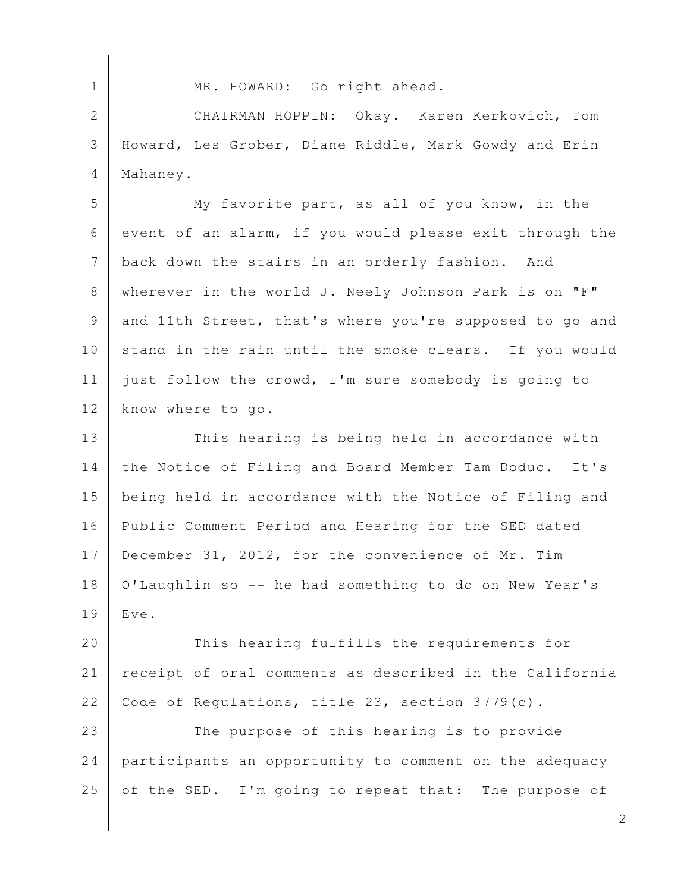MR. HOWARD: Go right ahead.

CHAIRMAN HOPPIN: Okay. Karen Kerkovich, Tom Howard, Les Grober, Diane Riddle, Mark Gowdy and Erin Mahaney.

My favorite part, as all of you know, in the event of an alarm, if you would please exit through the back down the stairs in an orderly fashion. And wherever in the world J. Neely Johnson Park is on "F" and 11th Street, that's where you're supposed to go and stand in the rain until the smoke clears. If you would just follow the crowd, I'm sure somebody is going to know where to go.

This hearing is being held in accordance with the Notice of Filing and Board Member Tam Doduc. It's being held in accordance with the Notice of Filing and Public Comment Period and Hearing for the SED dated December 31, 2012, for the convenience of Mr. Tim O'Laughlin so -- he had something to do on New Year's Eve.

This hearing fulfills the requirements for receipt of oral comments as described in the California Code of Regulations, title 23, section 3779(c).

The purpose of this hearing is to provide participants an opportunity to comment on the adequacy of the SED. I'm going to repeat that: The purpose of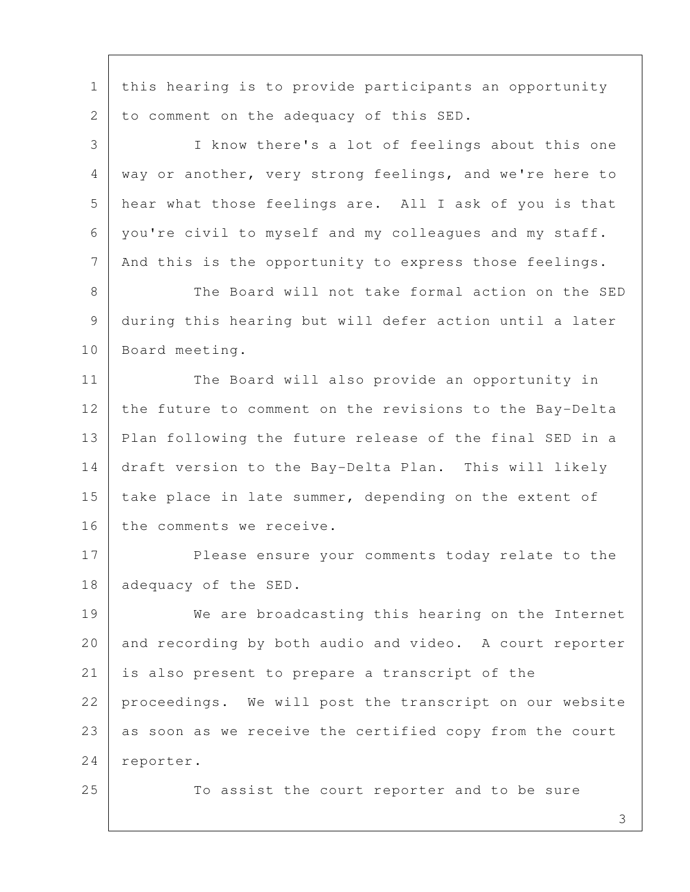this hearing is to provide participants an opportunity to comment on the adequacy of this SED.

I know there's a lot of feelings about this one way or another, very strong feelings, and we're here to hear what those feelings are. All I ask of you is that you're civil to myself and my colleagues and my staff. And this is the opportunity to express those feelings.

The Board will not take formal action on the SED during this hearing but will defer action until a later Board meeting.

The Board will also provide an opportunity in the future to comment on the revisions to the Bay-Delta Plan following the future release of the final SED in a draft version to the Bay-Delta Plan. This will likely take place in late summer, depending on the extent of the comments we receive.

Please ensure your comments today relate to the adequacy of the SED.

We are broadcasting this hearing on the Internet and recording by both audio and video. A court reporter is also present to prepare a transcript of the proceedings. We will post the transcript on our website as soon as we receive the certified copy from the court reporter.

To assist the court reporter and to be sure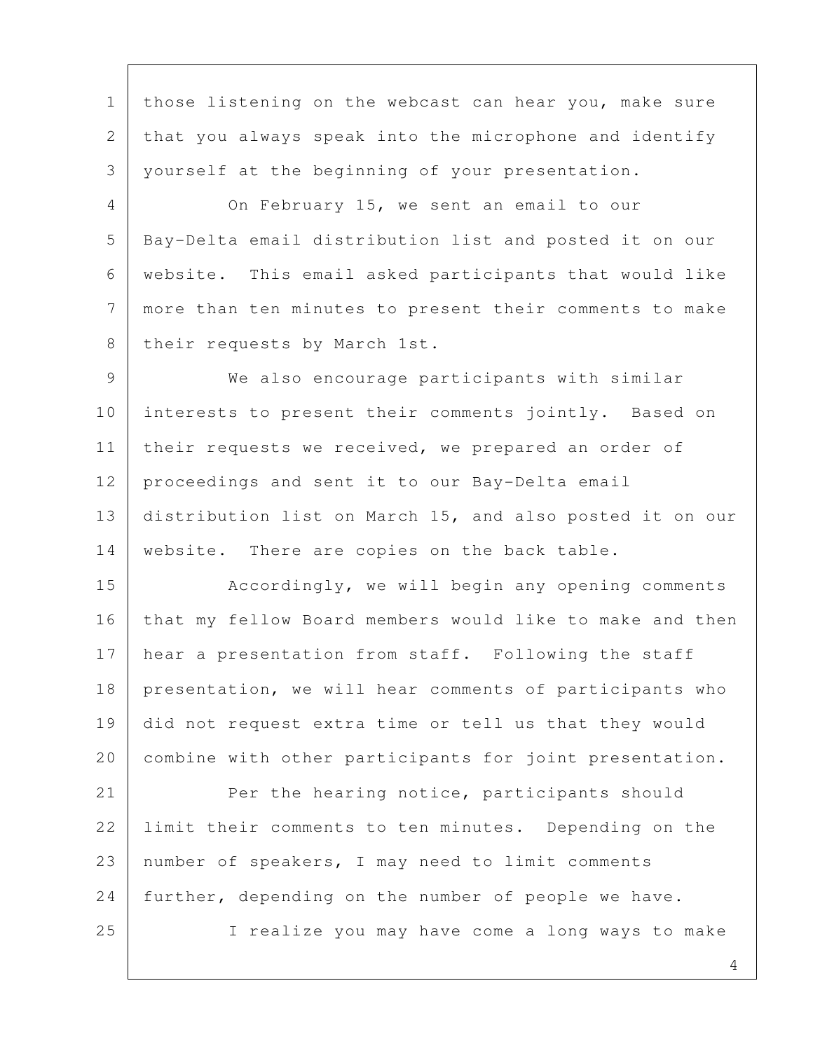those listening on the webcast can hear you, make sure that you always speak into the microphone and identify yourself at the beginning of your presentation.

On February 15, we sent an email to our Bay-Delta email distribution list and posted it on our website. This email asked participants that would like more than ten minutes to present their comments to make their requests by March 1st.

We also encourage participants with similar interests to present their comments jointly. Based on their requests we received, we prepared an order of proceedings and sent it to our Bay-Delta email distribution list on March 15, and also posted it on our website. There are copies on the back table.

Accordingly, we will begin any opening comments that my fellow Board members would like to make and then hear a presentation from staff. Following the staff presentation, we will hear comments of participants who did not request extra time or tell us that they would combine with other participants for joint presentation.

Per the hearing notice, participants should limit their comments to ten minutes. Depending on the number of speakers, I may need to limit comments further, depending on the number of people we have.

I realize you may have come a long ways to make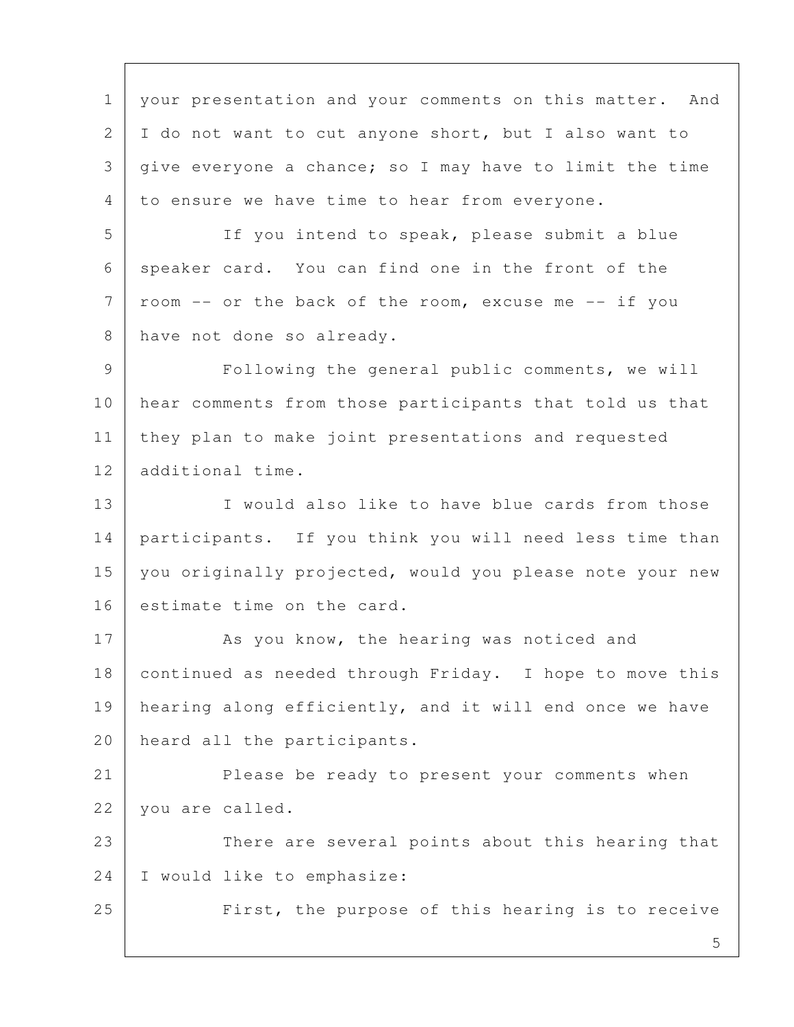your presentation and your comments on this matter. And I do not want to cut anyone short, but I also want to give everyone a chance; so I may have to limit the time to ensure we have time to hear from everyone.

If you intend to speak, please submit a blue speaker card. You can find one in the front of the room -- or the back of the room, excuse me -- if you have not done so already.

Following the general public comments, we will hear comments from those participants that told us that they plan to make joint presentations and requested additional time.

I would also like to have blue cards from those participants. If you think you will need less time than you originally projected, would you please note your new estimate time on the card.

As you know, the hearing was noticed and continued as needed through Friday. I hope to move this hearing along efficiently, and it will end once we have heard all the participants.

Please be ready to present your comments when you are called.

There are several points about this hearing that I would like to emphasize:

First, the purpose of this hearing is to receive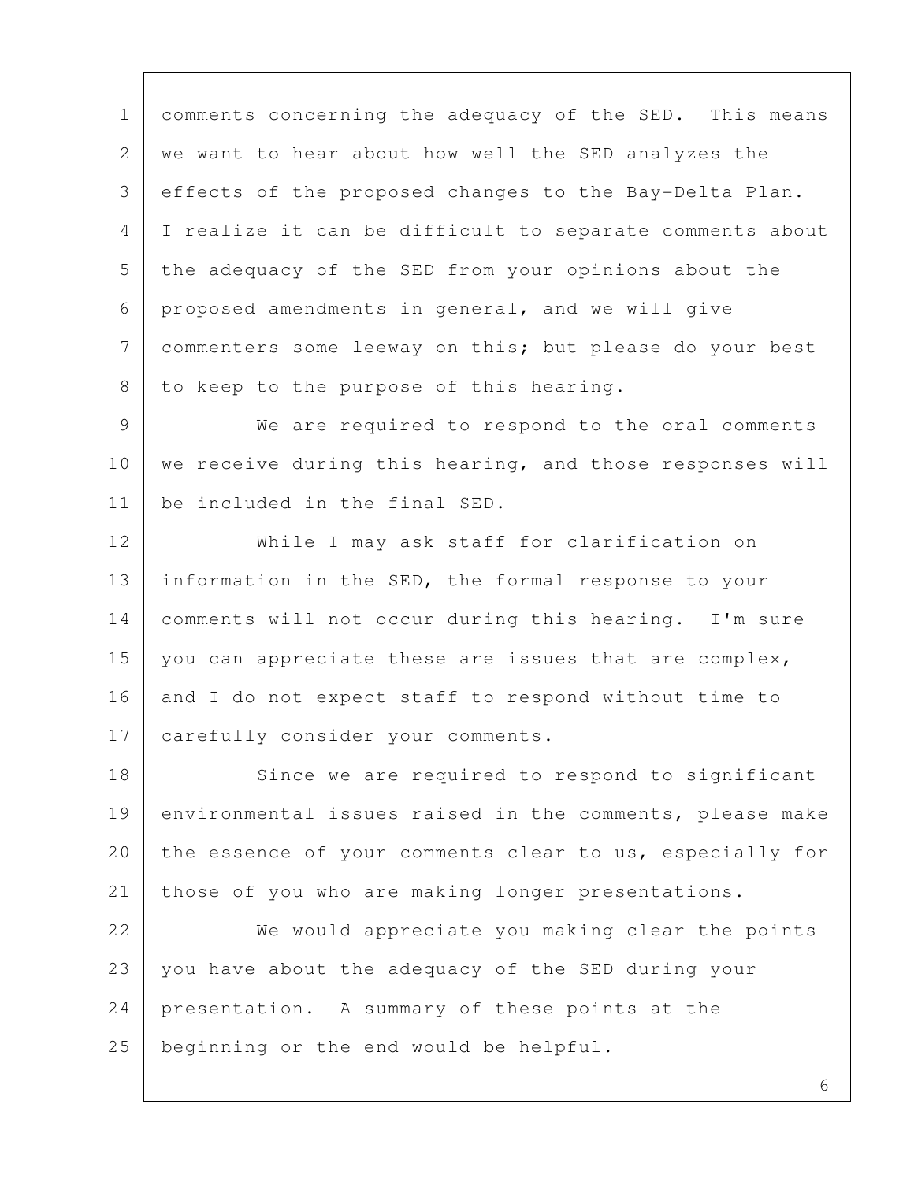comments concerning the adequacy of the SED. This means we want to hear about how well the SED analyzes the effects of the proposed changes to the Bay-Delta Plan. I realize it can be difficult to separate comments about the adequacy of the SED from your opinions about the proposed amendments in general, and we will give commenters some leeway on this; but please do your best to keep to the purpose of this hearing.

We are required to respond to the oral comments we receive during this hearing, and those responses will be included in the final SED.

While I may ask staff for clarification on information in the SED, the formal response to your comments will not occur during this hearing. I'm sure you can appreciate these are issues that are complex, and I do not expect staff to respond without time to carefully consider your comments.

Since we are required to respond to significant environmental issues raised in the comments, please make the essence of your comments clear to us, especially for those of you who are making longer presentations.

We would appreciate you making clear the points you have about the adequacy of the SED during your presentation. A summary of these points at the beginning or the end would be helpful.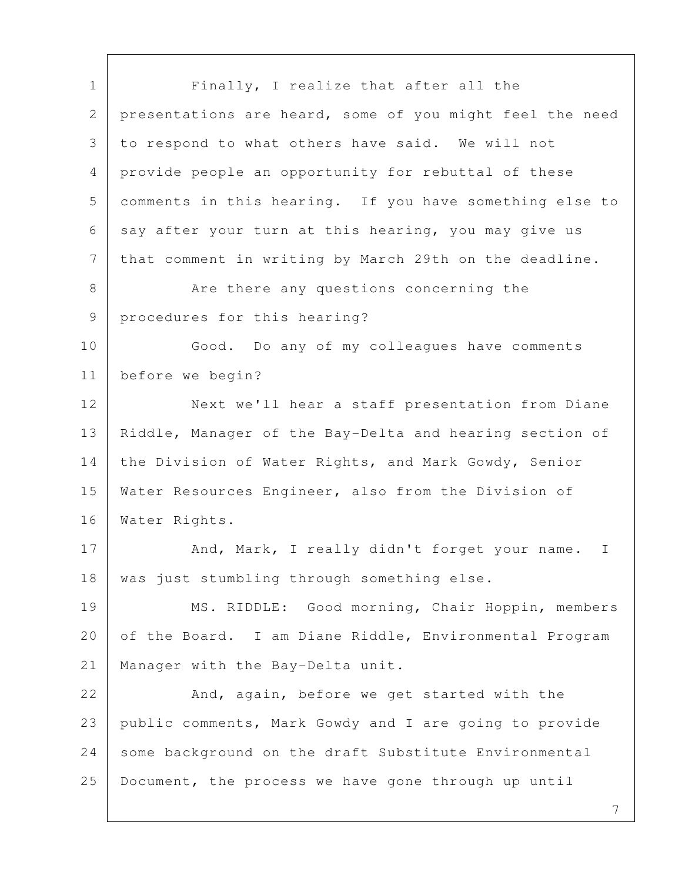Finally, I realize that after all the presentations are heard, some of you might feel the need to respond to what others have said. We will not provide people an opportunity for rebuttal of these comments in this hearing. If you have something else to say after your turn at this hearing, you may give us that comment in writing by March 29th on the deadline.

Are there any questions concerning the procedures for this hearing?

Good. Do any of my colleagues have comments before we begin?

Next we'll hear a staff presentation from Diane Riddle, Manager of the Bay-Delta and hearing section of the Division of Water Rights, and Mark Gowdy, Senior Water Resources Engineer, also from the Division of Water Rights.

And, Mark, I really didn't forget your name. I was just stumbling through something else.

MS. RIDDLE: Good morning, Chair Hoppin, members of the Board. I am Diane Riddle, Environmental Program Manager with the Bay-Delta unit.

And, again, before we get started with the public comments, Mark Gowdy and I are going to provide some background on the draft Substitute Environmental Document, the process we have gone through up until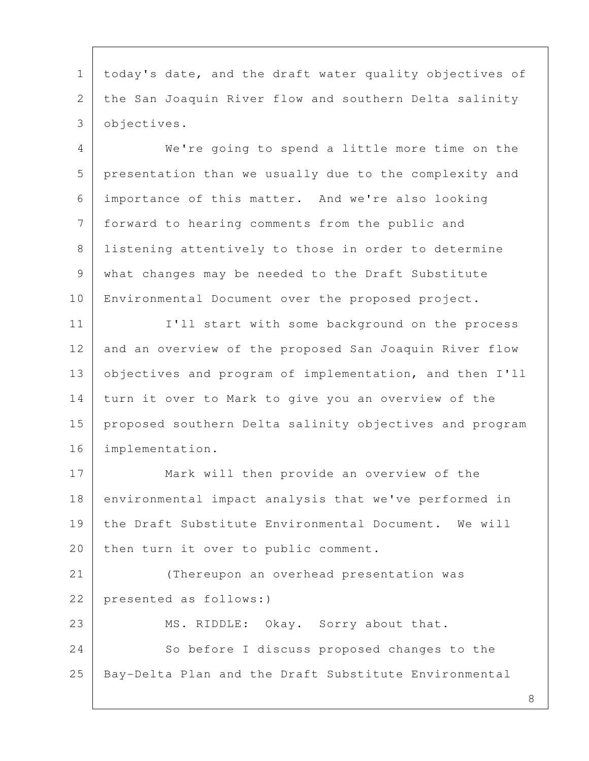today's date, and the draft water quality objectives of the San Joaquin River flow and southern Delta salinity objectives.

We're going to spend a little more time on the presentation than we usually due to the complexity and importance of this matter. And we're also looking forward to hearing comments from the public and listening attentively to those in order to determine what changes may be needed to the Draft Substitute Environmental Document over the proposed project.

I'll start with some background on the process and an overview of the proposed San Joaquin River flow objectives and program of implementation, and then I'll turn it over to Mark to give you an overview of the proposed southern Delta salinity objectives and program implementation.

Mark will then provide an overview of the environmental impact analysis that we've performed in the Draft Substitute Environmental Document. We will then turn it over to public comment.

(Thereupon an overhead presentation was presented as follows:)

MS. RIDDLE: Okay. Sorry about that.

So before I discuss proposed changes to the Bay-Delta Plan and the Draft Substitute Environmental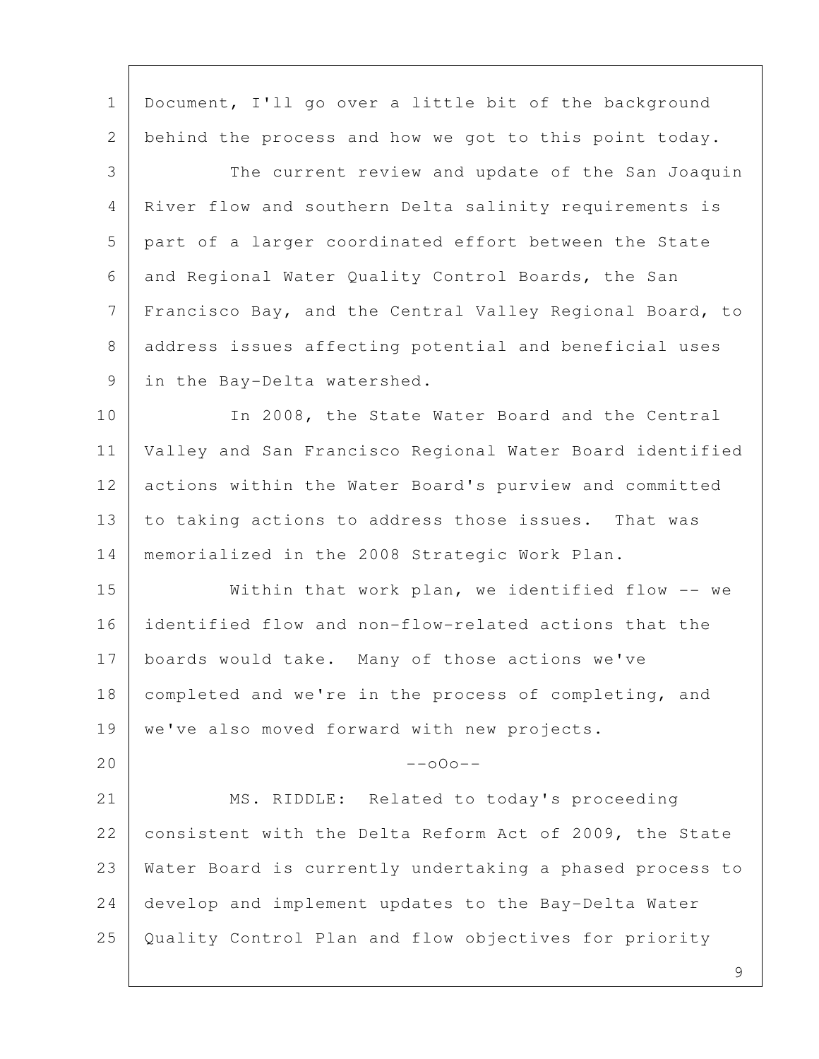Document, I'll go over a little bit of the background behind the process and how we got to this point today.

The current review and update of the San Joaquin River flow and southern Delta salinity requirements is part of a larger coordinated effort between the State and Regional Water Quality Control Boards, the San Francisco Bay, and the Central Valley Regional Board, to address issues affecting potential and beneficial uses in the Bay-Delta watershed.

In 2008, the State Water Board and the Central Valley and San Francisco Regional Water Board identified actions within the Water Board's purview and committed to taking actions to address those issues. That was memorialized in the 2008 Strategic Work Plan.

Within that work plan, we identified flow -- we identified flow and non-flow-related actions that the boards would take. Many of those actions we've completed and we're in the process of completing, and we've also moved forward with new projects.

--oOo--

MS. RIDDLE: Related to today's proceeding consistent with the Delta Reform Act of 2009, the State Water Board is currently undertaking a phased process to develop and implement updates to the Bay-Delta Water Quality Control Plan and flow objectives for priority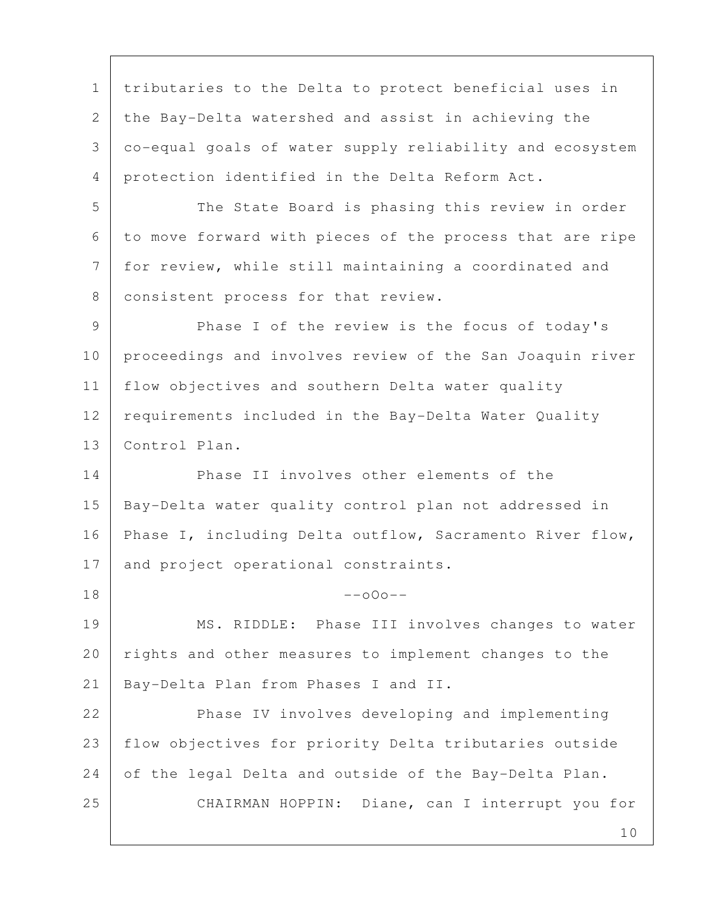tributaries to the Delta to protect beneficial uses in the Bay-Delta watershed and assist in achieving the co-equal goals of water supply reliability and ecosystem protection identified in the Delta Reform Act.

The State Board is phasing this review in order to move forward with pieces of the process that are ripe for review, while still maintaining a coordinated and consistent process for that review.

Phase I of the review is the focus of today's proceedings and involves review of the San Joaquin river flow objectives and southern Delta water quality requirements included in the Bay-Delta Water Quality Control Plan.

Phase II involves other elements of the Bay-Delta water quality control plan not addressed in Phase I, including Delta outflow, Sacramento River flow, and project operational constraints.

--oOo--

MS. RIDDLE: Phase III involves changes to water rights and other measures to implement changes to the Bay-Delta Plan from Phases I and II.

Phase IV involves developing and implementing flow objectives for priority Delta tributaries outside of the legal Delta and outside of the Bay-Delta Plan.

CHAIRMAN HOPPIN: Diane, can I interrupt you for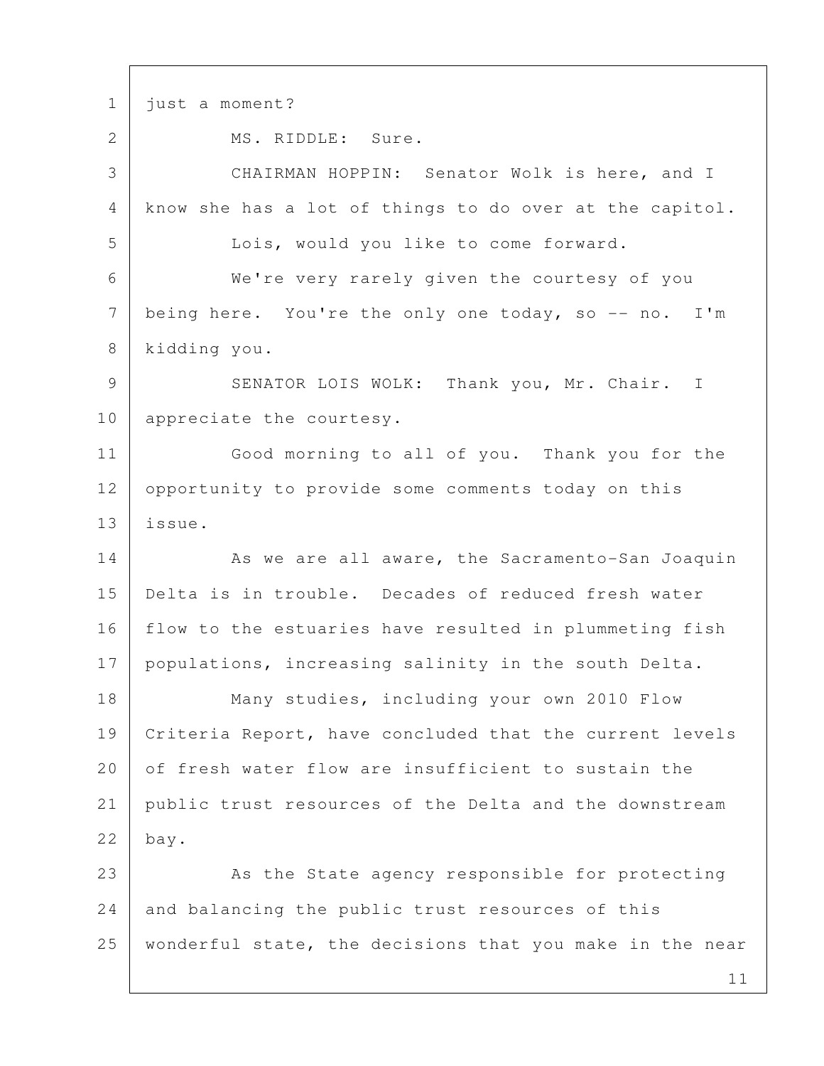just a moment?

MS. RIDDLE: Sure.

CHAIRMAN HOPPIN: Senator Wolk is here, and I know she has a lot of things to do over at the capitol.

Lois, would you like to come forward.

We're very rarely given the courtesy of you being here. You're the only one today, so -- no. I'm kidding you.

SENATOR LOIS WOLK: Thank you, Mr. Chair. I appreciate the courtesy.

Good morning to all of you. Thank you for the opportunity to provide some comments today on this issue.

As we are all aware, the Sacramento-San Joaquin Delta is in trouble. Decades of reduced fresh water flow to the estuaries have resulted in plummeting fish populations, increasing salinity in the south Delta.

Many studies, including your own 2010 Flow Criteria Report, have concluded that the current levels of fresh water flow are insufficient to sustain the public trust resources of the Delta and the downstream bay.

As the State agency responsible for protecting and balancing the public trust resources of this wonderful state, the decisions that you make in the near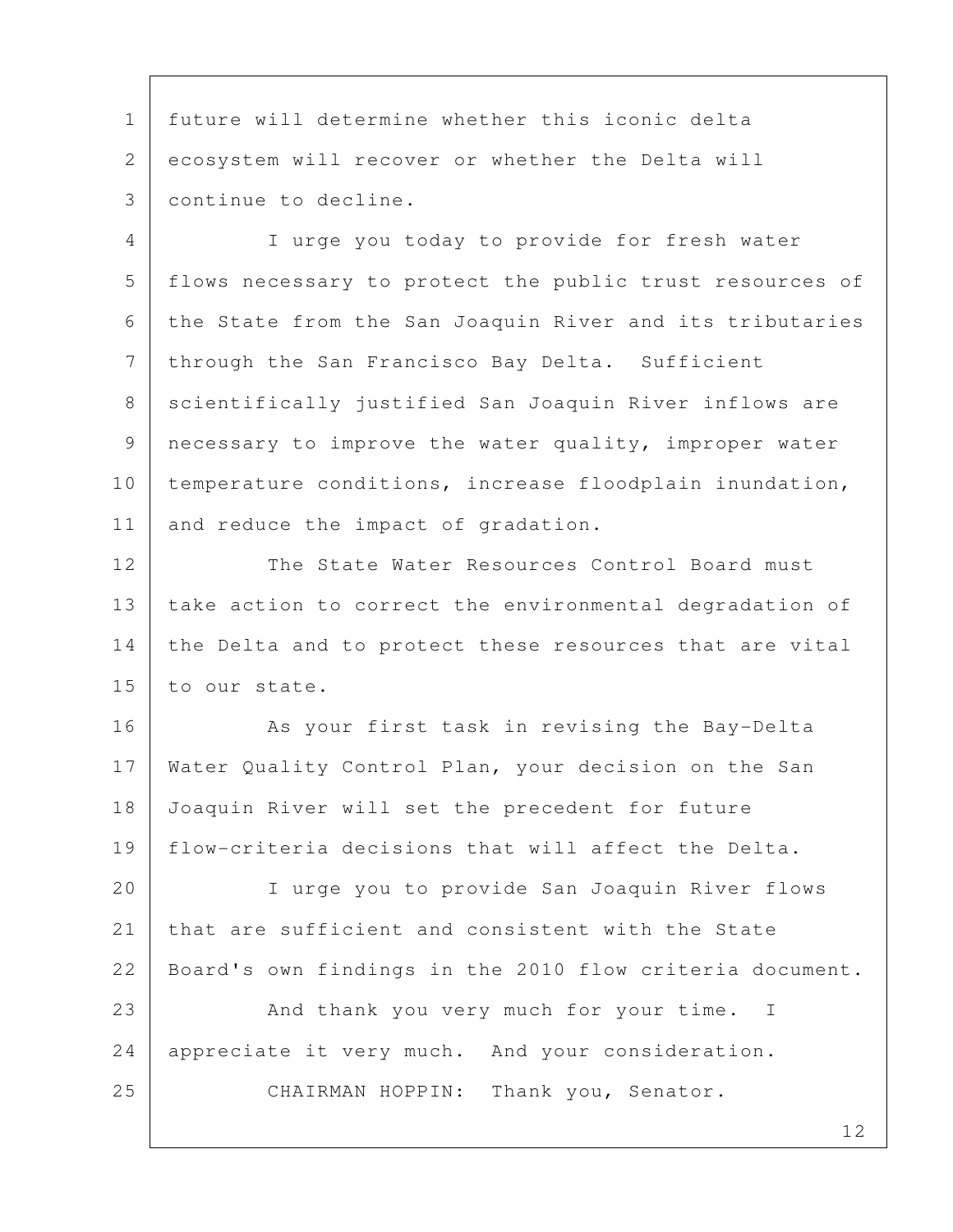future will determine whether this iconic delta ecosystem will recover or whether the Delta will continue to decline.

I urge you today to provide for fresh water flows necessary to protect the public trust resources of the State from the San Joaquin River and its tributaries through the San Francisco Bay Delta. Sufficient scientifically justified San Joaquin River inflows are necessary to improve the water quality, improper water temperature conditions, increase floodplain inundation, and reduce the impact of gradation.

The State Water Resources Control Board must take action to correct the environmental degradation of the Delta and to protect these resources that are vital to our state.

As your first task in revising the Bay-Delta Water Quality Control Plan, your decision on the San Joaquin River will set the precedent for future flow-criteria decisions that will affect the Delta.

I urge you to provide San Joaquin River flows that are sufficient and consistent with the State Board's own findings in the 2010 flow criteria document.

And thank you very much for your time. I appreciate it very much. And your consideration.

CHAIRMAN HOPPIN: Thank you, Senator.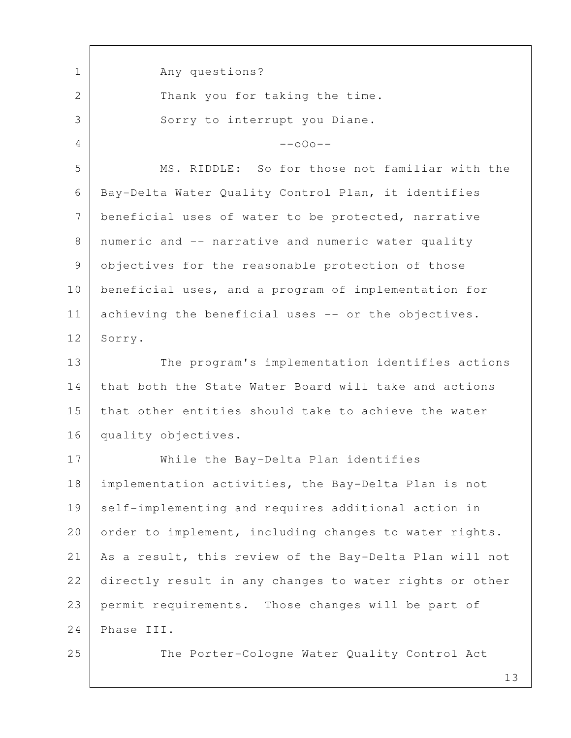Any questions?

Thank you for taking the time.

Sorry to interrupt you Diane.

--oOo--

MS. RIDDLE: So for those not familiar with the Bay-Delta Water Quality Control Plan, it identifies beneficial uses of water to be protected, narrative numeric and -- narrative and numeric water quality objectives for the reasonable protection of those beneficial uses, and a program of implementation for achieving the beneficial uses -- or the objectives. Sorry.

The program's implementation identifies actions that both the State Water Board will take and actions that other entities should take to achieve the water quality objectives.

While the Bay-Delta Plan identifies implementation activities, the Bay-Delta Plan is not self-implementing and requires additional action in order to implement, including changes to water rights. As a result, this review of the Bay-Delta Plan will not directly result in any changes to water rights or other permit requirements. Those changes will be part of Phase III.

The Porter-Cologne Water Quality Control Act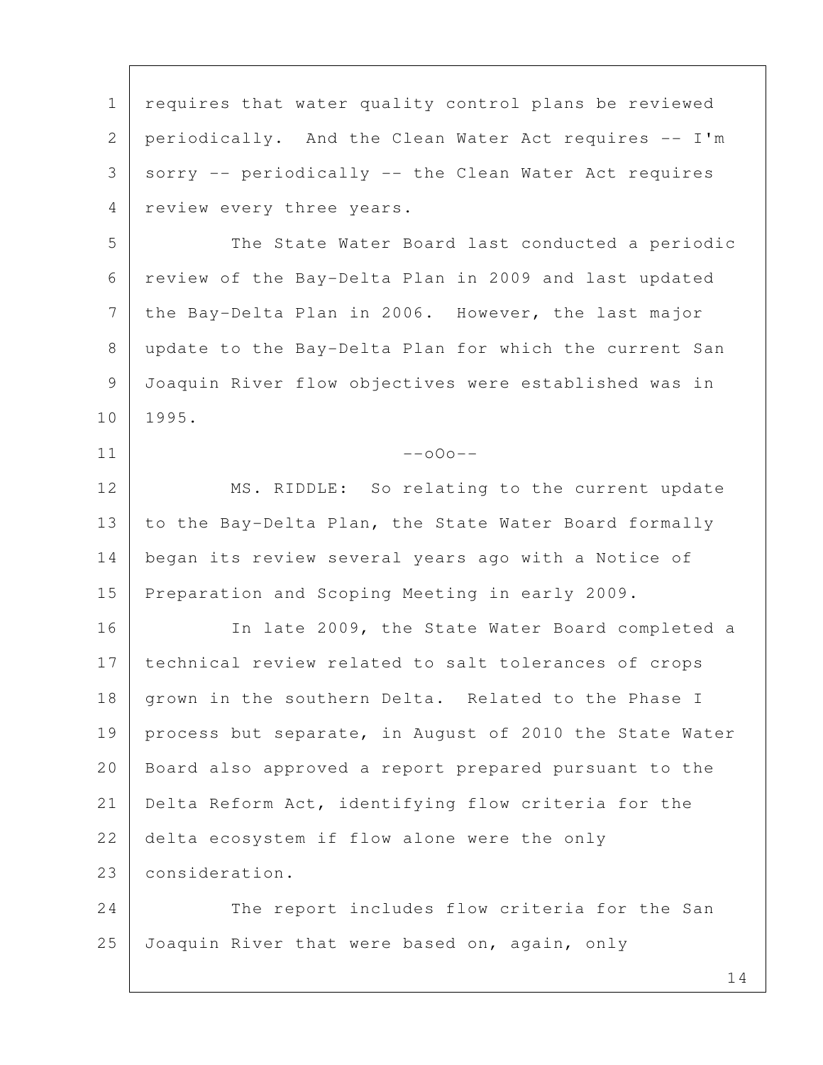requires that water quality control plans be reviewed periodically. And the Clean Water Act requires -- I'm sorry -- periodically -- the Clean Water Act requires review every three years.

The State Water Board last conducted a periodic review of the Bay-Delta Plan in 2009 and last updated the Bay-Delta Plan in 2006. However, the last major update to the Bay-Delta Plan for which the current San Joaquin River flow objectives were established was in 1995.

--oOo--

MS. RIDDLE: So relating to the current update to the Bay-Delta Plan, the State Water Board formally began its review several years ago with a Notice of Preparation and Scoping Meeting in early 2009.

In late 2009, the State Water Board completed a technical review related to salt tolerances of crops grown in the southern Delta. Related to the Phase I process but separate, in August of 2010 the State Water Board also approved a report prepared pursuant to the Delta Reform Act, identifying flow criteria for the delta ecosystem if flow alone were the only consideration.

The report includes flow criteria for the San Joaquin River that were based on, again, only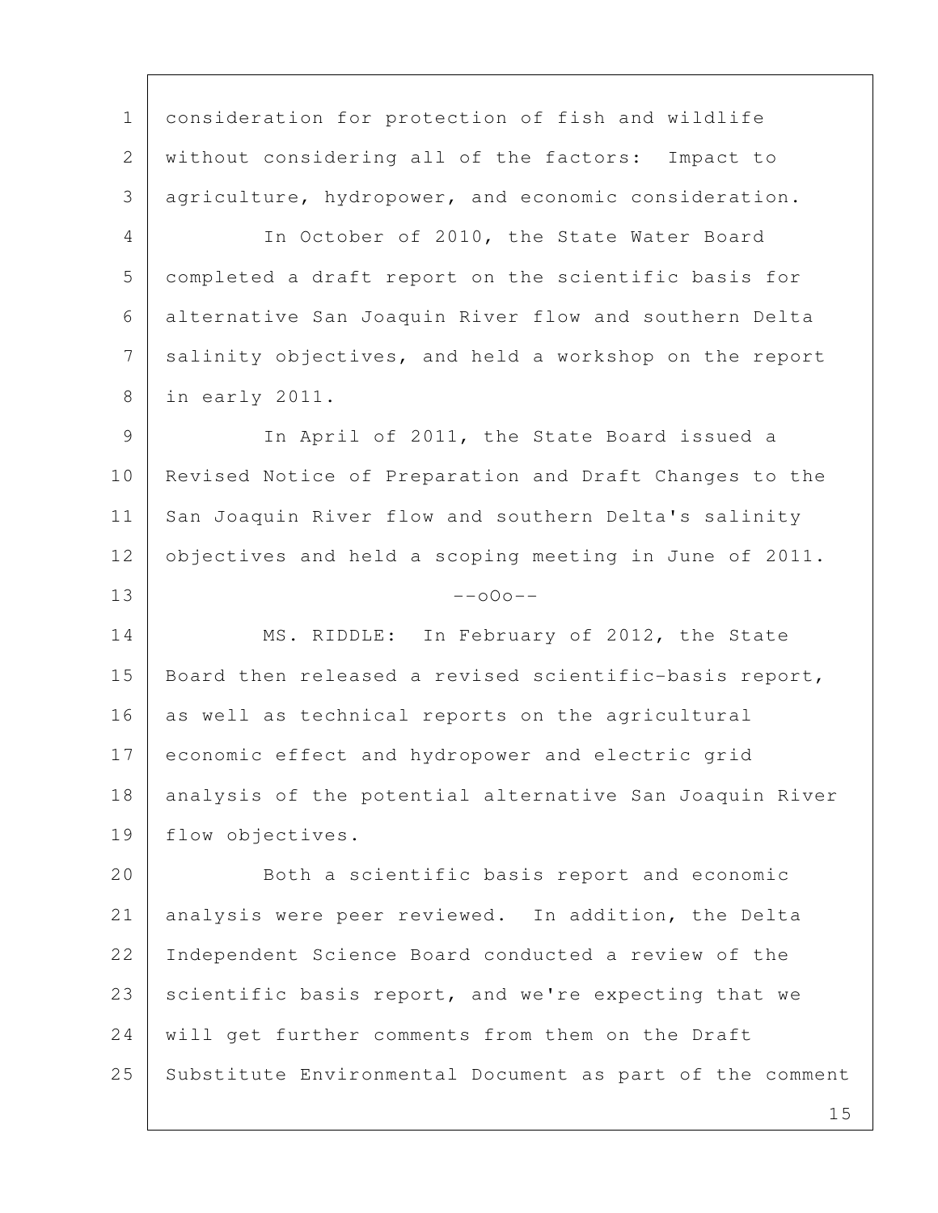consideration for protection of fish and wildlife without considering all of the factors: Impact to agriculture, hydropower, and economic consideration.

In October of 2010, the State Water Board completed a draft report on the scientific basis for alternative San Joaquin River flow and southern Delta salinity objectives, and held a workshop on the report in early 2011.

In April of 2011, the State Board issued a Revised Notice of Preparation and Draft Changes to the San Joaquin River flow and southern Delta's salinity objectives and held a scoping meeting in June of 2011.

--oOo--

MS. RIDDLE: In February of 2012, the State Board then released a revised scientific-basis report, as well as technical reports on the agricultural economic effect and hydropower and electric grid analysis of the potential alternative San Joaquin River flow objectives.

Both a scientific basis report and economic analysis were peer reviewed. In addition, the Delta Independent Science Board conducted a review of the scientific basis report, and we're expecting that we will get further comments from them on the Draft Substitute Environmental Document as part of the comment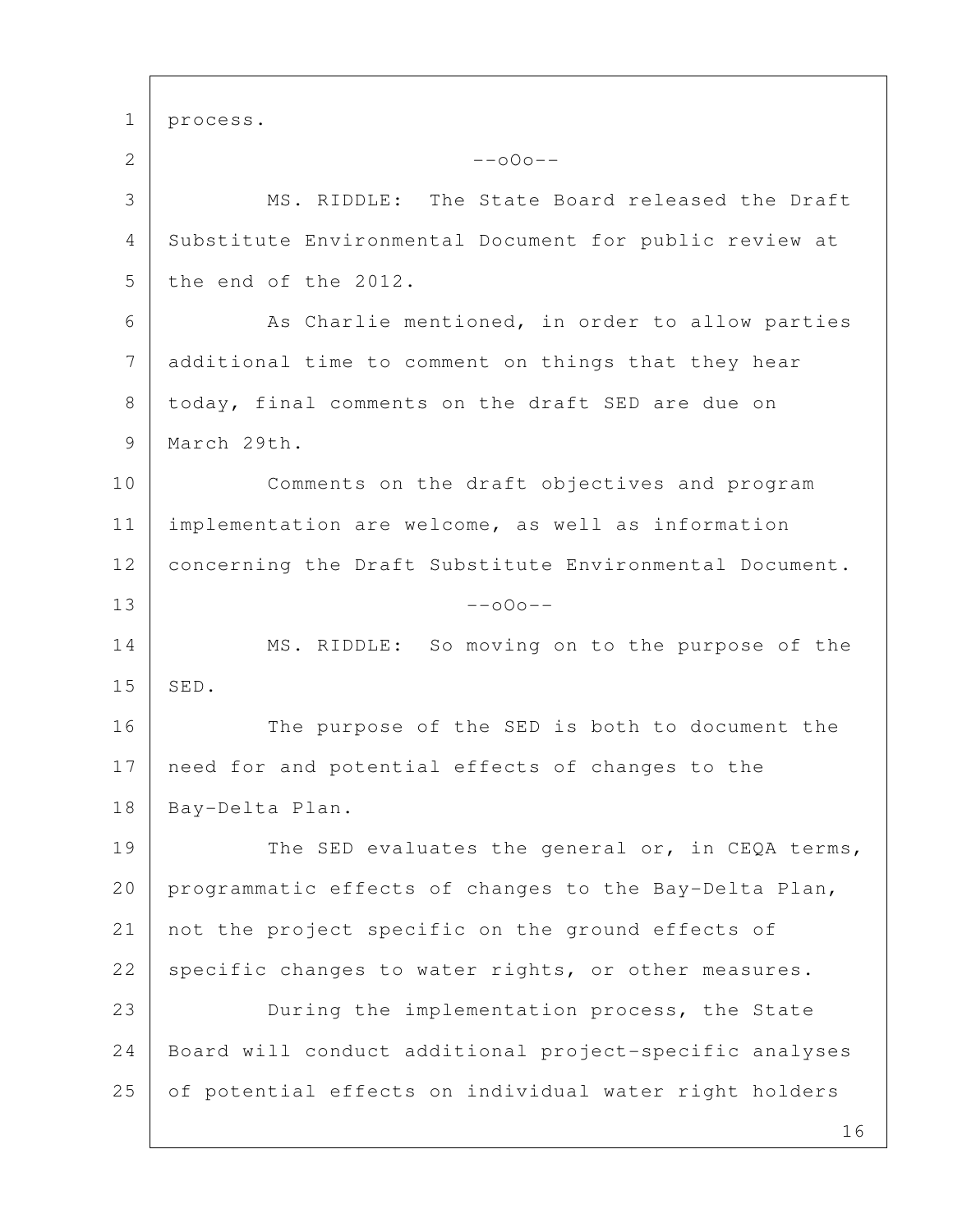process.

--oOo--

MS. RIDDLE: The State Board released the Draft Substitute Environmental Document for public review at the end of the 2012.

As Charlie mentioned, in order to allow parties additional time to comment on things that they hear today, final comments on the draft SED are due on March 29th.

Comments on the draft objectives and program implementation are welcome, as well as information concerning the Draft Substitute Environmental Document.

--oOo--

MS. RIDDLE: So moving on to the purpose of the SED.

The purpose of the SED is both to document the need for and potential effects of changes to the Bay-Delta Plan.

The SED evaluates the general or, in CEQA terms, programmatic effects of changes to the Bay-Delta Plan, not the project specific on the ground effects of specific changes to water rights, or other measures.

During the implementation process, the State Board will conduct additional project-specific analyses of potential effects on individual water right holders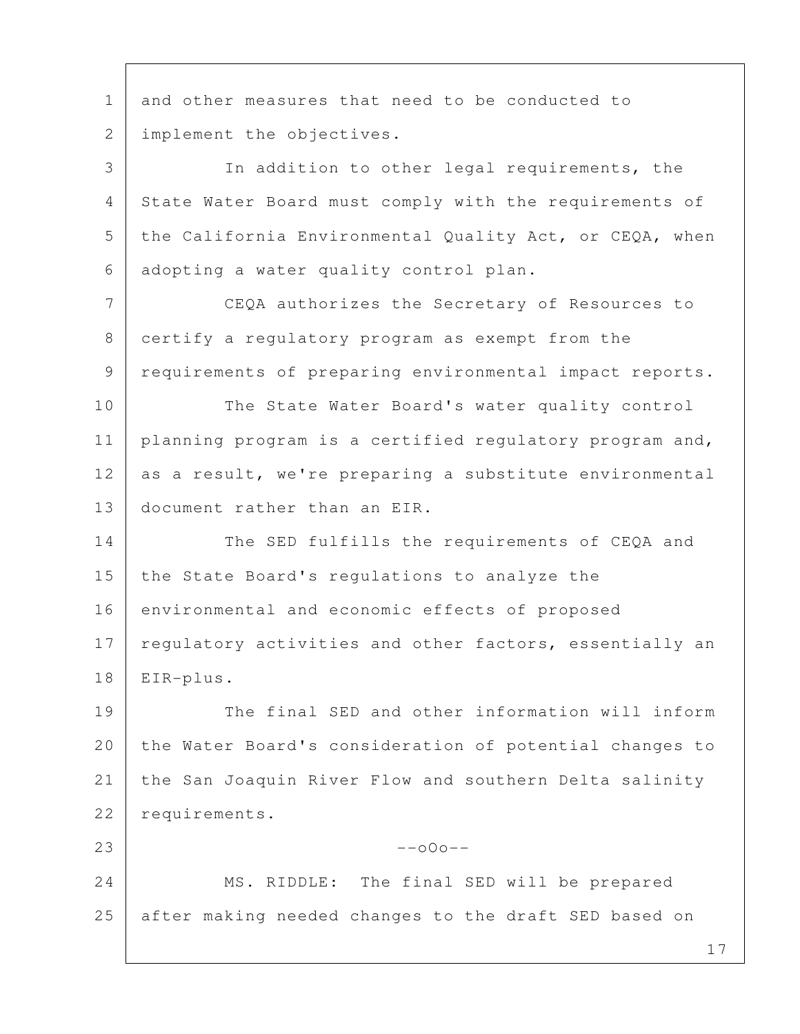and other measures that need to be conducted to implement the objectives.

In addition to other legal requirements, the State Water Board must comply with the requirements of the California Environmental Quality Act, or CEQA, when adopting a water quality control plan.

CEQA authorizes the Secretary of Resources to certify a regulatory program as exempt from the requirements of preparing environmental impact reports.

The State Water Board's water quality control planning program is a certified regulatory program and, as a result, we're preparing a substitute environmental document rather than an EIR.

The SED fulfills the requirements of CEQA and the State Board's regulations to analyze the environmental and economic effects of proposed regulatory activities and other factors, essentially an EIR-plus.

The final SED and other information will inform the Water Board's consideration of potential changes to the San Joaquin River Flow and southern Delta salinity requirements.

--oOo--

MS. RIDDLE: The final SED will be prepared after making needed changes to the draft SED based on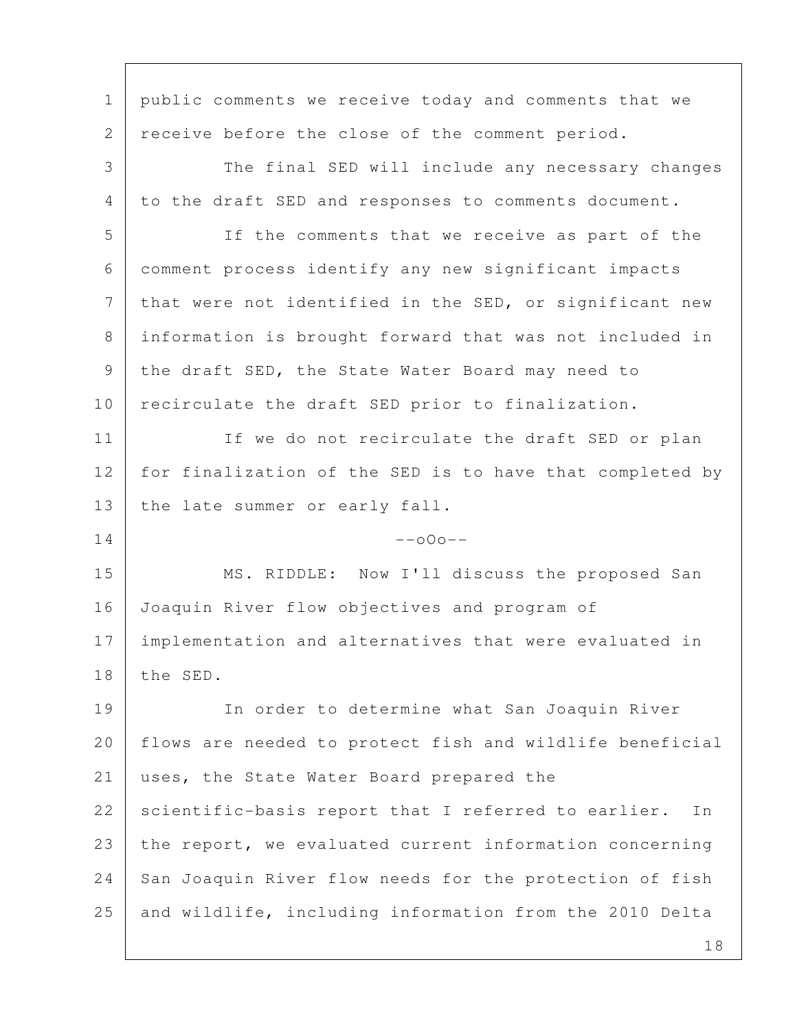public comments we receive today and comments that we receive before the close of the comment period.

The final SED will include any necessary changes to the draft SED and responses to comments document.

If the comments that we receive as part of the comment process identify any new significant impacts that were not identified in the SED, or significant new information is brought forward that was not included in the draft SED, the State Water Board may need to recirculate the draft SED prior to finalization.

If we do not recirculate the draft SED or plan for finalization of the SED is to have that completed by the late summer or early fall.

--oOo--

MS. RIDDLE: Now I'll discuss the proposed San Joaquin River flow objectives and program of implementation and alternatives that were evaluated in the SED.

In order to determine what San Joaquin River flows are needed to protect fish and wildlife beneficial uses, the State Water Board prepared the scientific-basis report that I referred to earlier. In the report, we evaluated current information concerning San Joaquin River flow needs for the protection of fish and wildlife, including information from the 2010 Delta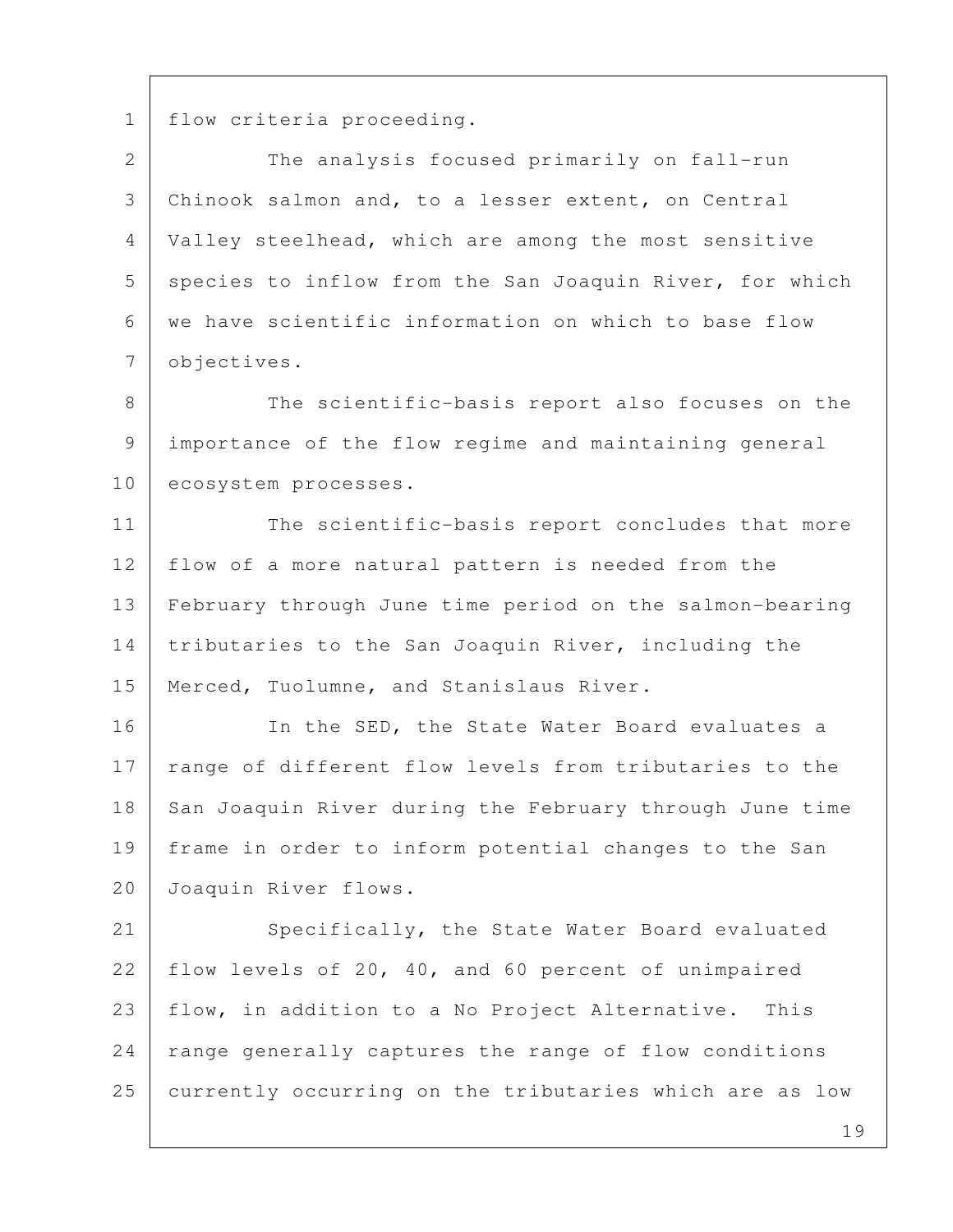flow criteria proceeding.

The analysis focused primarily on fall-run Chinook salmon and, to a lesser extent, on Central Valley steelhead, which are among the most sensitive species to inflow from the San Joaquin River, for which we have scientific information on which to base flow objectives.

The scientific-basis report also focuses on the importance of the flow regime and maintaining general ecosystem processes.

The scientific-basis report concludes that more flow of a more natural pattern is needed from the February through June time period on the salmon-bearing tributaries to the San Joaquin River, including the Merced, Tuolumne, and Stanislaus River.

In the SED, the State Water Board evaluates a range of different flow levels from tributaries to the San Joaquin River during the February through June time frame in order to inform potential changes to the San Joaquin River flows.

Specifically, the State Water Board evaluated flow levels of 20, 40, and 60 percent of unimpaired flow, in addition to a No Project Alternative. This range generally captures the range of flow conditions currently occurring on the tributaries which are as low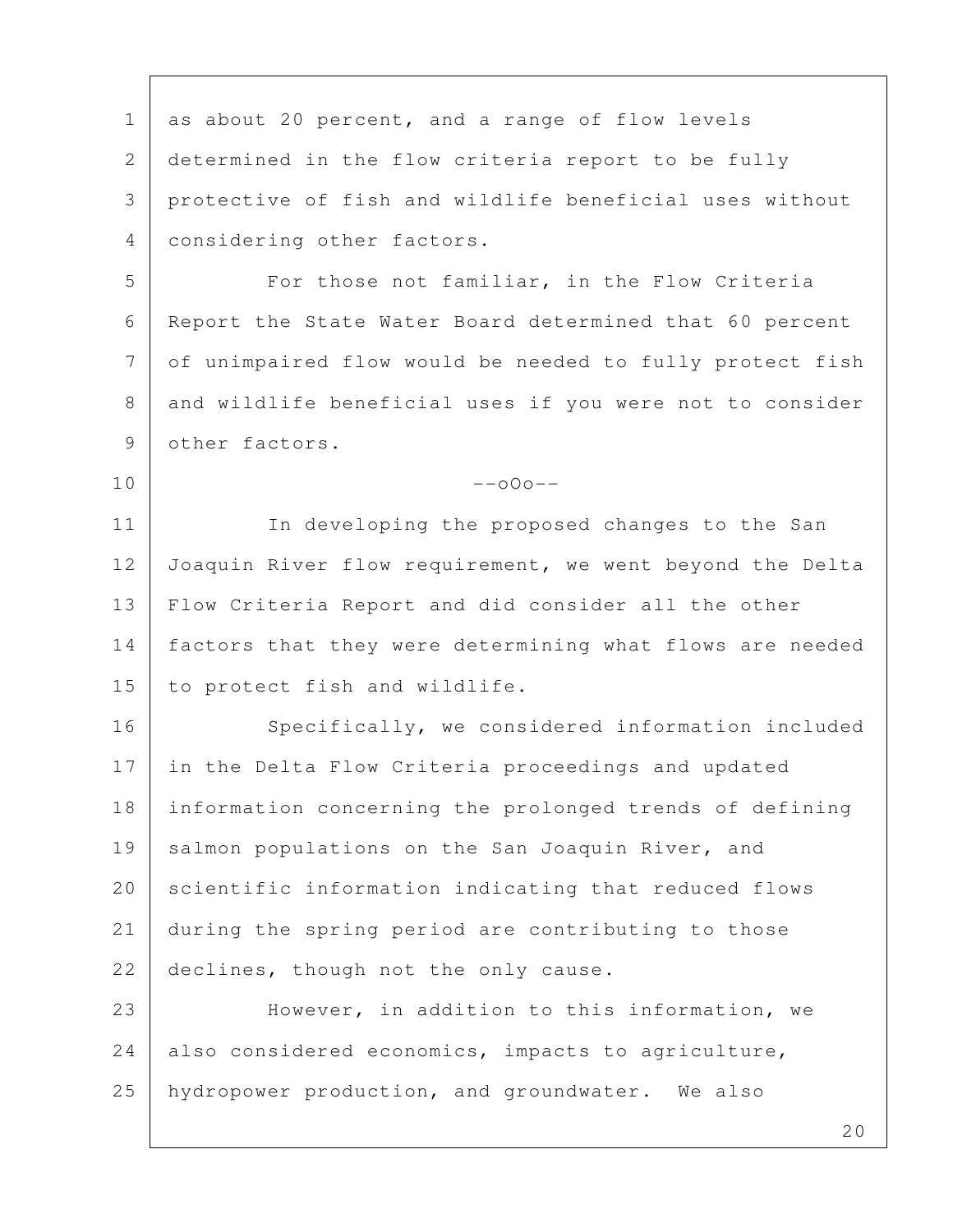as about 20 percent, and a range of flow levels determined in the flow criteria report to be fully protective of fish and wildlife beneficial uses without considering other factors.

For those not familiar, in the Flow Criteria Report the State Water Board determined that 60 percent of unimpaired flow would be needed to fully protect fish and wildlife beneficial uses if you were not to consider other factors.

--oOo--

In developing the proposed changes to the San Joaquin River flow requirement, we went beyond the Delta Flow Criteria Report and did consider all the other factors that they were determining what flows are needed to protect fish and wildlife.

Specifically, we considered information included in the Delta Flow Criteria proceedings and updated information concerning the prolonged trends of defining salmon populations on the San Joaquin River, and scientific information indicating that reduced flows during the spring period are contributing to those declines, though not the only cause.

However, in addition to this information, we also considered economics, impacts to agriculture, hydropower production, and groundwater. We also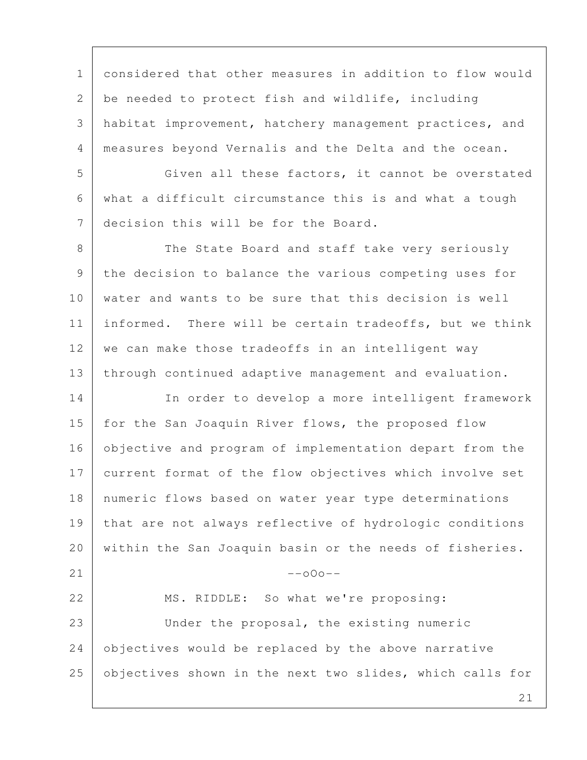considered that other measures in addition to flow would be needed to protect fish and wildlife, including habitat improvement, hatchery management practices, and measures beyond Vernalis and the Delta and the ocean.

Given all these factors, it cannot be overstated what a difficult circumstance this is and what a tough decision this will be for the Board.

The State Board and staff take very seriously the decision to balance the various competing uses for water and wants to be sure that this decision is well informed. There will be certain tradeoffs, but we think we can make those tradeoffs in an intelligent way through continued adaptive management and evaluation.

In order to develop a more intelligent framework for the San Joaquin River flows, the proposed flow objective and program of implementation depart from the current format of the flow objectives which involve set numeric flows based on water year type determinations that are not always reflective of hydrologic conditions within the San Joaquin basin or the needs of fisheries.

--oOo--

MS. RIDDLE: So what we're proposing:

Under the proposal, the existing numeric objectives would be replaced by the above narrative objectives shown in the next two slides, which calls for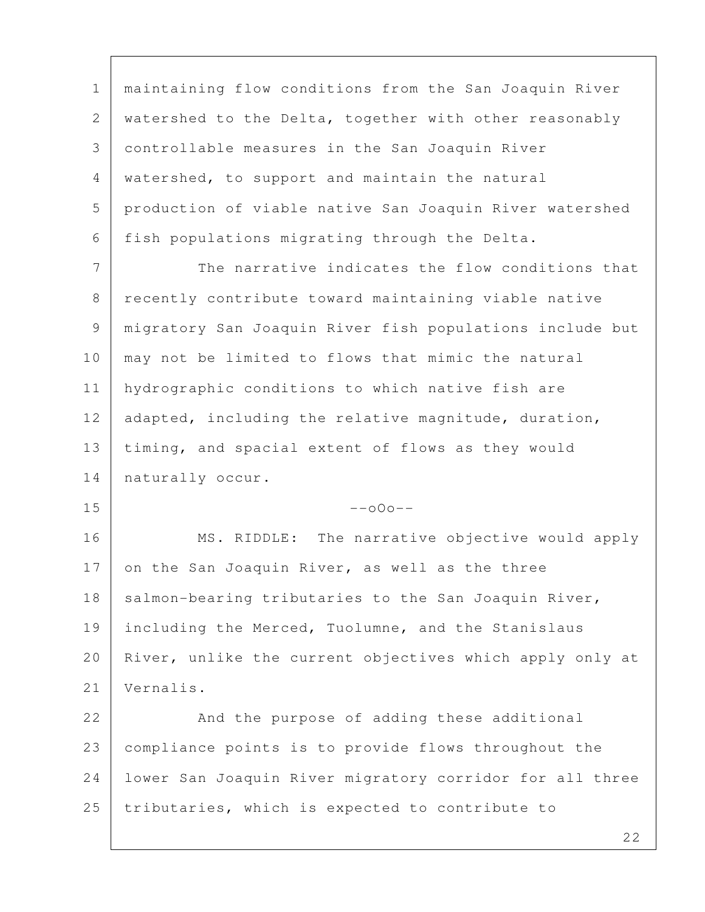maintaining flow conditions from the San Joaquin River watershed to the Delta, together with other reasonably controllable measures in the San Joaquin River watershed, to support and maintain the natural production of viable native San Joaquin River watershed fish populations migrating through the Delta.

The narrative indicates the flow conditions that recently contribute toward maintaining viable native migratory San Joaquin River fish populations include but may not be limited to flows that mimic the natural hydrographic conditions to which native fish are adapted, including the relative magnitude, duration, timing, and spacial extent of flows as they would naturally occur.

--oOo--

MS. RIDDLE: The narrative objective would apply on the San Joaquin River, as well as the three salmon-bearing tributaries to the San Joaquin River, including the Merced, Tuolumne, and the Stanislaus River, unlike the current objectives which apply only at Vernalis.

And the purpose of adding these additional compliance points is to provide flows throughout the lower San Joaquin River migratory corridor for all three tributaries, which is expected to contribute to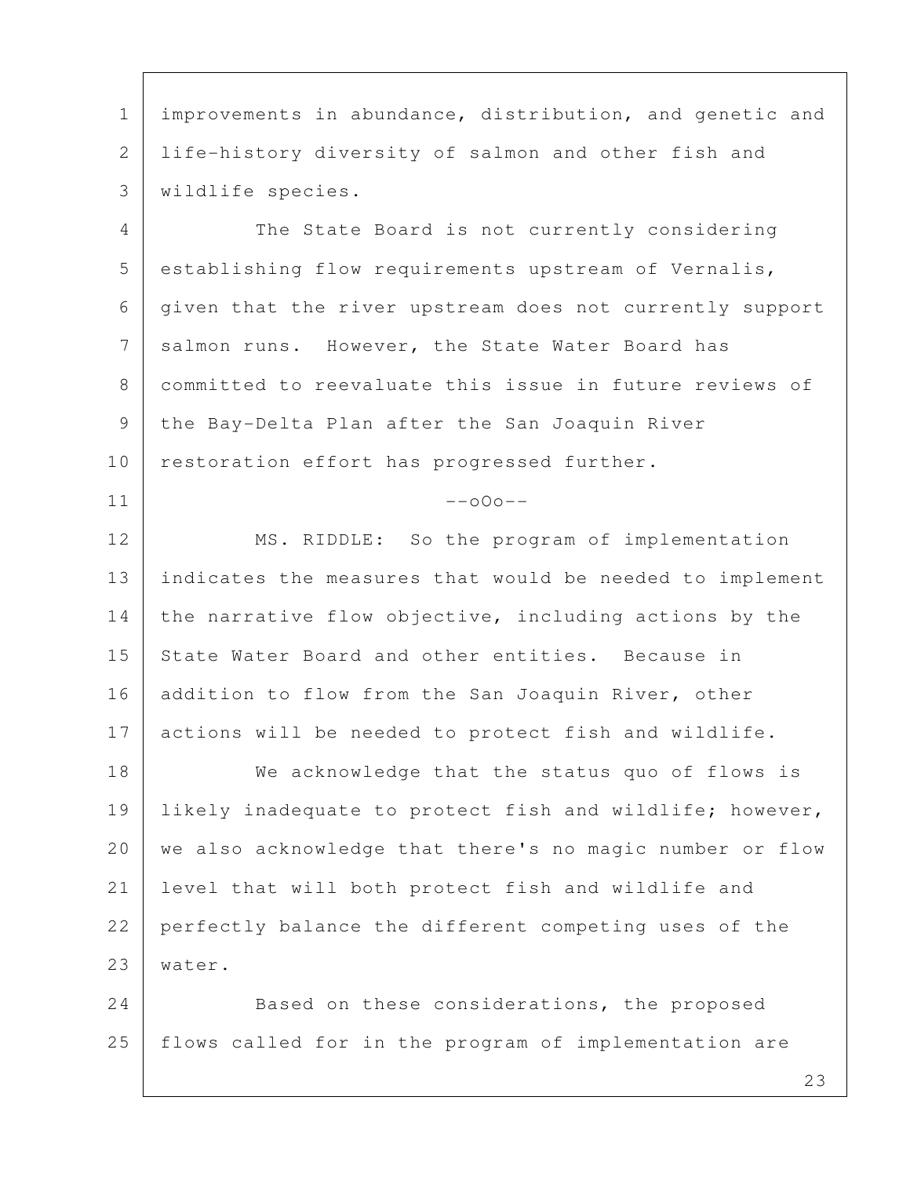improvements in abundance, distribution, and genetic and life-history diversity of salmon and other fish and wildlife species.

The State Board is not currently considering establishing flow requirements upstream of Vernalis, given that the river upstream does not currently support salmon runs. However, the State Water Board has committed to reevaluate this issue in future reviews of the Bay-Delta Plan after the San Joaquin River restoration effort has progressed further.

--oOo--

MS. RIDDLE: So the program of implementation indicates the measures that would be needed to implement the narrative flow objective, including actions by the State Water Board and other entities. Because in addition to flow from the San Joaquin River, other actions will be needed to protect fish and wildlife.

We acknowledge that the status quo of flows is likely inadequate to protect fish and wildlife; however, we also acknowledge that there's no magic number or flow level that will both protect fish and wildlife and perfectly balance the different competing uses of the water.

Based on these considerations, the proposed flows called for in the program of implementation are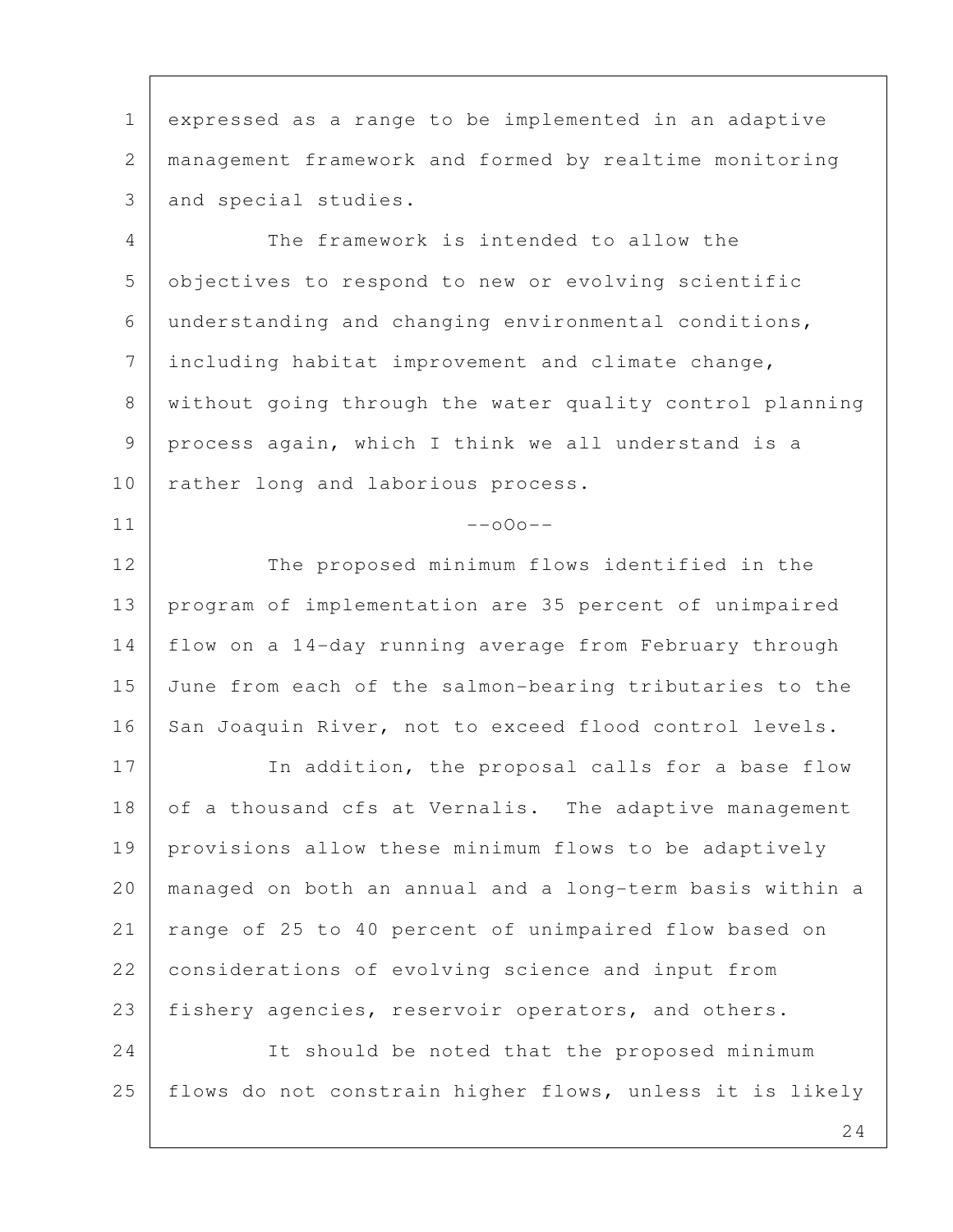expressed as a range to be implemented in an adaptive management framework and formed by realtime monitoring and special studies.

The framework is intended to allow the objectives to respond to new or evolving scientific understanding and changing environmental conditions, including habitat improvement and climate change, without going through the water quality control planning process again, which I think we all understand is a rather long and laborious process.

--oOo--

The proposed minimum flows identified in the program of implementation are 35 percent of unimpaired flow on a 14-day running average from February through June from each of the salmon-bearing tributaries to the San Joaquin River, not to exceed flood control levels.

In addition, the proposal calls for a base flow of a thousand cfs at Vernalis. The adaptive management provisions allow these minimum flows to be adaptively managed on both an annual and a long-term basis within a range of 25 to 40 percent of unimpaired flow based on considerations of evolving science and input from fishery agencies, reservoir operators, and others.

It should be noted that the proposed minimum flows do not constrain higher flows, unless it is likely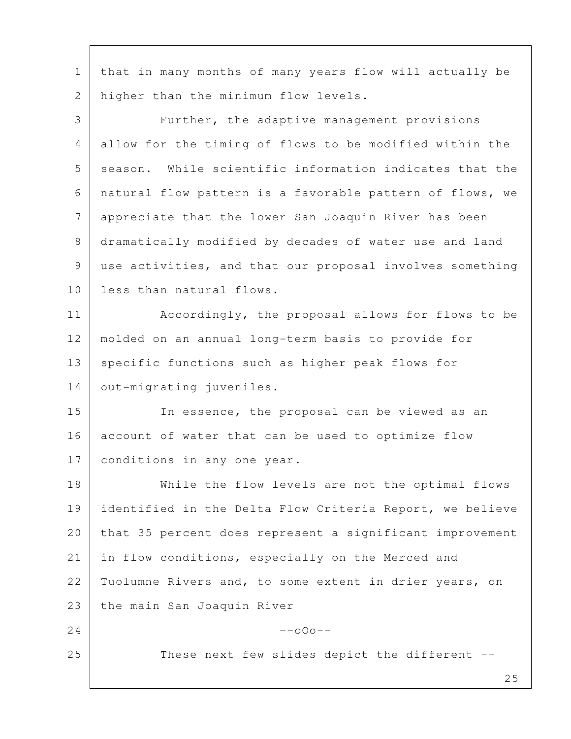that in many months of many years flow will actually be higher than the minimum flow levels.

Further, the adaptive management provisions allow for the timing of flows to be modified within the season. While scientific information indicates that the natural flow pattern is a favorable pattern of flows, we appreciate that the lower San Joaquin River has been dramatically modified by decades of water use and land use activities, and that our proposal involves something less than natural flows.

Accordingly, the proposal allows for flows to be molded on an annual long-term basis to provide for specific functions such as higher peak flows for out-migrating juveniles.

In essence, the proposal can be viewed as an account of water that can be used to optimize flow conditions in any one year.

While the flow levels are not the optimal flows identified in the Delta Flow Criteria Report, we believe that 35 percent does represent a significant improvement in flow conditions, especially on the Merced and Tuolumne Rivers and, to some extent in drier years, on the main San Joaquin River

--oOo--

These next few slides depict the different --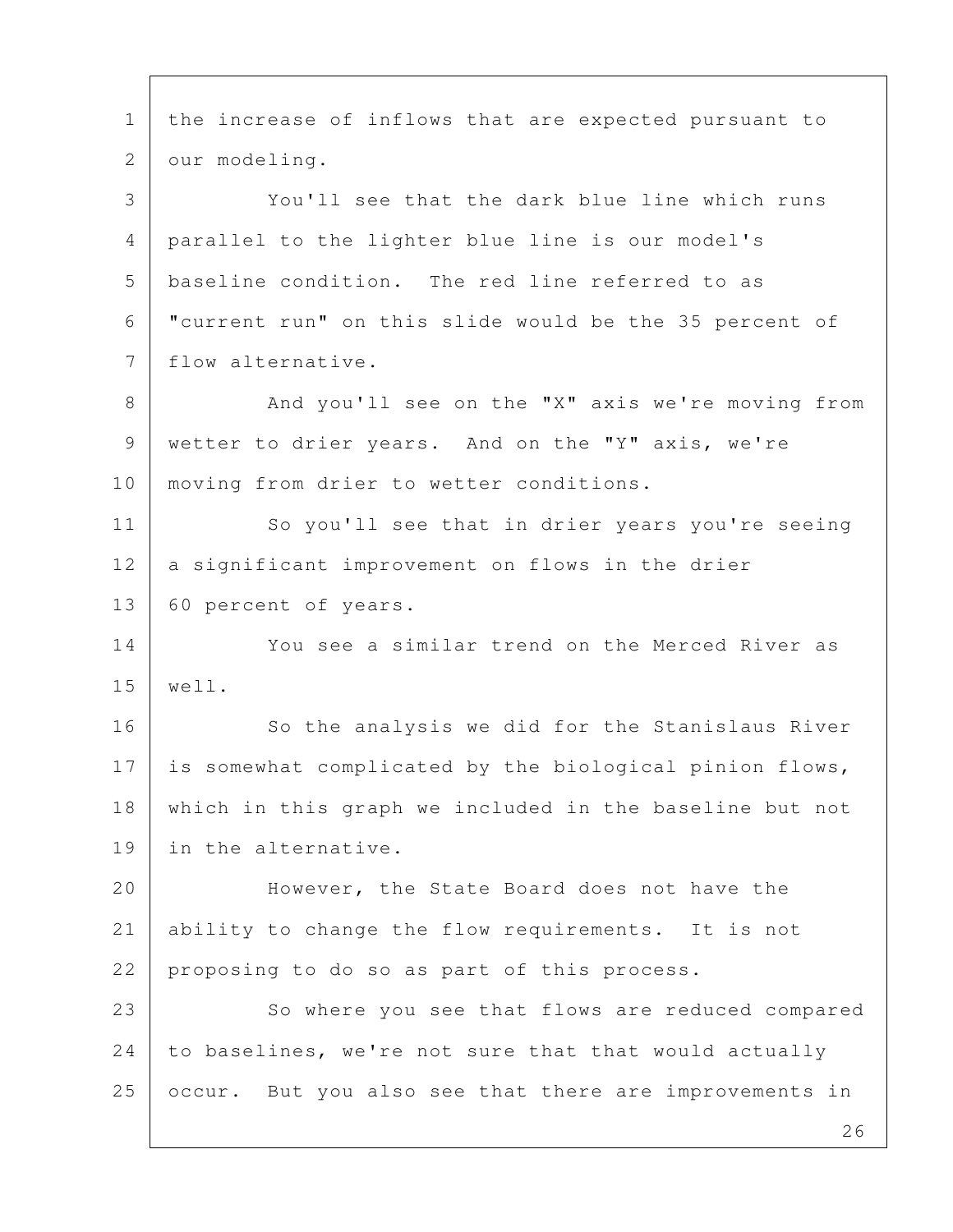the increase of inflows that are expected pursuant to our modeling.

You'll see that the dark blue line which runs parallel to the lighter blue line is our model's baseline condition. The red line referred to as "current run" on this slide would be the 35 percent of flow alternative.

And you'll see on the "X" axis we're moving from wetter to drier years. And on the "Y" axis, we're moving from drier to wetter conditions.

So you'll see that in drier years you're seeing a significant improvement on flows in the drier 60 percent of years.

You see a similar trend on the Merced River as well.

So the analysis we did for the Stanislaus River is somewhat complicated by the biological pinion flows, which in this graph we included in the baseline but not in the alternative.

However, the State Board does not have the ability to change the flow requirements. It is not proposing to do so as part of this process.

So where you see that flows are reduced compared to baselines, we're not sure that that would actually occur. But you also see that there are improvements in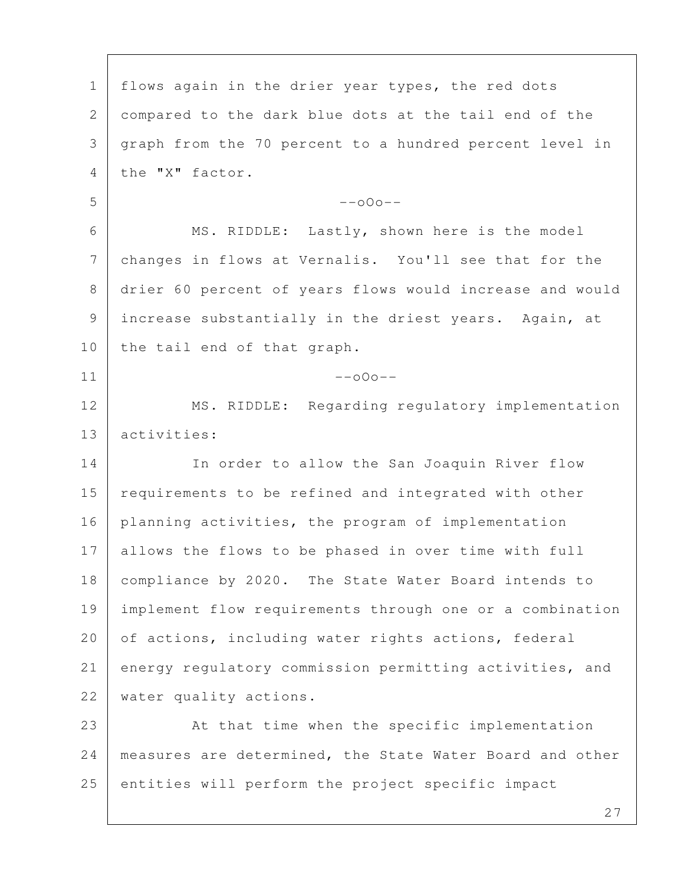flows again in the drier year types, the red dots compared to the dark blue dots at the tail end of the graph from the 70 percent to a hundred percent level in the "X" factor.

--oOo--

MS. RIDDLE: Lastly, shown here is the model changes in flows at Vernalis. You'll see that for the drier 60 percent of years flows would increase and would increase substantially in the driest years. Again, at the tail end of that graph.

--oOo--

MS. RIDDLE: Regarding regulatory implementation activities:

In order to allow the San Joaquin River flow requirements to be refined and integrated with other planning activities, the program of implementation allows the flows to be phased in over time with full compliance by 2020. The State Water Board intends to implement flow requirements through one or a combination of actions, including water rights actions, federal energy regulatory commission permitting activities, and water quality actions.

At that time when the specific implementation measures are determined, the State Water Board and other entities will perform the project specific impact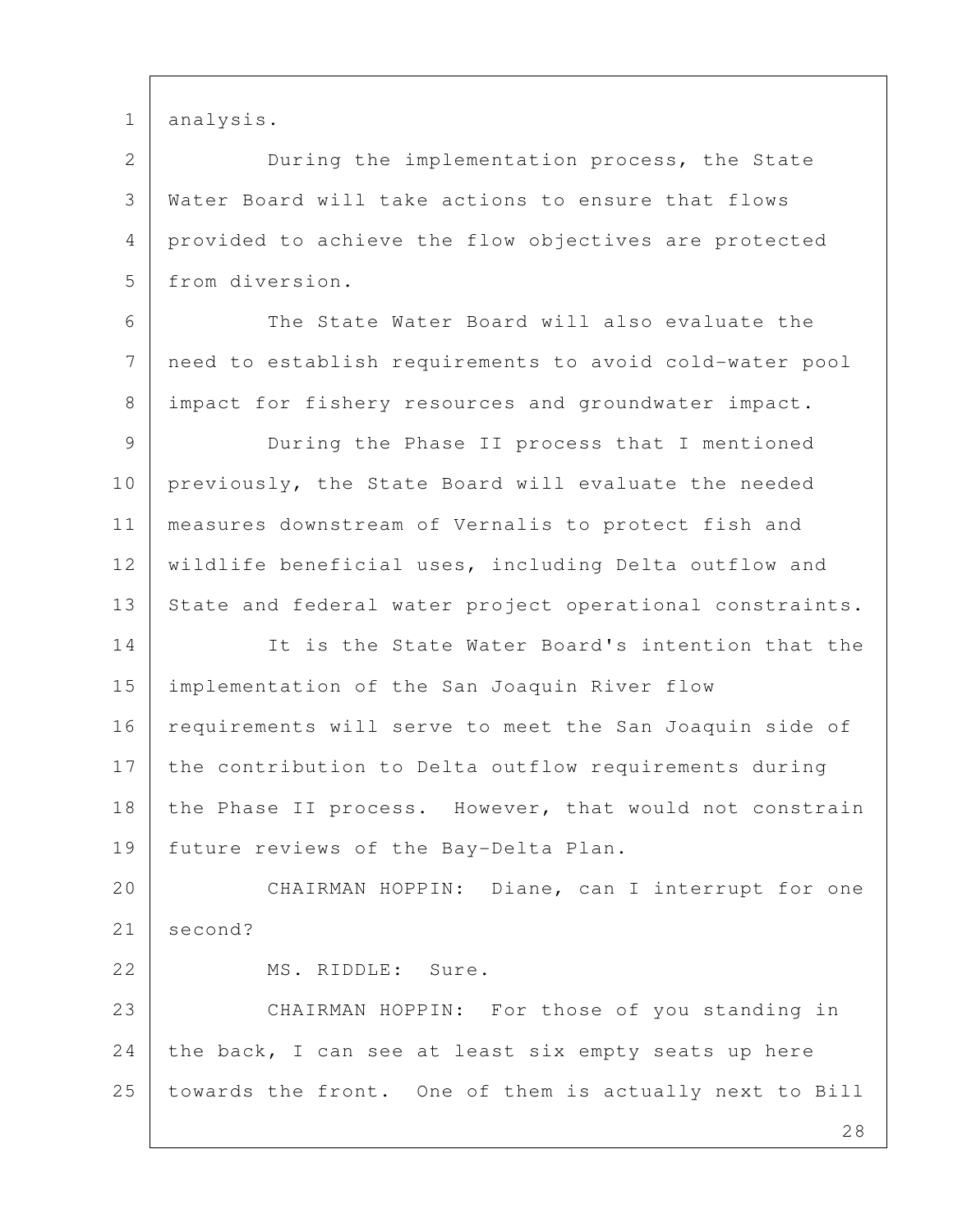analysis.

During the implementation process, the State Water Board will take actions to ensure that flows provided to achieve the flow objectives are protected from diversion.

The State Water Board will also evaluate the need to establish requirements to avoid cold-water pool impact for fishery resources and groundwater impact.

During the Phase II process that I mentioned previously, the State Board will evaluate the needed measures downstream of Vernalis to protect fish and wildlife beneficial uses, including Delta outflow and State and federal water project operational constraints.

It is the State Water Board's intention that the implementation of the San Joaquin River flow requirements will serve to meet the San Joaquin side of the contribution to Delta outflow requirements during the Phase II process. However, that would not constrain future reviews of the Bay-Delta Plan.

CHAIRMAN HOPPIN: Diane, can I interrupt for one second?

MS. RIDDLE: Sure.

CHAIRMAN HOPPIN: For those of you standing in the back, I can see at least six empty seats up here towards the front. One of them is actually next to Bill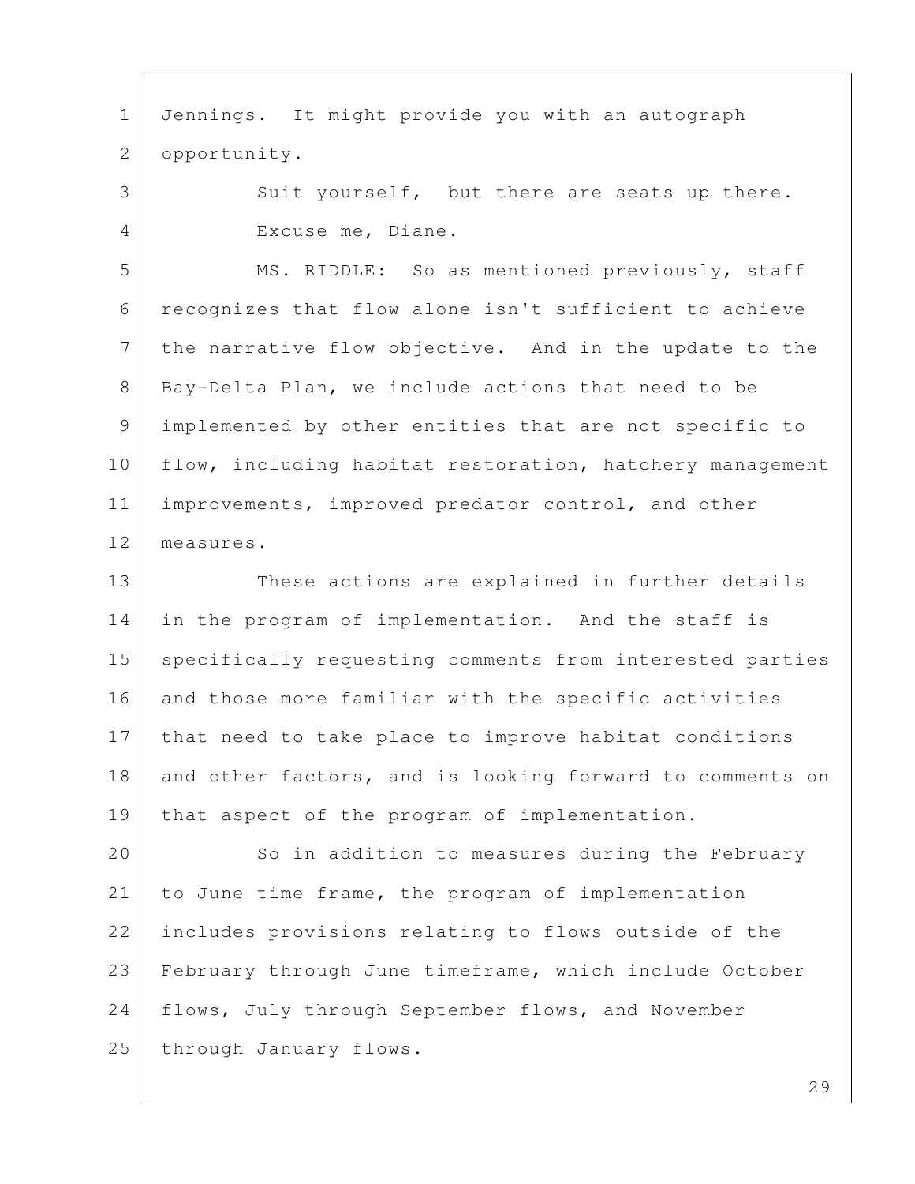Jennings. It might provide you with an autograph opportunity.

Suit yourself, but there are seats up there.

Excuse me, Diane.

MS. RIDDLE: So as mentioned previously, staff recognizes that flow alone isn't sufficient to achieve the narrative flow objective. And in the update to the Bay-Delta Plan, we include actions that need to be implemented by other entities that are not specific to flow, including habitat restoration, hatchery management improvements, improved predator control, and other measures.

These actions are explained in further details in the program of implementation. And the staff is specifically requesting comments from interested parties and those more familiar with the specific activities that need to take place to improve habitat conditions and other factors, and is looking forward to comments on that aspect of the program of implementation.

So in addition to measures during the February to June time frame, the program of implementation includes provisions relating to flows outside of the February through June timeframe, which include October flows, July through September flows, and November through January flows.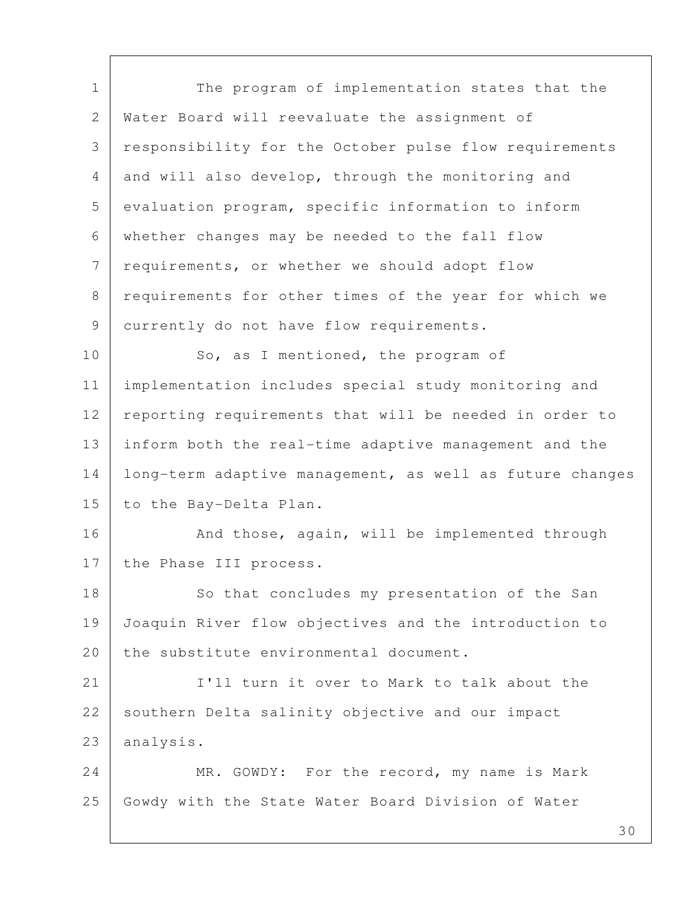The program of implementation states that the Water Board will reevaluate the assignment of responsibility for the October pulse flow requirements and will also develop, through the monitoring and evaluation program, specific information to inform whether changes may be needed to the fall flow requirements, or whether we should adopt flow requirements for other times of the year for which we currently do not have flow requirements.

So, as I mentioned, the program of implementation includes special study monitoring and reporting requirements that will be needed in order to inform both the real-time adaptive management and the long-term adaptive management, as well as future changes to the Bay-Delta Plan.

And those, again, will be implemented through the Phase III process.

So that concludes my presentation of the San Joaquin River flow objectives and the introduction to the substitute environmental document.

I'll turn it over to Mark to talk about the southern Delta salinity objective and our impact analysis.

MR. GOWDY: For the record, my name is Mark Gowdy with the State Water Board Division of Water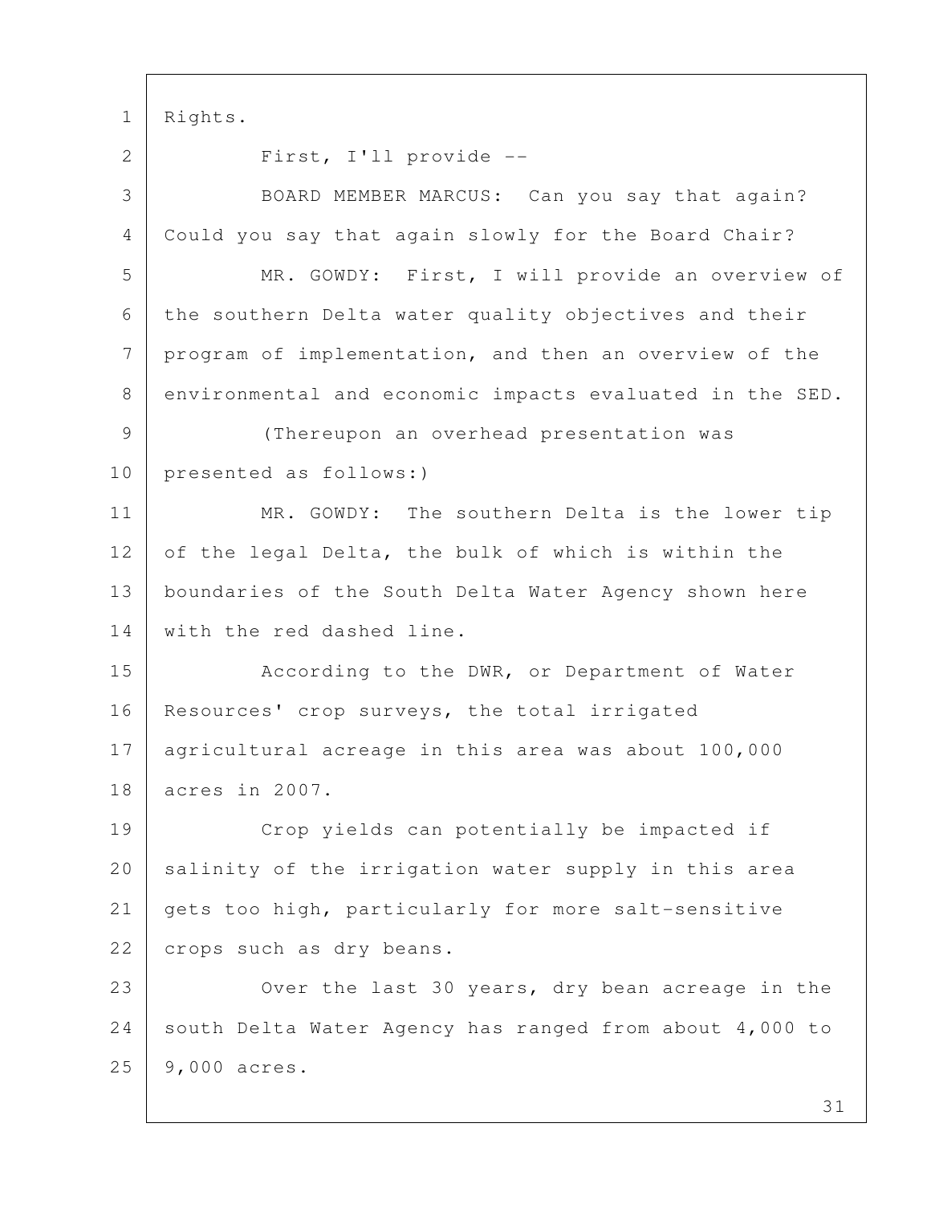Rights.

First, I'll provide --

BOARD MEMBER MARCUS: Can you say that again? Could you say that again slowly for the Board Chair?

MR. GOWDY: First, I will provide an overview of the southern Delta water quality objectives and their program of implementation, and then an overview of the environmental and economic impacts evaluated in the SED.

(Thereupon an overhead presentation was presented as follows:)

MR. GOWDY: The southern Delta is the lower tip of the legal Delta, the bulk of which is within the boundaries of the South Delta Water Agency shown here with the red dashed line.

According to the DWR, or Department of Water Resources' crop surveys, the total irrigated agricultural acreage in this area was about 100,000 acres in 2007.

Crop yields can potentially be impacted if salinity of the irrigation water supply in this area gets too high, particularly for more salt-sensitive crops such as dry beans.

Over the last 30 years, dry bean acreage in the south Delta Water Agency has ranged from about 4,000 to 9,000 acres.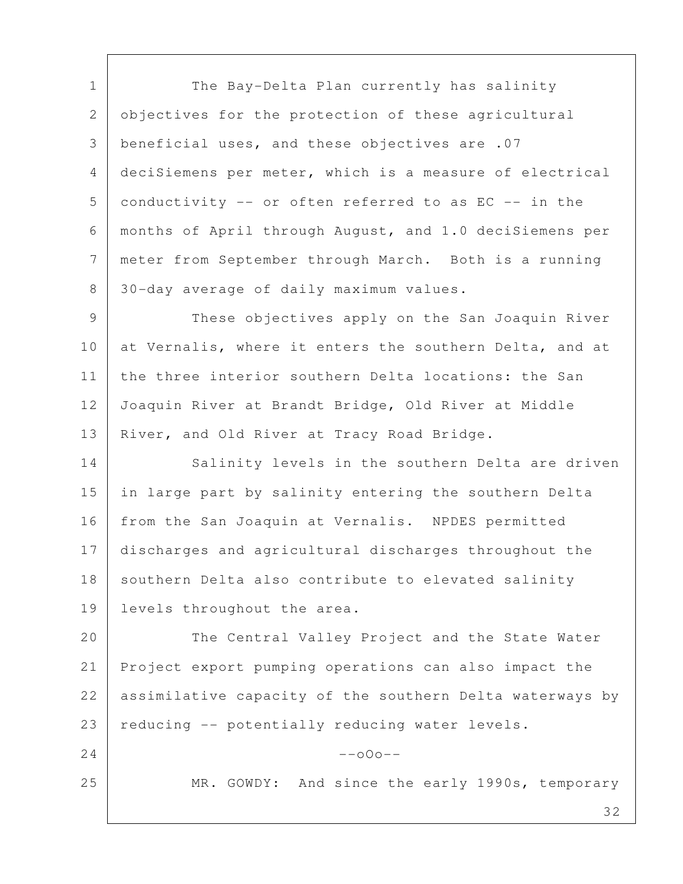The Bay-Delta Plan currently has salinity objectives for the protection of these agricultural beneficial uses, and these objectives are .07 deciSiemens per meter, which is a measure of electrical conductivity -- or often referred to as EC -- in the months of April through August, and 1.0 deciSiemens per meter from September through March. Both is a running 30-day average of daily maximum values.

These objectives apply on the San Joaquin River at Vernalis, where it enters the southern Delta, and at the three interior southern Delta locations: the San Joaquin River at Brandt Bridge, Old River at Middle River, and Old River at Tracy Road Bridge.

Salinity levels in the southern Delta are driven in large part by salinity entering the southern Delta from the San Joaquin at Vernalis. NPDES permitted discharges and agricultural discharges throughout the southern Delta also contribute to elevated salinity levels throughout the area.

The Central Valley Project and the State Water Project export pumping operations can also impact the assimilative capacity of the southern Delta waterways by reducing -- potentially reducing water levels.

--oOo--

MR. GOWDY: And since the early 1990s, temporary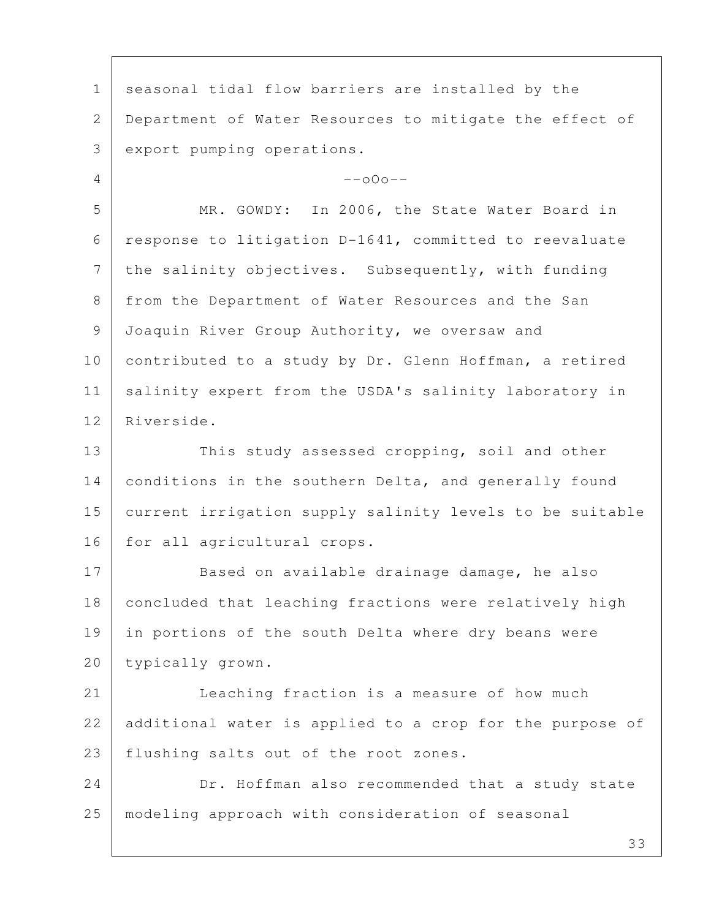seasonal tidal flow barriers are installed by the Department of Water Resources to mitigate the effect of export pumping operations.

--oOo--

MR. GOWDY: In 2006, the State Water Board in response to litigation D-1641, committed to reevaluate the salinity objectives. Subsequently, with funding from the Department of Water Resources and the San Joaquin River Group Authority, we oversaw and contributed to a study by Dr. Glenn Hoffman, a retired salinity expert from the USDA's salinity laboratory in Riverside.

This study assessed cropping, soil and other conditions in the southern Delta, and generally found current irrigation supply salinity levels to be suitable for all agricultural crops.

Based on available drainage damage, he also concluded that leaching fractions were relatively high in portions of the south Delta where dry beans were typically grown.

Leaching fraction is a measure of how much additional water is applied to a crop for the purpose of flushing salts out of the root zones.

Dr. Hoffman also recommended that a study state modeling approach with consideration of seasonal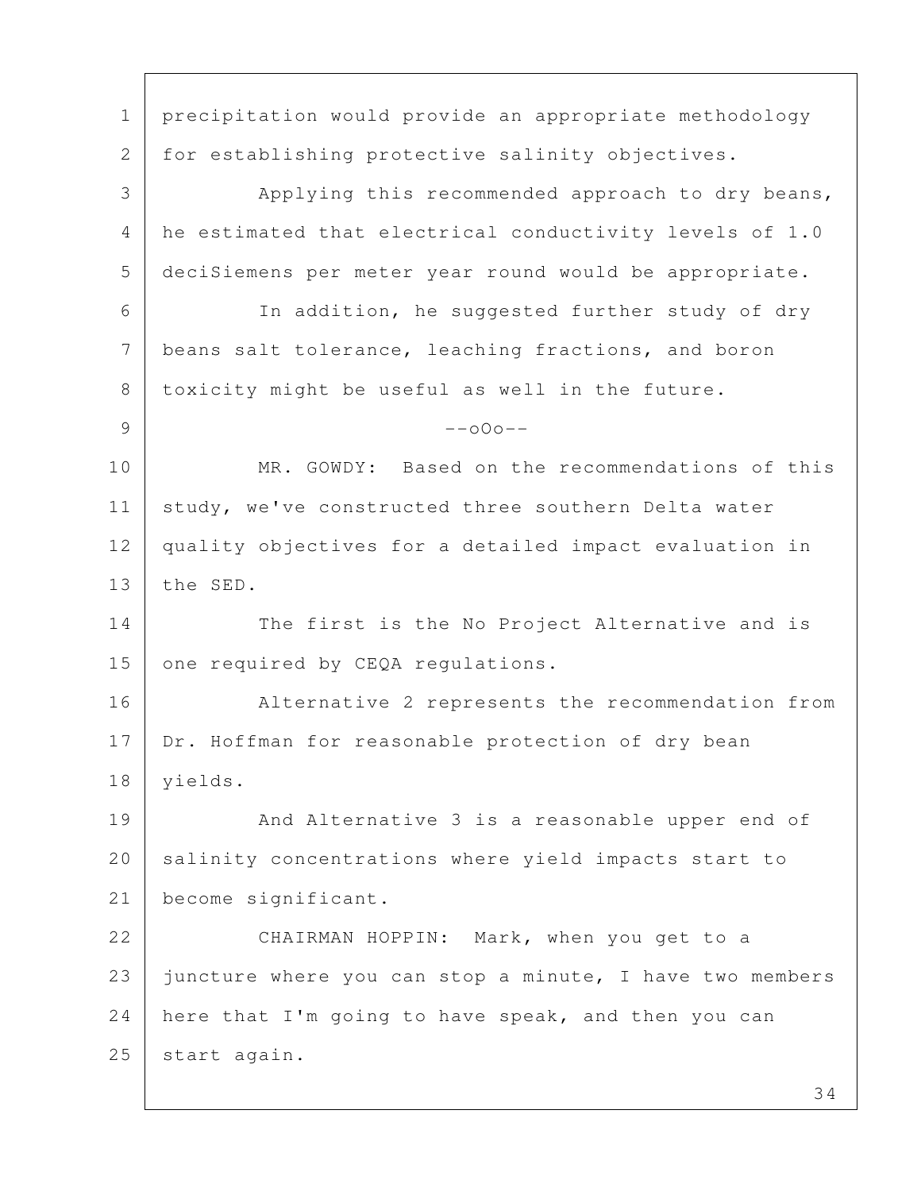precipitation would provide an appropriate methodology for establishing protective salinity objectives.

Applying this recommended approach to dry beans, he estimated that electrical conductivity levels of 1.0 deciSiemens per meter year round would be appropriate.

In addition, he suggested further study of dry beans salt tolerance, leaching fractions, and boron toxicity might be useful as well in the future.

--oOo--

MR. GOWDY: Based on the recommendations of this study, we've constructed three southern Delta water quality objectives for a detailed impact evaluation in the SED.

The first is the No Project Alternative and is one required by CEQA regulations.

Alternative 2 represents the recommendation from Dr. Hoffman for reasonable protection of dry bean yields.

And Alternative 3 is a reasonable upper end of salinity concentrations where yield impacts start to become significant.

CHAIRMAN HOPPIN: Mark, when you get to a juncture where you can stop a minute, I have two members here that I'm going to have speak, and then you can start again.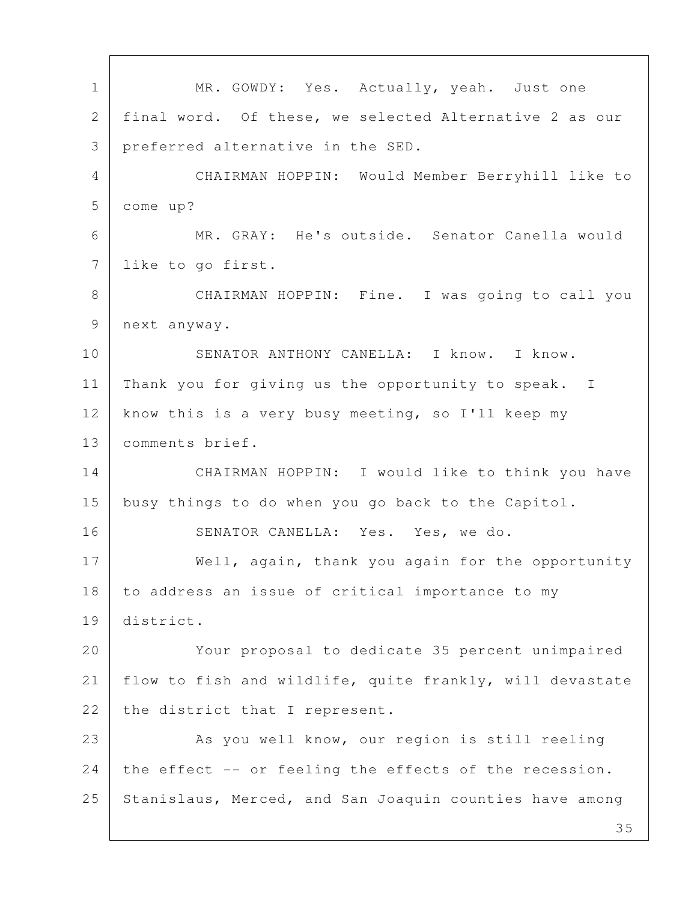MR. GOWDY: Yes. Actually, yeah. Just one final word. Of these, we selected Alternative 2 as our preferred alternative in the SED.

CHAIRMAN HOPPIN: Would Member Berryhill like to come up?

MR. GRAY: He's outside. Senator Canella would like to go first.

CHAIRMAN HOPPIN: Fine. I was going to call you next anyway.

SENATOR ANTHONY CANELLA: I know. I know. Thank you for giving us the opportunity to speak. I know this is a very busy meeting, so I'll keep my comments brief.

CHAIRMAN HOPPIN: I would like to think you have busy things to do when you go back to the Capitol.

SENATOR CANELLA: Yes. Yes, we do.

Well, again, thank you again for the opportunity to address an issue of critical importance to my district.

Your proposal to dedicate 35 percent unimpaired flow to fish and wildlife, quite frankly, will devastate the district that I represent.

As you well know, our region is still reeling the effect -- or feeling the effects of the recession. Stanislaus, Merced, and San Joaquin counties have among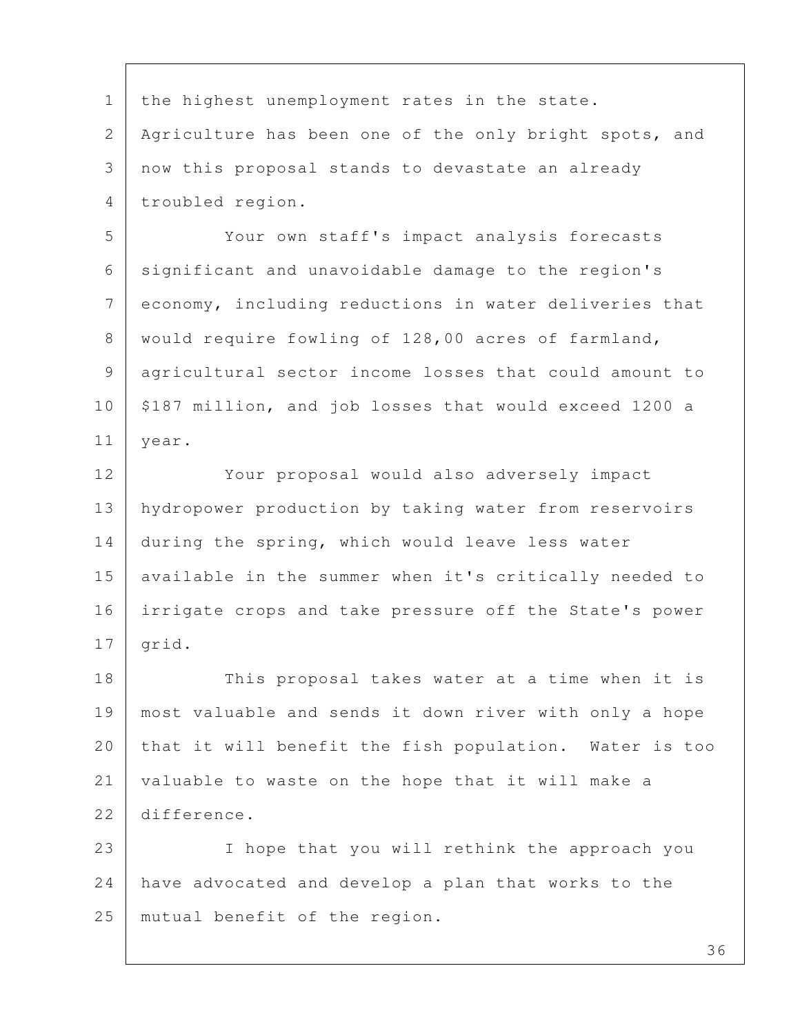the highest unemployment rates in the state. Agriculture has been one of the only bright spots, and now this proposal stands to devastate an already troubled region.

Your own staff's impact analysis forecasts significant and unavoidable damage to the region's economy, including reductions in water deliveries that would require fowling of 128,00 acres of farmland, agricultural sector income losses that could amount to $187 million, and job losses that would exceed 1200 a year.

Your proposal would also adversely impact hydropower production by taking water from reservoirs during the spring, which would leave less water available in the summer when it's critically needed to irrigate crops and take pressure off the State's power grid.

This proposal takes water at a time when it is most valuable and sends it down river with only a hope that it will benefit the fish population. Water is too valuable to waste on the hope that it will make a difference.

I hope that you will rethink the approach you have advocated and develop a plan that works to the mutual benefit of the region.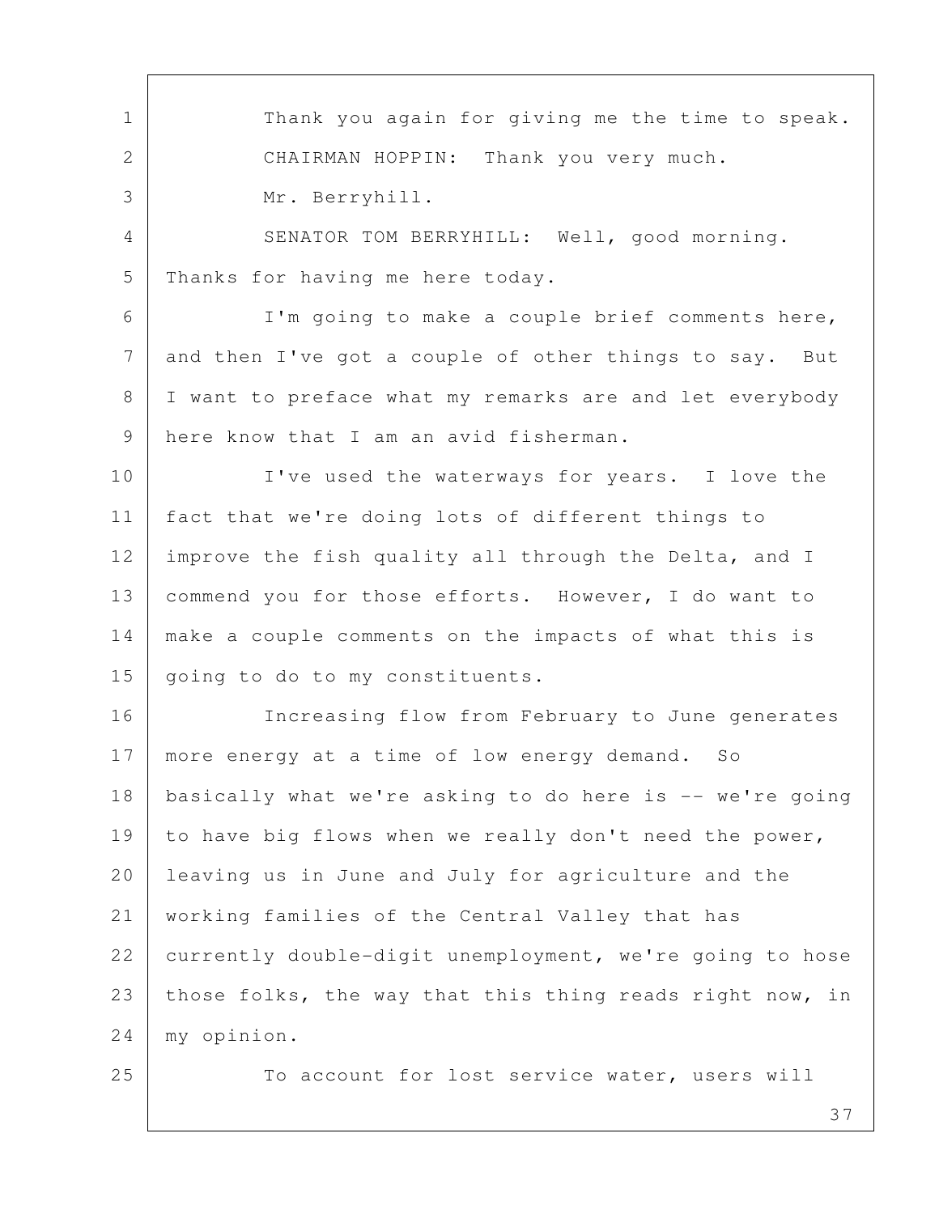Thank you again for giving me the time to speak.

CHAIRMAN HOPPIN: Thank you very much.

Mr. Berryhill.

SENATOR TOM BERRYHILL: Well, good morning. Thanks for having me here today.

I'm going to make a couple brief comments here, and then I've got a couple of other things to say. But I want to preface what my remarks are and let everybody here know that I am an avid fisherman.

I've used the waterways for years. I love the fact that we're doing lots of different things to improve the fish quality all through the Delta, and I commend you for those efforts. However, I do want to make a couple comments on the impacts of what this is going to do to my constituents.

Increasing flow from February to June generates more energy at a time of low energy demand. So basically what we're asking to do here is -- we're going to have big flows when we really don't need the power, leaving us in June and July for agriculture and the working families of the Central Valley that has currently double-digit unemployment, we're going to hose those folks, the way that this thing reads right now, in my opinion.

To account for lost service water, users will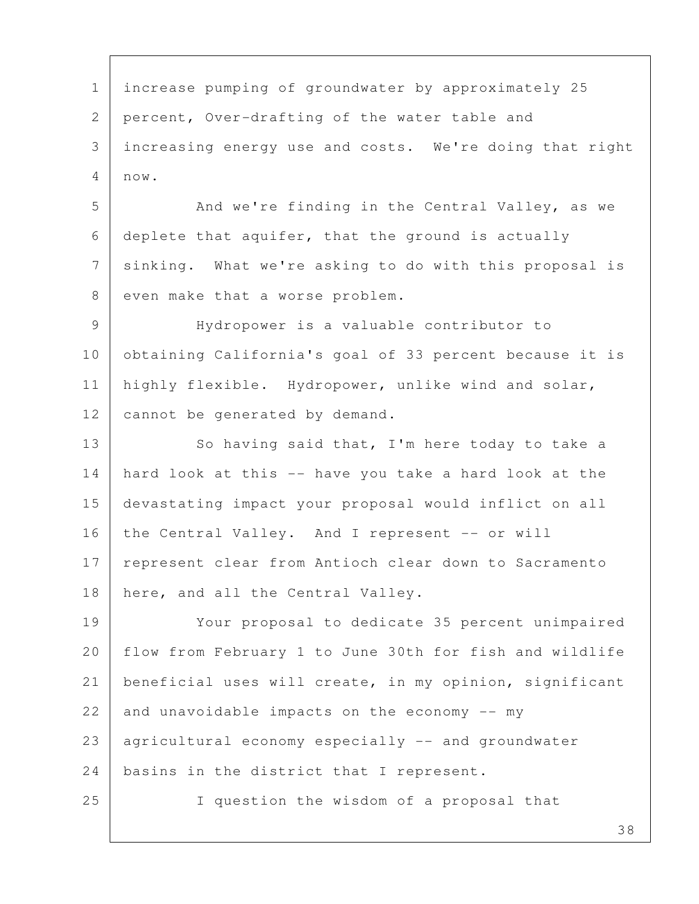increase pumping of groundwater by approximately 25 percent, Over-drafting of the water table and increasing energy use and costs. We're doing that right now.

And we're finding in the Central Valley, as we deplete that aquifer, that the ground is actually sinking. What we're asking to do with this proposal is even make that a worse problem.

Hydropower is a valuable contributor to obtaining California's goal of 33 percent because it is highly flexible. Hydropower, unlike wind and solar, cannot be generated by demand.

So having said that, I'm here today to take a hard look at this -- have you take a hard look at the devastating impact your proposal would inflict on all the Central Valley. And I represent -- or will represent clear from Antioch clear down to Sacramento here, and all the Central Valley.

Your proposal to dedicate 35 percent unimpaired flow from February 1 to June 30th for fish and wildlife beneficial uses will create, in my opinion, significant and unavoidable impacts on the economy -- my agricultural economy especially -- and groundwater basins in the district that I represent.

I question the wisdom of a proposal that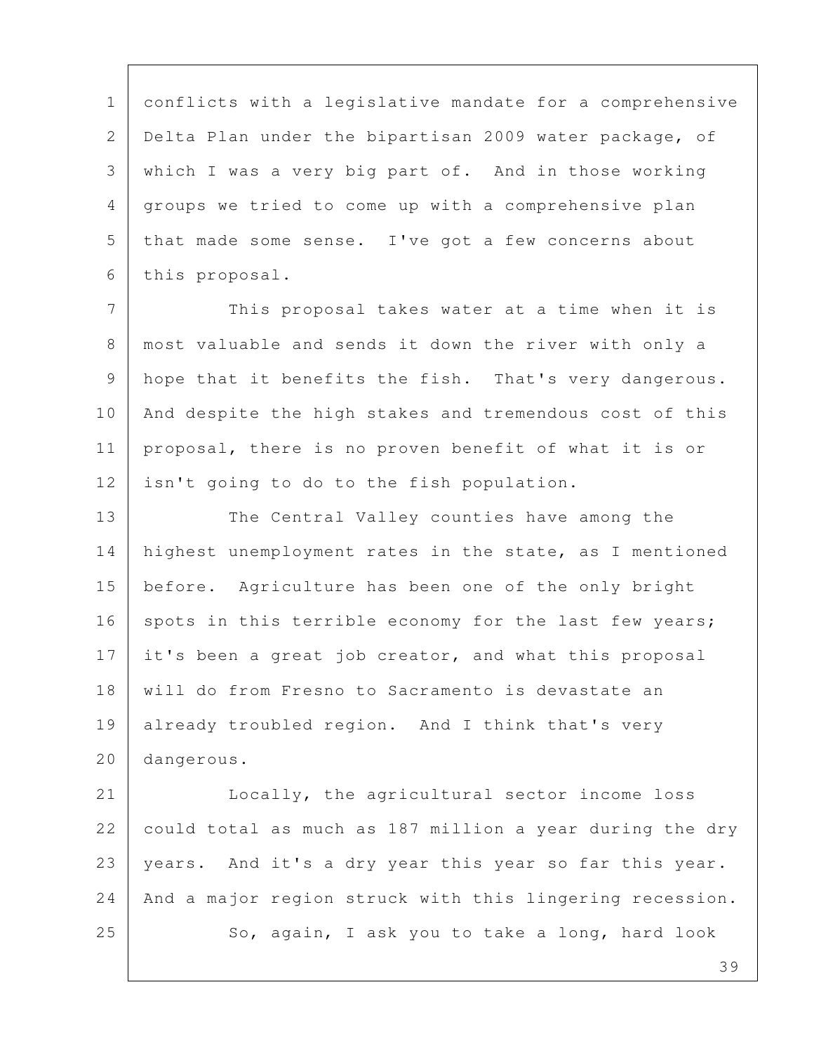conflicts with a legislative mandate for a comprehensive Delta Plan under the bipartisan 2009 water package, of which I was a very big part of. And in those working groups we tried to come up with a comprehensive plan that made some sense. I've got a few concerns about this proposal.

This proposal takes water at a time when it is most valuable and sends it down the river with only a hope that it benefits the fish. That's very dangerous. And despite the high stakes and tremendous cost of this proposal, there is no proven benefit of what it is or isn't going to do to the fish population.

The Central Valley counties have among the highest unemployment rates in the state, as I mentioned before. Agriculture has been one of the only bright spots in this terrible economy for the last few years; it's been a great job creator, and what this proposal will do from Fresno to Sacramento is devastate an already troubled region. And I think that's very dangerous.

Locally, the agricultural sector income loss could total as much as 187 million a year during the dry years. And it's a dry year this year so far this year. And a major region struck with this lingering recession.

So, again, I ask you to take a long, hard look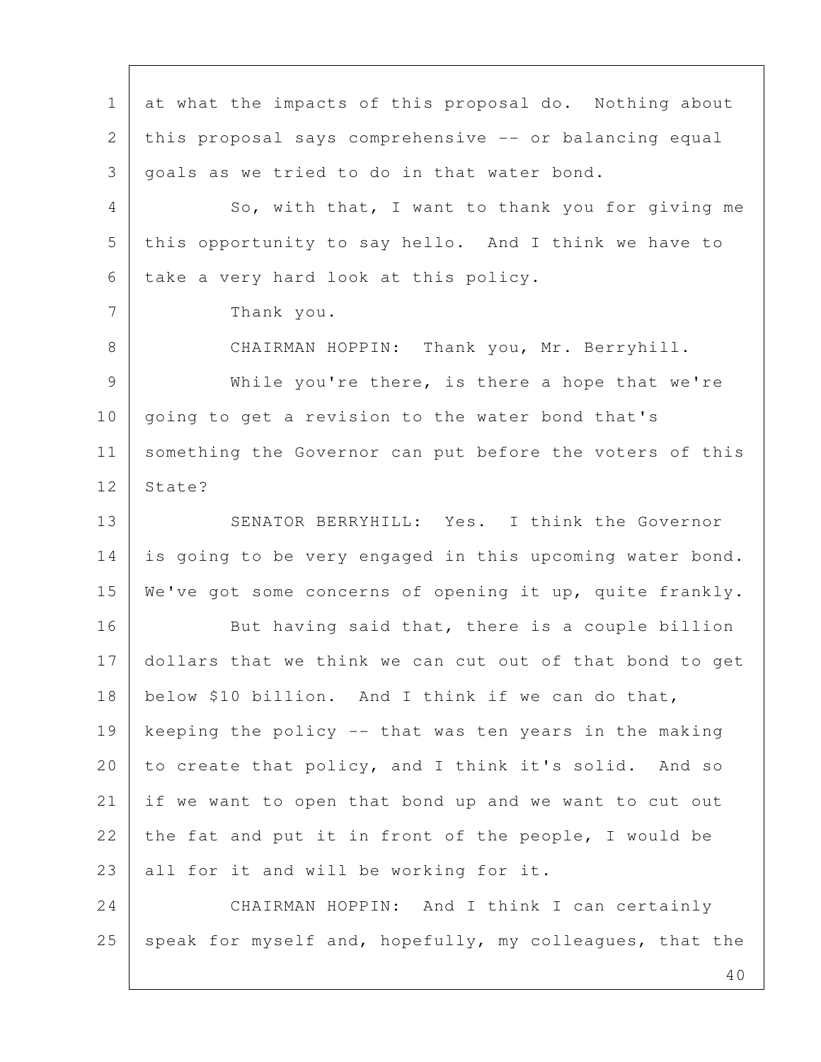at what the impacts of this proposal do. Nothing about this proposal says comprehensive -- or balancing equal goals as we tried to do in that water bond.

So, with that, I want to thank you for giving me this opportunity to say hello. And I think we have to take a very hard look at this policy.

Thank you.

CHAIRMAN HOPPIN: Thank you, Mr. Berryhill.

While you're there, is there a hope that we're going to get a revision to the water bond that's something the Governor can put before the voters of this State?

SENATOR BERRYHILL: Yes. I think the Governor is going to be very engaged in this upcoming water bond. We've got some concerns of opening it up, quite frankly.

But having said that, there is a couple billion dollars that we think we can cut out of that bond to get below $10 billion. And I think if we can do that, keeping the policy -- that was ten years in the making to create that policy, and I think it's solid. And so if we want to open that bond up and we want to cut out the fat and put it in front of the people, I would be all for it and will be working for it.

CHAIRMAN HOPPIN: And I think I can certainly speak for myself and, hopefully, my colleagues, that the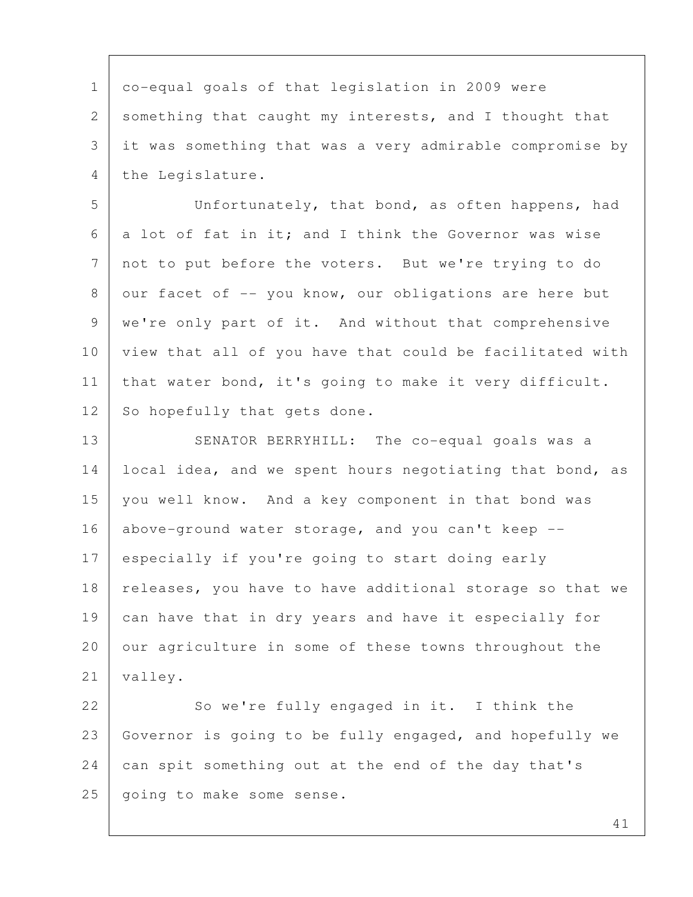co-equal goals of that legislation in 2009 were something that caught my interests, and I thought that it was something that was a very admirable compromise by the Legislature.

Unfortunately, that bond, as often happens, had a lot of fat in it; and I think the Governor was wise not to put before the voters. But we're trying to do our facet of -- you know, our obligations are here but we're only part of it. And without that comprehensive view that all of you have that could be facilitated with that water bond, it's going to make it very difficult. So hopefully that gets done.

SENATOR BERRYHILL: The co-equal goals was a local idea, and we spent hours negotiating that bond, as you well know. And a key component in that bond was above-ground water storage, and you can't keep -- especially if you're going to start doing early releases, you have to have additional storage so that we can have that in dry years and have it especially for our agriculture in some of these towns throughout the valley.

So we're fully engaged in it. I think the Governor is going to be fully engaged, and hopefully we can spit something out at the end of the day that's going to make some sense.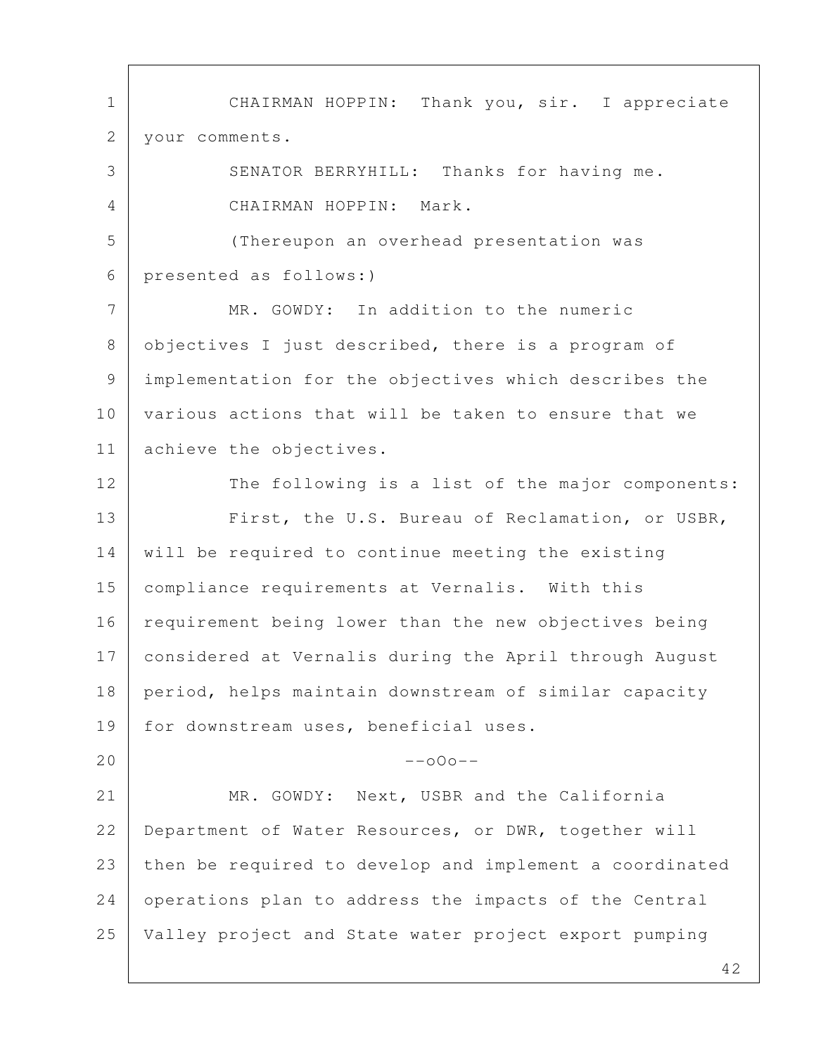CHAIRMAN HOPPIN: Thank you, sir. I appreciate your comments.

SENATOR BERRYHILL: Thanks for having me.

CHAIRMAN HOPPIN: Mark.

(Thereupon an overhead presentation was presented as follows:)

MR. GOWDY: In addition to the numeric objectives I just described, there is a program of implementation for the objectives which describes the various actions that will be taken to ensure that we achieve the objectives.

The following is a list of the major components:

First, the U.S. Bureau of Reclamation, or USBR, will be required to continue meeting the existing compliance requirements at Vernalis. With this requirement being lower than the new objectives being considered at Vernalis during the April through August period, helps maintain downstream of similar capacity for downstream uses, beneficial uses.

--oOo--

MR. GOWDY: Next, USBR and the California Department of Water Resources, or DWR, together will then be required to develop and implement a coordinated operations plan to address the impacts of the Central Valley project and State water project export pumping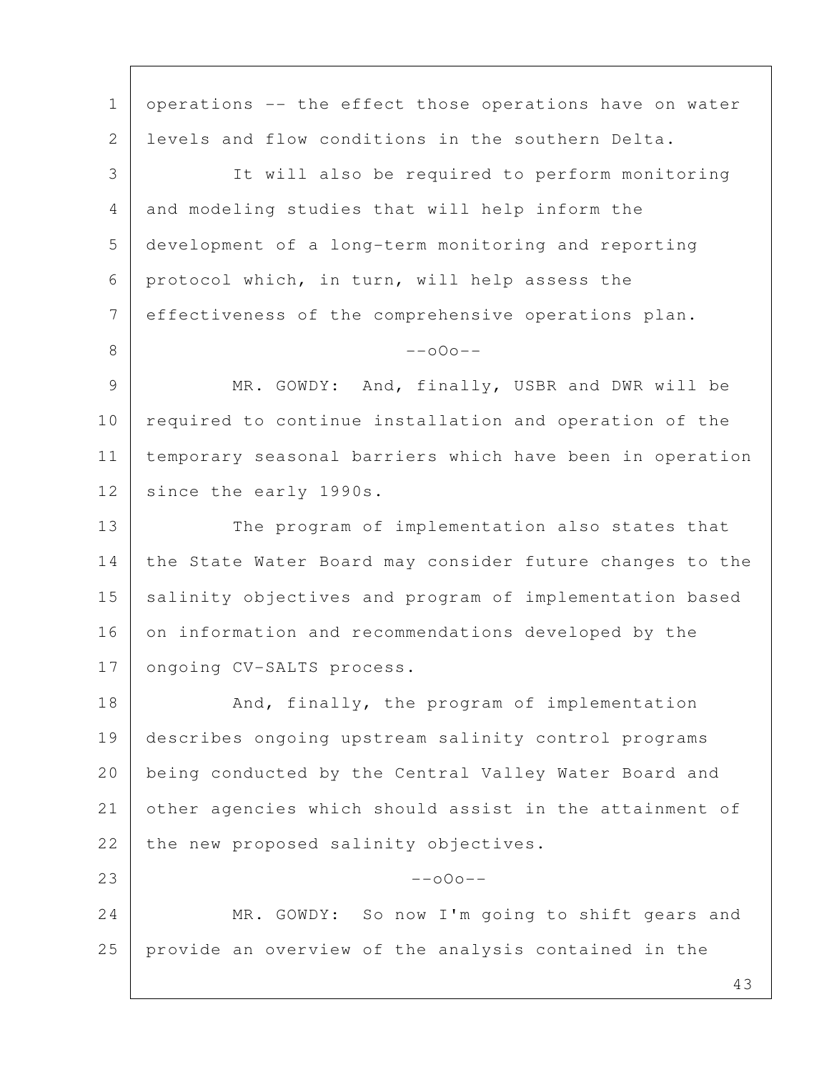operations -- the effect those operations have on water levels and flow conditions in the southern Delta.

It will also be required to perform monitoring and modeling studies that will help inform the development of a long-term monitoring and reporting protocol which, in turn, will help assess the effectiveness of the comprehensive operations plan.

--oOo--

MR. GOWDY: And, finally, USBR and DWR will be required to continue installation and operation of the temporary seasonal barriers which have been in operation since the early 1990s.

The program of implementation also states that the State Water Board may consider future changes to the salinity objectives and program of implementation based on information and recommendations developed by the ongoing CV-SALTS process.

And, finally, the program of implementation describes ongoing upstream salinity control programs being conducted by the Central Valley Water Board and other agencies which should assist in the attainment of the new proposed salinity objectives.

--oOo--

MR. GOWDY: So now I'm going to shift gears and provide an overview of the analysis contained in the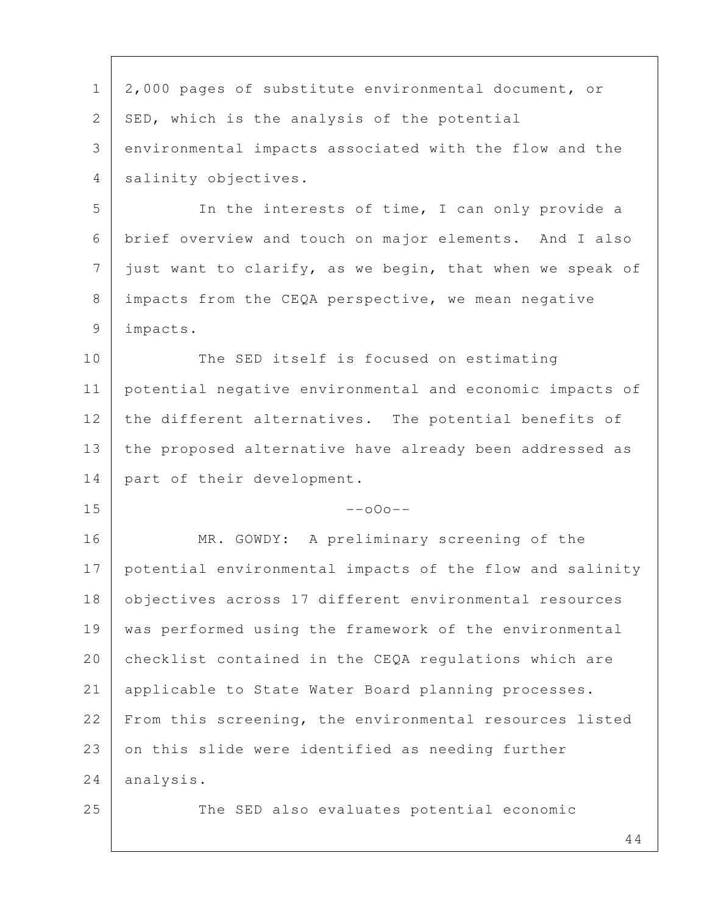2,000 pages of substitute environmental document, or SED, which is the analysis of the potential environmental impacts associated with the flow and the salinity objectives.

In the interests of time, I can only provide a brief overview and touch on major elements. And I also just want to clarify, as we begin, that when we speak of impacts from the CEQA perspective, we mean negative impacts.

The SED itself is focused on estimating potential negative environmental and economic impacts of the different alternatives. The potential benefits of the proposed alternative have already been addressed as part of their development.

--oOo--

MR. GOWDY: A preliminary screening of the potential environmental impacts of the flow and salinity objectives across 17 different environmental resources was performed using the framework of the environmental checklist contained in the CEQA regulations which are applicable to State Water Board planning processes. From this screening, the environmental resources listed on this slide were identified as needing further analysis.

The SED also evaluates potential economic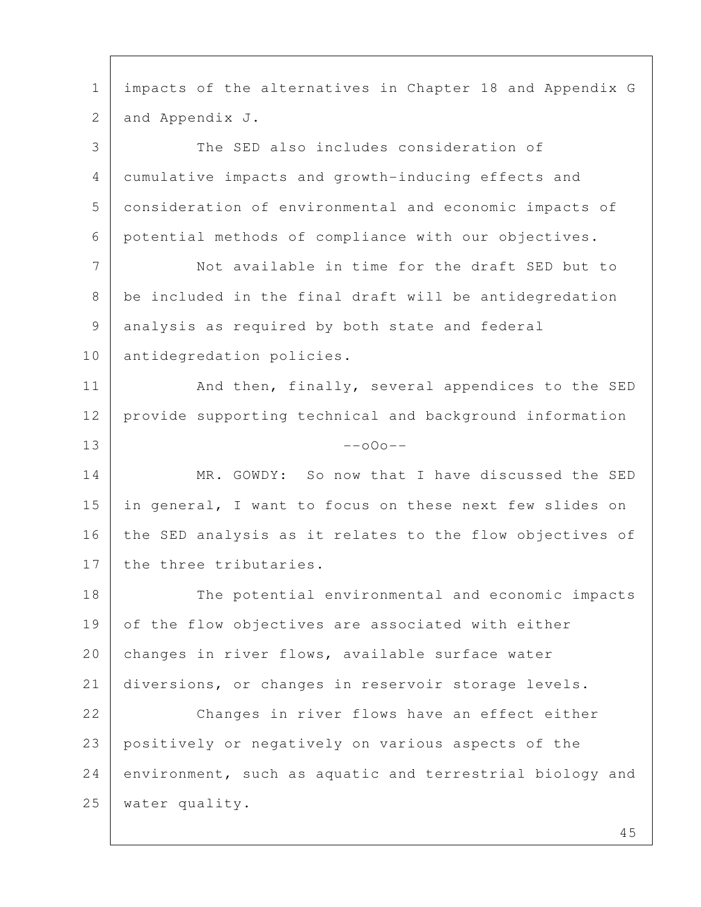impacts of the alternatives in Chapter 18 and Appendix G and Appendix J.

The SED also includes consideration of cumulative impacts and growth-inducing effects and consideration of environmental and economic impacts of potential methods of compliance with our objectives.

Not available in time for the draft SED but to be included in the final draft will be antidegredation analysis as required by both state and federal antidegredation policies.

And then, finally, several appendices to the SED provide supporting technical and background information

--oOo--

MR. GOWDY: So now that I have discussed the SED in general, I want to focus on these next few slides on the SED analysis as it relates to the flow objectives of the three tributaries.

The potential environmental and economic impacts of the flow objectives are associated with either changes in river flows, available surface water diversions, or changes in reservoir storage levels.

Changes in river flows have an effect either positively or negatively on various aspects of the environment, such as aquatic and terrestrial biology and water quality.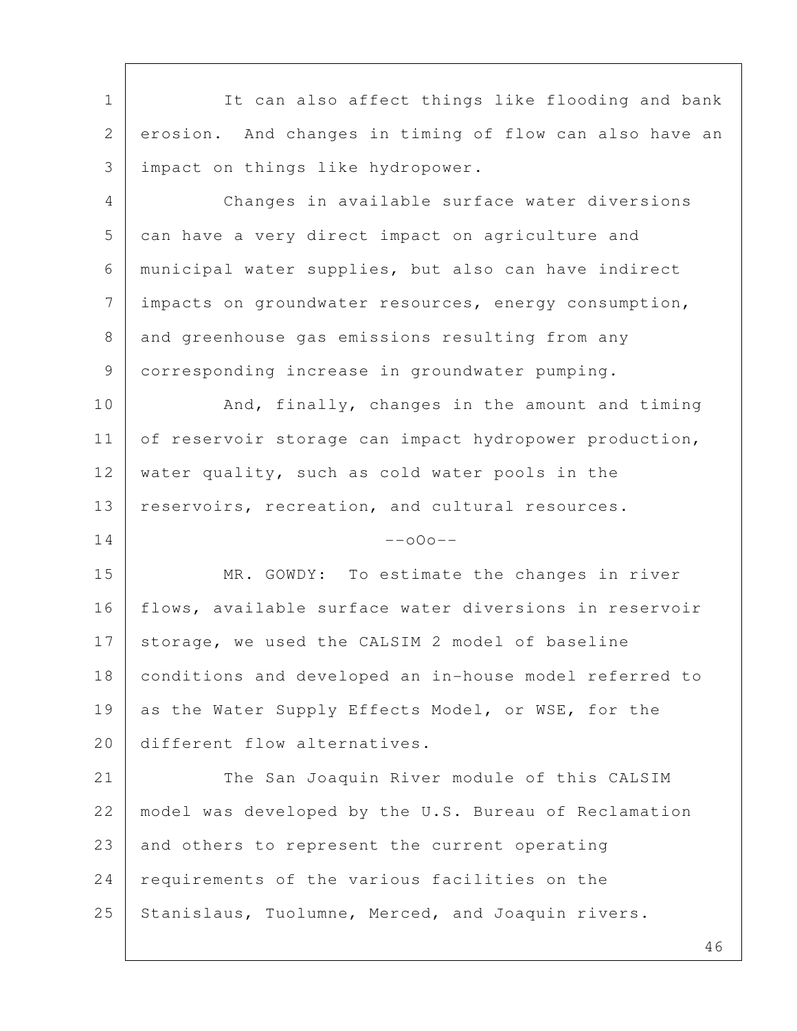It can also affect things like flooding and bank erosion. And changes in timing of flow can also have an impact on things like hydropower.

Changes in available surface water diversions can have a very direct impact on agriculture and municipal water supplies, but also can have indirect impacts on groundwater resources, energy consumption, and greenhouse gas emissions resulting from any corresponding increase in groundwater pumping.

And, finally, changes in the amount and timing of reservoir storage can impact hydropower production, water quality, such as cold water pools in the reservoirs, recreation, and cultural resources.

--oOo--

MR. GOWDY: To estimate the changes in river flows, available surface water diversions in reservoir storage, we used the CALSIM 2 model of baseline conditions and developed an in-house model referred to as the Water Supply Effects Model, or WSE, for the different flow alternatives.

The San Joaquin River module of this CALSIM model was developed by the U.S. Bureau of Reclamation and others to represent the current operating requirements of the various facilities on the Stanislaus, Tuolumne, Merced, and Joaquin rivers.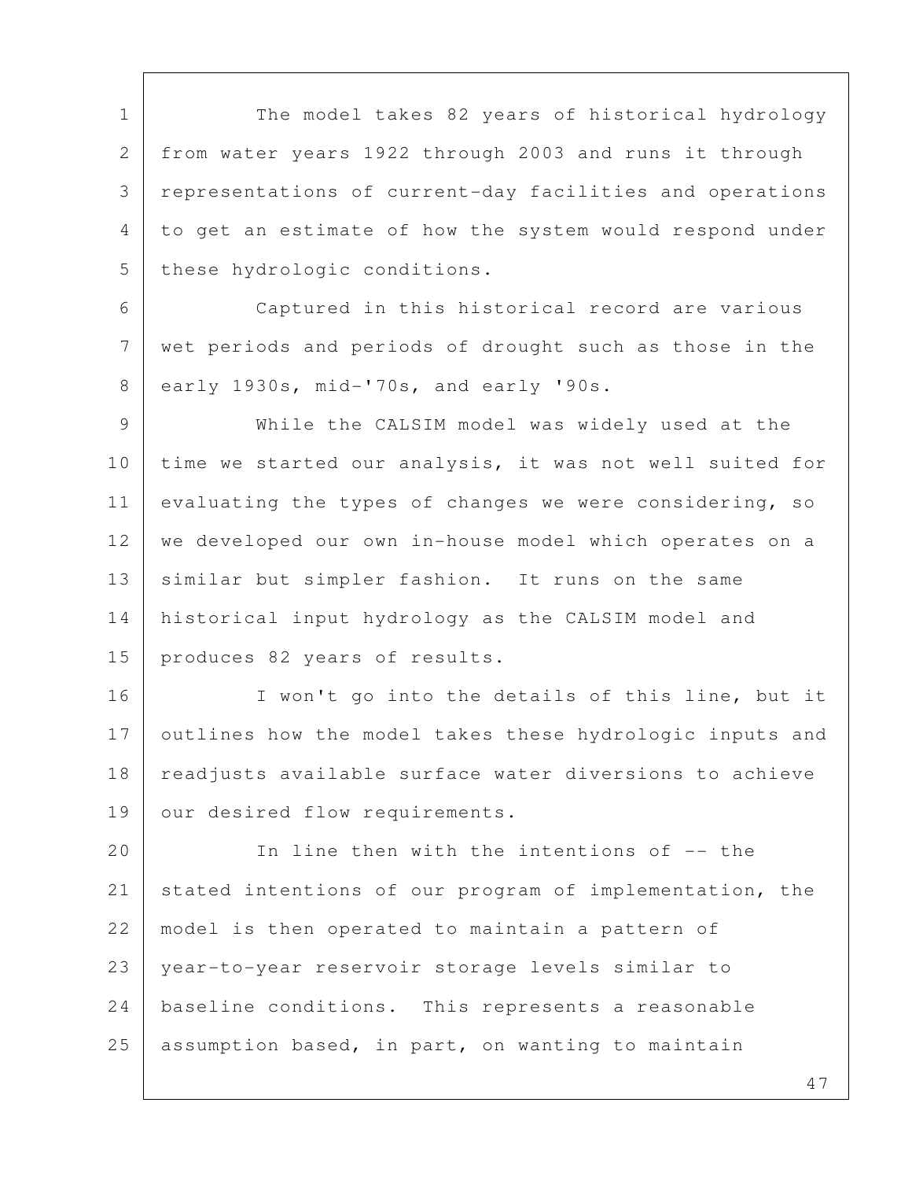The model takes 82 years of historical hydrology from water years 1922 through 2003 and runs it through representations of current-day facilities and operations to get an estimate of how the system would respond under these hydrologic conditions.

Captured in this historical record are various wet periods and periods of drought such as those in the early 1930s, mid-'70s, and early '90s.

While the CALSIM model was widely used at the time we started our analysis, it was not well suited for evaluating the types of changes we were considering, so we developed our own in-house model which operates on a similar but simpler fashion. It runs on the same historical input hydrology as the CALSIM model and produces 82 years of results.

I won't go into the details of this line, but it outlines how the model takes these hydrologic inputs and readjusts available surface water diversions to achieve our desired flow requirements.

In line then with the intentions of -- the stated intentions of our program of implementation, the model is then operated to maintain a pattern of year-to-year reservoir storage levels similar to baseline conditions. This represents a reasonable assumption based, in part, on wanting to maintain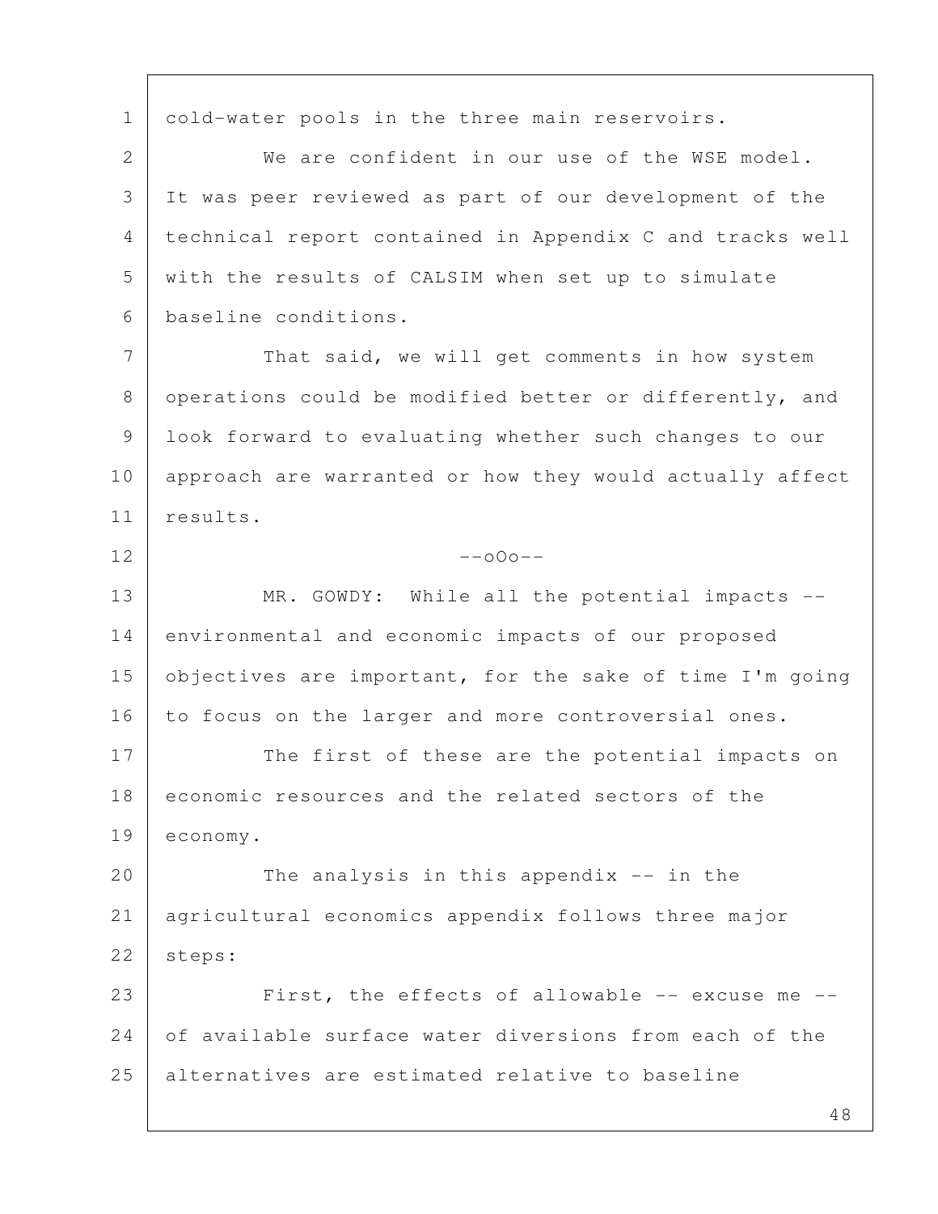cold-water pools in the three main reservoirs.

We are confident in our use of the WSE model. It was peer reviewed as part of our development of the technical report contained in Appendix C and tracks well with the results of CALSIM when set up to simulate baseline conditions.

That said, we will get comments in how system operations could be modified better or differently, and look forward to evaluating whether such changes to our approach are warranted or how they would actually affect results.

--oOo--

MR. GOWDY: While all the potential impacts -- environmental and economic impacts of our proposed objectives are important, for the sake of time I'm going to focus on the larger and more controversial ones.

The first of these are the potential impacts on economic resources and the related sectors of the economy.

The analysis in this appendix -- in the agricultural economics appendix follows three major steps:

First, the effects of allowable -- excuse me -- of available surface water diversions from each of the alternatives are estimated relative to baseline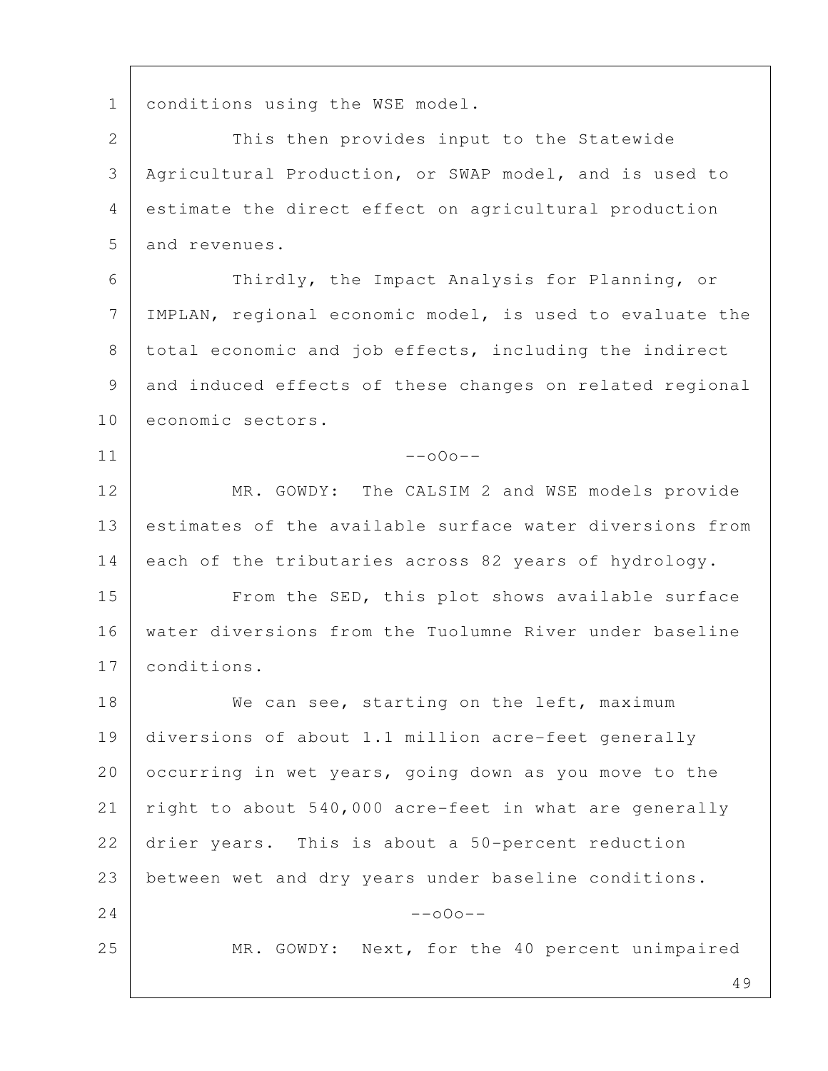conditions using the WSE model.

This then provides input to the Statewide Agricultural Production, or SWAP model, and is used to estimate the direct effect on agricultural production and revenues.

Thirdly, the Impact Analysis for Planning, or IMPLAN, regional economic model, is used to evaluate the total economic and job effects, including the indirect and induced effects of these changes on related regional economic sectors.

--oOo--

MR. GOWDY: The CALSIM 2 and WSE models provide estimates of the available surface water diversions from each of the tributaries across 82 years of hydrology.

From the SED, this plot shows available surface water diversions from the Tuolumne River under baseline conditions.

We can see, starting on the left, maximum diversions of about 1.1 million acre-feet generally occurring in wet years, going down as you move to the right to about 540,000 acre-feet in what are generally drier years. This is about a 50-percent reduction between wet and dry years under baseline conditions.

--oOo--

MR. GOWDY: Next, for the 40 percent unimpaired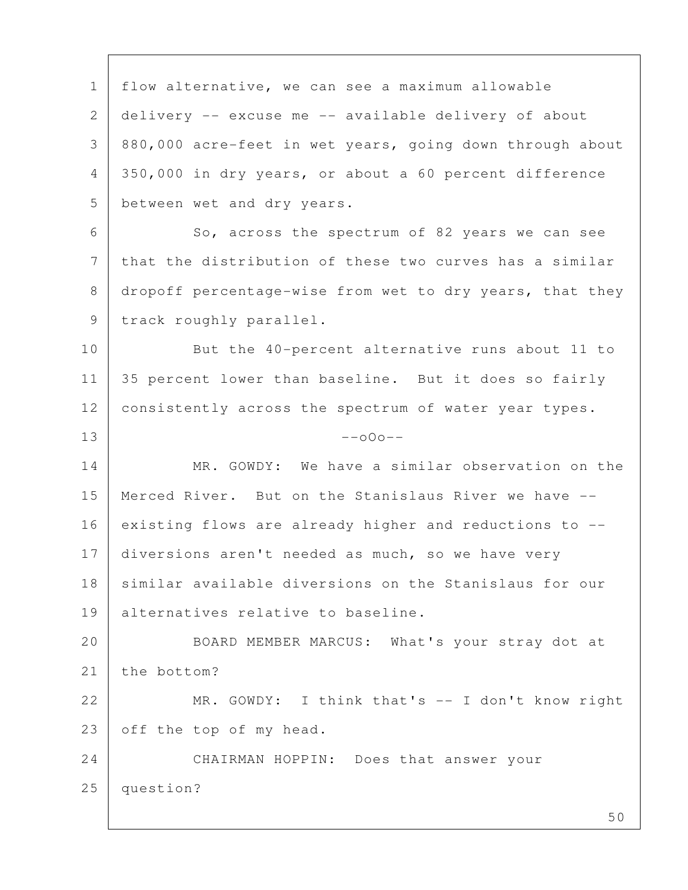flow alternative, we can see a maximum allowable delivery -- excuse me -- available delivery of about 880,000 acre-feet in wet years, going down through about 350,000 in dry years, or about a 60 percent difference between wet and dry years.

So, across the spectrum of 82 years we can see that the distribution of these two curves has a similar dropoff percentage-wise from wet to dry years, that they track roughly parallel.

But the 40-percent alternative runs about 11 to 35 percent lower than baseline. But it does so fairly consistently across the spectrum of water year types.

--oOo--

MR. GOWDY: We have a similar observation on the Merced River. But on the Stanislaus River we have -- existing flows are already higher and reductions to -- diversions aren't needed as much, so we have very similar available diversions on the Stanislaus for our alternatives relative to baseline.

BOARD MEMBER MARCUS: What's your stray dot at the bottom?

MR. GOWDY: I think that's -- I don't know right off the top of my head.

CHAIRMAN HOPPIN: Does that answer your question?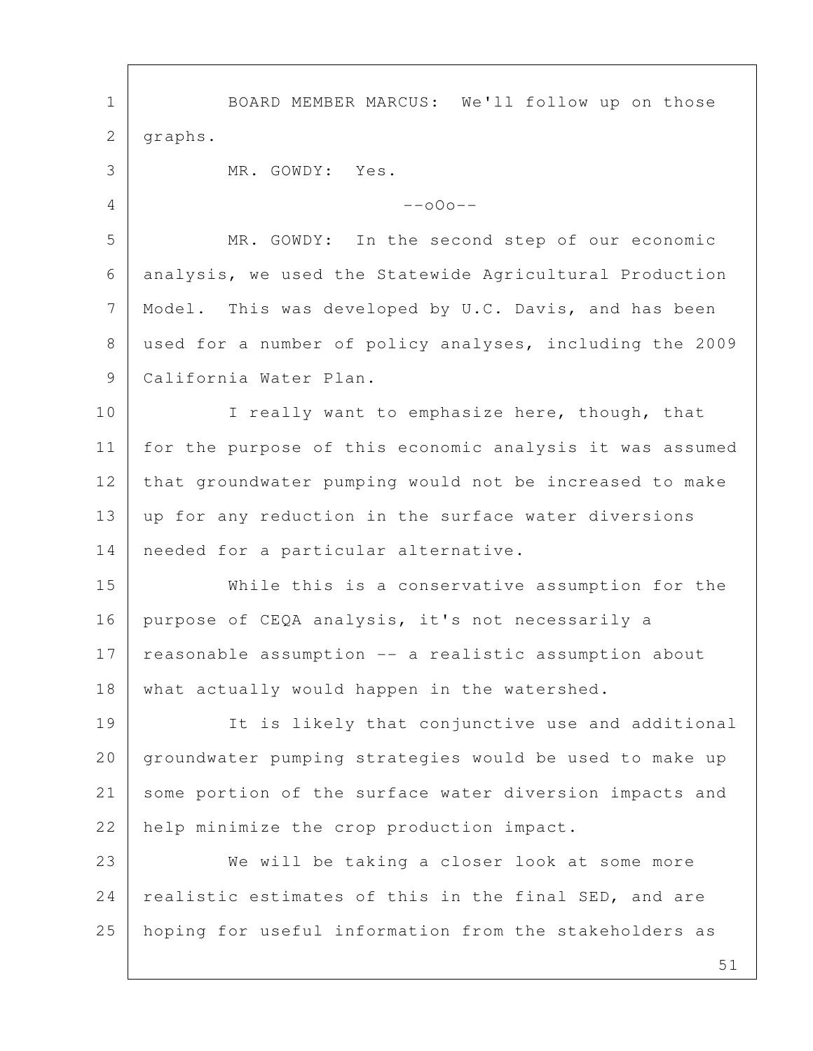BOARD MEMBER MARCUS: We'll follow up on those graphs.

MR. GOWDY: Yes.

--oOo--

MR. GOWDY: In the second step of our economic analysis, we used the Statewide Agricultural Production Model. This was developed by U.C. Davis, and has been used for a number of policy analyses, including the 2009 California Water Plan.

I really want to emphasize here, though, that for the purpose of this economic analysis it was assumed that groundwater pumping would not be increased to make up for any reduction in the surface water diversions needed for a particular alternative.

While this is a conservative assumption for the purpose of CEQA analysis, it's not necessarily a reasonable assumption -- a realistic assumption about what actually would happen in the watershed.

It is likely that conjunctive use and additional groundwater pumping strategies would be used to make up some portion of the surface water diversion impacts and help minimize the crop production impact.

We will be taking a closer look at some more realistic estimates of this in the final SED, and are hoping for useful information from the stakeholders as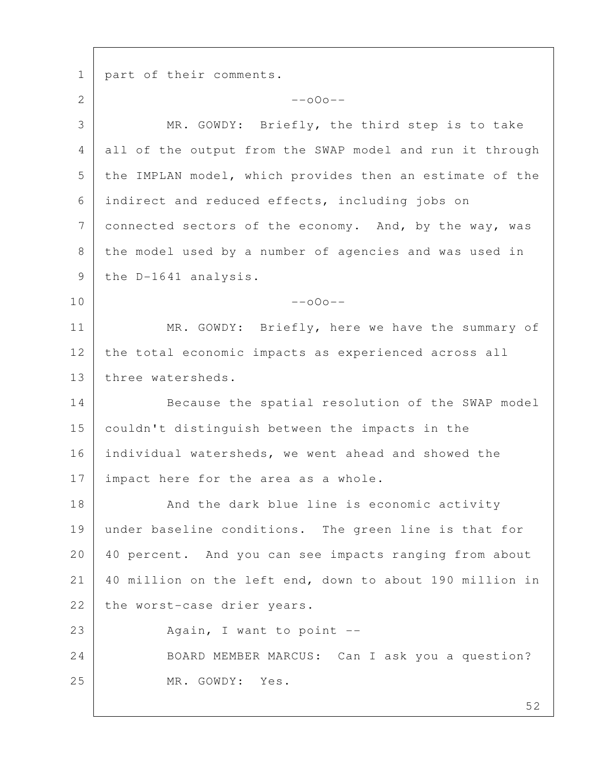part of their comments.

--oOo--

MR. GOWDY: Briefly, the third step is to take all of the output from the SWAP model and run it through the IMPLAN model, which provides then an estimate of the indirect and reduced effects, including jobs on connected sectors of the economy. And, by the way, was the model used by a number of agencies and was used in the D-1641 analysis.

--oOo--

MR. GOWDY: Briefly, here we have the summary of the total economic impacts as experienced across all three watersheds.

Because the spatial resolution of the SWAP model couldn't distinguish between the impacts in the individual watersheds, we went ahead and showed the impact here for the area as a whole.

And the dark blue line is economic activity under baseline conditions. The green line is that for 40 percent. And you can see impacts ranging from about 40 million on the left end, down to about 190 million in the worst-case drier years.

Again, I want to point --

BOARD MEMBER MARCUS: Can I ask you a question?

MR. GOWDY: Yes.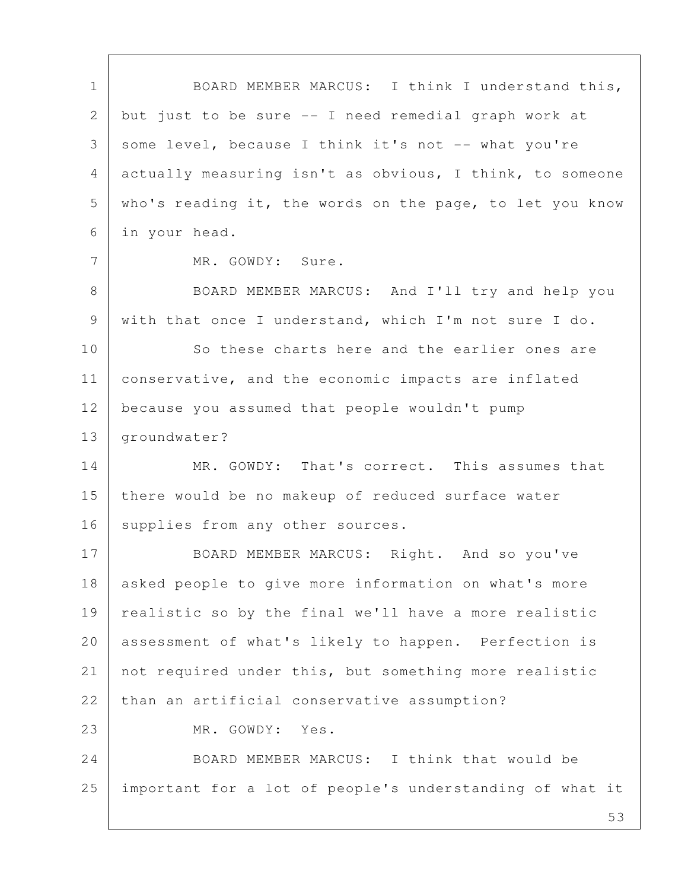BOARD MEMBER MARCUS: I think I understand this, but just to be sure -- I need remedial graph work at some level, because I think it's not -- what you're actually measuring isn't as obvious, I think, to someone who's reading it, the words on the page, to let you know in your head.

MR. GOWDY: Sure.

BOARD MEMBER MARCUS: And I'll try and help you with that once I understand, which I'm not sure I do.

So these charts here and the earlier ones are conservative, and the economic impacts are inflated because you assumed that people wouldn't pump groundwater?

MR. GOWDY: That's correct. This assumes that there would be no makeup of reduced surface water supplies from any other sources.

BOARD MEMBER MARCUS: Right. And so you've asked people to give more information on what's more realistic so by the final we'll have a more realistic assessment of what's likely to happen. Perfection is not required under this, but something more realistic than an artificial conservative assumption?

MR. GOWDY: Yes.

BOARD MEMBER MARCUS: I think that would be important for a lot of people's understanding of what it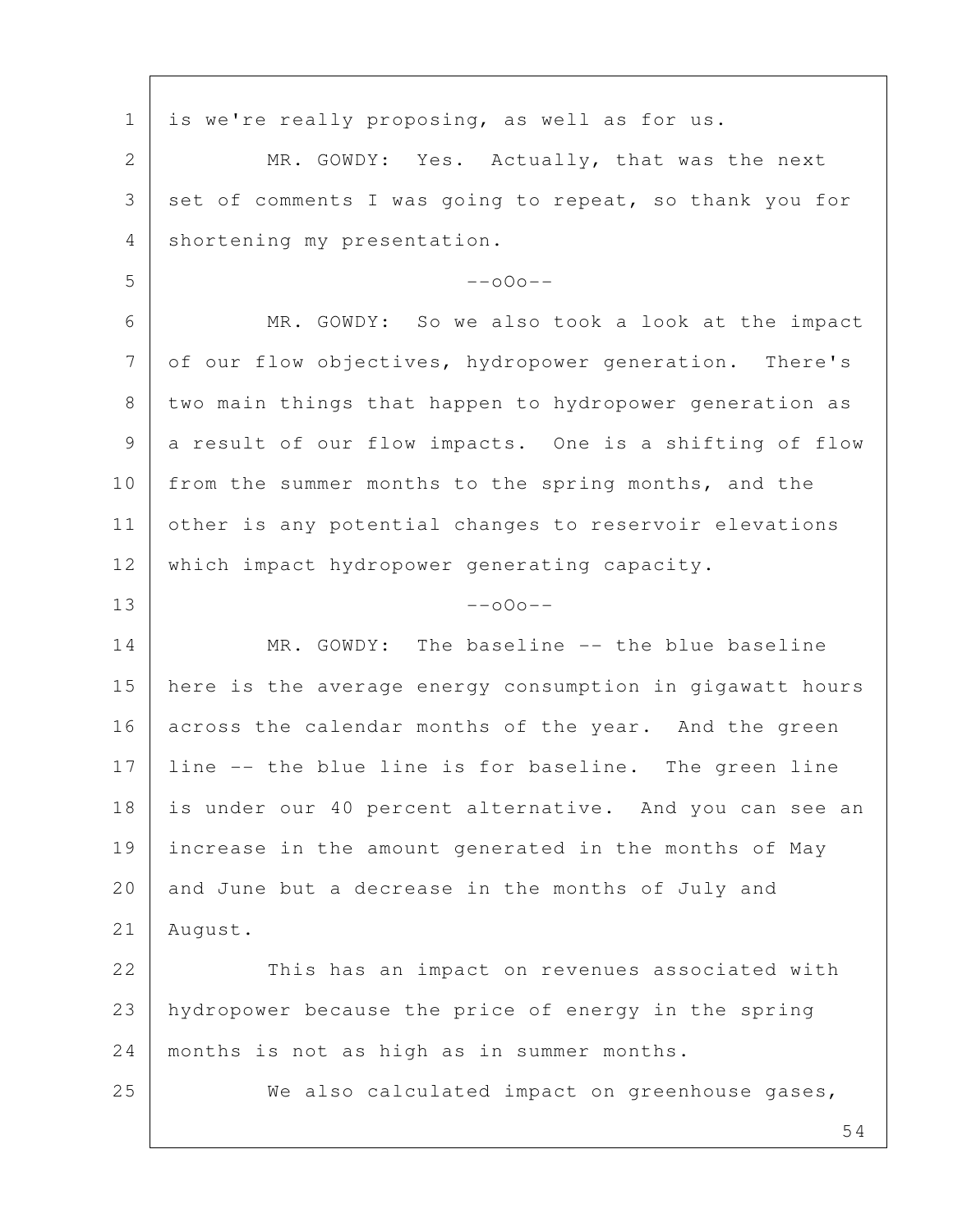is we're really proposing, as well as for us.

MR. GOWDY: Yes. Actually, that was the next set of comments I was going to repeat, so thank you for shortening my presentation.

--oOo--

MR. GOWDY: So we also took a look at the impact of our flow objectives, hydropower generation. There's two main things that happen to hydropower generation as a result of our flow impacts. One is a shifting of flow from the summer months to the spring months, and the other is any potential changes to reservoir elevations which impact hydropower generating capacity.

--oOo--

MR. GOWDY: The baseline -- the blue baseline here is the average energy consumption in gigawatt hours across the calendar months of the year. And the green line -- the blue line is for baseline. The green line is under our 40 percent alternative. And you can see an increase in the amount generated in the months of May and June but a decrease in the months of July and August.

This has an impact on revenues associated with hydropower because the price of energy in the spring months is not as high as in summer months.

We also calculated impact on greenhouse gases,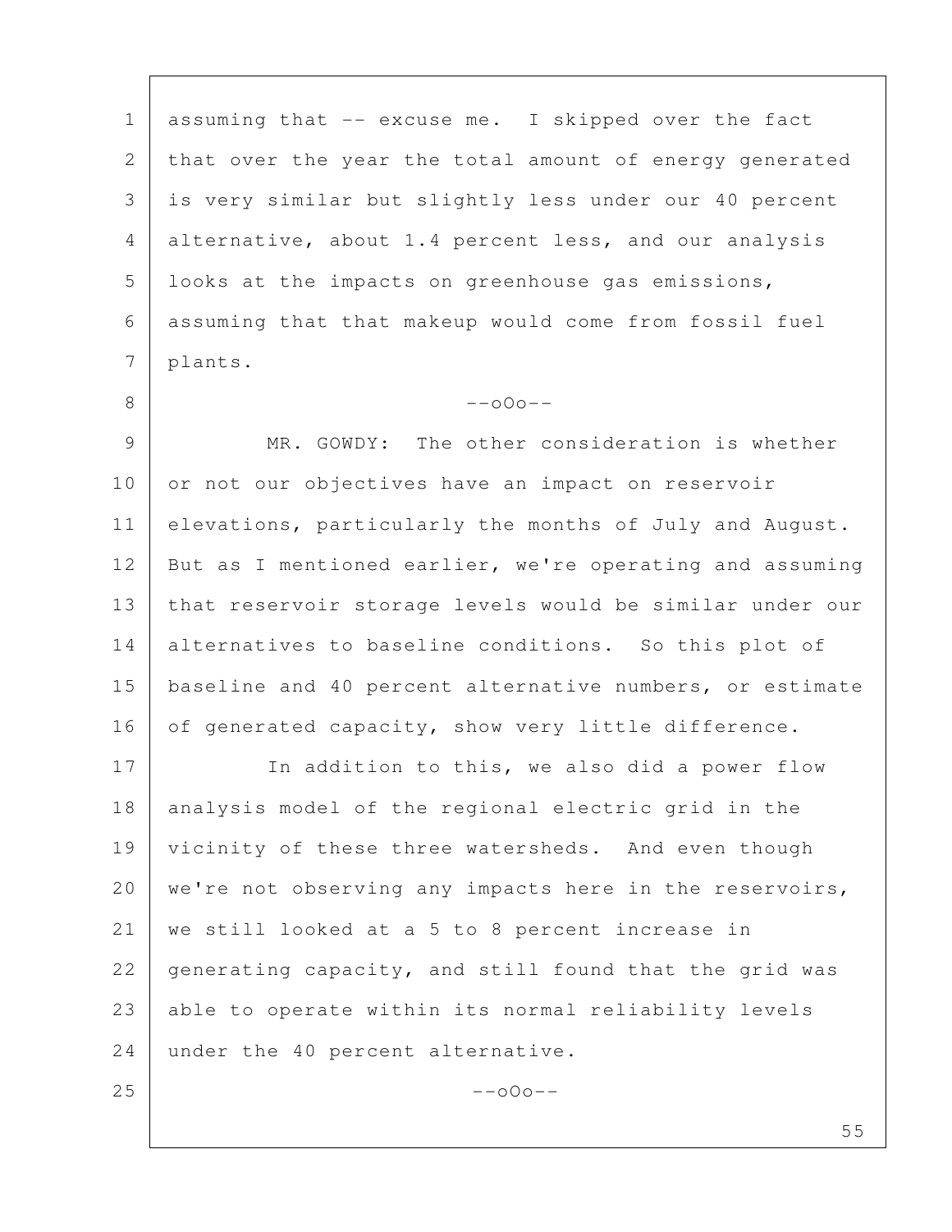assuming that -- excuse me. I skipped over the fact that over the year the total amount of energy generated is very similar but slightly less under our 40 percent alternative, about 1.4 percent less, and our analysis looks at the impacts on greenhouse gas emissions, assuming that that makeup would come from fossil fuel plants.

--oOo--

MR. GOWDY: The other consideration is whether or not our objectives have an impact on reservoir elevations, particularly the months of July and August. But as I mentioned earlier, we're operating and assuming that reservoir storage levels would be similar under our alternatives to baseline conditions. So this plot of baseline and 40 percent alternative numbers, or estimate of generated capacity, show very little difference.

In addition to this, we also did a power flow analysis model of the regional electric grid in the vicinity of these three watersheds. And even though we're not observing any impacts here in the reservoirs, we still looked at a 5 to 8 percent increase in generating capacity, and still found that the grid was able to operate within its normal reliability levels under the 40 percent alternative.

--oOo--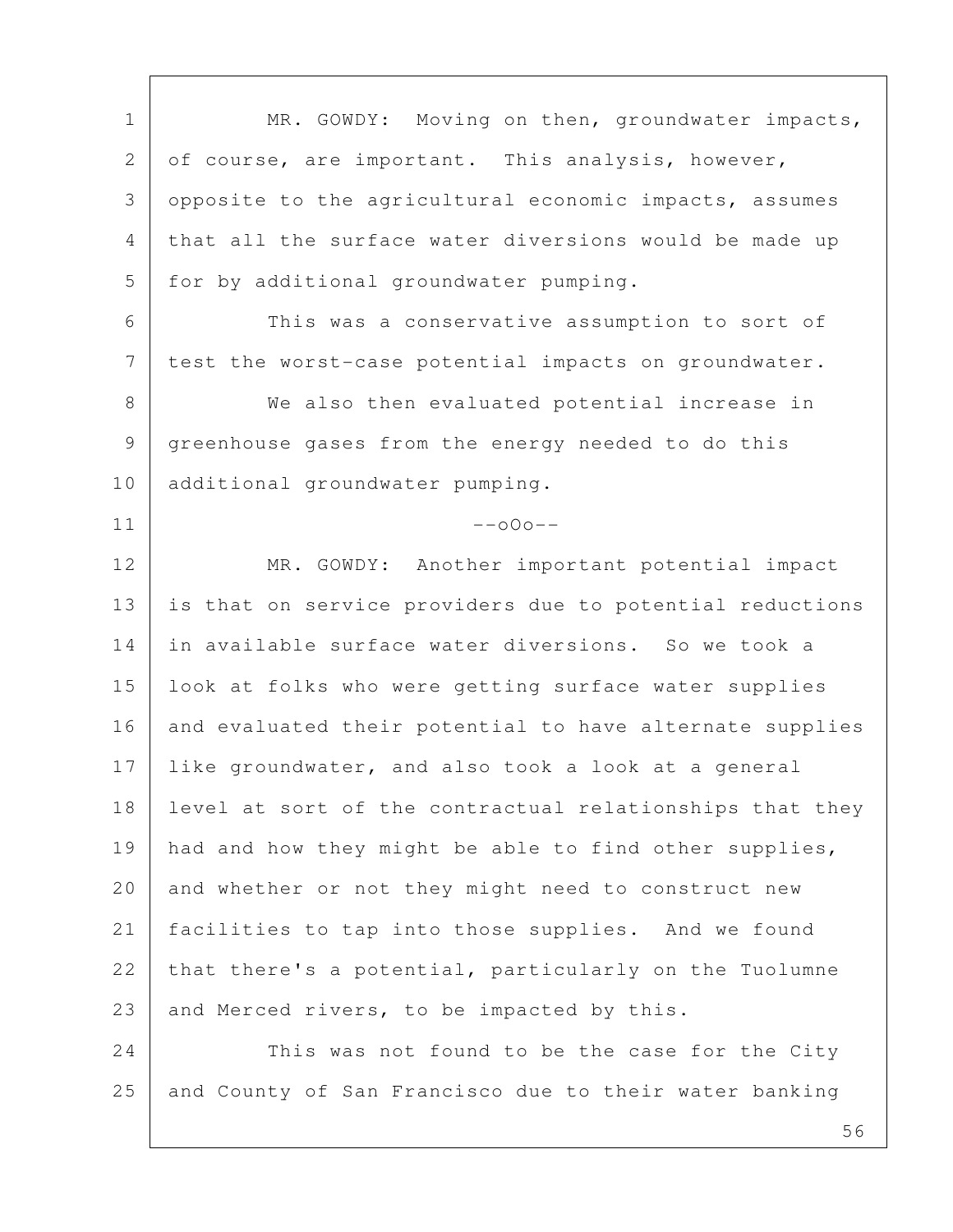MR. GOWDY: Moving on then, groundwater impacts, of course, are important. This analysis, however, opposite to the agricultural economic impacts, assumes that all the surface water diversions would be made up for by additional groundwater pumping.

This was a conservative assumption to sort of test the worst-case potential impacts on groundwater.

We also then evaluated potential increase in greenhouse gases from the energy needed to do this additional groundwater pumping.

--oOo--

MR. GOWDY: Another important potential impact is that on service providers due to potential reductions in available surface water diversions. So we took a look at folks who were getting surface water supplies and evaluated their potential to have alternate supplies like groundwater, and also took a look at a general level at sort of the contractual relationships that they had and how they might be able to find other supplies, and whether or not they might need to construct new facilities to tap into those supplies. And we found that there's a potential, particularly on the Tuolumne and Merced rivers, to be impacted by this.

This was not found to be the case for the City and County of San Francisco due to their water banking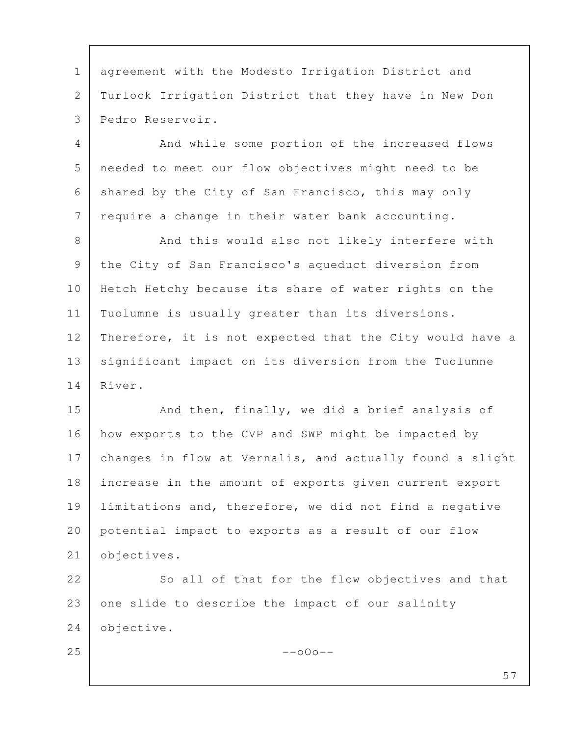agreement with the Modesto Irrigation District and Turlock Irrigation District that they have in New Don Pedro Reservoir.

And while some portion of the increased flows needed to meet our flow objectives might need to be shared by the City of San Francisco, this may only require a change in their water bank accounting.

And this would also not likely interfere with the City of San Francisco's aqueduct diversion from Hetch Hetchy because its share of water rights on the Tuolumne is usually greater than its diversions. Therefore, it is not expected that the City would have a significant impact on its diversion from the Tuolumne River.

And then, finally, we did a brief analysis of how exports to the CVP and SWP might be impacted by changes in flow at Vernalis, and actually found a slight increase in the amount of exports given current export limitations and, therefore, we did not find a negative potential impact to exports as a result of our flow objectives.

So all of that for the flow objectives and that one slide to describe the impact of our salinity objective.

--oOo--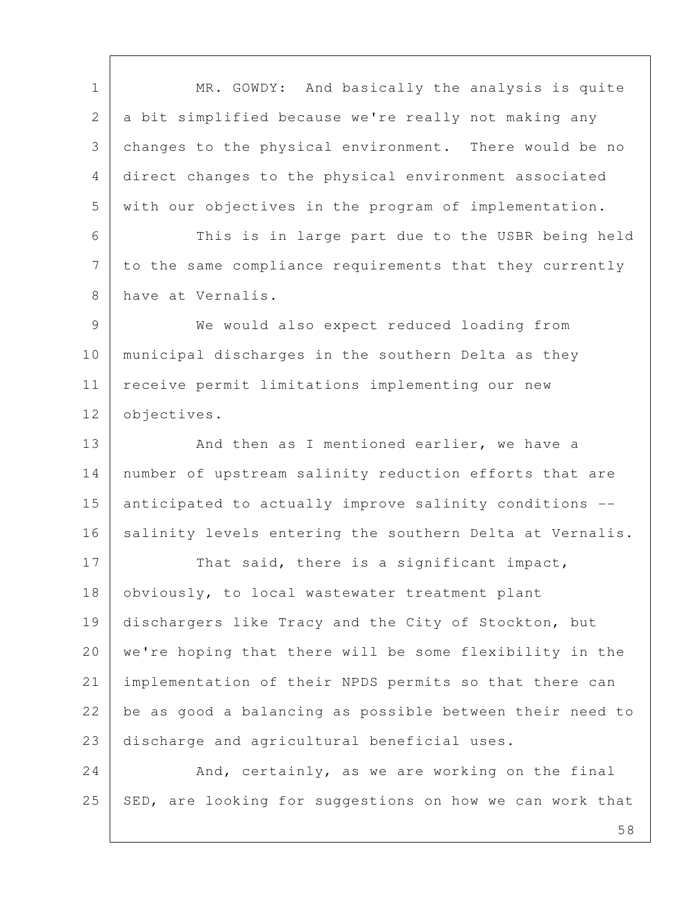MR. GOWDY: And basically the analysis is quite a bit simplified because we're really not making any changes to the physical environment. There would be no direct changes to the physical environment associated with our objectives in the program of implementation.

This is in large part due to the USBR being held to the same compliance requirements that they currently have at Vernalis.

We would also expect reduced loading from municipal discharges in the southern Delta as they receive permit limitations implementing our new objectives.

And then as I mentioned earlier, we have a number of upstream salinity reduction efforts that are anticipated to actually improve salinity conditions -- salinity levels entering the southern Delta at Vernalis.

That said, there is a significant impact, obviously, to local wastewater treatment plant dischargers like Tracy and the City of Stockton, but we're hoping that there will be some flexibility in the implementation of their NPDS permits so that there can be as good a balancing as possible between their need to discharge and agricultural beneficial uses.

And, certainly, as we are working on the final SED, are looking for suggestions on how we can work that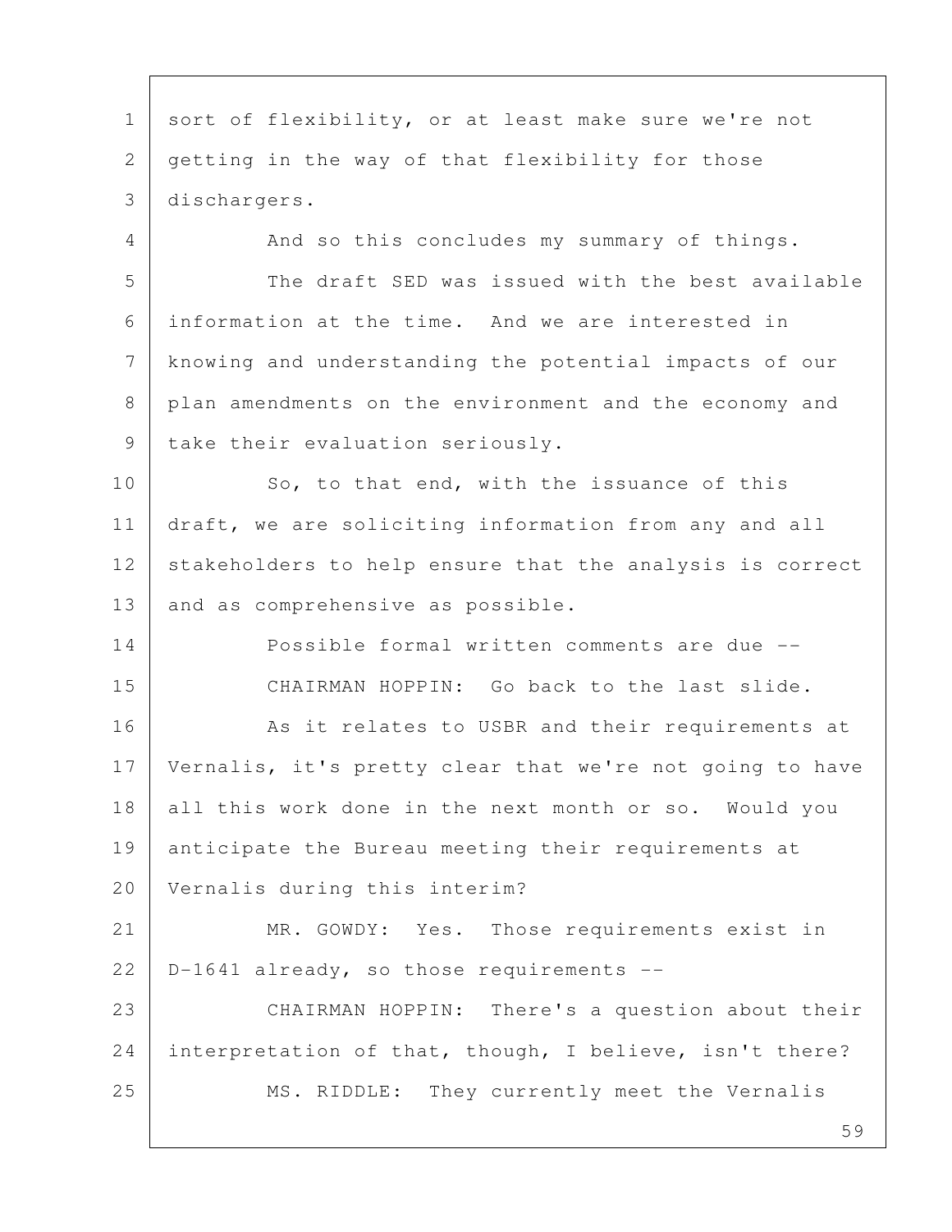sort of flexibility, or at least make sure we're not getting in the way of that flexibility for those dischargers.

And so this concludes my summary of things.

The draft SED was issued with the best available information at the time. And we are interested in knowing and understanding the potential impacts of our plan amendments on the environment and the economy and take their evaluation seriously.

So, to that end, with the issuance of this draft, we are soliciting information from any and all stakeholders to help ensure that the analysis is correct and as comprehensive as possible.

Possible formal written comments are due --

CHAIRMAN HOPPIN: Go back to the last slide.

As it relates to USBR and their requirements at Vernalis, it's pretty clear that we're not going to have all this work done in the next month or so. Would you anticipate the Bureau meeting their requirements at Vernalis during this interim?

MR. GOWDY: Yes. Those requirements exist in D-1641 already, so those requirements --

CHAIRMAN HOPPIN: There's a question about their interpretation of that, though, I believe, isn't there?

MS. RIDDLE: They currently meet the Vernalis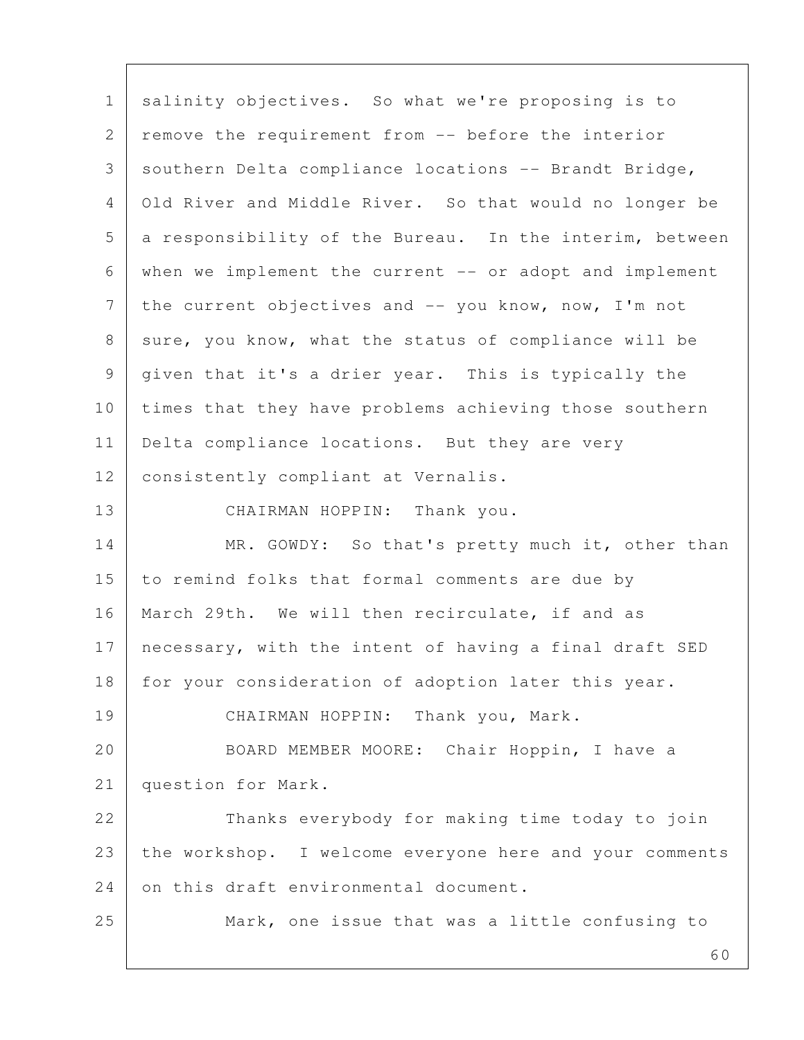salinity objectives. So what we're proposing is to remove the requirement from -- before the interior southern Delta compliance locations -- Brandt Bridge, Old River and Middle River. So that would no longer be a responsibility of the Bureau. In the interim, between when we implement the current -- or adopt and implement the current objectives and -- you know, now, I'm not sure, you know, what the status of compliance will be given that it's a drier year. This is typically the times that they have problems achieving those southern Delta compliance locations. But they are very consistently compliant at Vernalis.

CHAIRMAN HOPPIN: Thank you.

MR. GOWDY: So that's pretty much it, other than to remind folks that formal comments are due by March 29th. We will then recirculate, if and as necessary, with the intent of having a final draft SED for your consideration of adoption later this year.

CHAIRMAN HOPPIN: Thank you, Mark.

BOARD MEMBER MOORE: Chair Hoppin, I have a question for Mark.

Thanks everybody for making time today to join the workshop. I welcome everyone here and your comments on this draft environmental document.

Mark, one issue that was a little confusing to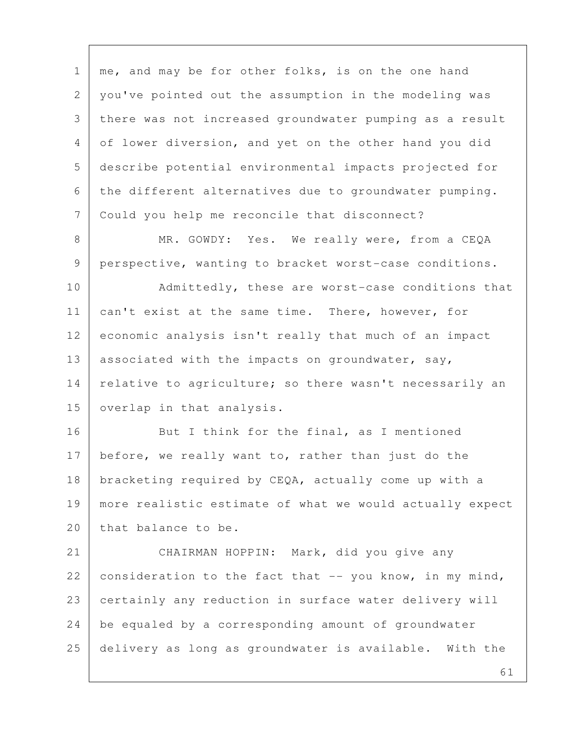me, and may be for other folks, is on the one hand you've pointed out the assumption in the modeling was there was not increased groundwater pumping as a result of lower diversion, and yet on the other hand you did describe potential environmental impacts projected for the different alternatives due to groundwater pumping. Could you help me reconcile that disconnect?

MR. GOWDY: Yes. We really were, from a CEQA perspective, wanting to bracket worst-case conditions.

Admittedly, these are worst-case conditions that can't exist at the same time. There, however, for economic analysis isn't really that much of an impact associated with the impacts on groundwater, say, relative to agriculture; so there wasn't necessarily an overlap in that analysis.

But I think for the final, as I mentioned before, we really want to, rather than just do the bracketing required by CEQA, actually come up with a more realistic estimate of what we would actually expect that balance to be.

CHAIRMAN HOPPIN: Mark, did you give any consideration to the fact that -- you know, in my mind, certainly any reduction in surface water delivery will be equaled by a corresponding amount of groundwater delivery as long as groundwater is available. With the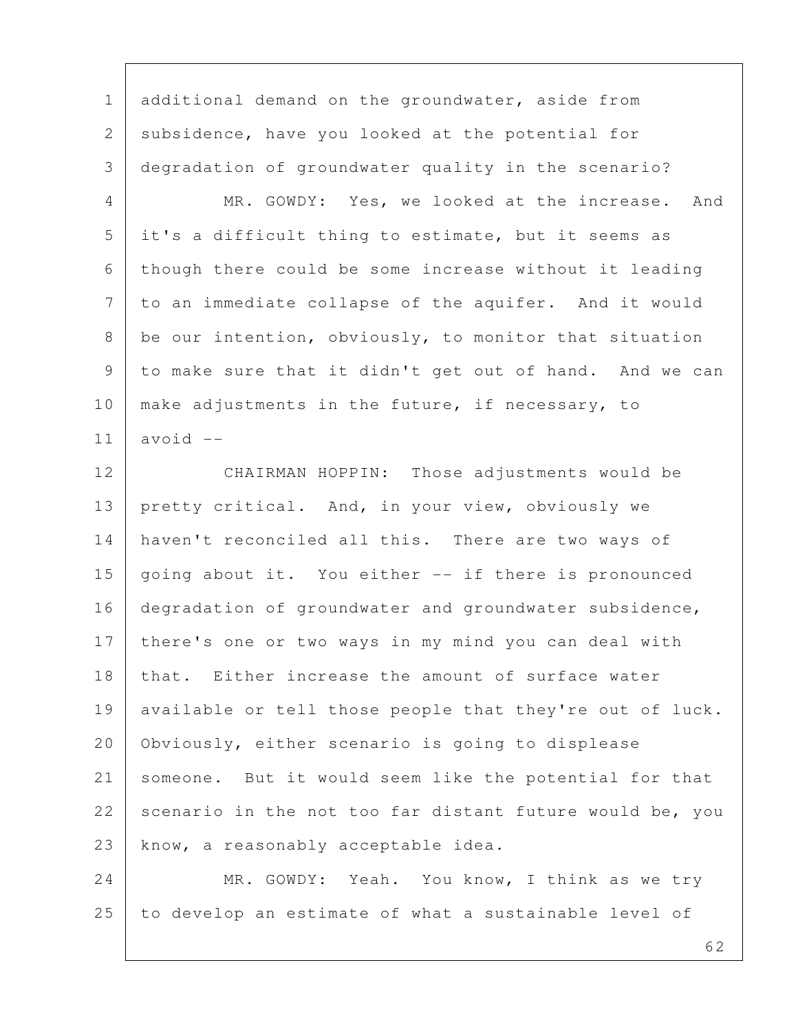additional demand on the groundwater, aside from subsidence, have you looked at the potential for degradation of groundwater quality in the scenario?

MR. GOWDY: Yes, we looked at the increase. And it's a difficult thing to estimate, but it seems as though there could be some increase without it leading to an immediate collapse of the aquifer. And it would be our intention, obviously, to monitor that situation to make sure that it didn't get out of hand. And we can make adjustments in the future, if necessary, to avoid --

CHAIRMAN HOPPIN: Those adjustments would be pretty critical. And, in your view, obviously we haven't reconciled all this. There are two ways of going about it. You either -- if there is pronounced degradation of groundwater and groundwater subsidence, there's one or two ways in my mind you can deal with that. Either increase the amount of surface water available or tell those people that they're out of luck. Obviously, either scenario is going to displease someone. But it would seem like the potential for that scenario in the not too far distant future would be, you know, a reasonably acceptable idea.

MR. GOWDY: Yeah. You know, I think as we try to develop an estimate of what a sustainable level of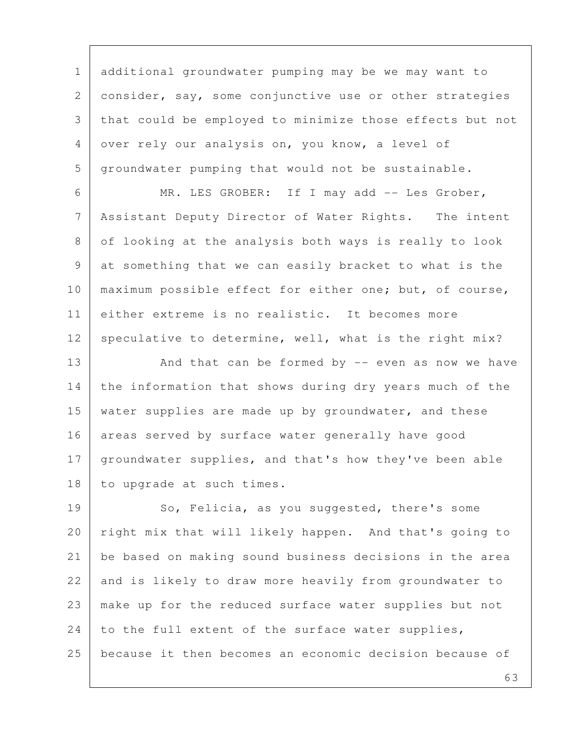additional groundwater pumping may be we may want to consider, say, some conjunctive use or other strategies that could be employed to minimize those effects but not over rely our analysis on, you know, a level of groundwater pumping that would not be sustainable.

MR. LES GROBER: If I may add -- Les Grober, Assistant Deputy Director of Water Rights. The intent of looking at the analysis both ways is really to look at something that we can easily bracket to what is the maximum possible effect for either one; but, of course, either extreme is no realistic. It becomes more speculative to determine, well, what is the right mix?

And that can be formed by -- even as now we have the information that shows during dry years much of the water supplies are made up by groundwater, and these areas served by surface water generally have good groundwater supplies, and that's how they've been able to upgrade at such times.

So, Felicia, as you suggested, there's some right mix that will likely happen. And that's going to be based on making sound business decisions in the area and is likely to draw more heavily from groundwater to make up for the reduced surface water supplies but not to the full extent of the surface water supplies, because it then becomes an economic decision because of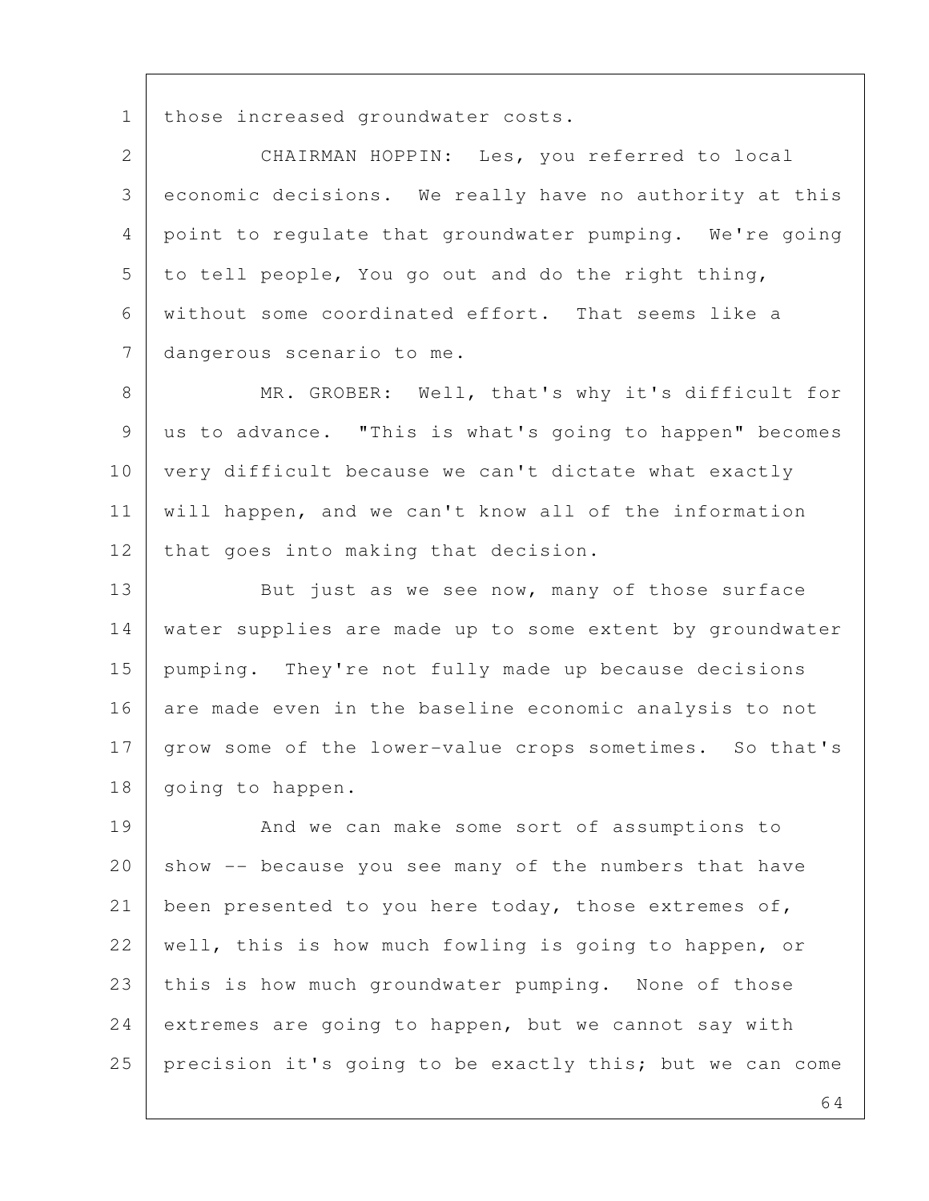those increased groundwater costs.

CHAIRMAN HOPPIN: Les, you referred to local economic decisions. We really have no authority at this point to regulate that groundwater pumping. We're going to tell people, You go out and do the right thing, without some coordinated effort. That seems like a dangerous scenario to me.

MR. GROBER: Well, that's why it's difficult for us to advance. "This is what's going to happen" becomes very difficult because we can't dictate what exactly will happen, and we can't know all of the information that goes into making that decision.

But just as we see now, many of those surface water supplies are made up to some extent by groundwater pumping. They're not fully made up because decisions are made even in the baseline economic analysis to not grow some of the lower-value crops sometimes. So that's going to happen.

And we can make some sort of assumptions to show -- because you see many of the numbers that have been presented to you here today, those extremes of, well, this is how much fowling is going to happen, or this is how much groundwater pumping. None of those extremes are going to happen, but we cannot say with precision it's going to be exactly this; but we can come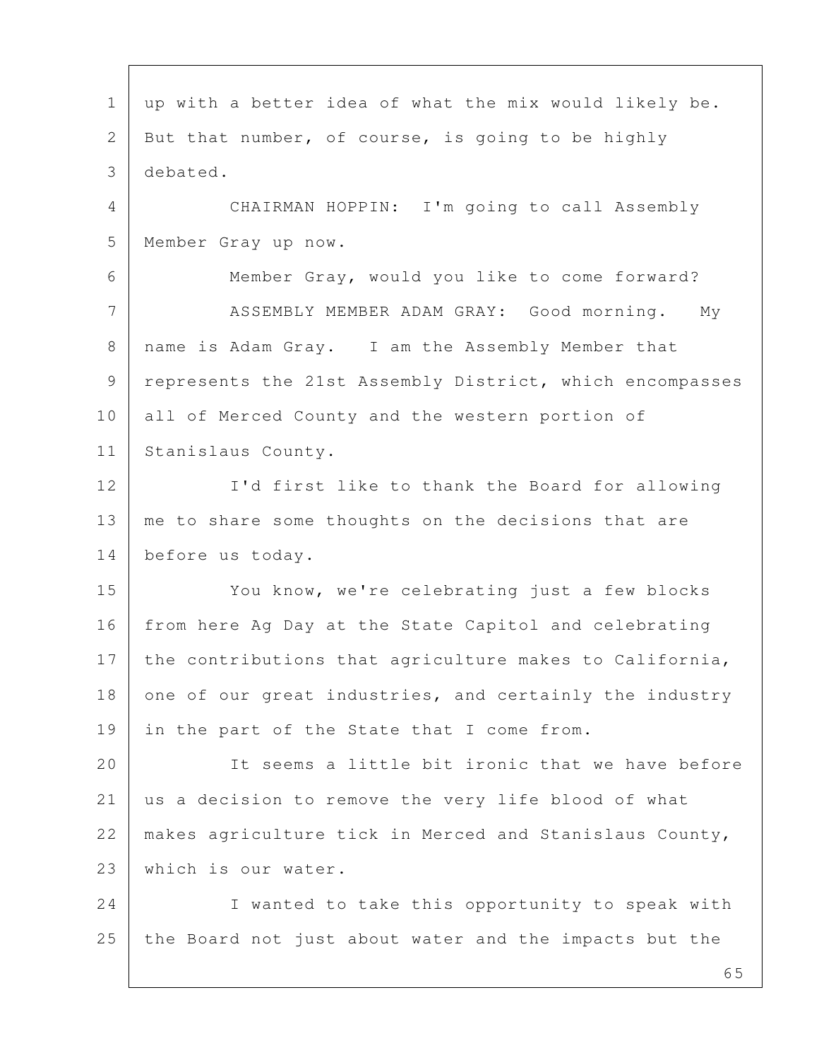up with a better idea of what the mix would likely be. But that number, of course, is going to be highly debated.

CHAIRMAN HOPPIN: I'm going to call Assembly Member Gray up now.

Member Gray, would you like to come forward?

ASSEMBLY MEMBER ADAM GRAY: Good morning. My name is Adam Gray. I am the Assembly Member that represents the 21st Assembly District, which encompasses all of Merced County and the western portion of Stanislaus County.

I'd first like to thank the Board for allowing me to share some thoughts on the decisions that are before us today.

You know, we're celebrating just a few blocks from here Ag Day at the State Capitol and celebrating the contributions that agriculture makes to California, one of our great industries, and certainly the industry in the part of the State that I come from.

It seems a little bit ironic that we have before us a decision to remove the very life blood of what makes agriculture tick in Merced and Stanislaus County, which is our water.

I wanted to take this opportunity to speak with the Board not just about water and the impacts but the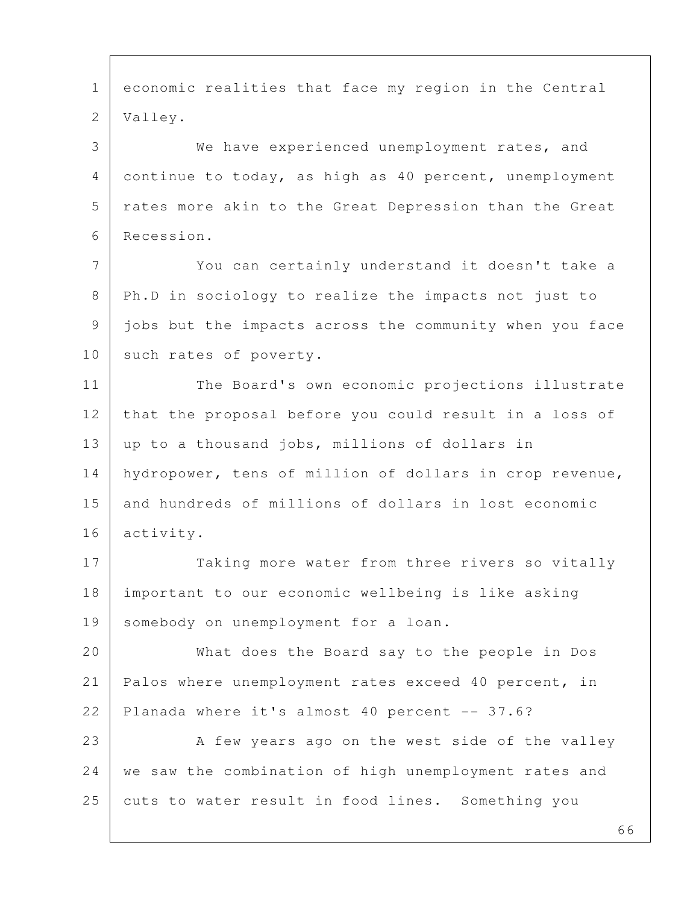economic realities that face my region in the Central Valley.

We have experienced unemployment rates, and continue to today, as high as 40 percent, unemployment rates more akin to the Great Depression than the Great Recession.

You can certainly understand it doesn't take a Ph.D in sociology to realize the impacts not just to jobs but the impacts across the community when you face such rates of poverty.

The Board's own economic projections illustrate that the proposal before you could result in a loss of up to a thousand jobs, millions of dollars in hydropower, tens of million of dollars in crop revenue, and hundreds of millions of dollars in lost economic activity.

Taking more water from three rivers so vitally important to our economic wellbeing is like asking somebody on unemployment for a loan.

What does the Board say to the people in Dos Palos where unemployment rates exceed 40 percent, in Planada where it's almost 40 percent -- 37.6?

A few years ago on the west side of the valley we saw the combination of high unemployment rates and cuts to water result in food lines. Something you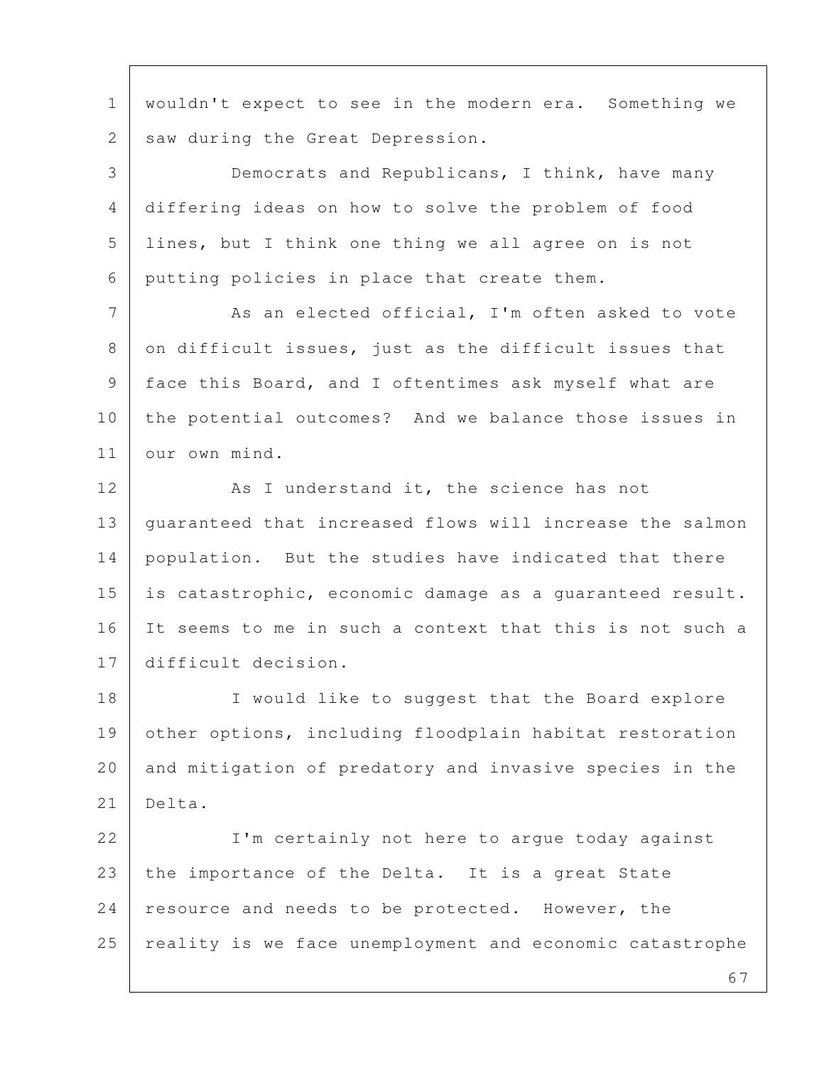wouldn't expect to see in the modern era. Something we saw during the Great Depression.

Democrats and Republicans, I think, have many differing ideas on how to solve the problem of food lines, but I think one thing we all agree on is not putting policies in place that create them.

As an elected official, I'm often asked to vote on difficult issues, just as the difficult issues that face this Board, and I oftentimes ask myself what are the potential outcomes? And we balance those issues in our own mind.

As I understand it, the science has not guaranteed that increased flows will increase the salmon population. But the studies have indicated that there is catastrophic, economic damage as a guaranteed result. It seems to me in such a context that this is not such a difficult decision.

I would like to suggest that the Board explore other options, including floodplain habitat restoration and mitigation of predatory and invasive species in the Delta.

I'm certainly not here to argue today against the importance of the Delta. It is a great State resource and needs to be protected. However, the reality is we face unemployment and economic catastrophe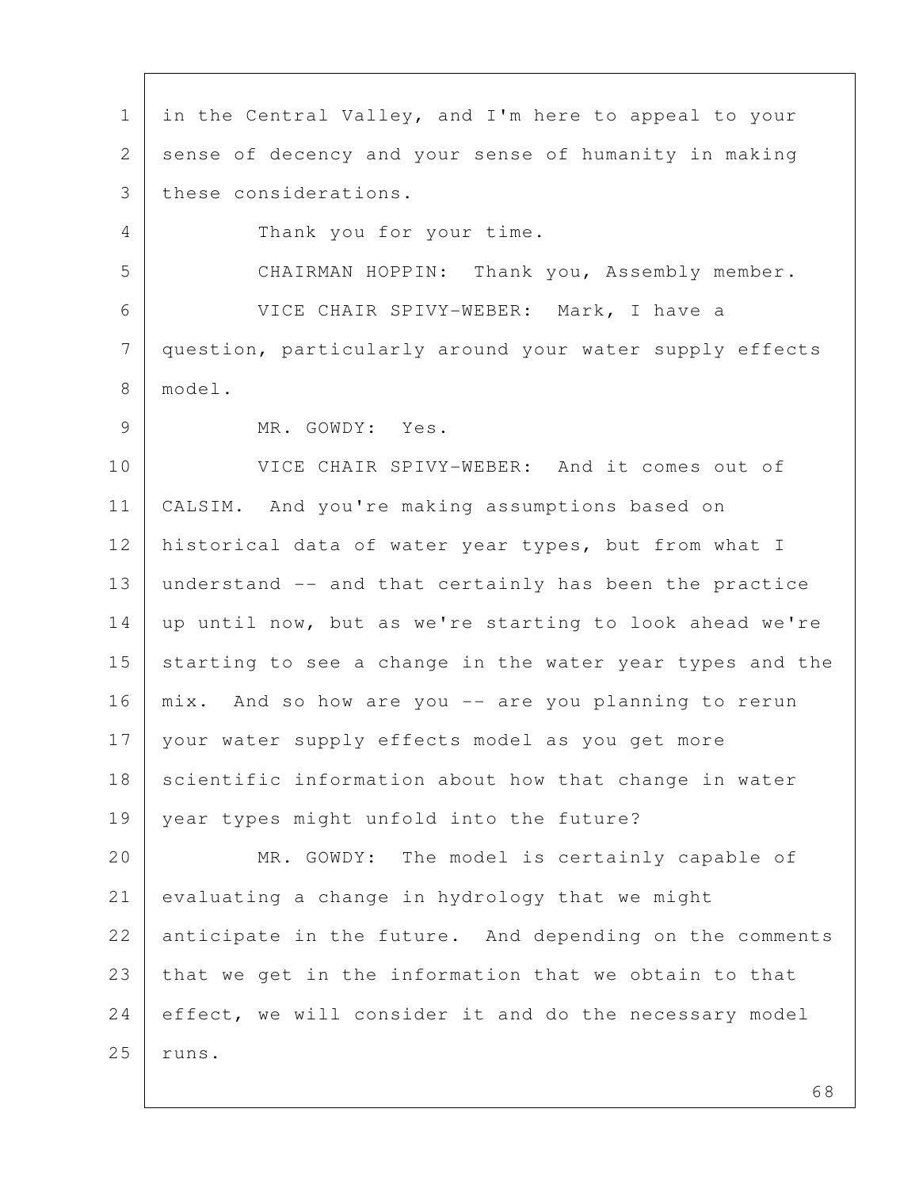in the Central Valley, and I'm here to appeal to your sense of decency and your sense of humanity in making these considerations.

Thank you for your time.

CHAIRMAN HOPPIN: Thank you, Assembly member.

VICE CHAIR SPIVY-WEBER: Mark, I have a question, particularly around your water supply effects model.

MR. GOWDY: Yes.

VICE CHAIR SPIVY-WEBER: And it comes out of CALSIM. And you're making assumptions based on historical data of water year types, but from what I understand -- and that certainly has been the practice up until now, but as we're starting to look ahead we're starting to see a change in the water year types and the mix. And so how are you -- are you planning to rerun your water supply effects model as you get more scientific information about how that change in water year types might unfold into the future?

MR. GOWDY: The model is certainly capable of evaluating a change in hydrology that we might anticipate in the future. And depending on the comments that we get in the information that we obtain to that effect, we will consider it and do the necessary model runs.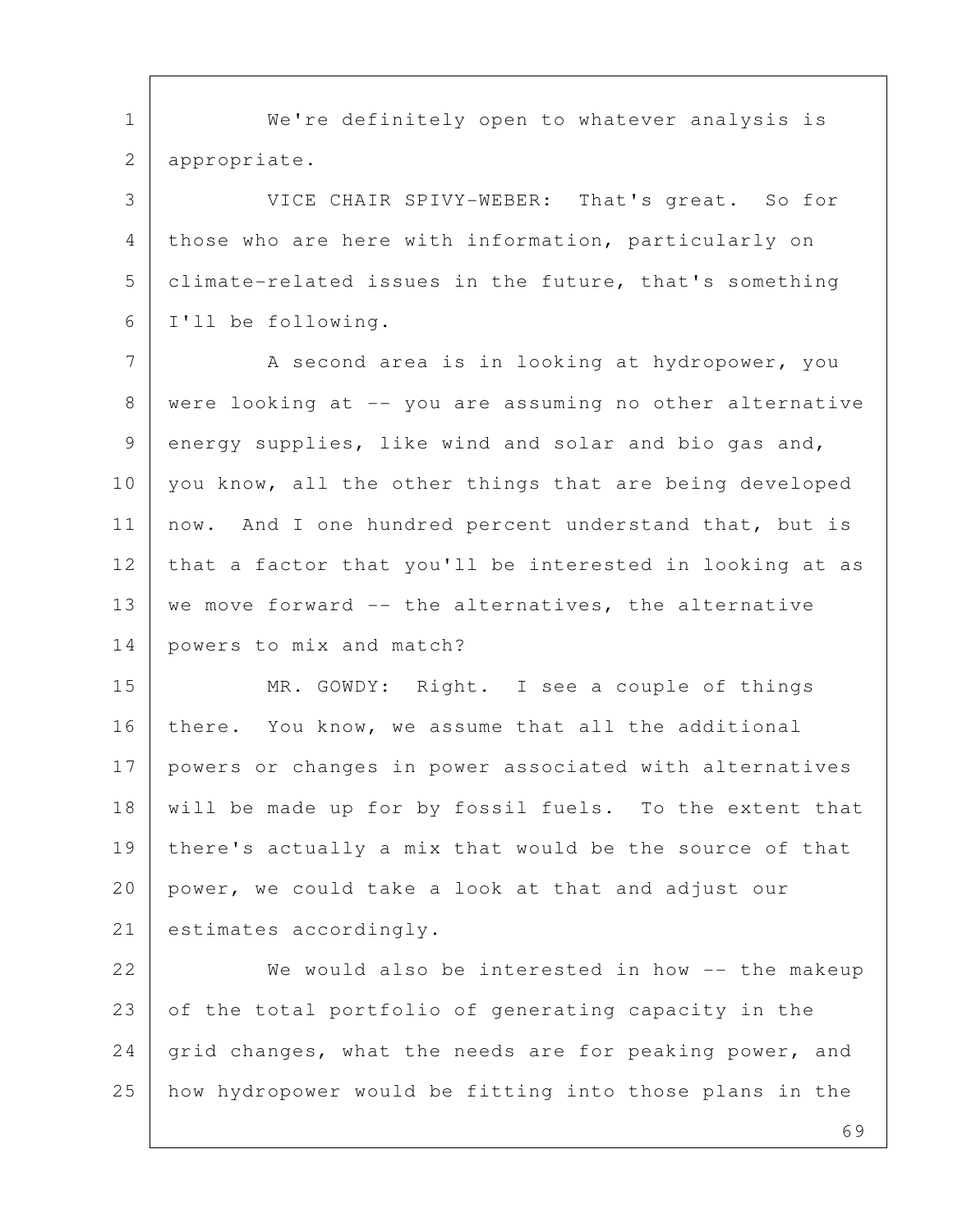We're definitely open to whatever analysis is appropriate.

VICE CHAIR SPIVY-WEBER: That's great. So for those who are here with information, particularly on climate-related issues in the future, that's something I'll be following.

A second area is in looking at hydropower, you were looking at -- you are assuming no other alternative energy supplies, like wind and solar and bio gas and, you know, all the other things that are being developed now. And I one hundred percent understand that, but is that a factor that you'll be interested in looking at as we move forward -- the alternatives, the alternative powers to mix and match?

MR. GOWDY: Right. I see a couple of things there. You know, we assume that all the additional powers or changes in power associated with alternatives will be made up for by fossil fuels. To the extent that there's actually a mix that would be the source of that power, we could take a look at that and adjust our estimates accordingly.

We would also be interested in how -- the makeup of the total portfolio of generating capacity in the grid changes, what the needs are for peaking power, and how hydropower would be fitting into those plans in the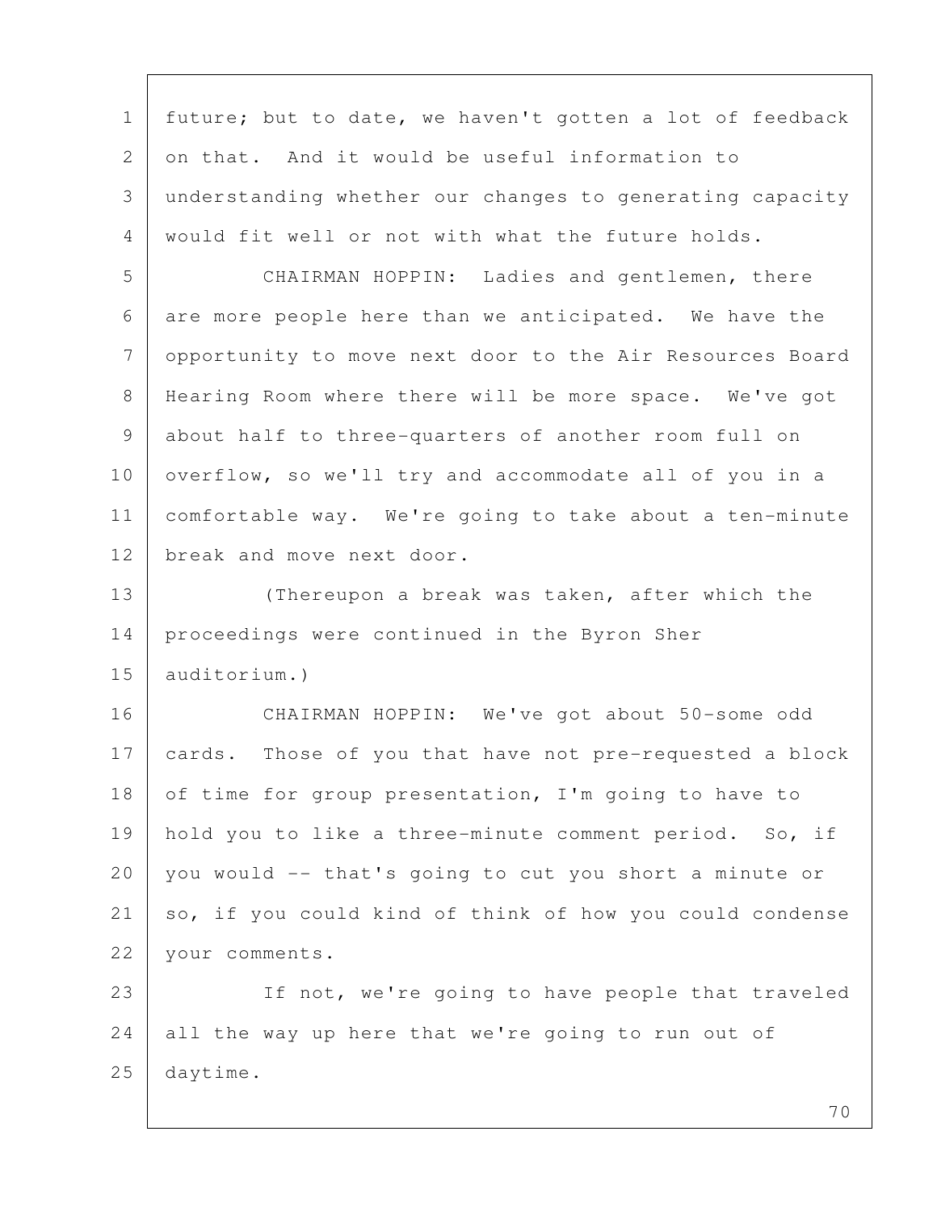future; but to date, we haven't gotten a lot of feedback on that. And it would be useful information to understanding whether our changes to generating capacity would fit well or not with what the future holds.

CHAIRMAN HOPPIN: Ladies and gentlemen, there are more people here than we anticipated. We have the opportunity to move next door to the Air Resources Board Hearing Room where there will be more space. We've got about half to three-quarters of another room full on overflow, so we'll try and accommodate all of you in a comfortable way. We're going to take about a ten-minute break and move next door.

(Thereupon a break was taken, after which the proceedings were continued in the Byron Sher auditorium.)

CHAIRMAN HOPPIN: We've got about 50-some odd cards. Those of you that have not pre-requested a block of time for group presentation, I'm going to have to hold you to like a three-minute comment period. So, if you would -- that's going to cut you short a minute or so, if you could kind of think of how you could condense your comments.

If not, we're going to have people that traveled all the way up here that we're going to run out of daytime.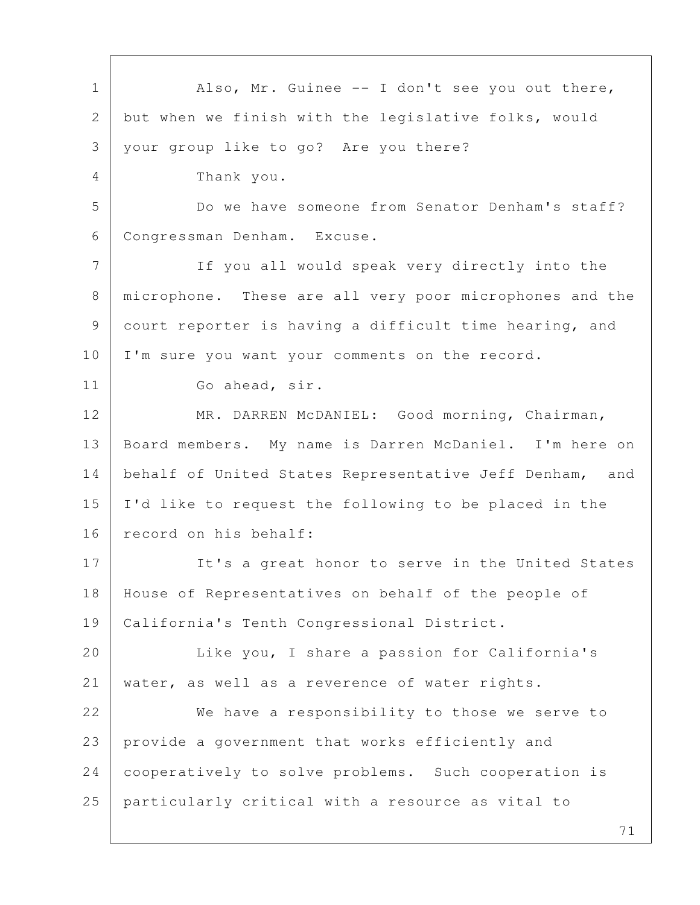Also, Mr. Guinee -- I don't see you out there, but when we finish with the legislative folks, would your group like to go? Are you there?

Thank you.

Do we have someone from Senator Denham's staff? Congressman Denham. Excuse.

If you all would speak very directly into the microphone. These are all very poor microphones and the court reporter is having a difficult time hearing, and I'm sure you want your comments on the record.

Go ahead, sir.

MR. DARREN McDANIEL: Good morning, Chairman, Board members. My name is Darren McDaniel. I'm here on behalf of United States Representative Jeff Denham, and I'd like to request the following to be placed in the record on his behalf:

It's a great honor to serve in the United States House of Representatives on behalf of the people of California's Tenth Congressional District.

Like you, I share a passion for California's water, as well as a reverence of water rights.

We have a responsibility to those we serve to provide a government that works efficiently and cooperatively to solve problems. Such cooperation is particularly critical with a resource as vital to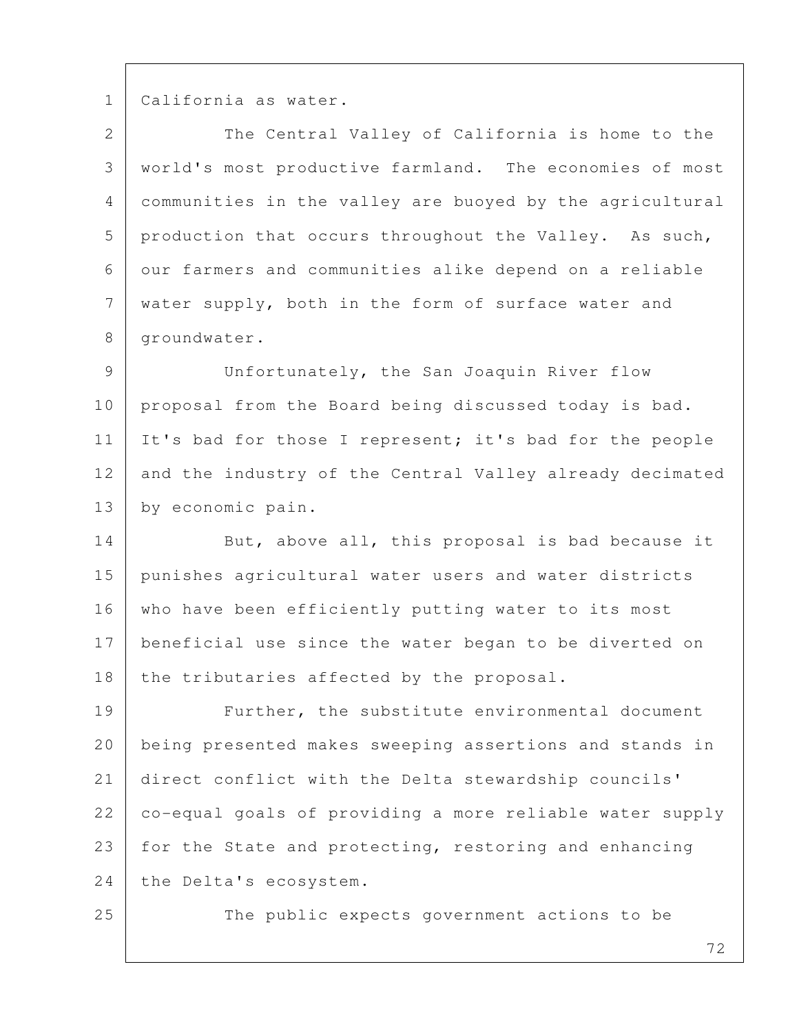California as water.

The Central Valley of California is home to the world's most productive farmland. The economies of most communities in the valley are buoyed by the agricultural production that occurs throughout the Valley. As such, our farmers and communities alike depend on a reliable water supply, both in the form of surface water and groundwater.

Unfortunately, the San Joaquin River flow proposal from the Board being discussed today is bad. It's bad for those I represent; it's bad for the people and the industry of the Central Valley already decimated by economic pain.

But, above all, this proposal is bad because it punishes agricultural water users and water districts who have been efficiently putting water to its most beneficial use since the water began to be diverted on the tributaries affected by the proposal.

Further, the substitute environmental document being presented makes sweeping assertions and stands in direct conflict with the Delta stewardship councils' co-equal goals of providing a more reliable water supply for the State and protecting, restoring and enhancing the Delta's ecosystem.

The public expects government actions to be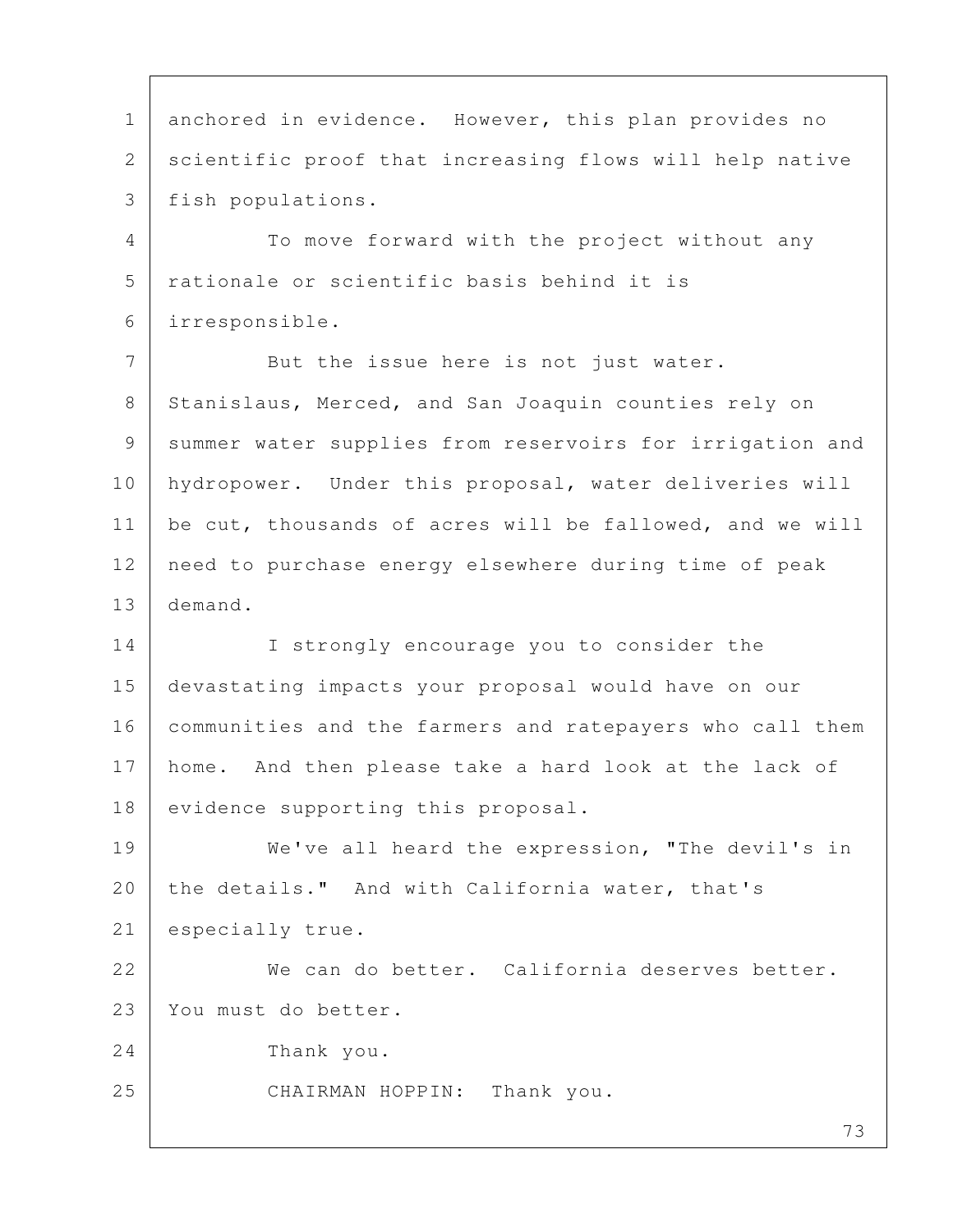anchored in evidence. However, this plan provides no scientific proof that increasing flows will help native fish populations.

To move forward with the project without any rationale or scientific basis behind it is irresponsible.

But the issue here is not just water. Stanislaus, Merced, and San Joaquin counties rely on summer water supplies from reservoirs for irrigation and hydropower. Under this proposal, water deliveries will be cut, thousands of acres will be fallowed, and we will need to purchase energy elsewhere during time of peak demand.

I strongly encourage you to consider the devastating impacts your proposal would have on our communities and the farmers and ratepayers who call them home. And then please take a hard look at the lack of evidence supporting this proposal.

We've all heard the expression, "The devil's in the details." And with California water, that's especially true.

We can do better. California deserves better. You must do better.

Thank you.

CHAIRMAN HOPPIN: Thank you.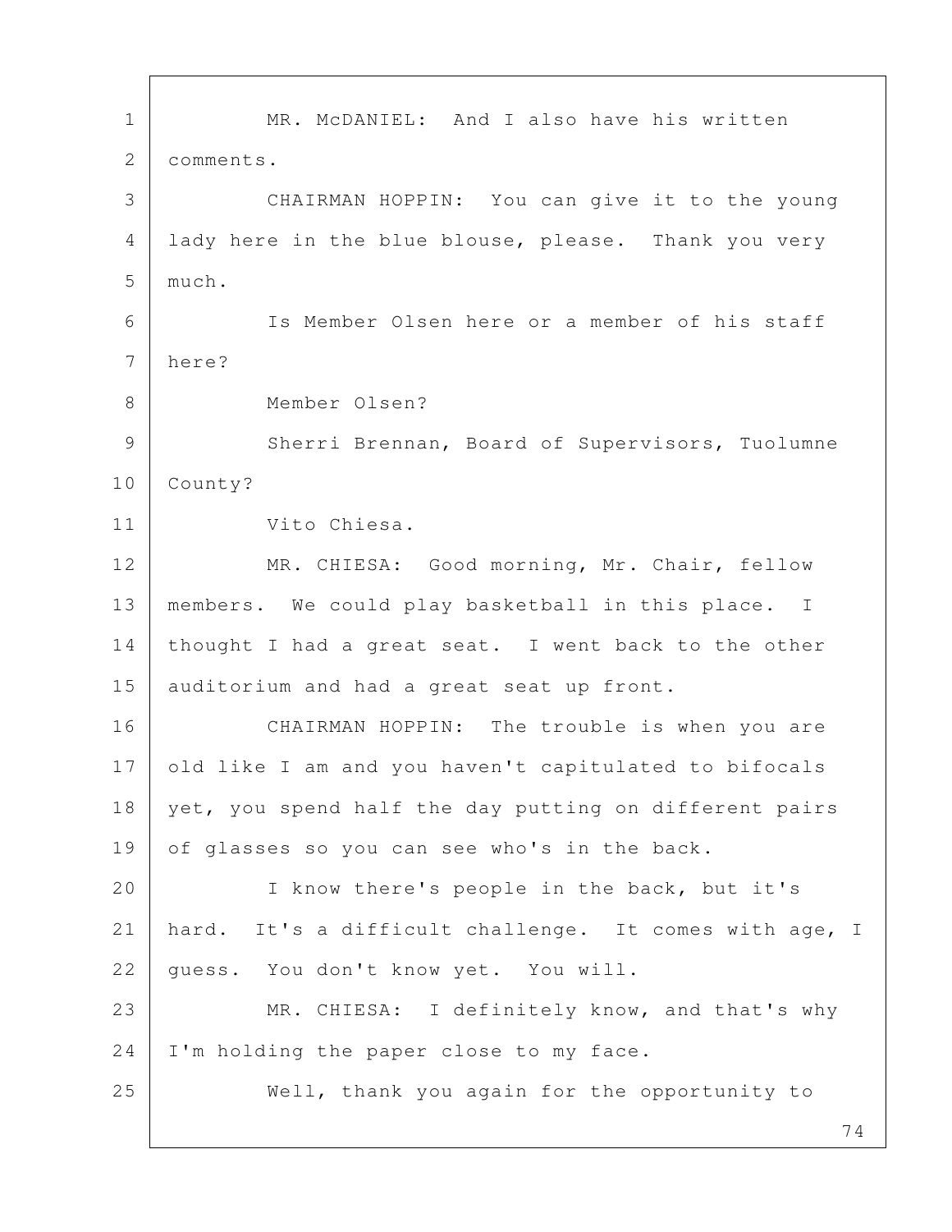MR. McDANIEL: And I also have his written comments.

CHAIRMAN HOPPIN: You can give it to the young lady here in the blue blouse, please. Thank you very much.

Is Member Olsen here or a member of his staff here?

Member Olsen?

Sherri Brennan, Board of Supervisors, Tuolumne County?

Vito Chiesa.

MR. CHIESA: Good morning, Mr. Chair, fellow members. We could play basketball in this place. I thought I had a great seat. I went back to the other auditorium and had a great seat up front.

CHAIRMAN HOPPIN: The trouble is when you are old like I am and you haven't capitulated to bifocals yet, you spend half the day putting on different pairs of glasses so you can see who's in the back.

I know there's people in the back, but it's hard. It's a difficult challenge. It comes with age, I guess. You don't know yet. You will.

MR. CHIESA: I definitely know, and that's why I'm holding the paper close to my face.

Well, thank you again for the opportunity to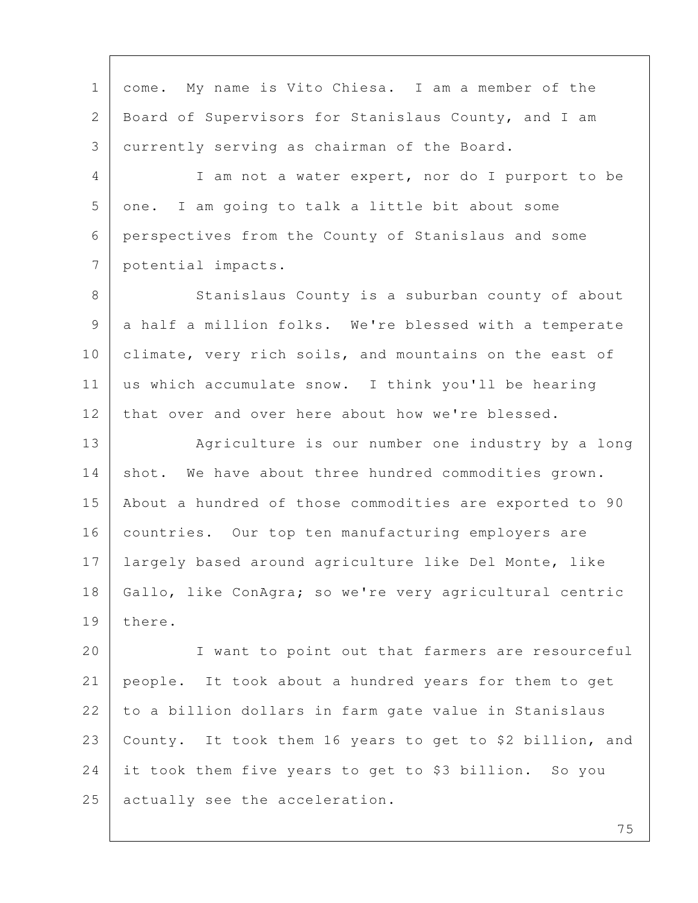come. My name is Vito Chiesa. I am a member of the Board of Supervisors for Stanislaus County, and I am currently serving as chairman of the Board.

I am not a water expert, nor do I purport to be one. I am going to talk a little bit about some perspectives from the County of Stanislaus and some potential impacts.

Stanislaus County is a suburban county of about a half a million folks. We're blessed with a temperate climate, very rich soils, and mountains on the east of us which accumulate snow. I think you'll be hearing that over and over here about how we're blessed.

Agriculture is our number one industry by a long shot. We have about three hundred commodities grown. About a hundred of those commodities are exported to 90 countries. Our top ten manufacturing employers are largely based around agriculture like Del Monte, like Gallo, like ConAgra; so we're very agricultural centric there.

I want to point out that farmers are resourceful people. It took about a hundred years for them to get to a billion dollars in farm gate value in Stanislaus County. It took them 16 years to get to $2 billion, and it took them five years to get to $3 billion. So you actually see the acceleration.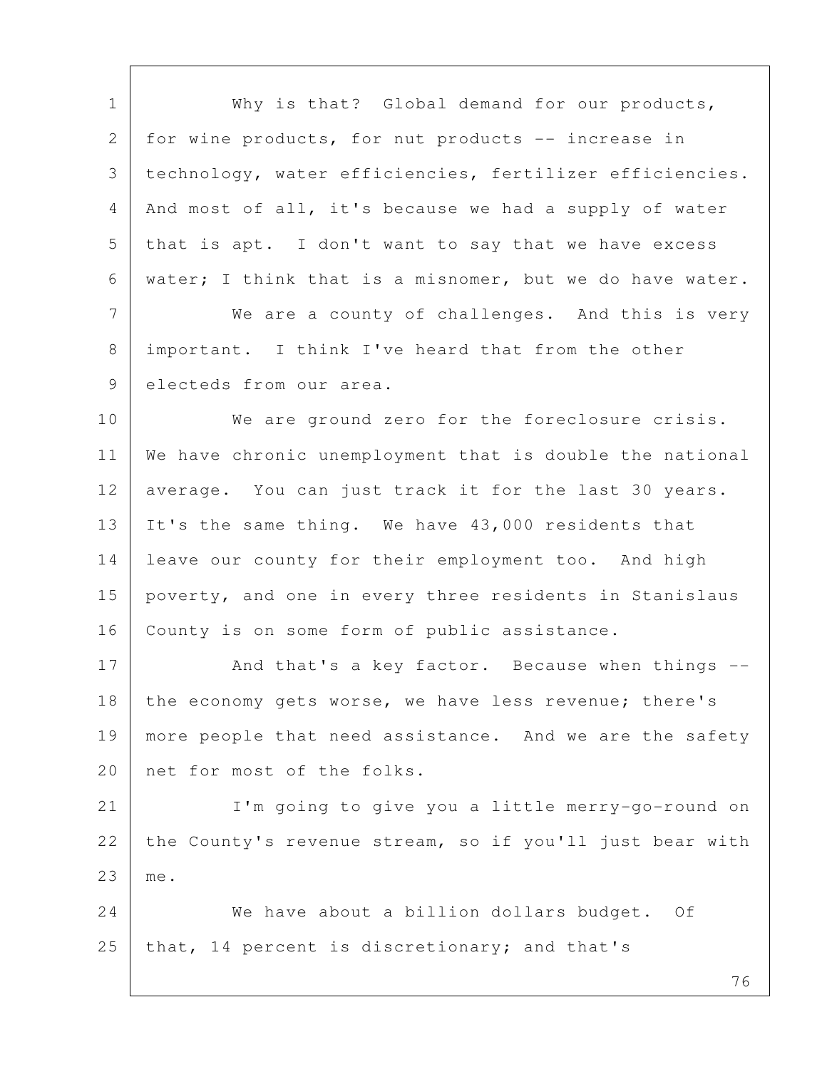Why is that? Global demand for our products, for wine products, for nut products -- increase in technology, water efficiencies, fertilizer efficiencies. And most of all, it's because we had a supply of water that is apt. I don't want to say that we have excess water; I think that is a misnomer, but we do have water.

We are a county of challenges. And this is very important. I think I've heard that from the other electeds from our area.

We are ground zero for the foreclosure crisis. We have chronic unemployment that is double the national average. You can just track it for the last 30 years. It's the same thing. We have 43,000 residents that leave our county for their employment too. And high poverty, and one in every three residents in Stanislaus County is on some form of public assistance.

And that's a key factor. Because when things -- the economy gets worse, we have less revenue; there's more people that need assistance. And we are the safety net for most of the folks.

I'm going to give you a little merry-go-round on the County's revenue stream, so if you'll just bear with me.

We have about a billion dollars budget. Of that, 14 percent is discretionary; and that's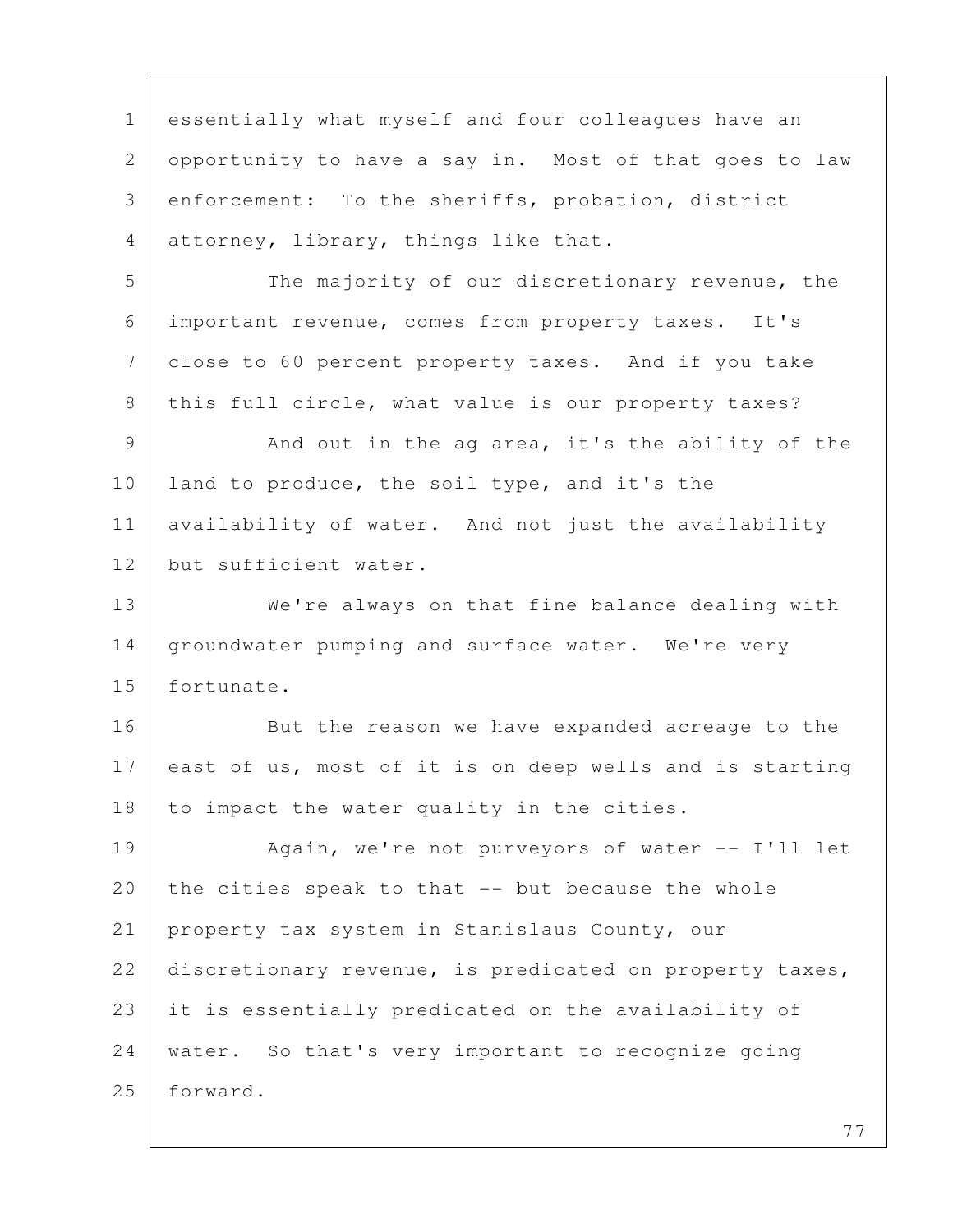essentially what myself and four colleagues have an opportunity to have a say in. Most of that goes to law enforcement: To the sheriffs, probation, district attorney, library, things like that.

The majority of our discretionary revenue, the important revenue, comes from property taxes. It's close to 60 percent property taxes. And if you take this full circle, what value is our property taxes?

And out in the ag area, it's the ability of the land to produce, the soil type, and it's the availability of water. And not just the availability but sufficient water.

We're always on that fine balance dealing with groundwater pumping and surface water. We're very fortunate.

But the reason we have expanded acreage to the east of us, most of it is on deep wells and is starting to impact the water quality in the cities.

Again, we're not purveyors of water -- I'll let the cities speak to that -- but because the whole property tax system in Stanislaus County, our discretionary revenue, is predicated on property taxes, it is essentially predicated on the availability of water. So that's very important to recognize going forward.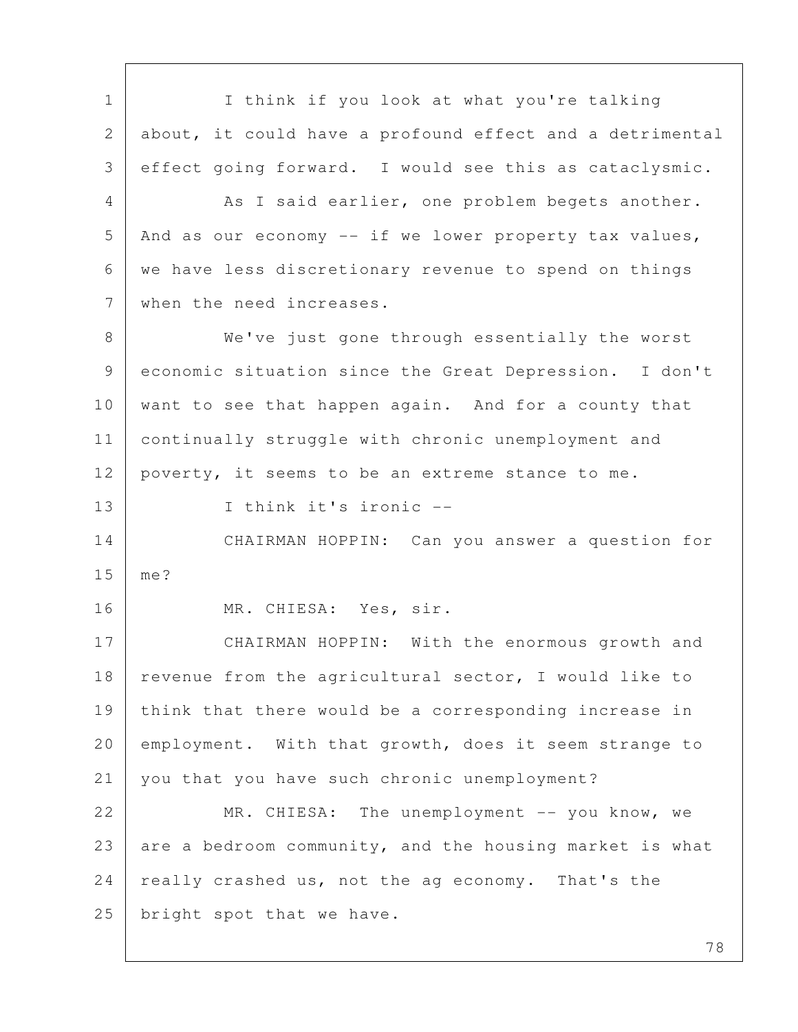I think if you look at what you're talking about, it could have a profound effect and a detrimental effect going forward. I would see this as cataclysmic.

As I said earlier, one problem begets another. And as our economy -- if we lower property tax values, we have less discretionary revenue to spend on things when the need increases.

We've just gone through essentially the worst economic situation since the Great Depression. I don't want to see that happen again. And for a county that continually struggle with chronic unemployment and poverty, it seems to be an extreme stance to me.

I think it's ironic --

CHAIRMAN HOPPIN: Can you answer a question for me?

MR. CHIESA: Yes, sir.

CHAIRMAN HOPPIN: With the enormous growth and revenue from the agricultural sector, I would like to think that there would be a corresponding increase in employment. With that growth, does it seem strange to you that you have such chronic unemployment?

MR. CHIESA: The unemployment -- you know, we are a bedroom community, and the housing market is what really crashed us, not the ag economy. That's the bright spot that we have.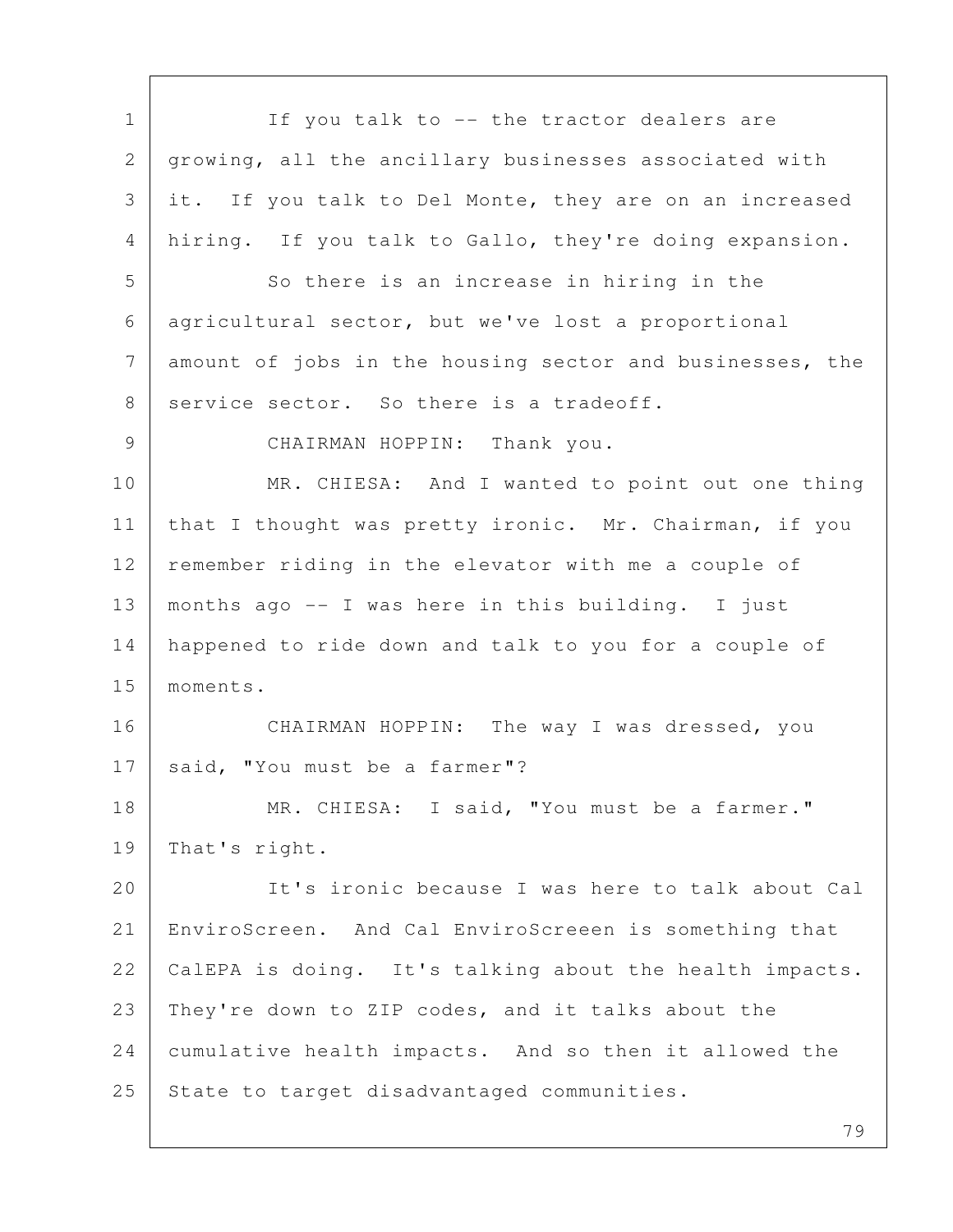If you talk to -- the tractor dealers are growing, all the ancillary businesses associated with it. If you talk to Del Monte, they are on an increased hiring. If you talk to Gallo, they're doing expansion.

So there is an increase in hiring in the agricultural sector, but we've lost a proportional amount of jobs in the housing sector and businesses, the service sector. So there is a tradeoff.

CHAIRMAN HOPPIN: Thank you.

MR. CHIESA: And I wanted to point out one thing that I thought was pretty ironic. Mr. Chairman, if you remember riding in the elevator with me a couple of months ago -- I was here in this building. I just happened to ride down and talk to you for a couple of moments.

CHAIRMAN HOPPIN: The way I was dressed, you said, "You must be a farmer"?

MR. CHIESA: I said, "You must be a farmer." That's right.

It's ironic because I was here to talk about Cal EnviroScreen. And Cal EnviroScreeen is something that CalEPA is doing. It's talking about the health impacts. They're down to ZIP codes, and it talks about the cumulative health impacts. And so then it allowed the State to target disadvantaged communities.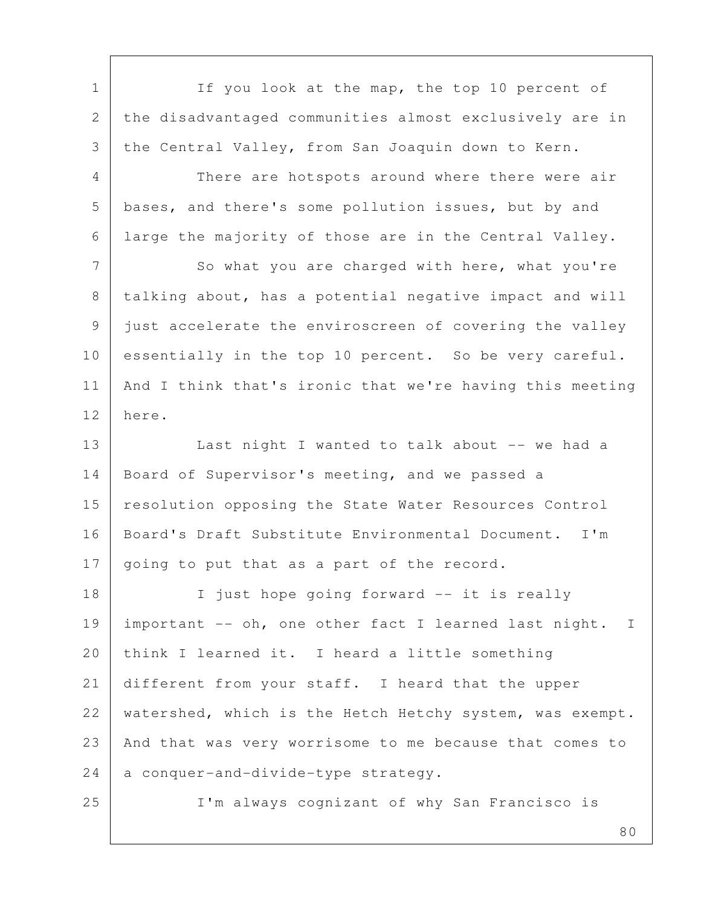If you look at the map, the top 10 percent of the disadvantaged communities almost exclusively are in the Central Valley, from San Joaquin down to Kern.

There are hotspots around where there were air bases, and there's some pollution issues, but by and large the majority of those are in the Central Valley.

So what you are charged with here, what you're talking about, has a potential negative impact and will just accelerate the enviroscreen of covering the valley essentially in the top 10 percent. So be very careful. And I think that's ironic that we're having this meeting here.

Last night I wanted to talk about -- we had a Board of Supervisor's meeting, and we passed a resolution opposing the State Water Resources Control Board's Draft Substitute Environmental Document. I'm going to put that as a part of the record.

I just hope going forward -- it is really important -- oh, one other fact I learned last night. I think I learned it. I heard a little something different from your staff. I heard that the upper watershed, which is the Hetch Hetchy system, was exempt. And that was very worrisome to me because that comes to a conquer-and-divide-type strategy.

I'm always cognizant of why San Francisco is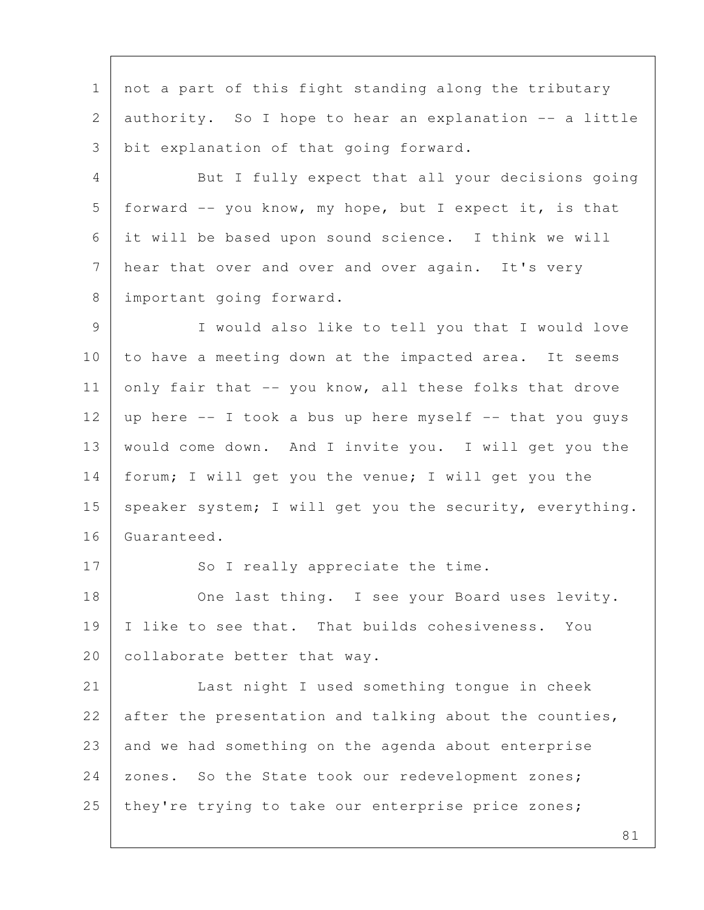not a part of this fight standing along the tributary authority. So I hope to hear an explanation -- a little bit explanation of that going forward.

But I fully expect that all your decisions going forward -- you know, my hope, but I expect it, is that it will be based upon sound science. I think we will hear that over and over and over again. It's very important going forward.

I would also like to tell you that I would love to have a meeting down at the impacted area. It seems only fair that -- you know, all these folks that drove up here -- I took a bus up here myself -- that you guys would come down. And I invite you. I will get you the forum; I will get you the venue; I will get you the speaker system; I will get you the security, everything. Guaranteed.

So I really appreciate the time.

One last thing. I see your Board uses levity. I like to see that. That builds cohesiveness. You collaborate better that way.

Last night I used something tongue in cheek after the presentation and talking about the counties, and we had something on the agenda about enterprise zones. So the State took our redevelopment zones; they're trying to take our enterprise price zones;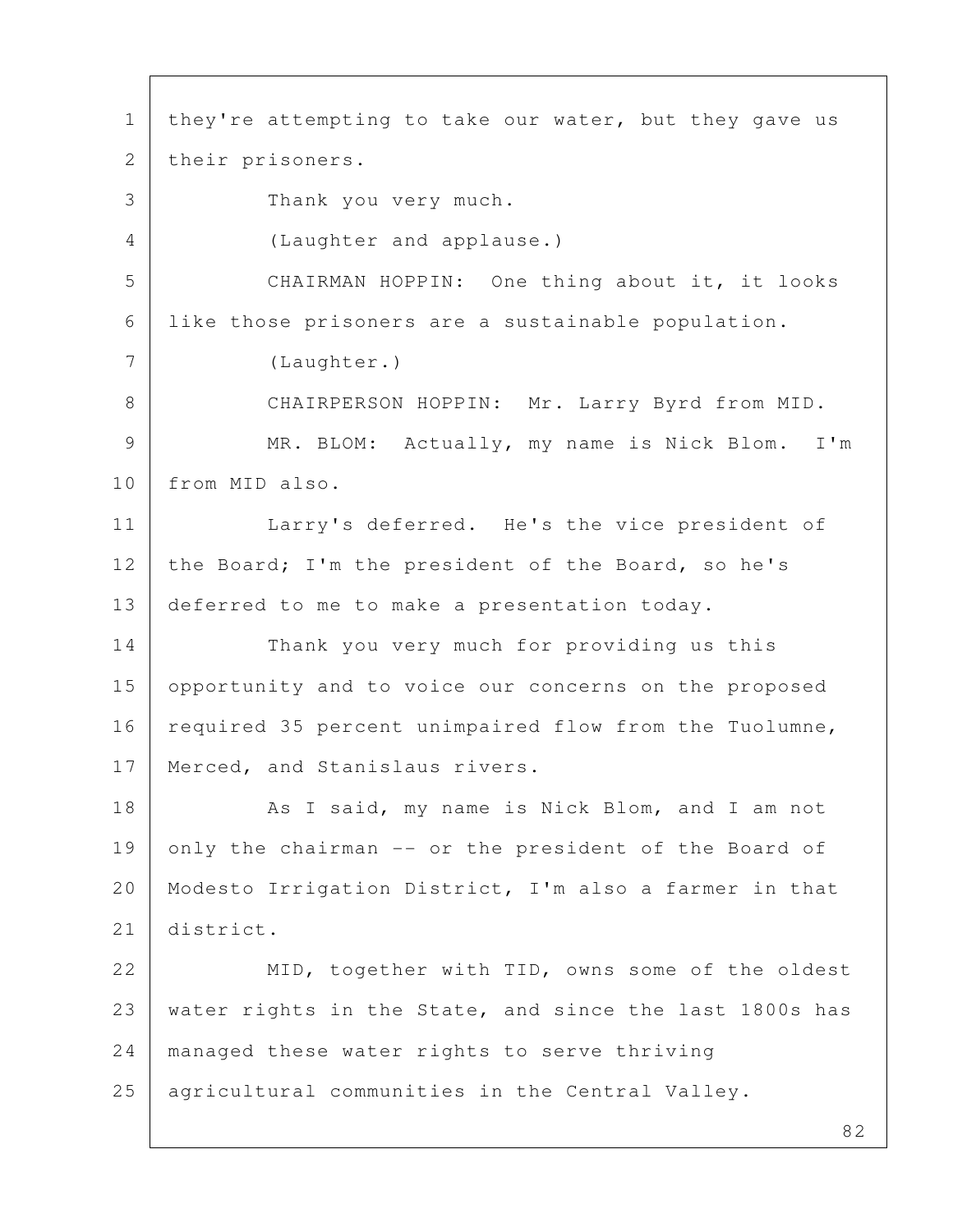they're attempting to take our water, but they gave us their prisoners.

Thank you very much.

(Laughter and applause.)

CHAIRMAN HOPPIN: One thing about it, it looks like those prisoners are a sustainable population.

(Laughter.)

CHAIRPERSON HOPPIN: Mr. Larry Byrd from MID.

MR. BLOM: Actually, my name is Nick Blom. I'm from MID also.

Larry's deferred. He's the vice president of the Board; I'm the president of the Board, so he's deferred to me to make a presentation today.

Thank you very much for providing us this opportunity and to voice our concerns on the proposed required 35 percent unimpaired flow from the Tuolumne, Merced, and Stanislaus rivers.

As I said, my name is Nick Blom, and I am not only the chairman -- or the president of the Board of Modesto Irrigation District, I'm also a farmer in that district.

MID, together with TID, owns some of the oldest water rights in the State, and since the last 1800s has managed these water rights to serve thriving agricultural communities in the Central Valley.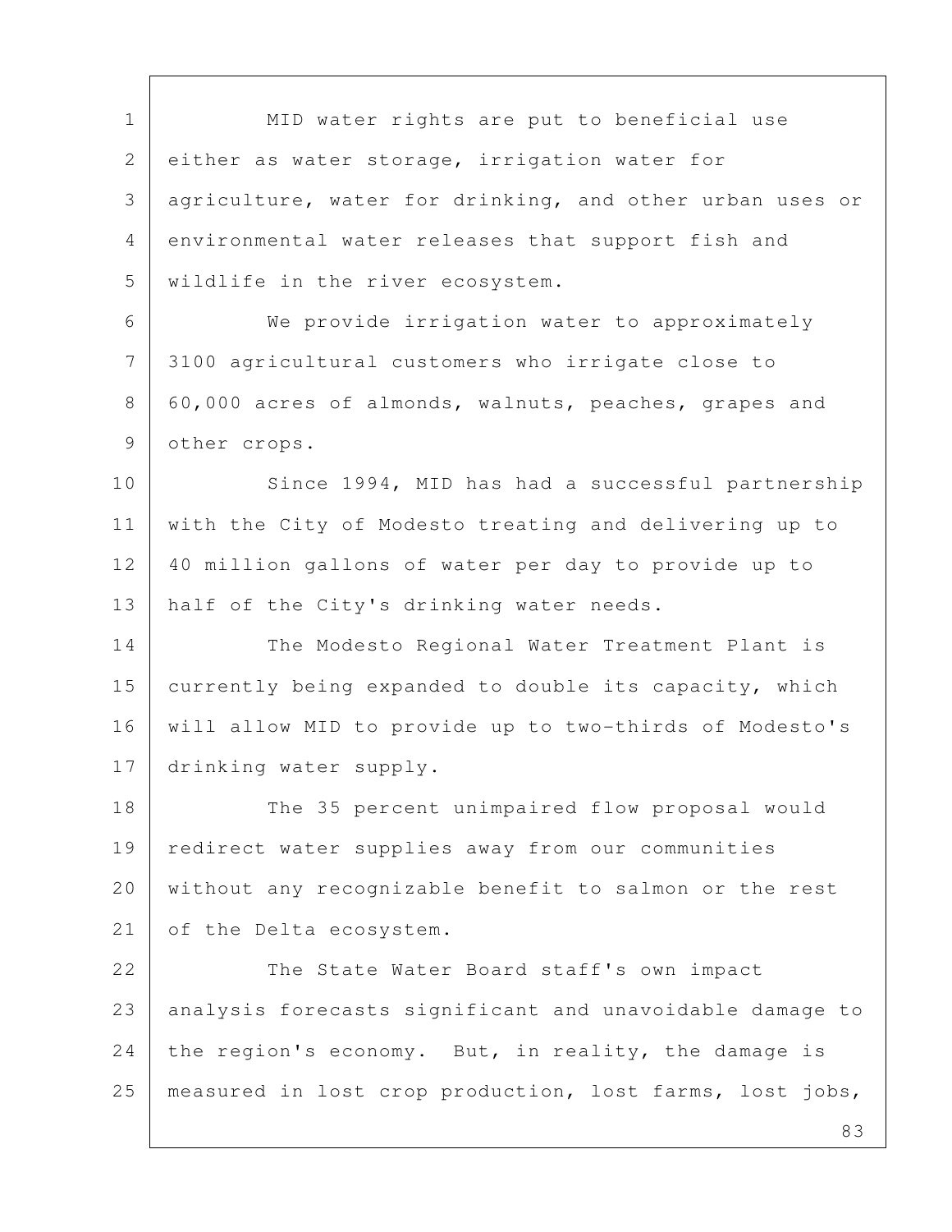MID water rights are put to beneficial use either as water storage, irrigation water for agriculture, water for drinking, and other urban uses or environmental water releases that support fish and wildlife in the river ecosystem.

We provide irrigation water to approximately 3100 agricultural customers who irrigate close to 60,000 acres of almonds, walnuts, peaches, grapes and other crops.

Since 1994, MID has had a successful partnership with the City of Modesto treating and delivering up to 40 million gallons of water per day to provide up to half of the City's drinking water needs.

The Modesto Regional Water Treatment Plant is currently being expanded to double its capacity, which will allow MID to provide up to two-thirds of Modesto's drinking water supply.

The 35 percent unimpaired flow proposal would redirect water supplies away from our communities without any recognizable benefit to salmon or the rest of the Delta ecosystem.

The State Water Board staff's own impact analysis forecasts significant and unavoidable damage to the region's economy. But, in reality, the damage is measured in lost crop production, lost farms, lost jobs,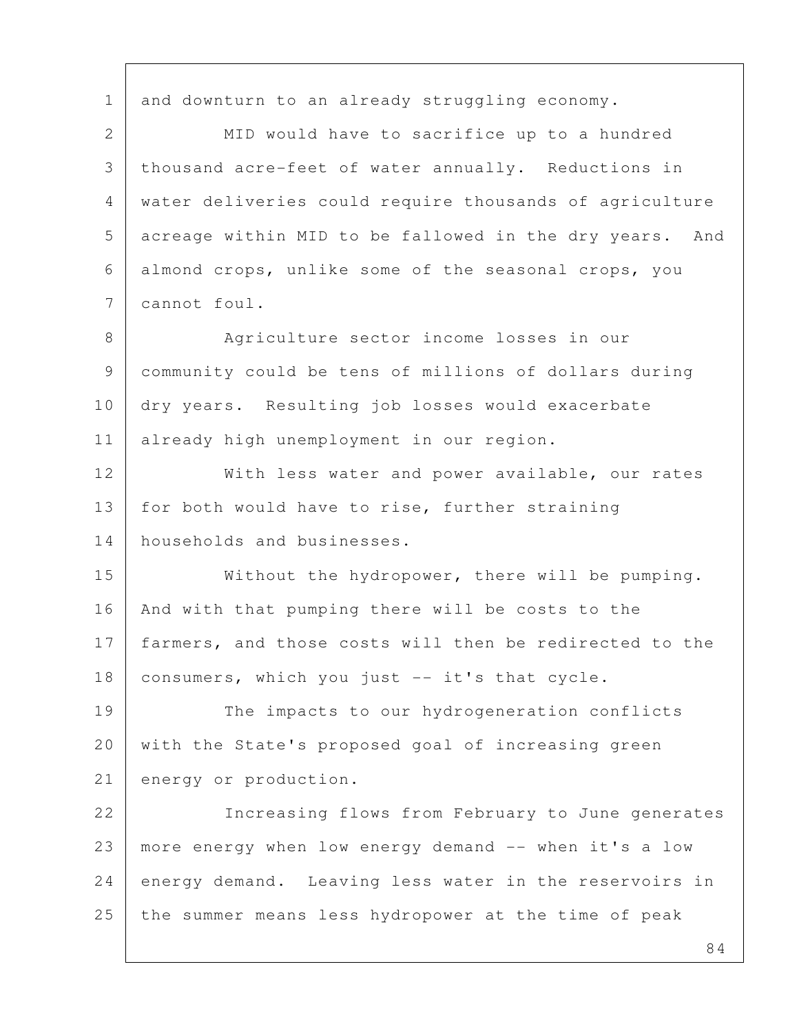and downturn to an already struggling economy.

MID would have to sacrifice up to a hundred thousand acre-feet of water annually. Reductions in water deliveries could require thousands of agriculture acreage within MID to be fallowed in the dry years. And almond crops, unlike some of the seasonal crops, you cannot foul.

Agriculture sector income losses in our community could be tens of millions of dollars during dry years. Resulting job losses would exacerbate already high unemployment in our region.

With less water and power available, our rates for both would have to rise, further straining households and businesses.

Without the hydropower, there will be pumping. And with that pumping there will be costs to the farmers, and those costs will then be redirected to the consumers, which you just -- it's that cycle.

The impacts to our hydrogeneration conflicts with the State's proposed goal of increasing green energy or production.

Increasing flows from February to June generates more energy when low energy demand -- when it's a low energy demand. Leaving less water in the reservoirs in the summer means less hydropower at the time of peak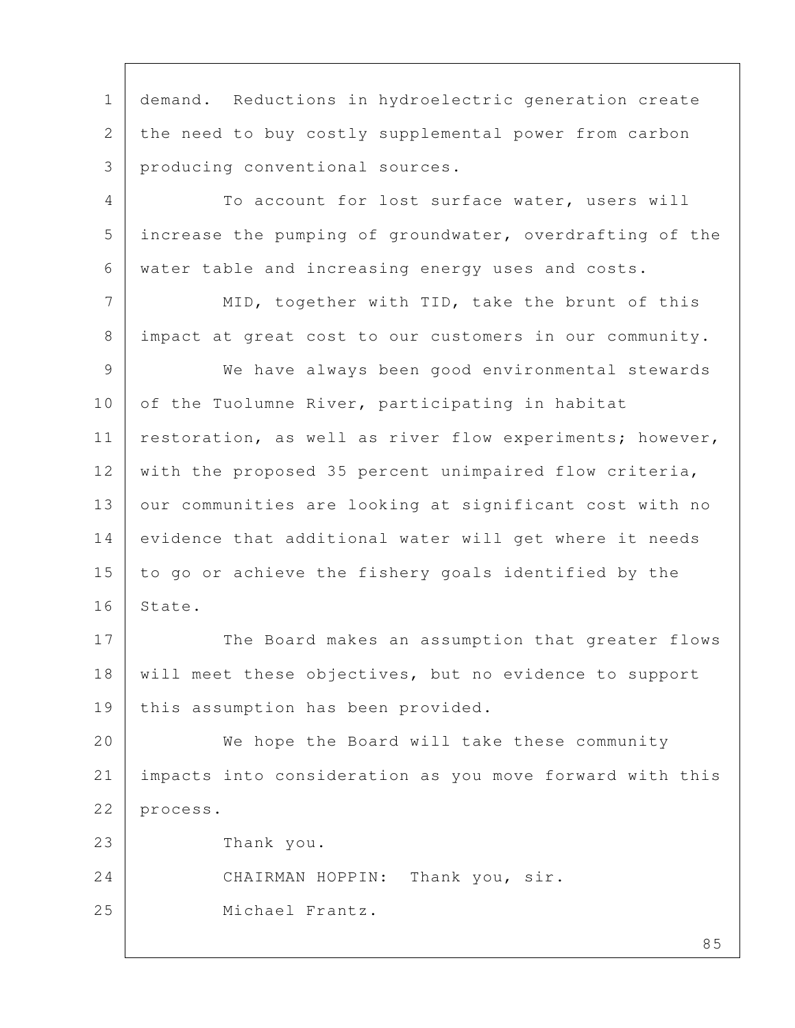demand. Reductions in hydroelectric generation create the need to buy costly supplemental power from carbon producing conventional sources.

To account for lost surface water, users will increase the pumping of groundwater, overdrafting of the water table and increasing energy uses and costs.

MID, together with TID, take the brunt of this impact at great cost to our customers in our community.

We have always been good environmental stewards of the Tuolumne River, participating in habitat restoration, as well as river flow experiments; however, with the proposed 35 percent unimpaired flow criteria, our communities are looking at significant cost with no evidence that additional water will get where it needs to go or achieve the fishery goals identified by the State.

The Board makes an assumption that greater flows will meet these objectives, but no evidence to support this assumption has been provided.

We hope the Board will take these community impacts into consideration as you move forward with this process.

Thank you.

CHAIRMAN HOPPIN: Thank you, sir.

Michael Frantz.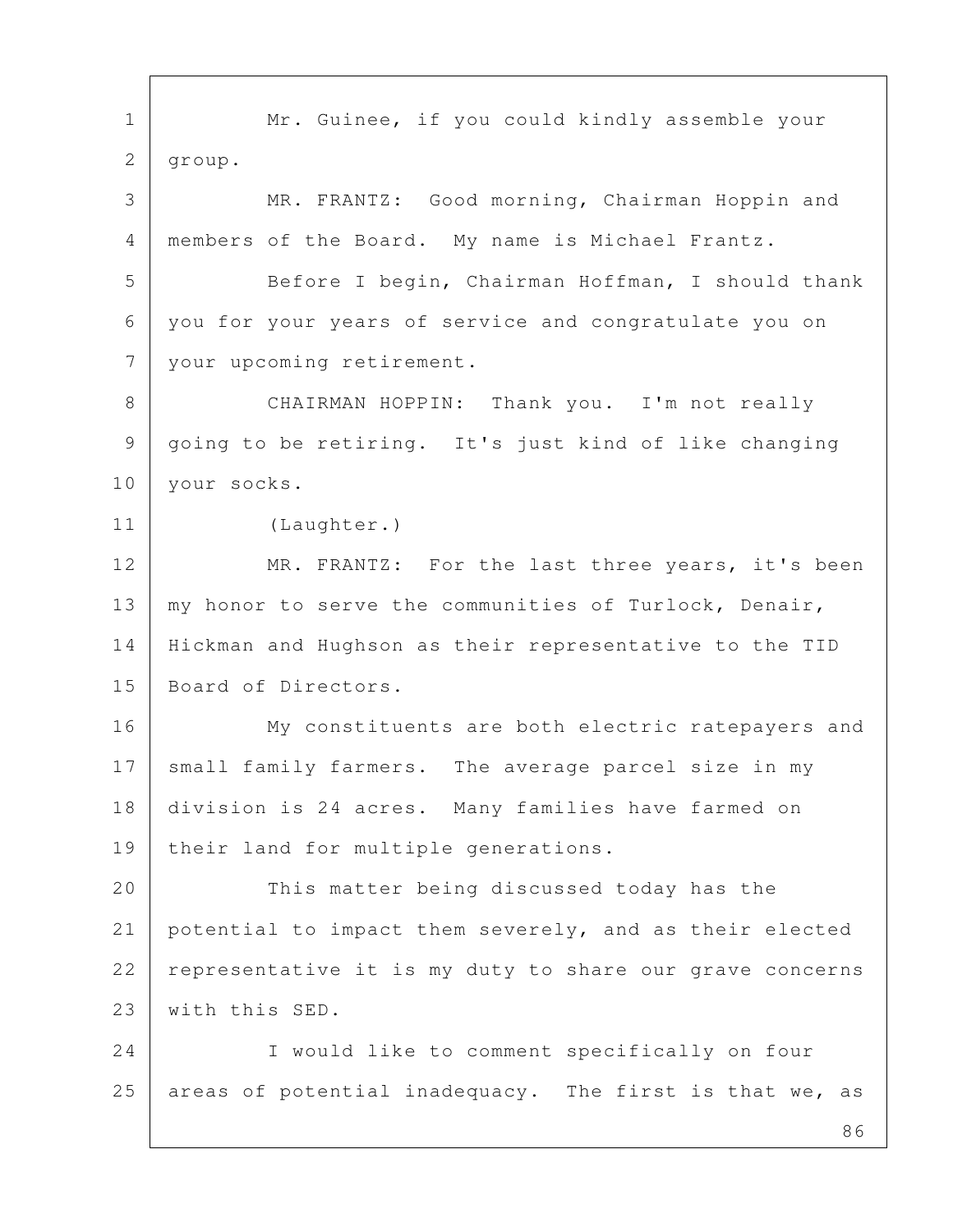Mr. Guinee, if you could kindly assemble your group.

MR. FRANTZ: Good morning, Chairman Hoppin and members of the Board. My name is Michael Frantz.

Before I begin, Chairman Hoffman, I should thank you for your years of service and congratulate you on your upcoming retirement.

CHAIRMAN HOPPIN: Thank you. I'm not really going to be retiring. It's just kind of like changing your socks.

(Laughter.)

MR. FRANTZ: For the last three years, it's been my honor to serve the communities of Turlock, Denair, Hickman and Hughson as their representative to the TID Board of Directors.

My constituents are both electric ratepayers and small family farmers. The average parcel size in my division is 24 acres. Many families have farmed on their land for multiple generations.

This matter being discussed today has the potential to impact them severely, and as their elected representative it is my duty to share our grave concerns with this SED.

I would like to comment specifically on four areas of potential inadequacy. The first is that we, as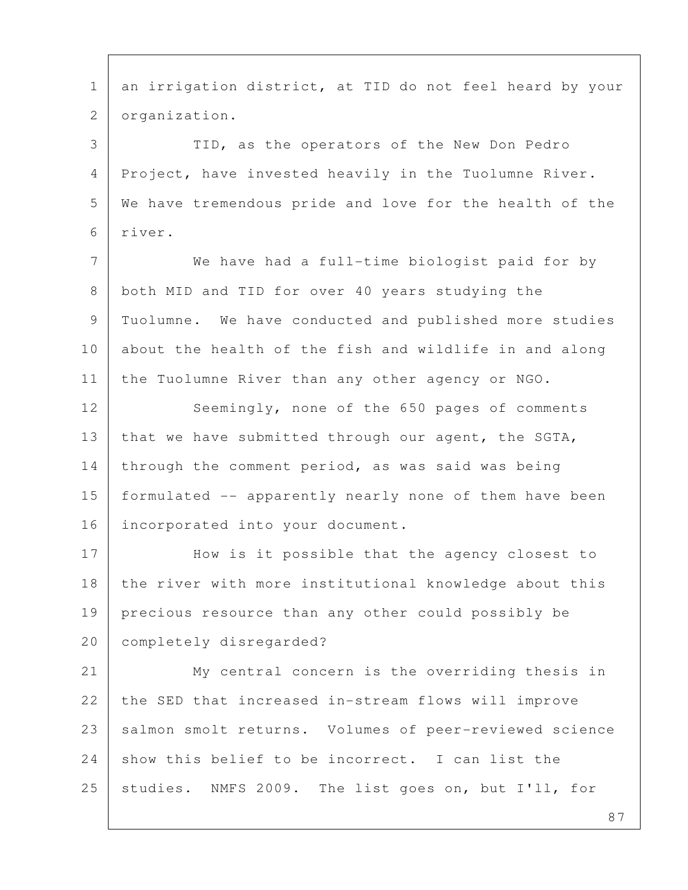an irrigation district, at TID do not feel heard by your organization.

TID, as the operators of the New Don Pedro Project, have invested heavily in the Tuolumne River. We have tremendous pride and love for the health of the river.

We have had a full-time biologist paid for by both MID and TID for over 40 years studying the Tuolumne. We have conducted and published more studies about the health of the fish and wildlife in and along the Tuolumne River than any other agency or NGO.

Seemingly, none of the 650 pages of comments that we have submitted through our agent, the SGTA, through the comment period, as was said was being formulated -- apparently nearly none of them have been incorporated into your document.

How is it possible that the agency closest to the river with more institutional knowledge about this precious resource than any other could possibly be completely disregarded?

My central concern is the overriding thesis in the SED that increased in-stream flows will improve salmon smolt returns. Volumes of peer-reviewed science show this belief to be incorrect. I can list the studies. NMFS 2009. The list goes on, but I'll, for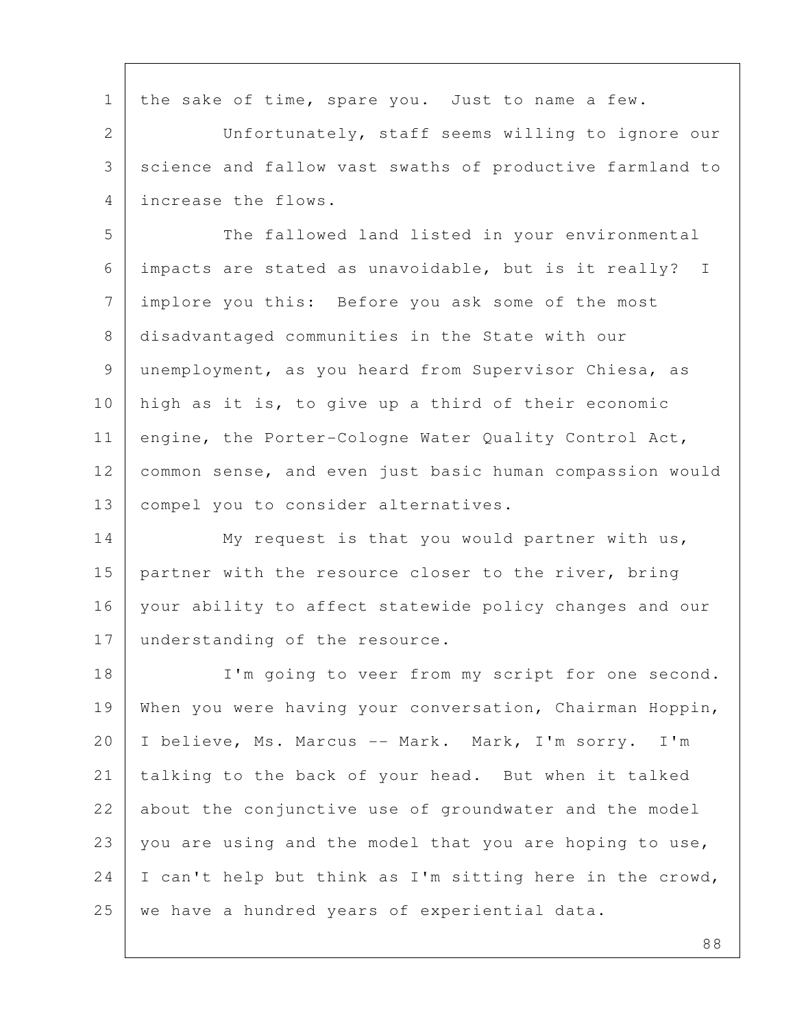the sake of time, spare you. Just to name a few.

Unfortunately, staff seems willing to ignore our science and fallow vast swaths of productive farmland to increase the flows.

The fallowed land listed in your environmental impacts are stated as unavoidable, but is it really? I implore you this: Before you ask some of the most disadvantaged communities in the State with our unemployment, as you heard from Supervisor Chiesa, as high as it is, to give up a third of their economic engine, the Porter-Cologne Water Quality Control Act, common sense, and even just basic human compassion would compel you to consider alternatives.

My request is that you would partner with us, partner with the resource closer to the river, bring your ability to affect statewide policy changes and our understanding of the resource.

I'm going to veer from my script for one second. When you were having your conversation, Chairman Hoppin, I believe, Ms. Marcus -- Mark. Mark, I'm sorry. I'm talking to the back of your head. But when it talked about the conjunctive use of groundwater and the model you are using and the model that you are hoping to use, I can't help but think as I'm sitting here in the crowd, we have a hundred years of experiential data.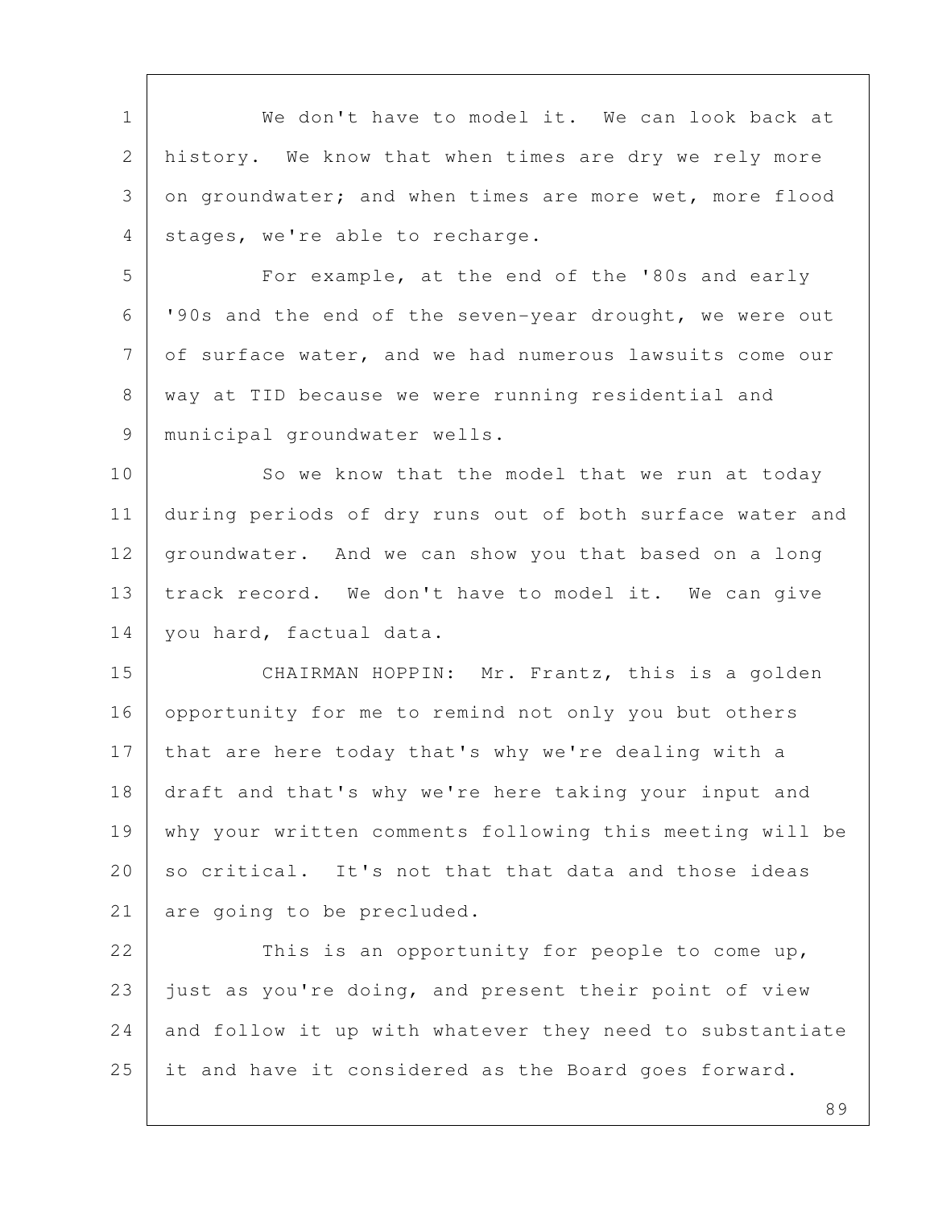We don't have to model it. We can look back at history. We know that when times are dry we rely more on groundwater; and when times are more wet, more flood stages, we're able to recharge.

For example, at the end of the '80s and early '90s and the end of the seven-year drought, we were out of surface water, and we had numerous lawsuits come our way at TID because we were running residential and municipal groundwater wells.

So we know that the model that we run at today during periods of dry runs out of both surface water and groundwater. And we can show you that based on a long track record. We don't have to model it. We can give you hard, factual data.

CHAIRMAN HOPPIN: Mr. Frantz, this is a golden opportunity for me to remind not only you but others that are here today that's why we're dealing with a draft and that's why we're here taking your input and why your written comments following this meeting will be so critical. It's not that that data and those ideas are going to be precluded.

This is an opportunity for people to come up, just as you're doing, and present their point of view and follow it up with whatever they need to substantiate it and have it considered as the Board goes forward.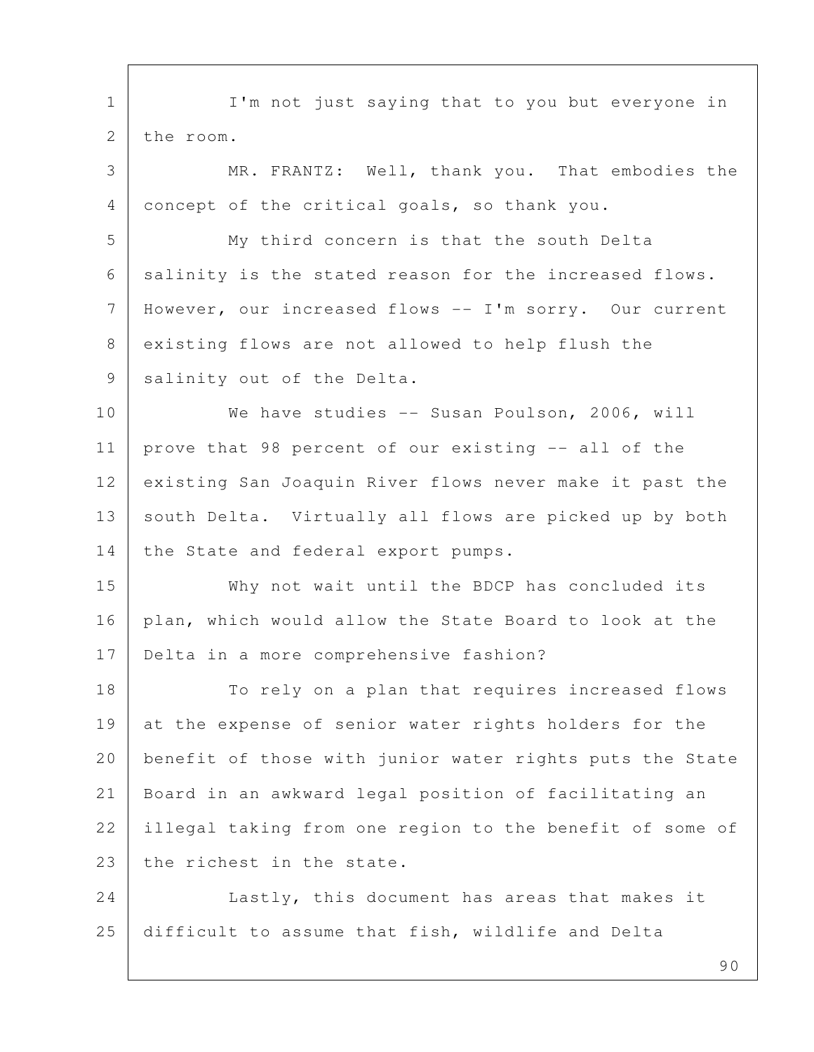I'm not just saying that to you but everyone in the room.

MR. FRANTZ: Well, thank you. That embodies the concept of the critical goals, so thank you.

My third concern is that the south Delta salinity is the stated reason for the increased flows. However, our increased flows -- I'm sorry. Our current existing flows are not allowed to help flush the salinity out of the Delta.

We have studies -- Susan Poulson, 2006, will prove that 98 percent of our existing -- all of the existing San Joaquin River flows never make it past the south Delta. Virtually all flows are picked up by both the State and federal export pumps.

Why not wait until the BDCP has concluded its plan, which would allow the State Board to look at the Delta in a more comprehensive fashion?

To rely on a plan that requires increased flows at the expense of senior water rights holders for the benefit of those with junior water rights puts the State Board in an awkward legal position of facilitating an illegal taking from one region to the benefit of some of the richest in the state.

Lastly, this document has areas that makes it difficult to assume that fish, wildlife and Delta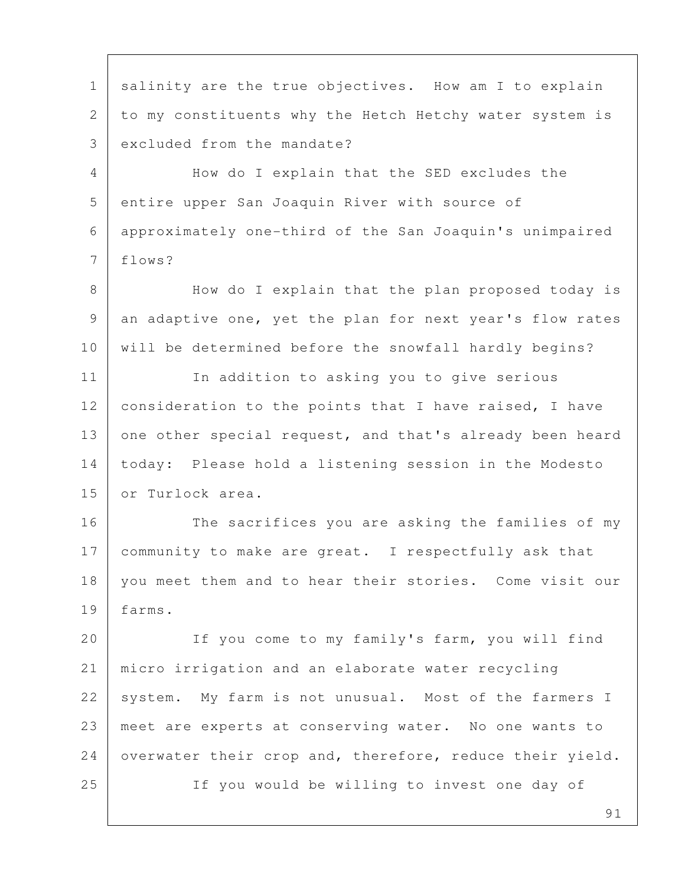salinity are the true objectives. How am I to explain to my constituents why the Hetch Hetchy water system is excluded from the mandate?

How do I explain that the SED excludes the entire upper San Joaquin River with source of approximately one-third of the San Joaquin's unimpaired flows?

How do I explain that the plan proposed today is an adaptive one, yet the plan for next year's flow rates will be determined before the snowfall hardly begins?

In addition to asking you to give serious consideration to the points that I have raised, I have one other special request, and that's already been heard today: Please hold a listening session in the Modesto or Turlock area.

The sacrifices you are asking the families of my community to make are great. I respectfully ask that you meet them and to hear their stories. Come visit our farms.

If you come to my family's farm, you will find micro irrigation and an elaborate water recycling system. My farm is not unusual. Most of the farmers I meet are experts at conserving water. No one wants to overwater their crop and, therefore, reduce their yield.

If you would be willing to invest one day of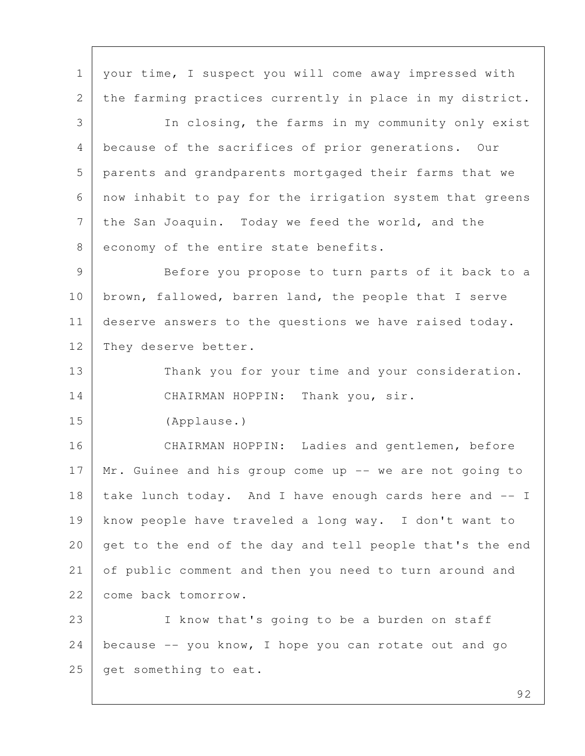your time, I suspect you will come away impressed with the farming practices currently in place in my district.

In closing, the farms in my community only exist because of the sacrifices of prior generations. Our parents and grandparents mortgaged their farms that we now inhabit to pay for the irrigation system that greens the San Joaquin. Today we feed the world, and the economy of the entire state benefits.

Before you propose to turn parts of it back to a brown, fallowed, barren land, the people that I serve deserve answers to the questions we have raised today. They deserve better.

Thank you for your time and your consideration.

CHAIRMAN HOPPIN: Thank you, sir.

(Applause.)

CHAIRMAN HOPPIN: Ladies and gentlemen, before Mr. Guinee and his group come up -- we are not going to take lunch today. And I have enough cards here and -- I know people have traveled a long way. I don't want to get to the end of the day and tell people that's the end of public comment and then you need to turn around and come back tomorrow.

I know that's going to be a burden on staff because -- you know, I hope you can rotate out and go get something to eat.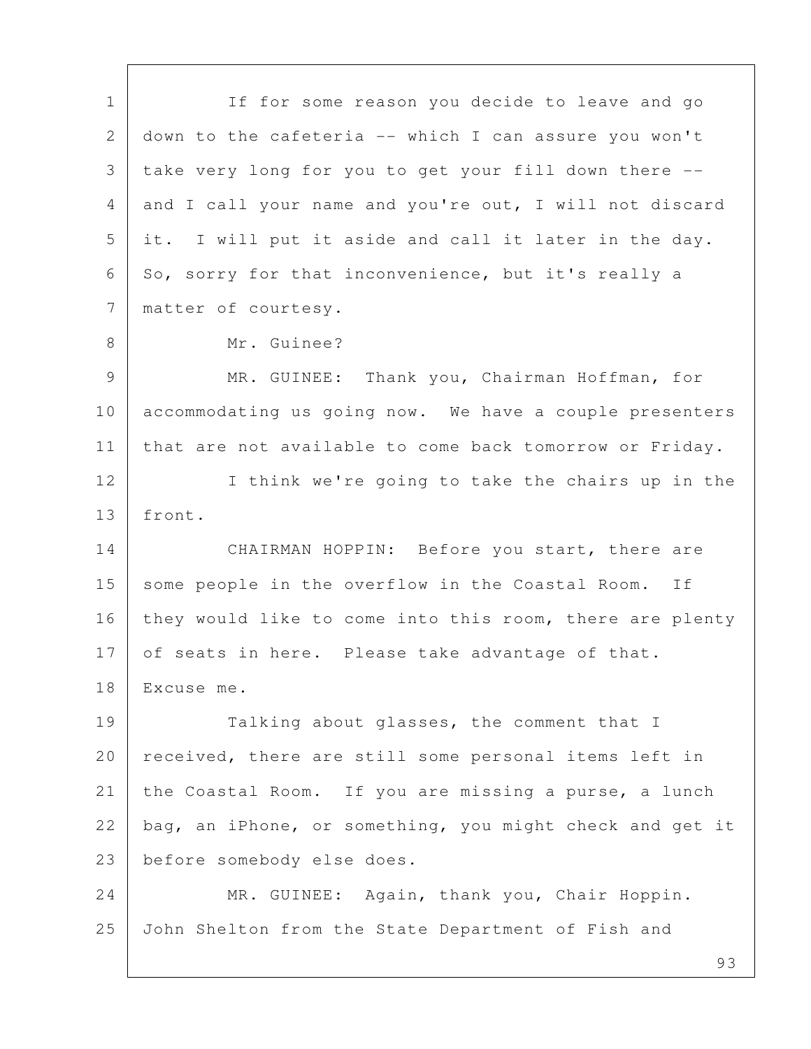If for some reason you decide to leave and go down to the cafeteria -- which I can assure you won't take very long for you to get your fill down there -- and I call your name and you're out, I will not discard it. I will put it aside and call it later in the day. So, sorry for that inconvenience, but it's really a matter of courtesy.

Mr. Guinee?

MR. GUINEE: Thank you, Chairman Hoffman, for accommodating us going now. We have a couple presenters that are not available to come back tomorrow or Friday.

I think we're going to take the chairs up in the front.

CHAIRMAN HOPPIN: Before you start, there are some people in the overflow in the Coastal Room. If they would like to come into this room, there are plenty of seats in here. Please take advantage of that. Excuse me.

Talking about glasses, the comment that I received, there are still some personal items left in the Coastal Room. If you are missing a purse, a lunch bag, an iPhone, or something, you might check and get it before somebody else does.

MR. GUINEE: Again, thank you, Chair Hoppin. John Shelton from the State Department of Fish and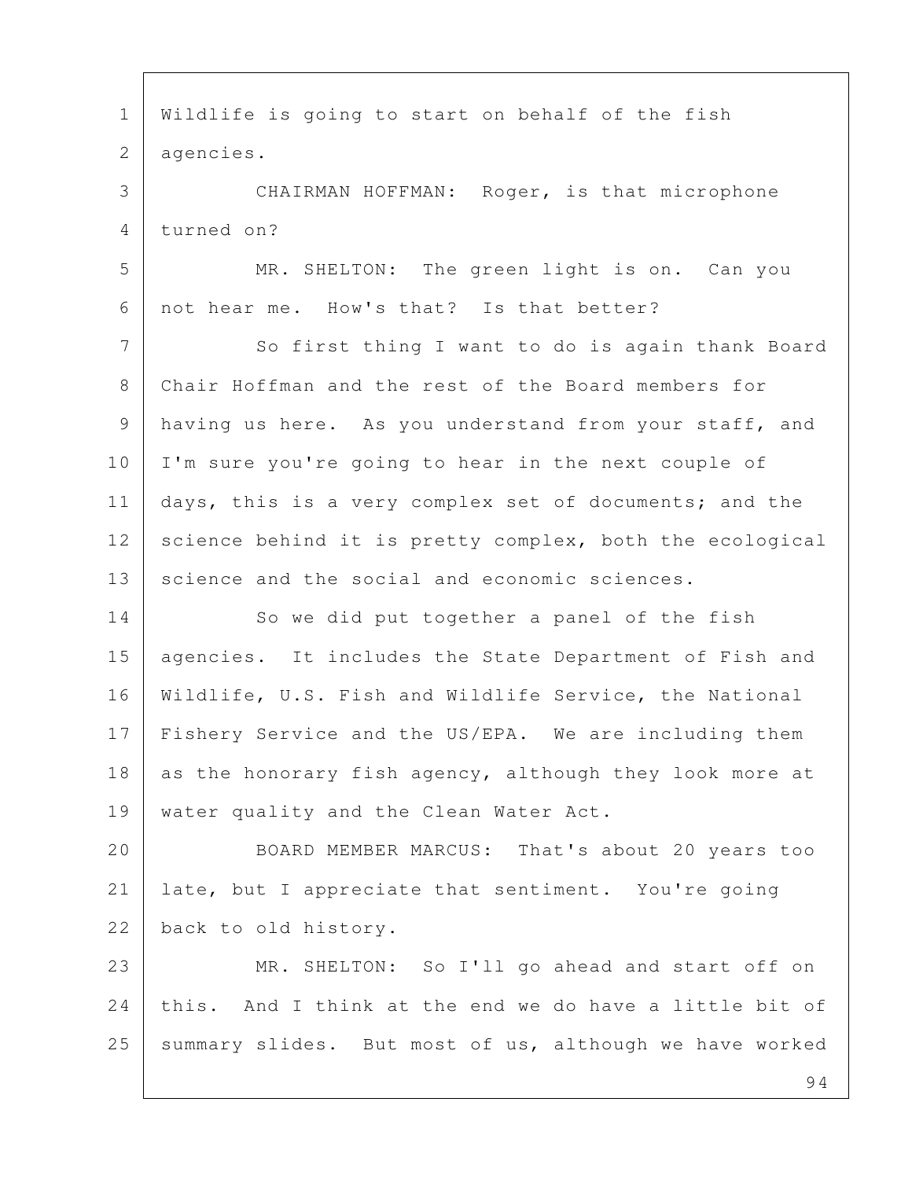Wildlife is going to start on behalf of the fish agencies.

CHAIRMAN HOFFMAN: Roger, is that microphone turned on?

MR. SHELTON: The green light is on. Can you not hear me. How's that? Is that better?

So first thing I want to do is again thank Board Chair Hoffman and the rest of the Board members for having us here. As you understand from your staff, and I'm sure you're going to hear in the next couple of days, this is a very complex set of documents; and the science behind it is pretty complex, both the ecological science and the social and economic sciences.

So we did put together a panel of the fish agencies. It includes the State Department of Fish and Wildlife, U.S. Fish and Wildlife Service, the National Fishery Service and the US/EPA. We are including them as the honorary fish agency, although they look more at water quality and the Clean Water Act.

BOARD MEMBER MARCUS: That's about 20 years too late, but I appreciate that sentiment. You're going back to old history.

MR. SHELTON: So I'll go ahead and start off on this. And I think at the end we do have a little bit of summary slides. But most of us, although we have worked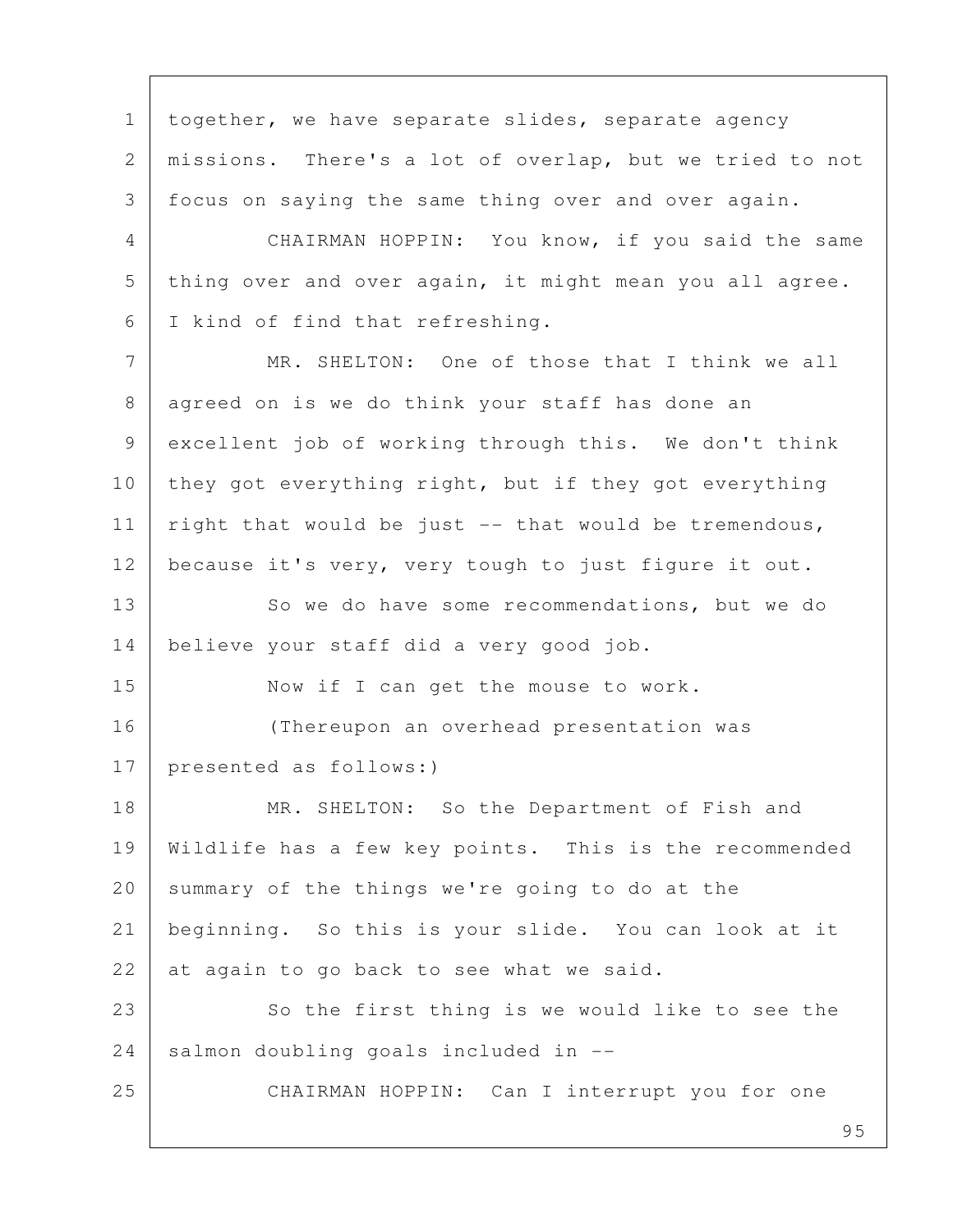together, we have separate slides, separate agency missions. There's a lot of overlap, but we tried to not focus on saying the same thing over and over again.

CHAIRMAN HOPPIN: You know, if you said the same thing over and over again, it might mean you all agree. I kind of find that refreshing.

MR. SHELTON: One of those that I think we all agreed on is we do think your staff has done an excellent job of working through this. We don't think they got everything right, but if they got everything right that would be just -- that would be tremendous, because it's very, very tough to just figure it out.

So we do have some recommendations, but we do believe your staff did a very good job.

Now if I can get the mouse to work.

(Thereupon an overhead presentation was presented as follows:)

MR. SHELTON: So the Department of Fish and Wildlife has a few key points. This is the recommended summary of the things we're going to do at the beginning. So this is your slide. You can look at it at again to go back to see what we said.

So the first thing is we would like to see the salmon doubling goals included in --

CHAIRMAN HOPPIN: Can I interrupt you for one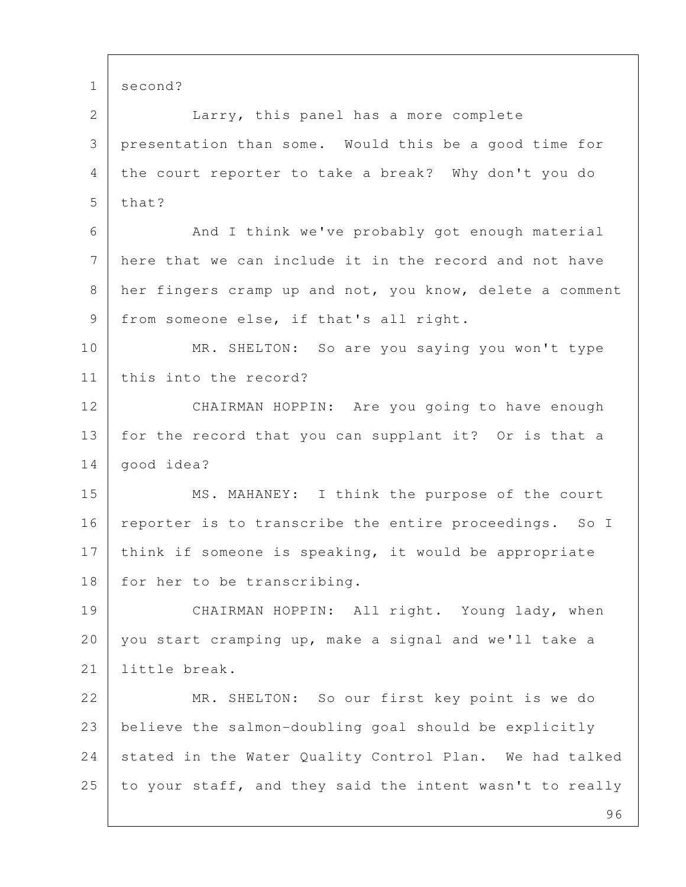second?

Larry, this panel has a more complete presentation than some. Would this be a good time for the court reporter to take a break? Why don't you do that?

And I think we've probably got enough material here that we can include it in the record and not have her fingers cramp up and not, you know, delete a comment from someone else, if that's all right.

MR. SHELTON: So are you saying you won't type this into the record?

CHAIRMAN HOPPIN: Are you going to have enough for the record that you can supplant it? Or is that a good idea?

MS. MAHANEY: I think the purpose of the court reporter is to transcribe the entire proceedings. So I think if someone is speaking, it would be appropriate for her to be transcribing.

CHAIRMAN HOPPIN: All right. Young lady, when you start cramping up, make a signal and we'll take a little break.

MR. SHELTON: So our first key point is we do believe the salmon-doubling goal should be explicitly stated in the Water Quality Control Plan. We had talked to your staff, and they said the intent wasn't to really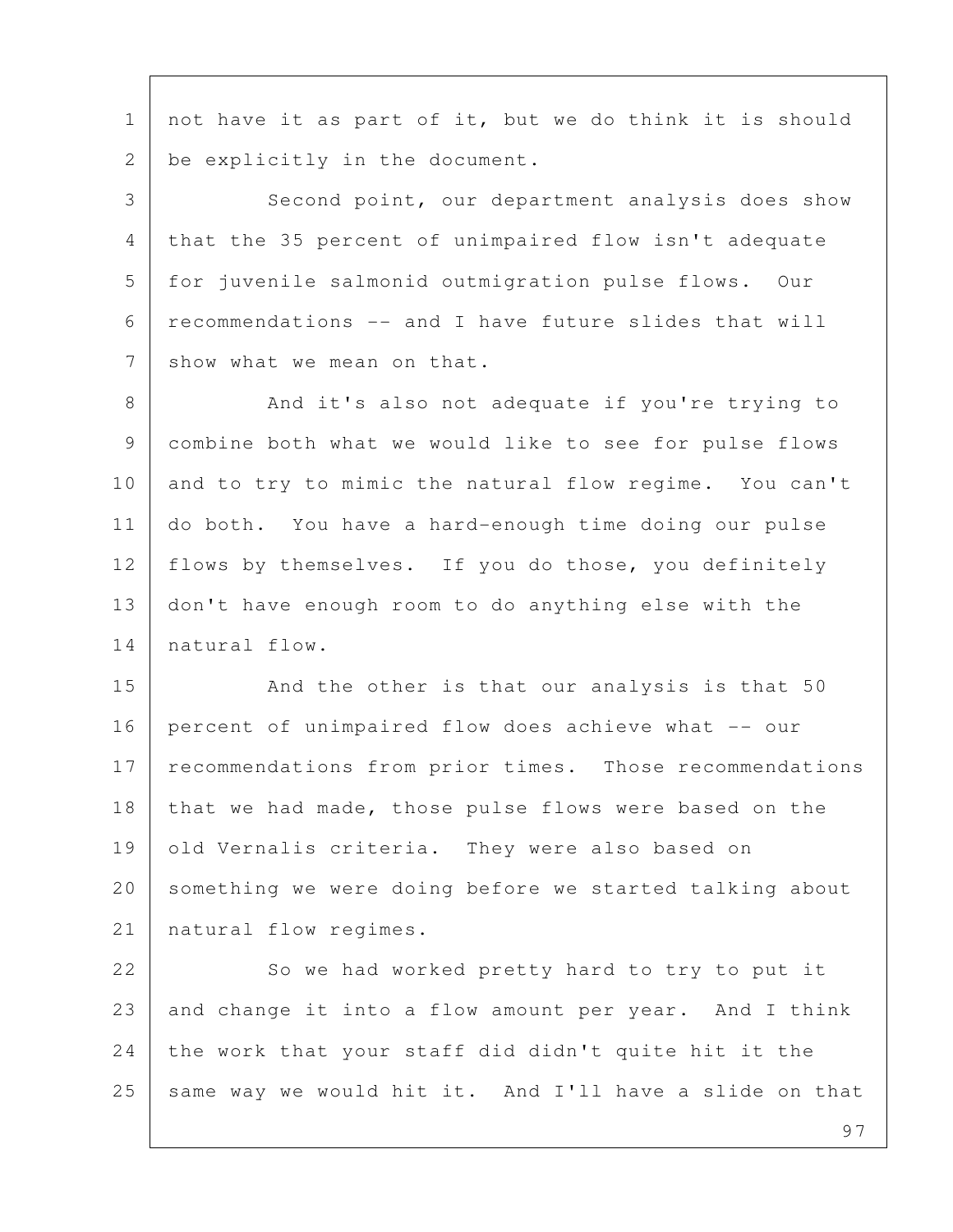not have it as part of it, but we do think it is should be explicitly in the document.

Second point, our department analysis does show that the 35 percent of unimpaired flow isn't adequate for juvenile salmonid outmigration pulse flows. Our recommendations -- and I have future slides that will show what we mean on that.

And it's also not adequate if you're trying to combine both what we would like to see for pulse flows and to try to mimic the natural flow regime. You can't do both. You have a hard-enough time doing our pulse flows by themselves. If you do those, you definitely don't have enough room to do anything else with the natural flow.

And the other is that our analysis is that 50 percent of unimpaired flow does achieve what -- our recommendations from prior times. Those recommendations that we had made, those pulse flows were based on the old Vernalis criteria. They were also based on something we were doing before we started talking about natural flow regimes.

So we had worked pretty hard to try to put it and change it into a flow amount per year. And I think the work that your staff did didn't quite hit it the same way we would hit it. And I'll have a slide on that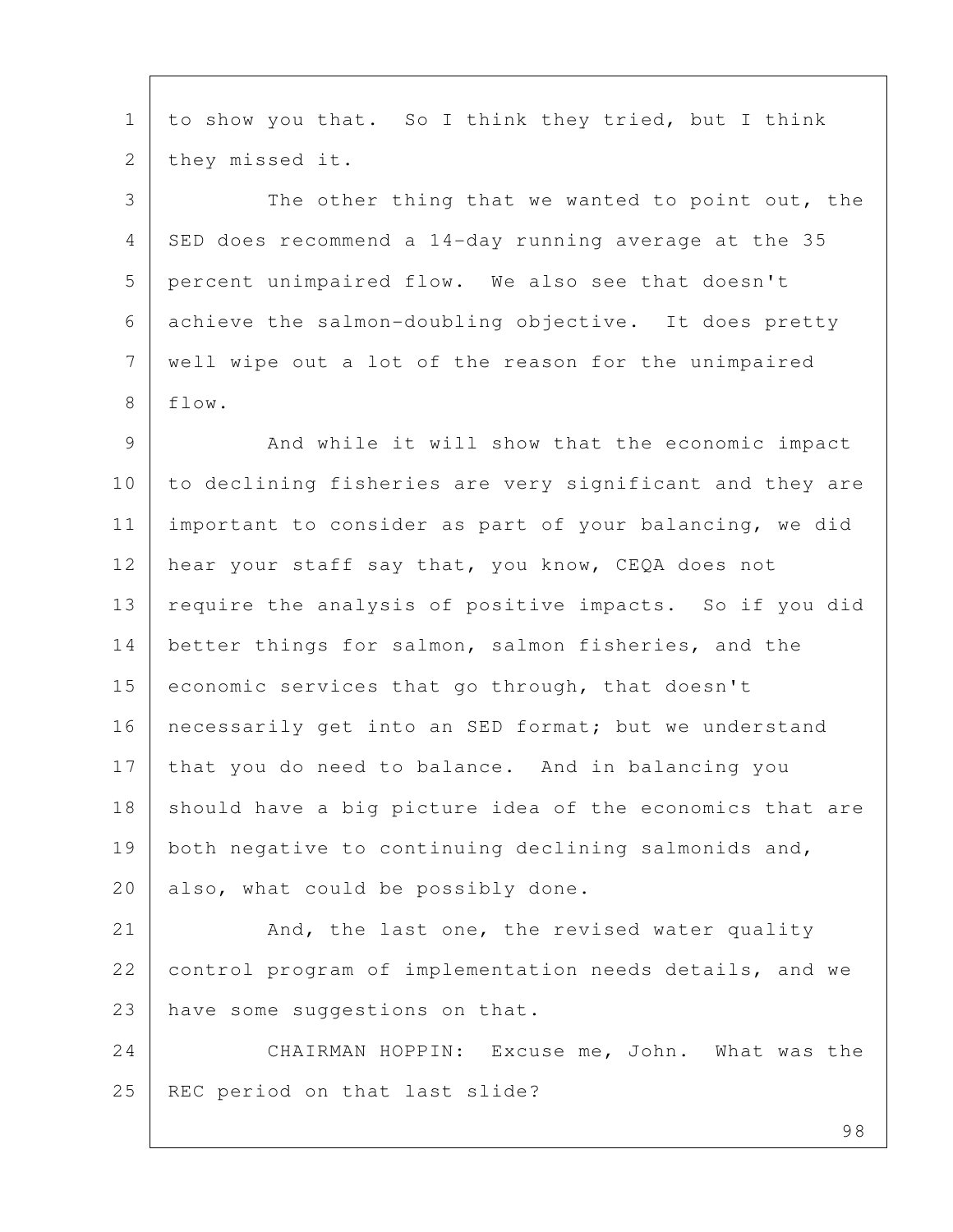to show you that. So I think they tried, but I think they missed it.

The other thing that we wanted to point out, the SED does recommend a 14-day running average at the 35 percent unimpaired flow. We also see that doesn't achieve the salmon-doubling objective. It does pretty well wipe out a lot of the reason for the unimpaired flow.

And while it will show that the economic impact to declining fisheries are very significant and they are important to consider as part of your balancing, we did hear your staff say that, you know, CEQA does not require the analysis of positive impacts. So if you did better things for salmon, salmon fisheries, and the economic services that go through, that doesn't necessarily get into an SED format; but we understand that you do need to balance. And in balancing you should have a big picture idea of the economics that are both negative to continuing declining salmonids and, also, what could be possibly done.

And, the last one, the revised water quality control program of implementation needs details, and we have some suggestions on that.

CHAIRMAN HOPPIN: Excuse me, John. What was the REC period on that last slide?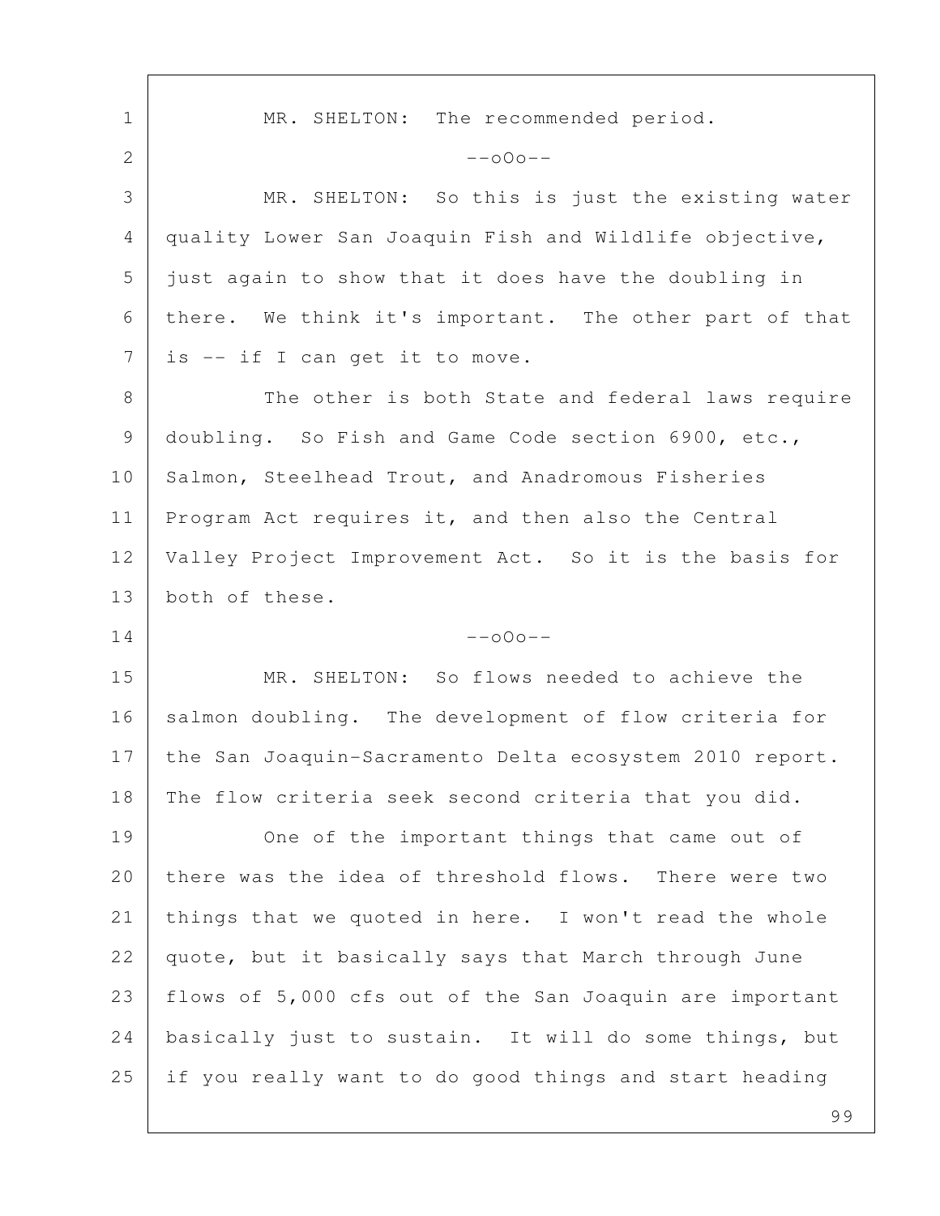MR. SHELTON: The recommended period.

--oOo--

MR. SHELTON: So this is just the existing water quality Lower San Joaquin Fish and Wildlife objective, just again to show that it does have the doubling in there. We think it's important. The other part of that is -- if I can get it to move.

The other is both State and federal laws require doubling. So Fish and Game Code section 6900, etc., Salmon, Steelhead Trout, and Anadromous Fisheries Program Act requires it, and then also the Central Valley Project Improvement Act. So it is the basis for both of these.

--oOo--

MR. SHELTON: So flows needed to achieve the salmon doubling. The development of flow criteria for the San Joaquin-Sacramento Delta ecosystem 2010 report. The flow criteria seek second criteria that you did.

One of the important things that came out of there was the idea of threshold flows. There were two things that we quoted in here. I won't read the whole quote, but it basically says that March through June flows of 5,000 cfs out of the San Joaquin are important basically just to sustain. It will do some things, but if you really want to do good things and start heading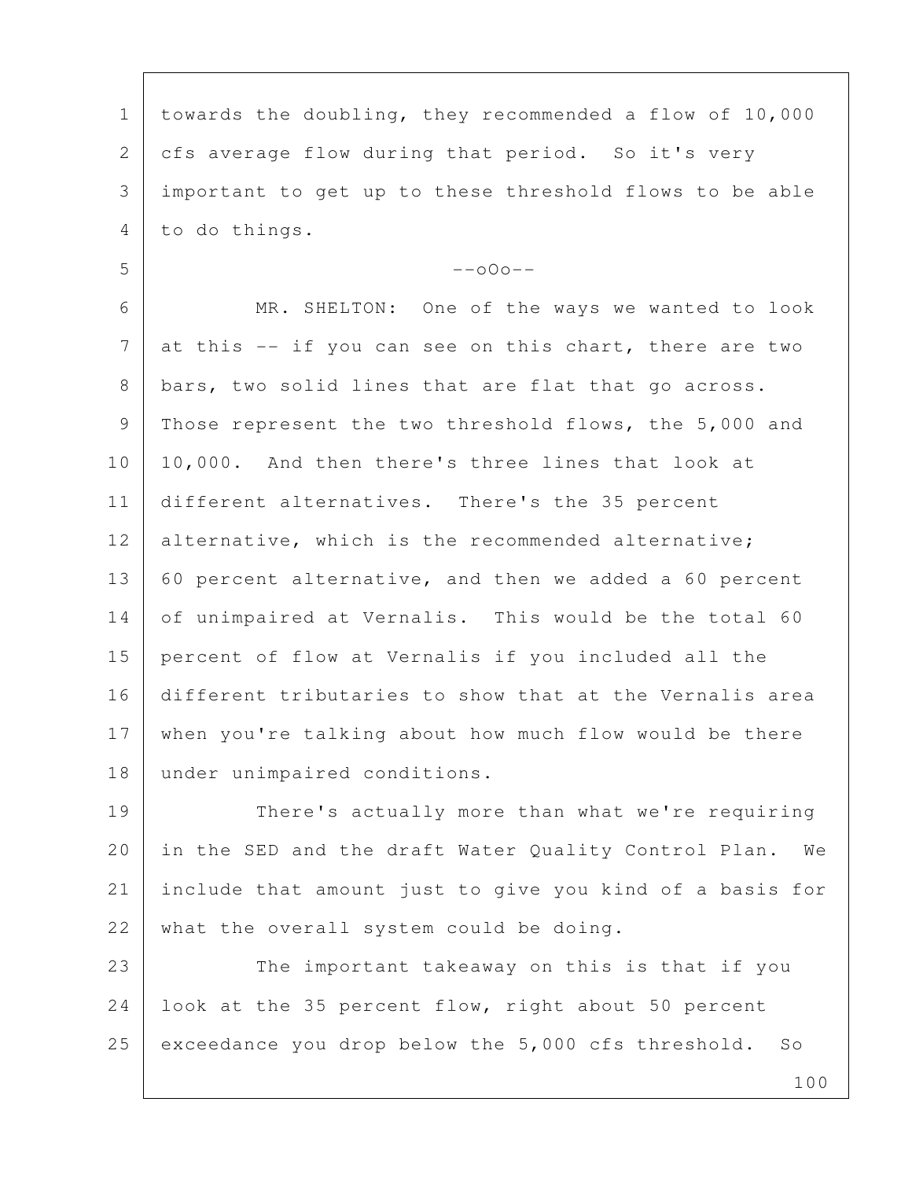towards the doubling, they recommended a flow of 10,000 cfs average flow during that period. So it's very important to get up to these threshold flows to be able to do things.

--oOo--

MR. SHELTON: One of the ways we wanted to look at this -- if you can see on this chart, there are two bars, two solid lines that are flat that go across. Those represent the two threshold flows, the 5,000 and 10,000. And then there's three lines that look at different alternatives. There's the 35 percent alternative, which is the recommended alternative; 60 percent alternative, and then we added a 60 percent of unimpaired at Vernalis. This would be the total 60 percent of flow at Vernalis if you included all the different tributaries to show that at the Vernalis area when you're talking about how much flow would be there under unimpaired conditions.

There's actually more than what we're requiring in the SED and the draft Water Quality Control Plan. We include that amount just to give you kind of a basis for what the overall system could be doing.

The important takeaway on this is that if you look at the 35 percent flow, right about 50 percent exceedance you drop below the 5,000 cfs threshold. So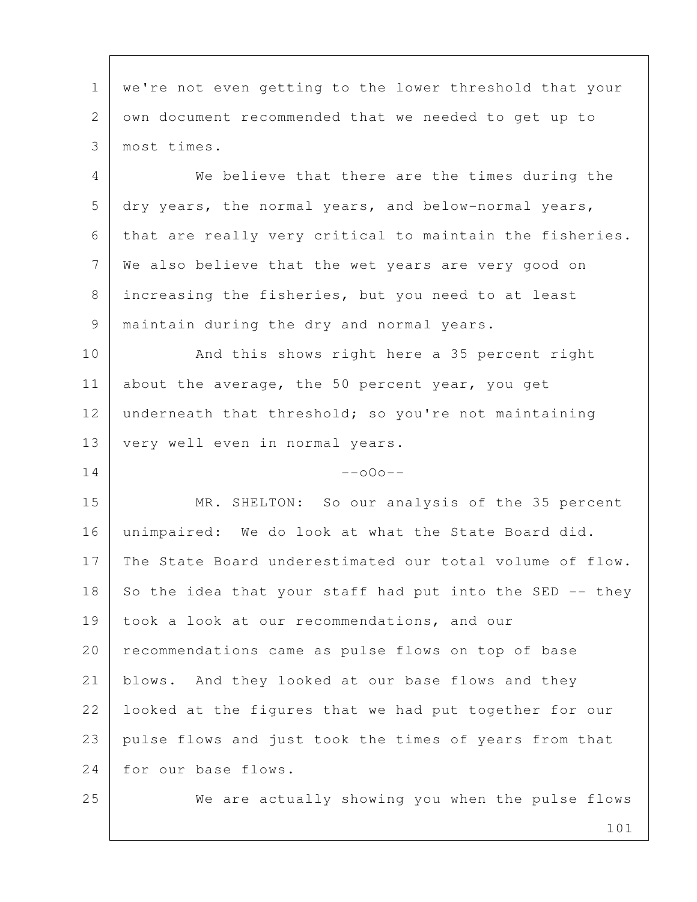we're not even getting to the lower threshold that your own document recommended that we needed to get up to most times.

We believe that there are the times during the dry years, the normal years, and below-normal years, that are really very critical to maintain the fisheries. We also believe that the wet years are very good on increasing the fisheries, but you need to at least maintain during the dry and normal years.

And this shows right here a 35 percent right about the average, the 50 percent year, you get underneath that threshold; so you're not maintaining very well even in normal years.

--oOo--

MR. SHELTON: So our analysis of the 35 percent unimpaired: We do look at what the State Board did. The State Board underestimated our total volume of flow. So the idea that your staff had put into the SED -- they took a look at our recommendations, and our recommendations came as pulse flows on top of base blows. And they looked at our base flows and they looked at the figures that we had put together for our pulse flows and just took the times of years from that for our base flows.

We are actually showing you when the pulse flows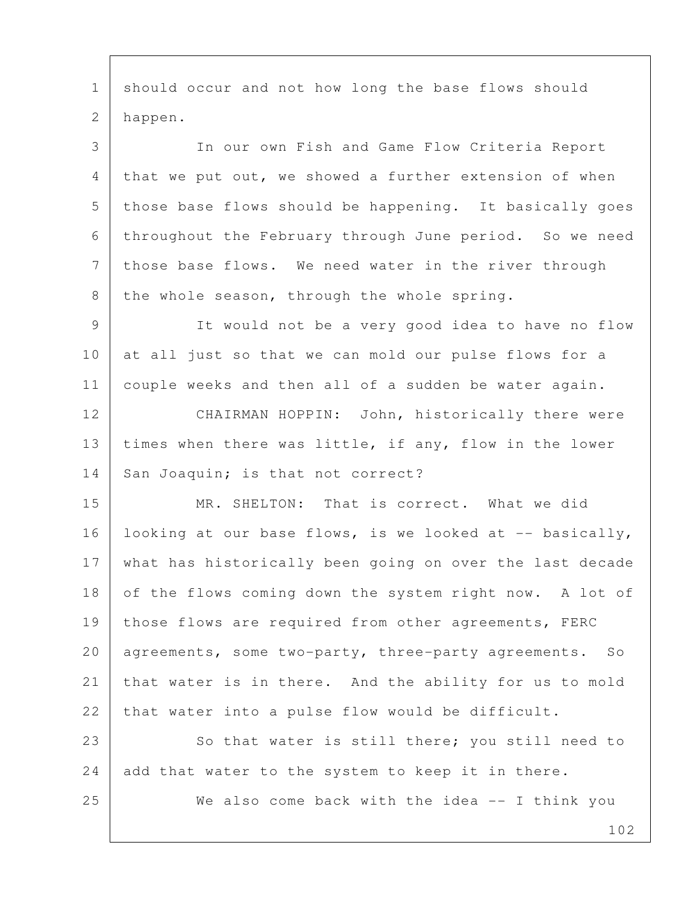should occur and not how long the base flows should happen.

In our own Fish and Game Flow Criteria Report that we put out, we showed a further extension of when those base flows should be happening. It basically goes throughout the February through June period. So we need those base flows. We need water in the river through the whole season, through the whole spring.

It would not be a very good idea to have no flow at all just so that we can mold our pulse flows for a couple weeks and then all of a sudden be water again.

CHAIRMAN HOPPIN: John, historically there were times when there was little, if any, flow in the lower San Joaquin; is that not correct?

MR. SHELTON: That is correct. What we did looking at our base flows, is we looked at -- basically, what has historically been going on over the last decade of the flows coming down the system right now. A lot of those flows are required from other agreements, FERC agreements, some two-party, three-party agreements. So that water is in there. And the ability for us to mold that water into a pulse flow would be difficult.

So that water is still there; you still need to add that water to the system to keep it in there.

We also come back with the idea -- I think you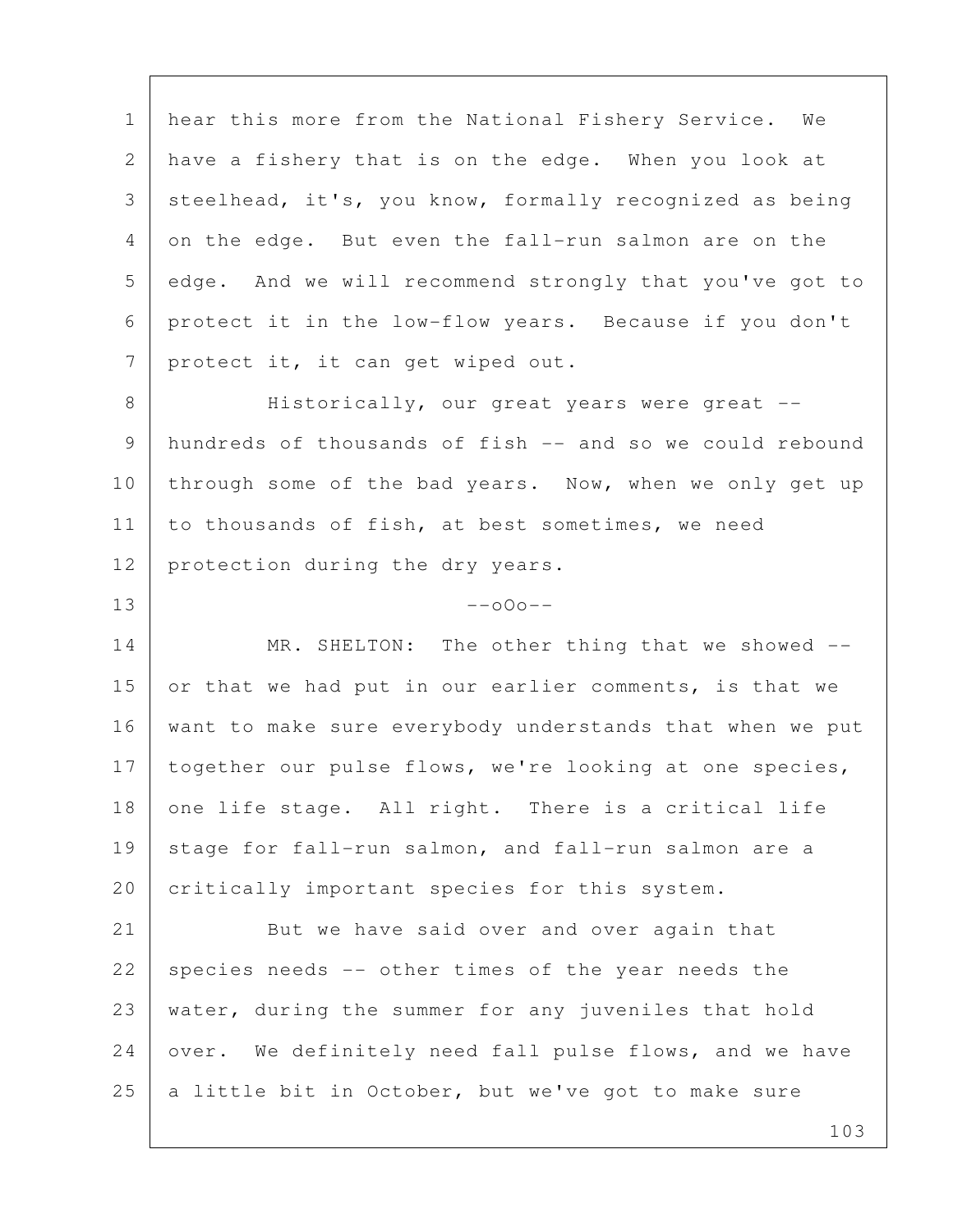hear this more from the National Fishery Service. We have a fishery that is on the edge. When you look at steelhead, it's, you know, formally recognized as being on the edge. But even the fall-run salmon are on the edge. And we will recommend strongly that you've got to protect it in the low-flow years. Because if you don't protect it, it can get wiped out.

Historically, our great years were great -- hundreds of thousands of fish -- and so we could rebound through some of the bad years. Now, when we only get up to thousands of fish, at best sometimes, we need protection during the dry years.

--oOo--

MR. SHELTON: The other thing that we showed -- or that we had put in our earlier comments, is that we want to make sure everybody understands that when we put together our pulse flows, we're looking at one species, one life stage. All right. There is a critical life stage for fall-run salmon, and fall-run salmon are a critically important species for this system.

But we have said over and over again that species needs -- other times of the year needs the water, during the summer for any juveniles that hold over. We definitely need fall pulse flows, and we have a little bit in October, but we've got to make sure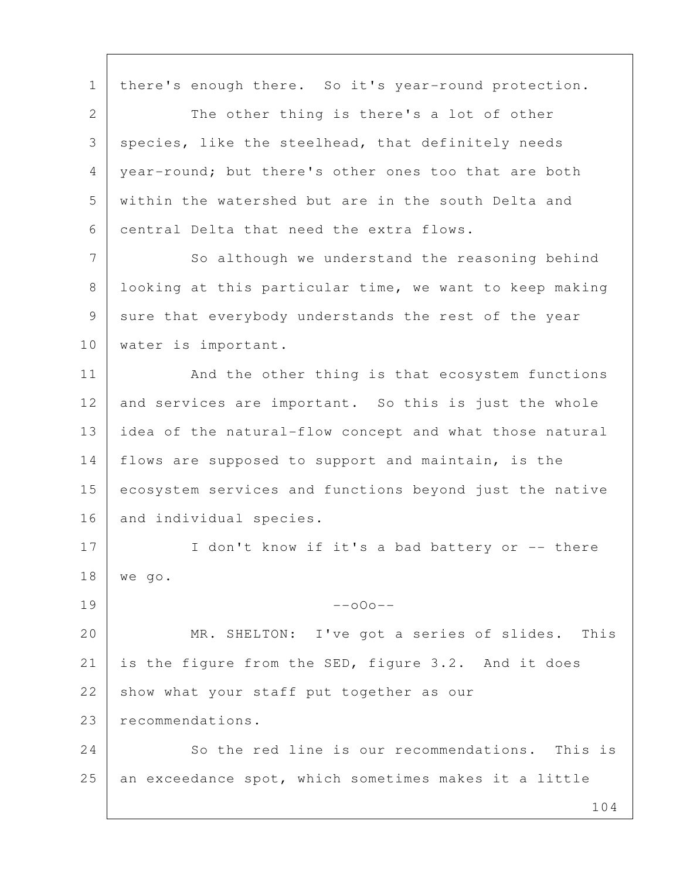there's enough there. So it's year-round protection.

The other thing is there's a lot of other species, like the steelhead, that definitely needs year-round; but there's other ones too that are both within the watershed but are in the south Delta and central Delta that need the extra flows.

So although we understand the reasoning behind looking at this particular time, we want to keep making sure that everybody understands the rest of the year water is important.

And the other thing is that ecosystem functions and services are important. So this is just the whole idea of the natural-flow concept and what those natural flows are supposed to support and maintain, is the ecosystem services and functions beyond just the native and individual species.

I don't know if it's a bad battery or -- there we go.

--oOo--

MR. SHELTON: I've got a series of slides. This is the figure from the SED, figure 3.2. And it does show what your staff put together as our recommendations.

So the red line is our recommendations. This is an exceedance spot, which sometimes makes it a little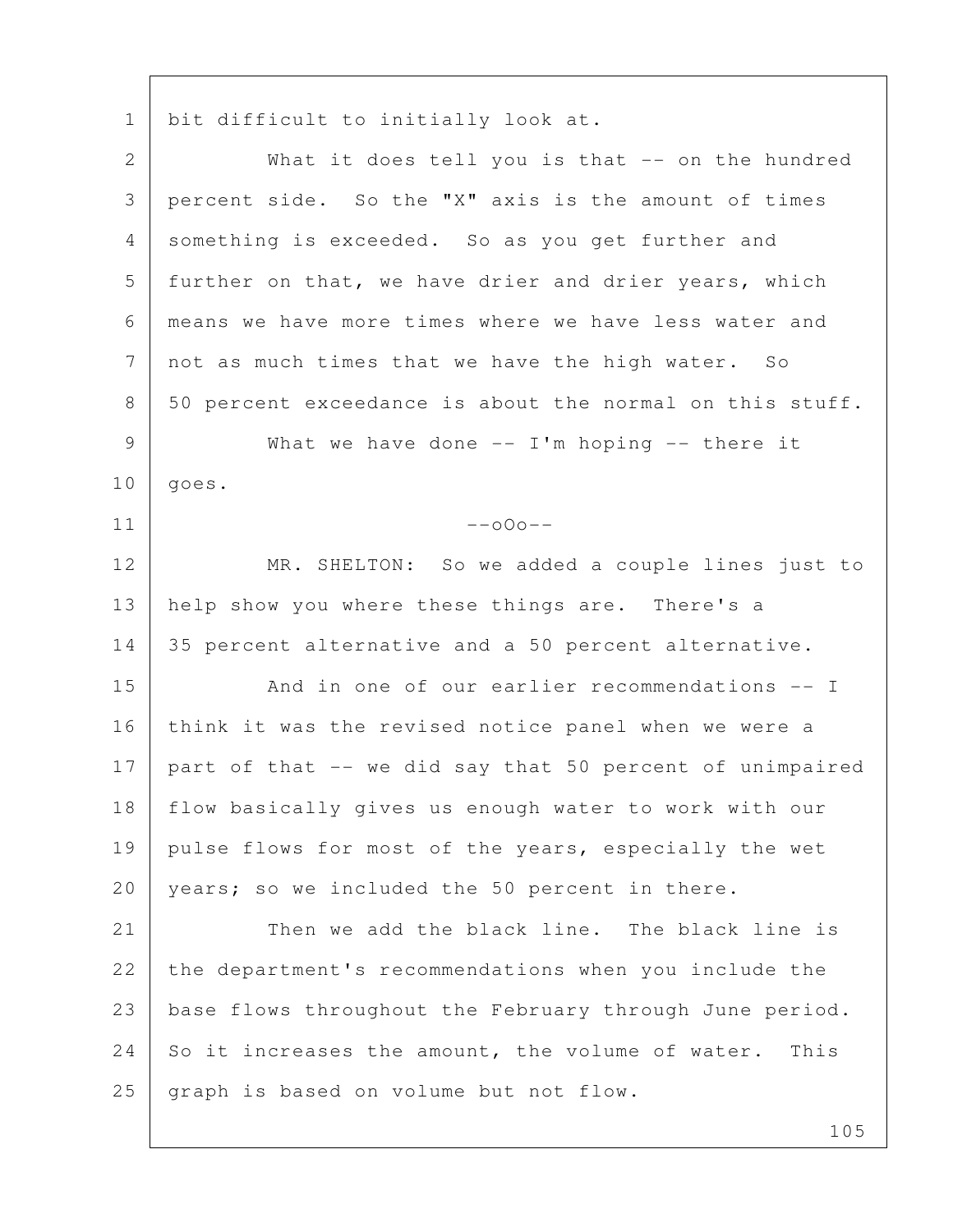bit difficult to initially look at.

What it does tell you is that -- on the hundred percent side. So the "X" axis is the amount of times something is exceeded. So as you get further and further on that, we have drier and drier years, which means we have more times where we have less water and not as much times that we have the high water. So 50 percent exceedance is about the normal on this stuff.

What we have done -- I'm hoping -- there it goes.

--oOo--

MR. SHELTON: So we added a couple lines just to help show you where these things are. There's a 35 percent alternative and a 50 percent alternative.

And in one of our earlier recommendations -- I think it was the revised notice panel when we were a part of that -- we did say that 50 percent of unimpaired flow basically gives us enough water to work with our pulse flows for most of the years, especially the wet years; so we included the 50 percent in there.

Then we add the black line. The black line is the department's recommendations when you include the base flows throughout the February through June period. So it increases the amount, the volume of water. This graph is based on volume but not flow.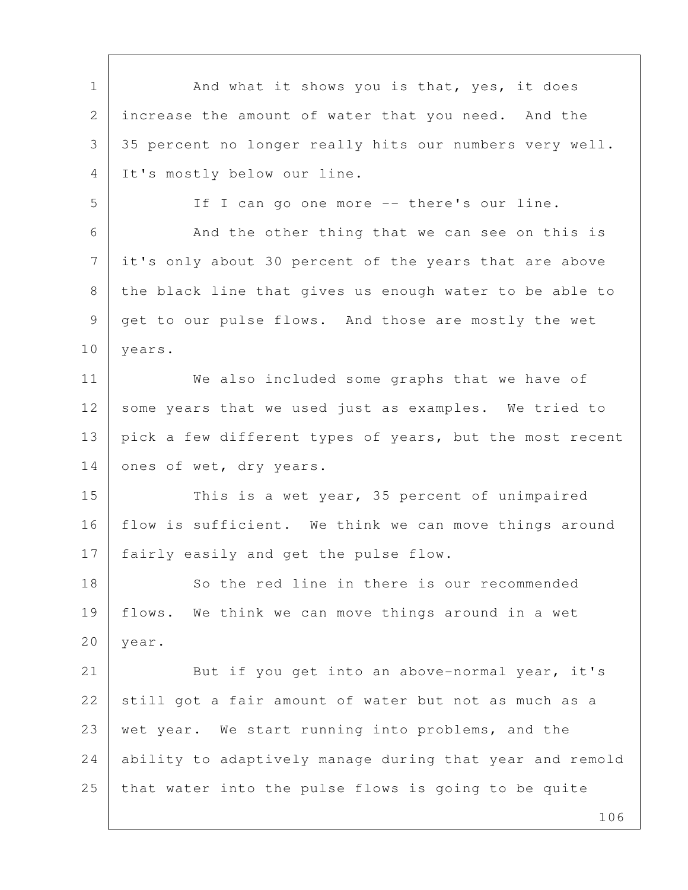And what it shows you is that, yes, it does increase the amount of water that you need. And the 35 percent no longer really hits our numbers very well. It's mostly below our line.

If I can go one more -- there's our line.

And the other thing that we can see on this is it's only about 30 percent of the years that are above the black line that gives us enough water to be able to get to our pulse flows. And those are mostly the wet years.

We also included some graphs that we have of some years that we used just as examples. We tried to pick a few different types of years, but the most recent ones of wet, dry years.

This is a wet year, 35 percent of unimpaired flow is sufficient. We think we can move things around fairly easily and get the pulse flow.

So the red line in there is our recommended flows. We think we can move things around in a wet year.

But if you get into an above-normal year, it's still got a fair amount of water but not as much as a wet year. We start running into problems, and the ability to adaptively manage during that year and remold that water into the pulse flows is going to be quite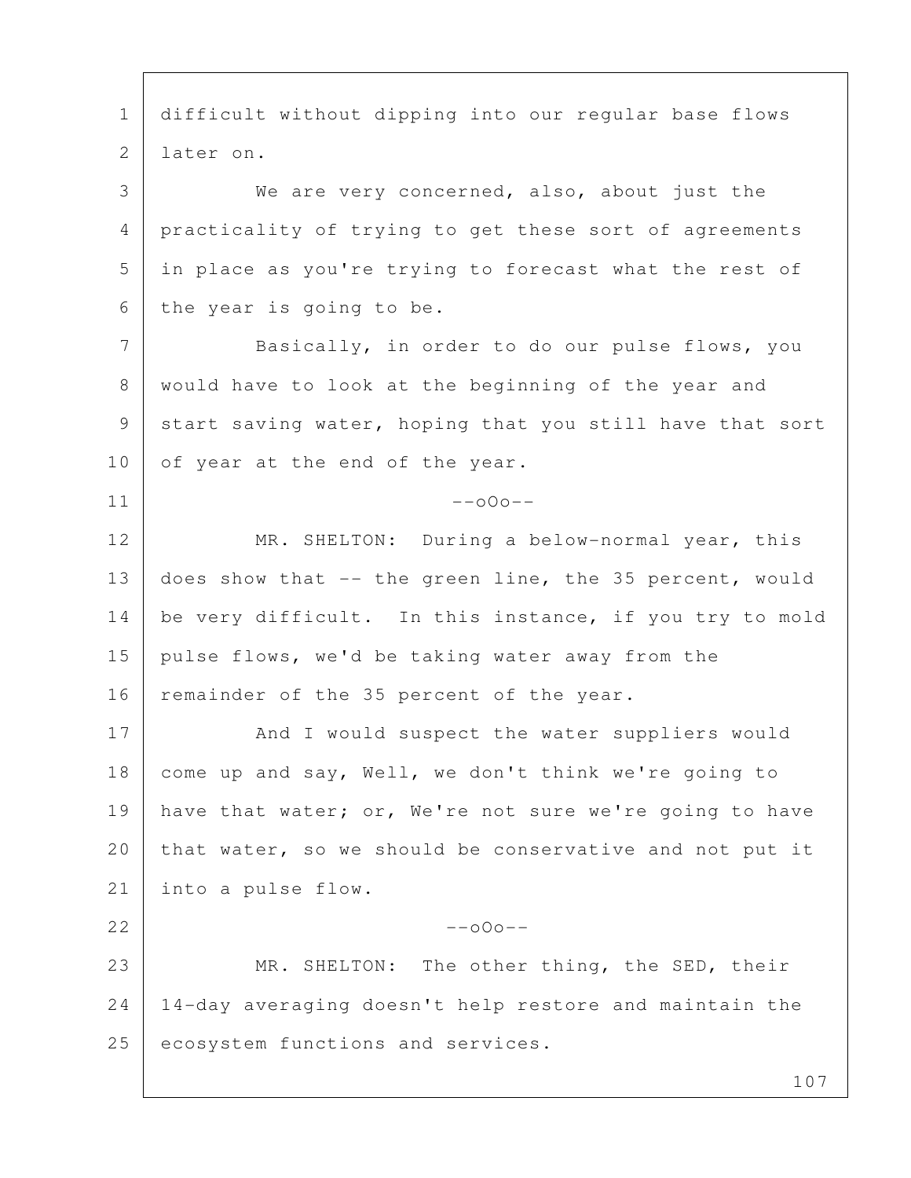difficult without dipping into our regular base flows later on.

We are very concerned, also, about just the practicality of trying to get these sort of agreements in place as you're trying to forecast what the rest of the year is going to be.

Basically, in order to do our pulse flows, you would have to look at the beginning of the year and start saving water, hoping that you still have that sort of year at the end of the year.

--oOo--

MR. SHELTON: During a below-normal year, this does show that -- the green line, the 35 percent, would be very difficult. In this instance, if you try to mold pulse flows, we'd be taking water away from the remainder of the 35 percent of the year.

And I would suspect the water suppliers would come up and say, Well, we don't think we're going to have that water; or, We're not sure we're going to have that water, so we should be conservative and not put it into a pulse flow.

--oOo--

MR. SHELTON: The other thing, the SED, their 14-day averaging doesn't help restore and maintain the ecosystem functions and services.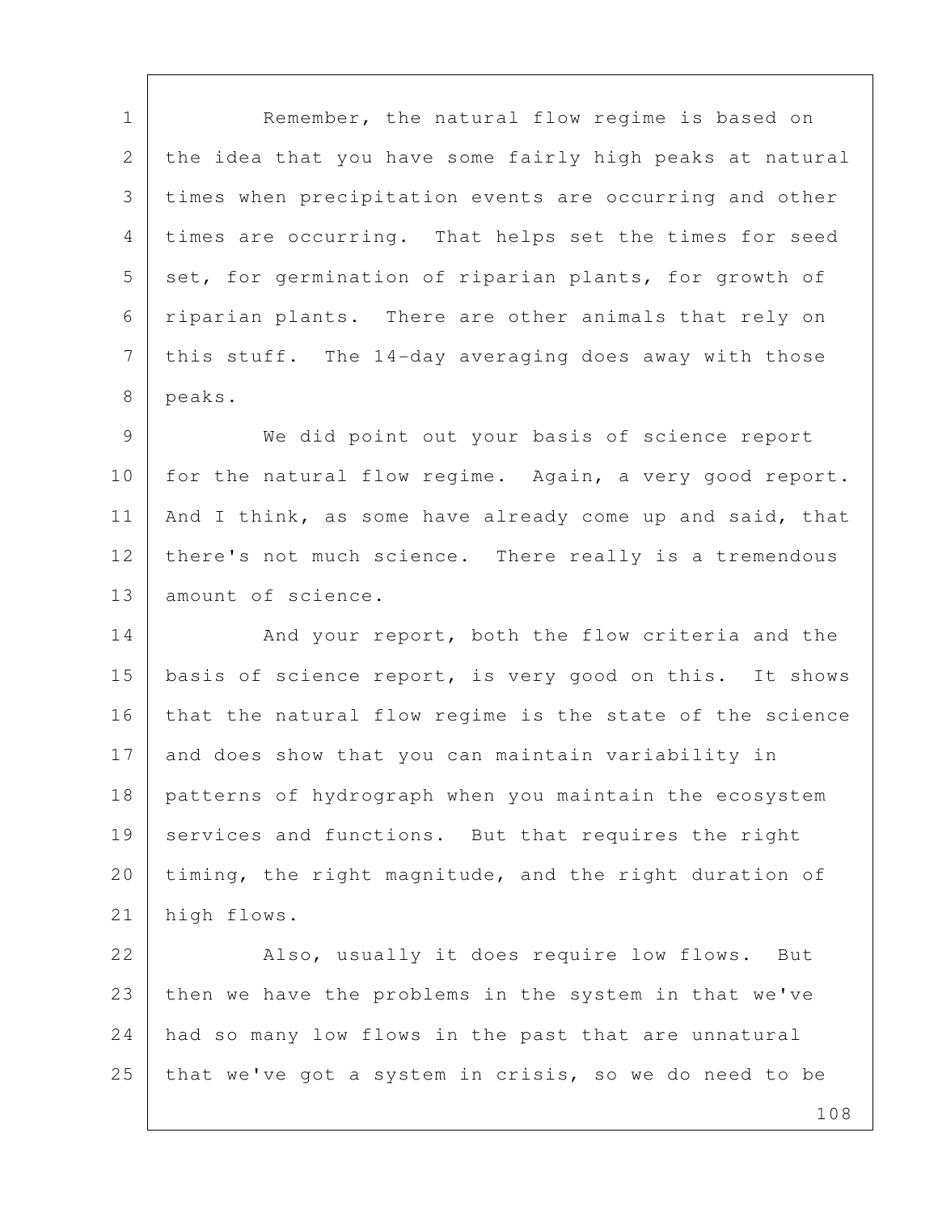Remember, the natural flow regime is based on the idea that you have some fairly high peaks at natural times when precipitation events are occurring and other times are occurring. That helps set the times for seed set, for germination of riparian plants, for growth of riparian plants. There are other animals that rely on this stuff. The 14-day averaging does away with those peaks.

We did point out your basis of science report for the natural flow regime. Again, a very good report. And I think, as some have already come up and said, that there's not much science. There really is a tremendous amount of science.

And your report, both the flow criteria and the basis of science report, is very good on this. It shows that the natural flow regime is the state of the science and does show that you can maintain variability in patterns of hydrograph when you maintain the ecosystem services and functions. But that requires the right timing, the right magnitude, and the right duration of high flows.

Also, usually it does require low flows. But then we have the problems in the system in that we've had so many low flows in the past that are unnatural that we've got a system in crisis, so we do need to be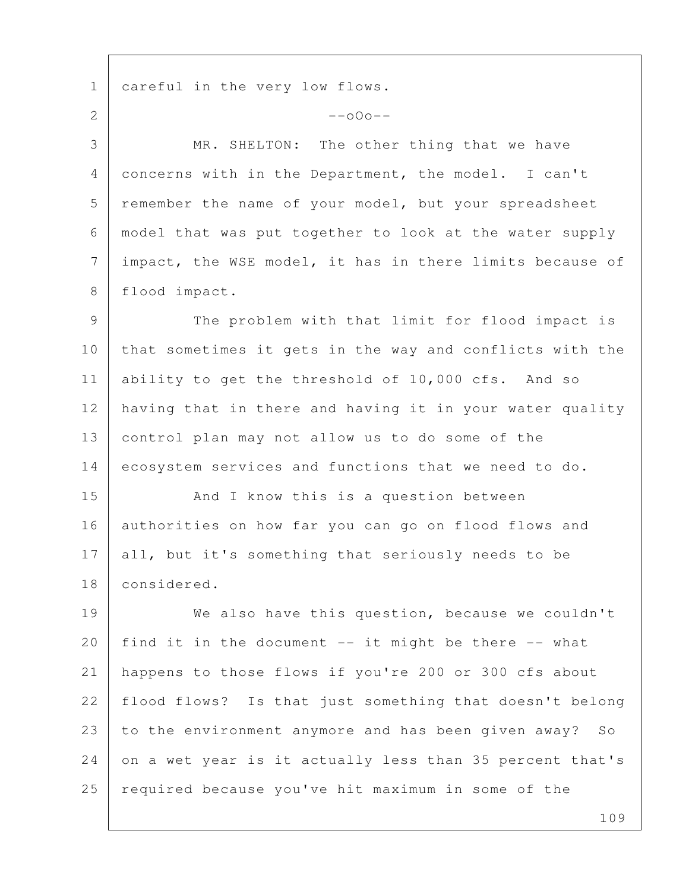careful in the very low flows.

--oOo--

MR. SHELTON: The other thing that we have concerns with in the Department, the model. I can't remember the name of your model, but your spreadsheet model that was put together to look at the water supply impact, the WSE model, it has in there limits because of flood impact.

The problem with that limit for flood impact is that sometimes it gets in the way and conflicts with the ability to get the threshold of 10,000 cfs. And so having that in there and having it in your water quality control plan may not allow us to do some of the ecosystem services and functions that we need to do.

And I know this is a question between authorities on how far you can go on flood flows and all, but it's something that seriously needs to be considered.

We also have this question, because we couldn't find it in the document -- it might be there -- what happens to those flows if you're 200 or 300 cfs about flood flows? Is that just something that doesn't belong to the environment anymore and has been given away? So on a wet year is it actually less than 35 percent that's required because you've hit maximum in some of the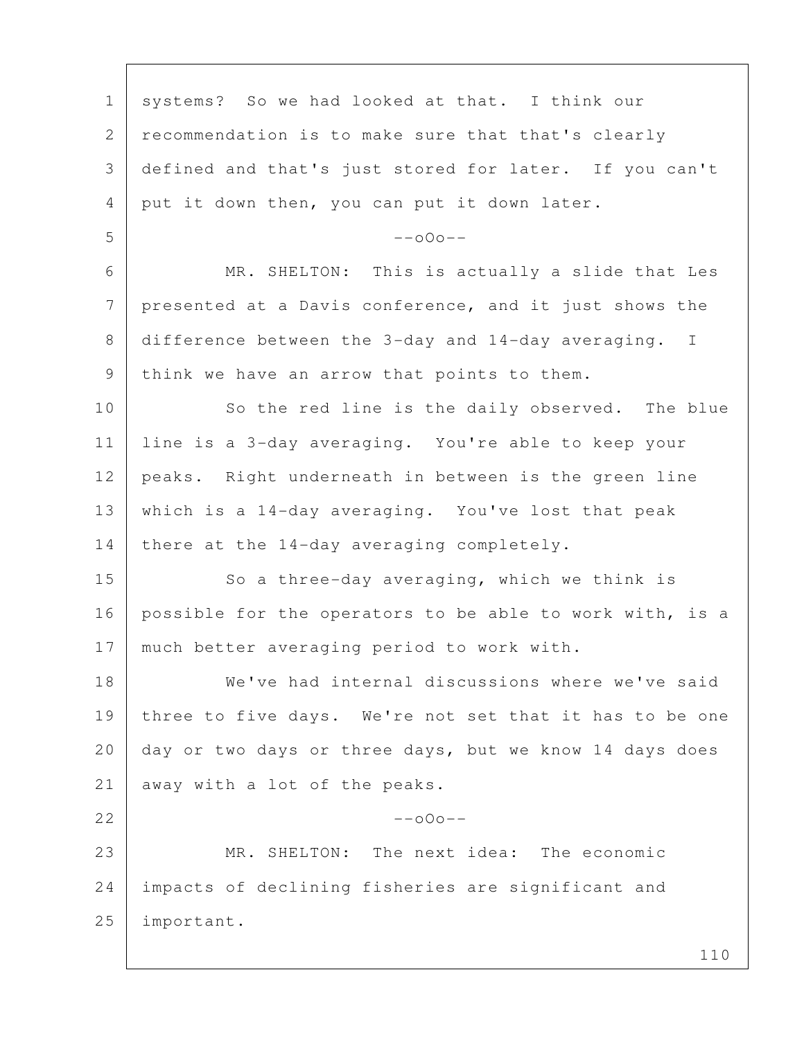systems? So we had looked at that. I think our recommendation is to make sure that that's clearly defined and that's just stored for later. If you can't put it down then, you can put it down later.

--oOo--

MR. SHELTON: This is actually a slide that Les presented at a Davis conference, and it just shows the difference between the 3-day and 14-day averaging. I think we have an arrow that points to them.

So the red line is the daily observed. The blue line is a 3-day averaging. You're able to keep your peaks. Right underneath in between is the green line which is a 14-day averaging. You've lost that peak there at the 14-day averaging completely.

So a three-day averaging, which we think is possible for the operators to be able to work with, is a much better averaging period to work with.

We've had internal discussions where we've said three to five days. We're not set that it has to be one day or two days or three days, but we know 14 days does away with a lot of the peaks.

--oOo--

MR. SHELTON: The next idea: The economic impacts of declining fisheries are significant and important.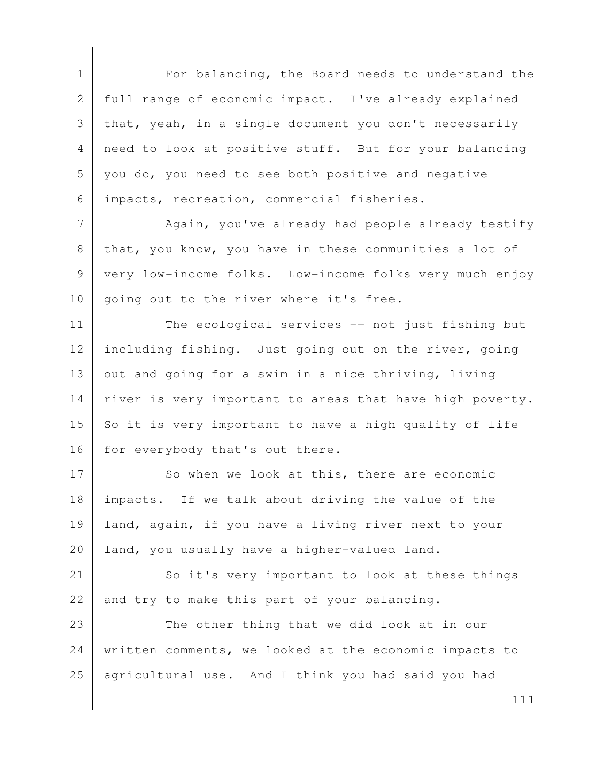For balancing, the Board needs to understand the full range of economic impact. I've already explained that, yeah, in a single document you don't necessarily need to look at positive stuff. But for your balancing you do, you need to see both positive and negative impacts, recreation, commercial fisheries.

Again, you've already had people already testify that, you know, you have in these communities a lot of very low-income folks. Low-income folks very much enjoy going out to the river where it's free.

The ecological services -- not just fishing but including fishing. Just going out on the river, going out and going for a swim in a nice thriving, living river is very important to areas that have high poverty. So it is very important to have a high quality of life for everybody that's out there.

So when we look at this, there are economic impacts. If we talk about driving the value of the land, again, if you have a living river next to your land, you usually have a higher-valued land.

So it's very important to look at these things and try to make this part of your balancing.

The other thing that we did look at in our written comments, we looked at the economic impacts to agricultural use. And I think you had said you had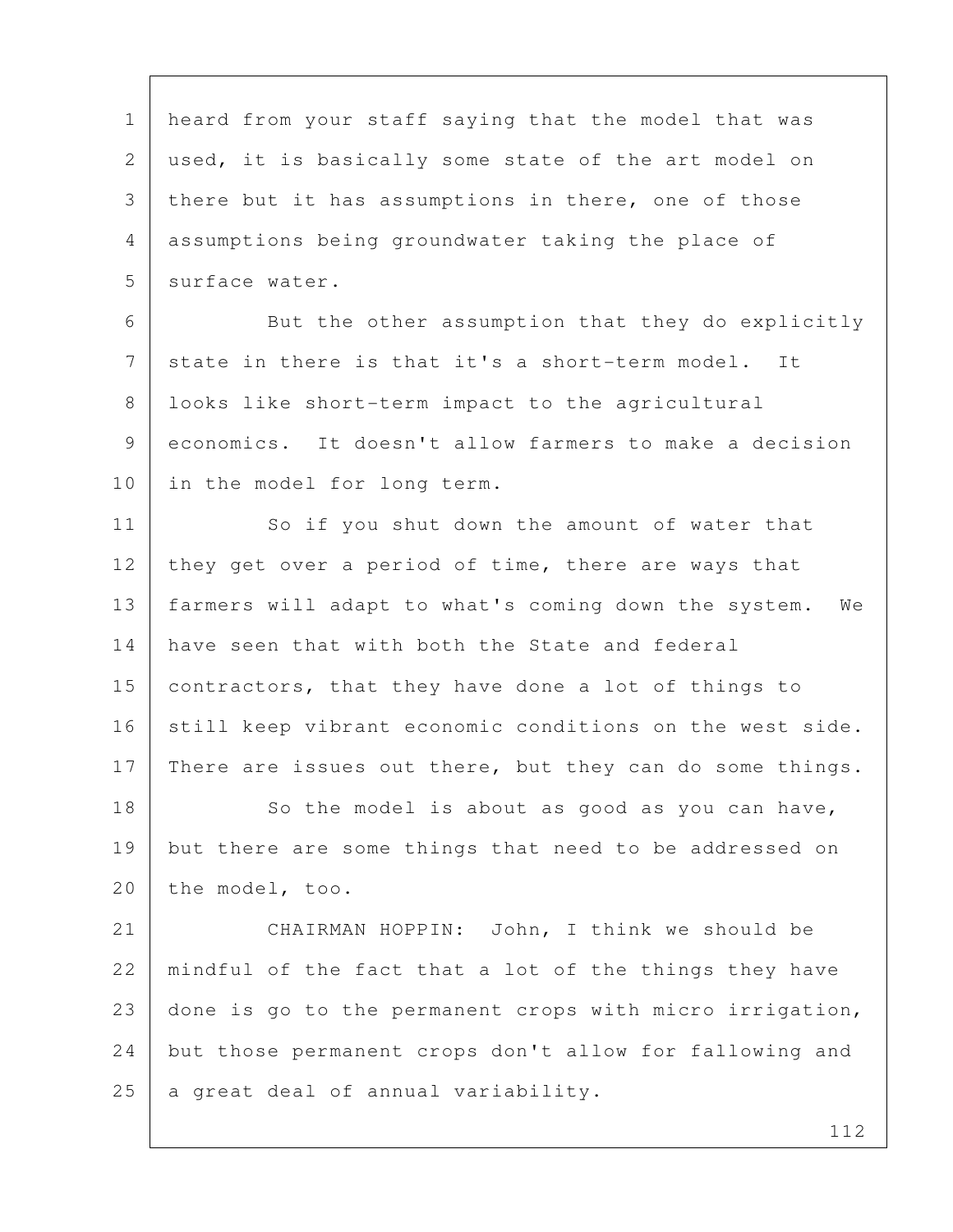heard from your staff saying that the model that was used, it is basically some state of the art model on there but it has assumptions in there, one of those assumptions being groundwater taking the place of surface water.

But the other assumption that they do explicitly state in there is that it's a short-term model. It looks like short-term impact to the agricultural economics. It doesn't allow farmers to make a decision in the model for long term.

So if you shut down the amount of water that they get over a period of time, there are ways that farmers will adapt to what's coming down the system. We have seen that with both the State and federal contractors, that they have done a lot of things to still keep vibrant economic conditions on the west side. There are issues out there, but they can do some things.

So the model is about as good as you can have, but there are some things that need to be addressed on the model, too.

CHAIRMAN HOPPIN: John, I think we should be mindful of the fact that a lot of the things they have done is go to the permanent crops with micro irrigation, but those permanent crops don't allow for fallowing and a great deal of annual variability.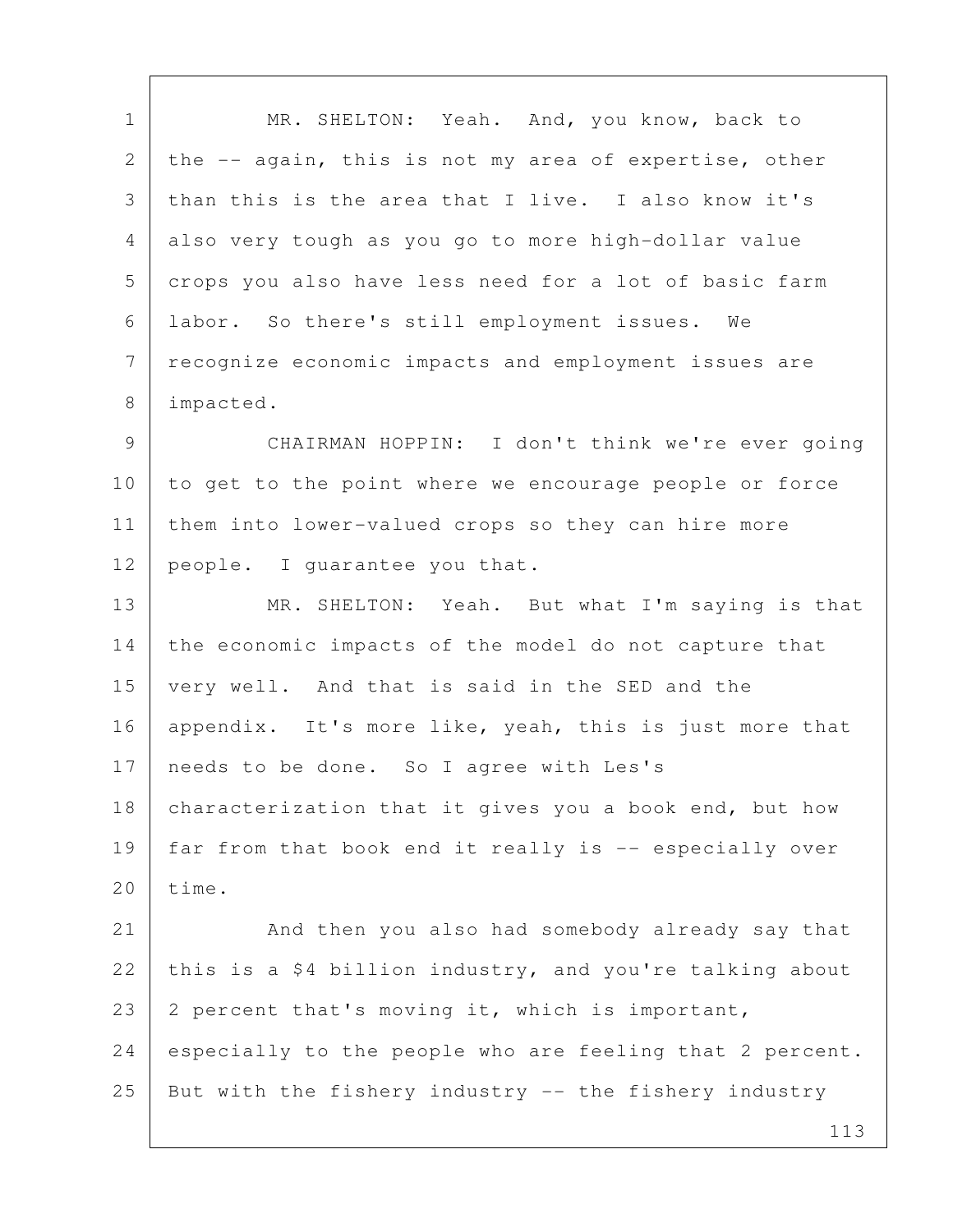MR. SHELTON: Yeah. And, you know, back to the -- again, this is not my area of expertise, other than this is the area that I live. I also know it's also very tough as you go to more high-dollar value crops you also have less need for a lot of basic farm labor. So there's still employment issues. We recognize economic impacts and employment issues are impacted.

CHAIRMAN HOPPIN: I don't think we're ever going to get to the point where we encourage people or force them into lower-valued crops so they can hire more people. I guarantee you that.

MR. SHELTON: Yeah. But what I'm saying is that the economic impacts of the model do not capture that very well. And that is said in the SED and the appendix. It's more like, yeah, this is just more that needs to be done. So I agree with Les's characterization that it gives you a book end, but how far from that book end it really is -- especially over time.

And then you also had somebody already say that this is a $4 billion industry, and you're talking about 2 percent that's moving it, which is important, especially to the people who are feeling that 2 percent. But with the fishery industry -- the fishery industry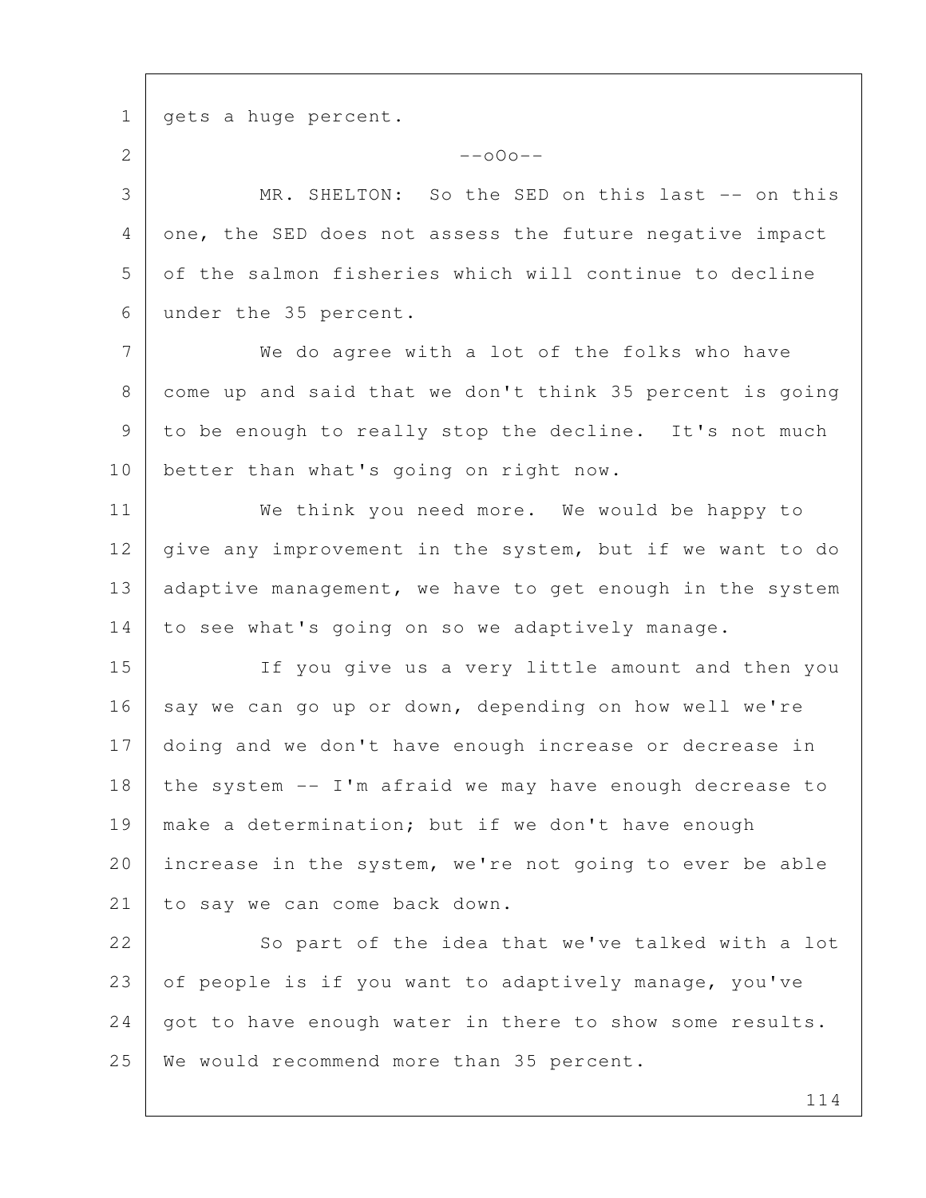gets a huge percent.

--oOo--

MR. SHELTON: So the SED on this last -- on this one, the SED does not assess the future negative impact of the salmon fisheries which will continue to decline under the 35 percent.

We do agree with a lot of the folks who have come up and said that we don't think 35 percent is going to be enough to really stop the decline. It's not much better than what's going on right now.

We think you need more. We would be happy to give any improvement in the system, but if we want to do adaptive management, we have to get enough in the system to see what's going on so we adaptively manage.

If you give us a very little amount and then you say we can go up or down, depending on how well we're doing and we don't have enough increase or decrease in the system -- I'm afraid we may have enough decrease to make a determination; but if we don't have enough increase in the system, we're not going to ever be able to say we can come back down.

So part of the idea that we've talked with a lot of people is if you want to adaptively manage, you've got to have enough water in there to show some results. We would recommend more than 35 percent.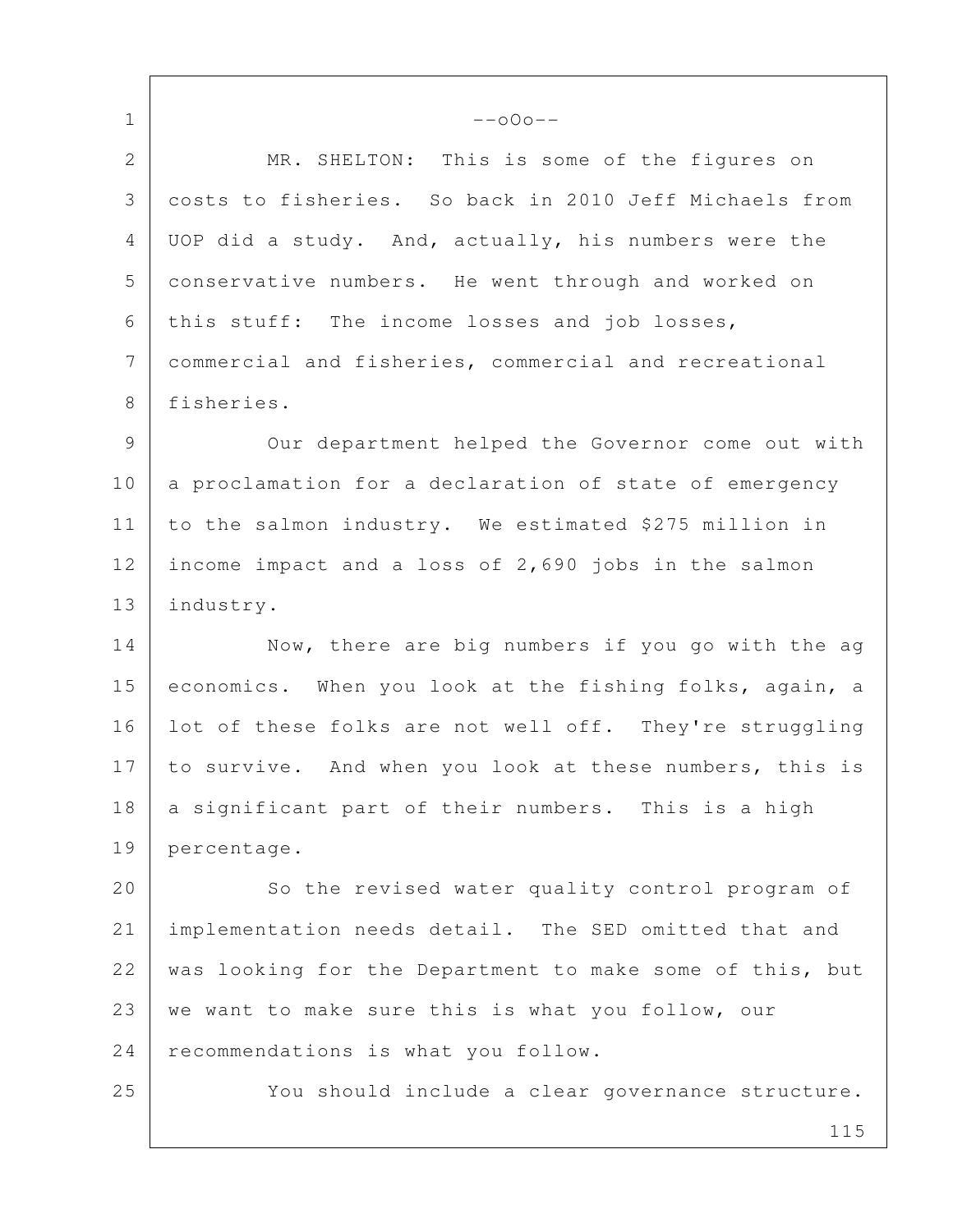--oOo--

MR. SHELTON: This is some of the figures on costs to fisheries. So back in 2010 Jeff Michaels from UOP did a study. And, actually, his numbers were the conservative numbers. He went through and worked on this stuff: The income losses and job losses, commercial and fisheries, commercial and recreational fisheries.

Our department helped the Governor come out with a proclamation for a declaration of state of emergency to the salmon industry. We estimated $275 million in income impact and a loss of 2,690 jobs in the salmon industry.

Now, there are big numbers if you go with the ag economics. When you look at the fishing folks, again, a lot of these folks are not well off. They're struggling to survive. And when you look at these numbers, this is a significant part of their numbers. This is a high percentage.

So the revised water quality control program of implementation needs detail. The SED omitted that and was looking for the Department to make some of this, but we want to make sure this is what you follow, our recommendations is what you follow.

You should include a clear governance structure.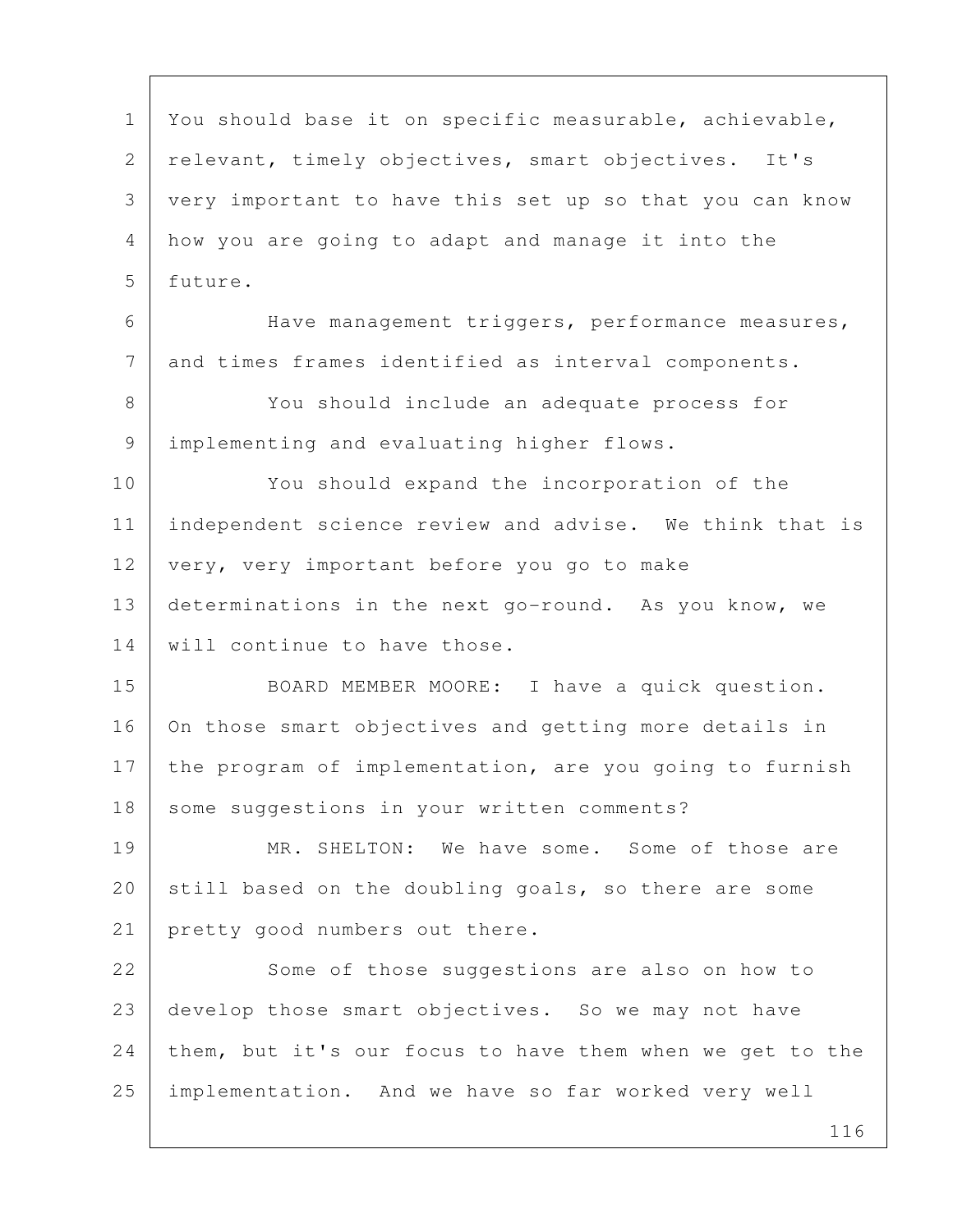You should base it on specific measurable, achievable, relevant, timely objectives, smart objectives. It's very important to have this set up so that you can know how you are going to adapt and manage it into the future.

Have management triggers, performance measures, and times frames identified as interval components.

You should include an adequate process for implementing and evaluating higher flows.

You should expand the incorporation of the independent science review and advise. We think that is very, very important before you go to make determinations in the next go-round. As you know, we will continue to have those.

BOARD MEMBER MOORE: I have a quick question. On those smart objectives and getting more details in the program of implementation, are you going to furnish some suggestions in your written comments?

MR. SHELTON: We have some. Some of those are still based on the doubling goals, so there are some pretty good numbers out there.

Some of those suggestions are also on how to develop those smart objectives. So we may not have them, but it's our focus to have them when we get to the implementation. And we have so far worked very well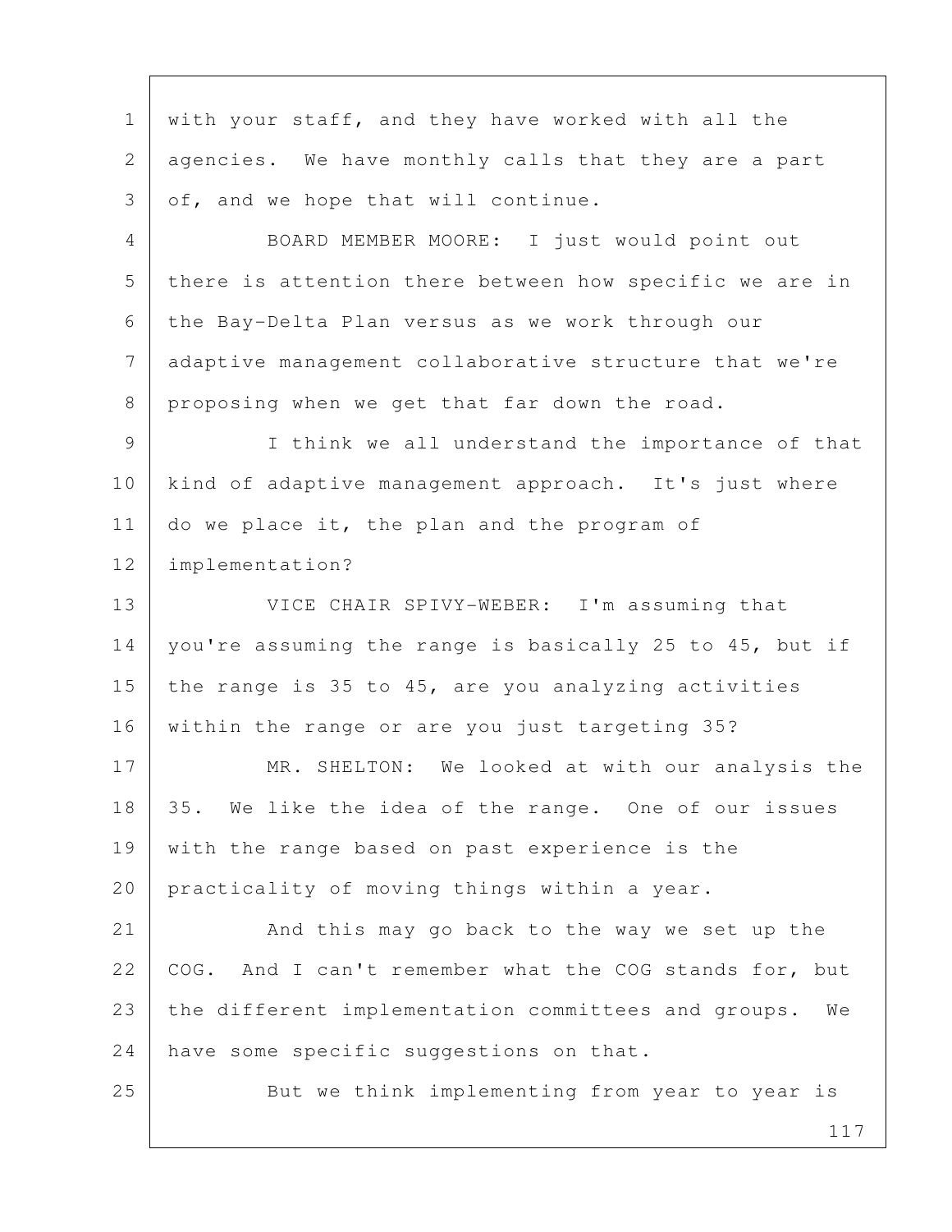with your staff, and they have worked with all the agencies. We have monthly calls that they are a part of, and we hope that will continue.

BOARD MEMBER MOORE: I just would point out there is attention there between how specific we are in the Bay-Delta Plan versus as we work through our adaptive management collaborative structure that we're proposing when we get that far down the road.

I think we all understand the importance of that kind of adaptive management approach. It's just where do we place it, the plan and the program of implementation?

VICE CHAIR SPIVY-WEBER: I'm assuming that you're assuming the range is basically 25 to 45, but if the range is 35 to 45, are you analyzing activities within the range or are you just targeting 35?

MR. SHELTON: We looked at with our analysis the 35. We like the idea of the range. One of our issues with the range based on past experience is the practicality of moving things within a year.

And this may go back to the way we set up the COG. And I can't remember what the COG stands for, but the different implementation committees and groups. We have some specific suggestions on that.

But we think implementing from year to year is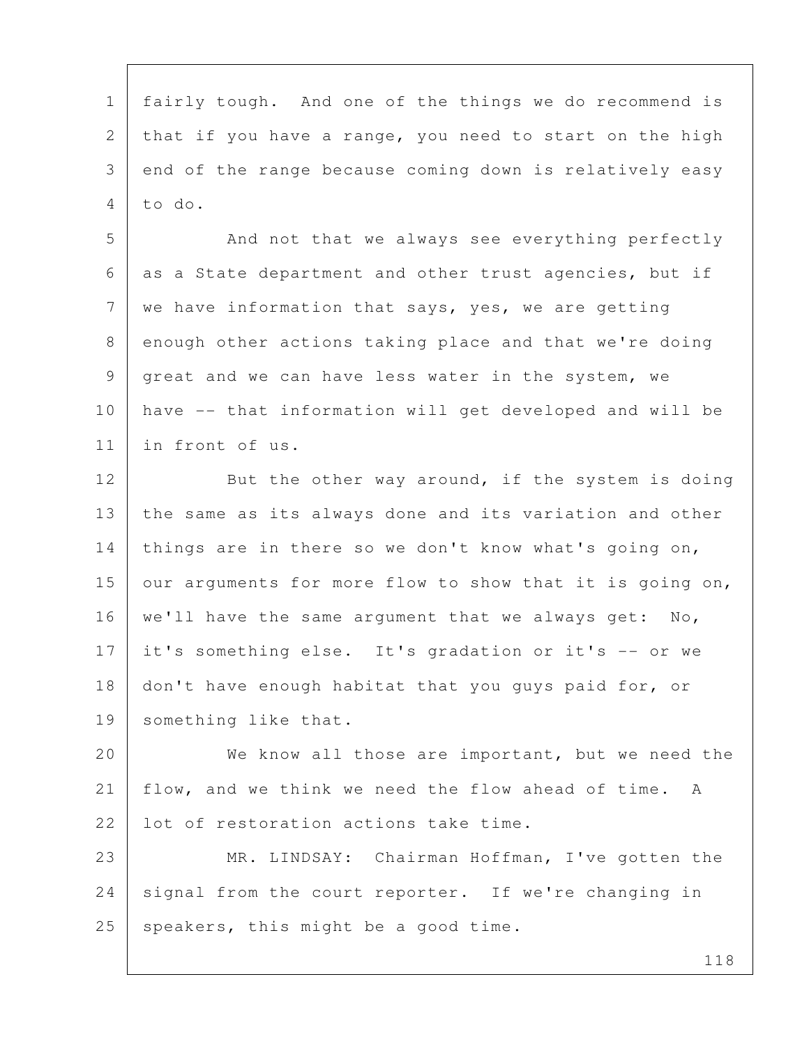fairly tough. And one of the things we do recommend is that if you have a range, you need to start on the high end of the range because coming down is relatively easy to do.

And not that we always see everything perfectly as a State department and other trust agencies, but if we have information that says, yes, we are getting enough other actions taking place and that we're doing great and we can have less water in the system, we have -- that information will get developed and will be in front of us.

But the other way around, if the system is doing the same as its always done and its variation and other things are in there so we don't know what's going on, our arguments for more flow to show that it is going on, we'll have the same argument that we always get: No, it's something else. It's gradation or it's -- or we don't have enough habitat that you guys paid for, or something like that.

We know all those are important, but we need the flow, and we think we need the flow ahead of time. A lot of restoration actions take time.

MR. LINDSAY: Chairman Hoffman, I've gotten the signal from the court reporter. If we're changing in speakers, this might be a good time.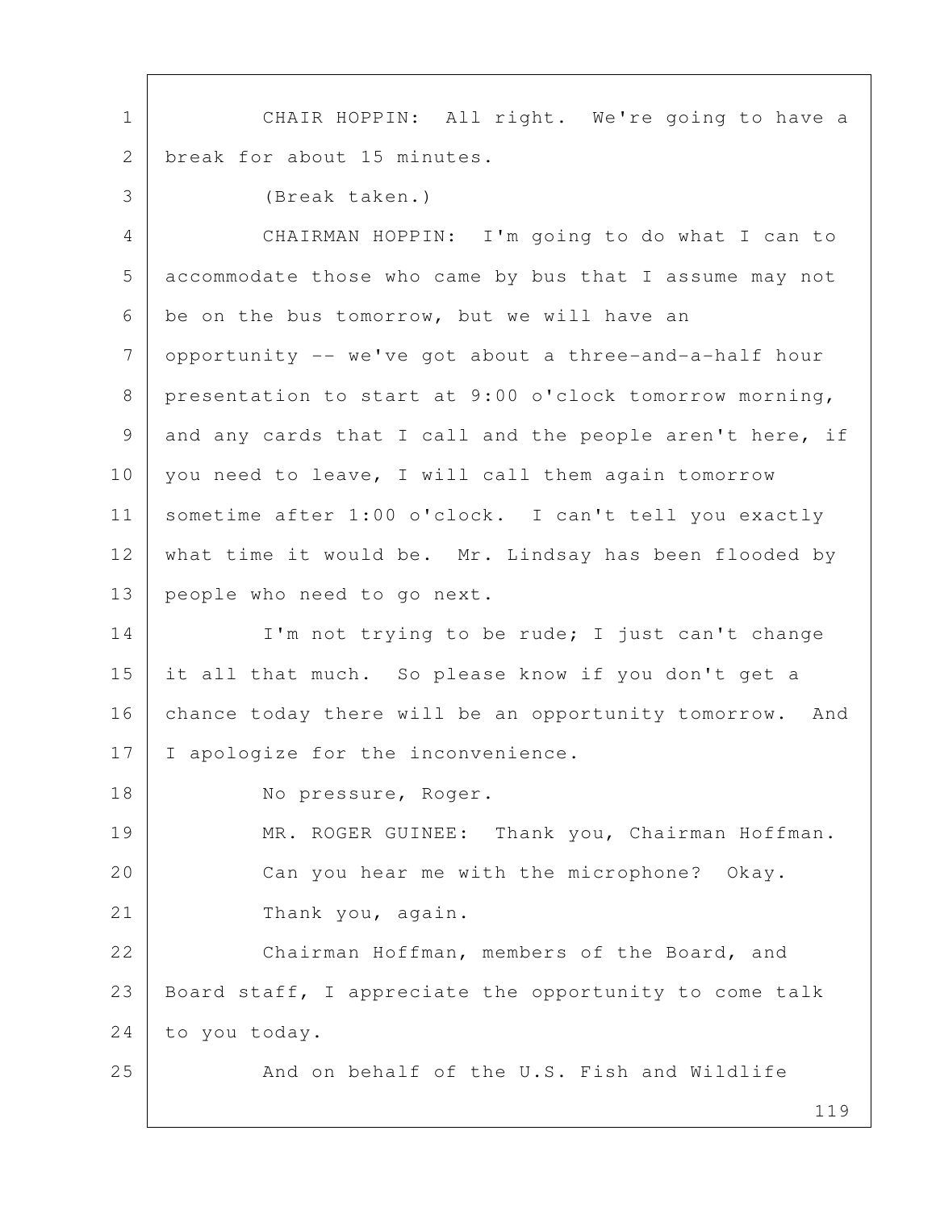CHAIR HOPPIN: All right. We're going to have a break for about 15 minutes.

(Break taken.)

CHAIRMAN HOPPIN: I'm going to do what I can to accommodate those who came by bus that I assume may not be on the bus tomorrow, but we will have an opportunity -- we've got about a three-and-a-half hour presentation to start at 9:00 o'clock tomorrow morning, and any cards that I call and the people aren't here, if you need to leave, I will call them again tomorrow sometime after 1:00 o'clock. I can't tell you exactly what time it would be. Mr. Lindsay has been flooded by people who need to go next.

I'm not trying to be rude; I just can't change it all that much. So please know if you don't get a chance today there will be an opportunity tomorrow. And I apologize for the inconvenience.

No pressure, Roger.

MR. ROGER GUINEE: Thank you, Chairman Hoffman.

Can you hear me with the microphone? Okay.

Thank you, again.

Chairman Hoffman, members of the Board, and Board staff, I appreciate the opportunity to come talk to you today.

And on behalf of the U.S. Fish and Wildlife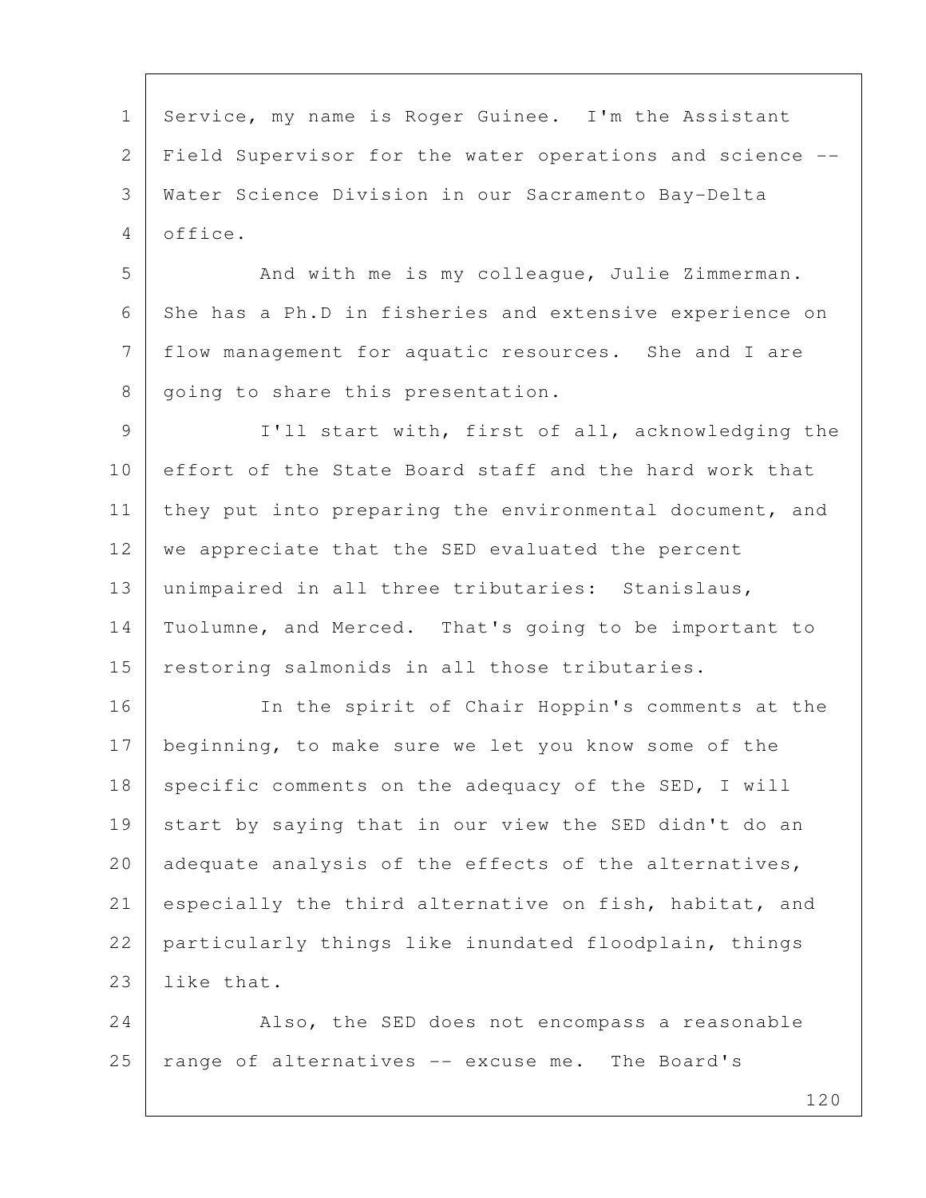Service, my name is Roger Guinee. I'm the Assistant Field Supervisor for the water operations and science -- Water Science Division in our Sacramento Bay-Delta office.

And with me is my colleague, Julie Zimmerman. She has a Ph.D in fisheries and extensive experience on flow management for aquatic resources. She and I are going to share this presentation.

I'll start with, first of all, acknowledging the effort of the State Board staff and the hard work that they put into preparing the environmental document, and we appreciate that the SED evaluated the percent unimpaired in all three tributaries: Stanislaus, Tuolumne, and Merced. That's going to be important to restoring salmonids in all those tributaries.

In the spirit of Chair Hoppin's comments at the beginning, to make sure we let you know some of the specific comments on the adequacy of the SED, I will start by saying that in our view the SED didn't do an adequate analysis of the effects of the alternatives, especially the third alternative on fish, habitat, and particularly things like inundated floodplain, things like that.

Also, the SED does not encompass a reasonable range of alternatives -- excuse me. The Board's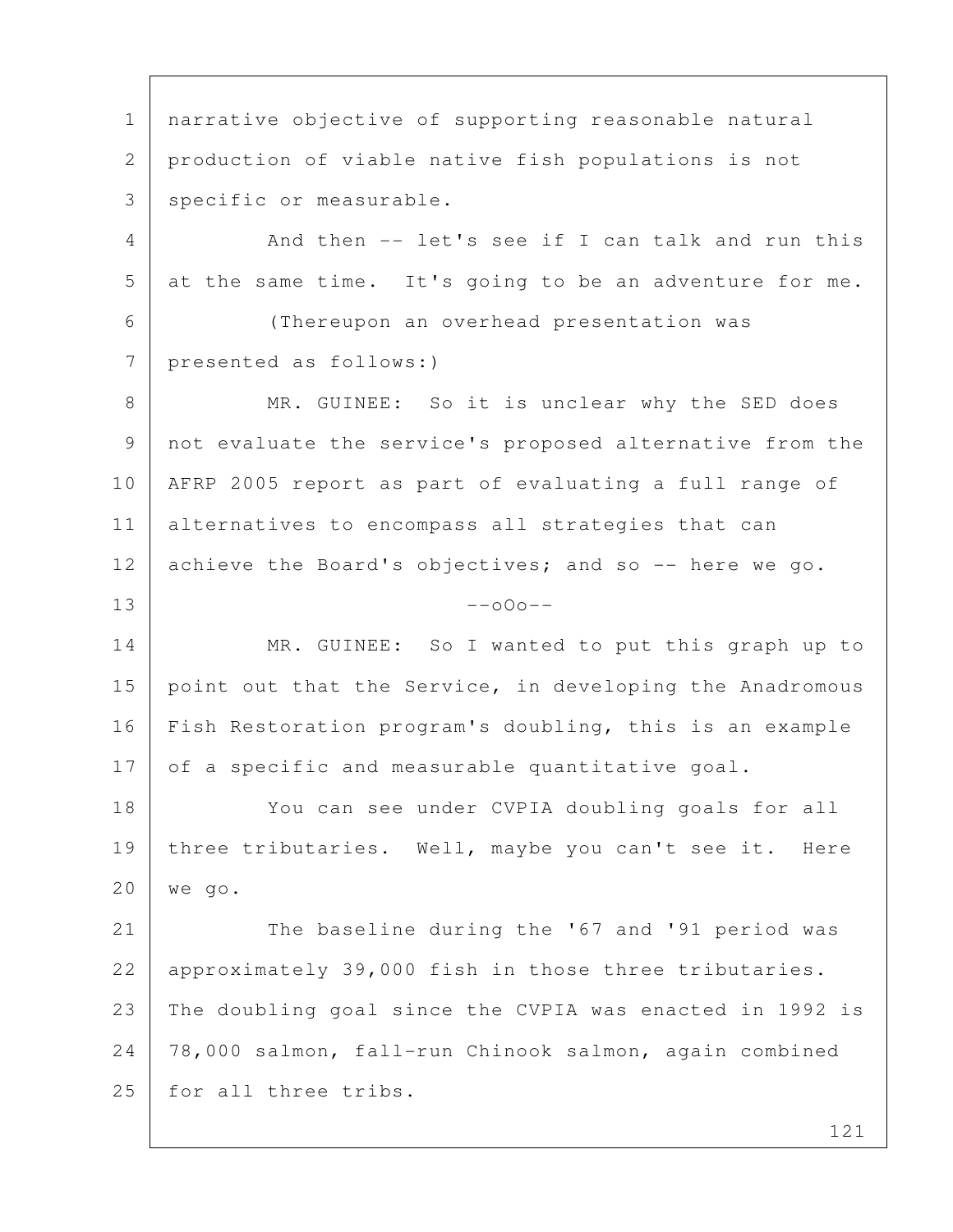narrative objective of supporting reasonable natural production of viable native fish populations is not specific or measurable.

And then -- let's see if I can talk and run this at the same time. It's going to be an adventure for me.

(Thereupon an overhead presentation was presented as follows:)

MR. GUINEE: So it is unclear why the SED does not evaluate the service's proposed alternative from the AFRP 2005 report as part of evaluating a full range of alternatives to encompass all strategies that can achieve the Board's objectives; and so -- here we go.

--oOo--

MR. GUINEE: So I wanted to put this graph up to point out that the Service, in developing the Anadromous Fish Restoration program's doubling, this is an example of a specific and measurable quantitative goal.

You can see under CVPIA doubling goals for all three tributaries. Well, maybe you can't see it. Here we go.

The baseline during the '67 and '91 period was approximately 39,000 fish in those three tributaries. The doubling goal since the CVPIA was enacted in 1992 is 78,000 salmon, fall-run Chinook salmon, again combined for all three tribs.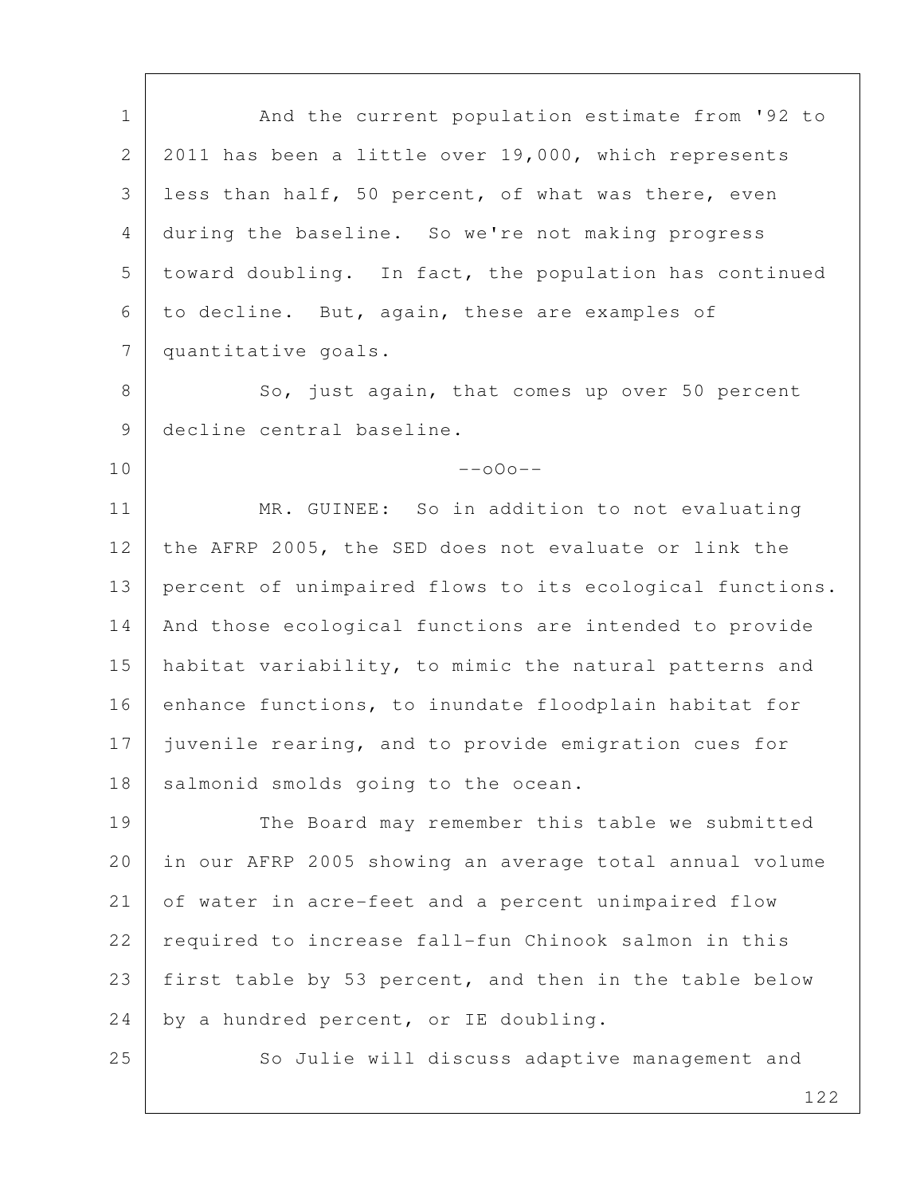And the current population estimate from '92 to 2011 has been a little over 19,000, which represents less than half, 50 percent, of what was there, even during the baseline. So we're not making progress toward doubling. In fact, the population has continued to decline. But, again, these are examples of quantitative goals.

So, just again, that comes up over 50 percent decline central baseline.

--oOo--

MR. GUINEE: So in addition to not evaluating the AFRP 2005, the SED does not evaluate or link the percent of unimpaired flows to its ecological functions. And those ecological functions are intended to provide habitat variability, to mimic the natural patterns and enhance functions, to inundate floodplain habitat for juvenile rearing, and to provide emigration cues for salmonid smolds going to the ocean.

The Board may remember this table we submitted in our AFRP 2005 showing an average total annual volume of water in acre-feet and a percent unimpaired flow required to increase fall-fun Chinook salmon in this first table by 53 percent, and then in the table below by a hundred percent, or IE doubling.

So Julie will discuss adaptive management and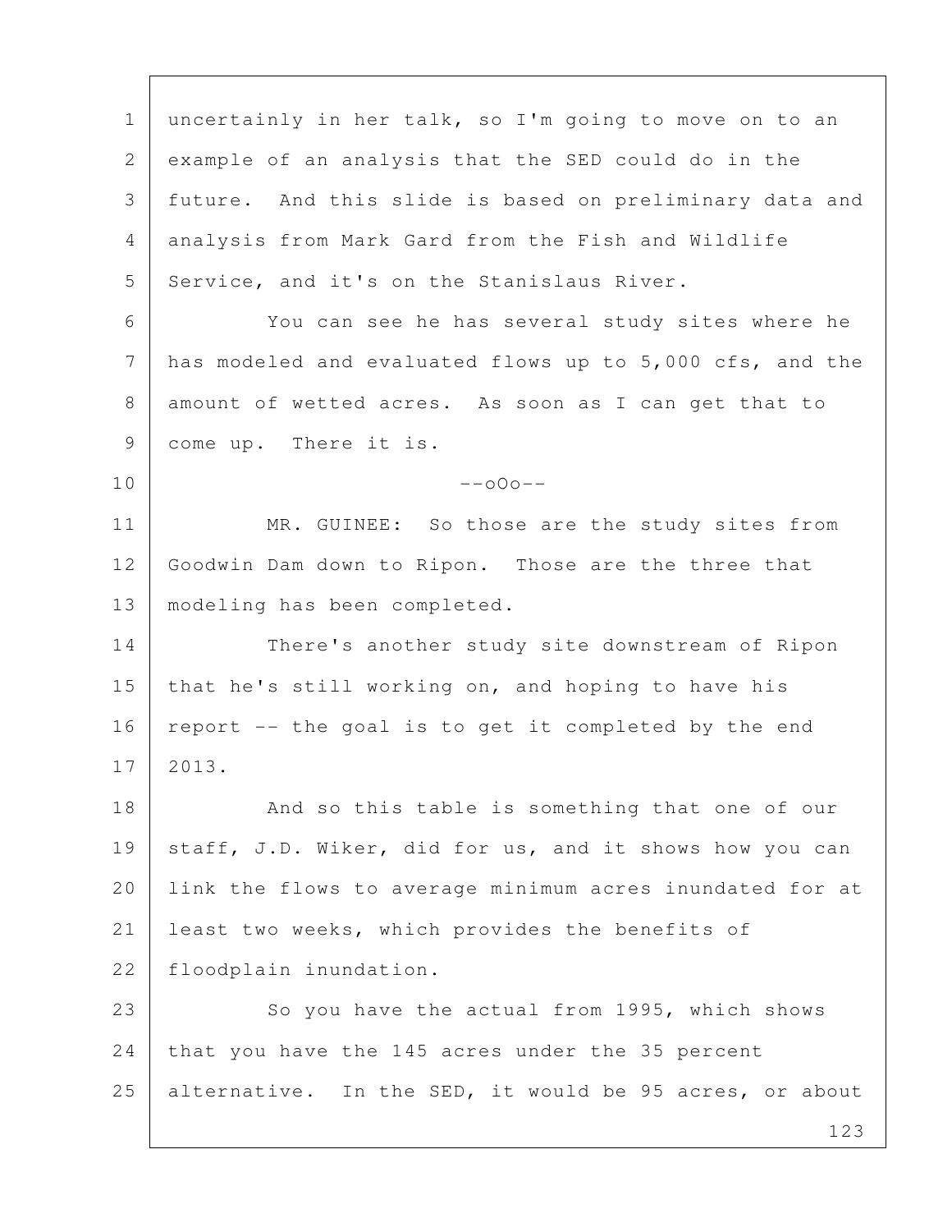uncertainly in her talk, so I'm going to move on to an example of an analysis that the SED could do in the future. And this slide is based on preliminary data and analysis from Mark Gard from the Fish and Wildlife Service, and it's on the Stanislaus River.

You can see he has several study sites where he has modeled and evaluated flows up to 5,000 cfs, and the amount of wetted acres. As soon as I can get that to come up. There it is.

--oOo--

MR. GUINEE: So those are the study sites from Goodwin Dam down to Ripon. Those are the three that modeling has been completed.

There's another study site downstream of Ripon that he's still working on, and hoping to have his report -- the goal is to get it completed by the end 2013.

And so this table is something that one of our staff, J.D. Wiker, did for us, and it shows how you can link the flows to average minimum acres inundated for at least two weeks, which provides the benefits of floodplain inundation.

So you have the actual from 1995, which shows that you have the 145 acres under the 35 percent alternative. In the SED, it would be 95 acres, or about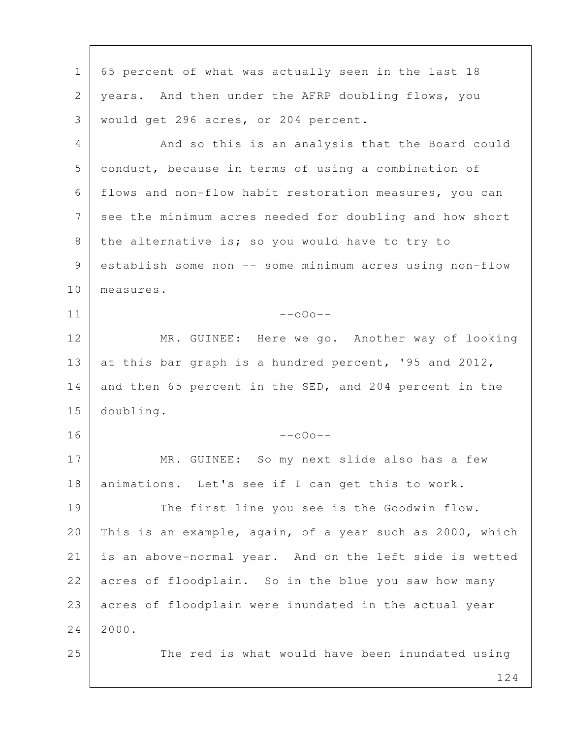65 percent of what was actually seen in the last 18 years. And then under the AFRP doubling flows, you would get 296 acres, or 204 percent.

And so this is an analysis that the Board could conduct, because in terms of using a combination of flows and non-flow habit restoration measures, you can see the minimum acres needed for doubling and how short the alternative is; so you would have to try to establish some non -- some minimum acres using non-flow measures.

--oOo--

MR. GUINEE: Here we go. Another way of looking at this bar graph is a hundred percent, '95 and 2012, and then 65 percent in the SED, and 204 percent in the doubling.

--oOo--

MR. GUINEE: So my next slide also has a few animations. Let's see if I can get this to work.

The first line you see is the Goodwin flow. This is an example, again, of a year such as 2000, which is an above-normal year. And on the left side is wetted acres of floodplain. So in the blue you saw how many acres of floodplain were inundated in the actual year 2000.

The red is what would have been inundated using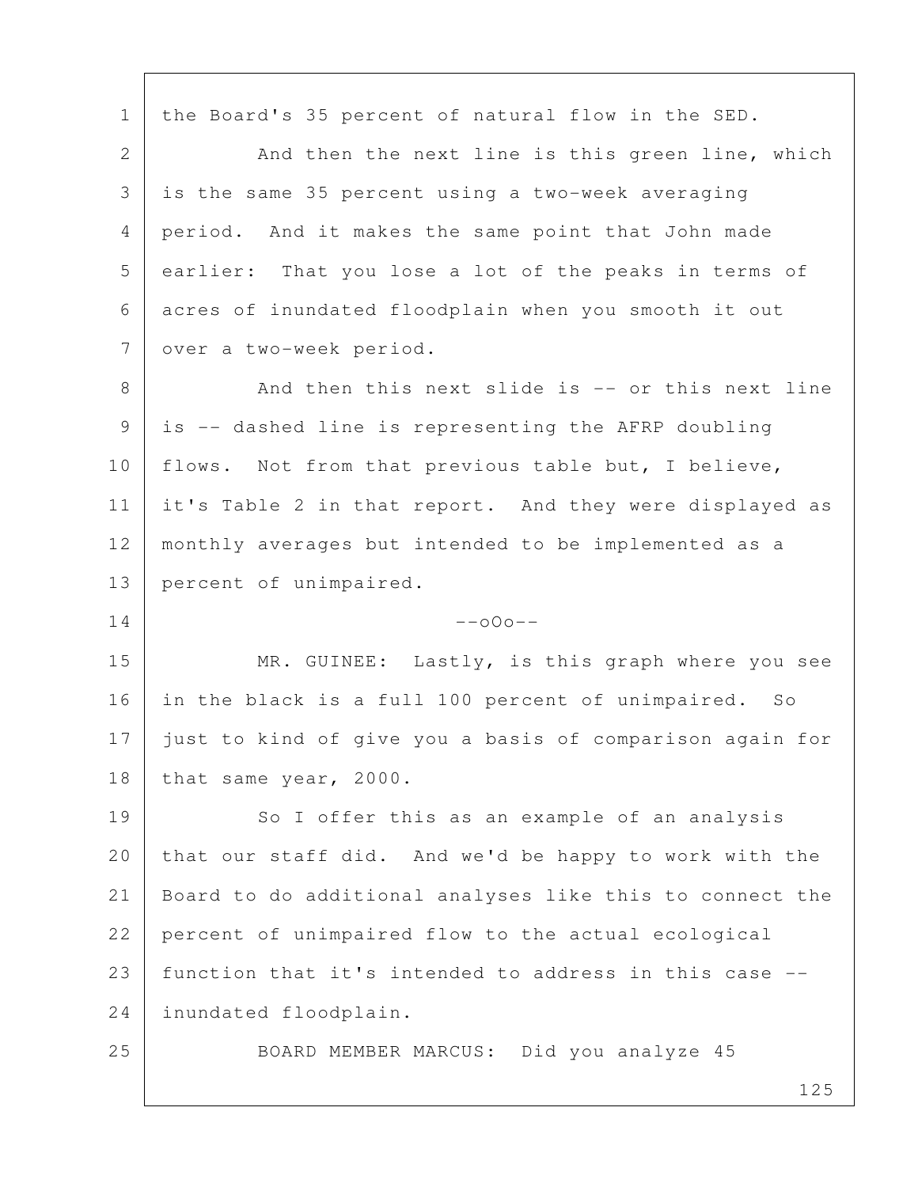the Board's 35 percent of natural flow in the SED.

And then the next line is this green line, which is the same 35 percent using a two-week averaging period. And it makes the same point that John made earlier: That you lose a lot of the peaks in terms of acres of inundated floodplain when you smooth it out over a two-week period.

And then this next slide is -- or this next line is -- dashed line is representing the AFRP doubling flows. Not from that previous table but, I believe, it's Table 2 in that report. And they were displayed as monthly averages but intended to be implemented as a percent of unimpaired.

--oOo--

MR. GUINEE: Lastly, is this graph where you see in the black is a full 100 percent of unimpaired. So just to kind of give you a basis of comparison again for that same year, 2000.

So I offer this as an example of an analysis that our staff did. And we'd be happy to work with the Board to do additional analyses like this to connect the percent of unimpaired flow to the actual ecological function that it's intended to address in this case -- inundated floodplain.

BOARD MEMBER MARCUS: Did you analyze 45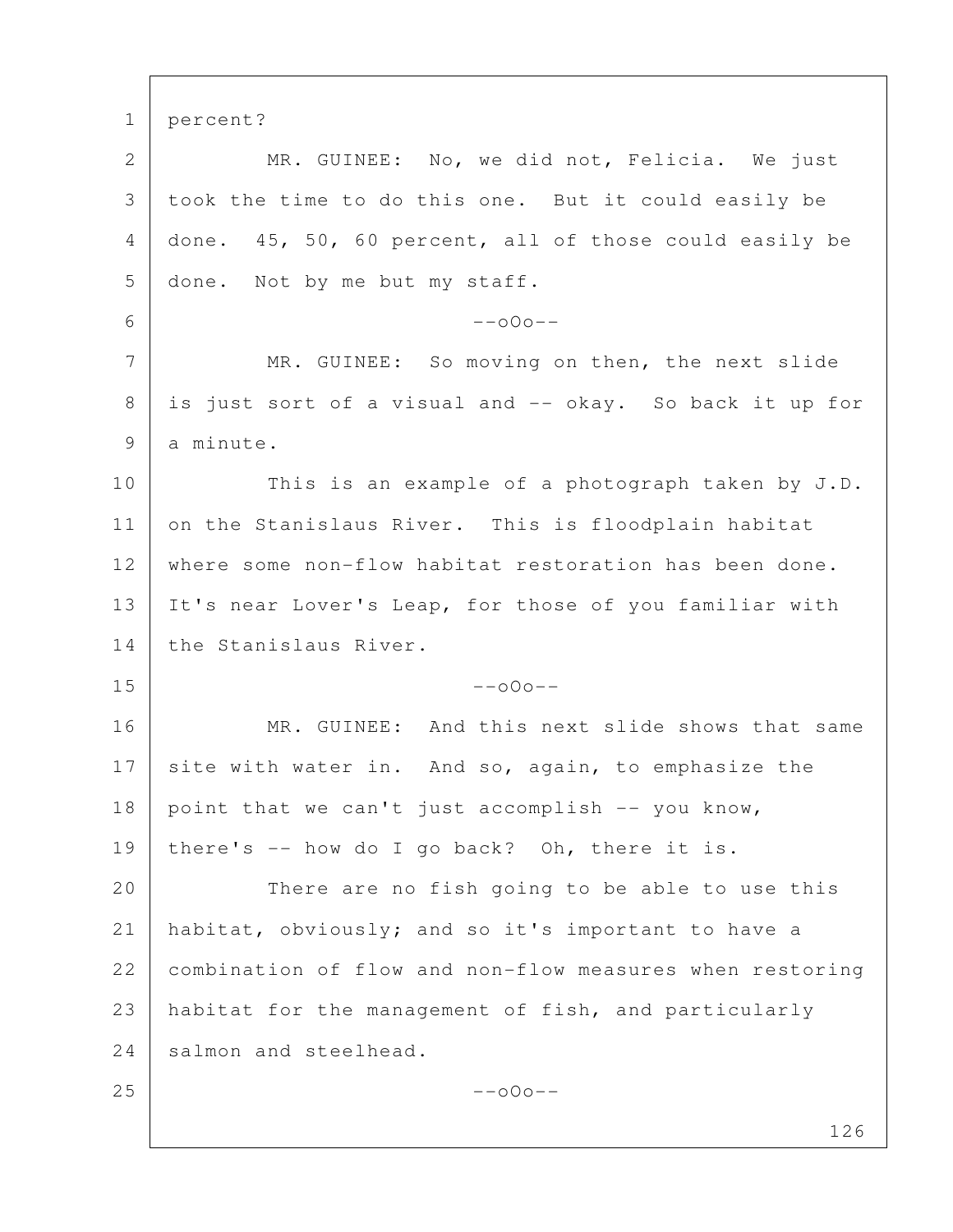percent?

MR. GUINEE: No, we did not, Felicia. We just took the time to do this one. But it could easily be done. 45, 50, 60 percent, all of those could easily be done. Not by me but my staff.

--oOo--

MR. GUINEE: So moving on then, the next slide is just sort of a visual and -- okay. So back it up for a minute.

This is an example of a photograph taken by J.D. on the Stanislaus River. This is floodplain habitat where some non-flow habitat restoration has been done. It's near Lover's Leap, for those of you familiar with the Stanislaus River.

--oOo--

MR. GUINEE: And this next slide shows that same site with water in. And so, again, to emphasize the point that we can't just accomplish -- you know, there's -- how do I go back? Oh, there it is.

There are no fish going to be able to use this habitat, obviously; and so it's important to have a combination of flow and non-flow measures when restoring habitat for the management of fish, and particularly salmon and steelhead.

--oOo--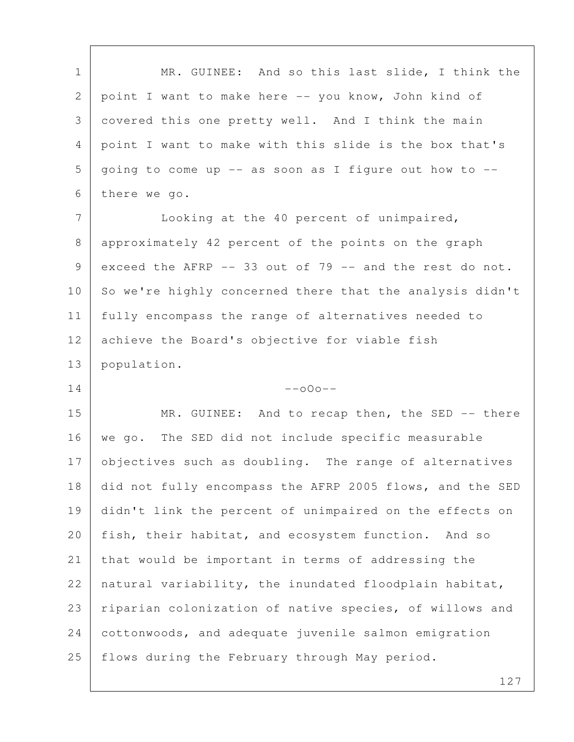MR. GUINEE: And so this last slide, I think the point I want to make here -- you know, John kind of covered this one pretty well. And I think the main point I want to make with this slide is the box that's going to come up -- as soon as I figure out how to -- there we go.

Looking at the 40 percent of unimpaired, approximately 42 percent of the points on the graph exceed the AFRP -- 33 out of 79 -- and the rest do not. So we're highly concerned there that the analysis didn't fully encompass the range of alternatives needed to achieve the Board's objective for viable fish population.

--oOo--

MR. GUINEE: And to recap then, the SED -- there we go. The SED did not include specific measurable objectives such as doubling. The range of alternatives did not fully encompass the AFRP 2005 flows, and the SED didn't link the percent of unimpaired on the effects on fish, their habitat, and ecosystem function. And so that would be important in terms of addressing the natural variability, the inundated floodplain habitat, riparian colonization of native species, of willows and cottonwoods, and adequate juvenile salmon emigration flows during the February through May period.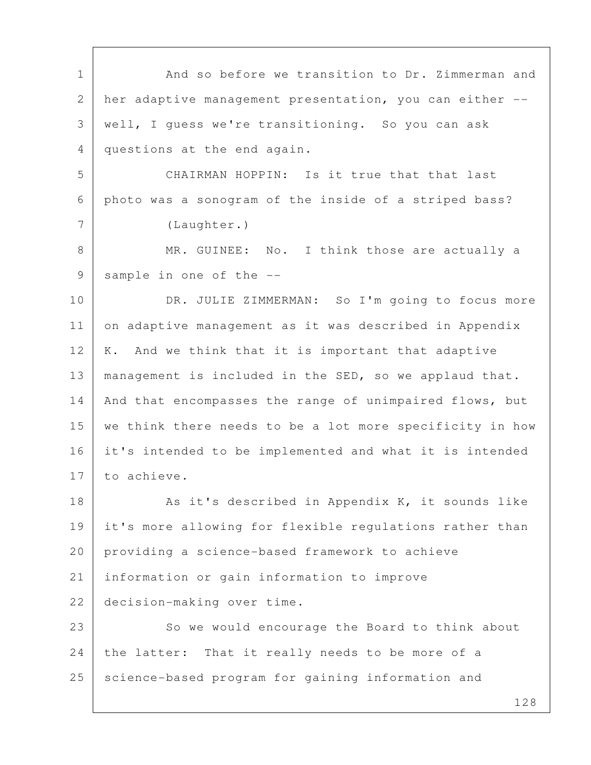And so before we transition to Dr. Zimmerman and her adaptive management presentation, you can either -- well, I guess we're transitioning. So you can ask questions at the end again.

CHAIRMAN HOPPIN: Is it true that that last photo was a sonogram of the inside of a striped bass?

(Laughter.)

MR. GUINEE: No. I think those are actually a sample in one of the --

DR. JULIE ZIMMERMAN: So I'm going to focus more on adaptive management as it was described in Appendix K. And we think that it is important that adaptive management is included in the SED, so we applaud that. And that encompasses the range of unimpaired flows, but we think there needs to be a lot more specificity in how it's intended to be implemented and what it is intended to achieve.

As it's described in Appendix K, it sounds like it's more allowing for flexible regulations rather than providing a science-based framework to achieve information or gain information to improve decision-making over time.

So we would encourage the Board to think about the latter: That it really needs to be more of a science-based program for gaining information and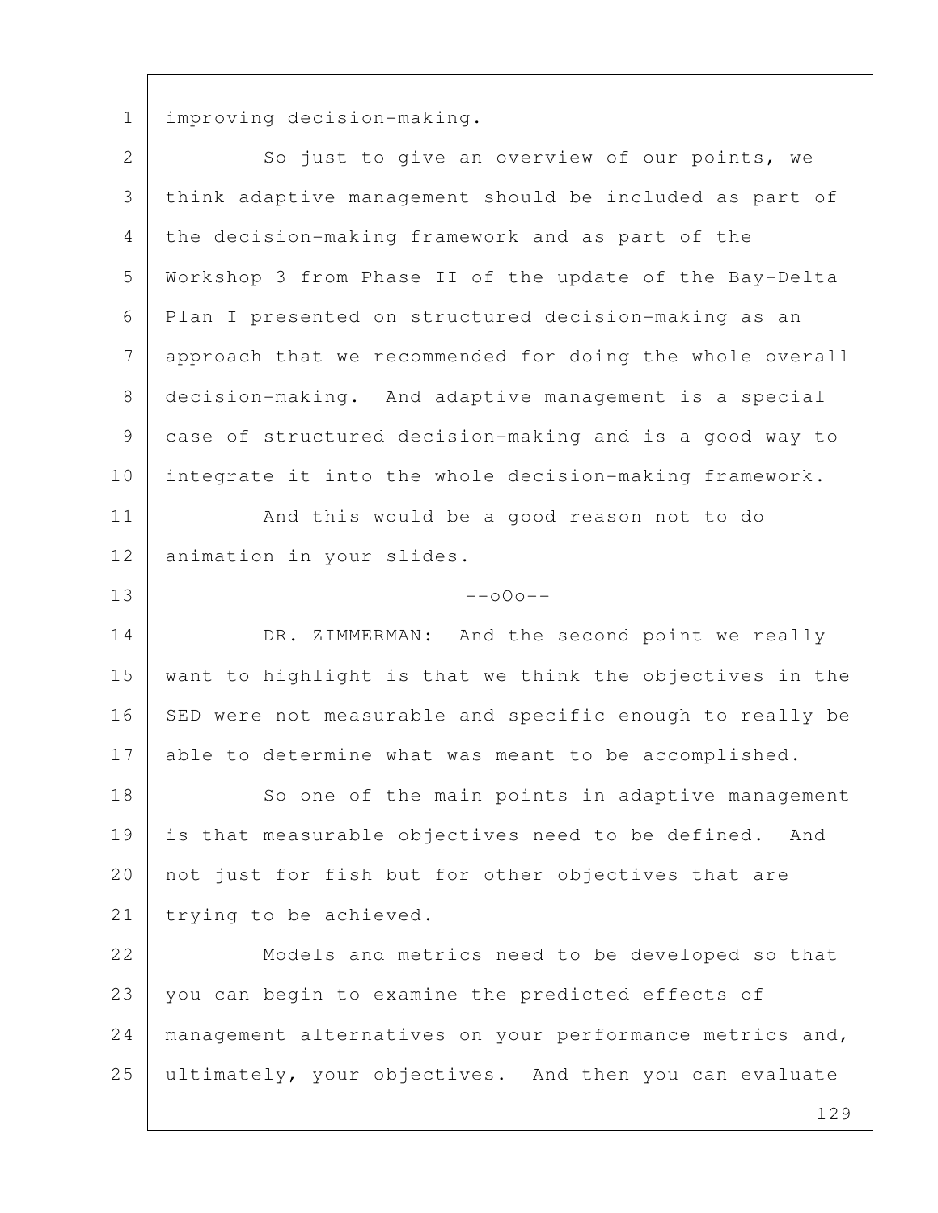improving decision-making.

So just to give an overview of our points, we think adaptive management should be included as part of the decision-making framework and as part of the Workshop 3 from Phase II of the update of the Bay-Delta Plan I presented on structured decision-making as an approach that we recommended for doing the whole overall decision-making. And adaptive management is a special case of structured decision-making and is a good way to integrate it into the whole decision-making framework.

And this would be a good reason not to do animation in your slides.

--oOo--

DR. ZIMMERMAN: And the second point we really want to highlight is that we think the objectives in the SED were not measurable and specific enough to really be able to determine what was meant to be accomplished.

So one of the main points in adaptive management is that measurable objectives need to be defined. And not just for fish but for other objectives that are trying to be achieved.

Models and metrics need to be developed so that you can begin to examine the predicted effects of management alternatives on your performance metrics and, ultimately, your objectives. And then you can evaluate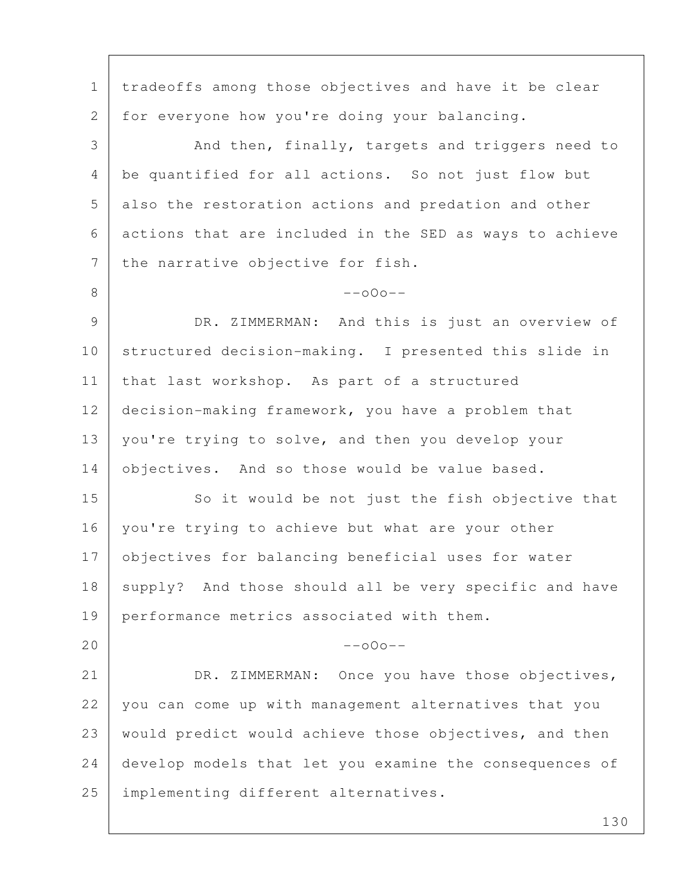tradeoffs among those objectives and have it be clear for everyone how you're doing your balancing.

And then, finally, targets and triggers need to be quantified for all actions. So not just flow but also the restoration actions and predation and other actions that are included in the SED as ways to achieve the narrative objective for fish.

--oOo--

DR. ZIMMERMAN: And this is just an overview of structured decision-making. I presented this slide in that last workshop. As part of a structured decision-making framework, you have a problem that you're trying to solve, and then you develop your objectives. And so those would be value based.

So it would be not just the fish objective that you're trying to achieve but what are your other objectives for balancing beneficial uses for water supply? And those should all be very specific and have performance metrics associated with them.

--oOo--

DR. ZIMMERMAN: Once you have those objectives, you can come up with management alternatives that you would predict would achieve those objectives, and then develop models that let you examine the consequences of implementing different alternatives.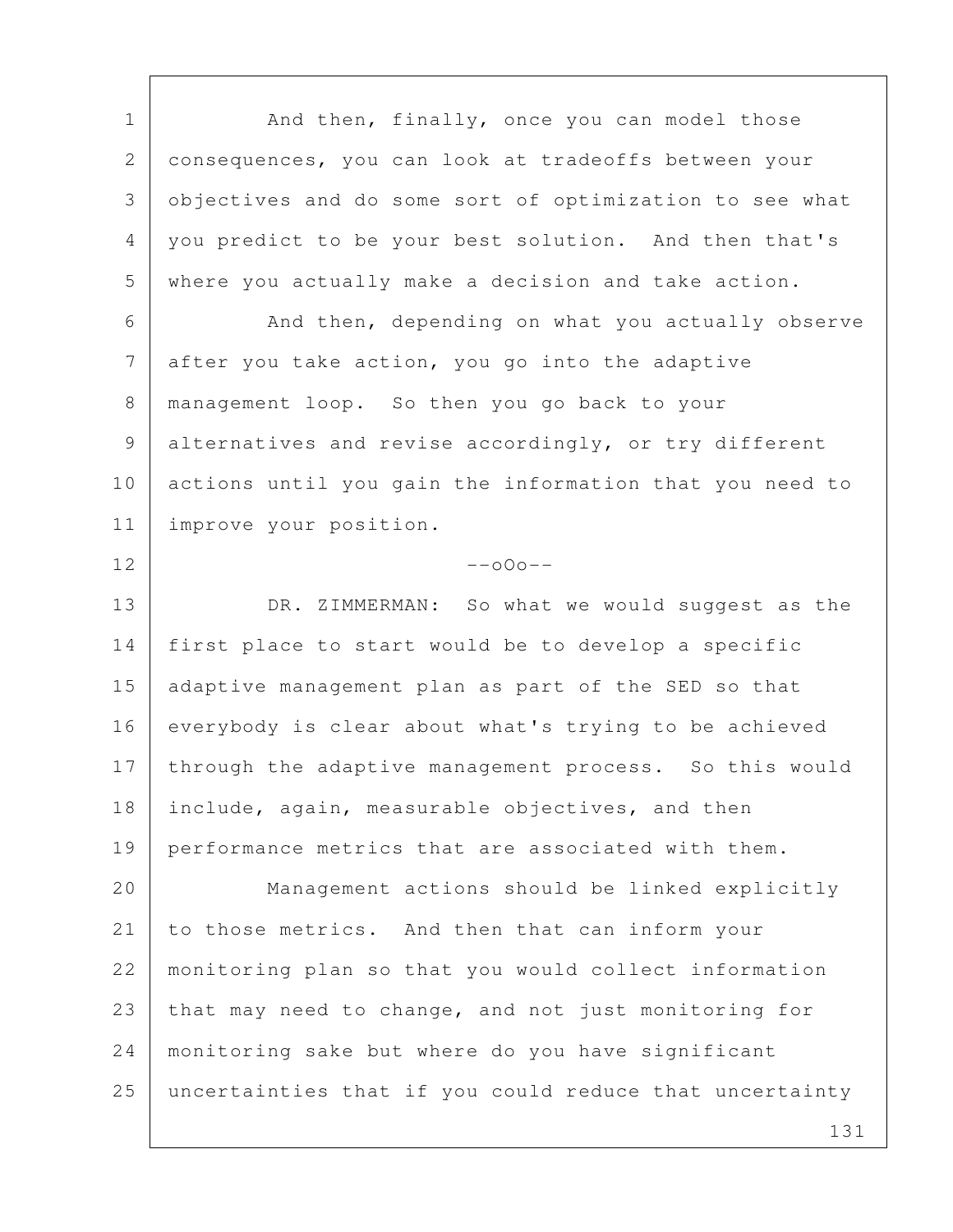And then, finally, once you can model those consequences, you can look at tradeoffs between your objectives and do some sort of optimization to see what you predict to be your best solution. And then that's where you actually make a decision and take action.

And then, depending on what you actually observe after you take action, you go into the adaptive management loop. So then you go back to your alternatives and revise accordingly, or try different actions until you gain the information that you need to improve your position.

--oOo--

DR. ZIMMERMAN: So what we would suggest as the first place to start would be to develop a specific adaptive management plan as part of the SED so that everybody is clear about what's trying to be achieved through the adaptive management process. So this would include, again, measurable objectives, and then performance metrics that are associated with them.

Management actions should be linked explicitly to those metrics. And then that can inform your monitoring plan so that you would collect information that may need to change, and not just monitoring for monitoring sake but where do you have significant uncertainties that if you could reduce that uncertainty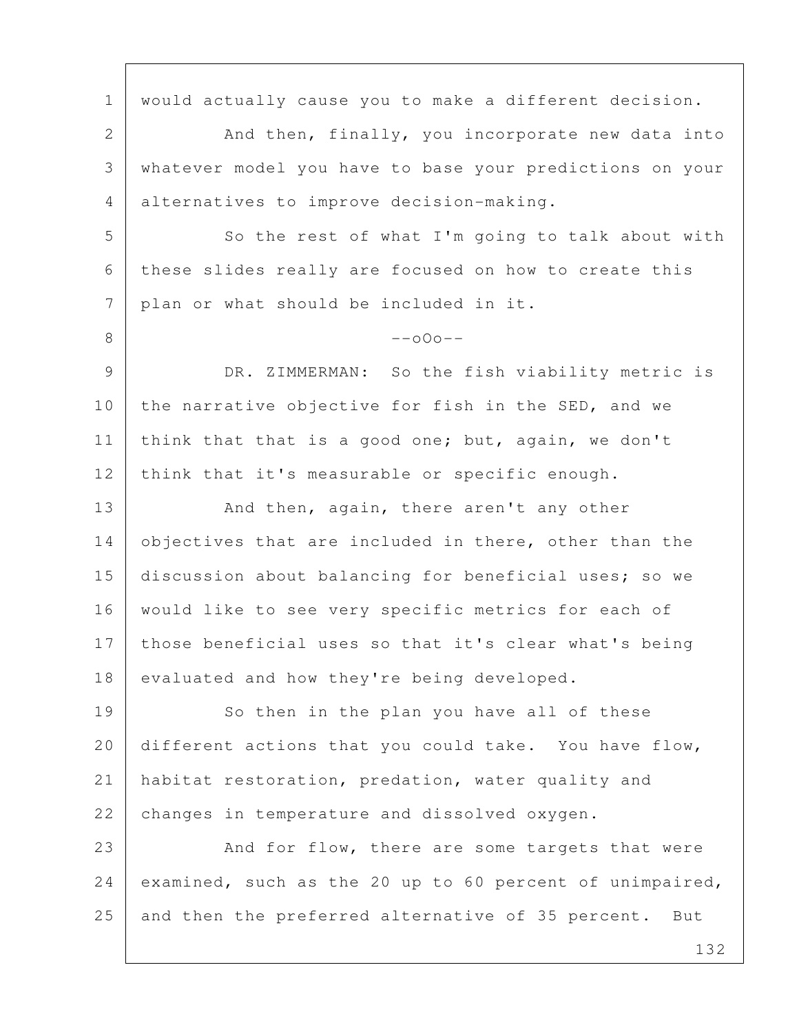would actually cause you to make a different decision.

And then, finally, you incorporate new data into whatever model you have to base your predictions on your alternatives to improve decision-making.

So the rest of what I'm going to talk about with these slides really are focused on how to create this plan or what should be included in it.

--oOo--

DR. ZIMMERMAN: So the fish viability metric is the narrative objective for fish in the SED, and we think that that is a good one; but, again, we don't think that it's measurable or specific enough.

And then, again, there aren't any other objectives that are included in there, other than the discussion about balancing for beneficial uses; so we would like to see very specific metrics for each of those beneficial uses so that it's clear what's being evaluated and how they're being developed.

So then in the plan you have all of these different actions that you could take. You have flow, habitat restoration, predation, water quality and changes in temperature and dissolved oxygen.

And for flow, there are some targets that were examined, such as the 20 up to 60 percent of unimpaired, and then the preferred alternative of 35 percent. But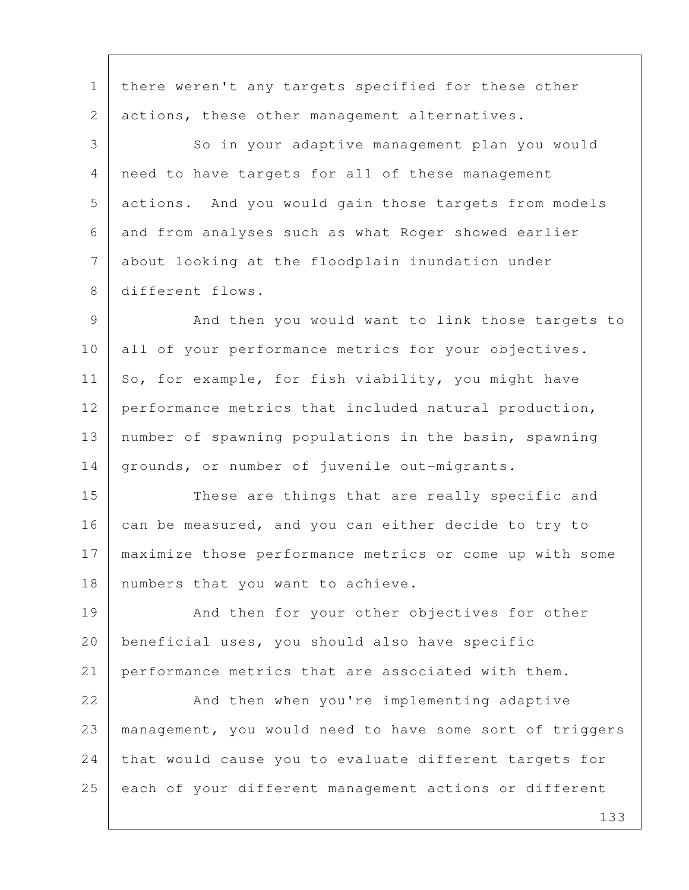there weren't any targets specified for these other actions, these other management alternatives.

So in your adaptive management plan you would need to have targets for all of these management actions. And you would gain those targets from models and from analyses such as what Roger showed earlier about looking at the floodplain inundation under different flows.

And then you would want to link those targets to all of your performance metrics for your objectives. So, for example, for fish viability, you might have performance metrics that included natural production, number of spawning populations in the basin, spawning grounds, or number of juvenile out-migrants.

These are things that are really specific and can be measured, and you can either decide to try to maximize those performance metrics or come up with some numbers that you want to achieve.

And then for your other objectives for other beneficial uses, you should also have specific performance metrics that are associated with them.

And then when you're implementing adaptive management, you would need to have some sort of triggers that would cause you to evaluate different targets for each of your different management actions or different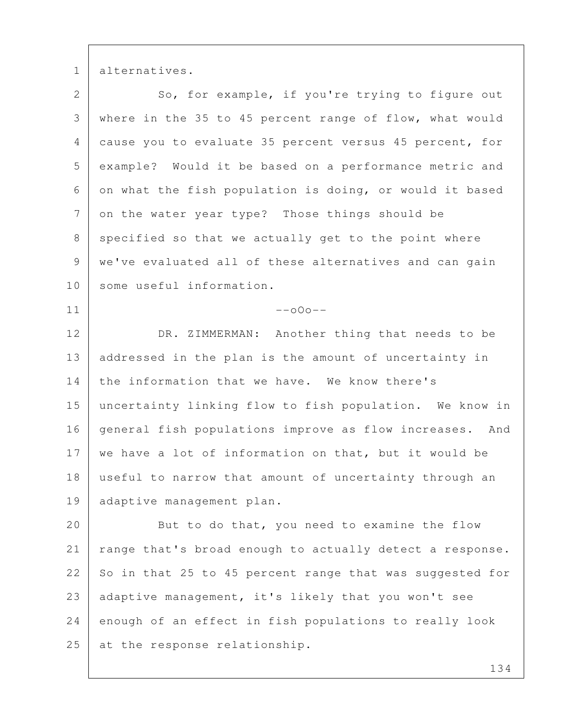alternatives.

So, for example, if you're trying to figure out where in the 35 to 45 percent range of flow, what would cause you to evaluate 35 percent versus 45 percent, for example? Would it be based on a performance metric and on what the fish population is doing, or would it based on the water year type? Those things should be specified so that we actually get to the point where we've evaluated all of these alternatives and can gain some useful information.

--oOo--

DR. ZIMMERMAN: Another thing that needs to be addressed in the plan is the amount of uncertainty in the information that we have. We know there's uncertainty linking flow to fish population. We know in general fish populations improve as flow increases. And we have a lot of information on that, but it would be useful to narrow that amount of uncertainty through an adaptive management plan.

But to do that, you need to examine the flow range that's broad enough to actually detect a response. So in that 25 to 45 percent range that was suggested for adaptive management, it's likely that you won't see enough of an effect in fish populations to really look at the response relationship.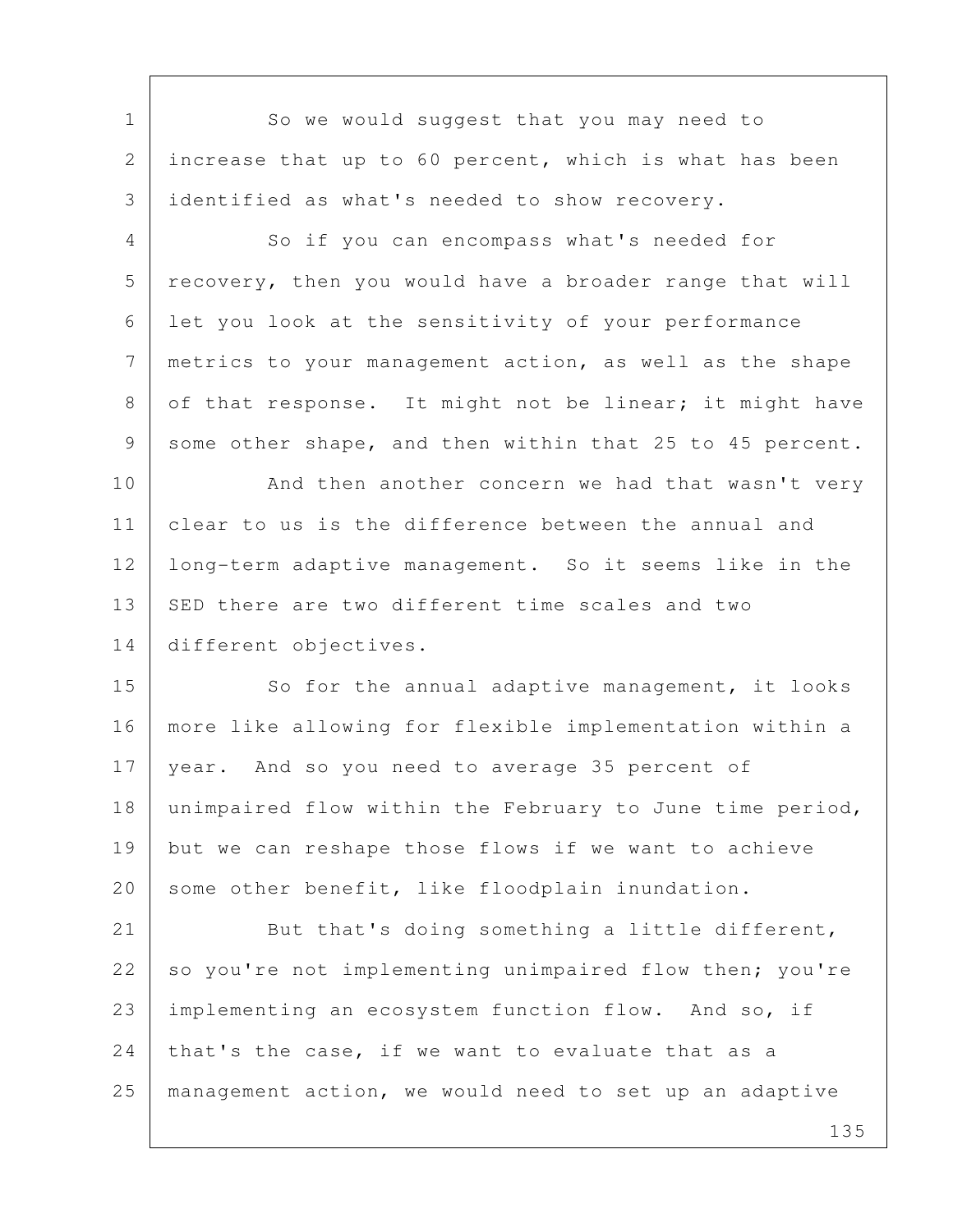So we would suggest that you may need to increase that up to 60 percent, which is what has been identified as what's needed to show recovery.

So if you can encompass what's needed for recovery, then you would have a broader range that will let you look at the sensitivity of your performance metrics to your management action, as well as the shape of that response. It might not be linear; it might have some other shape, and then within that 25 to 45 percent.

And then another concern we had that wasn't very clear to us is the difference between the annual and long-term adaptive management. So it seems like in the SED there are two different time scales and two different objectives.

So for the annual adaptive management, it looks more like allowing for flexible implementation within a year. And so you need to average 35 percent of unimpaired flow within the February to June time period, but we can reshape those flows if we want to achieve some other benefit, like floodplain inundation.

But that's doing something a little different, so you're not implementing unimpaired flow then; you're implementing an ecosystem function flow. And so, if that's the case, if we want to evaluate that as a management action, we would need to set up an adaptive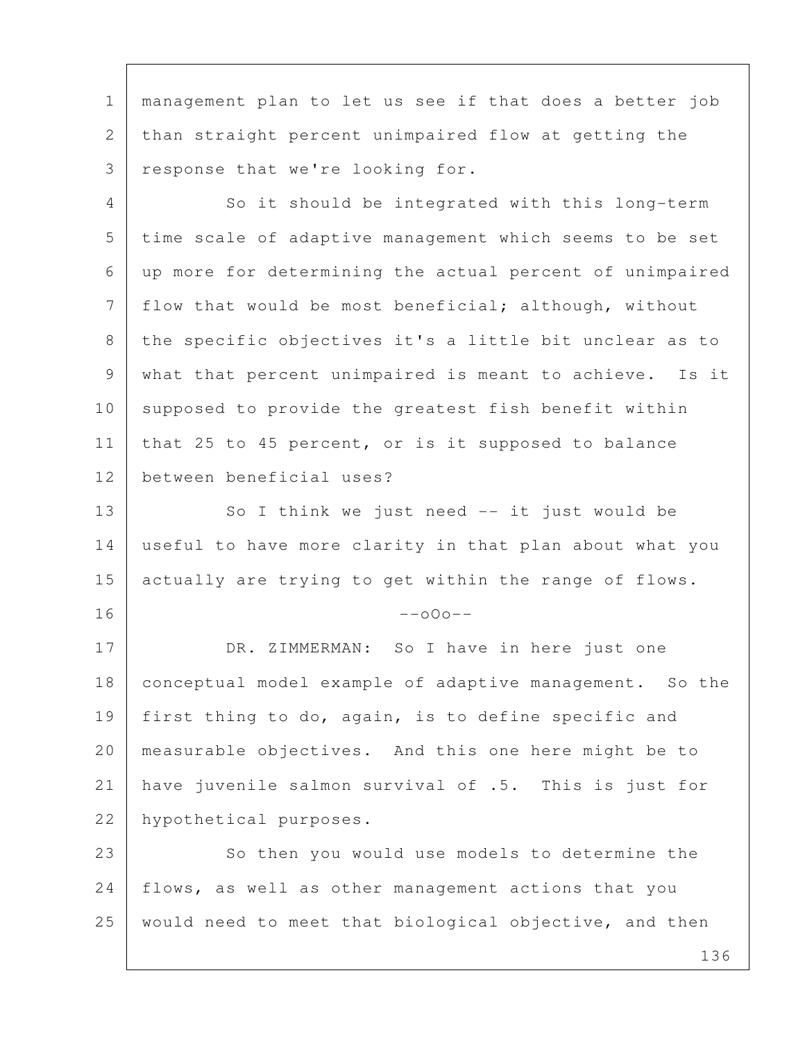management plan to let us see if that does a better job than straight percent unimpaired flow at getting the response that we're looking for.

So it should be integrated with this long-term time scale of adaptive management which seems to be set up more for determining the actual percent of unimpaired flow that would be most beneficial; although, without the specific objectives it's a little bit unclear as to what that percent unimpaired is meant to achieve. Is it supposed to provide the greatest fish benefit within that 25 to 45 percent, or is it supposed to balance between beneficial uses?

So I think we just need -- it just would be useful to have more clarity in that plan about what you actually are trying to get within the range of flows.

--oOo--

DR. ZIMMERMAN: So I have in here just one conceptual model example of adaptive management. So the first thing to do, again, is to define specific and measurable objectives. And this one here might be to have juvenile salmon survival of .5. This is just for hypothetical purposes.

So then you would use models to determine the flows, as well as other management actions that you would need to meet that biological objective, and then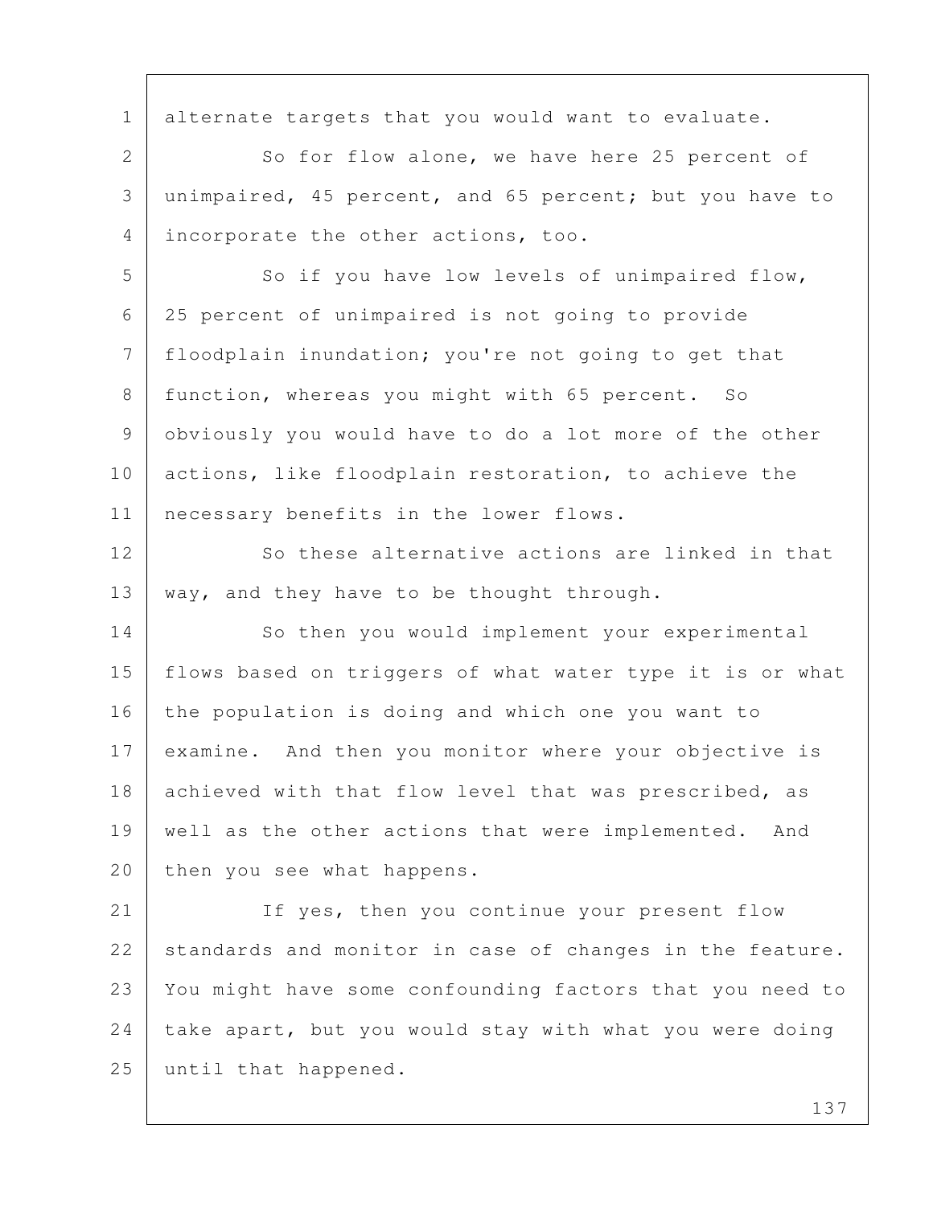alternate targets that you would want to evaluate.

So for flow alone, we have here 25 percent of unimpaired, 45 percent, and 65 percent; but you have to incorporate the other actions, too.

So if you have low levels of unimpaired flow, 25 percent of unimpaired is not going to provide floodplain inundation; you're not going to get that function, whereas you might with 65 percent. So obviously you would have to do a lot more of the other actions, like floodplain restoration, to achieve the necessary benefits in the lower flows.

So these alternative actions are linked in that way, and they have to be thought through.

So then you would implement your experimental flows based on triggers of what water type it is or what the population is doing and which one you want to examine. And then you monitor where your objective is achieved with that flow level that was prescribed, as well as the other actions that were implemented. And then you see what happens.

If yes, then you continue your present flow standards and monitor in case of changes in the feature. You might have some confounding factors that you need to take apart, but you would stay with what you were doing until that happened.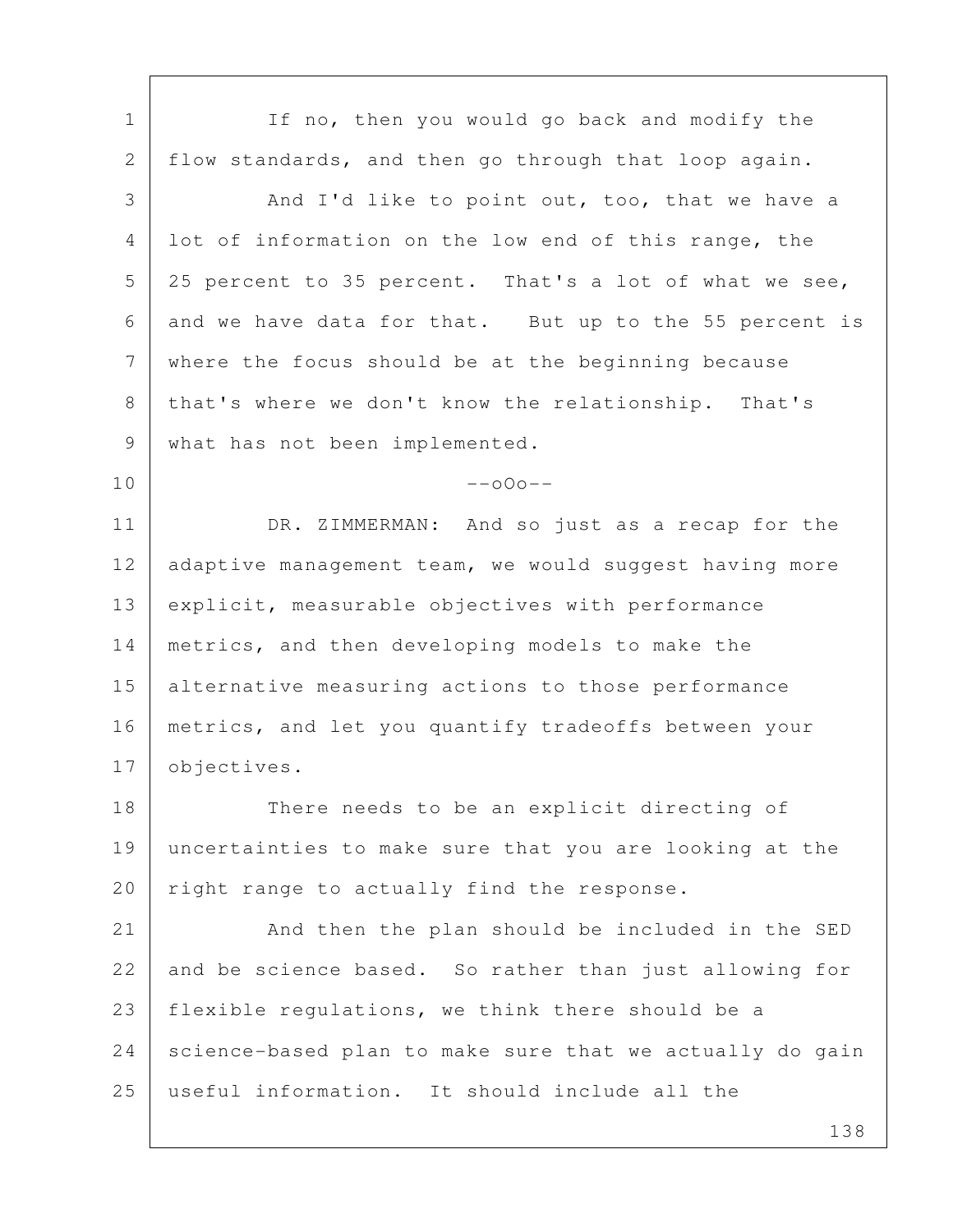If no, then you would go back and modify the flow standards, and then go through that loop again.

And I'd like to point out, too, that we have a lot of information on the low end of this range, the 25 percent to 35 percent. That's a lot of what we see, and we have data for that. But up to the 55 percent is where the focus should be at the beginning because that's where we don't know the relationship. That's what has not been implemented.

--oOo--

DR. ZIMMERMAN: And so just as a recap for the adaptive management team, we would suggest having more explicit, measurable objectives with performance metrics, and then developing models to make the alternative measuring actions to those performance metrics, and let you quantify tradeoffs between your objectives.

There needs to be an explicit directing of uncertainties to make sure that you are looking at the right range to actually find the response.

And then the plan should be included in the SED and be science based. So rather than just allowing for flexible regulations, we think there should be a science-based plan to make sure that we actually do gain useful information. It should include all the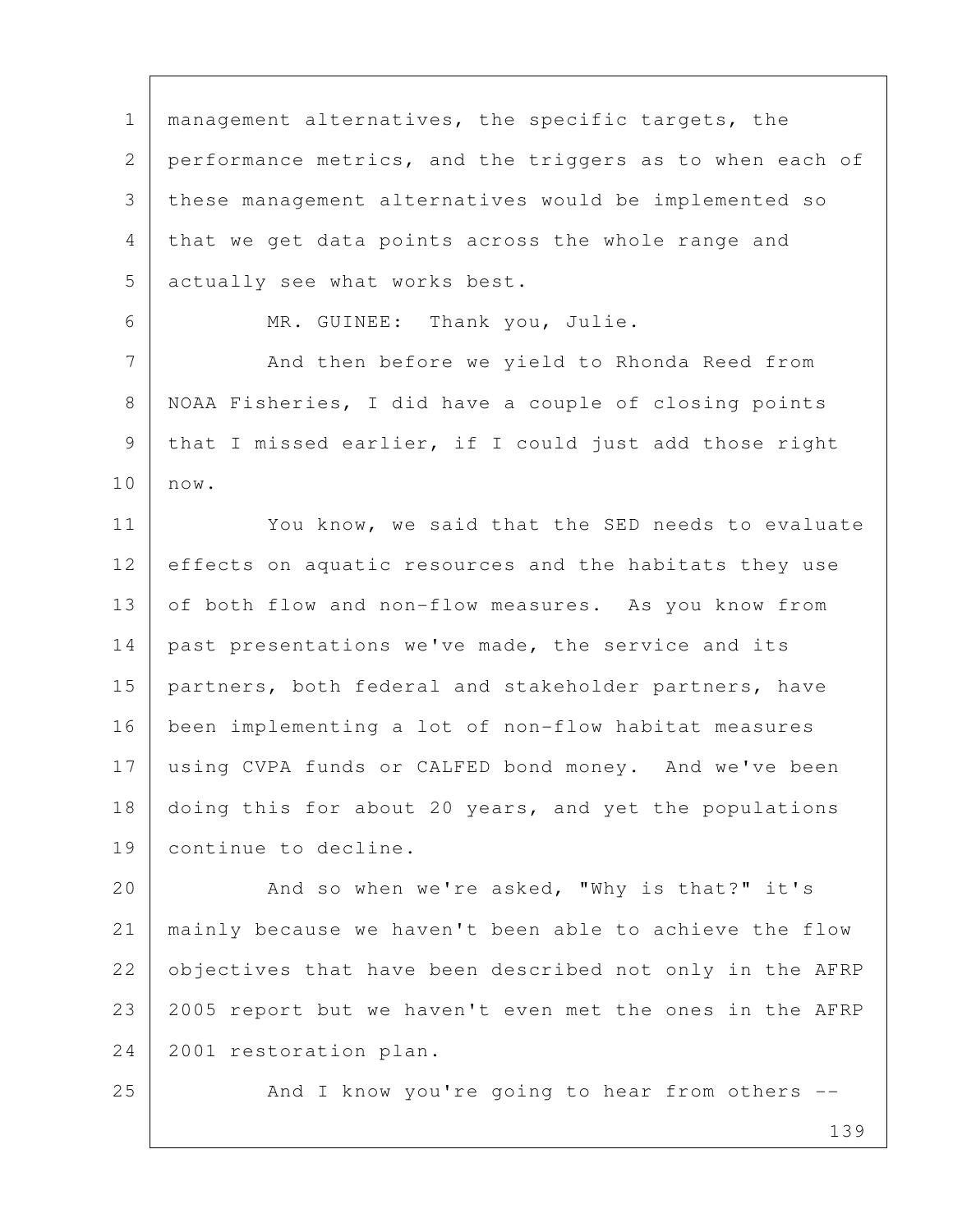management alternatives, the specific targets, the performance metrics, and the triggers as to when each of these management alternatives would be implemented so that we get data points across the whole range and actually see what works best.

MR. GUINEE: Thank you, Julie.

And then before we yield to Rhonda Reed from NOAA Fisheries, I did have a couple of closing points that I missed earlier, if I could just add those right now.

You know, we said that the SED needs to evaluate effects on aquatic resources and the habitats they use of both flow and non-flow measures. As you know from past presentations we've made, the service and its partners, both federal and stakeholder partners, have been implementing a lot of non-flow habitat measures using CVPA funds or CALFED bond money. And we've been doing this for about 20 years, and yet the populations continue to decline.

And so when we're asked, "Why is that?" it's mainly because we haven't been able to achieve the flow objectives that have been described not only in the AFRP 2005 report but we haven't even met the ones in the AFRP 2001 restoration plan.

And I know you're going to hear from others --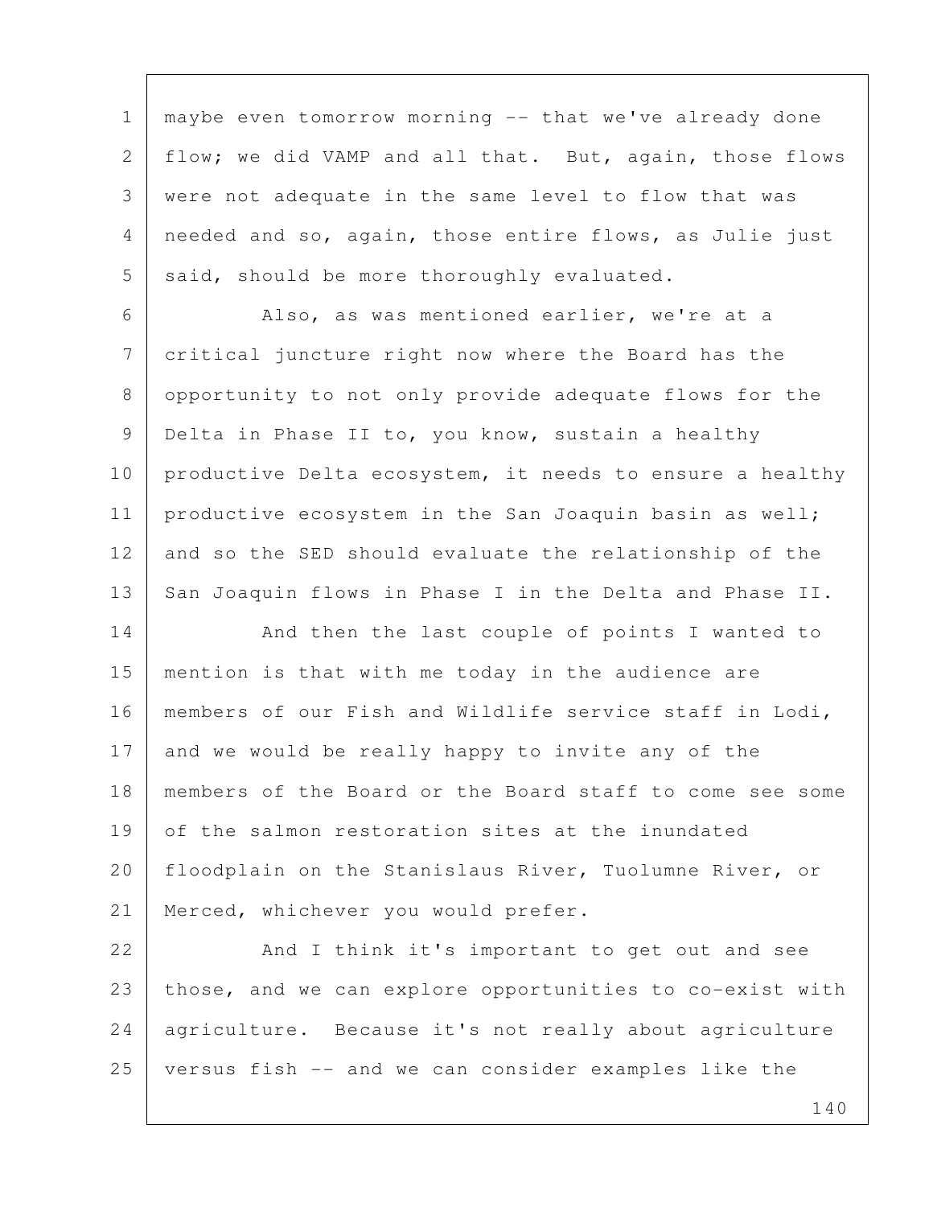maybe even tomorrow morning -- that we've already done flow; we did VAMP and all that. But, again, those flows were not adequate in the same level to flow that was needed and so, again, those entire flows, as Julie just said, should be more thoroughly evaluated.

Also, as was mentioned earlier, we're at a critical juncture right now where the Board has the opportunity to not only provide adequate flows for the Delta in Phase II to, you know, sustain a healthy productive Delta ecosystem, it needs to ensure a healthy productive ecosystem in the San Joaquin basin as well; and so the SED should evaluate the relationship of the San Joaquin flows in Phase I in the Delta and Phase II.

And then the last couple of points I wanted to mention is that with me today in the audience are members of our Fish and Wildlife service staff in Lodi, and we would be really happy to invite any of the members of the Board or the Board staff to come see some of the salmon restoration sites at the inundated floodplain on the Stanislaus River, Tuolumne River, or Merced, whichever you would prefer.

And I think it's important to get out and see those, and we can explore opportunities to co-exist with agriculture. Because it's not really about agriculture versus fish -- and we can consider examples like the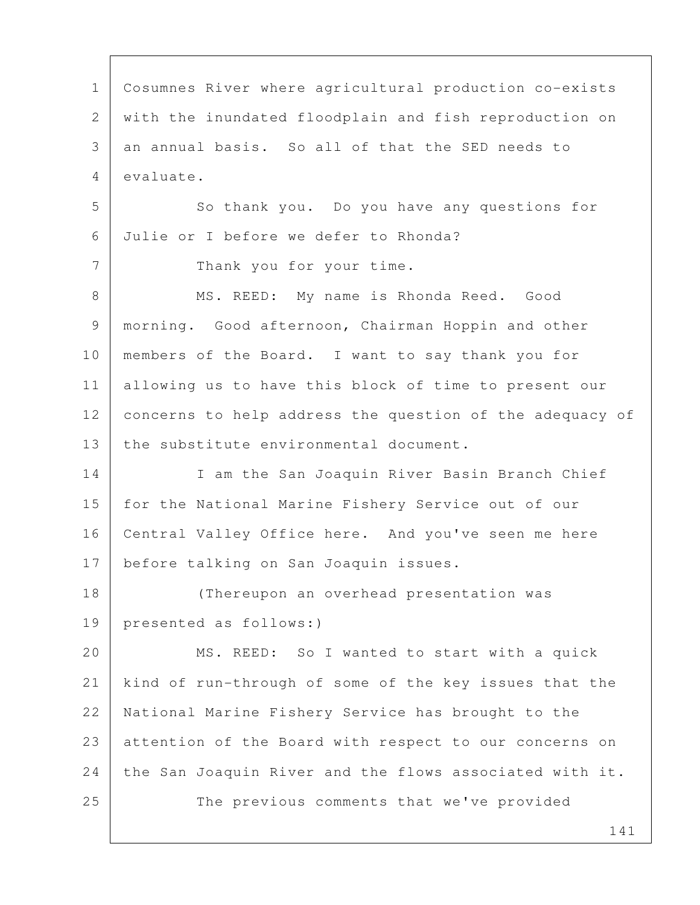Cosumnes River where agricultural production co-exists with the inundated floodplain and fish reproduction on an annual basis. So all of that the SED needs to evaluate.

So thank you. Do you have any questions for Julie or I before we defer to Rhonda?

Thank you for your time.

MS. REED: My name is Rhonda Reed. Good morning. Good afternoon, Chairman Hoppin and other members of the Board. I want to say thank you for allowing us to have this block of time to present our concerns to help address the question of the adequacy of the substitute environmental document.

I am the San Joaquin River Basin Branch Chief for the National Marine Fishery Service out of our Central Valley Office here. And you've seen me here before talking on San Joaquin issues.

(Thereupon an overhead presentation was presented as follows:)

MS. REED: So I wanted to start with a quick kind of run-through of some of the key issues that the National Marine Fishery Service has brought to the attention of the Board with respect to our concerns on the San Joaquin River and the flows associated with it.

The previous comments that we've provided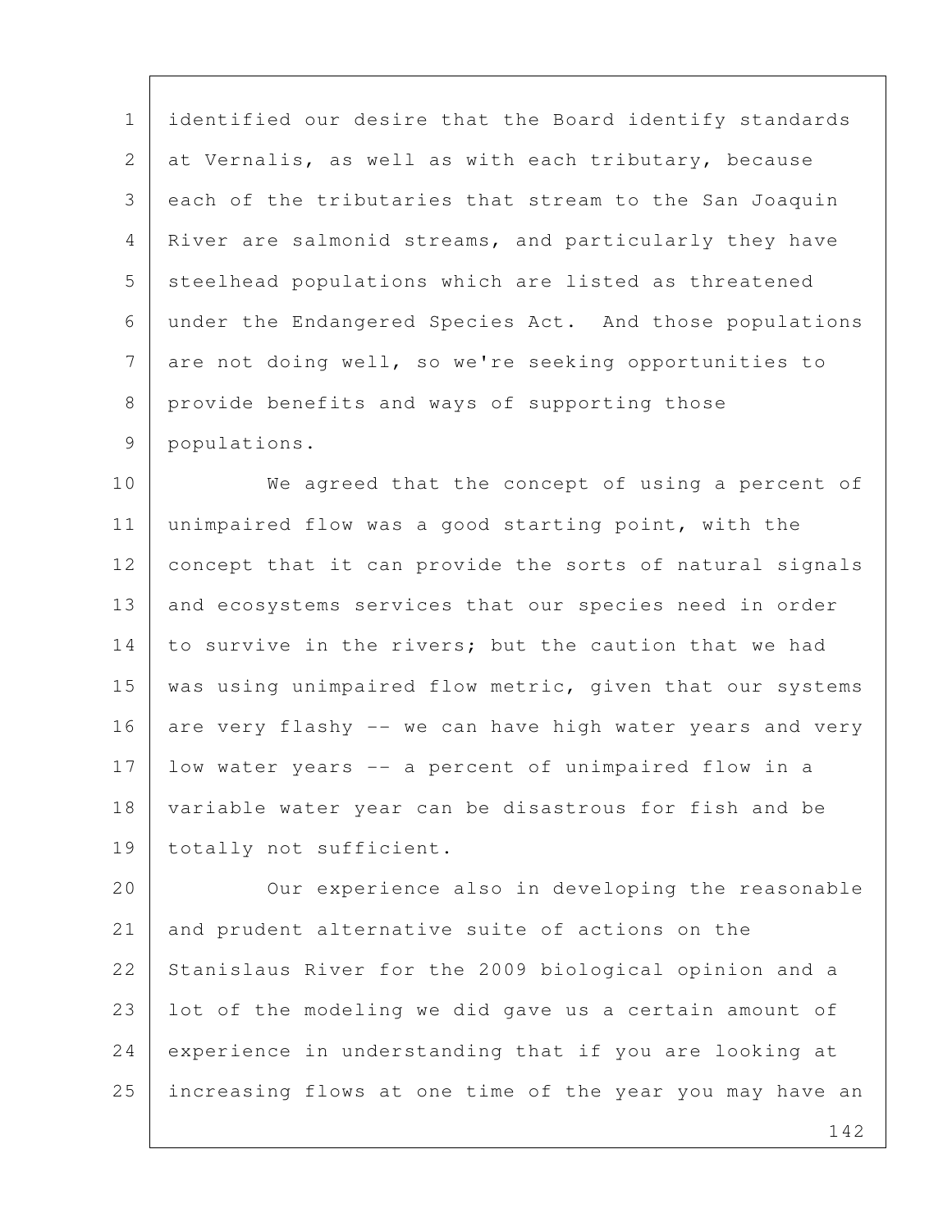identified our desire that the Board identify standards at Vernalis, as well as with each tributary, because each of the tributaries that stream to the San Joaquin River are salmonid streams, and particularly they have steelhead populations which are listed as threatened under the Endangered Species Act. And those populations are not doing well, so we're seeking opportunities to provide benefits and ways of supporting those populations.

We agreed that the concept of using a percent of unimpaired flow was a good starting point, with the concept that it can provide the sorts of natural signals and ecosystems services that our species need in order to survive in the rivers; but the caution that we had was using unimpaired flow metric, given that our systems are very flashy -- we can have high water years and very low water years -- a percent of unimpaired flow in a variable water year can be disastrous for fish and be totally not sufficient.

Our experience also in developing the reasonable and prudent alternative suite of actions on the Stanislaus River for the 2009 biological opinion and a lot of the modeling we did gave us a certain amount of experience in understanding that if you are looking at increasing flows at one time of the year you may have an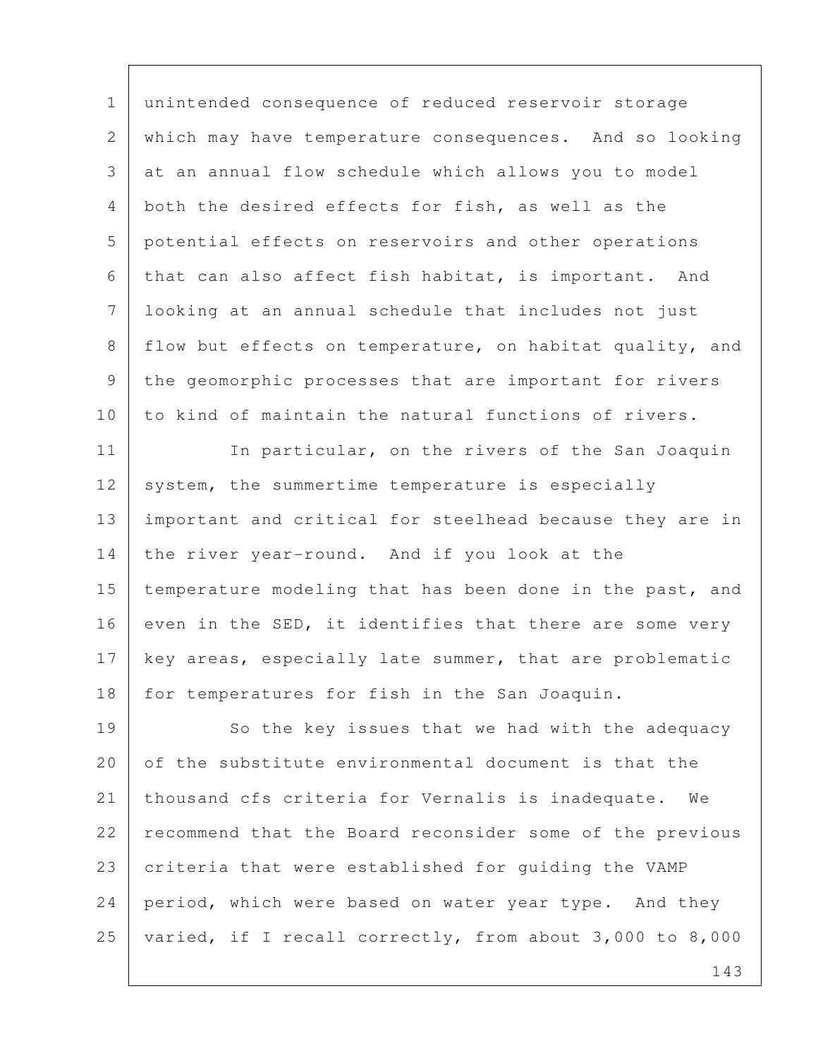unintended consequence of reduced reservoir storage which may have temperature consequences. And so looking at an annual flow schedule which allows you to model both the desired effects for fish, as well as the potential effects on reservoirs and other operations that can also affect fish habitat, is important. And looking at an annual schedule that includes not just flow but effects on temperature, on habitat quality, and the geomorphic processes that are important for rivers to kind of maintain the natural functions of rivers.

In particular, on the rivers of the San Joaquin system, the summertime temperature is especially important and critical for steelhead because they are in the river year-round. And if you look at the temperature modeling that has been done in the past, and even in the SED, it identifies that there are some very key areas, especially late summer, that are problematic for temperatures for fish in the San Joaquin.

So the key issues that we had with the adequacy of the substitute environmental document is that the thousand cfs criteria for Vernalis is inadequate. We recommend that the Board reconsider some of the previous criteria that were established for guiding the VAMP period, which were based on water year type. And they varied, if I recall correctly, from about 3,000 to 8,000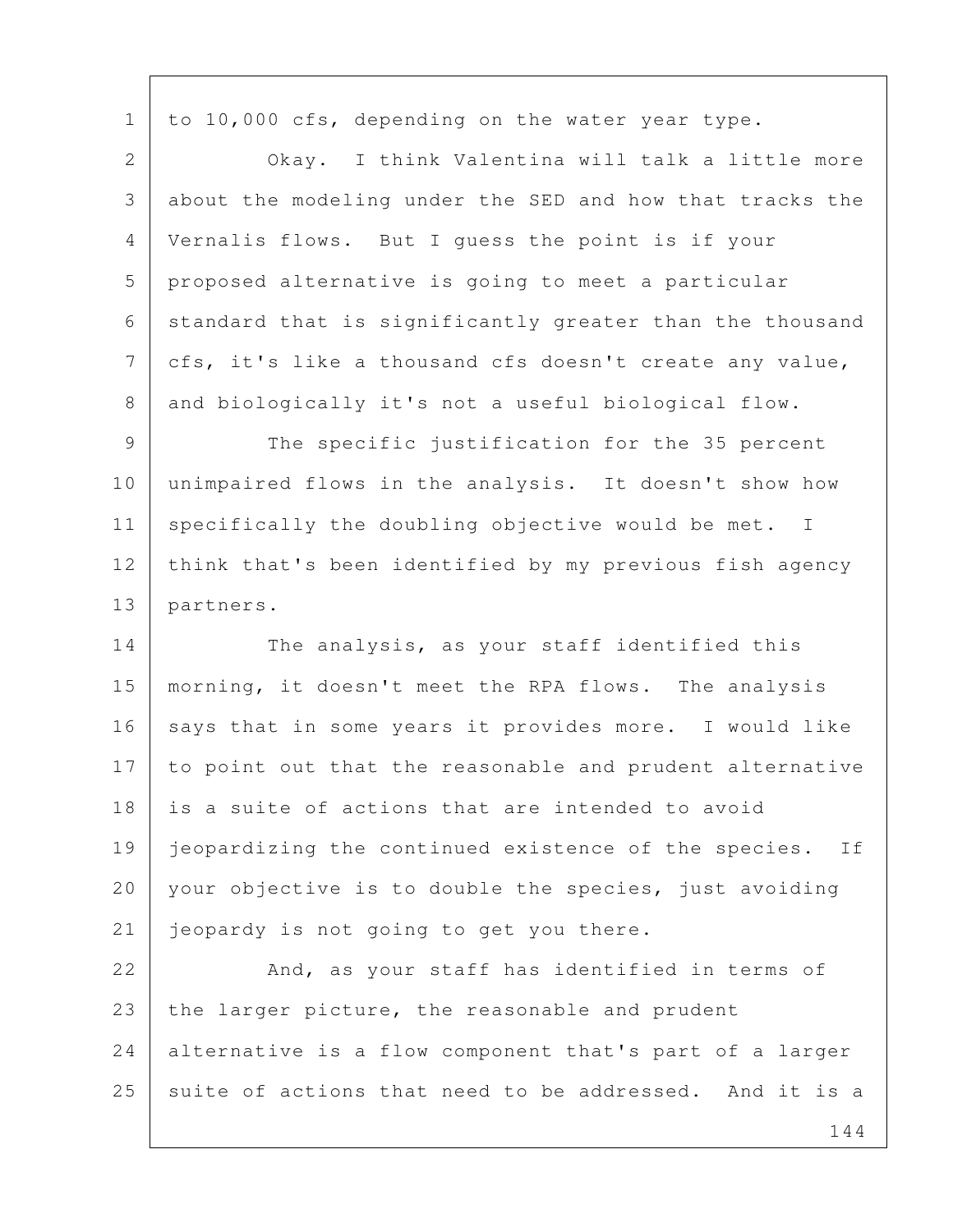to 10,000 cfs, depending on the water year type.

Okay. I think Valentina will talk a little more about the modeling under the SED and how that tracks the Vernalis flows. But I guess the point is if your proposed alternative is going to meet a particular standard that is significantly greater than the thousand cfs, it's like a thousand cfs doesn't create any value, and biologically it's not a useful biological flow.

The specific justification for the 35 percent unimpaired flows in the analysis. It doesn't show how specifically the doubling objective would be met. I think that's been identified by my previous fish agency partners.

The analysis, as your staff identified this morning, it doesn't meet the RPA flows. The analysis says that in some years it provides more. I would like to point out that the reasonable and prudent alternative is a suite of actions that are intended to avoid jeopardizing the continued existence of the species. If your objective is to double the species, just avoiding jeopardy is not going to get you there.

And, as your staff has identified in terms of the larger picture, the reasonable and prudent alternative is a flow component that's part of a larger suite of actions that need to be addressed. And it is a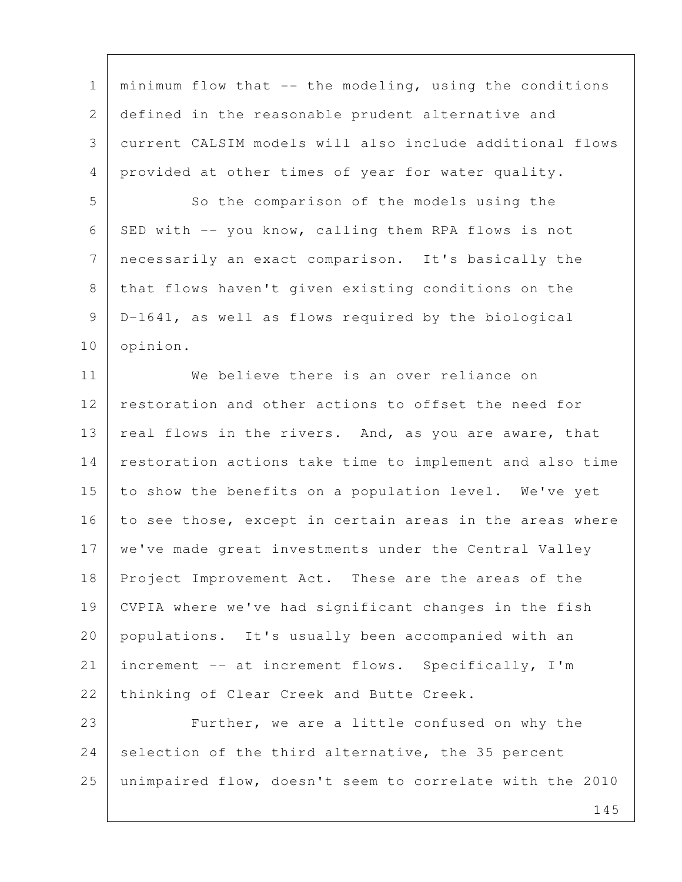minimum flow that -- the modeling, using the conditions defined in the reasonable prudent alternative and current CALSIM models will also include additional flows provided at other times of year for water quality.

So the comparison of the models using the SED with -- you know, calling them RPA flows is not necessarily an exact comparison. It's basically the that flows haven't given existing conditions on the D-1641, as well as flows required by the biological opinion.

We believe there is an over reliance on restoration and other actions to offset the need for real flows in the rivers. And, as you are aware, that restoration actions take time to implement and also time to show the benefits on a population level. We've yet to see those, except in certain areas in the areas where we've made great investments under the Central Valley Project Improvement Act. These are the areas of the CVPIA where we've had significant changes in the fish populations. It's usually been accompanied with an increment -- at increment flows. Specifically, I'm thinking of Clear Creek and Butte Creek.

Further, we are a little confused on why the selection of the third alternative, the 35 percent unimpaired flow, doesn't seem to correlate with the 2010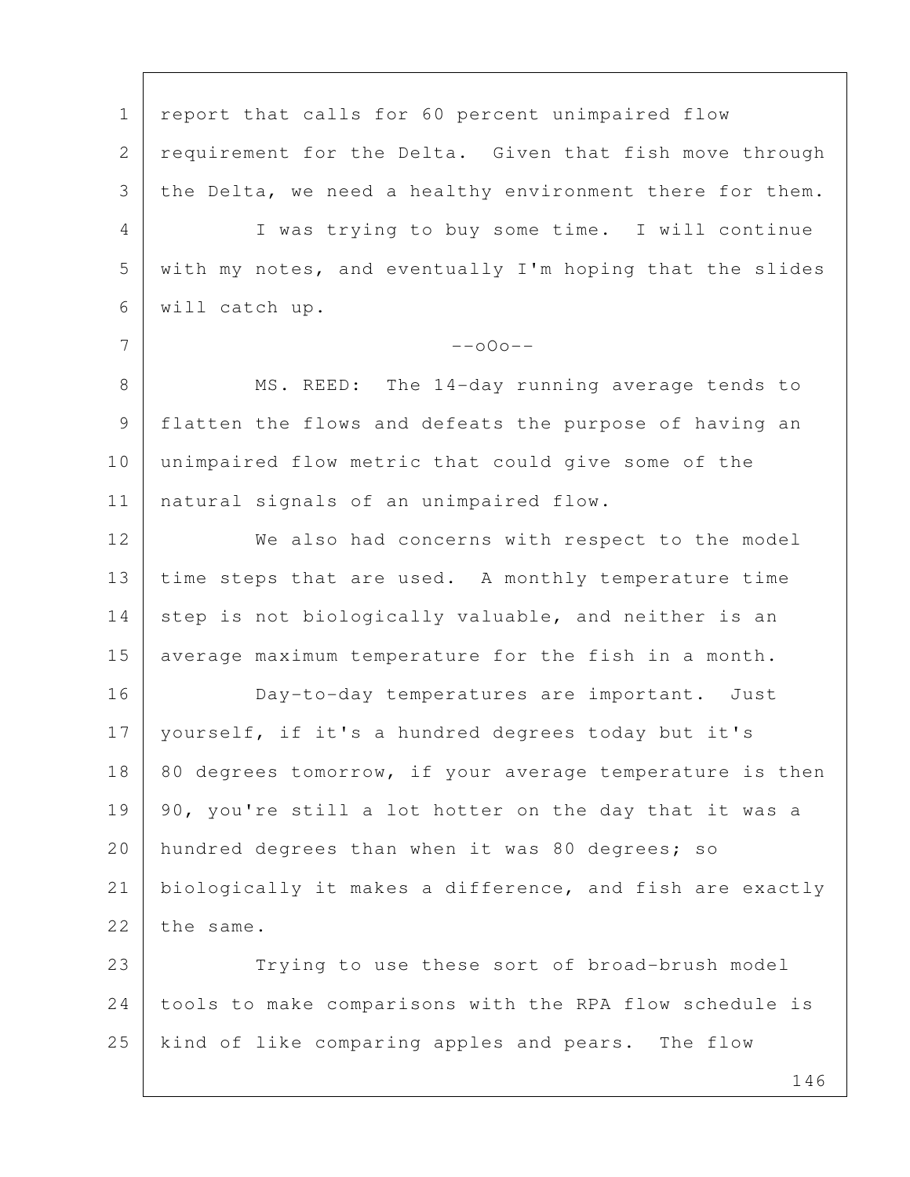report that calls for 60 percent unimpaired flow requirement for the Delta. Given that fish move through the Delta, we need a healthy environment there for them.

I was trying to buy some time. I will continue with my notes, and eventually I'm hoping that the slides will catch up.

--oOo--

MS. REED: The 14-day running average tends to flatten the flows and defeats the purpose of having an unimpaired flow metric that could give some of the natural signals of an unimpaired flow.

We also had concerns with respect to the model time steps that are used. A monthly temperature time step is not biologically valuable, and neither is an average maximum temperature for the fish in a month.

Day-to-day temperatures are important. Just yourself, if it's a hundred degrees today but it's 80 degrees tomorrow, if your average temperature is then 90, you're still a lot hotter on the day that it was a hundred degrees than when it was 80 degrees; so biologically it makes a difference, and fish are exactly the same.

Trying to use these sort of broad-brush model tools to make comparisons with the RPA flow schedule is kind of like comparing apples and pears. The flow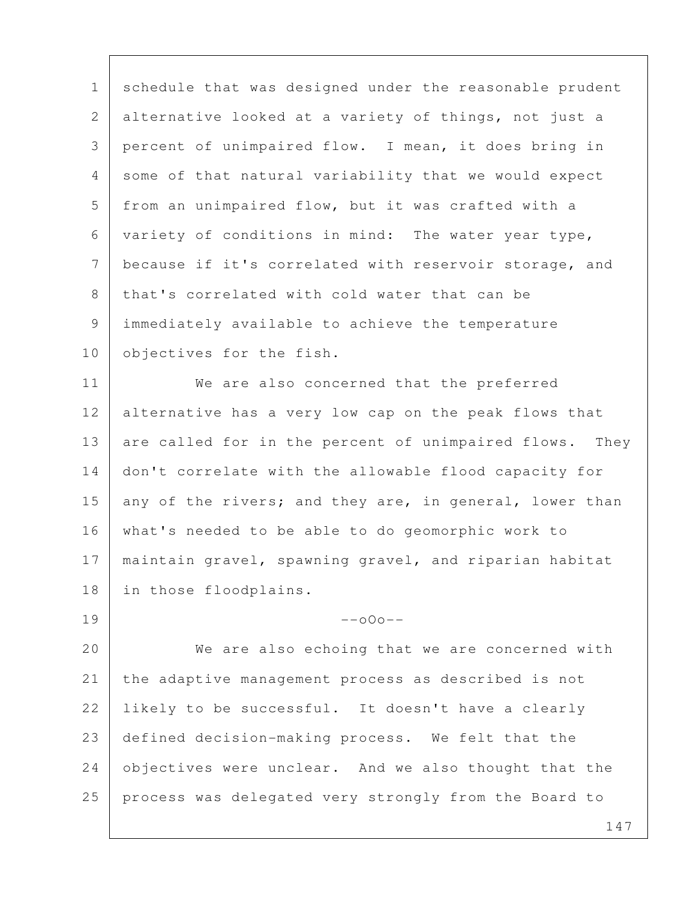schedule that was designed under the reasonable prudent alternative looked at a variety of things, not just a percent of unimpaired flow. I mean, it does bring in some of that natural variability that we would expect from an unimpaired flow, but it was crafted with a variety of conditions in mind: The water year type, because if it's correlated with reservoir storage, and that's correlated with cold water that can be immediately available to achieve the temperature objectives for the fish.

We are also concerned that the preferred alternative has a very low cap on the peak flows that are called for in the percent of unimpaired flows. They don't correlate with the allowable flood capacity for any of the rivers; and they are, in general, lower than what's needed to be able to do geomorphic work to maintain gravel, spawning gravel, and riparian habitat in those floodplains.

--oOo--

We are also echoing that we are concerned with the adaptive management process as described is not likely to be successful. It doesn't have a clearly defined decision-making process. We felt that the objectives were unclear. And we also thought that the process was delegated very strongly from the Board to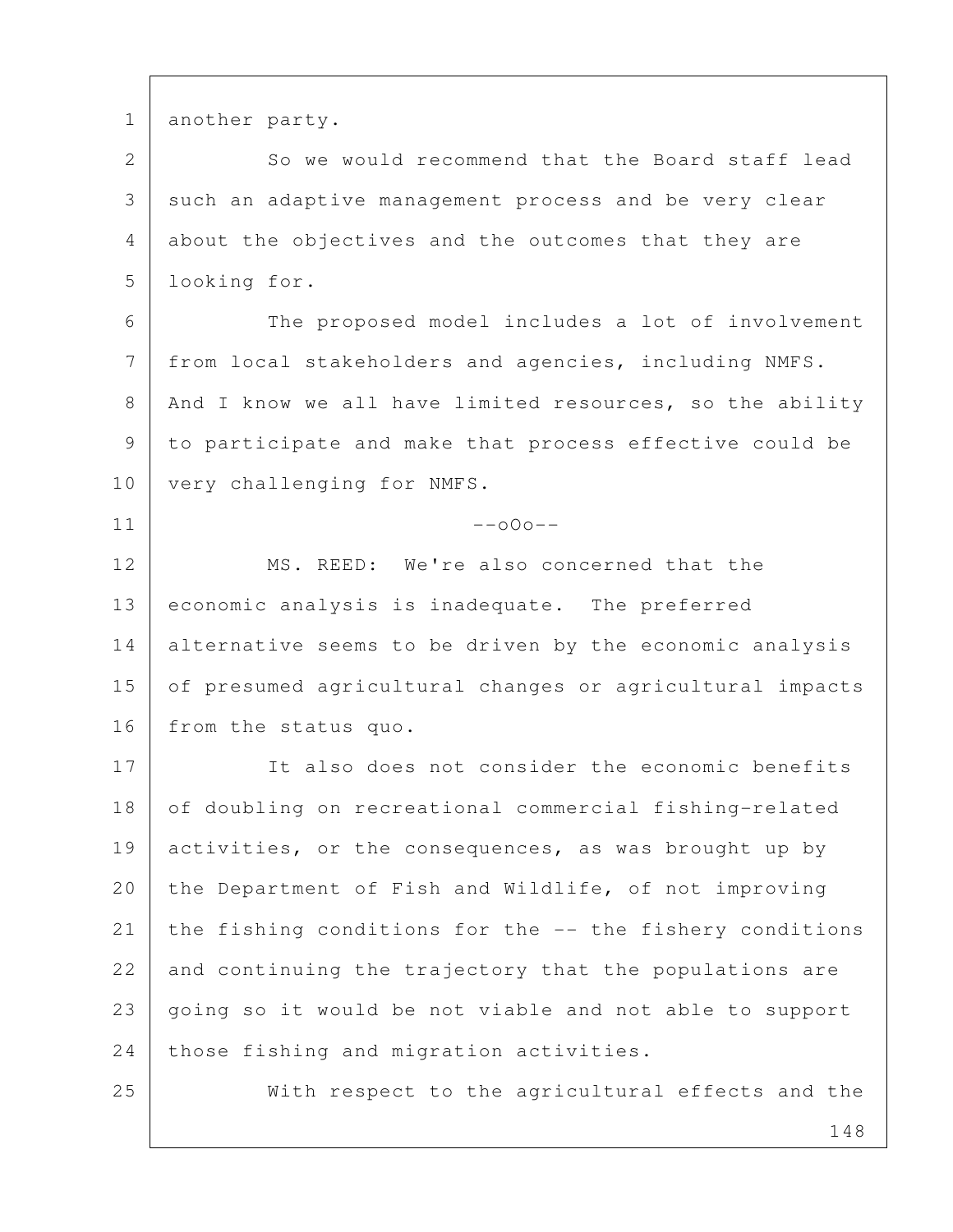another party.

So we would recommend that the Board staff lead such an adaptive management process and be very clear about the objectives and the outcomes that they are looking for.

The proposed model includes a lot of involvement from local stakeholders and agencies, including NMFS. And I know we all have limited resources, so the ability to participate and make that process effective could be very challenging for NMFS.

--oOo--

MS. REED: We're also concerned that the economic analysis is inadequate. The preferred alternative seems to be driven by the economic analysis of presumed agricultural changes or agricultural impacts from the status quo.

It also does not consider the economic benefits of doubling on recreational commercial fishing-related activities, or the consequences, as was brought up by the Department of Fish and Wildlife, of not improving the fishing conditions for the -- the fishery conditions and continuing the trajectory that the populations are going so it would be not viable and not able to support those fishing and migration activities.

With respect to the agricultural effects and the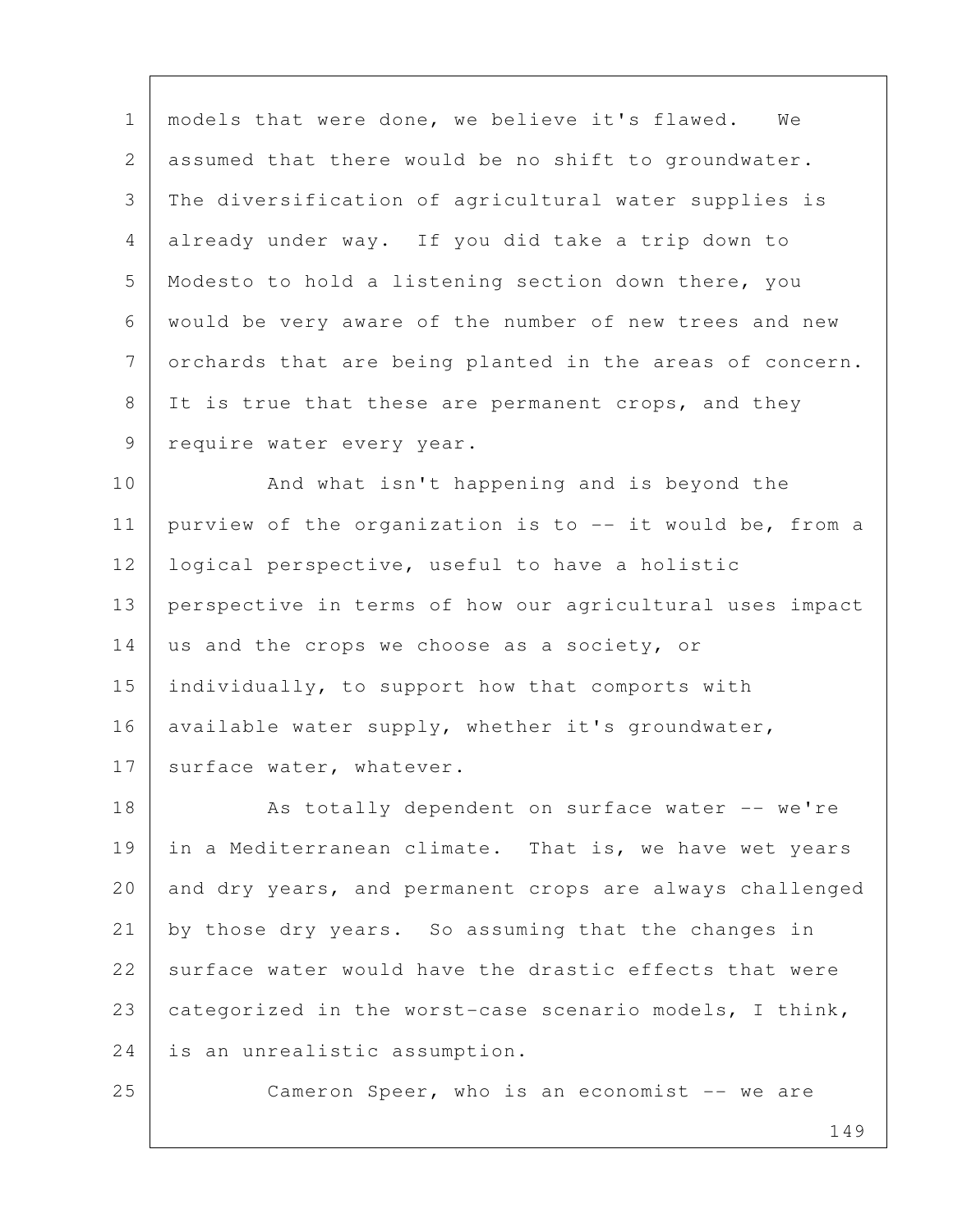models that were done, we believe it's flawed. We assumed that there would be no shift to groundwater. The diversification of agricultural water supplies is already under way. If you did take a trip down to Modesto to hold a listening section down there, you would be very aware of the number of new trees and new orchards that are being planted in the areas of concern. It is true that these are permanent crops, and they require water every year.

And what isn't happening and is beyond the purview of the organization is to -- it would be, from a logical perspective, useful to have a holistic perspective in terms of how our agricultural uses impact us and the crops we choose as a society, or individually, to support how that comports with available water supply, whether it's groundwater, surface water, whatever.

As totally dependent on surface water -- we're in a Mediterranean climate. That is, we have wet years and dry years, and permanent crops are always challenged by those dry years. So assuming that the changes in surface water would have the drastic effects that were categorized in the worst-case scenario models, I think, is an unrealistic assumption.

Cameron Speer, who is an economist -- we are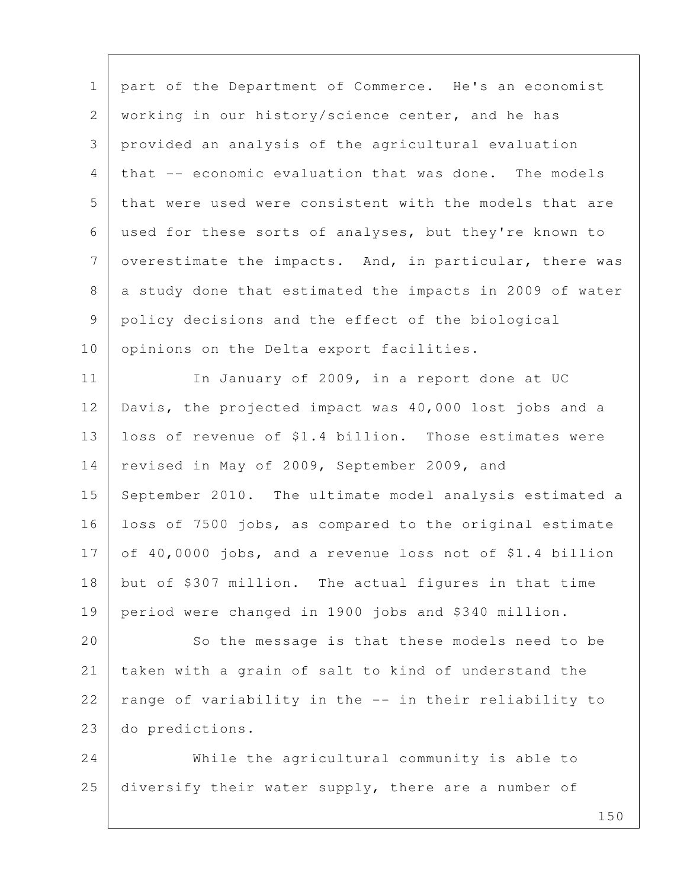part of the Department of Commerce. He's an economist working in our history/science center, and he has provided an analysis of the agricultural evaluation that -- economic evaluation that was done. The models that were used were consistent with the models that are used for these sorts of analyses, but they're known to overestimate the impacts. And, in particular, there was a study done that estimated the impacts in 2009 of water policy decisions and the effect of the biological opinions on the Delta export facilities.

In January of 2009, in a report done at UC Davis, the projected impact was 40,000 lost jobs and a loss of revenue of $1.4 billion. Those estimates were revised in May of 2009, September 2009, and September 2010. The ultimate model analysis estimated a loss of 7500 jobs, as compared to the original estimate of 40,0000 jobs, and a revenue loss not of $1.4 billion but of $307 million. The actual figures in that time period were changed in 1900 jobs and $340 million.

So the message is that these models need to be taken with a grain of salt to kind of understand the range of variability in the -- in their reliability to do predictions.

While the agricultural community is able to diversify their water supply, there are a number of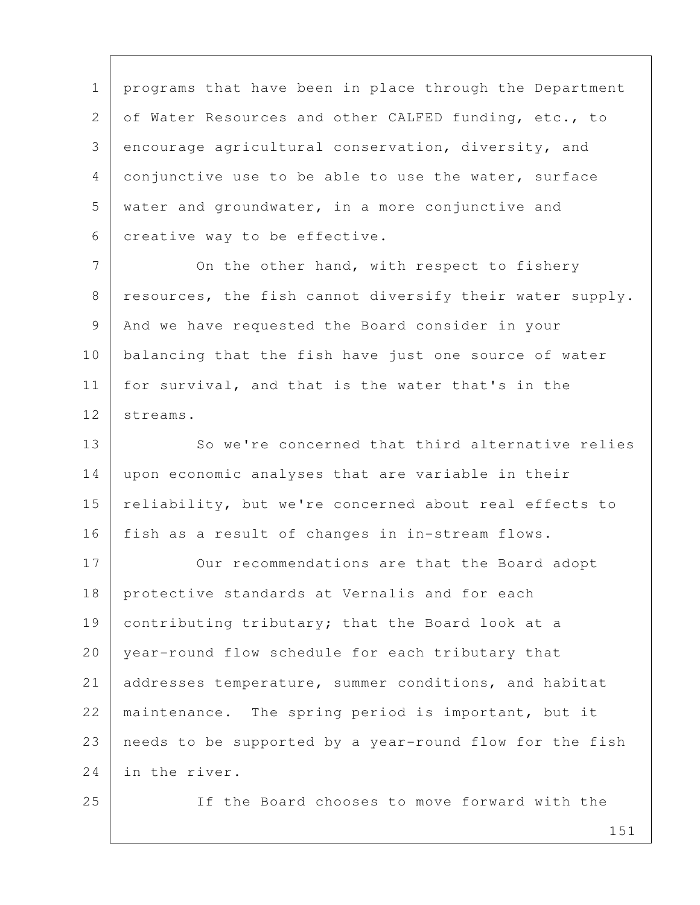programs that have been in place through the Department of Water Resources and other CALFED funding, etc., to encourage agricultural conservation, diversity, and conjunctive use to be able to use the water, surface water and groundwater, in a more conjunctive and creative way to be effective.

On the other hand, with respect to fishery resources, the fish cannot diversify their water supply. And we have requested the Board consider in your balancing that the fish have just one source of water for survival, and that is the water that's in the streams.

So we're concerned that third alternative relies upon economic analyses that are variable in their reliability, but we're concerned about real effects to fish as a result of changes in in-stream flows.

Our recommendations are that the Board adopt protective standards at Vernalis and for each contributing tributary; that the Board look at a year-round flow schedule for each tributary that addresses temperature, summer conditions, and habitat maintenance. The spring period is important, but it needs to be supported by a year-round flow for the fish in the river.

If the Board chooses to move forward with the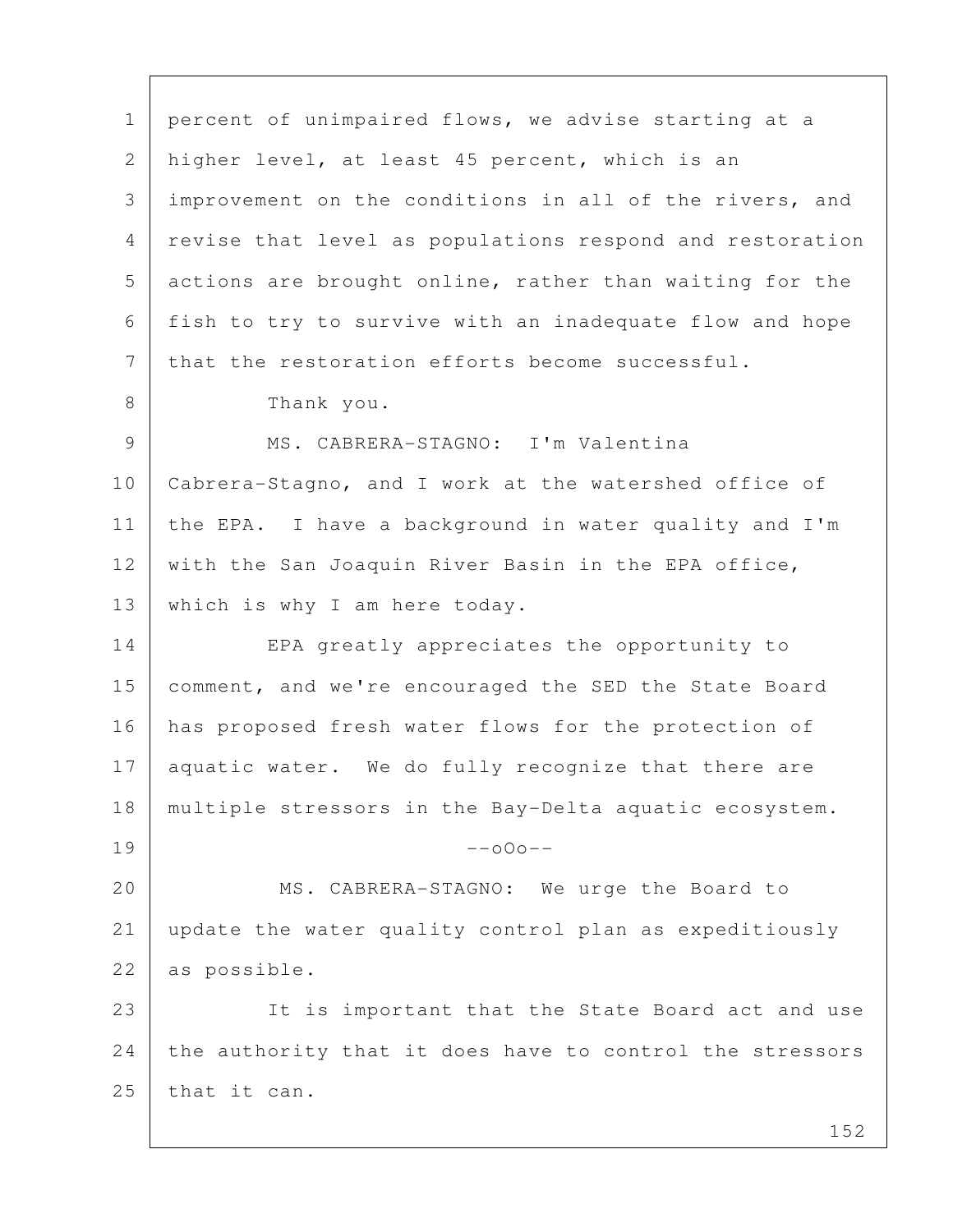percent of unimpaired flows, we advise starting at a higher level, at least 45 percent, which is an improvement on the conditions in all of the rivers, and revise that level as populations respond and restoration actions are brought online, rather than waiting for the fish to try to survive with an inadequate flow and hope that the restoration efforts become successful.

Thank you.

MS. CABRERA-STAGNO: I'm Valentina Cabrera-Stagno, and I work at the watershed office of the EPA. I have a background in water quality and I'm with the San Joaquin River Basin in the EPA office, which is why I am here today.

EPA greatly appreciates the opportunity to comment, and we're encouraged the SED the State Board has proposed fresh water flows for the protection of aquatic water. We do fully recognize that there are multiple stressors in the Bay-Delta aquatic ecosystem.

--oOo--

MS. CABRERA-STAGNO: We urge the Board to update the water quality control plan as expeditiously as possible.

It is important that the State Board act and use the authority that it does have to control the stressors that it can.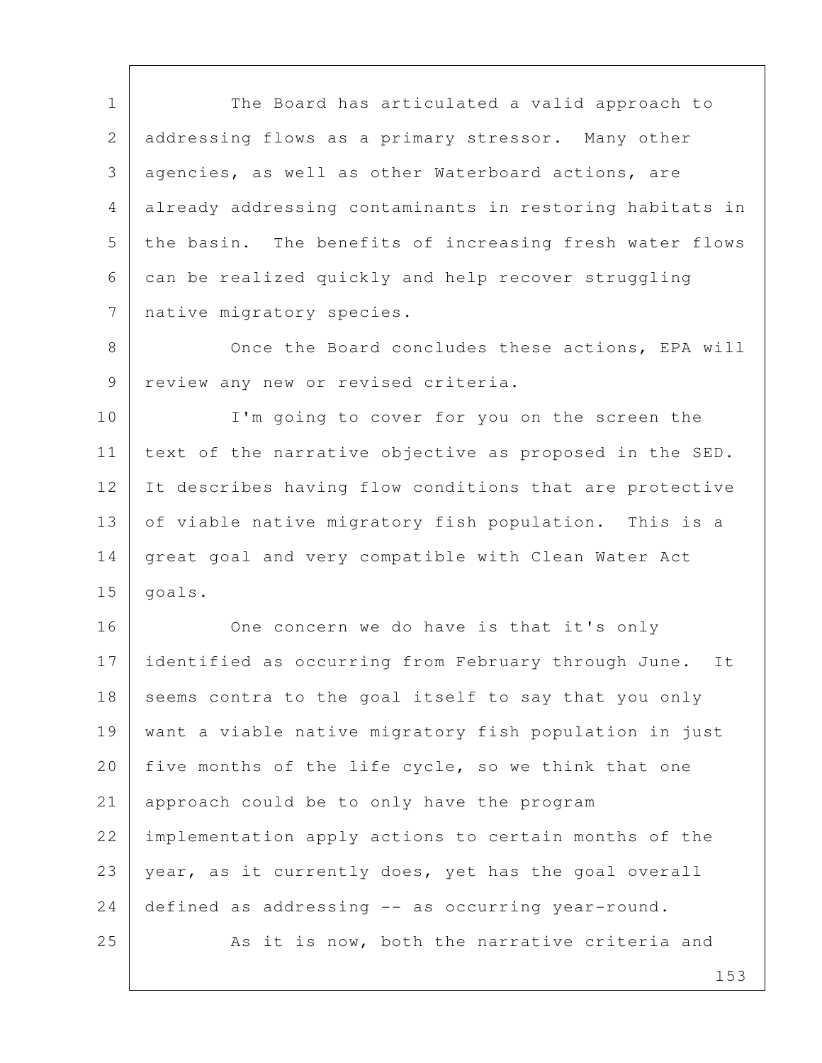The Board has articulated a valid approach to addressing flows as a primary stressor. Many other agencies, as well as other Waterboard actions, are already addressing contaminants in restoring habitats in the basin. The benefits of increasing fresh water flows can be realized quickly and help recover struggling native migratory species.

Once the Board concludes these actions, EPA will review any new or revised criteria.

I'm going to cover for you on the screen the text of the narrative objective as proposed in the SED. It describes having flow conditions that are protective of viable native migratory fish population. This is a great goal and very compatible with Clean Water Act goals.

One concern we do have is that it's only identified as occurring from February through June. It seems contra to the goal itself to say that you only want a viable native migratory fish population in just five months of the life cycle, so we think that one approach could be to only have the program implementation apply actions to certain months of the year, as it currently does, yet has the goal overall defined as addressing -- as occurring year-round.

As it is now, both the narrative criteria and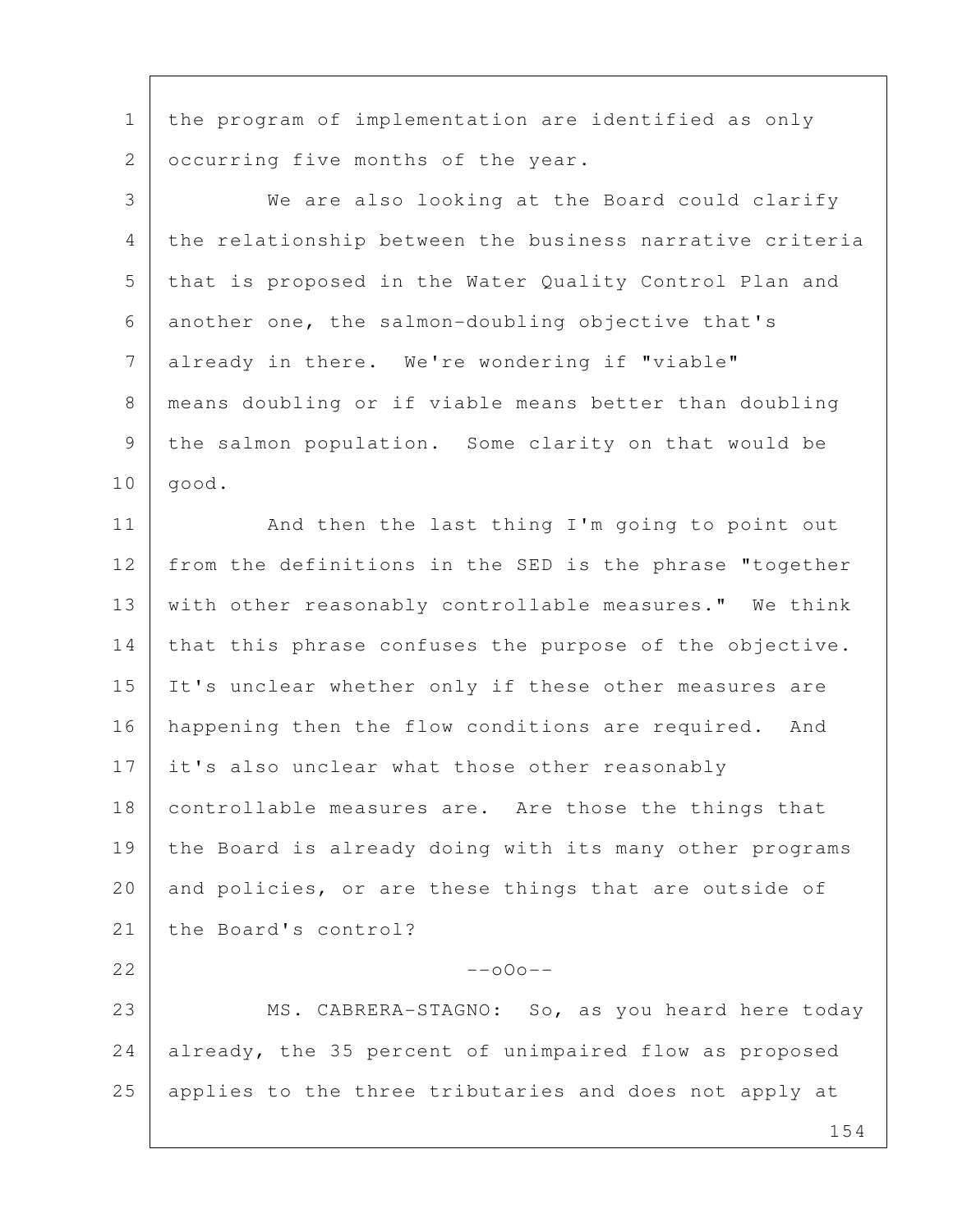the program of implementation are identified as only occurring five months of the year.

We are also looking at the Board could clarify the relationship between the business narrative criteria that is proposed in the Water Quality Control Plan and another one, the salmon-doubling objective that's already in there. We're wondering if "viable" means doubling or if viable means better than doubling the salmon population. Some clarity on that would be good.

And then the last thing I'm going to point out from the definitions in the SED is the phrase "together with other reasonably controllable measures." We think that this phrase confuses the purpose of the objective. It's unclear whether only if these other measures are happening then the flow conditions are required. And it's also unclear what those other reasonably controllable measures are. Are those the things that the Board is already doing with its many other programs and policies, or are these things that are outside of the Board's control?

--oOo--

MS. CABRERA-STAGNO: So, as you heard here today already, the 35 percent of unimpaired flow as proposed applies to the three tributaries and does not apply at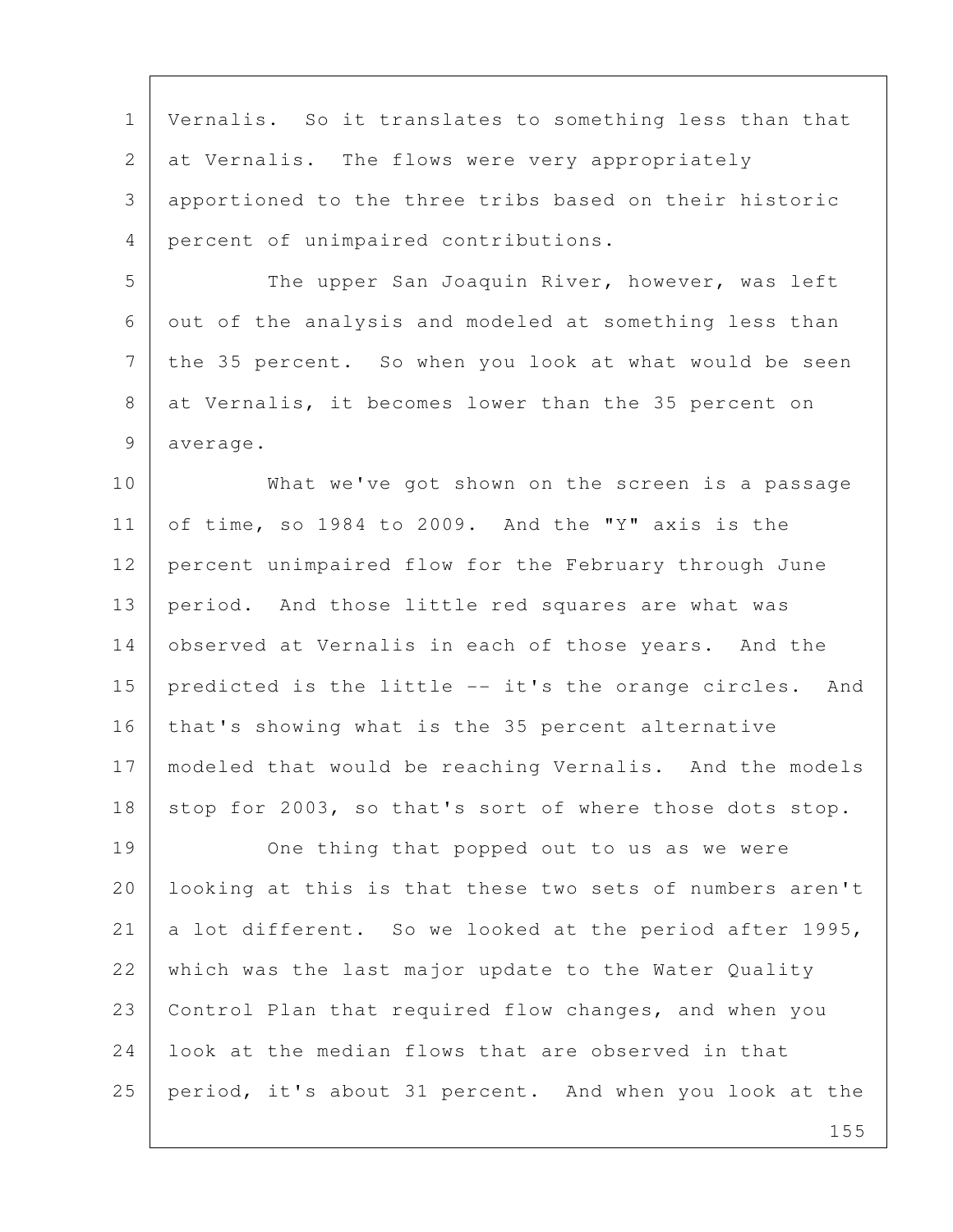Vernalis. So it translates to something less than that at Vernalis. The flows were very appropriately apportioned to the three tribs based on their historic percent of unimpaired contributions.

The upper San Joaquin River, however, was left out of the analysis and modeled at something less than the 35 percent. So when you look at what would be seen at Vernalis, it becomes lower than the 35 percent on average.

What we've got shown on the screen is a passage of time, so 1984 to 2009. And the "Y" axis is the percent unimpaired flow for the February through June period. And those little red squares are what was observed at Vernalis in each of those years. And the predicted is the little -- it's the orange circles. And that's showing what is the 35 percent alternative modeled that would be reaching Vernalis. And the models stop for 2003, so that's sort of where those dots stop.

One thing that popped out to us as we were looking at this is that these two sets of numbers aren't a lot different. So we looked at the period after 1995, which was the last major update to the Water Quality Control Plan that required flow changes, and when you look at the median flows that are observed in that period, it's about 31 percent. And when you look at the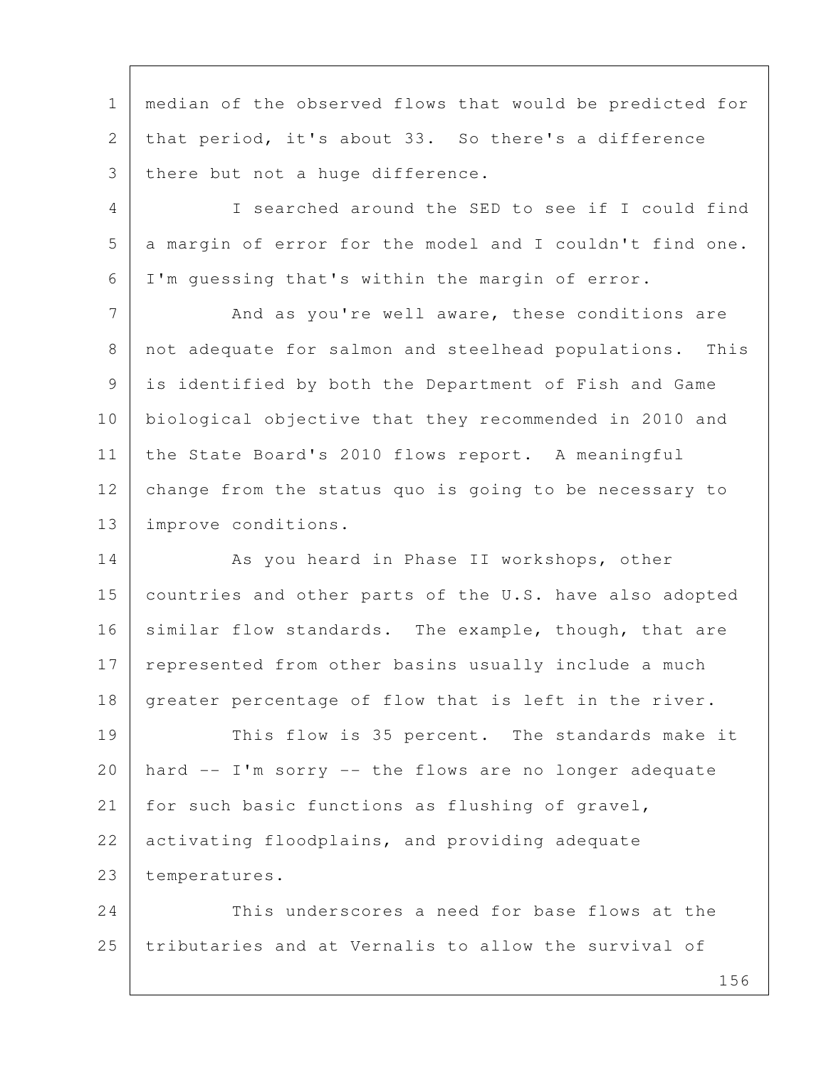median of the observed flows that would be predicted for that period, it's about 33. So there's a difference there but not a huge difference.

I searched around the SED to see if I could find a margin of error for the model and I couldn't find one. I'm guessing that's within the margin of error.

And as you're well aware, these conditions are not adequate for salmon and steelhead populations. This is identified by both the Department of Fish and Game biological objective that they recommended in 2010 and the State Board's 2010 flows report. A meaningful change from the status quo is going to be necessary to improve conditions.

As you heard in Phase II workshops, other countries and other parts of the U.S. have also adopted similar flow standards. The example, though, that are represented from other basins usually include a much greater percentage of flow that is left in the river.

This flow is 35 percent. The standards make it hard -- I'm sorry -- the flows are no longer adequate for such basic functions as flushing of gravel, activating floodplains, and providing adequate temperatures.

This underscores a need for base flows at the tributaries and at Vernalis to allow the survival of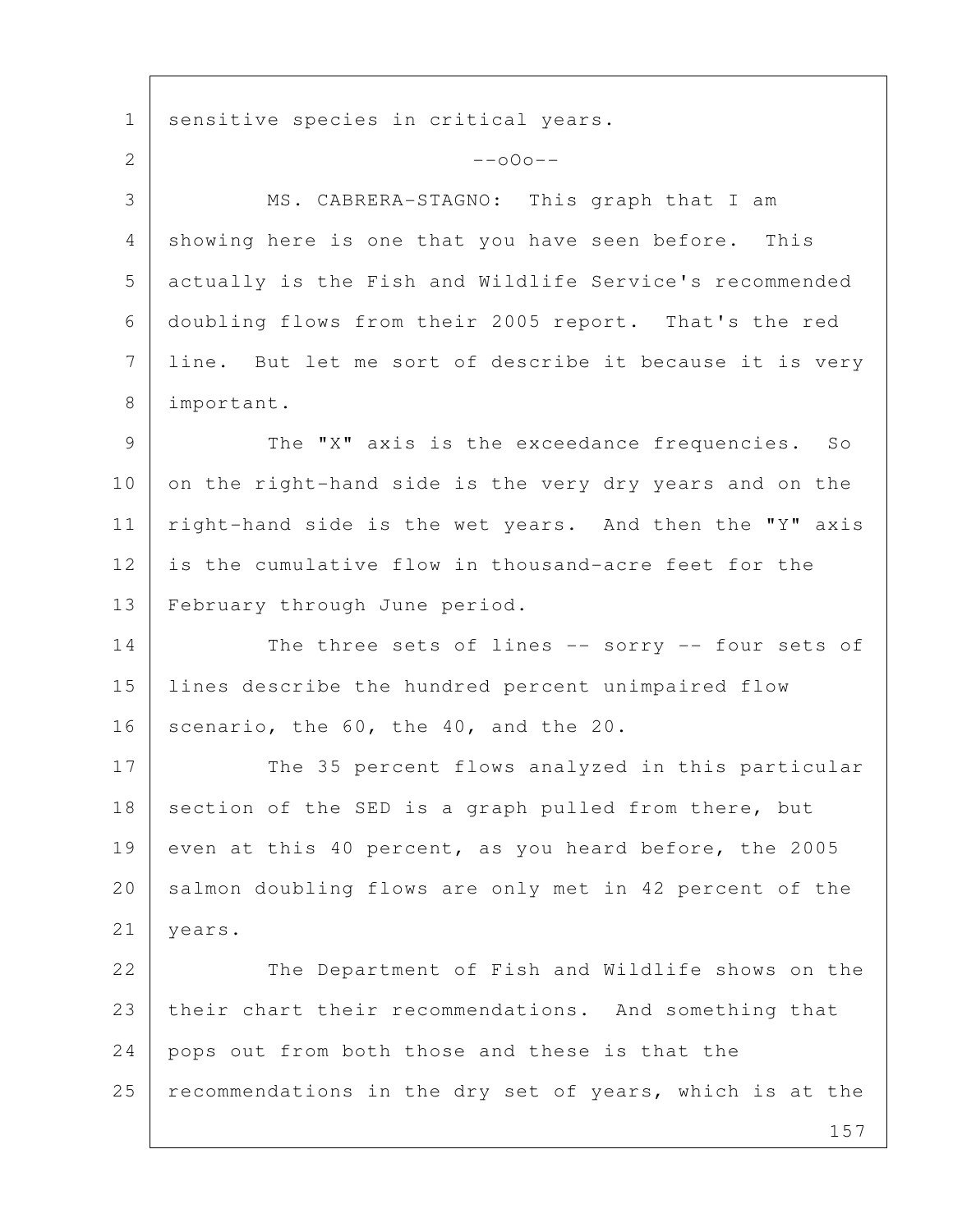sensitive species in critical years.

--oOo--

MS. CABRERA-STAGNO: This graph that I am showing here is one that you have seen before. This actually is the Fish and Wildlife Service's recommended doubling flows from their 2005 report. That's the red line. But let me sort of describe it because it is very important.

The "X" axis is the exceedance frequencies. So on the right-hand side is the very dry years and on the right-hand side is the wet years. And then the "Y" axis is the cumulative flow in thousand-acre feet for the February through June period.

The three sets of lines -- sorry -- four sets of lines describe the hundred percent unimpaired flow scenario, the 60, the 40, and the 20.

The 35 percent flows analyzed in this particular section of the SED is a graph pulled from there, but even at this 40 percent, as you heard before, the 2005 salmon doubling flows are only met in 42 percent of the years.

The Department of Fish and Wildlife shows on the their chart their recommendations. And something that pops out from both those and these is that the recommendations in the dry set of years, which is at the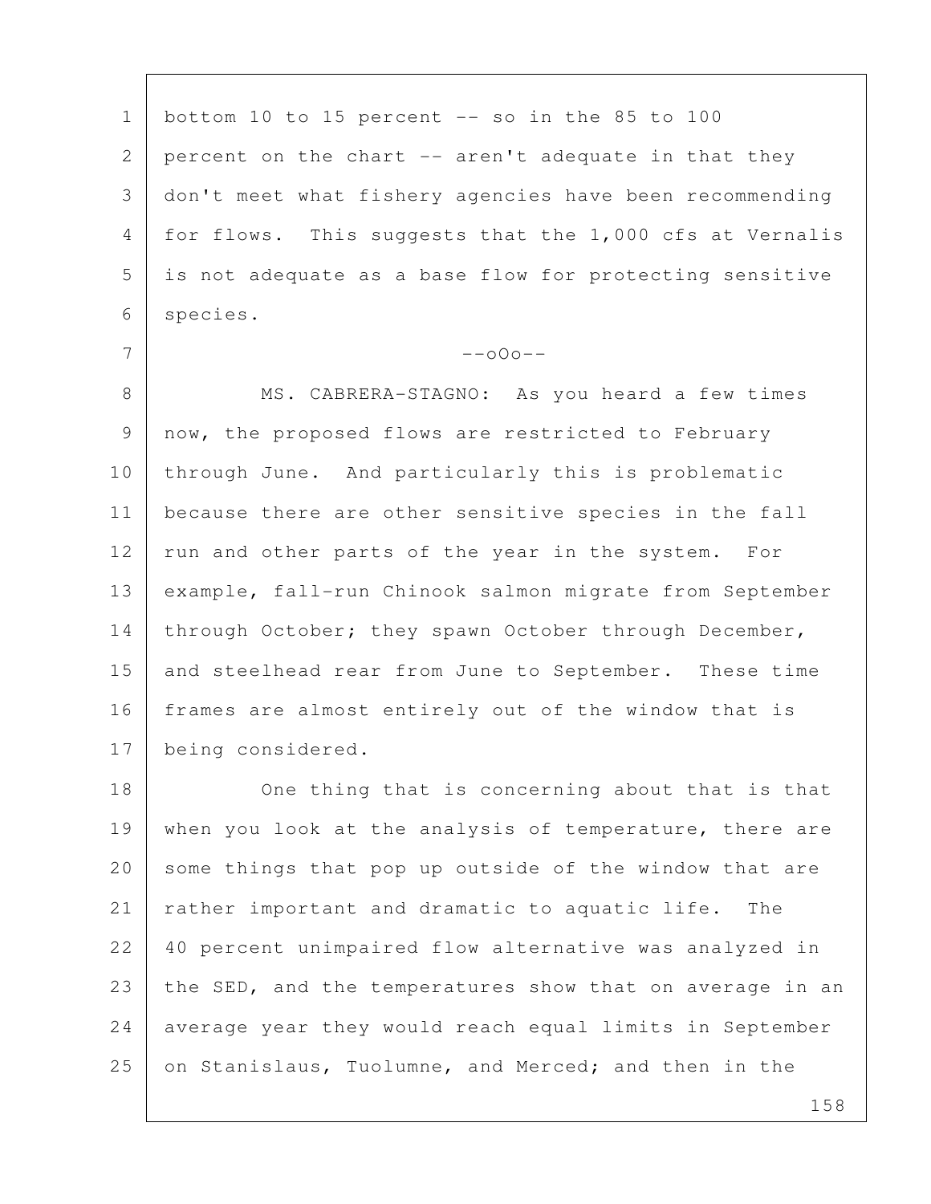bottom 10 to 15 percent -- so in the 85 to 100 percent on the chart -- aren't adequate in that they don't meet what fishery agencies have been recommending for flows. This suggests that the 1,000 cfs at Vernalis is not adequate as a base flow for protecting sensitive species.

--oOo--

MS. CABRERA-STAGNO: As you heard a few times now, the proposed flows are restricted to February through June. And particularly this is problematic because there are other sensitive species in the fall run and other parts of the year in the system. For example, fall-run Chinook salmon migrate from September through October; they spawn October through December, and steelhead rear from June to September. These time frames are almost entirely out of the window that is being considered.

One thing that is concerning about that is that when you look at the analysis of temperature, there are some things that pop up outside of the window that are rather important and dramatic to aquatic life. The 40 percent unimpaired flow alternative was analyzed in the SED, and the temperatures show that on average in an average year they would reach equal limits in September on Stanislaus, Tuolumne, and Merced; and then in the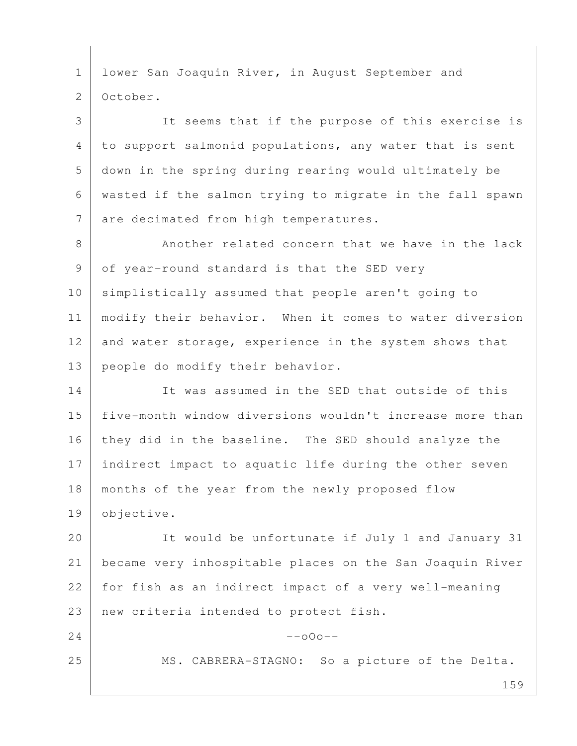lower San Joaquin River, in August September and October.

It seems that if the purpose of this exercise is to support salmonid populations, any water that is sent down in the spring during rearing would ultimately be wasted if the salmon trying to migrate in the fall spawn are decimated from high temperatures.

Another related concern that we have in the lack of year-round standard is that the SED very simplistically assumed that people aren't going to modify their behavior. When it comes to water diversion and water storage, experience in the system shows that people do modify their behavior.

It was assumed in the SED that outside of this five-month window diversions wouldn't increase more than they did in the baseline. The SED should analyze the indirect impact to aquatic life during the other seven months of the year from the newly proposed flow objective.

It would be unfortunate if July 1 and January 31 became very inhospitable places on the San Joaquin River for fish as an indirect impact of a very well-meaning new criteria intended to protect fish.

--oOo--

MS. CABRERA-STAGNO: So a picture of the Delta.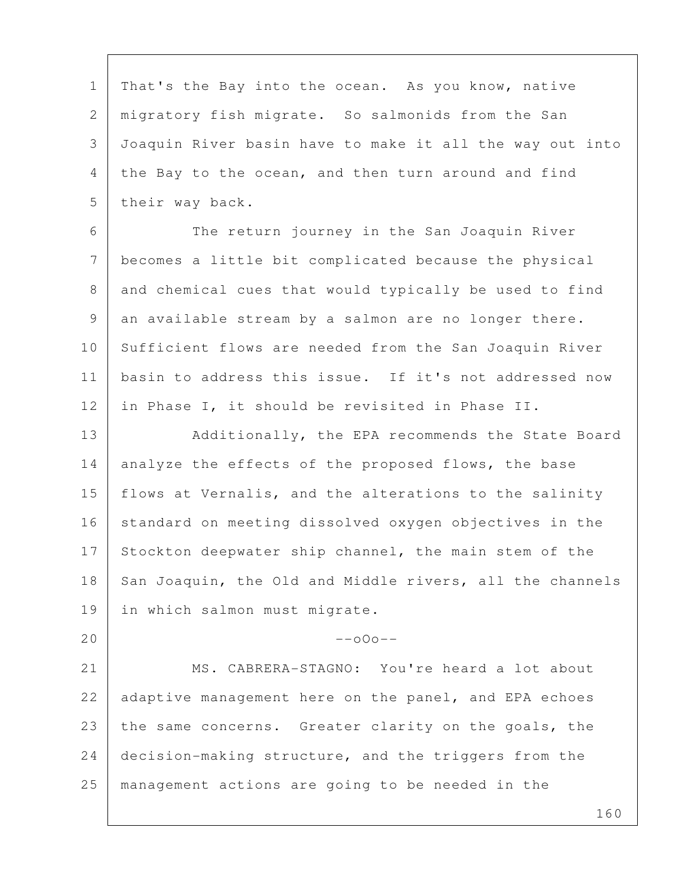That's the Bay into the ocean. As you know, native migratory fish migrate. So salmonids from the San Joaquin River basin have to make it all the way out into the Bay to the ocean, and then turn around and find their way back.

The return journey in the San Joaquin River becomes a little bit complicated because the physical and chemical cues that would typically be used to find an available stream by a salmon are no longer there. Sufficient flows are needed from the San Joaquin River basin to address this issue. If it's not addressed now in Phase I, it should be revisited in Phase II.

Additionally, the EPA recommends the State Board analyze the effects of the proposed flows, the base flows at Vernalis, and the alterations to the salinity standard on meeting dissolved oxygen objectives in the Stockton deepwater ship channel, the main stem of the San Joaquin, the Old and Middle rivers, all the channels in which salmon must migrate.

--oOo--

MS. CABRERA-STAGNO: You're heard a lot about adaptive management here on the panel, and EPA echoes the same concerns. Greater clarity on the goals, the decision-making structure, and the triggers from the management actions are going to be needed in the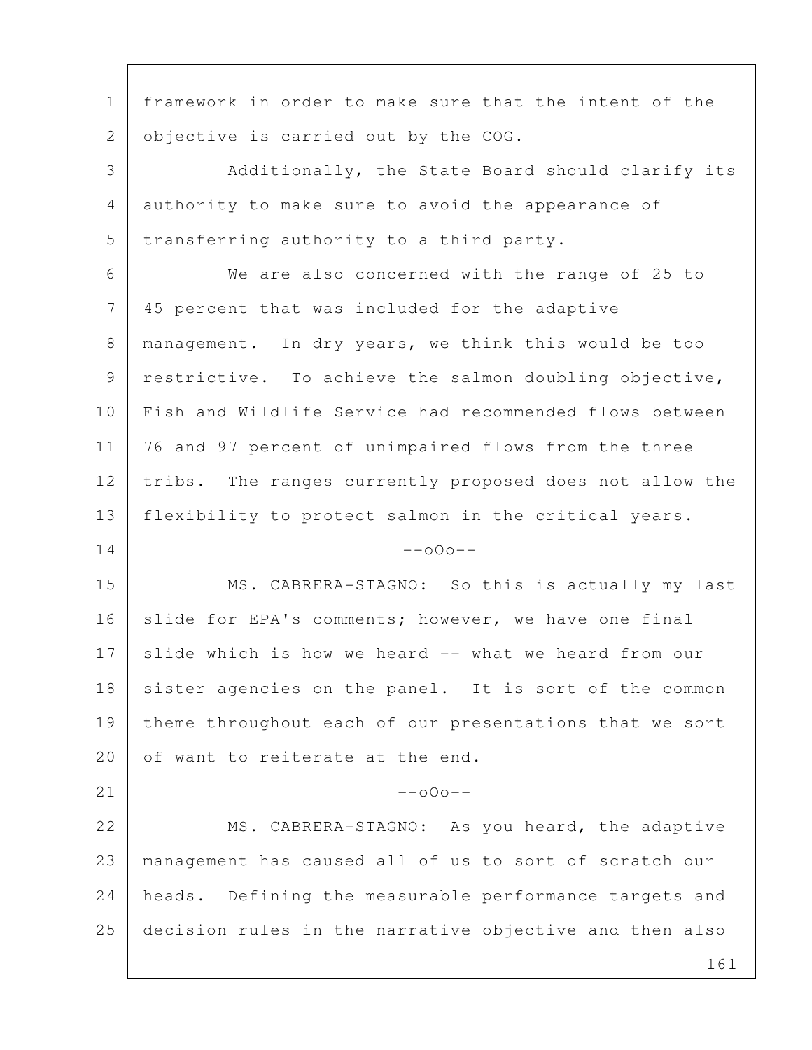framework in order to make sure that the intent of the objective is carried out by the COG.

Additionally, the State Board should clarify its authority to make sure to avoid the appearance of transferring authority to a third party.

We are also concerned with the range of 25 to 45 percent that was included for the adaptive management. In dry years, we think this would be too restrictive. To achieve the salmon doubling objective, Fish and Wildlife Service had recommended flows between 76 and 97 percent of unimpaired flows from the three tribs. The ranges currently proposed does not allow the flexibility to protect salmon in the critical years.

--oOo--

MS. CABRERA-STAGNO: So this is actually my last slide for EPA's comments; however, we have one final slide which is how we heard -- what we heard from our sister agencies on the panel. It is sort of the common theme throughout each of our presentations that we sort of want to reiterate at the end.

--oOo--

MS. CABRERA-STAGNO: As you heard, the adaptive management has caused all of us to sort of scratch our heads. Defining the measurable performance targets and decision rules in the narrative objective and then also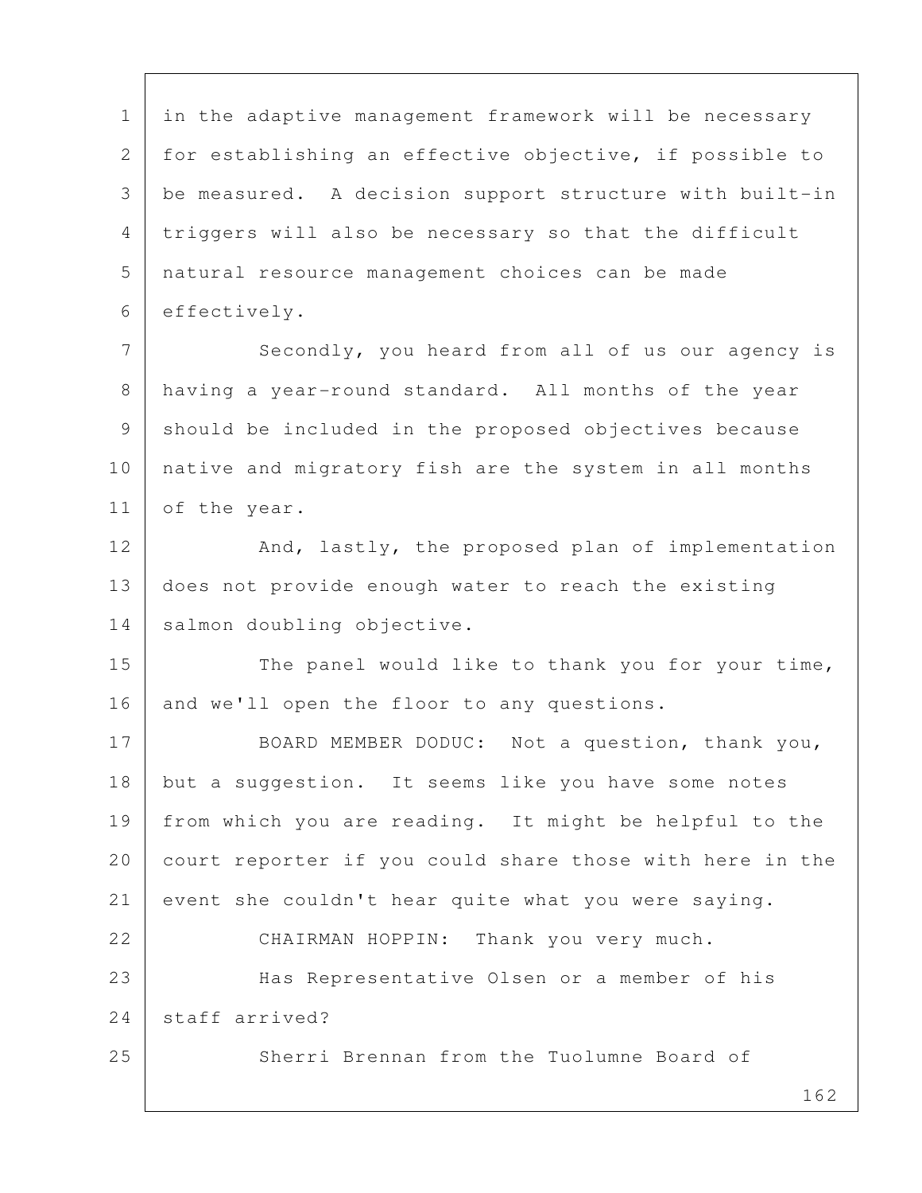in the adaptive management framework will be necessary for establishing an effective objective, if possible to be measured. A decision support structure with built-in triggers will also be necessary so that the difficult natural resource management choices can be made effectively.

Secondly, you heard from all of us our agency is having a year-round standard. All months of the year should be included in the proposed objectives because native and migratory fish are the system in all months of the year.

And, lastly, the proposed plan of implementation does not provide enough water to reach the existing salmon doubling objective.

The panel would like to thank you for your time, and we'll open the floor to any questions.

BOARD MEMBER DODUC: Not a question, thank you, but a suggestion. It seems like you have some notes from which you are reading. It might be helpful to the court reporter if you could share those with here in the event she couldn't hear quite what you were saying.

CHAIRMAN HOPPIN: Thank you very much.

Has Representative Olsen or a member of his staff arrived?

Sherri Brennan from the Tuolumne Board of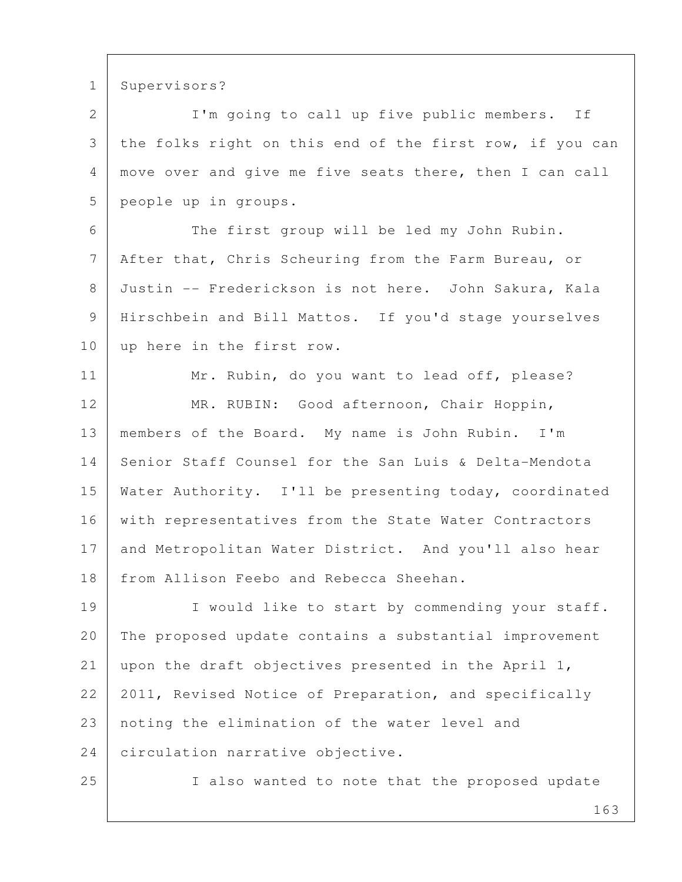Supervisors?

I'm going to call up five public members. If the folks right on this end of the first row, if you can move over and give me five seats there, then I can call people up in groups.

The first group will be led my John Rubin. After that, Chris Scheuring from the Farm Bureau, or Justin -- Frederickson is not here. John Sakura, Kala Hirschbein and Bill Mattos. If you'd stage yourselves up here in the first row.

Mr. Rubin, do you want to lead off, please?

MR. RUBIN: Good afternoon, Chair Hoppin, members of the Board. My name is John Rubin. I'm Senior Staff Counsel for the San Luis & Delta-Mendota Water Authority. I'll be presenting today, coordinated with representatives from the State Water Contractors and Metropolitan Water District. And you'll also hear from Allison Feebo and Rebecca Sheehan.

I would like to start by commending your staff. The proposed update contains a substantial improvement upon the draft objectives presented in the April 1, 2011, Revised Notice of Preparation, and specifically noting the elimination of the water level and circulation narrative objective.

I also wanted to note that the proposed update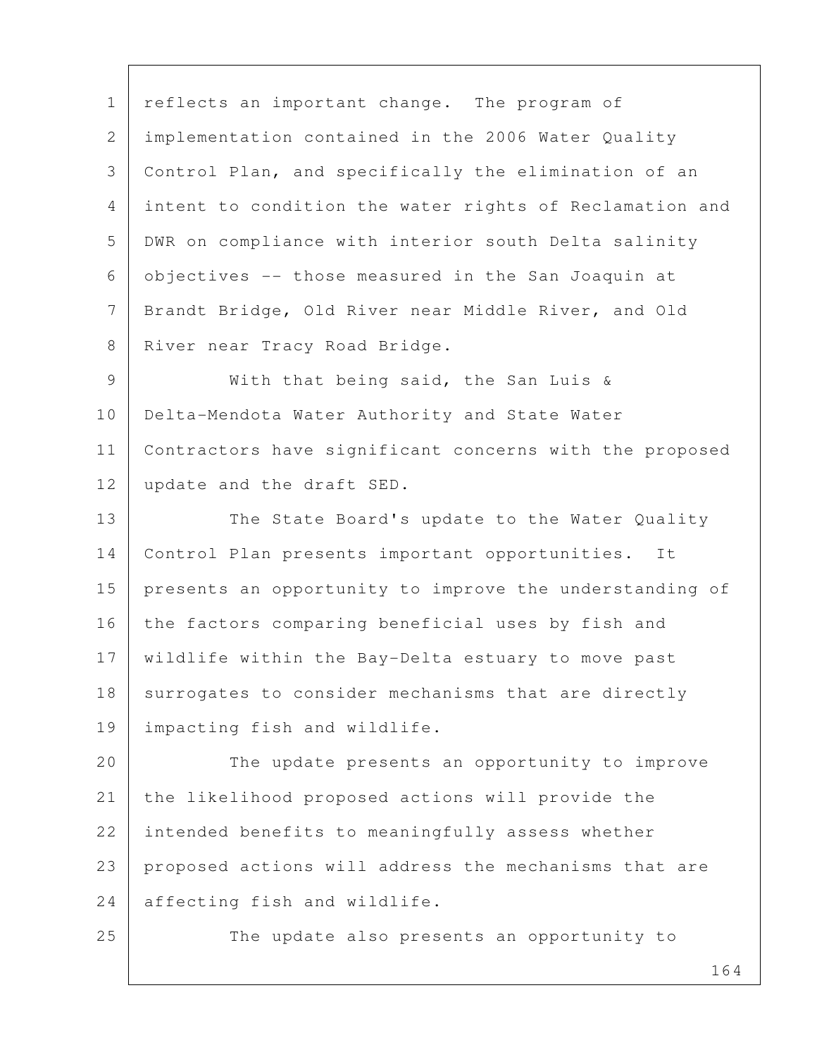reflects an important change. The program of implementation contained in the 2006 Water Quality Control Plan, and specifically the elimination of an intent to condition the water rights of Reclamation and DWR on compliance with interior south Delta salinity objectives -- those measured in the San Joaquin at Brandt Bridge, Old River near Middle River, and Old River near Tracy Road Bridge.

With that being said, the San Luis & Delta-Mendota Water Authority and State Water Contractors have significant concerns with the proposed update and the draft SED.

The State Board's update to the Water Quality Control Plan presents important opportunities. It presents an opportunity to improve the understanding of the factors comparing beneficial uses by fish and wildlife within the Bay-Delta estuary to move past surrogates to consider mechanisms that are directly impacting fish and wildlife.

The update presents an opportunity to improve the likelihood proposed actions will provide the intended benefits to meaningfully assess whether proposed actions will address the mechanisms that are affecting fish and wildlife.

The update also presents an opportunity to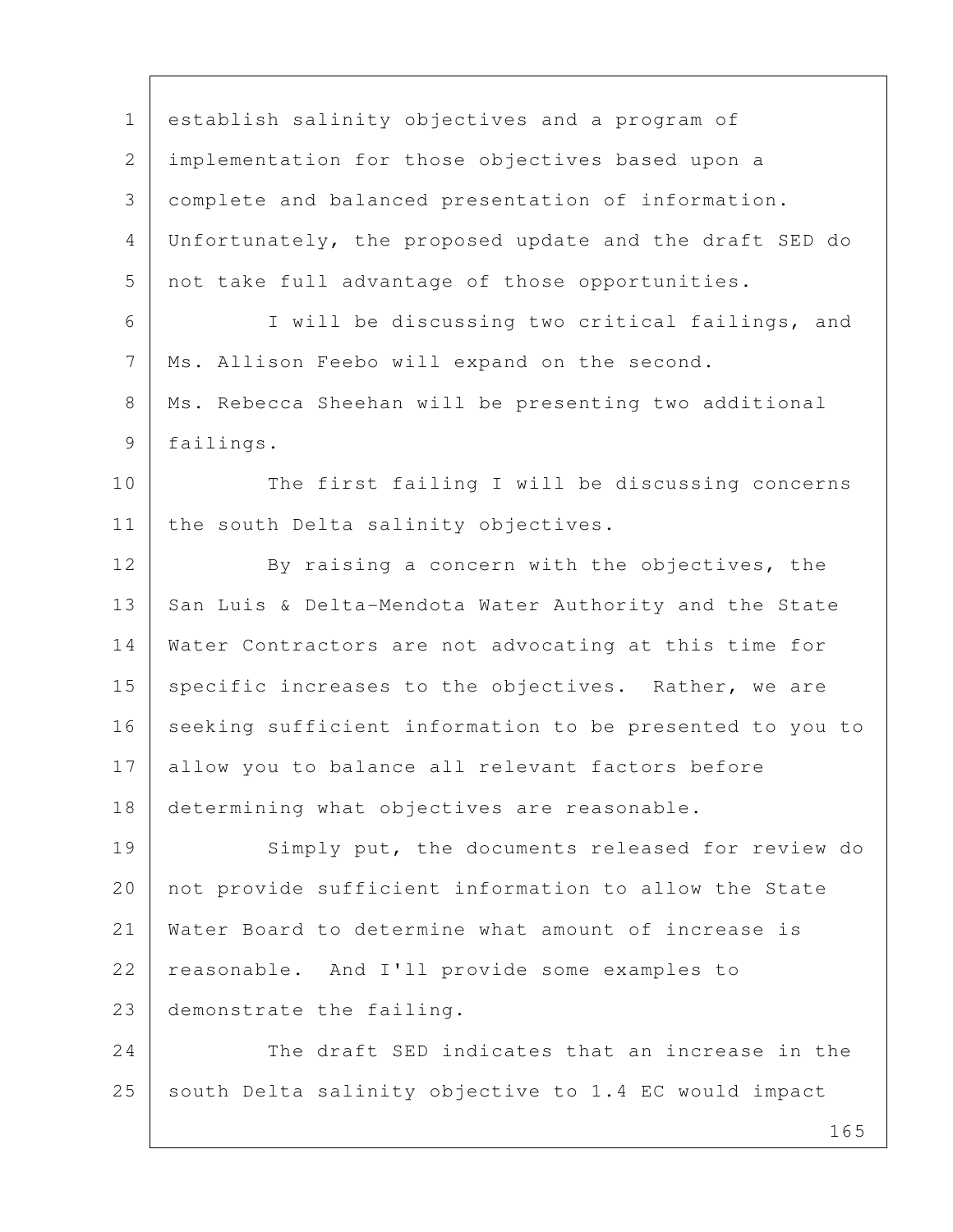establish salinity objectives and a program of implementation for those objectives based upon a complete and balanced presentation of information. Unfortunately, the proposed update and the draft SED do not take full advantage of those opportunities.

I will be discussing two critical failings, and Ms. Allison Feebo will expand on the second. Ms. Rebecca Sheehan will be presenting two additional failings.

The first failing I will be discussing concerns the south Delta salinity objectives.

By raising a concern with the objectives, the San Luis & Delta-Mendota Water Authority and the State Water Contractors are not advocating at this time for specific increases to the objectives. Rather, we are seeking sufficient information to be presented to you to allow you to balance all relevant factors before determining what objectives are reasonable.

Simply put, the documents released for review do not provide sufficient information to allow the State Water Board to determine what amount of increase is reasonable. And I'll provide some examples to demonstrate the failing.

The draft SED indicates that an increase in the south Delta salinity objective to 1.4 EC would impact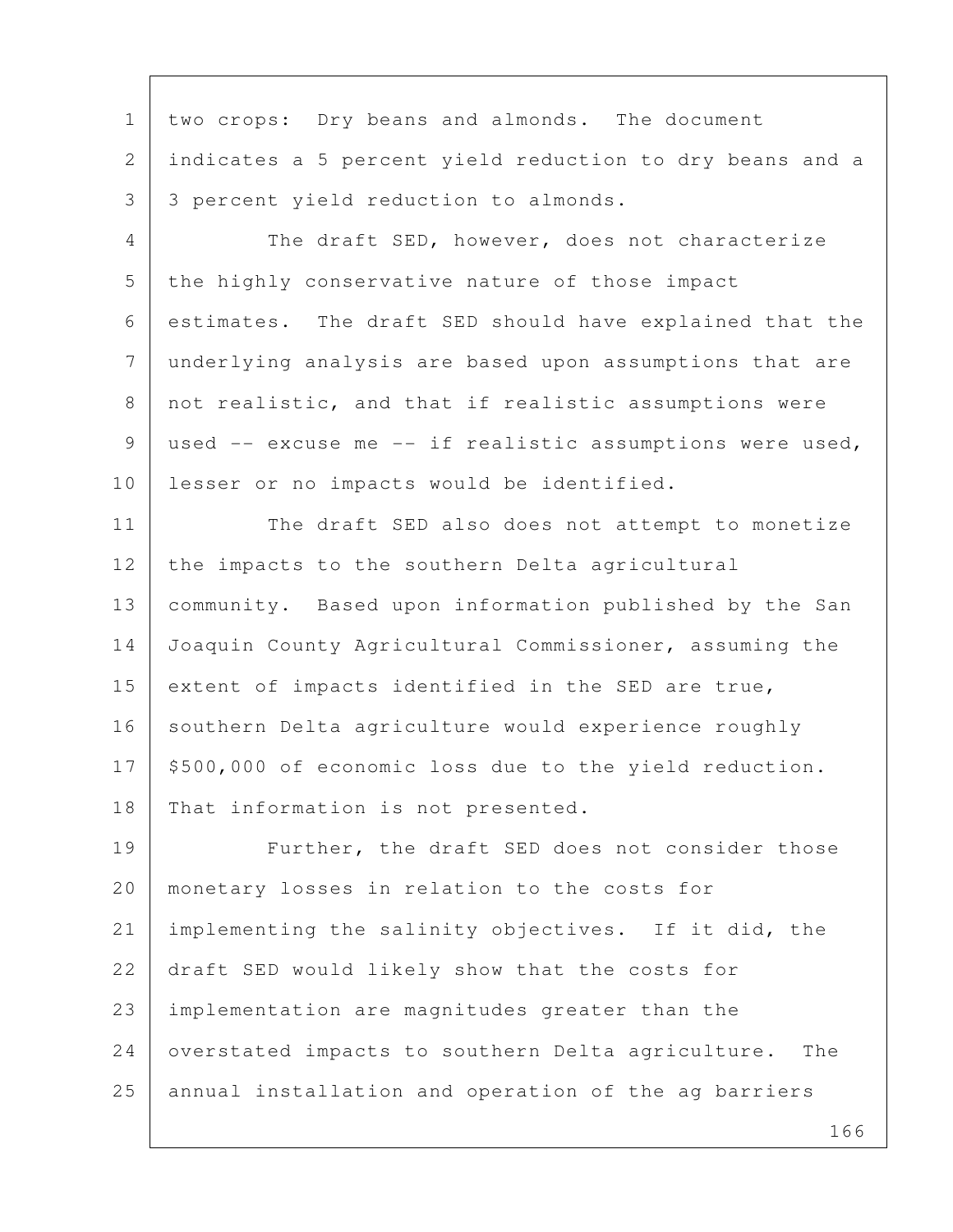two crops: Dry beans and almonds. The document indicates a 5 percent yield reduction to dry beans and a 3 percent yield reduction to almonds.

The draft SED, however, does not characterize the highly conservative nature of those impact estimates. The draft SED should have explained that the underlying analysis are based upon assumptions that are not realistic, and that if realistic assumptions were used -- excuse me -- if realistic assumptions were used, lesser or no impacts would be identified.

The draft SED also does not attempt to monetize the impacts to the southern Delta agricultural community. Based upon information published by the San Joaquin County Agricultural Commissioner, assuming the extent of impacts identified in the SED are true, southern Delta agriculture would experience roughly $500,000 of economic loss due to the yield reduction. That information is not presented.

Further, the draft SED does not consider those monetary losses in relation to the costs for implementing the salinity objectives. If it did, the draft SED would likely show that the costs for implementation are magnitudes greater than the overstated impacts to southern Delta agriculture. The annual installation and operation of the ag barriers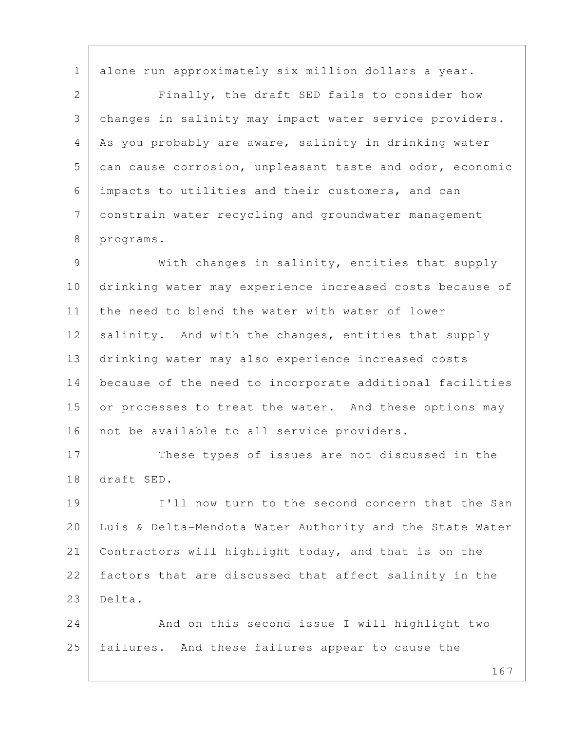alone run approximately six million dollars a year.

Finally, the draft SED fails to consider how changes in salinity may impact water service providers. As you probably are aware, salinity in drinking water can cause corrosion, unpleasant taste and odor, economic impacts to utilities and their customers, and can constrain water recycling and groundwater management programs.

With changes in salinity, entities that supply drinking water may experience increased costs because of the need to blend the water with water of lower salinity. And with the changes, entities that supply drinking water may also experience increased costs because of the need to incorporate additional facilities or processes to treat the water. And these options may not be available to all service providers.

These types of issues are not discussed in the draft SED.

I'll now turn to the second concern that the San Luis & Delta-Mendota Water Authority and the State Water Contractors will highlight today, and that is on the factors that are discussed that affect salinity in the Delta.

And on this second issue I will highlight two failures. And these failures appear to cause the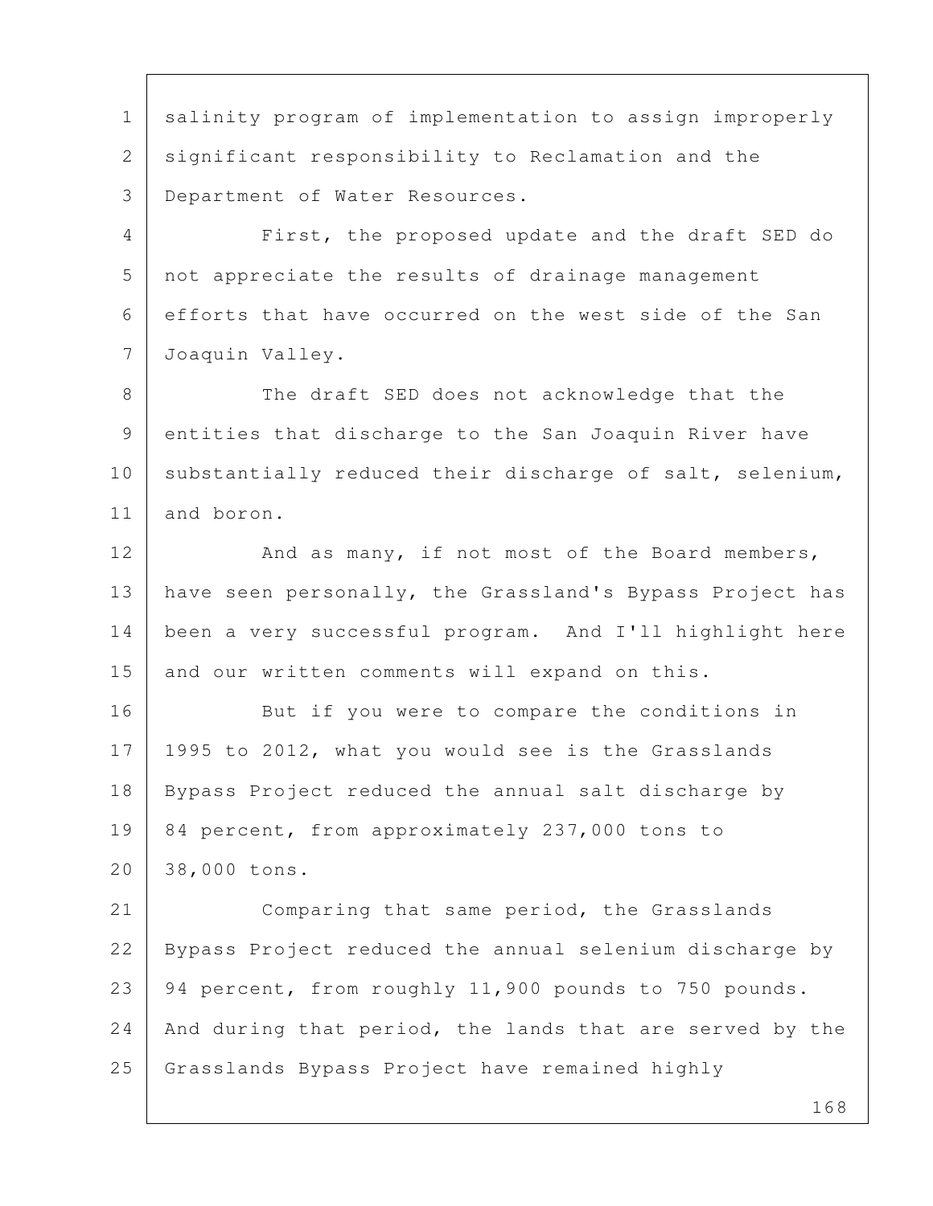salinity program of implementation to assign improperly significant responsibility to Reclamation and the Department of Water Resources.

First, the proposed update and the draft SED do not appreciate the results of drainage management efforts that have occurred on the west side of the San Joaquin Valley.

The draft SED does not acknowledge that the entities that discharge to the San Joaquin River have substantially reduced their discharge of salt, selenium, and boron.

And as many, if not most of the Board members, have seen personally, the Grassland's Bypass Project has been a very successful program. And I'll highlight here and our written comments will expand on this.

But if you were to compare the conditions in 1995 to 2012, what you would see is the Grasslands Bypass Project reduced the annual salt discharge by 84 percent, from approximately 237,000 tons to 38,000 tons.

Comparing that same period, the Grasslands Bypass Project reduced the annual selenium discharge by 94 percent, from roughly 11,900 pounds to 750 pounds. And during that period, the lands that are served by the Grasslands Bypass Project have remained highly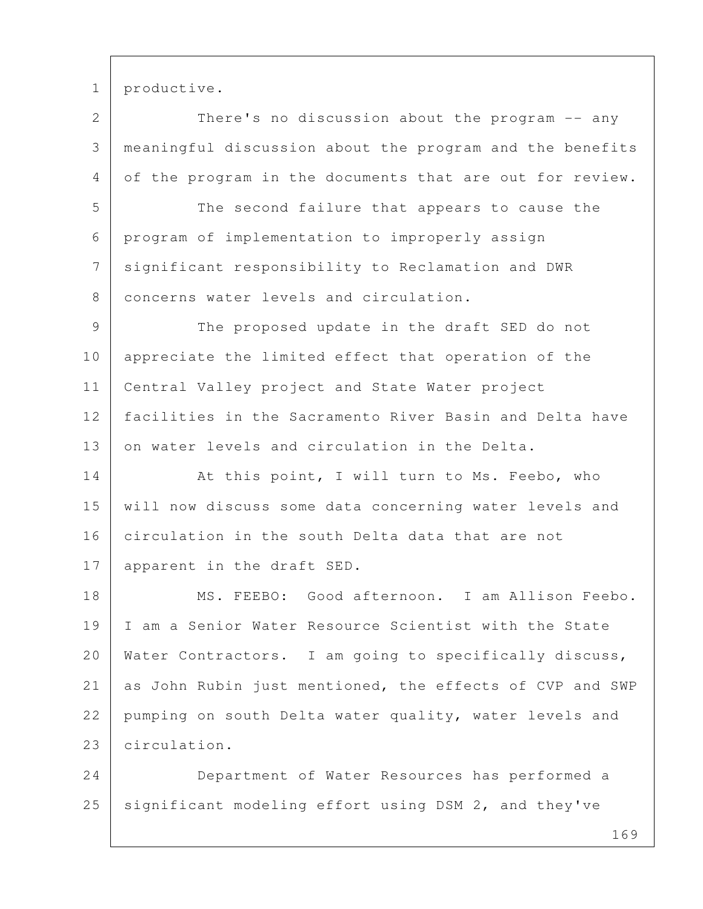productive.

There's no discussion about the program -- any meaningful discussion about the program and the benefits of the program in the documents that are out for review.

The second failure that appears to cause the program of implementation to improperly assign significant responsibility to Reclamation and DWR concerns water levels and circulation.

The proposed update in the draft SED do not appreciate the limited effect that operation of the Central Valley project and State Water project facilities in the Sacramento River Basin and Delta have on water levels and circulation in the Delta.

At this point, I will turn to Ms. Feebo, who will now discuss some data concerning water levels and circulation in the south Delta data that are not apparent in the draft SED.

MS. FEEBO: Good afternoon. I am Allison Feebo. I am a Senior Water Resource Scientist with the State Water Contractors. I am going to specifically discuss, as John Rubin just mentioned, the effects of CVP and SWP pumping on south Delta water quality, water levels and circulation.

Department of Water Resources has performed a significant modeling effort using DSM 2, and they've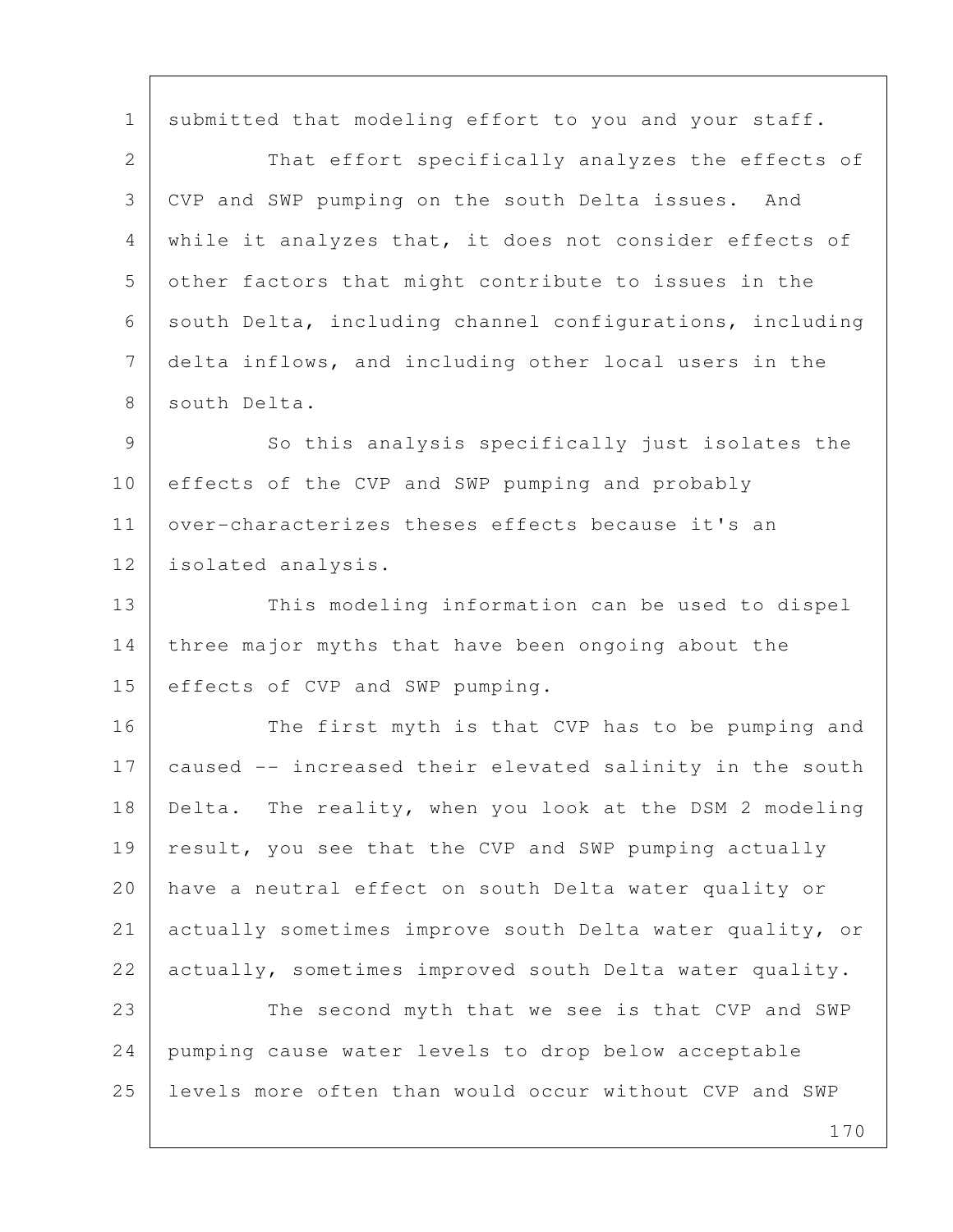submitted that modeling effort to you and your staff.

That effort specifically analyzes the effects of CVP and SWP pumping on the south Delta issues. And while it analyzes that, it does not consider effects of other factors that might contribute to issues in the south Delta, including channel configurations, including delta inflows, and including other local users in the south Delta.

So this analysis specifically just isolates the effects of the CVP and SWP pumping and probably over-characterizes theses effects because it's an isolated analysis.

This modeling information can be used to dispel three major myths that have been ongoing about the effects of CVP and SWP pumping.

The first myth is that CVP has to be pumping and caused -- increased their elevated salinity in the south Delta. The reality, when you look at the DSM 2 modeling result, you see that the CVP and SWP pumping actually have a neutral effect on south Delta water quality or actually sometimes improve south Delta water quality, or actually, sometimes improved south Delta water quality.

The second myth that we see is that CVP and SWP pumping cause water levels to drop below acceptable levels more often than would occur without CVP and SWP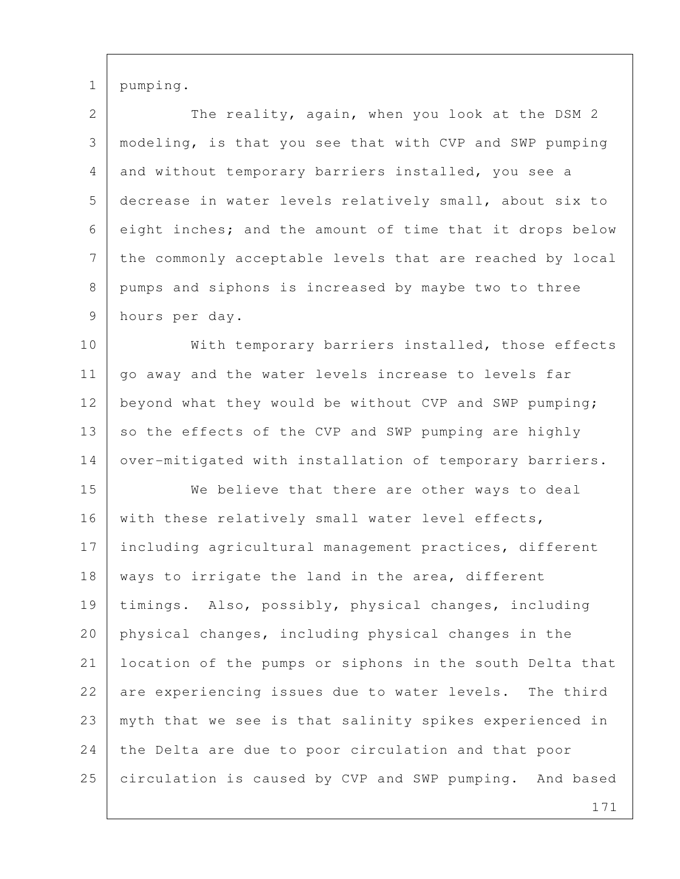pumping.

The reality, again, when you look at the DSM 2 modeling, is that you see that with CVP and SWP pumping and without temporary barriers installed, you see a decrease in water levels relatively small, about six to eight inches; and the amount of time that it drops below the commonly acceptable levels that are reached by local pumps and siphons is increased by maybe two to three hours per day.

With temporary barriers installed, those effects go away and the water levels increase to levels far beyond what they would be without CVP and SWP pumping; so the effects of the CVP and SWP pumping are highly over-mitigated with installation of temporary barriers.

We believe that there are other ways to deal with these relatively small water level effects, including agricultural management practices, different ways to irrigate the land in the area, different timings. Also, possibly, physical changes, including physical changes, including physical changes in the location of the pumps or siphons in the south Delta that are experiencing issues due to water levels. The third myth that we see is that salinity spikes experienced in the Delta are due to poor circulation and that poor circulation is caused by CVP and SWP pumping. And based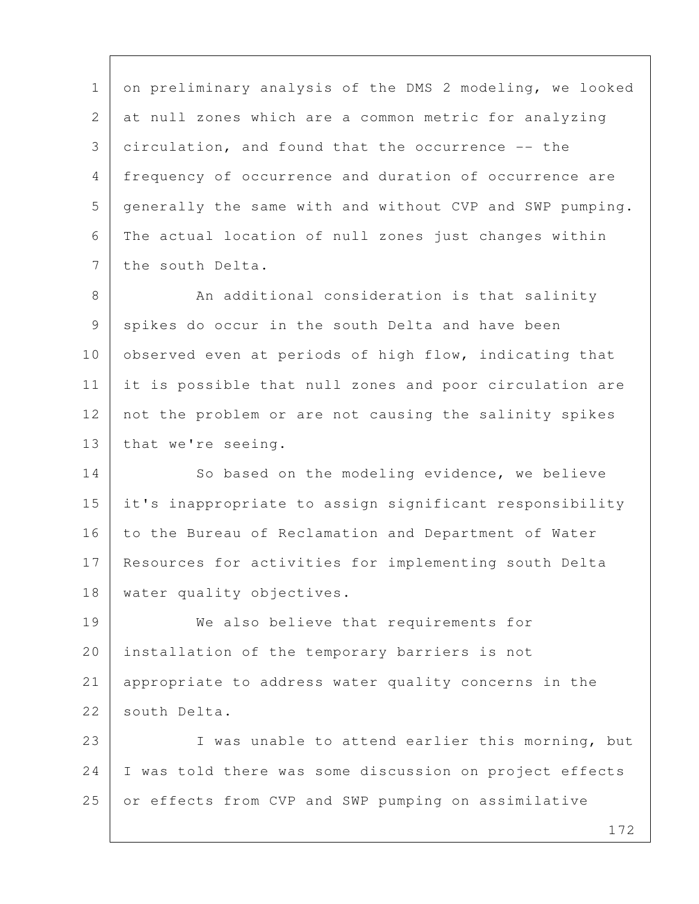on preliminary analysis of the DMS 2 modeling, we looked at null zones which are a common metric for analyzing circulation, and found that the occurrence -- the frequency of occurrence and duration of occurrence are generally the same with and without CVP and SWP pumping. The actual location of null zones just changes within the south Delta.

An additional consideration is that salinity spikes do occur in the south Delta and have been observed even at periods of high flow, indicating that it is possible that null zones and poor circulation are not the problem or are not causing the salinity spikes that we're seeing.

So based on the modeling evidence, we believe it's inappropriate to assign significant responsibility to the Bureau of Reclamation and Department of Water Resources for activities for implementing south Delta water quality objectives.

We also believe that requirements for installation of the temporary barriers is not appropriate to address water quality concerns in the south Delta.

I was unable to attend earlier this morning, but I was told there was some discussion on project effects or effects from CVP and SWP pumping on assimilative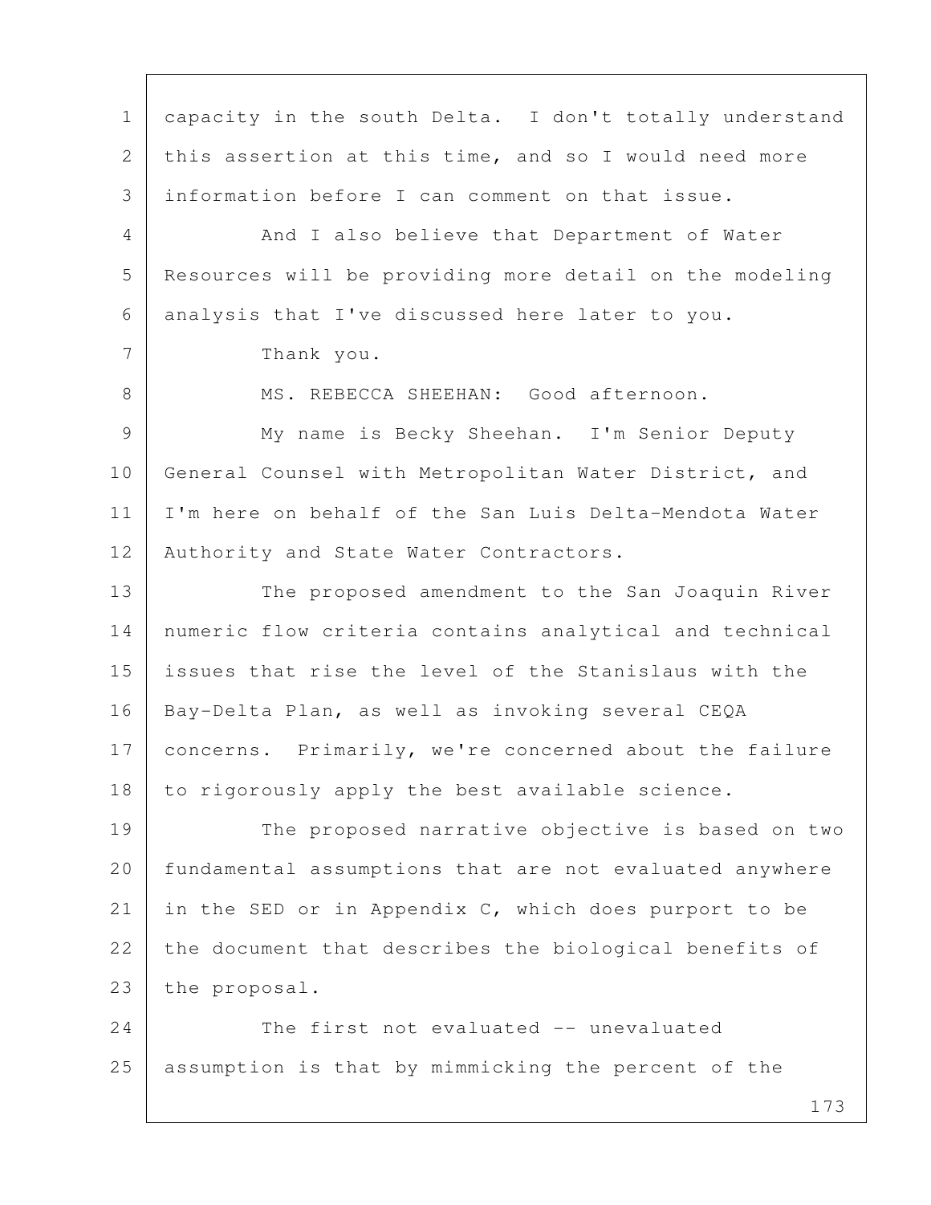capacity in the south Delta. I don't totally understand this assertion at this time, and so I would need more information before I can comment on that issue.

And I also believe that Department of Water Resources will be providing more detail on the modeling analysis that I've discussed here later to you.

Thank you.

MS. REBECCA SHEEHAN: Good afternoon.

My name is Becky Sheehan. I'm Senior Deputy General Counsel with Metropolitan Water District, and I'm here on behalf of the San Luis Delta-Mendota Water Authority and State Water Contractors.

The proposed amendment to the San Joaquin River numeric flow criteria contains analytical and technical issues that rise the level of the Stanislaus with the Bay-Delta Plan, as well as invoking several CEQA concerns. Primarily, we're concerned about the failure to rigorously apply the best available science.

The proposed narrative objective is based on two fundamental assumptions that are not evaluated anywhere in the SED or in Appendix C, which does purport to be the document that describes the biological benefits of the proposal.

The first not evaluated -- unevaluated assumption is that by mimmicking the percent of the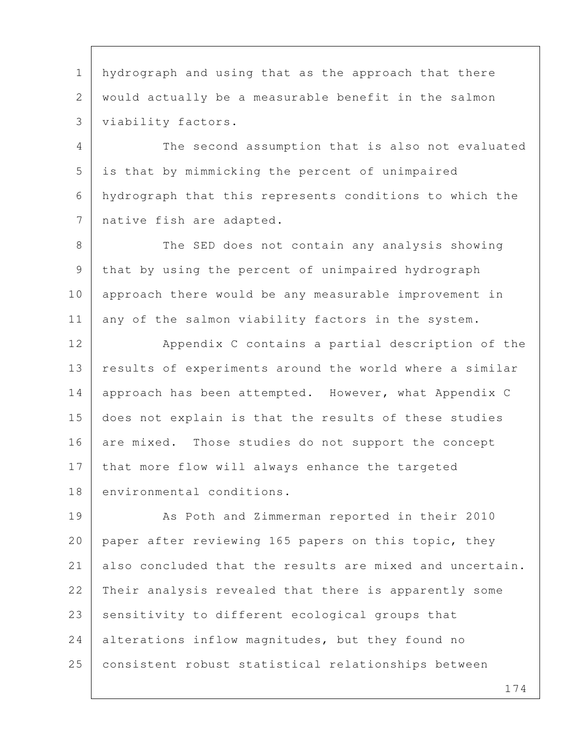hydrograph and using that as the approach that there would actually be a measurable benefit in the salmon viability factors.

The second assumption that is also not evaluated is that by mimmicking the percent of unimpaired hydrograph that this represents conditions to which the native fish are adapted.

The SED does not contain any analysis showing that by using the percent of unimpaired hydrograph approach there would be any measurable improvement in any of the salmon viability factors in the system.

Appendix C contains a partial description of the results of experiments around the world where a similar approach has been attempted. However, what Appendix C does not explain is that the results of these studies are mixed. Those studies do not support the concept that more flow will always enhance the targeted environmental conditions.

As Poth and Zimmerman reported in their 2010 paper after reviewing 165 papers on this topic, they also concluded that the results are mixed and uncertain. Their analysis revealed that there is apparently some sensitivity to different ecological groups that alterations inflow magnitudes, but they found no consistent robust statistical relationships between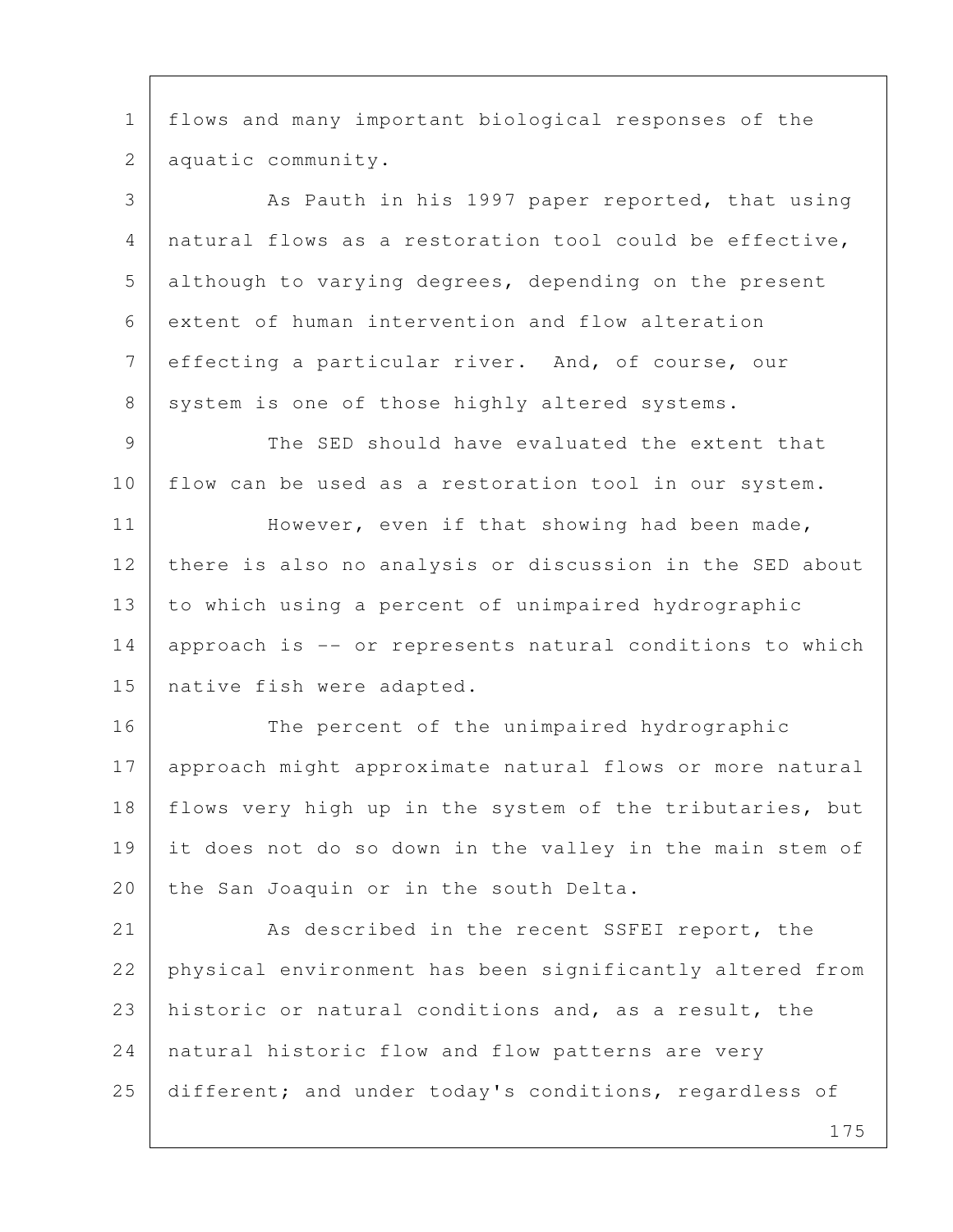flows and many important biological responses of the aquatic community.

As Pauth in his 1997 paper reported, that using natural flows as a restoration tool could be effective, although to varying degrees, depending on the present extent of human intervention and flow alteration effecting a particular river. And, of course, our system is one of those highly altered systems.

The SED should have evaluated the extent that flow can be used as a restoration tool in our system.

However, even if that showing had been made, there is also no analysis or discussion in the SED about to which using a percent of unimpaired hydrographic approach is -- or represents natural conditions to which native fish were adapted.

The percent of the unimpaired hydrographic approach might approximate natural flows or more natural flows very high up in the system of the tributaries, but it does not do so down in the valley in the main stem of the San Joaquin or in the south Delta.

As described in the recent SSFEI report, the physical environment has been significantly altered from historic or natural conditions and, as a result, the natural historic flow and flow patterns are very different; and under today's conditions, regardless of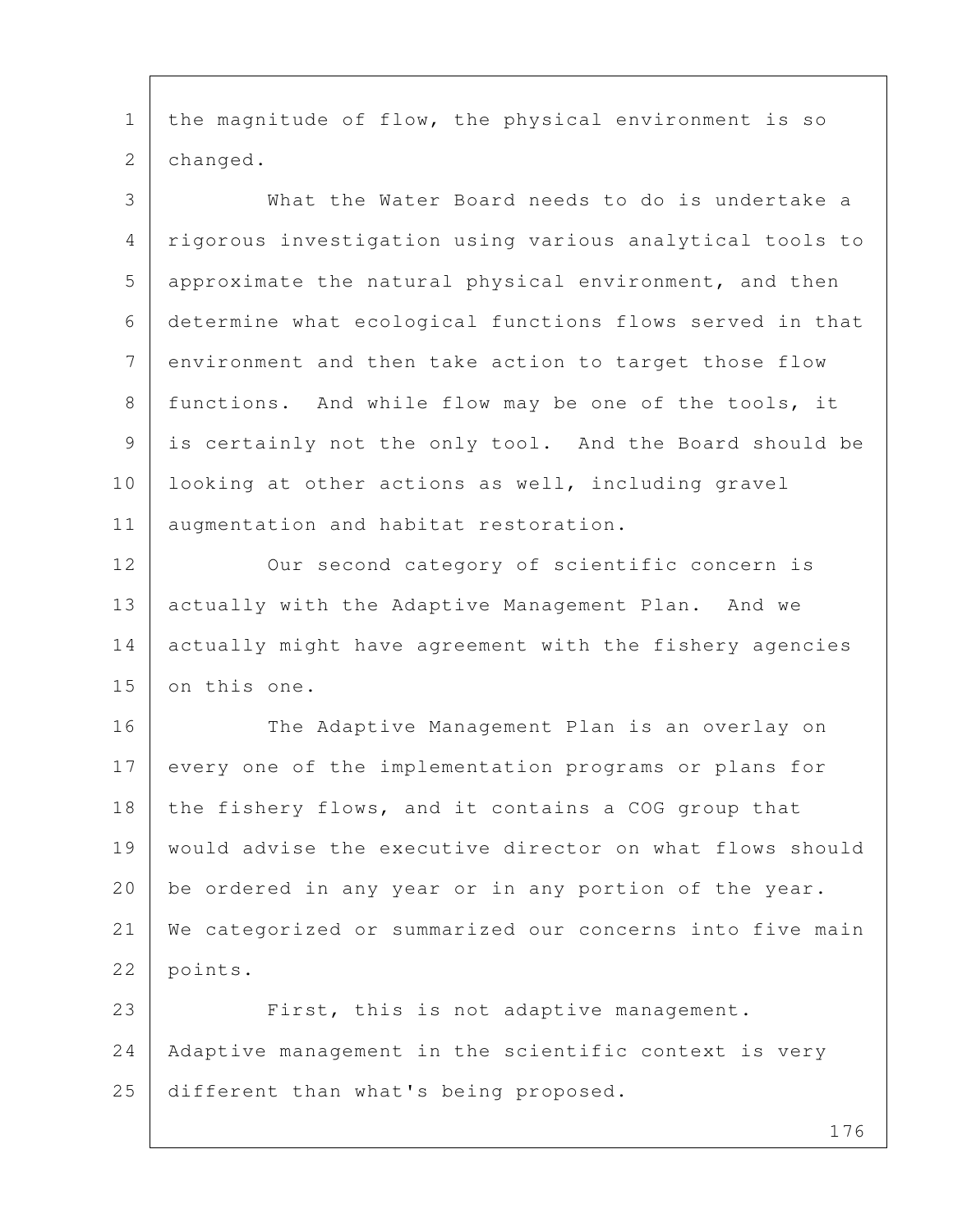the magnitude of flow, the physical environment is so changed.

What the Water Board needs to do is undertake a rigorous investigation using various analytical tools to approximate the natural physical environment, and then determine what ecological functions flows served in that environment and then take action to target those flow functions. And while flow may be one of the tools, it is certainly not the only tool. And the Board should be looking at other actions as well, including gravel augmentation and habitat restoration.

Our second category of scientific concern is actually with the Adaptive Management Plan. And we actually might have agreement with the fishery agencies on this one.

The Adaptive Management Plan is an overlay on every one of the implementation programs or plans for the fishery flows, and it contains a COG group that would advise the executive director on what flows should be ordered in any year or in any portion of the year. We categorized or summarized our concerns into five main points.

First, this is not adaptive management. Adaptive management in the scientific context is very different than what's being proposed.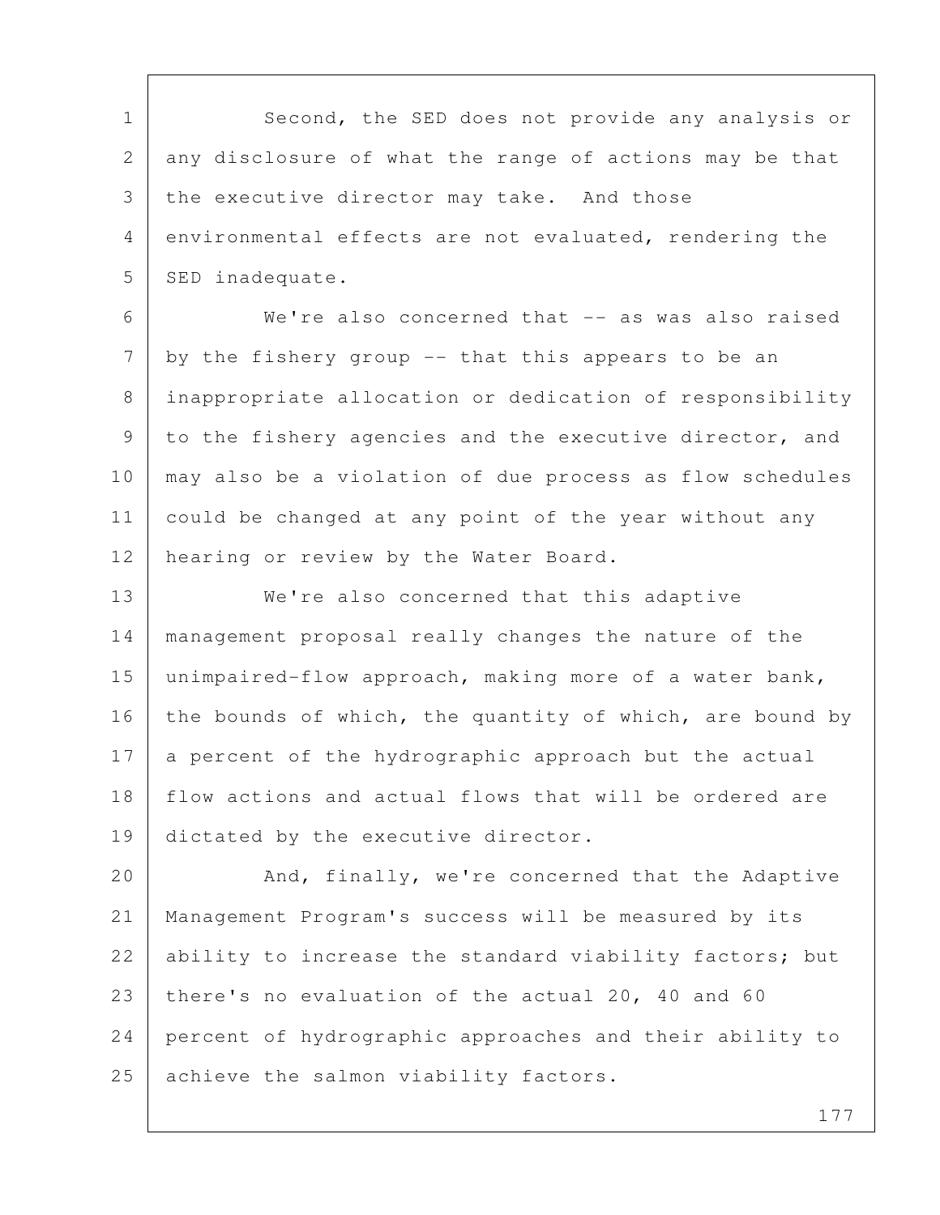Second, the SED does not provide any analysis or any disclosure of what the range of actions may be that the executive director may take. And those environmental effects are not evaluated, rendering the SED inadequate.

We're also concerned that -- as was also raised by the fishery group -- that this appears to be an inappropriate allocation or dedication of responsibility to the fishery agencies and the executive director, and may also be a violation of due process as flow schedules could be changed at any point of the year without any hearing or review by the Water Board.

We're also concerned that this adaptive management proposal really changes the nature of the unimpaired-flow approach, making more of a water bank, the bounds of which, the quantity of which, are bound by a percent of the hydrographic approach but the actual flow actions and actual flows that will be ordered are dictated by the executive director.

And, finally, we're concerned that the Adaptive Management Program's success will be measured by its ability to increase the standard viability factors; but there's no evaluation of the actual 20, 40 and 60 percent of hydrographic approaches and their ability to achieve the salmon viability factors.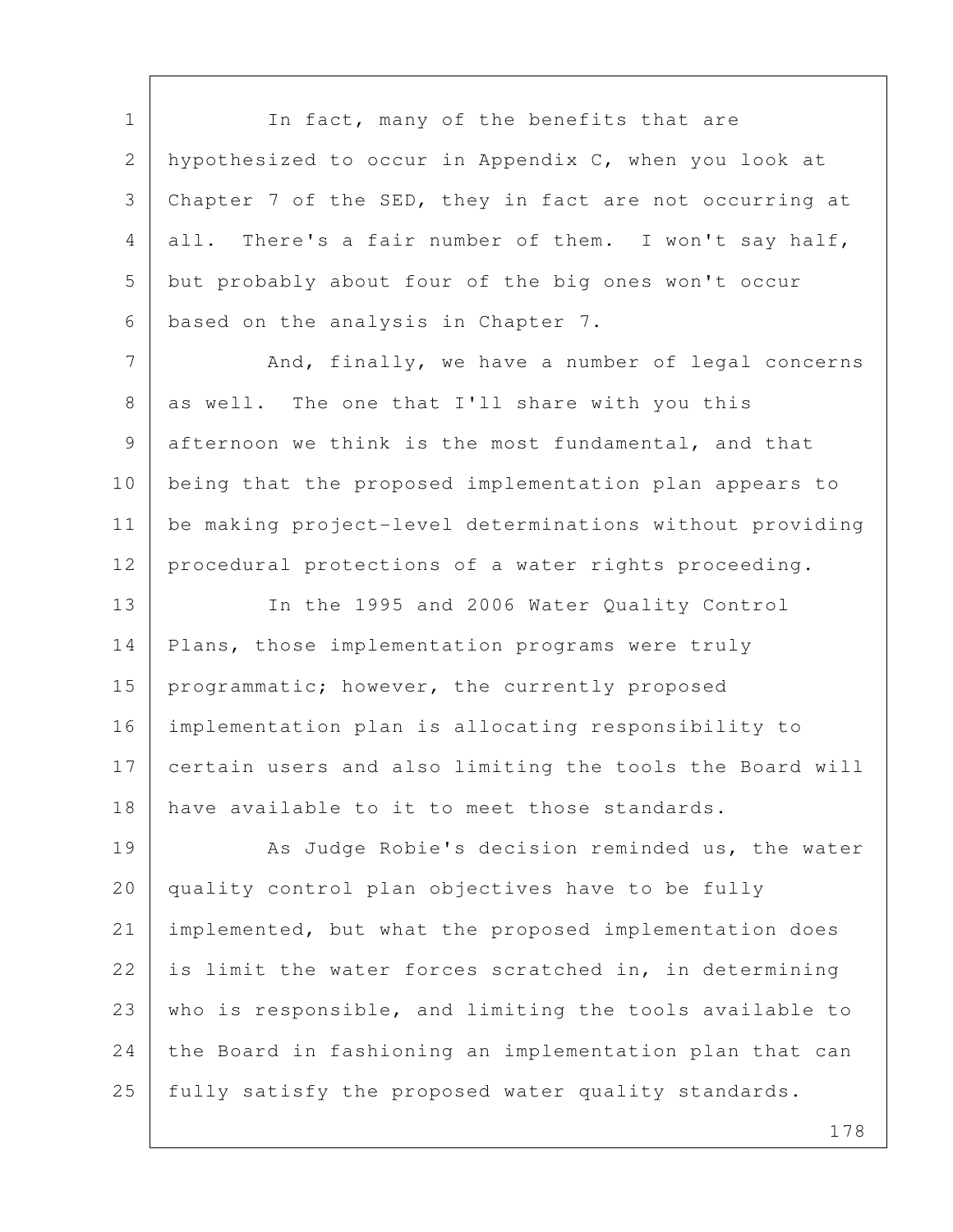In fact, many of the benefits that are hypothesized to occur in Appendix C, when you look at Chapter 7 of the SED, they in fact are not occurring at all. There's a fair number of them. I won't say half, but probably about four of the big ones won't occur based on the analysis in Chapter 7.

And, finally, we have a number of legal concerns as well. The one that I'll share with you this afternoon we think is the most fundamental, and that being that the proposed implementation plan appears to be making project-level determinations without providing procedural protections of a water rights proceeding.

In the 1995 and 2006 Water Quality Control Plans, those implementation programs were truly programmatic; however, the currently proposed implementation plan is allocating responsibility to certain users and also limiting the tools the Board will have available to it to meet those standards.

As Judge Robie's decision reminded us, the water quality control plan objectives have to be fully implemented, but what the proposed implementation does is limit the water forces scratched in, in determining who is responsible, and limiting the tools available to the Board in fashioning an implementation plan that can fully satisfy the proposed water quality standards.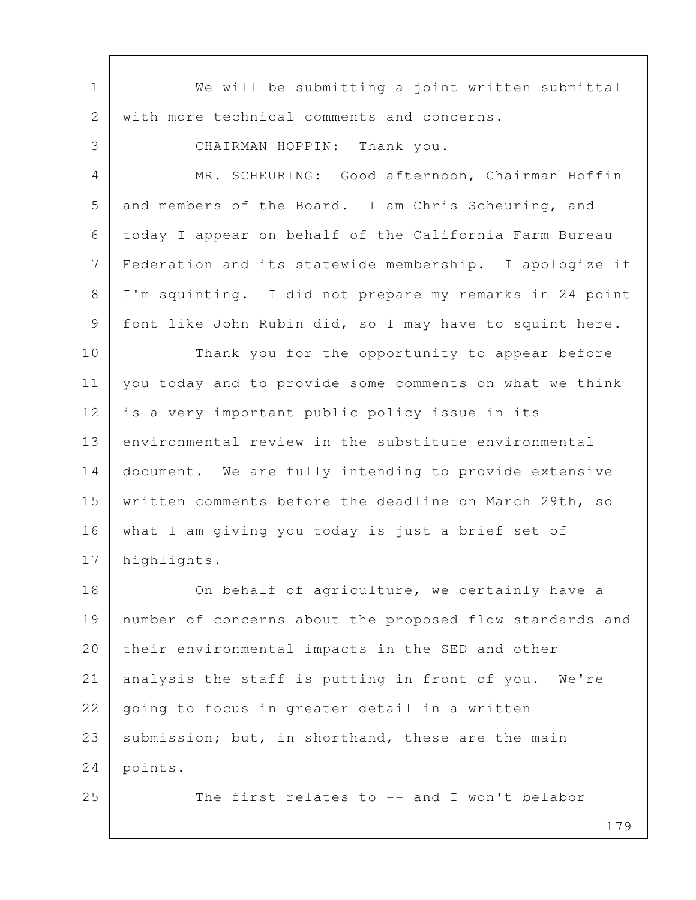We will be submitting a joint written submittal with more technical comments and concerns.

CHAIRMAN HOPPIN: Thank you.

MR. SCHEURING: Good afternoon, Chairman Hoffin and members of the Board. I am Chris Scheuring, and today I appear on behalf of the California Farm Bureau Federation and its statewide membership. I apologize if I'm squinting. I did not prepare my remarks in 24 point font like John Rubin did, so I may have to squint here.

Thank you for the opportunity to appear before you today and to provide some comments on what we think is a very important public policy issue in its environmental review in the substitute environmental document. We are fully intending to provide extensive written comments before the deadline on March 29th, so what I am giving you today is just a brief set of highlights.

On behalf of agriculture, we certainly have a number of concerns about the proposed flow standards and their environmental impacts in the SED and other analysis the staff is putting in front of you. We're going to focus in greater detail in a written submission; but, in shorthand, these are the main points.

The first relates to -- and I won't belabor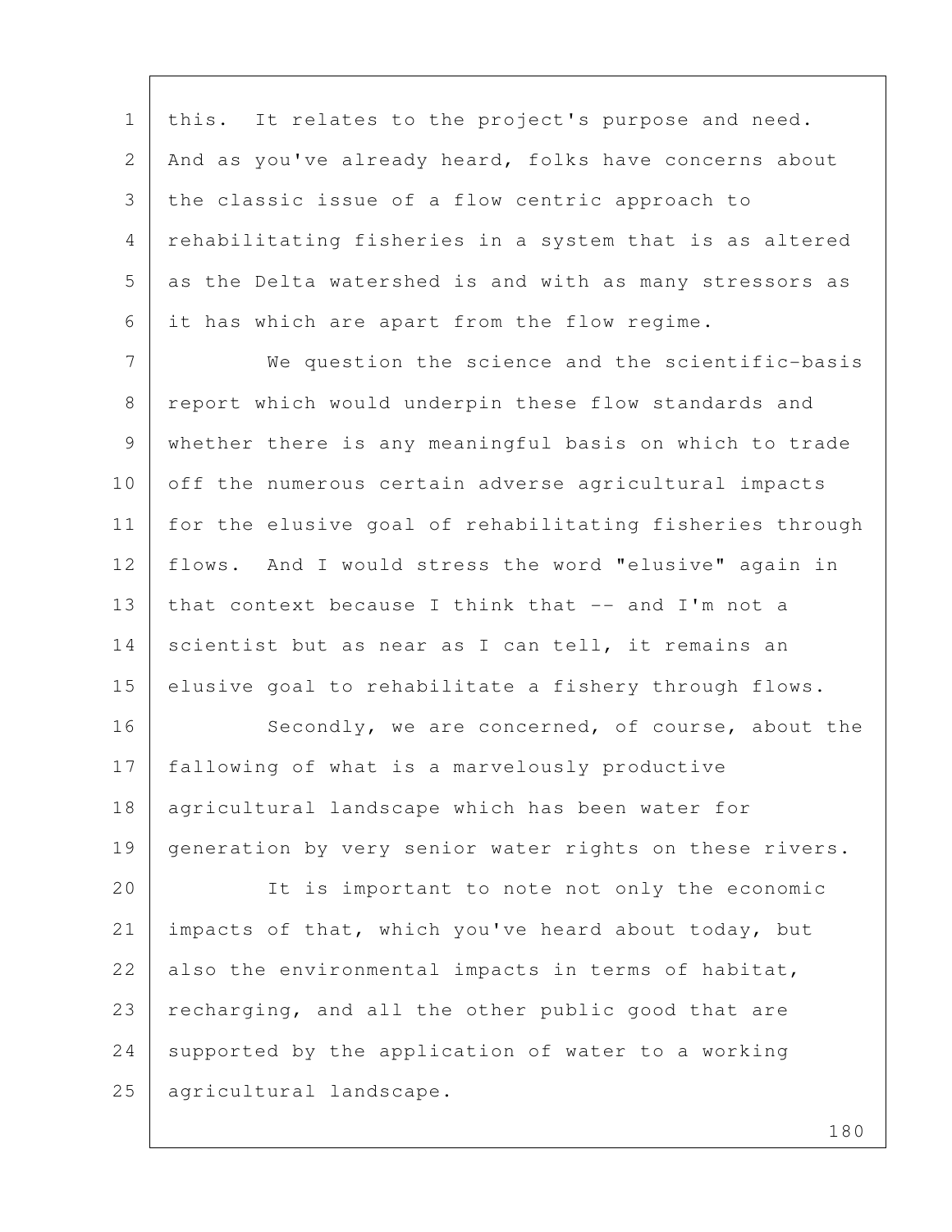this. It relates to the project's purpose and need. And as you've already heard, folks have concerns about the classic issue of a flow centric approach to rehabilitating fisheries in a system that is as altered as the Delta watershed is and with as many stressors as it has which are apart from the flow regime.

We question the science and the scientific-basis report which would underpin these flow standards and whether there is any meaningful basis on which to trade off the numerous certain adverse agricultural impacts for the elusive goal of rehabilitating fisheries through flows. And I would stress the word "elusive" again in that context because I think that -- and I'm not a scientist but as near as I can tell, it remains an elusive goal to rehabilitate a fishery through flows.

Secondly, we are concerned, of course, about the fallowing of what is a marvelously productive agricultural landscape which has been water for generation by very senior water rights on these rivers.

It is important to note not only the economic impacts of that, which you've heard about today, but also the environmental impacts in terms of habitat, recharging, and all the other public good that are supported by the application of water to a working agricultural landscape.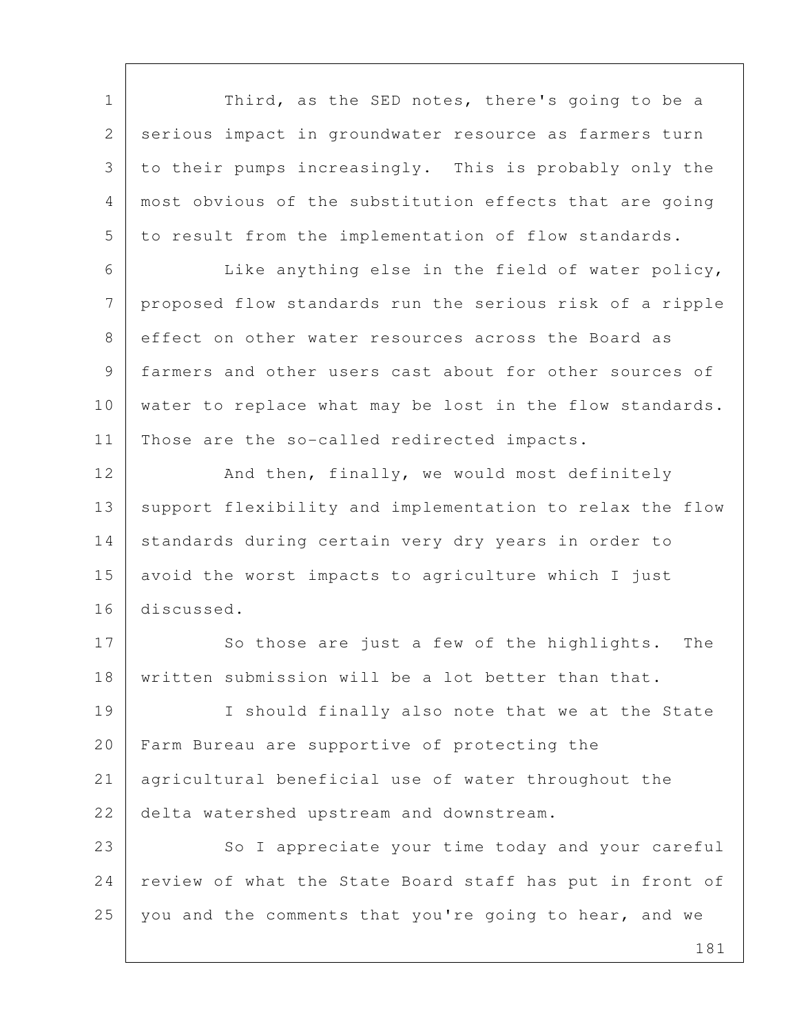Third, as the SED notes, there's going to be a serious impact in groundwater resource as farmers turn to their pumps increasingly. This is probably only the most obvious of the substitution effects that are going to result from the implementation of flow standards.

Like anything else in the field of water policy, proposed flow standards run the serious risk of a ripple effect on other water resources across the Board as farmers and other users cast about for other sources of water to replace what may be lost in the flow standards. Those are the so-called redirected impacts.

And then, finally, we would most definitely support flexibility and implementation to relax the flow standards during certain very dry years in order to avoid the worst impacts to agriculture which I just discussed.

So those are just a few of the highlights. The written submission will be a lot better than that.

I should finally also note that we at the State Farm Bureau are supportive of protecting the agricultural beneficial use of water throughout the delta watershed upstream and downstream.

So I appreciate your time today and your careful review of what the State Board staff has put in front of you and the comments that you're going to hear, and we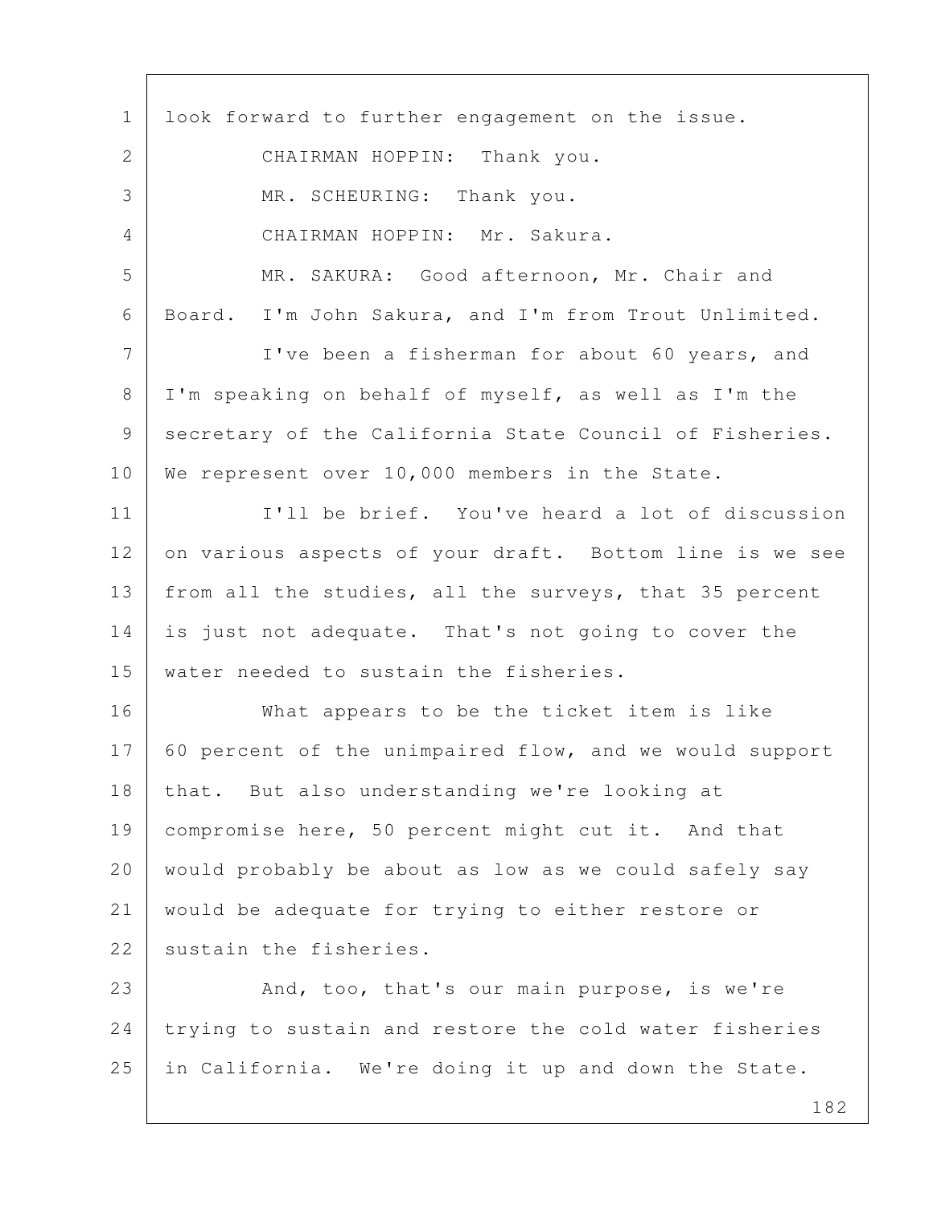look forward to further engagement on the issue.

CHAIRMAN HOPPIN: Thank you.

MR. SCHEURING: Thank you.

CHAIRMAN HOPPIN: Mr. Sakura.

MR. SAKURA: Good afternoon, Mr. Chair and Board. I'm John Sakura, and I'm from Trout Unlimited.

I've been a fisherman for about 60 years, and I'm speaking on behalf of myself, as well as I'm the secretary of the California State Council of Fisheries. We represent over 10,000 members in the State.

I'll be brief. You've heard a lot of discussion on various aspects of your draft. Bottom line is we see from all the studies, all the surveys, that 35 percent is just not adequate. That's not going to cover the water needed to sustain the fisheries.

What appears to be the ticket item is like 60 percent of the unimpaired flow, and we would support that. But also understanding we're looking at compromise here, 50 percent might cut it. And that would probably be about as low as we could safely say would be adequate for trying to either restore or sustain the fisheries.

And, too, that's our main purpose, is we're trying to sustain and restore the cold water fisheries in California. We're doing it up and down the State.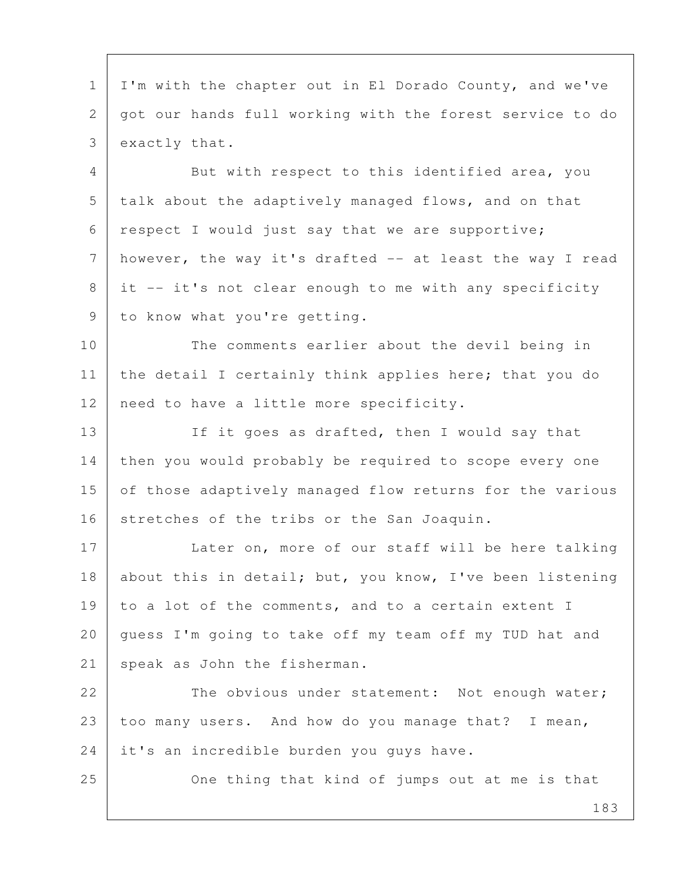I'm with the chapter out in El Dorado County, and we've got our hands full working with the forest service to do exactly that.

But with respect to this identified area, you talk about the adaptively managed flows, and on that respect I would just say that we are supportive; however, the way it's drafted -- at least the way I read it -- it's not clear enough to me with any specificity to know what you're getting.

The comments earlier about the devil being in the detail I certainly think applies here; that you do need to have a little more specificity.

If it goes as drafted, then I would say that then you would probably be required to scope every one of those adaptively managed flow returns for the various stretches of the tribs or the San Joaquin.

Later on, more of our staff will be here talking about this in detail; but, you know, I've been listening to a lot of the comments, and to a certain extent I guess I'm going to take off my team off my TUD hat and speak as John the fisherman.

The obvious under statement: Not enough water; too many users. And how do you manage that? I mean, it's an incredible burden you guys have.

One thing that kind of jumps out at me is that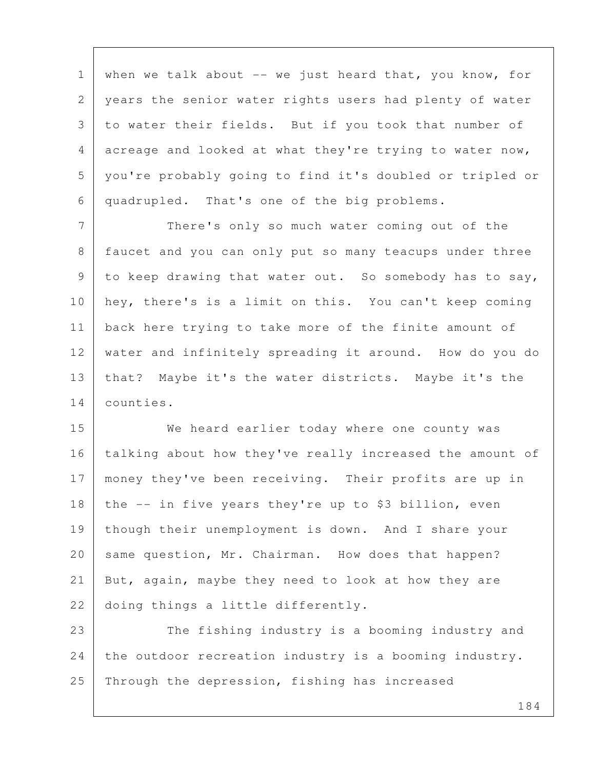when we talk about -- we just heard that, you know, for years the senior water rights users had plenty of water to water their fields. But if you took that number of acreage and looked at what they're trying to water now, you're probably going to find it's doubled or tripled or quadrupled. That's one of the big problems.

There's only so much water coming out of the faucet and you can only put so many teacups under three to keep drawing that water out. So somebody has to say, hey, there's is a limit on this. You can't keep coming back here trying to take more of the finite amount of water and infinitely spreading it around. How do you do that? Maybe it's the water districts. Maybe it's the counties.

We heard earlier today where one county was talking about how they've really increased the amount of money they've been receiving. Their profits are up in the -- in five years they're up to $3 billion, even though their unemployment is down. And I share your same question, Mr. Chairman. How does that happen? But, again, maybe they need to look at how they are doing things a little differently.

The fishing industry is a booming industry and the outdoor recreation industry is a booming industry. Through the depression, fishing has increased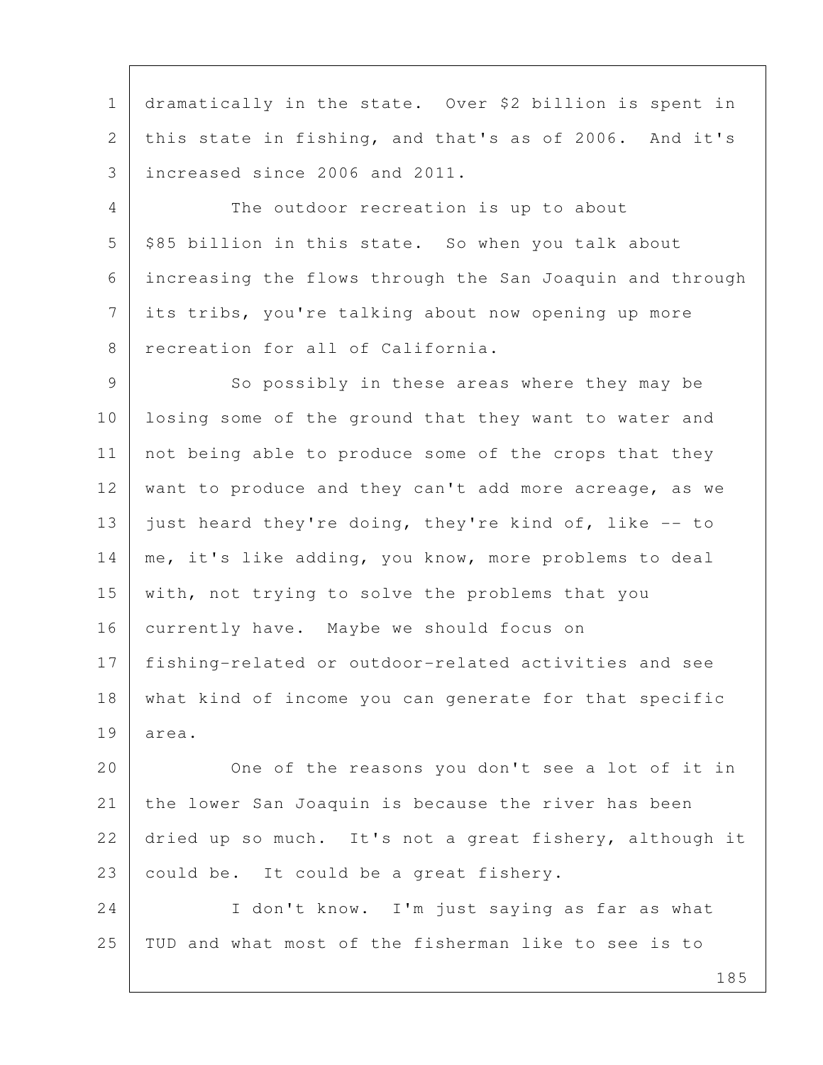dramatically in the state. Over $2 billion is spent in this state in fishing, and that's as of 2006. And it's increased since 2006 and 2011.

The outdoor recreation is up to about $85 billion in this state. So when you talk about increasing the flows through the San Joaquin and through its tribs, you're talking about now opening up more recreation for all of California.

So possibly in these areas where they may be losing some of the ground that they want to water and not being able to produce some of the crops that they want to produce and they can't add more acreage, as we just heard they're doing, they're kind of, like -- to me, it's like adding, you know, more problems to deal with, not trying to solve the problems that you currently have. Maybe we should focus on fishing-related or outdoor-related activities and see what kind of income you can generate for that specific area.

One of the reasons you don't see a lot of it in the lower San Joaquin is because the river has been dried up so much. It's not a great fishery, although it could be. It could be a great fishery.

I don't know. I'm just saying as far as what TUD and what most of the fisherman like to see is to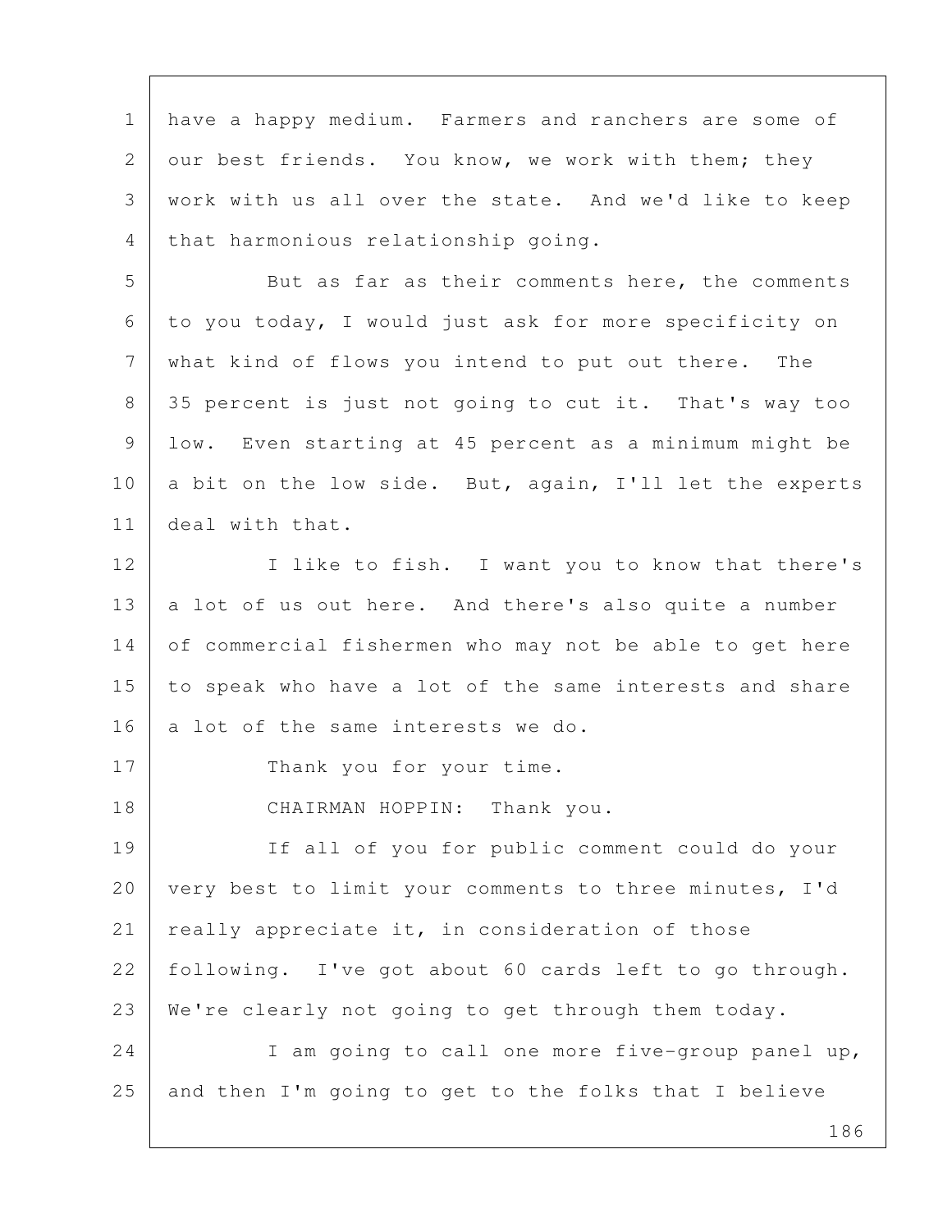have a happy medium. Farmers and ranchers are some of our best friends. You know, we work with them; they work with us all over the state. And we'd like to keep that harmonious relationship going.

But as far as their comments here, the comments to you today, I would just ask for more specificity on what kind of flows you intend to put out there. The 35 percent is just not going to cut it. That's way too low. Even starting at 45 percent as a minimum might be a bit on the low side. But, again, I'll let the experts deal with that.

I like to fish. I want you to know that there's a lot of us out here. And there's also quite a number of commercial fishermen who may not be able to get here to speak who have a lot of the same interests and share a lot of the same interests we do.

Thank you for your time.

CHAIRMAN HOPPIN: Thank you.

If all of you for public comment could do your very best to limit your comments to three minutes, I'd really appreciate it, in consideration of those following. I've got about 60 cards left to go through. We're clearly not going to get through them today.

I am going to call one more five-group panel up, and then I'm going to get to the folks that I believe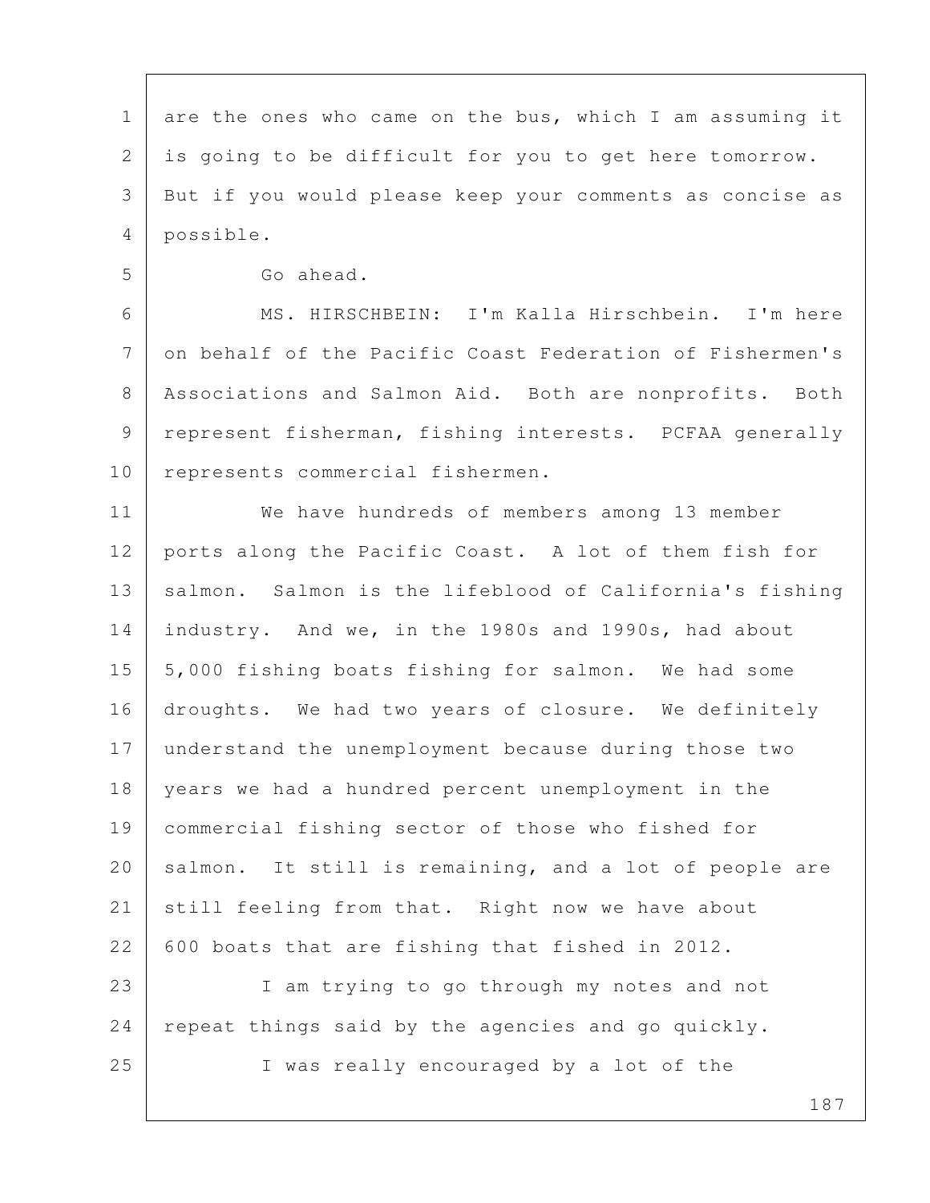are the ones who came on the bus, which I am assuming it is going to be difficult for you to get here tomorrow. But if you would please keep your comments as concise as possible.

Go ahead.

MS. HIRSCHBEIN: I'm Kalla Hirschbein. I'm here on behalf of the Pacific Coast Federation of Fishermen's Associations and Salmon Aid. Both are nonprofits. Both represent fisherman, fishing interests. PCFAA generally represents commercial fishermen.

We have hundreds of members among 13 member ports along the Pacific Coast. A lot of them fish for salmon. Salmon is the lifeblood of California's fishing industry. And we, in the 1980s and 1990s, had about 5,000 fishing boats fishing for salmon. We had some droughts. We had two years of closure. We definitely understand the unemployment because during those two years we had a hundred percent unemployment in the commercial fishing sector of those who fished for salmon. It still is remaining, and a lot of people are still feeling from that. Right now we have about 600 boats that are fishing that fished in 2012.

I am trying to go through my notes and not repeat things said by the agencies and go quickly.

I was really encouraged by a lot of the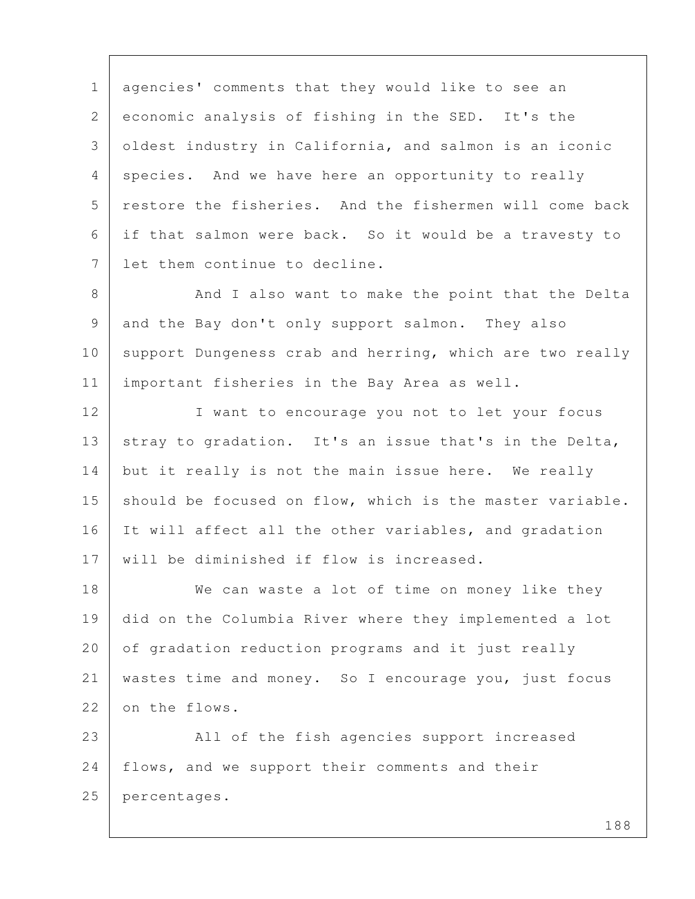agencies' comments that they would like to see an economic analysis of fishing in the SED. It's the oldest industry in California, and salmon is an iconic species. And we have here an opportunity to really restore the fisheries. And the fishermen will come back if that salmon were back. So it would be a travesty to let them continue to decline.

And I also want to make the point that the Delta and the Bay don't only support salmon. They also support Dungeness crab and herring, which are two really important fisheries in the Bay Area as well.

I want to encourage you not to let your focus stray to gradation. It's an issue that's in the Delta, but it really is not the main issue here. We really should be focused on flow, which is the master variable. It will affect all the other variables, and gradation will be diminished if flow is increased.

We can waste a lot of time on money like they did on the Columbia River where they implemented a lot of gradation reduction programs and it just really wastes time and money. So I encourage you, just focus on the flows.

All of the fish agencies support increased flows, and we support their comments and their percentages.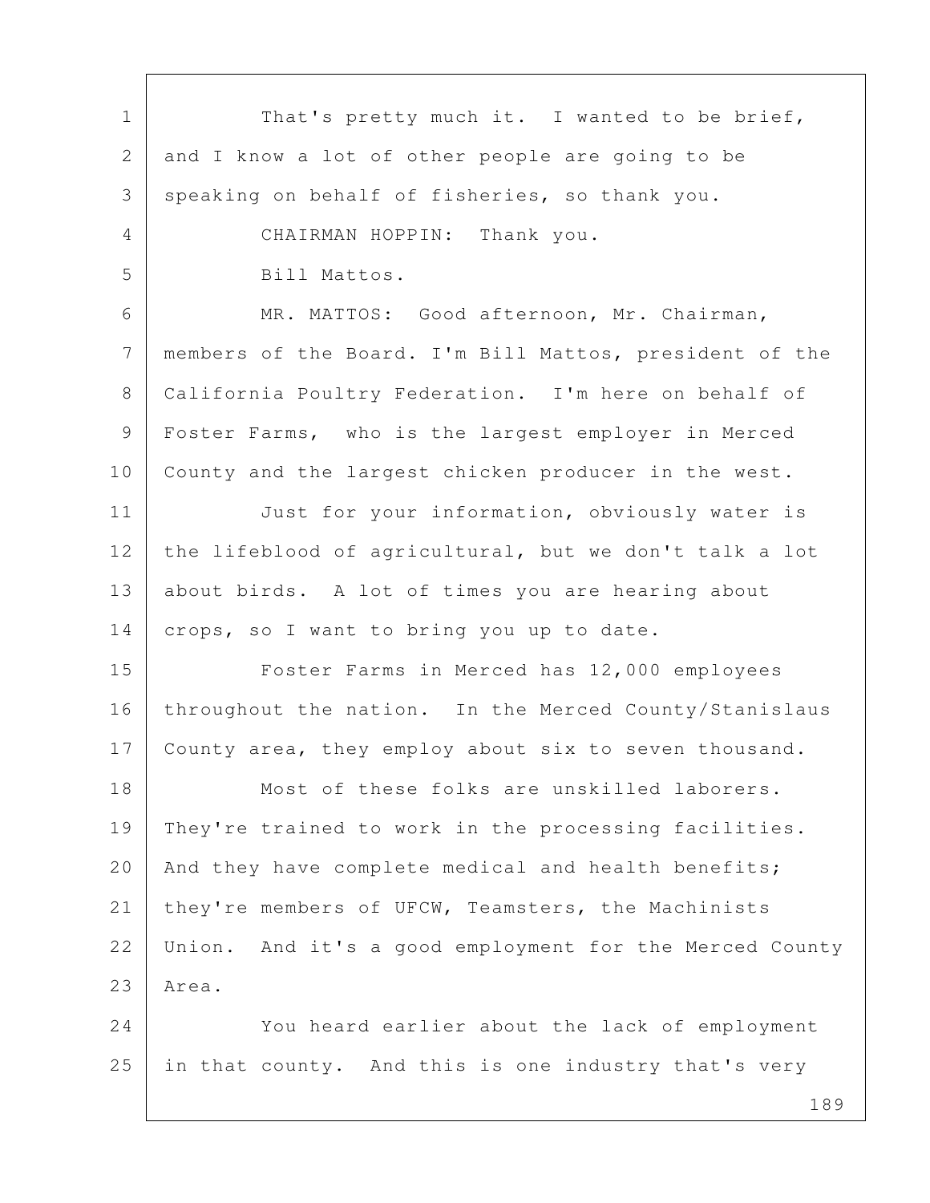That's pretty much it. I wanted to be brief, and I know a lot of other people are going to be speaking on behalf of fisheries, so thank you.

CHAIRMAN HOPPIN: Thank you.

Bill Mattos.

MR. MATTOS: Good afternoon, Mr. Chairman, members of the Board. I'm Bill Mattos, president of the California Poultry Federation. I'm here on behalf of Foster Farms, who is the largest employer in Merced County and the largest chicken producer in the west.

Just for your information, obviously water is the lifeblood of agricultural, but we don't talk a lot about birds. A lot of times you are hearing about crops, so I want to bring you up to date.

Foster Farms in Merced has 12,000 employees throughout the nation. In the Merced County/Stanislaus County area, they employ about six to seven thousand.

Most of these folks are unskilled laborers. They're trained to work in the processing facilities. And they have complete medical and health benefits; they're members of UFCW, Teamsters, the Machinists Union. And it's a good employment for the Merced County Area.

You heard earlier about the lack of employment in that county. And this is one industry that's very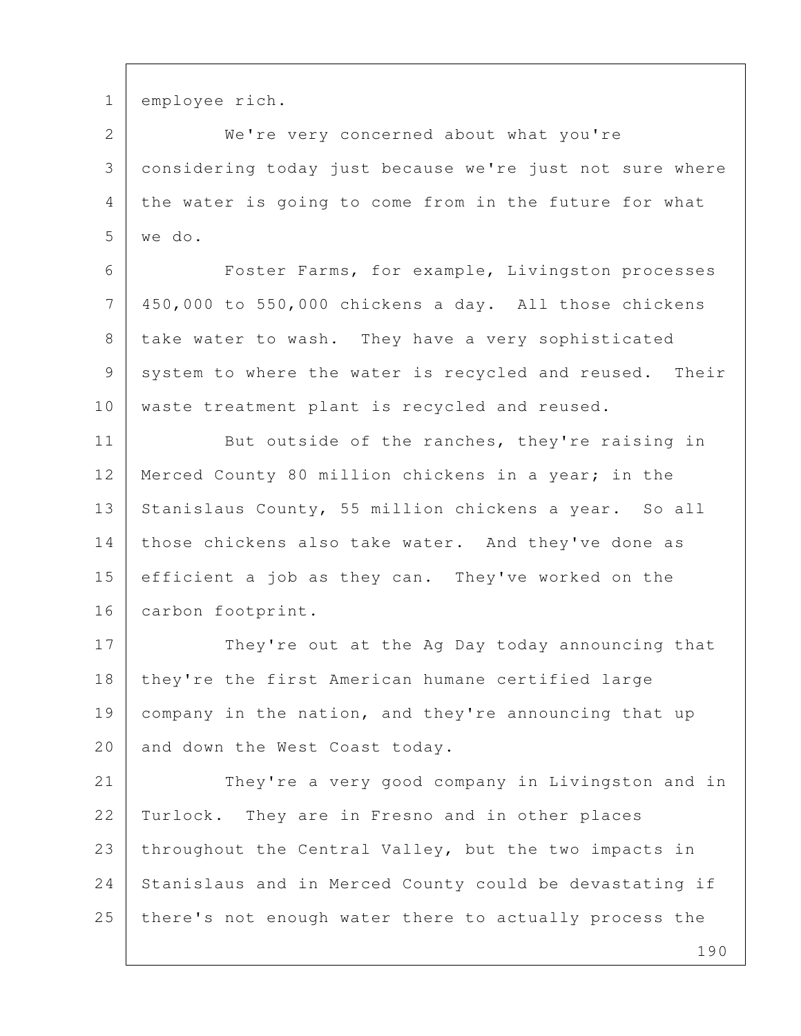employee rich.

We're very concerned about what you're considering today just because we're just not sure where the water is going to come from in the future for what we do.

Foster Farms, for example, Livingston processes 450,000 to 550,000 chickens a day. All those chickens take water to wash. They have a very sophisticated system to where the water is recycled and reused. Their waste treatment plant is recycled and reused.

But outside of the ranches, they're raising in Merced County 80 million chickens in a year; in the Stanislaus County, 55 million chickens a year. So all those chickens also take water. And they've done as efficient a job as they can. They've worked on the carbon footprint.

They're out at the Ag Day today announcing that they're the first American humane certified large company in the nation, and they're announcing that up and down the West Coast today.

They're a very good company in Livingston and in Turlock. They are in Fresno and in other places throughout the Central Valley, but the two impacts in Stanislaus and in Merced County could be devastating if there's not enough water there to actually process the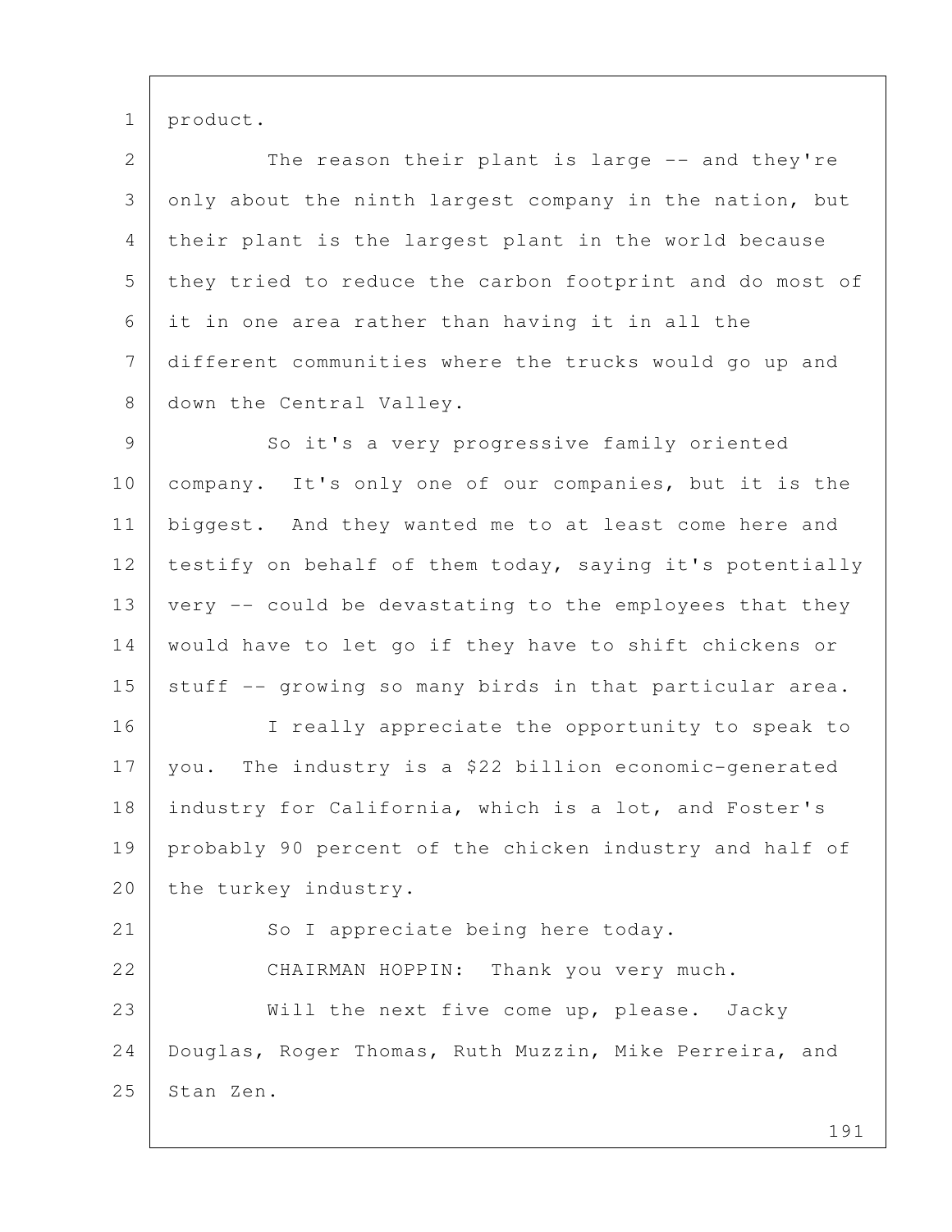product.

The reason their plant is large -- and they're only about the ninth largest company in the nation, but their plant is the largest plant in the world because they tried to reduce the carbon footprint and do most of it in one area rather than having it in all the different communities where the trucks would go up and down the Central Valley.

So it's a very progressive family oriented company. It's only one of our companies, but it is the biggest. And they wanted me to at least come here and testify on behalf of them today, saying it's potentially very -- could be devastating to the employees that they would have to let go if they have to shift chickens or stuff -- growing so many birds in that particular area.

I really appreciate the opportunity to speak to you. The industry is a $22 billion economic-generated industry for California, which is a lot, and Foster's probably 90 percent of the chicken industry and half of the turkey industry.

So I appreciate being here today.

CHAIRMAN HOPPIN: Thank you very much.

Will the next five come up, please. Jacky Douglas, Roger Thomas, Ruth Muzzin, Mike Perreira, and Stan Zen.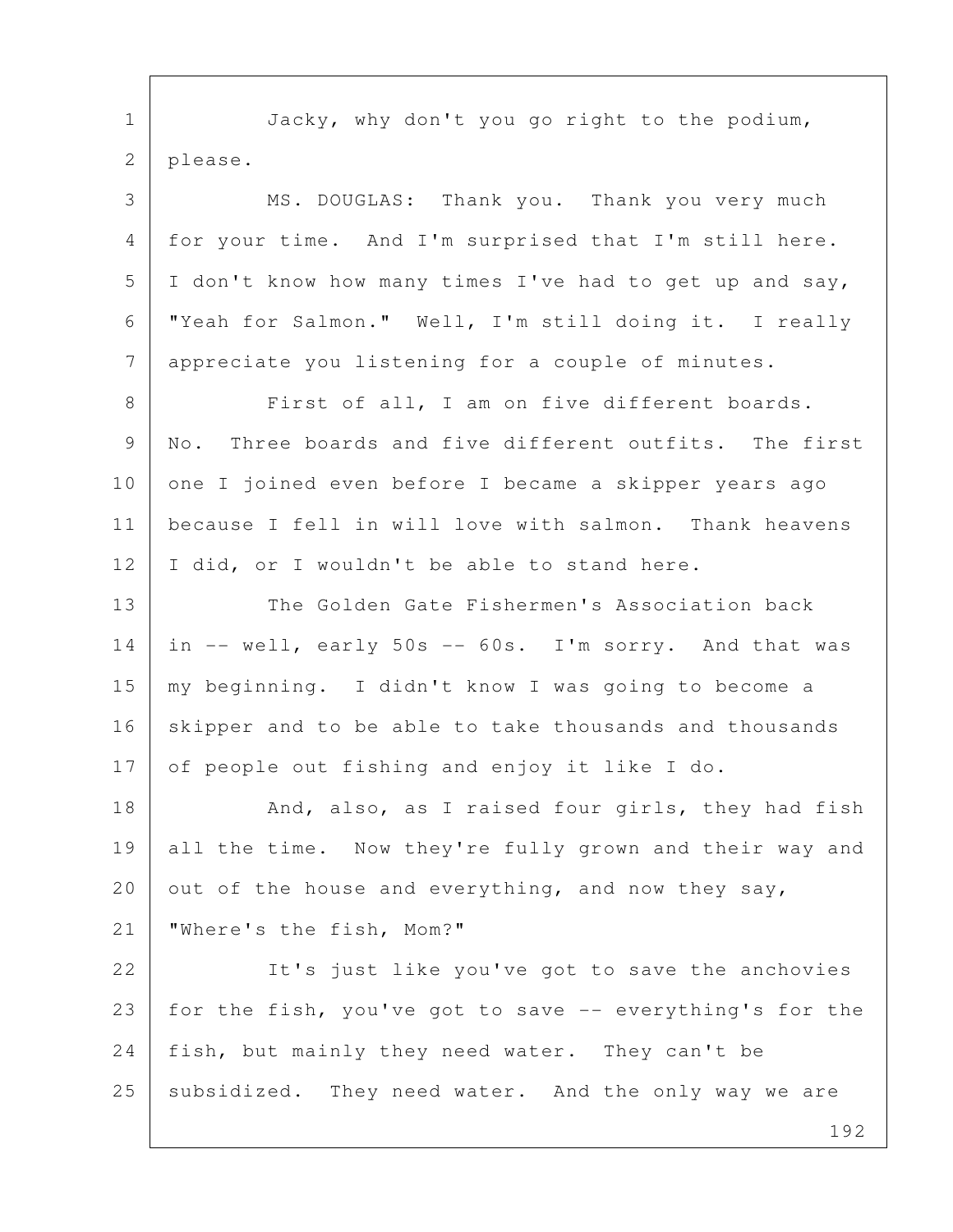Jacky, why don't you go right to the podium, please.

MS. DOUGLAS: Thank you. Thank you very much for your time. And I'm surprised that I'm still here. I don't know how many times I've had to get up and say, "Yeah for Salmon." Well, I'm still doing it. I really appreciate you listening for a couple of minutes.

First of all, I am on five different boards. No. Three boards and five different outfits. The first one I joined even before I became a skipper years ago because I fell in will love with salmon. Thank heavens I did, or I wouldn't be able to stand here.

The Golden Gate Fishermen's Association back in -- well, early 50s -- 60s. I'm sorry. And that was my beginning. I didn't know I was going to become a skipper and to be able to take thousands and thousands of people out fishing and enjoy it like I do.

And, also, as I raised four girls, they had fish all the time. Now they're fully grown and their way and out of the house and everything, and now they say, "Where's the fish, Mom?"

It's just like you've got to save the anchovies for the fish, you've got to save -- everything's for the fish, but mainly they need water. They can't be subsidized. They need water. And the only way we are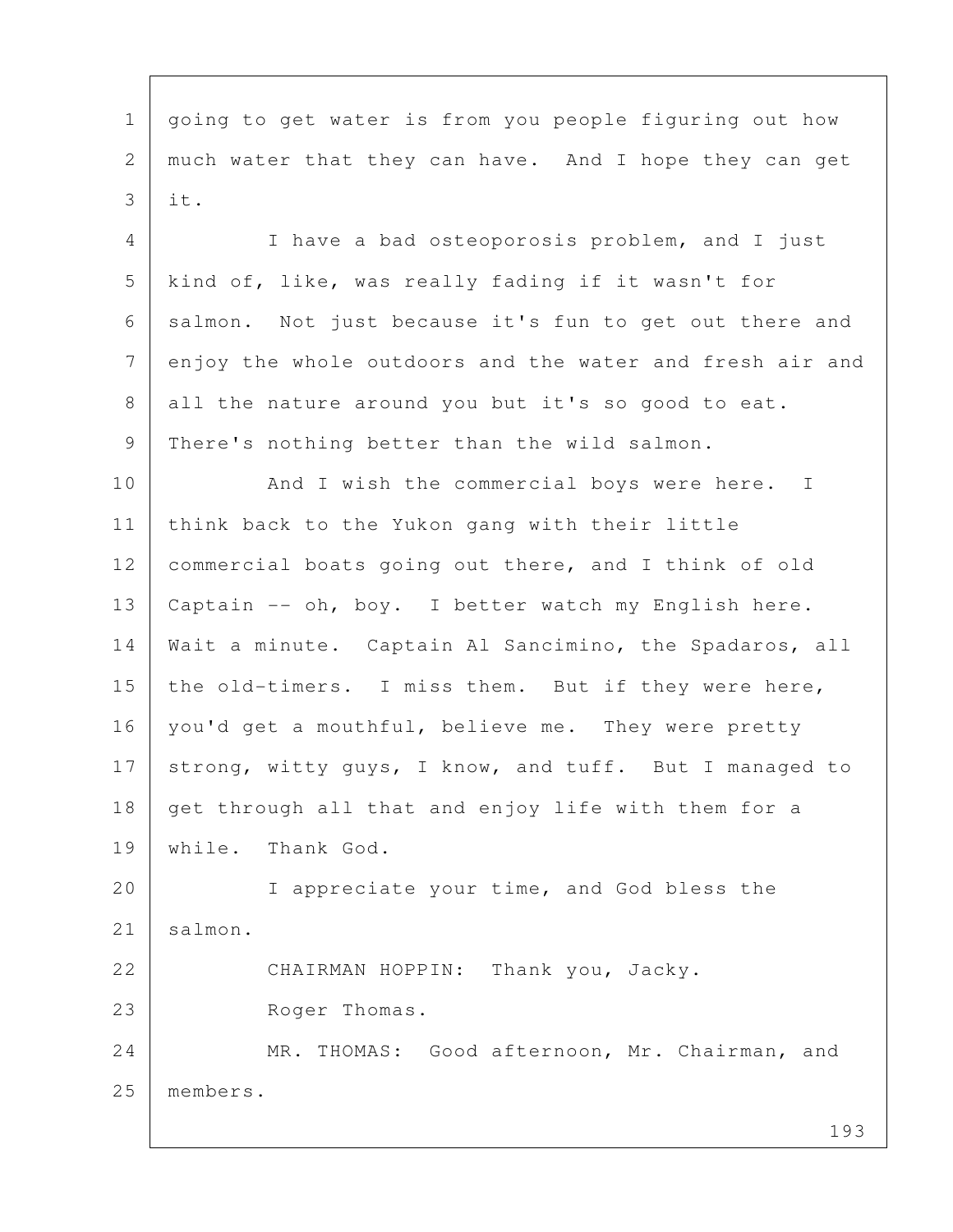going to get water is from you people figuring out how much water that they can have. And I hope they can get it.

I have a bad osteoporosis problem, and I just kind of, like, was really fading if it wasn't for salmon. Not just because it's fun to get out there and enjoy the whole outdoors and the water and fresh air and all the nature around you but it's so good to eat. There's nothing better than the wild salmon.

And I wish the commercial boys were here. I think back to the Yukon gang with their little commercial boats going out there, and I think of old Captain -- oh, boy. I better watch my English here. Wait a minute. Captain Al Sancimino, the Spadaros, all the old-timers. I miss them. But if they were here, you'd get a mouthful, believe me. They were pretty strong, witty guys, I know, and tuff. But I managed to get through all that and enjoy life with them for a while. Thank God.

I appreciate your time, and God bless the salmon.

CHAIRMAN HOPPIN: Thank you, Jacky.

Roger Thomas.

MR. THOMAS: Good afternoon, Mr. Chairman, and members.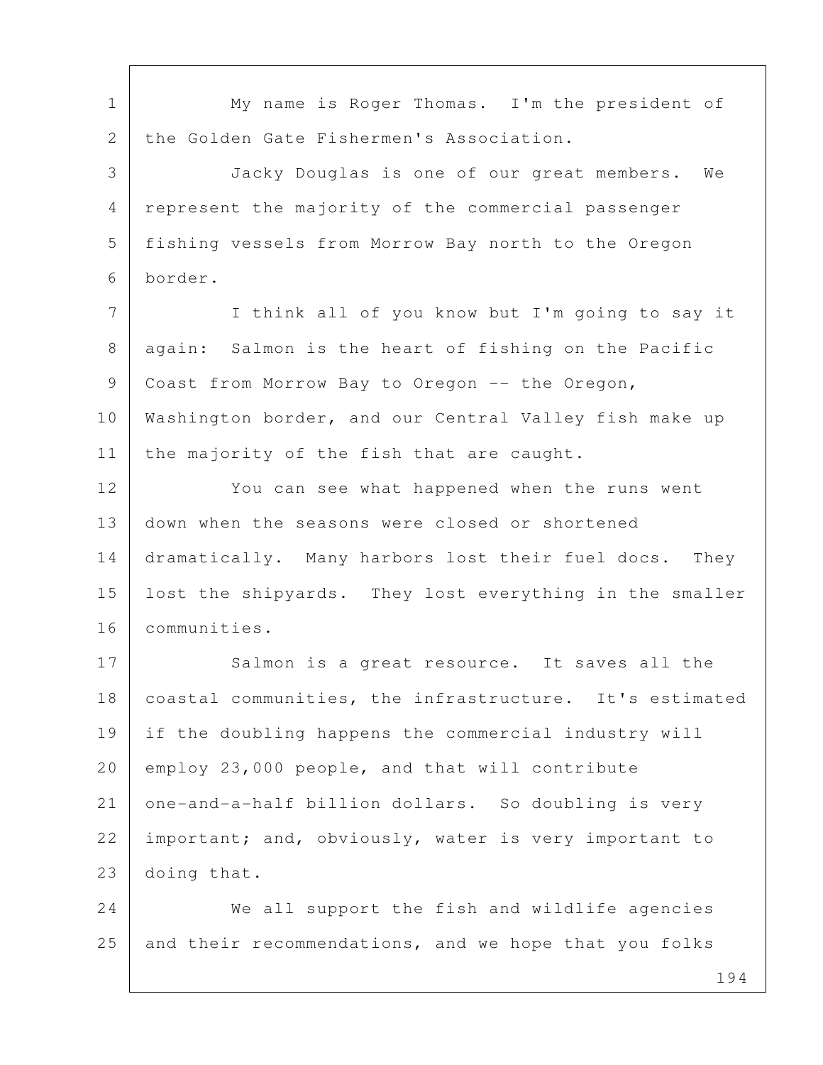My name is Roger Thomas. I'm the president of the Golden Gate Fishermen's Association.

Jacky Douglas is one of our great members. We represent the majority of the commercial passenger fishing vessels from Morrow Bay north to the Oregon border.

I think all of you know but I'm going to say it again: Salmon is the heart of fishing on the Pacific Coast from Morrow Bay to Oregon -- the Oregon, Washington border, and our Central Valley fish make up the majority of the fish that are caught.

You can see what happened when the runs went down when the seasons were closed or shortened dramatically. Many harbors lost their fuel docs. They lost the shipyards. They lost everything in the smaller communities.

Salmon is a great resource. It saves all the coastal communities, the infrastructure. It's estimated if the doubling happens the commercial industry will employ 23,000 people, and that will contribute one-and-a-half billion dollars. So doubling is very important; and, obviously, water is very important to doing that.

We all support the fish and wildlife agencies and their recommendations, and we hope that you folks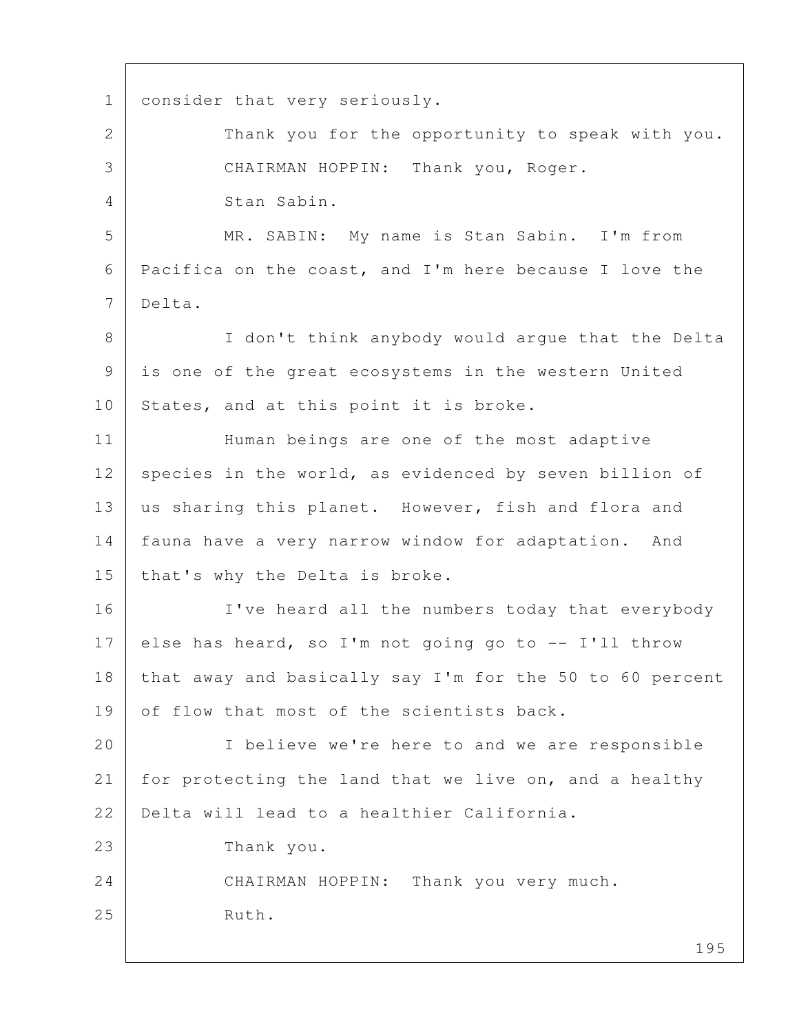consider that very seriously.

Thank you for the opportunity to speak with you.

CHAIRMAN HOPPIN: Thank you, Roger.

Stan Sabin.

MR. SABIN: My name is Stan Sabin. I'm from Pacifica on the coast, and I'm here because I love the Delta.

I don't think anybody would argue that the Delta is one of the great ecosystems in the western United States, and at this point it is broke.

Human beings are one of the most adaptive species in the world, as evidenced by seven billion of us sharing this planet. However, fish and flora and fauna have a very narrow window for adaptation. And that's why the Delta is broke.

I've heard all the numbers today that everybody else has heard, so I'm not going go to -- I'll throw that away and basically say I'm for the 50 to 60 percent of flow that most of the scientists back.

I believe we're here to and we are responsible for protecting the land that we live on, and a healthy Delta will lead to a healthier California.

Thank you.

CHAIRMAN HOPPIN: Thank you very much.

Ruth.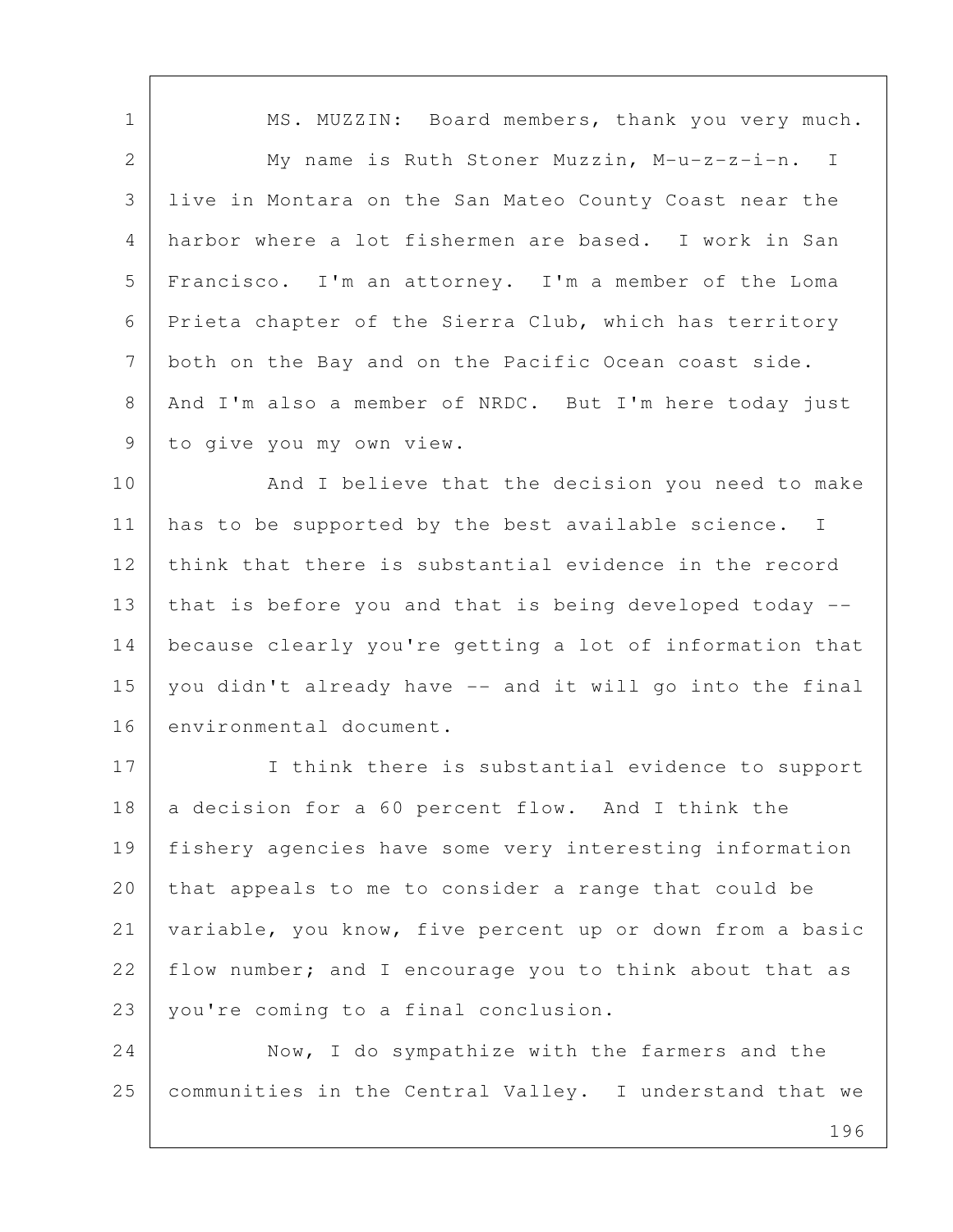MS. MUZZIN: Board members, thank you very much.

My name is Ruth Stoner Muzzin, M-u-z-z-i-n. I live in Montara on the San Mateo County Coast near the harbor where a lot fishermen are based. I work in San Francisco. I'm an attorney. I'm a member of the Loma Prieta chapter of the Sierra Club, which has territory both on the Bay and on the Pacific Ocean coast side. And I'm also a member of NRDC. But I'm here today just to give you my own view.

And I believe that the decision you need to make has to be supported by the best available science. I think that there is substantial evidence in the record that is before you and that is being developed today -- because clearly you're getting a lot of information that you didn't already have -- and it will go into the final environmental document.

I think there is substantial evidence to support a decision for a 60 percent flow. And I think the fishery agencies have some very interesting information that appeals to me to consider a range that could be variable, you know, five percent up or down from a basic flow number; and I encourage you to think about that as you're coming to a final conclusion.

Now, I do sympathize with the farmers and the communities in the Central Valley. I understand that we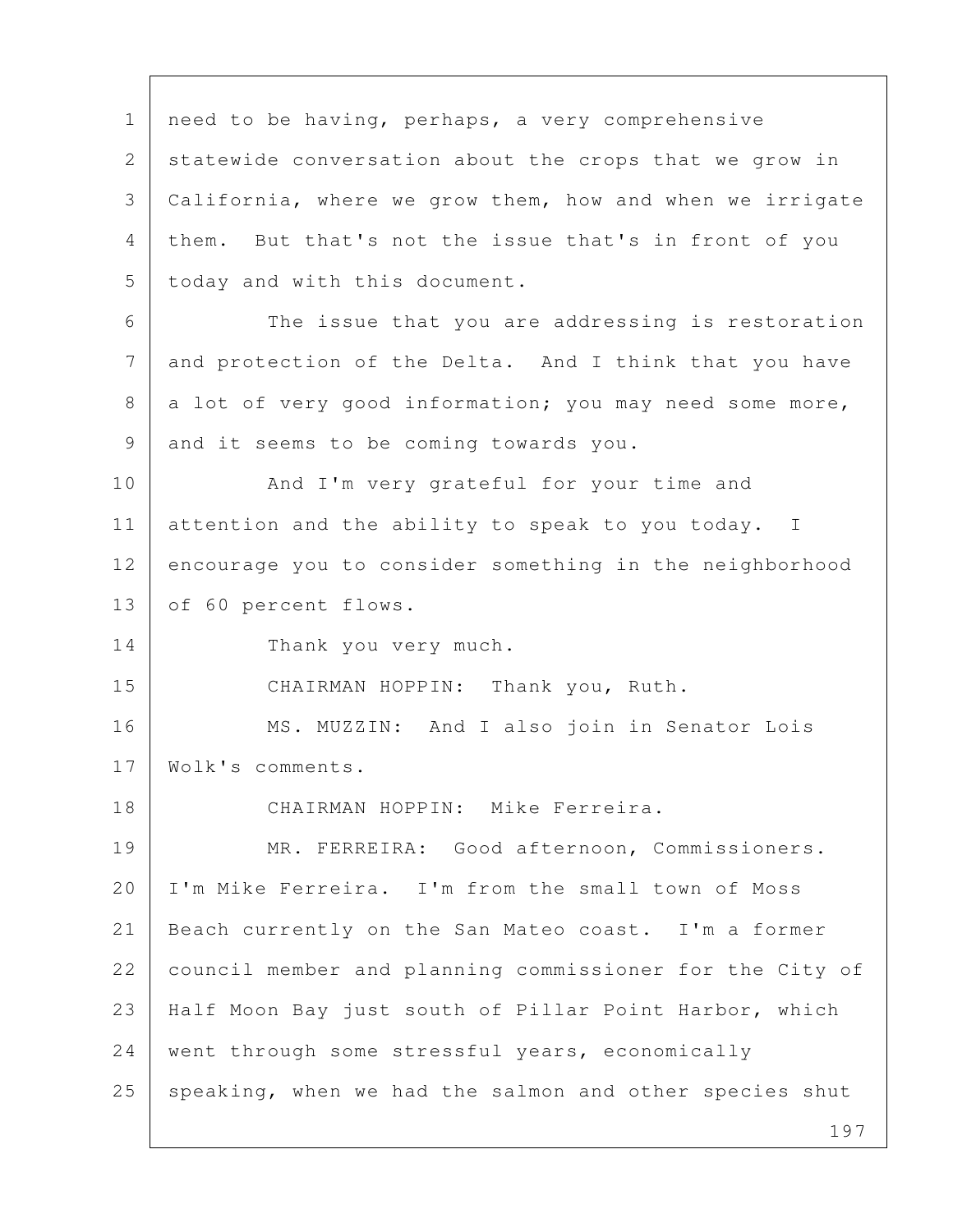need to be having, perhaps, a very comprehensive statewide conversation about the crops that we grow in California, where we grow them, how and when we irrigate them. But that's not the issue that's in front of you today and with this document.

The issue that you are addressing is restoration and protection of the Delta. And I think that you have a lot of very good information; you may need some more, and it seems to be coming towards you.

And I'm very grateful for your time and attention and the ability to speak to you today. I encourage you to consider something in the neighborhood of 60 percent flows.

Thank you very much.

CHAIRMAN HOPPIN: Thank you, Ruth.

MS. MUZZIN: And I also join in Senator Lois Wolk's comments.

CHAIRMAN HOPPIN: Mike Ferreira.

MR. FERREIRA: Good afternoon, Commissioners. I'm Mike Ferreira. I'm from the small town of Moss Beach currently on the San Mateo coast. I'm a former council member and planning commissioner for the City of Half Moon Bay just south of Pillar Point Harbor, which went through some stressful years, economically speaking, when we had the salmon and other species shut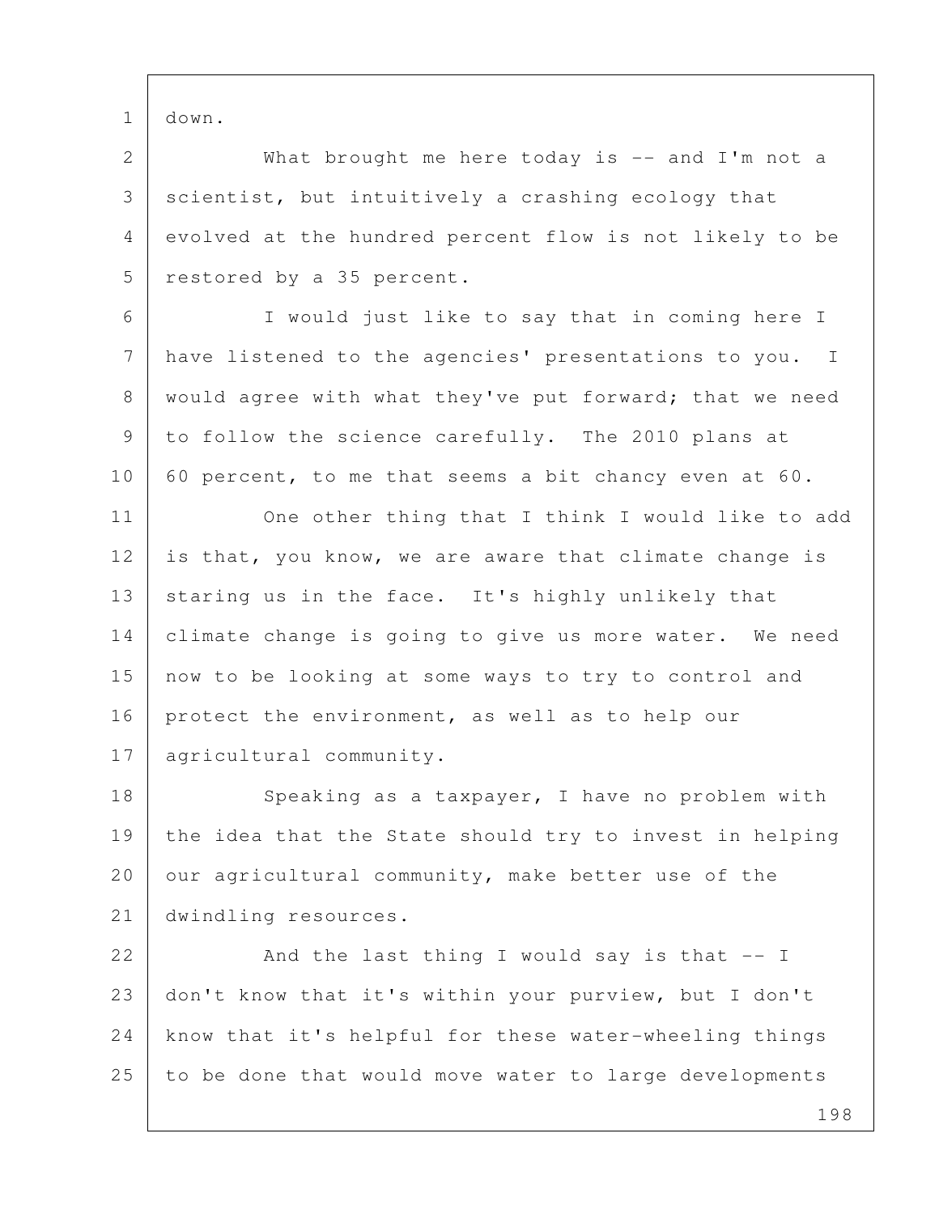down.

What brought me here today is -- and I'm not a scientist, but intuitively a crashing ecology that evolved at the hundred percent flow is not likely to be restored by a 35 percent.

I would just like to say that in coming here I have listened to the agencies' presentations to you. I would agree with what they've put forward; that we need to follow the science carefully. The 2010 plans at 60 percent, to me that seems a bit chancy even at 60.

One other thing that I think I would like to add is that, you know, we are aware that climate change is staring us in the face. It's highly unlikely that climate change is going to give us more water. We need now to be looking at some ways to try to control and protect the environment, as well as to help our agricultural community.

Speaking as a taxpayer, I have no problem with the idea that the State should try to invest in helping our agricultural community, make better use of the dwindling resources.

And the last thing I would say is that -- I don't know that it's within your purview, but I don't know that it's helpful for these water-wheeling things to be done that would move water to large developments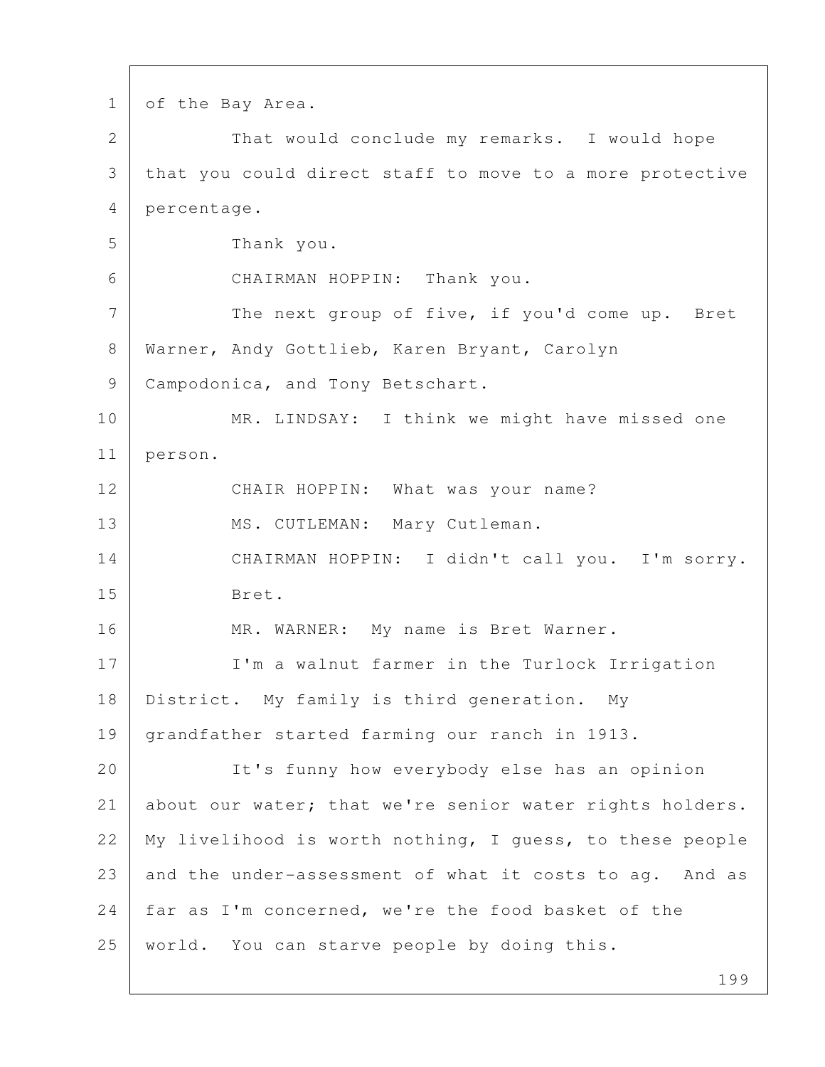of the Bay Area.

That would conclude my remarks. I would hope that you could direct staff to move to a more protective percentage.

Thank you.

CHAIRMAN HOPPIN: Thank you.

The next group of five, if you'd come up. Bret Warner, Andy Gottlieb, Karen Bryant, Carolyn Campodonica, and Tony Betschart.

MR. LINDSAY: I think we might have missed one person.

CHAIR HOPPIN: What was your name?

MS. CUTLEMAN: Mary Cutleman.

CHAIRMAN HOPPIN: I didn't call you. I'm sorry.

Bret.

MR. WARNER: My name is Bret Warner.

I'm a walnut farmer in the Turlock Irrigation District. My family is third generation. My grandfather started farming our ranch in 1913.

It's funny how everybody else has an opinion about our water; that we're senior water rights holders. My livelihood is worth nothing, I guess, to these people and the under-assessment of what it costs to ag. And as far as I'm concerned, we're the food basket of the world. You can starve people by doing this.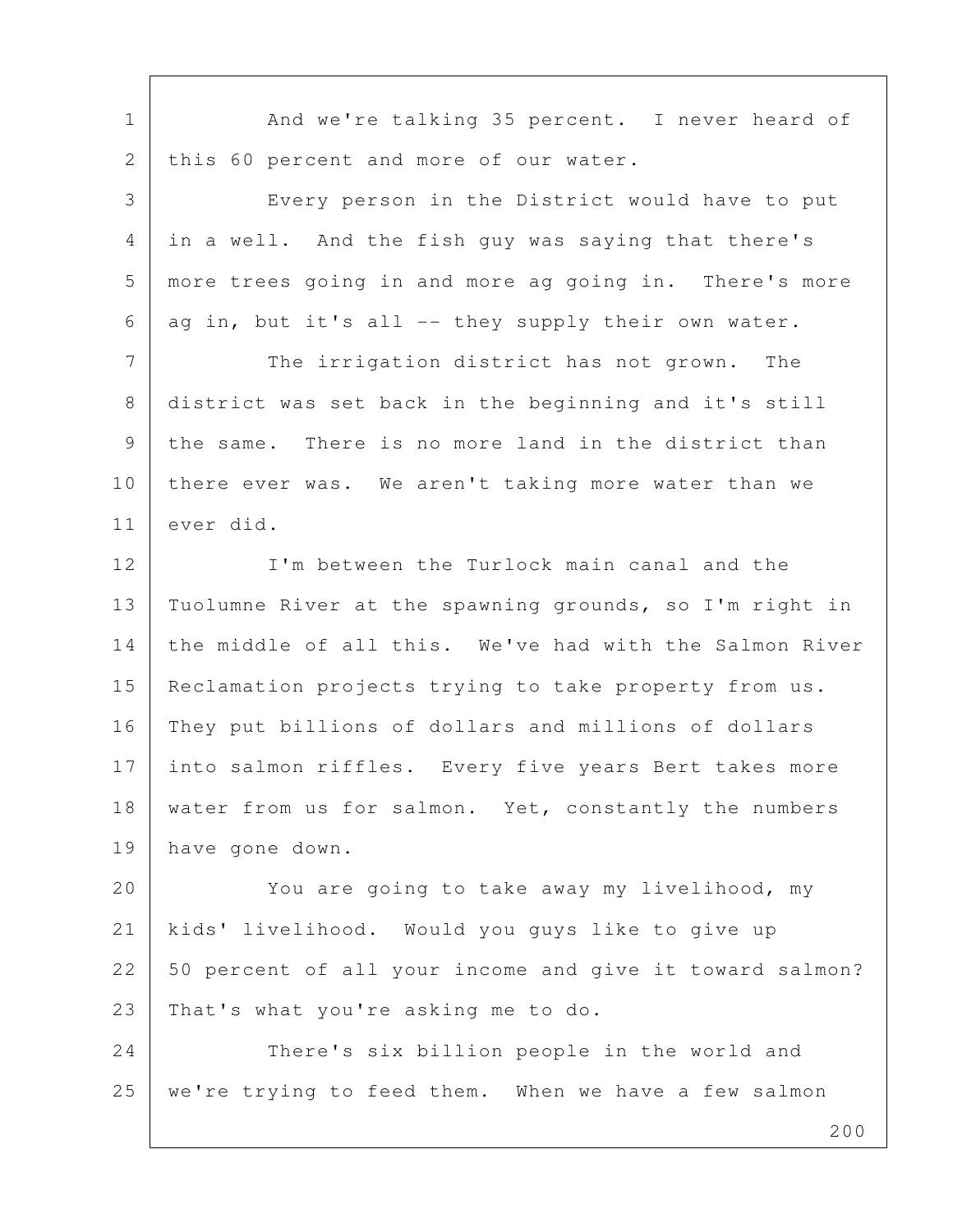And we're talking 35 percent. I never heard of this 60 percent and more of our water.

Every person in the District would have to put in a well. And the fish guy was saying that there's more trees going in and more ag going in. There's more ag in, but it's all -- they supply their own water.

The irrigation district has not grown. The district was set back in the beginning and it's still the same. There is no more land in the district than there ever was. We aren't taking more water than we ever did.

I'm between the Turlock main canal and the Tuolumne River at the spawning grounds, so I'm right in the middle of all this. We've had with the Salmon River Reclamation projects trying to take property from us. They put billions of dollars and millions of dollars into salmon riffles. Every five years Bert takes more water from us for salmon. Yet, constantly the numbers have gone down.

You are going to take away my livelihood, my kids' livelihood. Would you guys like to give up 50 percent of all your income and give it toward salmon? That's what you're asking me to do.

There's six billion people in the world and we're trying to feed them. When we have a few salmon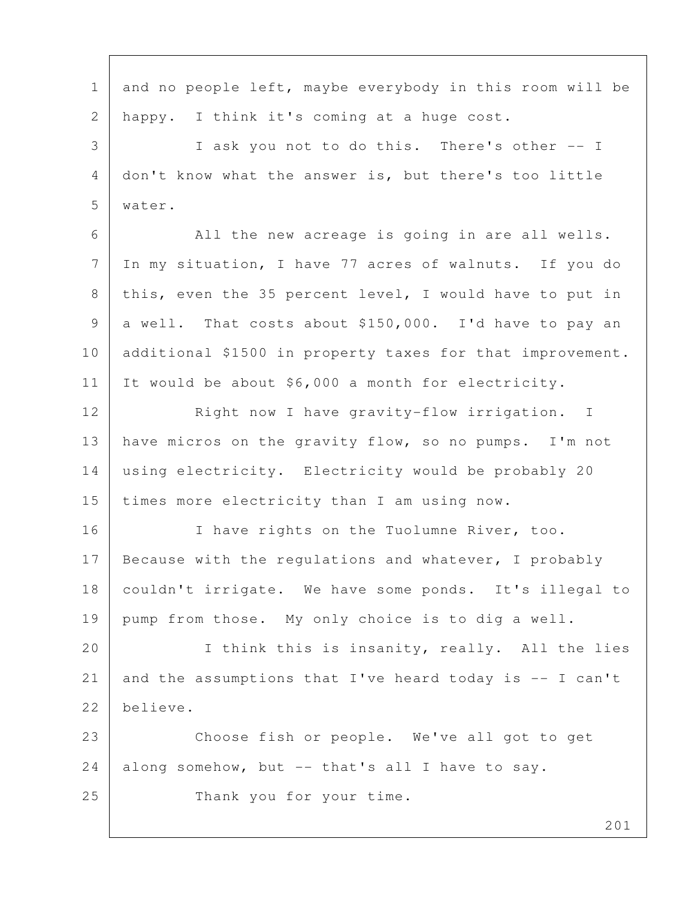and no people left, maybe everybody in this room will be happy. I think it's coming at a huge cost.

I ask you not to do this. There's other -- I don't know what the answer is, but there's too little water.

All the new acreage is going in are all wells. In my situation, I have 77 acres of walnuts. If you do this, even the 35 percent level, I would have to put in a well. That costs about $150,000. I'd have to pay an additional $1500 in property taxes for that improvement. It would be about $6,000 a month for electricity.

Right now I have gravity-flow irrigation. I have micros on the gravity flow, so no pumps. I'm not using electricity. Electricity would be probably 20 times more electricity than I am using now.

I have rights on the Tuolumne River, too. Because with the regulations and whatever, I probably couldn't irrigate. We have some ponds. It's illegal to pump from those. My only choice is to dig a well.

I think this is insanity, really. All the lies and the assumptions that I've heard today is -- I can't believe.

Choose fish or people. We've all got to get along somehow, but -- that's all I have to say.

Thank you for your time.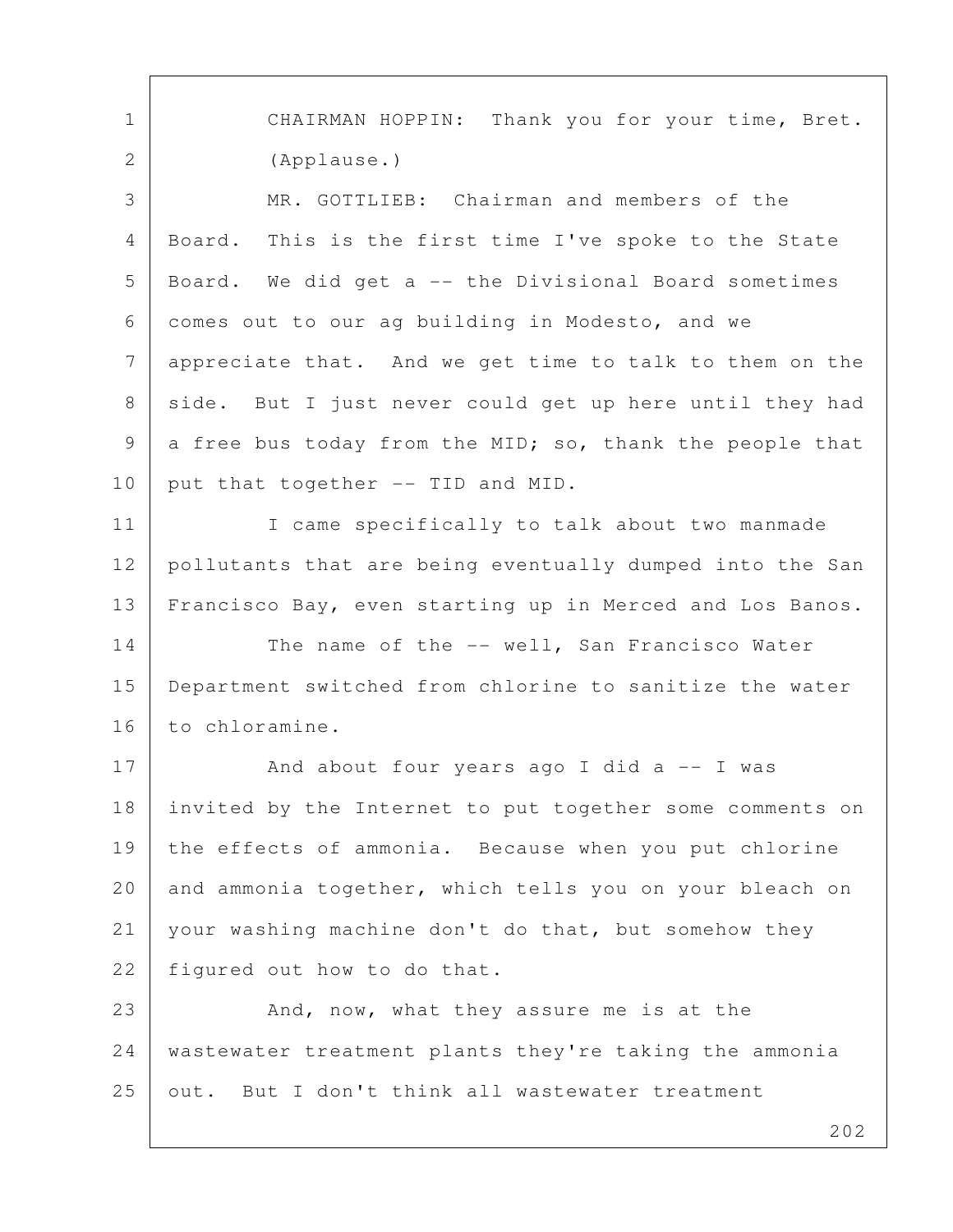CHAIRMAN HOPPIN: Thank you for your time, Bret.

(Applause.)

MR. GOTTLIEB: Chairman and members of the Board. This is the first time I've spoke to the State Board. We did get a -- the Divisional Board sometimes comes out to our ag building in Modesto, and we appreciate that. And we get time to talk to them on the side. But I just never could get up here until they had a free bus today from the MID; so, thank the people that put that together -- TID and MID.

I came specifically to talk about two manmade pollutants that are being eventually dumped into the San Francisco Bay, even starting up in Merced and Los Banos.

The name of the -- well, San Francisco Water Department switched from chlorine to sanitize the water to chloramine.

And about four years ago I did a -- I was invited by the Internet to put together some comments on the effects of ammonia. Because when you put chlorine and ammonia together, which tells you on your bleach on your washing machine don't do that, but somehow they figured out how to do that.

And, now, what they assure me is at the wastewater treatment plants they're taking the ammonia out. But I don't think all wastewater treatment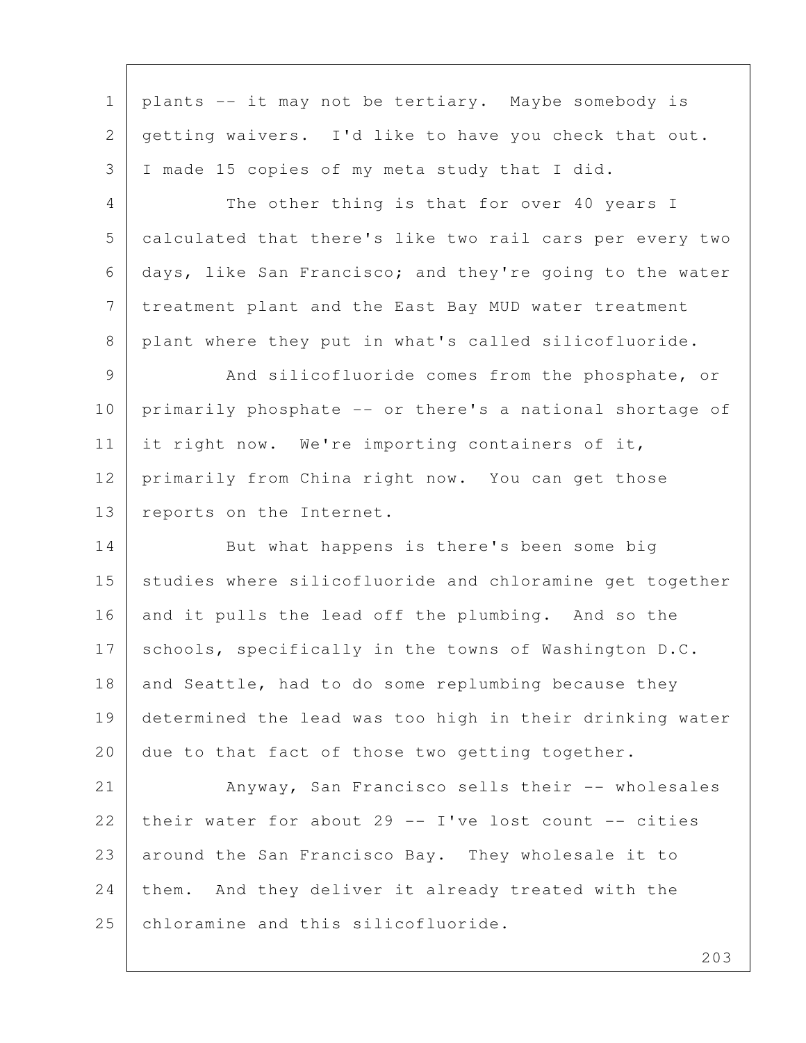plants -- it may not be tertiary. Maybe somebody is getting waivers. I'd like to have you check that out. I made 15 copies of my meta study that I did.

The other thing is that for over 40 years I calculated that there's like two rail cars per every two days, like San Francisco; and they're going to the water treatment plant and the East Bay MUD water treatment plant where they put in what's called silicofluoride.

And silicofluoride comes from the phosphate, or primarily phosphate -- or there's a national shortage of it right now. We're importing containers of it, primarily from China right now. You can get those reports on the Internet.

But what happens is there's been some big studies where silicofluoride and chloramine get together and it pulls the lead off the plumbing. And so the schools, specifically in the towns of Washington D.C. and Seattle, had to do some replumbing because they determined the lead was too high in their drinking water due to that fact of those two getting together.

Anyway, San Francisco sells their -- wholesales their water for about 29 -- I've lost count -- cities around the San Francisco Bay. They wholesale it to them. And they deliver it already treated with the chloramine and this silicofluoride.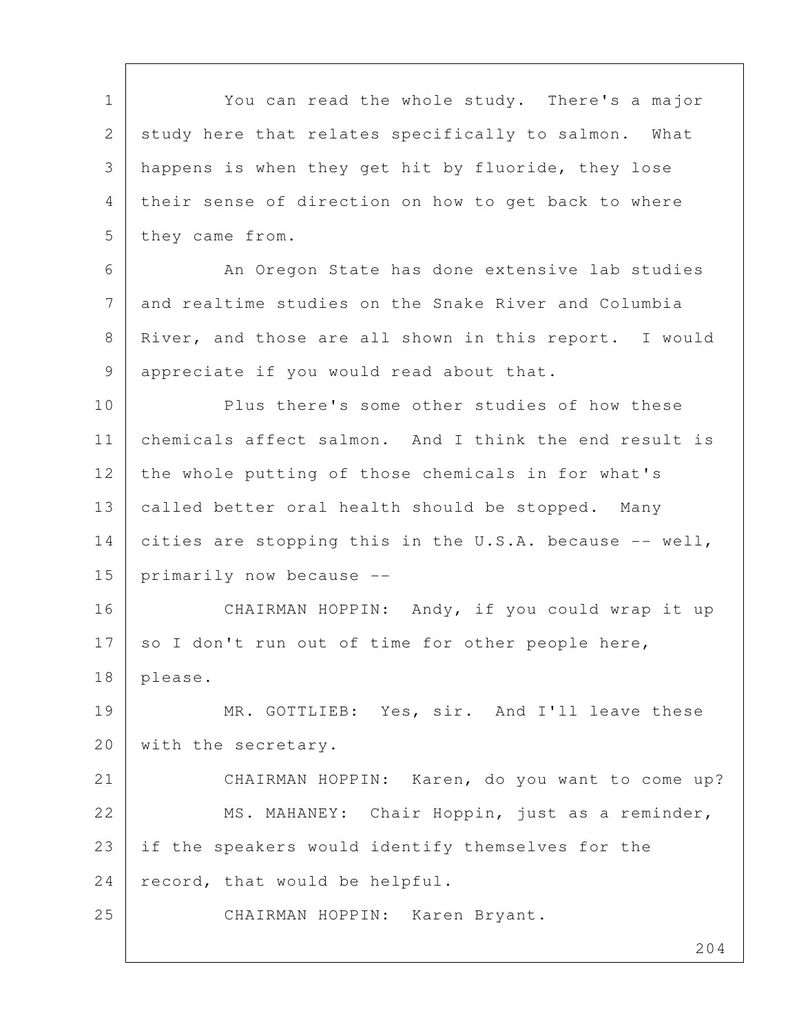You can read the whole study. There's a major study here that relates specifically to salmon. What happens is when they get hit by fluoride, they lose their sense of direction on how to get back to where they came from.

An Oregon State has done extensive lab studies and realtime studies on the Snake River and Columbia River, and those are all shown in this report. I would appreciate if you would read about that.

Plus there's some other studies of how these chemicals affect salmon. And I think the end result is the whole putting of those chemicals in for what's called better oral health should be stopped. Many cities are stopping this in the U.S.A. because -- well, primarily now because --

CHAIRMAN HOPPIN: Andy, if you could wrap it up so I don't run out of time for other people here, please.

MR. GOTTLIEB: Yes, sir. And I'll leave these with the secretary.

CHAIRMAN HOPPIN: Karen, do you want to come up?

MS. MAHANEY: Chair Hoppin, just as a reminder, if the speakers would identify themselves for the record, that would be helpful.

CHAIRMAN HOPPIN: Karen Bryant.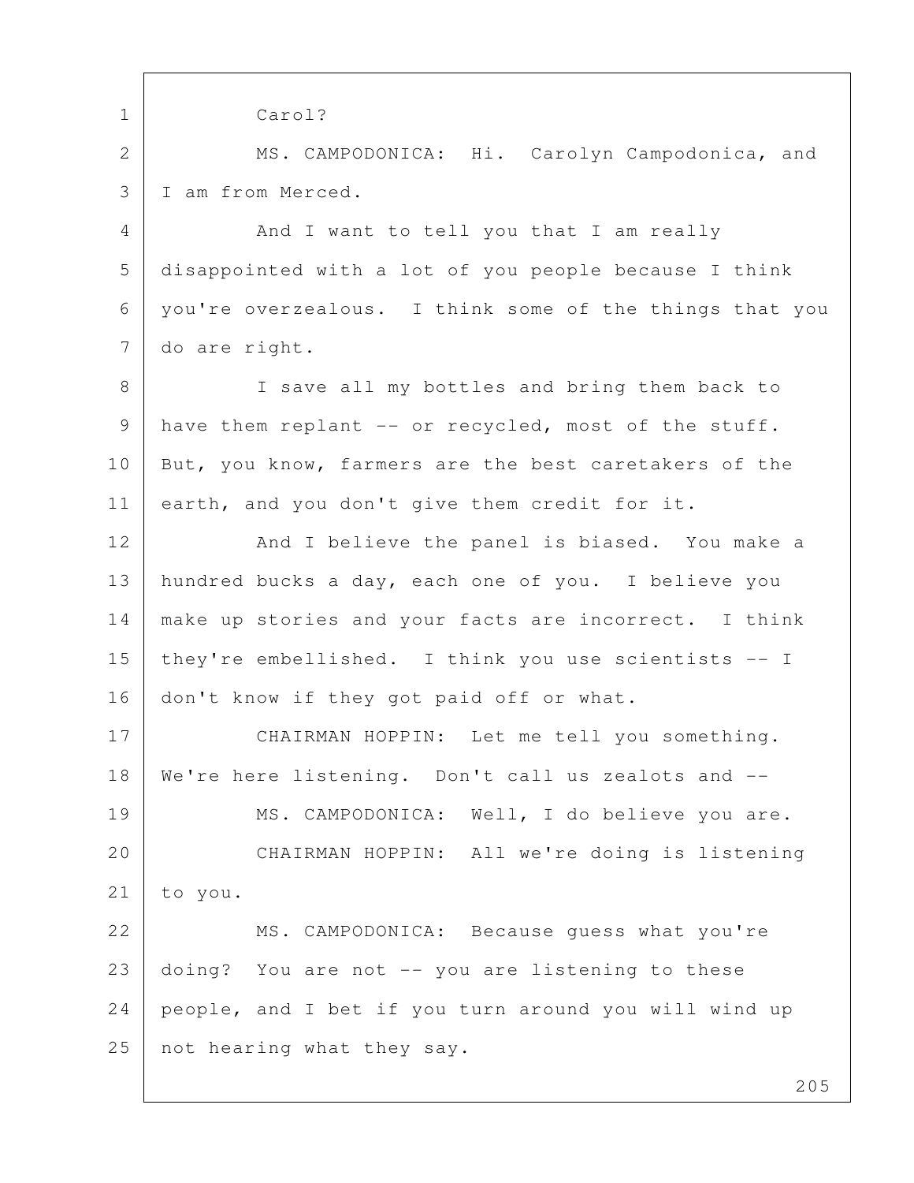Carol?

MS. CAMPODONICA: Hi. Carolyn Campodonica, and I am from Merced.

And I want to tell you that I am really disappointed with a lot of you people because I think you're overzealous. I think some of the things that you do are right.

I save all my bottles and bring them back to have them replant -- or recycled, most of the stuff. But, you know, farmers are the best caretakers of the earth, and you don't give them credit for it.

And I believe the panel is biased. You make a hundred bucks a day, each one of you. I believe you make up stories and your facts are incorrect. I think they're embellished. I think you use scientists -- I don't know if they got paid off or what.

CHAIRMAN HOPPIN: Let me tell you something. We're here listening. Don't call us zealots and --

MS. CAMPODONICA: Well, I do believe you are.

CHAIRMAN HOPPIN: All we're doing is listening to you.

MS. CAMPODONICA: Because guess what you're doing? You are not -- you are listening to these people, and I bet if you turn around you will wind up not hearing what they say.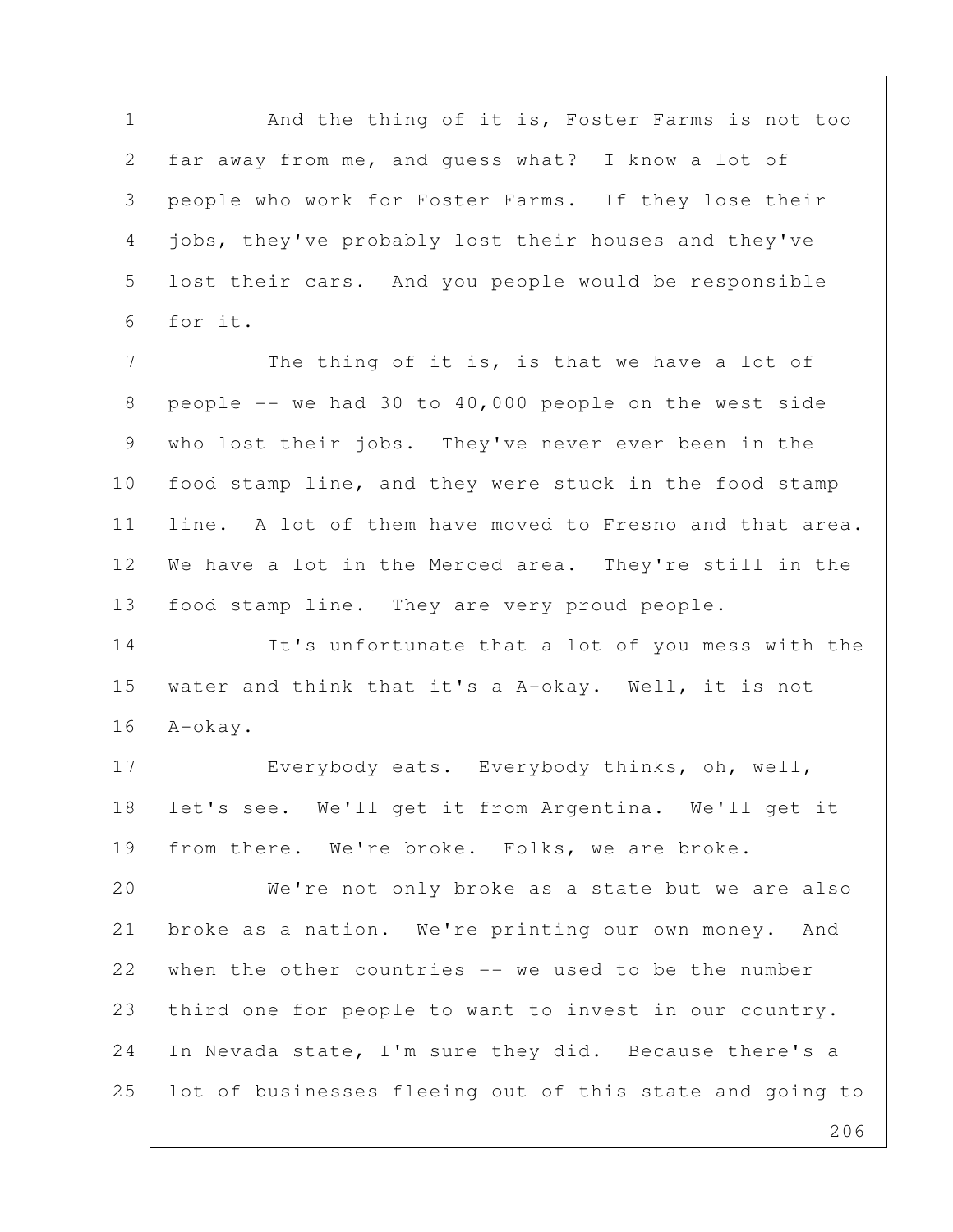And the thing of it is, Foster Farms is not too far away from me, and guess what? I know a lot of people who work for Foster Farms. If they lose their jobs, they've probably lost their houses and they've lost their cars. And you people would be responsible for it.

The thing of it is, is that we have a lot of people -- we had 30 to 40,000 people on the west side who lost their jobs. They've never ever been in the food stamp line, and they were stuck in the food stamp line. A lot of them have moved to Fresno and that area. We have a lot in the Merced area. They're still in the food stamp line. They are very proud people.

It's unfortunate that a lot of you mess with the water and think that it's a A-okay. Well, it is not A-okay.

Everybody eats. Everybody thinks, oh, well, let's see. We'll get it from Argentina. We'll get it from there. We're broke. Folks, we are broke.

We're not only broke as a state but we are also broke as a nation. We're printing our own money. And when the other countries -- we used to be the number third one for people to want to invest in our country. In Nevada state, I'm sure they did. Because there's a lot of businesses fleeing out of this state and going to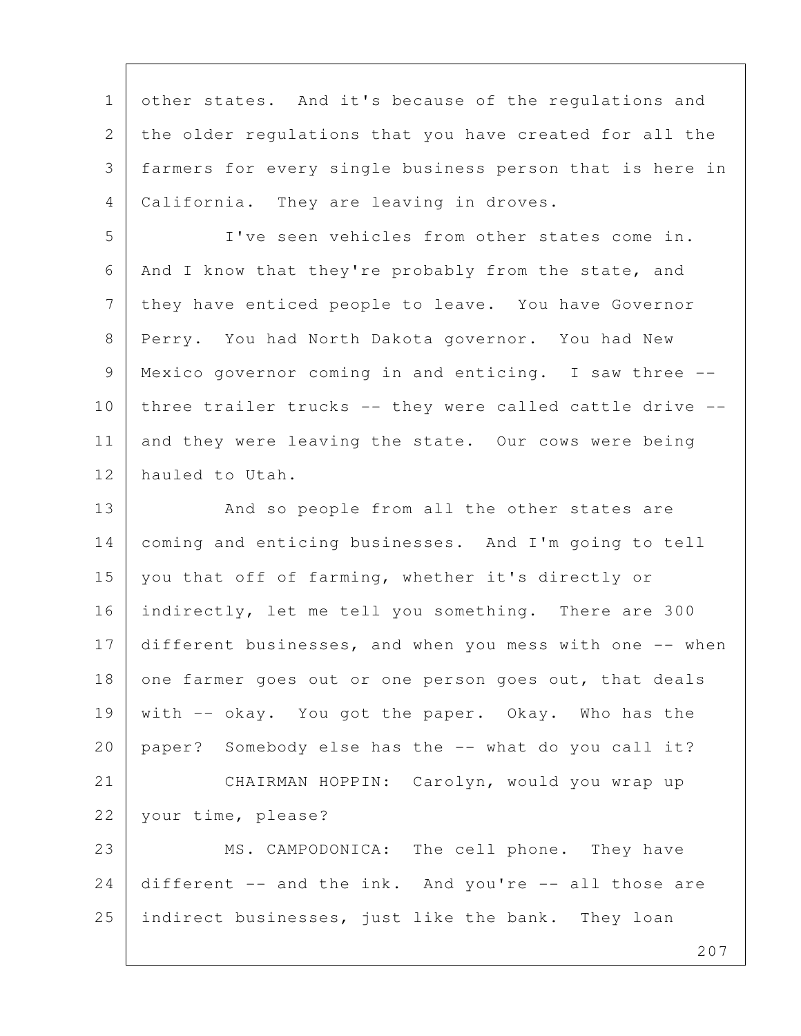other states. And it's because of the regulations and the older regulations that you have created for all the farmers for every single business person that is here in California. They are leaving in droves.

I've seen vehicles from other states come in. And I know that they're probably from the state, and they have enticed people to leave. You have Governor Perry. You had North Dakota governor. You had New Mexico governor coming in and enticing. I saw three -- three trailer trucks -- they were called cattle drive -- and they were leaving the state. Our cows were being hauled to Utah.

And so people from all the other states are coming and enticing businesses. And I'm going to tell you that off of farming, whether it's directly or indirectly, let me tell you something. There are 300 different businesses, and when you mess with one -- when one farmer goes out or one person goes out, that deals with -- okay. You got the paper. Okay. Who has the paper? Somebody else has the -- what do you call it?

CHAIRMAN HOPPIN: Carolyn, would you wrap up your time, please?

MS. CAMPODONICA: The cell phone. They have different -- and the ink. And you're -- all those are indirect businesses, just like the bank. They loan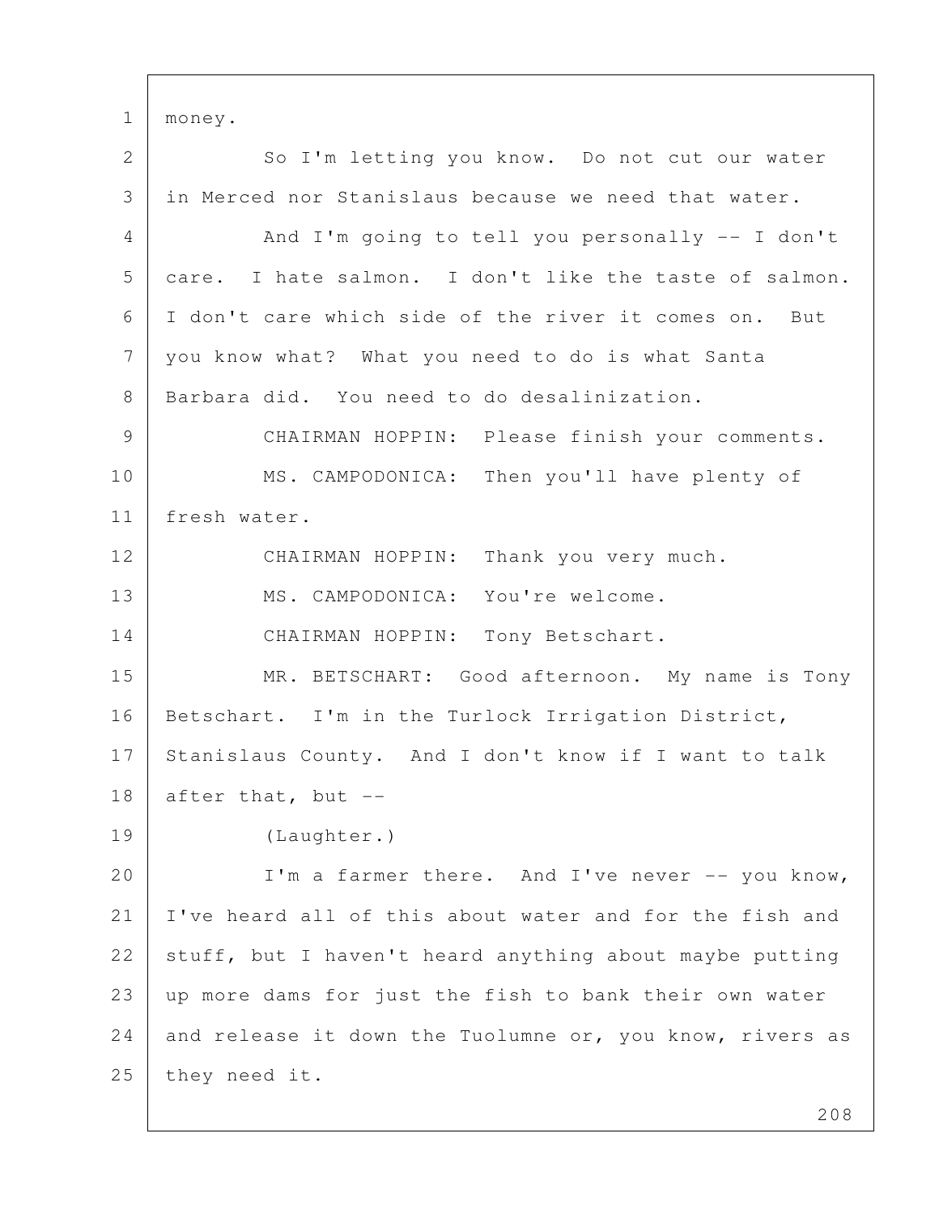money.

So I'm letting you know. Do not cut our water in Merced nor Stanislaus because we need that water.

And I'm going to tell you personally -- I don't care. I hate salmon. I don't like the taste of salmon. I don't care which side of the river it comes on. But you know what? What you need to do is what Santa Barbara did. You need to do desalinization.

CHAIRMAN HOPPIN: Please finish your comments.

MS. CAMPODONICA: Then you'll have plenty of fresh water.

CHAIRMAN HOPPIN: Thank you very much.

MS. CAMPODONICA: You're welcome.

CHAIRMAN HOPPIN: Tony Betschart.

MR. BETSCHART: Good afternoon. My name is Tony Betschart. I'm in the Turlock Irrigation District, Stanislaus County. And I don't know if I want to talk after that, but --

(Laughter.)

I'm a farmer there. And I've never -- you know, I've heard all of this about water and for the fish and stuff, but I haven't heard anything about maybe putting up more dams for just the fish to bank their own water and release it down the Tuolumne or, you know, rivers as they need it.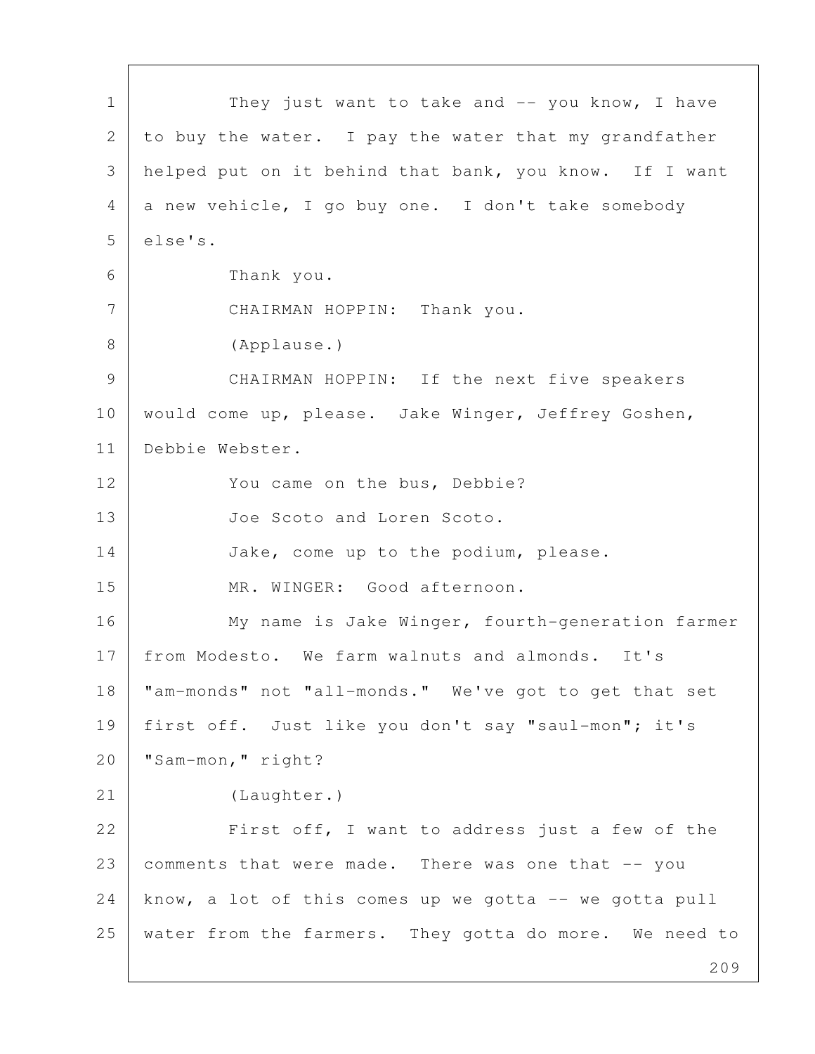They just want to take and -- you know, I have to buy the water. I pay the water that my grandfather helped put on it behind that bank, you know. If I want a new vehicle, I go buy one. I don't take somebody else's.

Thank you.

CHAIRMAN HOPPIN: Thank you.

(Applause.)

CHAIRMAN HOPPIN: If the next five speakers would come up, please. Jake Winger, Jeffrey Goshen, Debbie Webster.

You came on the bus, Debbie?

Joe Scoto and Loren Scoto.

Jake, come up to the podium, please.

MR. WINGER: Good afternoon.

My name is Jake Winger, fourth-generation farmer from Modesto. We farm walnuts and almonds. It's "am-monds" not "all-monds." We've got to get that set first off. Just like you don't say "saul-mon"; it's "Sam-mon," right?

(Laughter.)

First off, I want to address just a few of the comments that were made. There was one that -- you know, a lot of this comes up we gotta -- we gotta pull water from the farmers. They gotta do more. We need to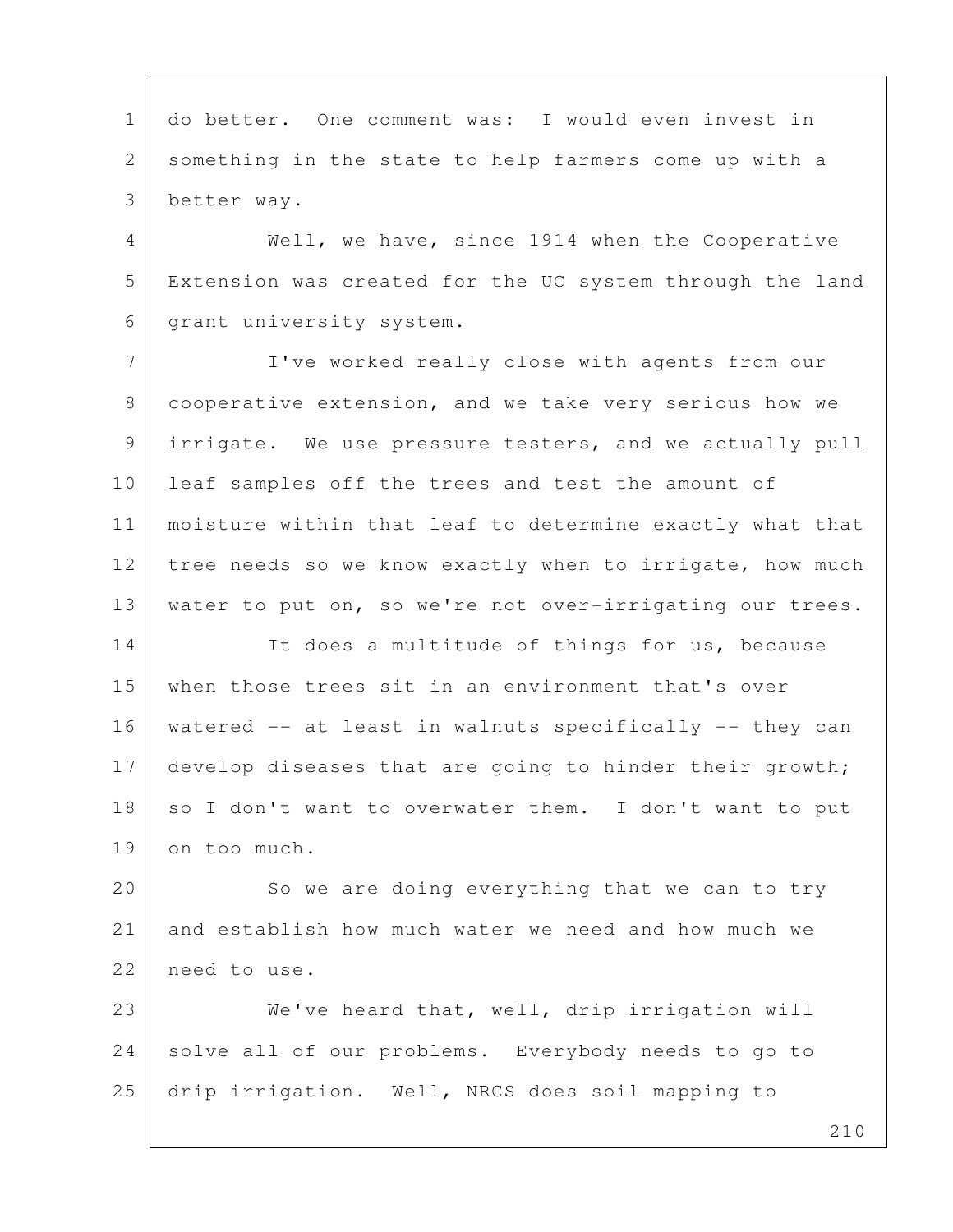do better. One comment was: I would even invest in something in the state to help farmers come up with a better way.

Well, we have, since 1914 when the Cooperative Extension was created for the UC system through the land grant university system.

I've worked really close with agents from our cooperative extension, and we take very serious how we irrigate. We use pressure testers, and we actually pull leaf samples off the trees and test the amount of moisture within that leaf to determine exactly what that tree needs so we know exactly when to irrigate, how much water to put on, so we're not over-irrigating our trees.

It does a multitude of things for us, because when those trees sit in an environment that's over watered -- at least in walnuts specifically -- they can develop diseases that are going to hinder their growth; so I don't want to overwater them. I don't want to put on too much.

So we are doing everything that we can to try and establish how much water we need and how much we need to use.

We've heard that, well, drip irrigation will solve all of our problems. Everybody needs to go to drip irrigation. Well, NRCS does soil mapping to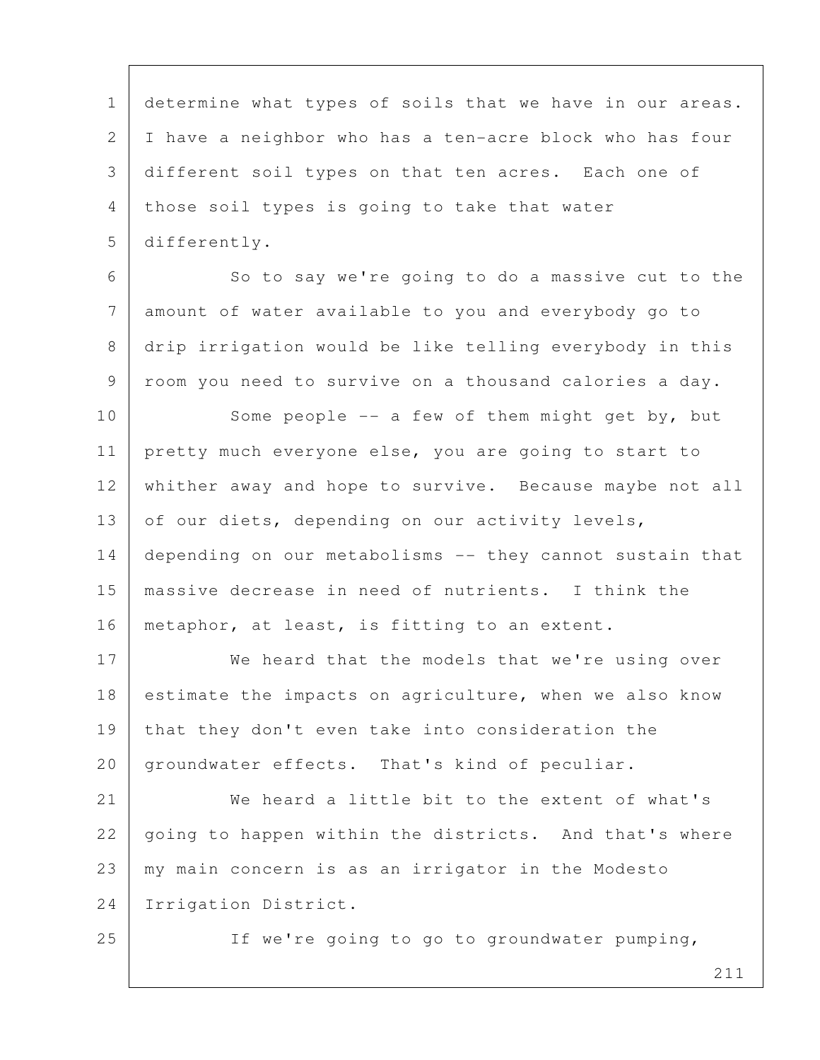determine what types of soils that we have in our areas. I have a neighbor who has a ten-acre block who has four different soil types on that ten acres. Each one of those soil types is going to take that water differently.

So to say we're going to do a massive cut to the amount of water available to you and everybody go to drip irrigation would be like telling everybody in this room you need to survive on a thousand calories a day.

Some people -- a few of them might get by, but pretty much everyone else, you are going to start to whither away and hope to survive. Because maybe not all of our diets, depending on our activity levels, depending on our metabolisms -- they cannot sustain that massive decrease in need of nutrients. I think the metaphor, at least, is fitting to an extent.

We heard that the models that we're using over estimate the impacts on agriculture, when we also know that they don't even take into consideration the groundwater effects. That's kind of peculiar.

We heard a little bit to the extent of what's going to happen within the districts. And that's where my main concern is as an irrigator in the Modesto Irrigation District.

If we're going to go to groundwater pumping,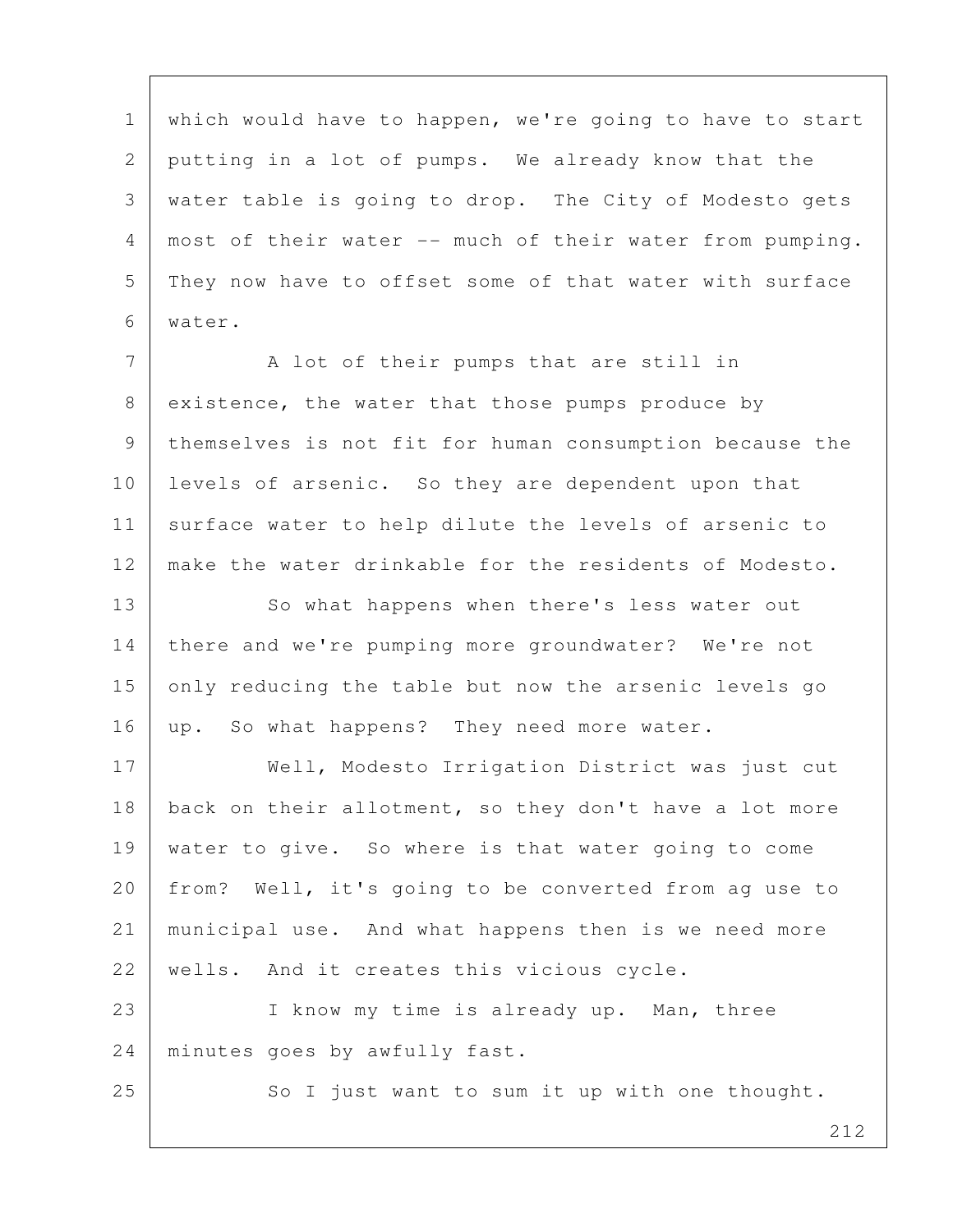which would have to happen, we're going to have to start putting in a lot of pumps. We already know that the water table is going to drop. The City of Modesto gets most of their water -- much of their water from pumping. They now have to offset some of that water with surface water.

A lot of their pumps that are still in existence, the water that those pumps produce by themselves is not fit for human consumption because the levels of arsenic. So they are dependent upon that surface water to help dilute the levels of arsenic to make the water drinkable for the residents of Modesto.

So what happens when there's less water out there and we're pumping more groundwater? We're not only reducing the table but now the arsenic levels go up. So what happens? They need more water.

Well, Modesto Irrigation District was just cut back on their allotment, so they don't have a lot more water to give. So where is that water going to come from? Well, it's going to be converted from ag use to municipal use. And what happens then is we need more wells. And it creates this vicious cycle.

I know my time is already up. Man, three minutes goes by awfully fast.

So I just want to sum it up with one thought.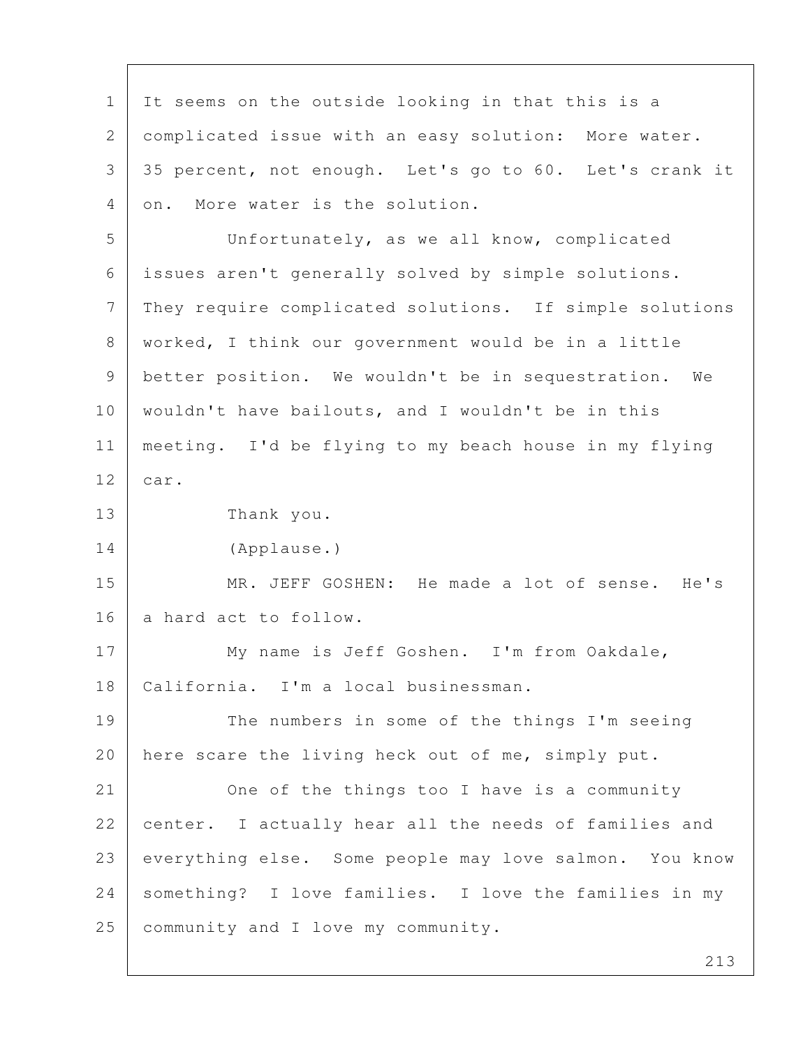It seems on the outside looking in that this is a complicated issue with an easy solution: More water. 35 percent, not enough. Let's go to 60. Let's crank it on. More water is the solution.

Unfortunately, as we all know, complicated issues aren't generally solved by simple solutions. They require complicated solutions. If simple solutions worked, I think our government would be in a little better position. We wouldn't be in sequestration. We wouldn't have bailouts, and I wouldn't be in this meeting. I'd be flying to my beach house in my flying car.

Thank you.

(Applause.)

MR. JEFF GOSHEN: He made a lot of sense. He's a hard act to follow.

My name is Jeff Goshen. I'm from Oakdale, California. I'm a local businessman.

The numbers in some of the things I'm seeing here scare the living heck out of me, simply put.

One of the things too I have is a community center. I actually hear all the needs of families and everything else. Some people may love salmon. You know something? I love families. I love the families in my community and I love my community.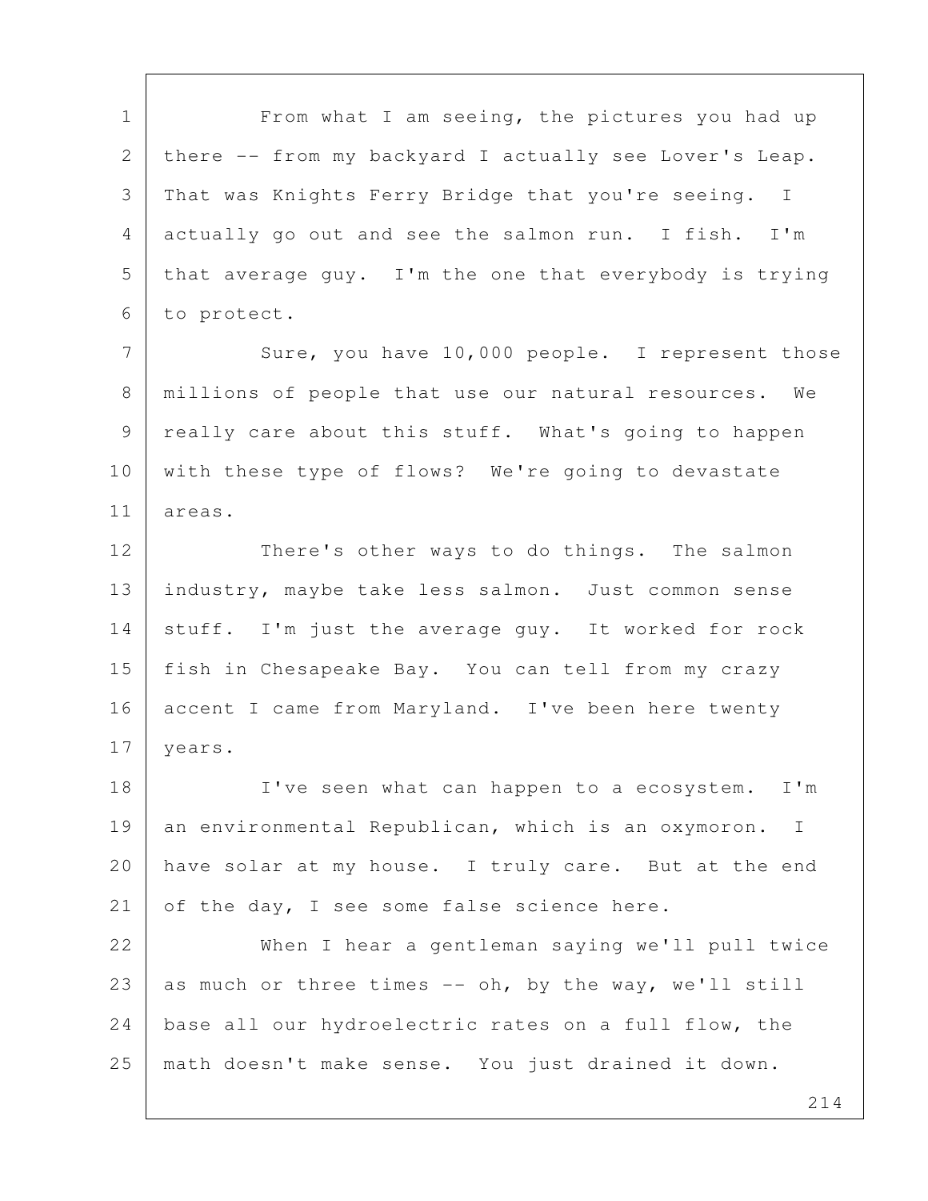From what I am seeing, the pictures you had up there -- from my backyard I actually see Lover's Leap. That was Knights Ferry Bridge that you're seeing. I actually go out and see the salmon run. I fish. I'm that average guy. I'm the one that everybody is trying to protect.

Sure, you have 10,000 people. I represent those millions of people that use our natural resources. We really care about this stuff. What's going to happen with these type of flows? We're going to devastate areas.

There's other ways to do things. The salmon industry, maybe take less salmon. Just common sense stuff. I'm just the average guy. It worked for rock fish in Chesapeake Bay. You can tell from my crazy accent I came from Maryland. I've been here twenty years.

I've seen what can happen to a ecosystem. I'm an environmental Republican, which is an oxymoron. I have solar at my house. I truly care. But at the end of the day, I see some false science here.

When I hear a gentleman saying we'll pull twice as much or three times -- oh, by the way, we'll still base all our hydroelectric rates on a full flow, the math doesn't make sense. You just drained it down.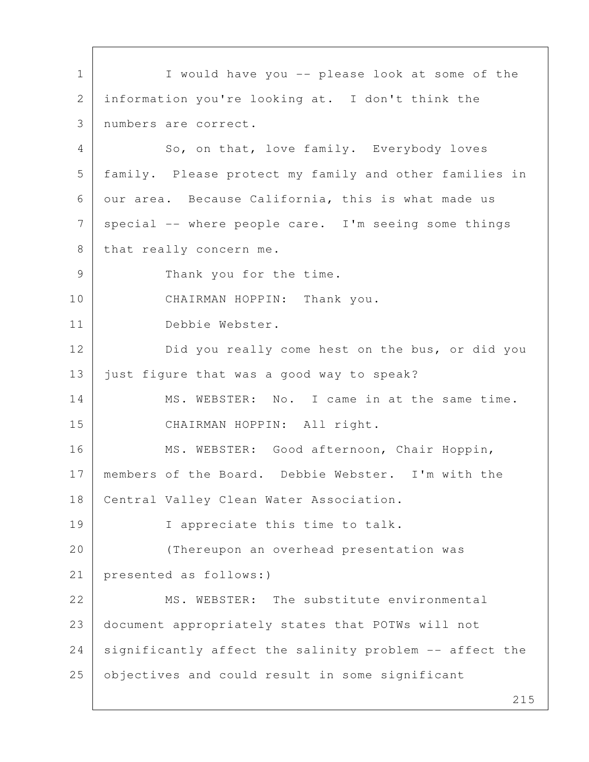I would have you -- please look at some of the information you're looking at. I don't think the numbers are correct.

So, on that, love family. Everybody loves family. Please protect my family and other families in our area. Because California, this is what made us special -- where people care. I'm seeing some things that really concern me.

Thank you for the time.

CHAIRMAN HOPPIN: Thank you.

Debbie Webster.

Did you really come hest on the bus, or did you just figure that was a good way to speak?

MS. WEBSTER: No. I came in at the same time.

CHAIRMAN HOPPIN: All right.

MS. WEBSTER: Good afternoon, Chair Hoppin, members of the Board. Debbie Webster. I'm with the Central Valley Clean Water Association.

I appreciate this time to talk.

(Thereupon an overhead presentation was presented as follows:)

MS. WEBSTER: The substitute environmental document appropriately states that POTWs will not significantly affect the salinity problem -- affect the objectives and could result in some significant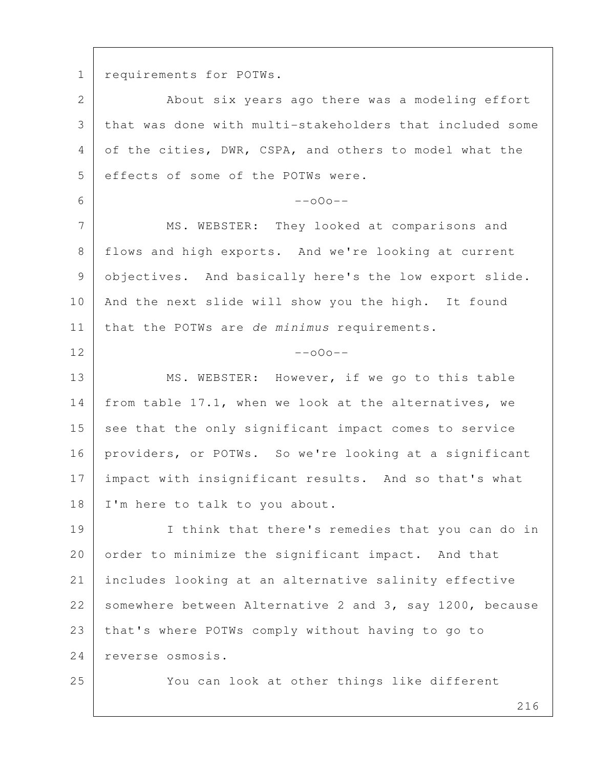requirements for POTWs.

About six years ago there was a modeling effort that was done with multi-stakeholders that included some of the cities, DWR, CSPA, and others to model what the effects of some of the POTWs were.

--oOo--

MS. WEBSTER: They looked at comparisons and flows and high exports. And we're looking at current objectives. And basically here's the low export slide. And the next slide will show you the high. It found that the POTWs are *de minimus* requirements.

--oOo--

MS. WEBSTER: However, if we go to this table from table 17.1, when we look at the alternatives, we see that the only significant impact comes to service providers, or POTWs. So we're looking at a significant impact with insignificant results. And so that's what I'm here to talk to you about.

I think that there's remedies that you can do in order to minimize the significant impact. And that includes looking at an alternative salinity effective somewhere between Alternative 2 and 3, say 1200, because that's where POTWs comply without having to go to reverse osmosis.

You can look at other things like different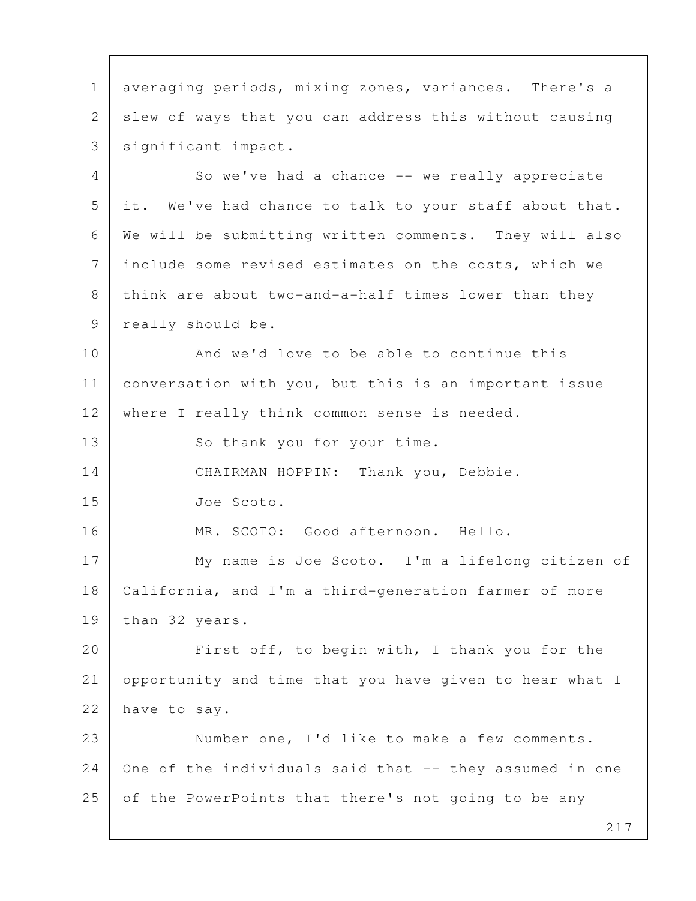averaging periods, mixing zones, variances. There's a slew of ways that you can address this without causing significant impact.

So we've had a chance -- we really appreciate it. We've had chance to talk to your staff about that. We will be submitting written comments. They will also include some revised estimates on the costs, which we think are about two-and-a-half times lower than they really should be.

And we'd love to be able to continue this conversation with you, but this is an important issue where I really think common sense is needed.

So thank you for your time.

CHAIRMAN HOPPIN: Thank you, Debbie.

Joe Scoto.

MR. SCOTO: Good afternoon. Hello.

My name is Joe Scoto. I'm a lifelong citizen of California, and I'm a third-generation farmer of more than 32 years.

First off, to begin with, I thank you for the opportunity and time that you have given to hear what I have to say.

Number one, I'd like to make a few comments. One of the individuals said that -- they assumed in one of the PowerPoints that there's not going to be any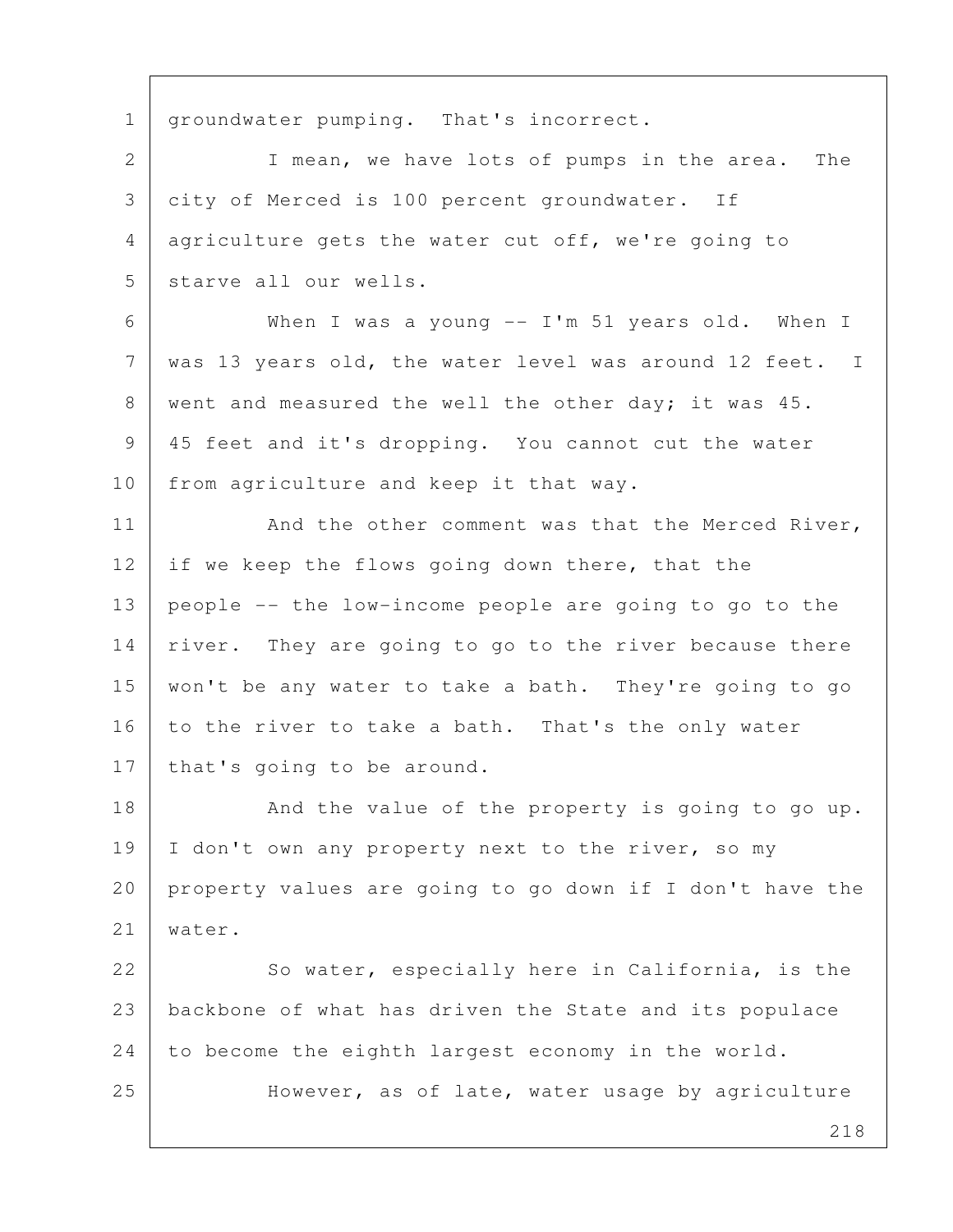groundwater pumping. That's incorrect.

I mean, we have lots of pumps in the area. The city of Merced is 100 percent groundwater. If agriculture gets the water cut off, we're going to starve all our wells.

When I was a young -- I'm 51 years old. When I was 13 years old, the water level was around 12 feet. I went and measured the well the other day; it was 45. 45 feet and it's dropping. You cannot cut the water from agriculture and keep it that way.

And the other comment was that the Merced River, if we keep the flows going down there, that the people -- the low-income people are going to go to the river. They are going to go to the river because there won't be any water to take a bath. They're going to go to the river to take a bath. That's the only water that's going to be around.

And the value of the property is going to go up. I don't own any property next to the river, so my property values are going to go down if I don't have the water.

So water, especially here in California, is the backbone of what has driven the State and its populace to become the eighth largest economy in the world.

However, as of late, water usage by agriculture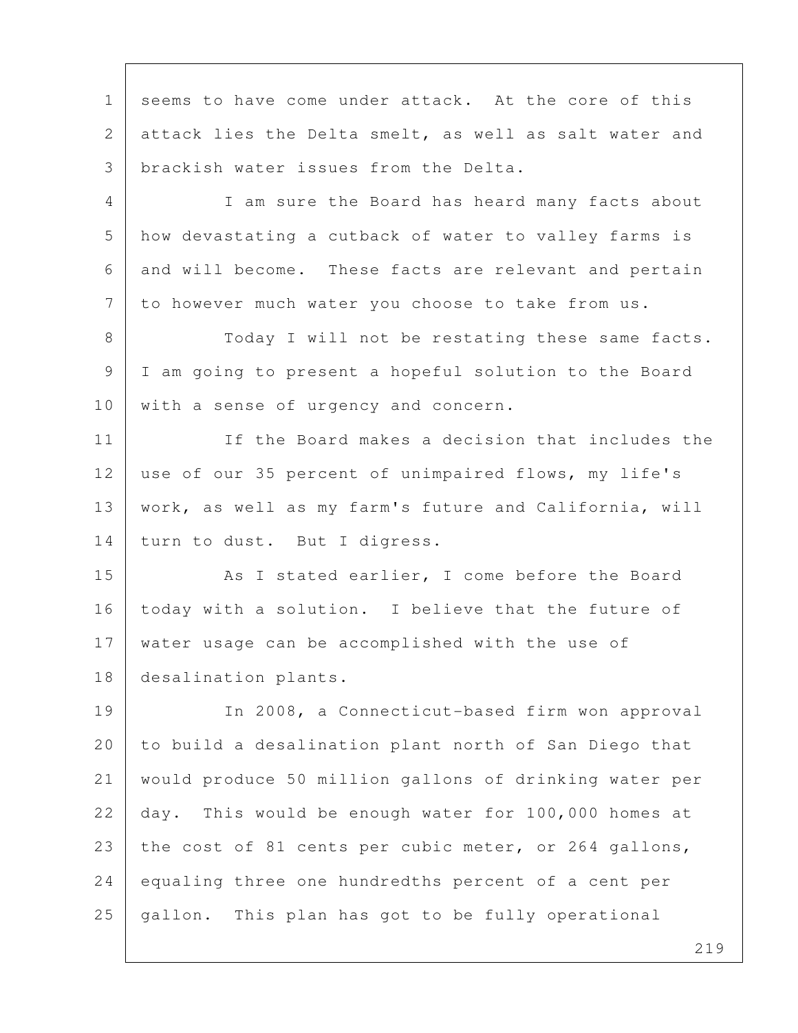seems to have come under attack. At the core of this attack lies the Delta smelt, as well as salt water and brackish water issues from the Delta.

I am sure the Board has heard many facts about how devastating a cutback of water to valley farms is and will become. These facts are relevant and pertain to however much water you choose to take from us.

Today I will not be restating these same facts. I am going to present a hopeful solution to the Board with a sense of urgency and concern.

If the Board makes a decision that includes the use of our 35 percent of unimpaired flows, my life's work, as well as my farm's future and California, will turn to dust. But I digress.

As I stated earlier, I come before the Board today with a solution. I believe that the future of water usage can be accomplished with the use of desalination plants.

In 2008, a Connecticut-based firm won approval to build a desalination plant north of San Diego that would produce 50 million gallons of drinking water per day. This would be enough water for 100,000 homes at the cost of 81 cents per cubic meter, or 264 gallons, equaling three one hundredths percent of a cent per gallon. This plan has got to be fully operational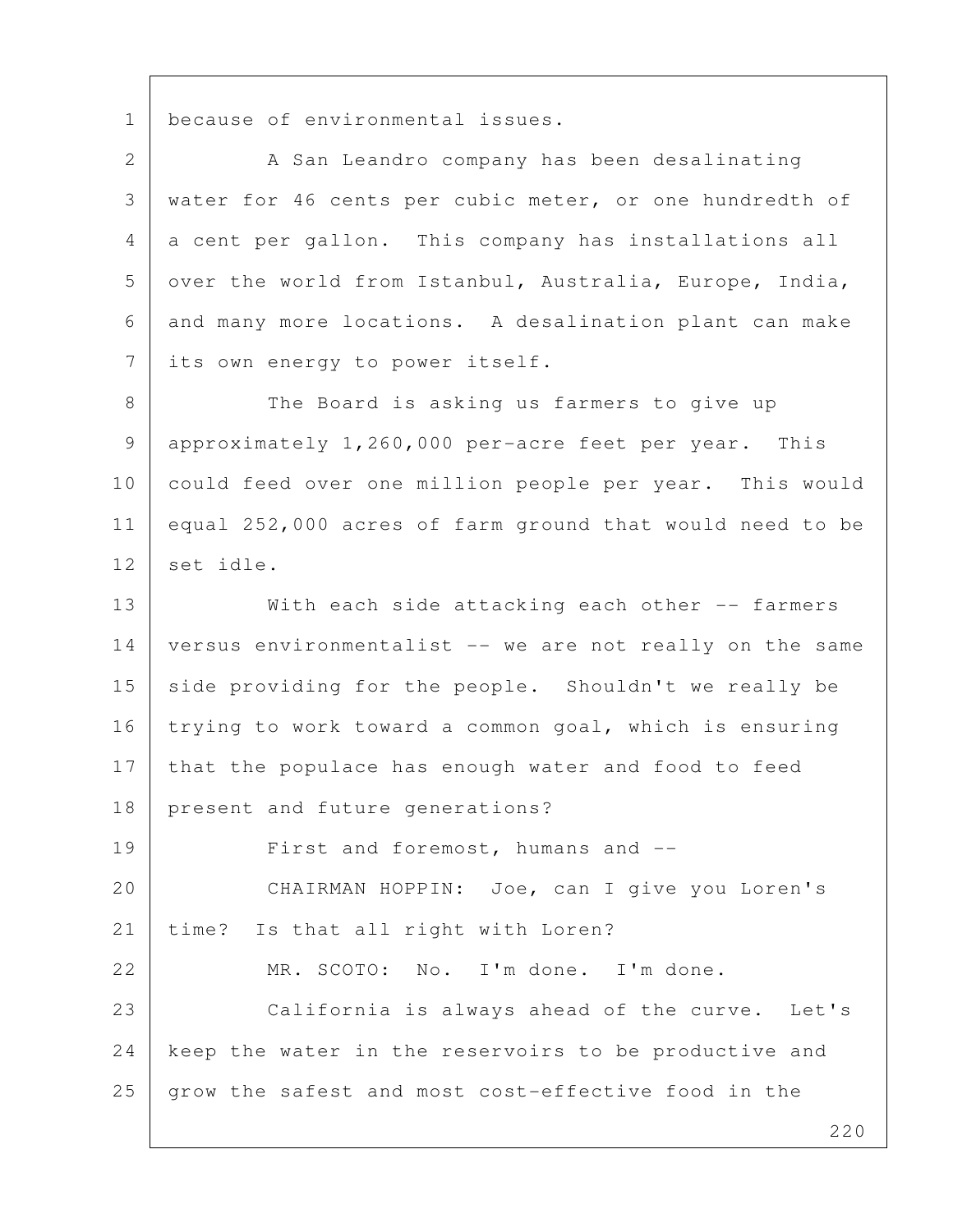because of environmental issues.

A San Leandro company has been desalinating water for 46 cents per cubic meter, or one hundredth of a cent per gallon. This company has installations all over the world from Istanbul, Australia, Europe, India, and many more locations. A desalination plant can make its own energy to power itself.

The Board is asking us farmers to give up approximately 1,260,000 per-acre feet per year. This could feed over one million people per year. This would equal 252,000 acres of farm ground that would need to be set idle.

With each side attacking each other -- farmers versus environmentalist -- we are not really on the same side providing for the people. Shouldn't we really be trying to work toward a common goal, which is ensuring that the populace has enough water and food to feed present and future generations?

First and foremost, humans and --

CHAIRMAN HOPPIN: Joe, can I give you Loren's time? Is that all right with Loren?

MR. SCOTO: No. I'm done. I'm done.

California is always ahead of the curve. Let's keep the water in the reservoirs to be productive and grow the safest and most cost-effective food in the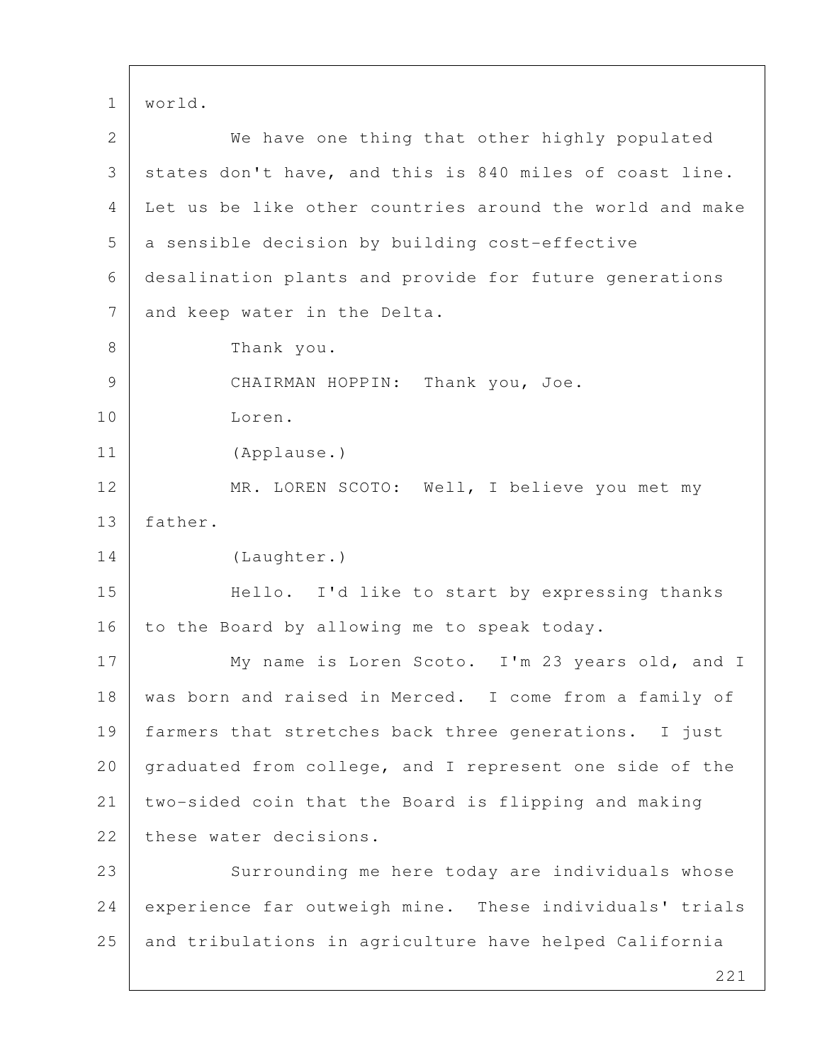world.

We have one thing that other highly populated states don't have, and this is 840 miles of coast line. Let us be like other countries around the world and make a sensible decision by building cost-effective desalination plants and provide for future generations and keep water in the Delta.

Thank you.

CHAIRMAN HOPPIN: Thank you, Joe.

Loren.

(Applause.)

MR. LOREN SCOTO: Well, I believe you met my father.

(Laughter.)

Hello. I'd like to start by expressing thanks to the Board by allowing me to speak today.

My name is Loren Scoto. I'm 23 years old, and I was born and raised in Merced. I come from a family of farmers that stretches back three generations. I just graduated from college, and I represent one side of the two-sided coin that the Board is flipping and making these water decisions.

Surrounding me here today are individuals whose experience far outweigh mine. These individuals' trials and tribulations in agriculture have helped California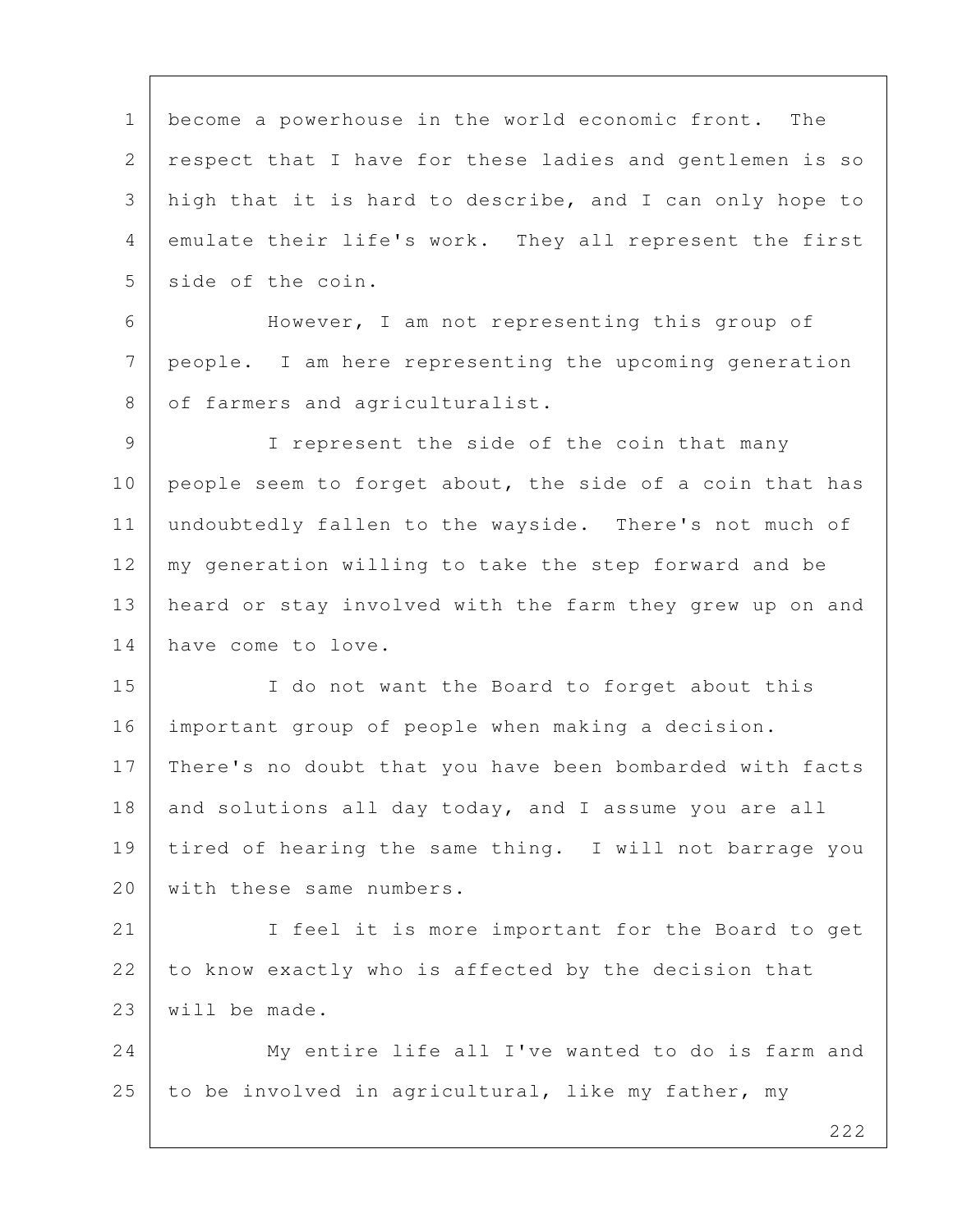become a powerhouse in the world economic front. The respect that I have for these ladies and gentlemen is so high that it is hard to describe, and I can only hope to emulate their life's work. They all represent the first side of the coin.

However, I am not representing this group of people. I am here representing the upcoming generation of farmers and agriculturalist.

I represent the side of the coin that many people seem to forget about, the side of a coin that has undoubtedly fallen to the wayside. There's not much of my generation willing to take the step forward and be heard or stay involved with the farm they grew up on and have come to love.

I do not want the Board to forget about this important group of people when making a decision. There's no doubt that you have been bombarded with facts and solutions all day today, and I assume you are all tired of hearing the same thing. I will not barrage you with these same numbers.

I feel it is more important for the Board to get to know exactly who is affected by the decision that will be made.

My entire life all I've wanted to do is farm and to be involved in agricultural, like my father, my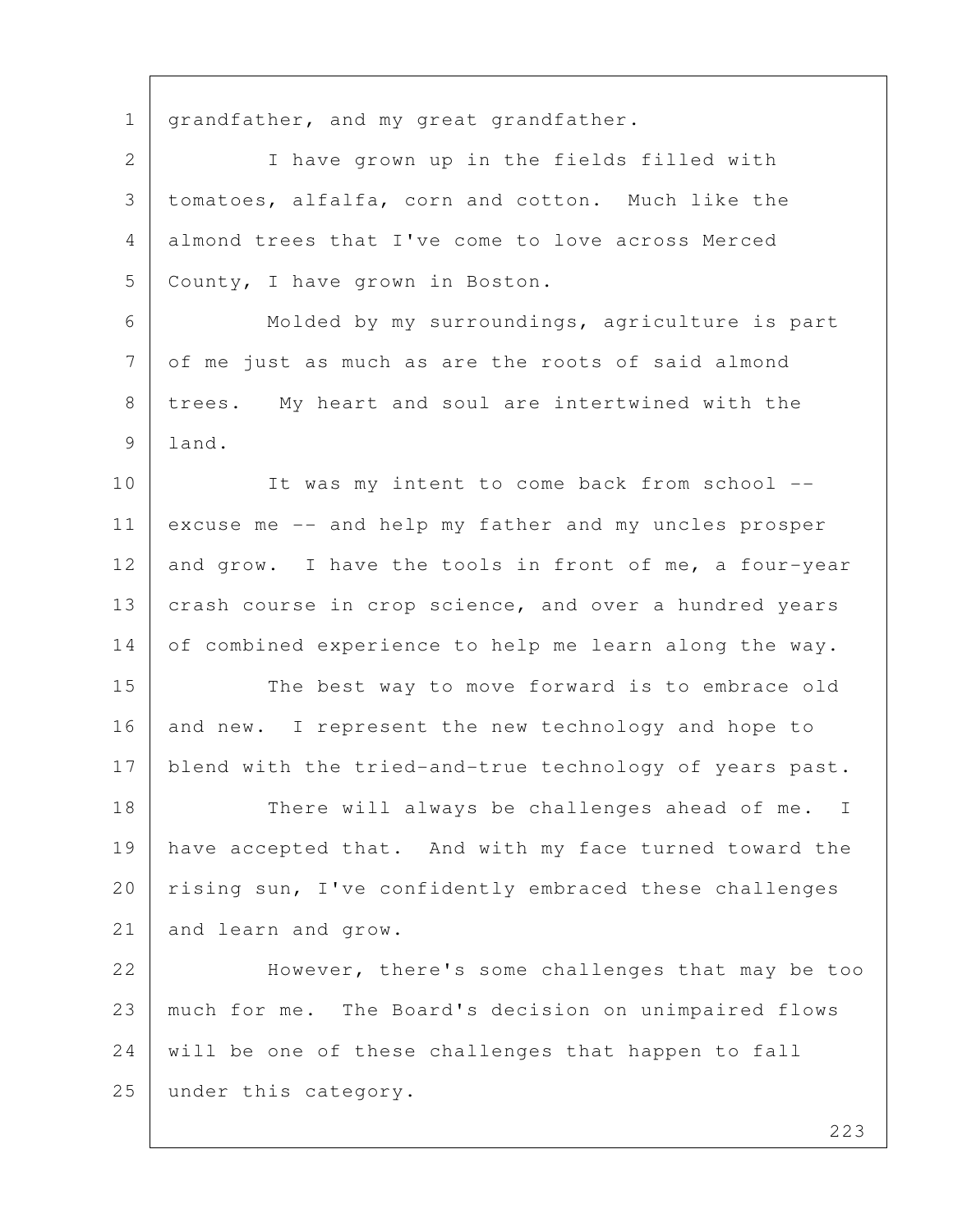grandfather, and my great grandfather.

I have grown up in the fields filled with tomatoes, alfalfa, corn and cotton. Much like the almond trees that I've come to love across Merced County, I have grown in Boston.

Molded by my surroundings, agriculture is part of me just as much as are the roots of said almond trees. My heart and soul are intertwined with the land.

It was my intent to come back from school -- excuse me -- and help my father and my uncles prosper and grow. I have the tools in front of me, a four-year crash course in crop science, and over a hundred years of combined experience to help me learn along the way.

The best way to move forward is to embrace old and new. I represent the new technology and hope to blend with the tried-and-true technology of years past.

There will always be challenges ahead of me. I have accepted that. And with my face turned toward the rising sun, I've confidently embraced these challenges and learn and grow.

However, there's some challenges that may be too much for me. The Board's decision on unimpaired flows will be one of these challenges that happen to fall under this category.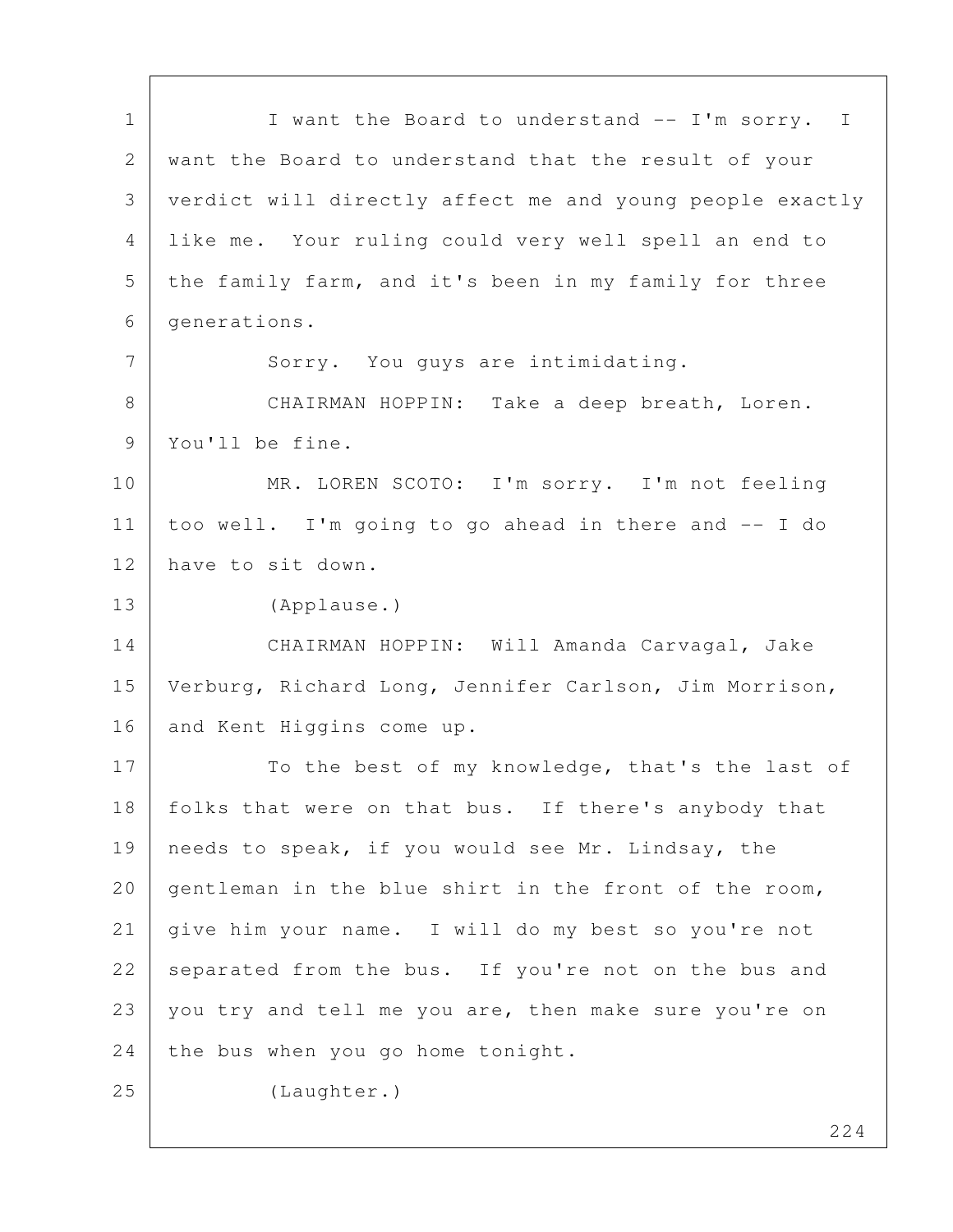I want the Board to understand -- I'm sorry. I want the Board to understand that the result of your verdict will directly affect me and young people exactly like me. Your ruling could very well spell an end to the family farm, and it's been in my family for three generations.

Sorry. You guys are intimidating.

CHAIRMAN HOPPIN: Take a deep breath, Loren. You'll be fine.

MR. LOREN SCOTO: I'm sorry. I'm not feeling too well. I'm going to go ahead in there and -- I do have to sit down.

(Applause.)

CHAIRMAN HOPPIN: Will Amanda Carvagal, Jake Verburg, Richard Long, Jennifer Carlson, Jim Morrison, and Kent Higgins come up.

To the best of my knowledge, that's the last of folks that were on that bus. If there's anybody that needs to speak, if you would see Mr. Lindsay, the gentleman in the blue shirt in the front of the room, give him your name. I will do my best so you're not separated from the bus. If you're not on the bus and you try and tell me you are, then make sure you're on the bus when you go home tonight.

(Laughter.)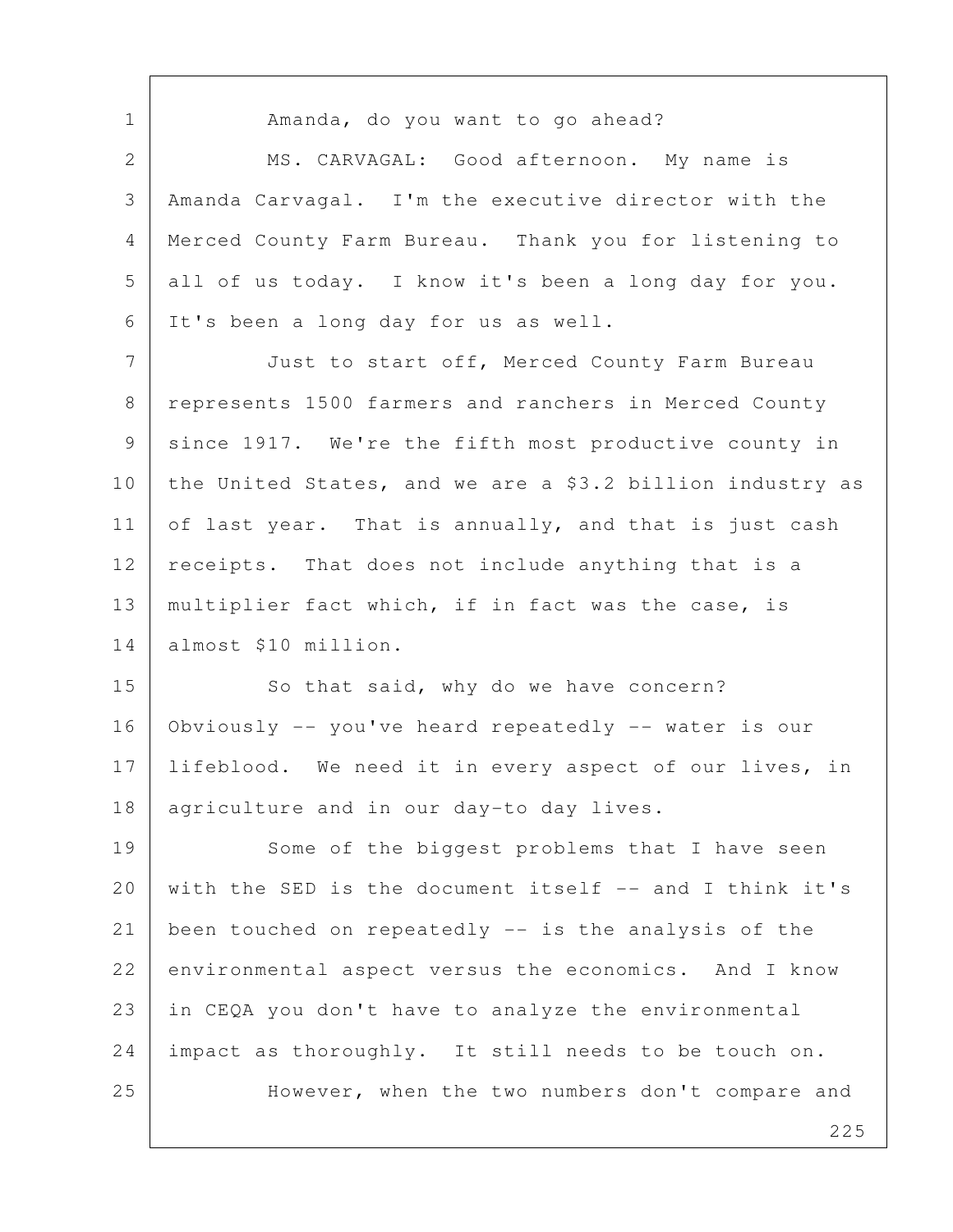Amanda, do you want to go ahead?

MS. CARVAGAL: Good afternoon. My name is Amanda Carvagal. I'm the executive director with the Merced County Farm Bureau. Thank you for listening to all of us today. I know it's been a long day for you. It's been a long day for us as well.

Just to start off, Merced County Farm Bureau represents 1500 farmers and ranchers in Merced County since 1917. We're the fifth most productive county in the United States, and we are a $3.2 billion industry as of last year. That is annually, and that is just cash receipts. That does not include anything that is a multiplier fact which, if in fact was the case, is almost $10 million.

So that said, why do we have concern? Obviously -- you've heard repeatedly -- water is our lifeblood. We need it in every aspect of our lives, in agriculture and in our day-to day lives.

Some of the biggest problems that I have seen with the SED is the document itself -- and I think it's been touched on repeatedly -- is the analysis of the environmental aspect versus the economics. And I know in CEQA you don't have to analyze the environmental impact as thoroughly. It still needs to be touch on.

However, when the two numbers don't compare and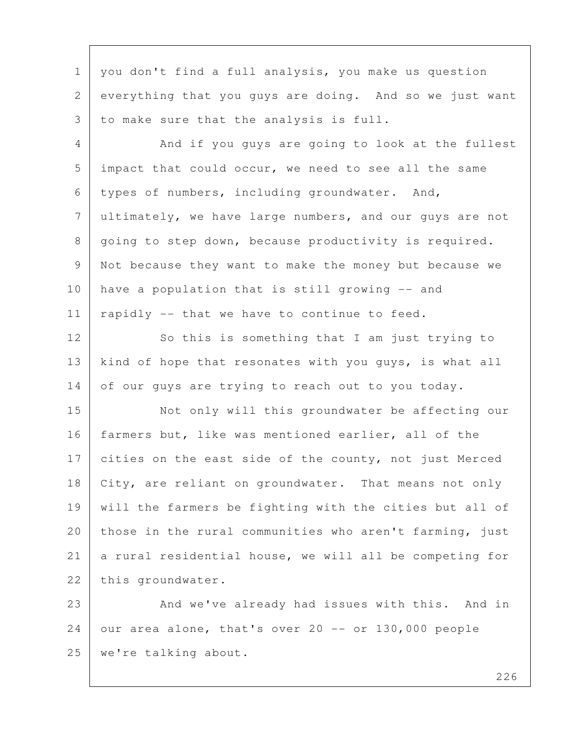you don't find a full analysis, you make us question everything that you guys are doing. And so we just want to make sure that the analysis is full.

And if you guys are going to look at the fullest impact that could occur, we need to see all the same types of numbers, including groundwater. And, ultimately, we have large numbers, and our guys are not going to step down, because productivity is required. Not because they want to make the money but because we have a population that is still growing -- and rapidly -- that we have to continue to feed.

So this is something that I am just trying to kind of hope that resonates with you guys, is what all of our guys are trying to reach out to you today.

Not only will this groundwater be affecting our farmers but, like was mentioned earlier, all of the cities on the east side of the county, not just Merced City, are reliant on groundwater. That means not only will the farmers be fighting with the cities but all of those in the rural communities who aren't farming, just a rural residential house, we will all be competing for this groundwater.

And we've already had issues with this. And in our area alone, that's over 20 -- or 130,000 people we're talking about.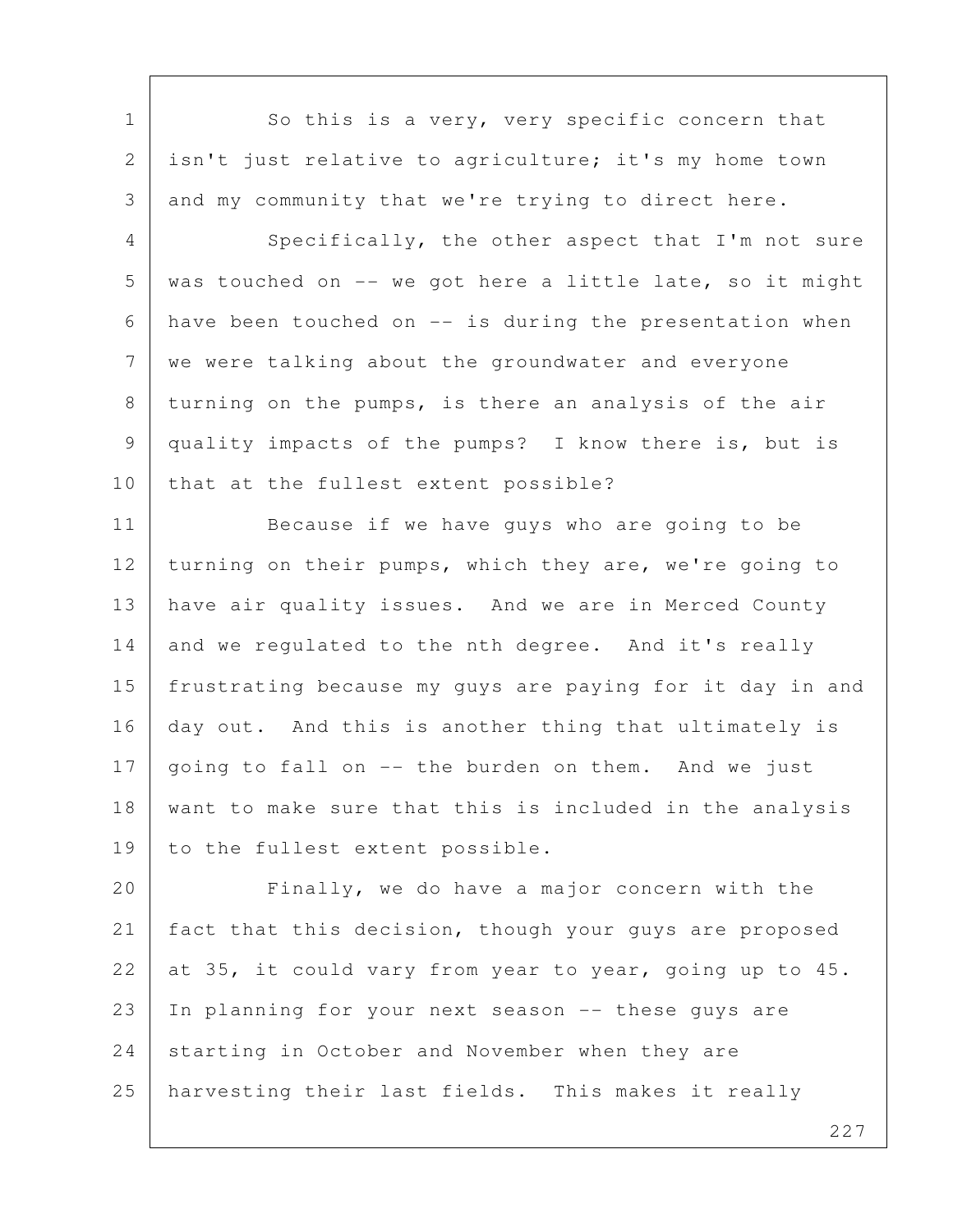So this is a very, very specific concern that isn't just relative to agriculture; it's my home town and my community that we're trying to direct here.

Specifically, the other aspect that I'm not sure was touched on -- we got here a little late, so it might have been touched on -- is during the presentation when we were talking about the groundwater and everyone turning on the pumps, is there an analysis of the air quality impacts of the pumps? I know there is, but is that at the fullest extent possible?

Because if we have guys who are going to be turning on their pumps, which they are, we're going to have air quality issues. And we are in Merced County and we regulated to the nth degree. And it's really frustrating because my guys are paying for it day in and day out. And this is another thing that ultimately is going to fall on -- the burden on them. And we just want to make sure that this is included in the analysis to the fullest extent possible.

Finally, we do have a major concern with the fact that this decision, though your guys are proposed at 35, it could vary from year to year, going up to 45. In planning for your next season -- these guys are starting in October and November when they are harvesting their last fields. This makes it really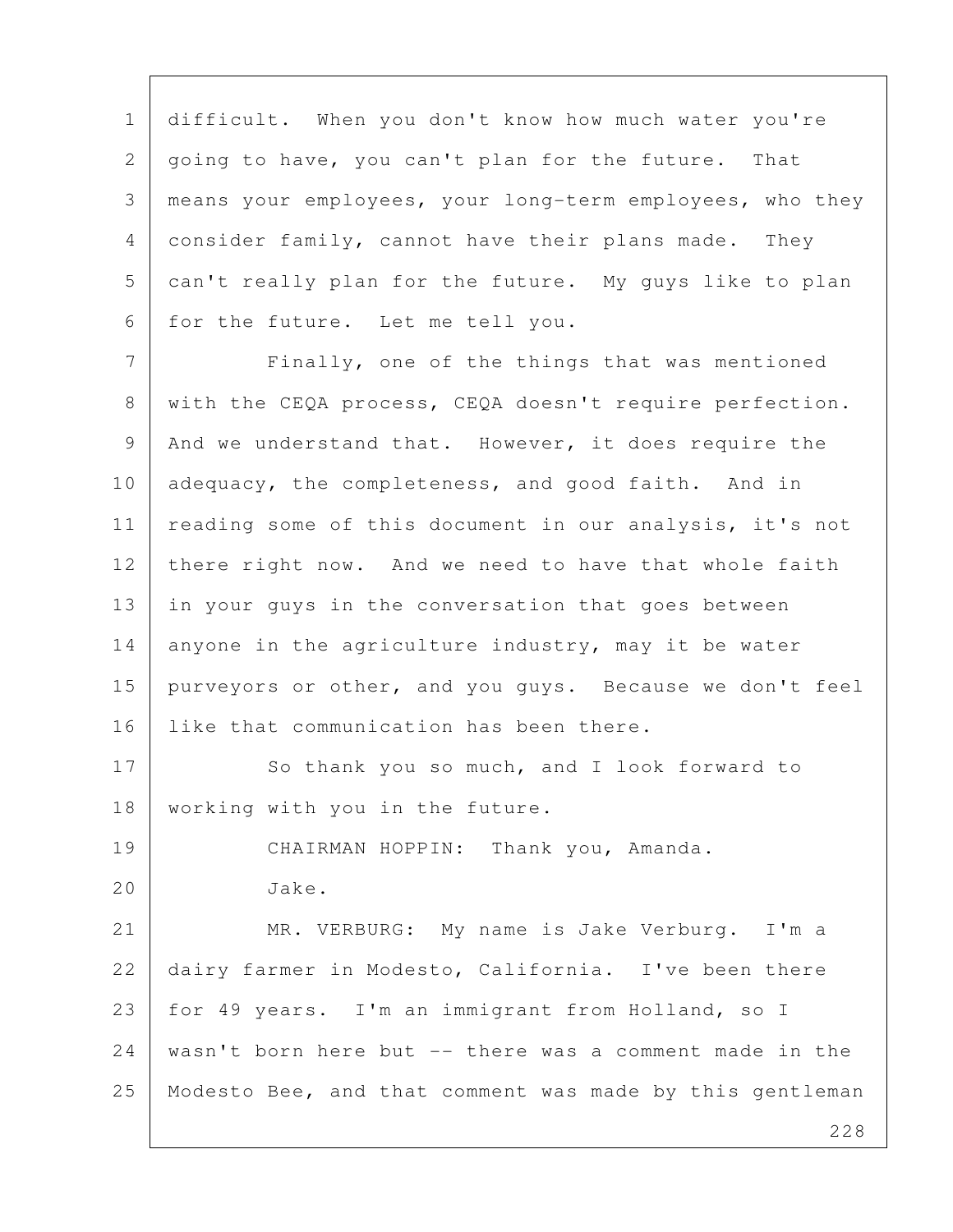difficult. When you don't know how much water you're going to have, you can't plan for the future. That means your employees, your long-term employees, who they consider family, cannot have their plans made. They can't really plan for the future. My guys like to plan for the future. Let me tell you.

Finally, one of the things that was mentioned with the CEQA process, CEQA doesn't require perfection. And we understand that. However, it does require the adequacy, the completeness, and good faith. And in reading some of this document in our analysis, it's not there right now. And we need to have that whole faith in your guys in the conversation that goes between anyone in the agriculture industry, may it be water purveyors or other, and you guys. Because we don't feel like that communication has been there.

So thank you so much, and I look forward to working with you in the future.

CHAIRMAN HOPPIN: Thank you, Amanda.

Jake.

MR. VERBURG: My name is Jake Verburg. I'm a dairy farmer in Modesto, California. I've been there for 49 years. I'm an immigrant from Holland, so I wasn't born here but -- there was a comment made in the Modesto Bee, and that comment was made by this gentleman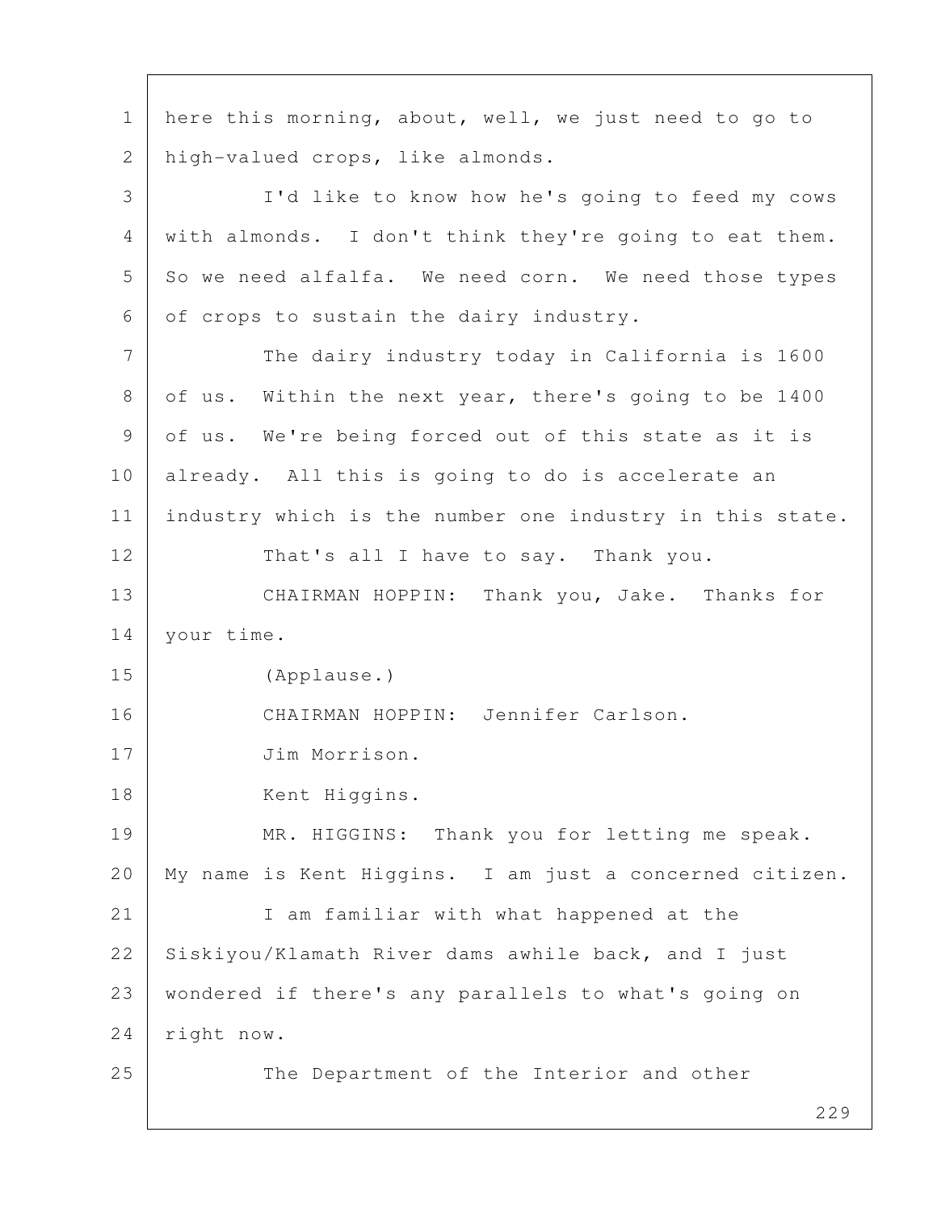here this morning, about, well, we just need to go to high-valued crops, like almonds.

I'd like to know how he's going to feed my cows with almonds. I don't think they're going to eat them. So we need alfalfa. We need corn. We need those types of crops to sustain the dairy industry.

The dairy industry today in California is 1600 of us. Within the next year, there's going to be 1400 of us. We're being forced out of this state as it is already. All this is going to do is accelerate an industry which is the number one industry in this state.

That's all I have to say. Thank you.

CHAIRMAN HOPPIN: Thank you, Jake. Thanks for your time.

(Applause.)

CHAIRMAN HOPPIN: Jennifer Carlson.

Jim Morrison.

Kent Higgins.

MR. HIGGINS: Thank you for letting me speak. My name is Kent Higgins. I am just a concerned citizen.

I am familiar with what happened at the Siskiyou/Klamath River dams awhile back, and I just wondered if there's any parallels to what's going on right now.

The Department of the Interior and other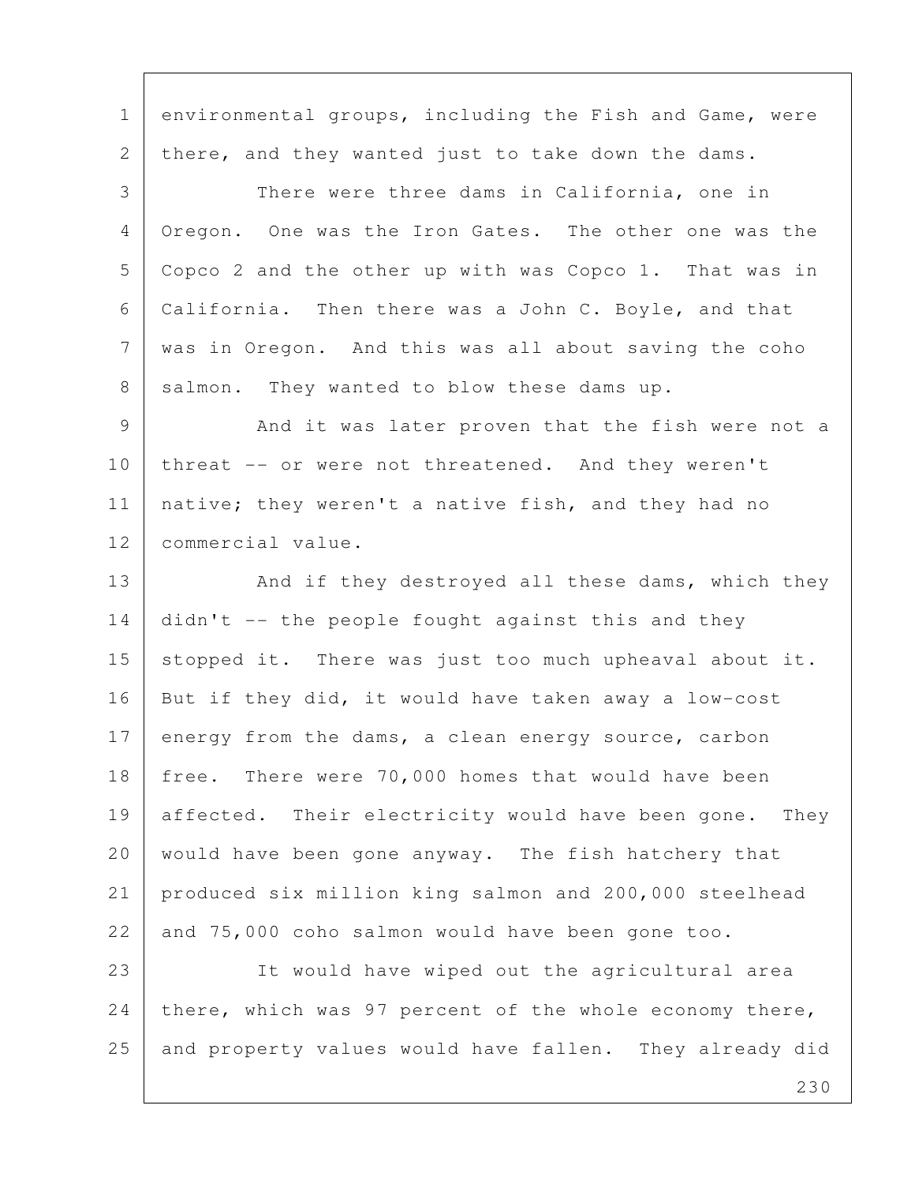environmental groups, including the Fish and Game, were there, and they wanted just to take down the dams.

There were three dams in California, one in Oregon. One was the Iron Gates. The other one was the Copco 2 and the other up with was Copco 1. That was in California. Then there was a John C. Boyle, and that was in Oregon. And this was all about saving the coho salmon. They wanted to blow these dams up.

And it was later proven that the fish were not a threat -- or were not threatened. And they weren't native; they weren't a native fish, and they had no commercial value.

And if they destroyed all these dams, which they didn't -- the people fought against this and they stopped it. There was just too much upheaval about it. But if they did, it would have taken away a low-cost energy from the dams, a clean energy source, carbon free. There were 70,000 homes that would have been affected. Their electricity would have been gone. They would have been gone anyway. The fish hatchery that produced six million king salmon and 200,000 steelhead and 75,000 coho salmon would have been gone too.

It would have wiped out the agricultural area there, which was 97 percent of the whole economy there, and property values would have fallen. They already did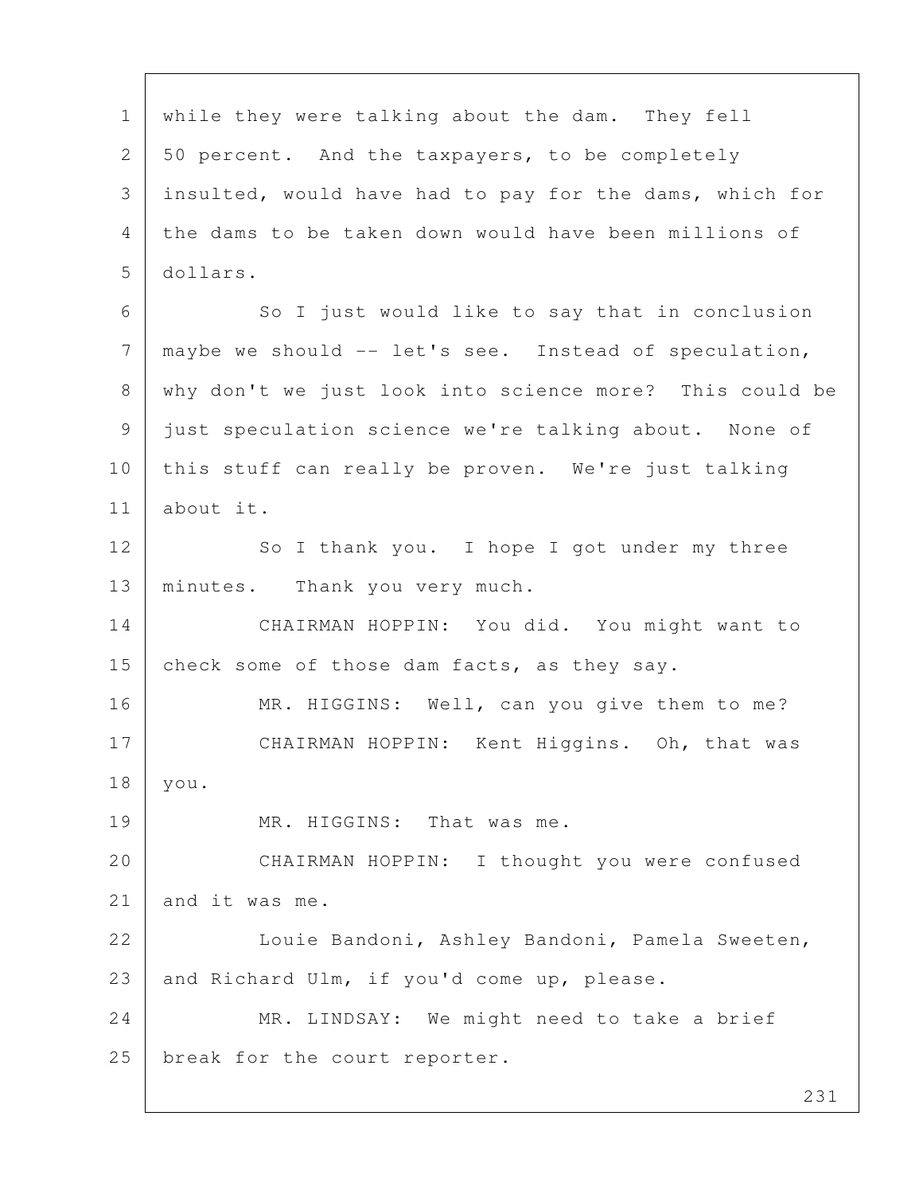while they were talking about the dam. They fell 50 percent. And the taxpayers, to be completely insulted, would have had to pay for the dams, which for the dams to be taken down would have been millions of dollars.

So I just would like to say that in conclusion maybe we should -- let's see. Instead of speculation, why don't we just look into science more? This could be just speculation science we're talking about. None of this stuff can really be proven. We're just talking about it.

So I thank you. I hope I got under my three minutes. Thank you very much.

CHAIRMAN HOPPIN: You did. You might want to check some of those dam facts, as they say.

MR. HIGGINS: Well, can you give them to me?

CHAIRMAN HOPPIN: Kent Higgins. Oh, that was you.

MR. HIGGINS: That was me.

CHAIRMAN HOPPIN: I thought you were confused and it was me.

Louie Bandoni, Ashley Bandoni, Pamela Sweeten, and Richard Ulm, if you'd come up, please.

MR. LINDSAY: We might need to take a brief break for the court reporter.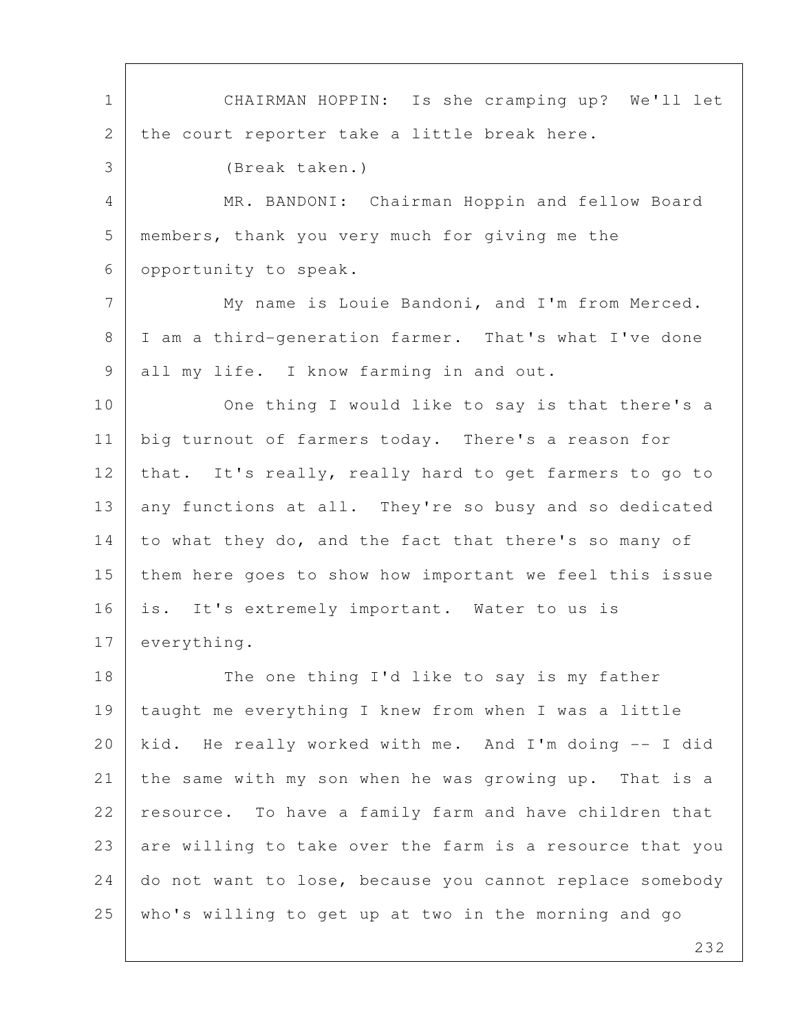CHAIRMAN HOPPIN: Is she cramping up? We'll let the court reporter take a little break here.

(Break taken.)

MR. BANDONI: Chairman Hoppin and fellow Board members, thank you very much for giving me the opportunity to speak.

My name is Louie Bandoni, and I'm from Merced. I am a third-generation farmer. That's what I've done all my life. I know farming in and out.

One thing I would like to say is that there's a big turnout of farmers today. There's a reason for that. It's really, really hard to get farmers to go to any functions at all. They're so busy and so dedicated to what they do, and the fact that there's so many of them here goes to show how important we feel this issue is. It's extremely important. Water to us is everything.

The one thing I'd like to say is my father taught me everything I knew from when I was a little kid. He really worked with me. And I'm doing -- I did the same with my son when he was growing up. That is a resource. To have a family farm and have children that are willing to take over the farm is a resource that you do not want to lose, because you cannot replace somebody who's willing to get up at two in the morning and go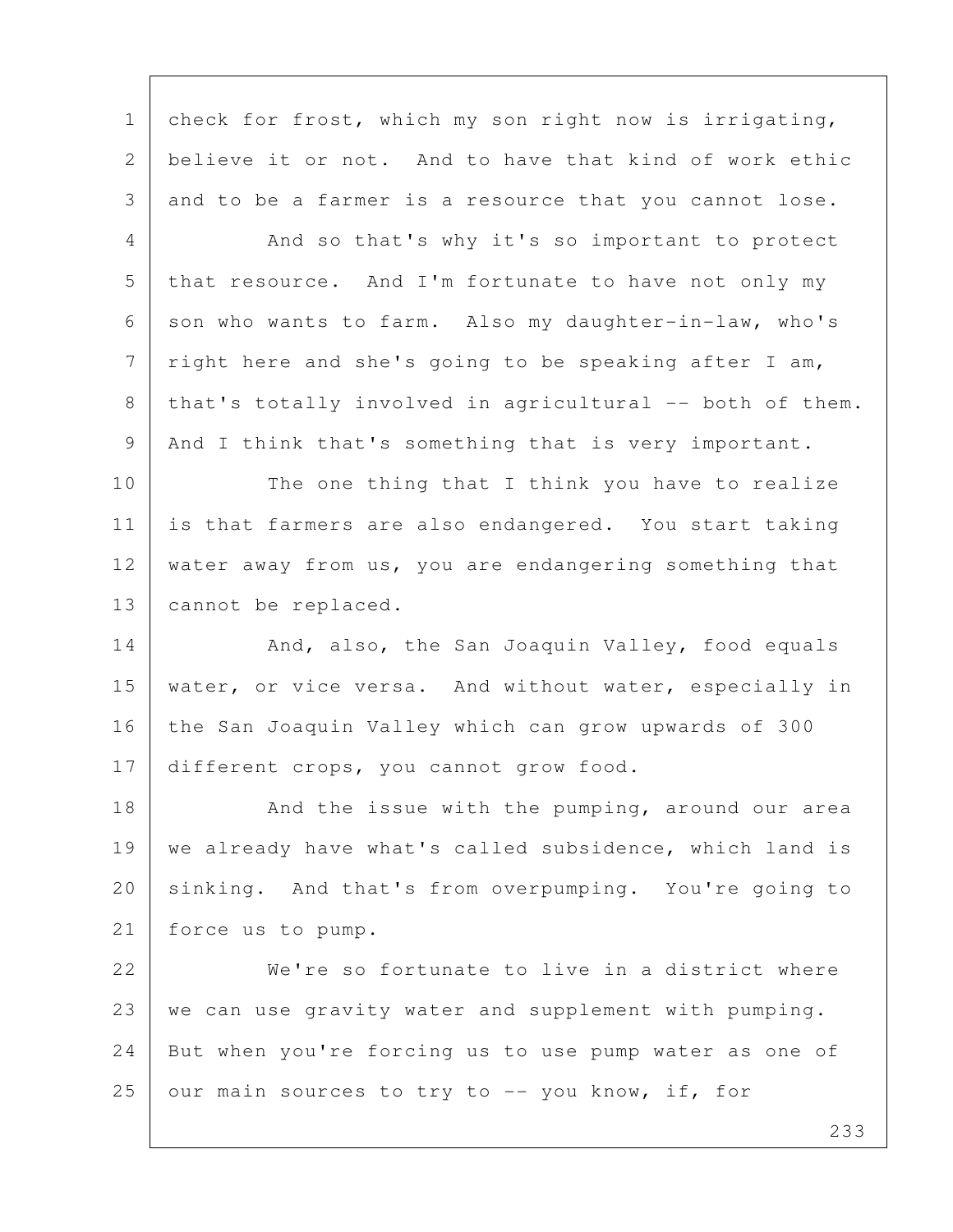check for frost, which my son right now is irrigating, believe it or not. And to have that kind of work ethic and to be a farmer is a resource that you cannot lose.

And so that's why it's so important to protect that resource. And I'm fortunate to have not only my son who wants to farm. Also my daughter-in-law, who's right here and she's going to be speaking after I am, that's totally involved in agricultural -- both of them. And I think that's something that is very important.

The one thing that I think you have to realize is that farmers are also endangered. You start taking water away from us, you are endangering something that cannot be replaced.

And, also, the San Joaquin Valley, food equals water, or vice versa. And without water, especially in the San Joaquin Valley which can grow upwards of 300 different crops, you cannot grow food.

And the issue with the pumping, around our area we already have what's called subsidence, which land is sinking. And that's from overpumping. You're going to force us to pump.

We're so fortunate to live in a district where we can use gravity water and supplement with pumping. But when you're forcing us to use pump water as one of our main sources to try to -- you know, if, for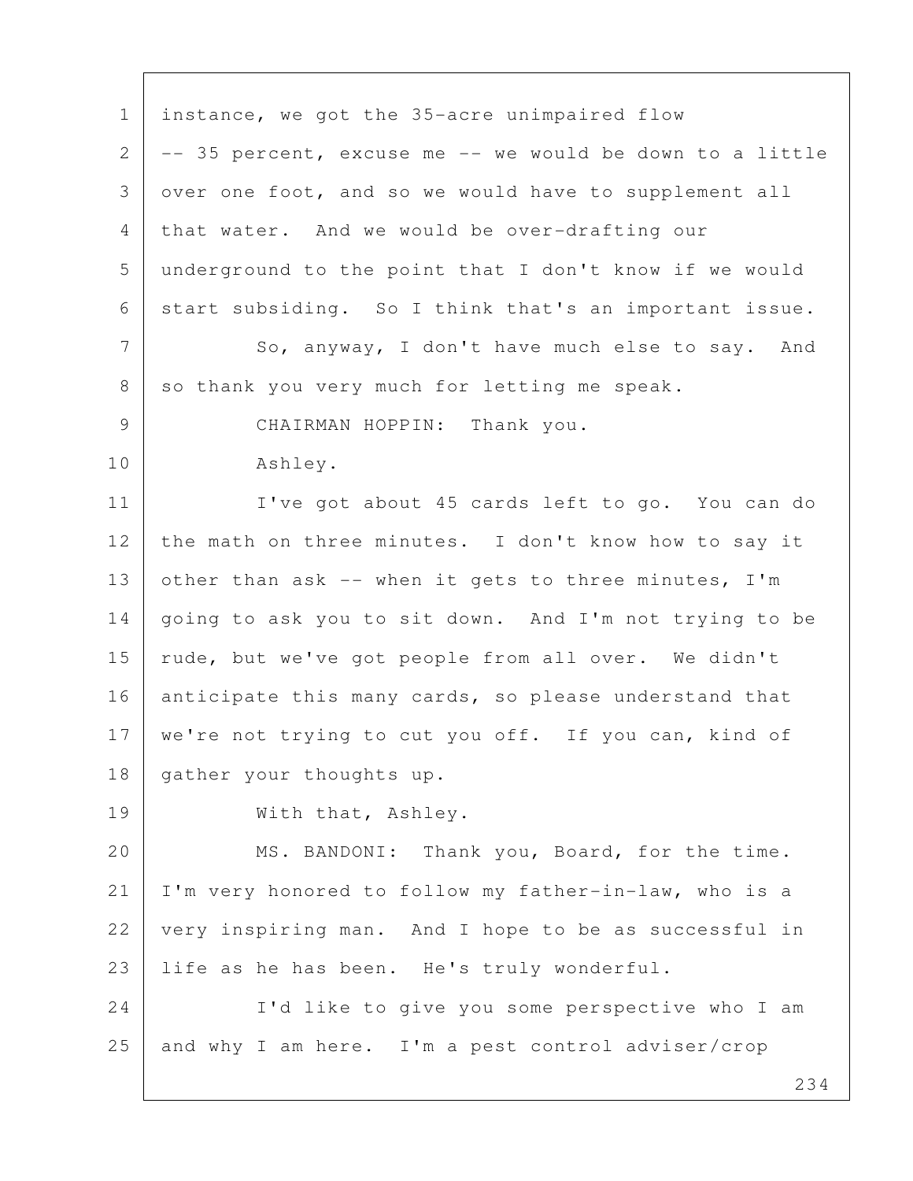instance, we got the 35-acre unimpaired flow -- 35 percent, excuse me -- we would be down to a little over one foot, and so we would have to supplement all that water. And we would be over-drafting our underground to the point that I don't know if we would start subsiding. So I think that's an important issue.

So, anyway, I don't have much else to say. And so thank you very much for letting me speak.

CHAIRMAN HOPPIN: Thank you.

Ashley.

I've got about 45 cards left to go. You can do the math on three minutes. I don't know how to say it other than ask -- when it gets to three minutes, I'm going to ask you to sit down. And I'm not trying to be rude, but we've got people from all over. We didn't anticipate this many cards, so please understand that we're not trying to cut you off. If you can, kind of gather your thoughts up.

With that, Ashley.

MS. BANDONI: Thank you, Board, for the time. I'm very honored to follow my father-in-law, who is a very inspiring man. And I hope to be as successful in life as he has been. He's truly wonderful.

I'd like to give you some perspective who I am and why I am here. I'm a pest control adviser/crop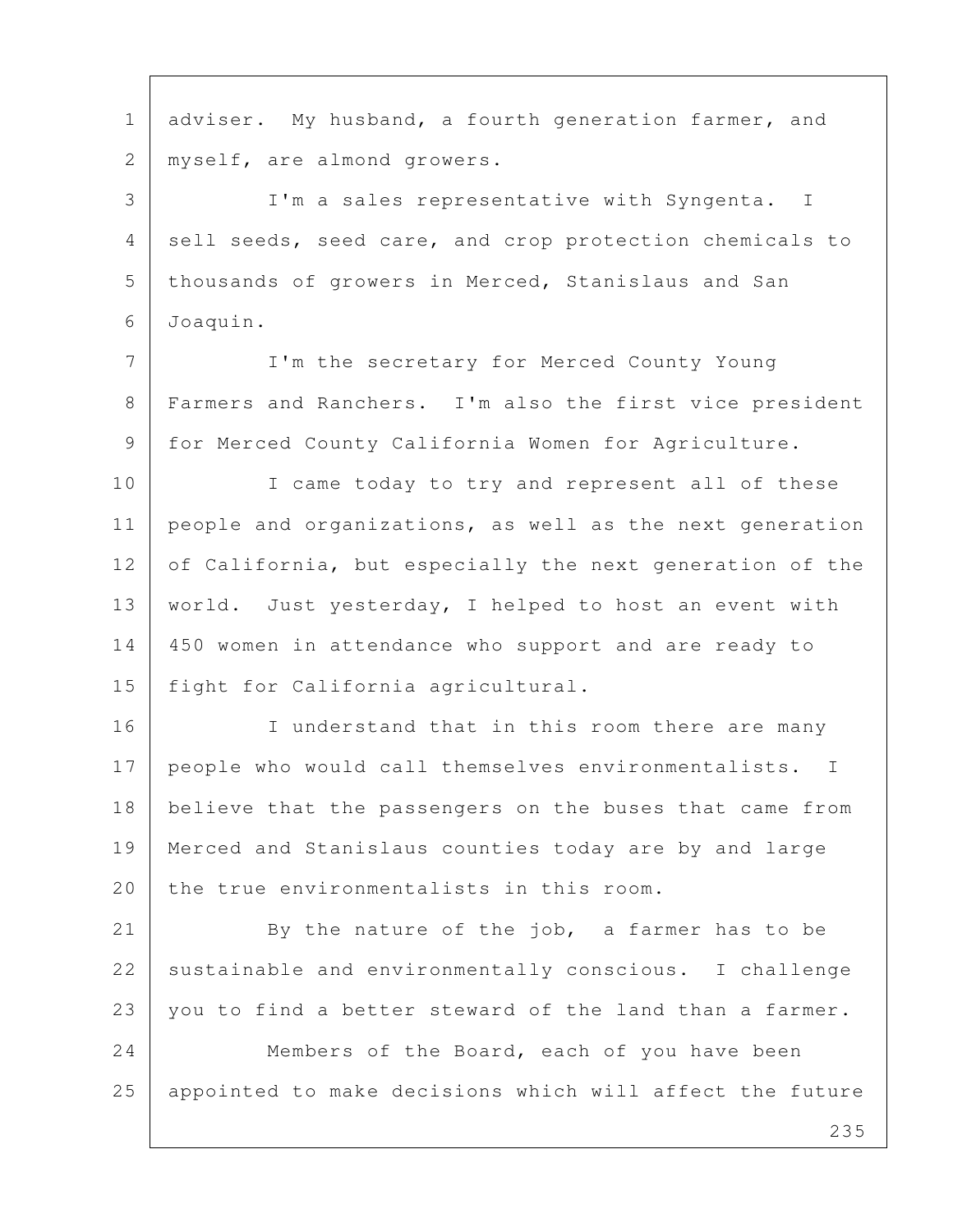adviser. My husband, a fourth generation farmer, and myself, are almond growers.

I'm a sales representative with Syngenta. I sell seeds, seed care, and crop protection chemicals to thousands of growers in Merced, Stanislaus and San Joaquin.

I'm the secretary for Merced County Young Farmers and Ranchers. I'm also the first vice president for Merced County California Women for Agriculture.

I came today to try and represent all of these people and organizations, as well as the next generation of California, but especially the next generation of the world. Just yesterday, I helped to host an event with 450 women in attendance who support and are ready to fight for California agricultural.

I understand that in this room there are many people who would call themselves environmentalists. I believe that the passengers on the buses that came from Merced and Stanislaus counties today are by and large the true environmentalists in this room.

By the nature of the job, a farmer has to be sustainable and environmentally conscious. I challenge you to find a better steward of the land than a farmer.

Members of the Board, each of you have been appointed to make decisions which will affect the future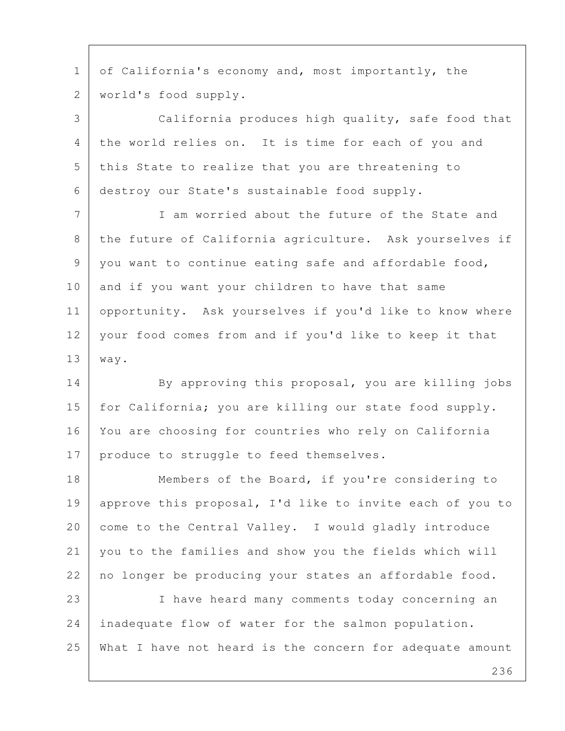of California's economy and, most importantly, the world's food supply.

California produces high quality, safe food that the world relies on. It is time for each of you and this State to realize that you are threatening to destroy our State's sustainable food supply.

I am worried about the future of the State and the future of California agriculture. Ask yourselves if you want to continue eating safe and affordable food, and if you want your children to have that same opportunity. Ask yourselves if you'd like to know where your food comes from and if you'd like to keep it that way.

By approving this proposal, you are killing jobs for California; you are killing our state food supply. You are choosing for countries who rely on California produce to struggle to feed themselves.

Members of the Board, if you're considering to approve this proposal, I'd like to invite each of you to come to the Central Valley. I would gladly introduce you to the families and show you the fields which will no longer be producing your states an affordable food.

I have heard many comments today concerning an inadequate flow of water for the salmon population. What I have not heard is the concern for adequate amount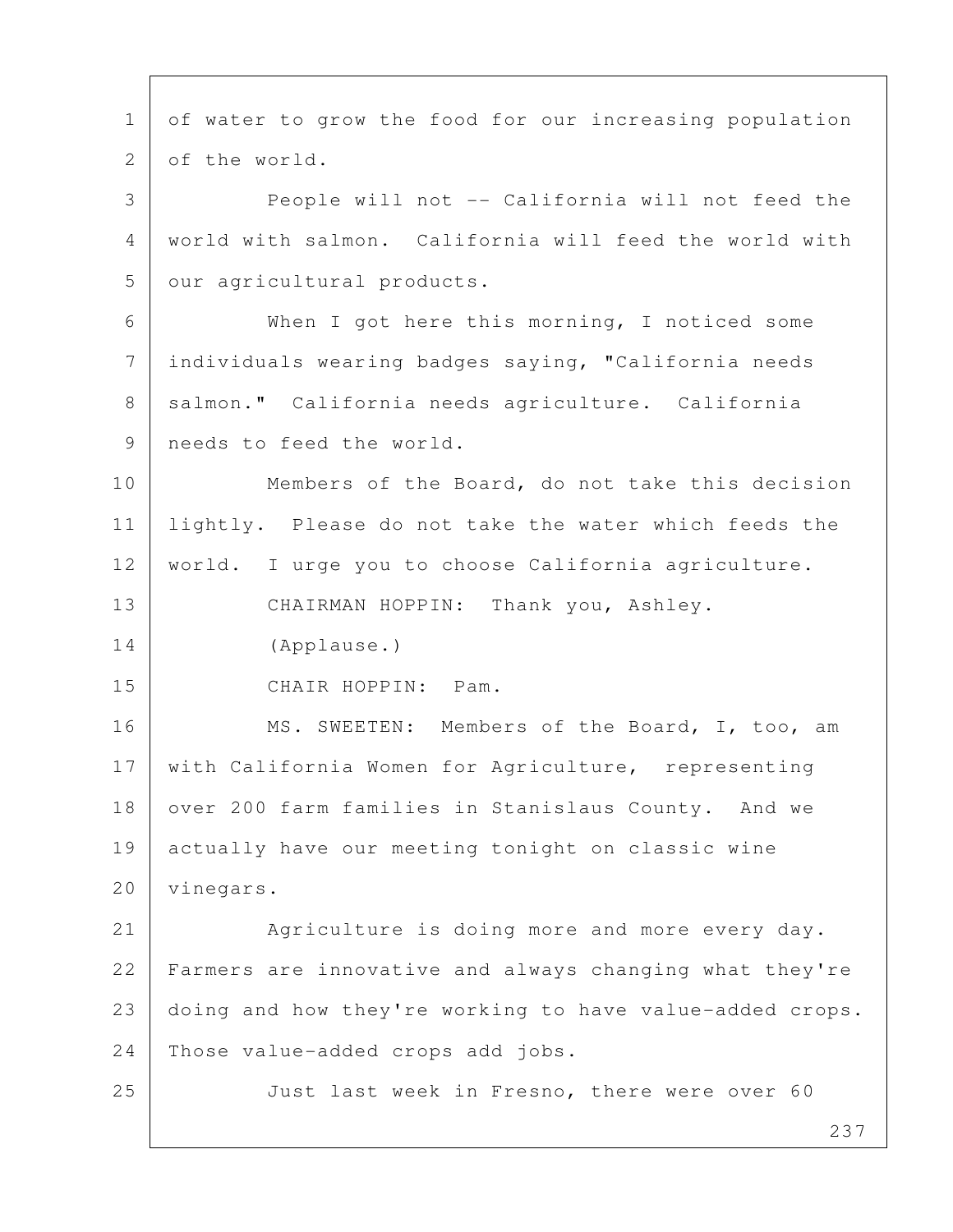of water to grow the food for our increasing population of the world.

People will not -- California will not feed the world with salmon. California will feed the world with our agricultural products.

When I got here this morning, I noticed some individuals wearing badges saying, "California needs salmon." California needs agriculture. California needs to feed the world.

Members of the Board, do not take this decision lightly. Please do not take the water which feeds the world. I urge you to choose California agriculture.

CHAIRMAN HOPPIN: Thank you, Ashley.

(Applause.)

CHAIR HOPPIN: Pam.

MS. SWEETEN: Members of the Board, I, too, am with California Women for Agriculture, representing over 200 farm families in Stanislaus County. And we actually have our meeting tonight on classic wine vinegars.

Agriculture is doing more and more every day. Farmers are innovative and always changing what they're doing and how they're working to have value-added crops. Those value-added crops add jobs.

Just last week in Fresno, there were over 60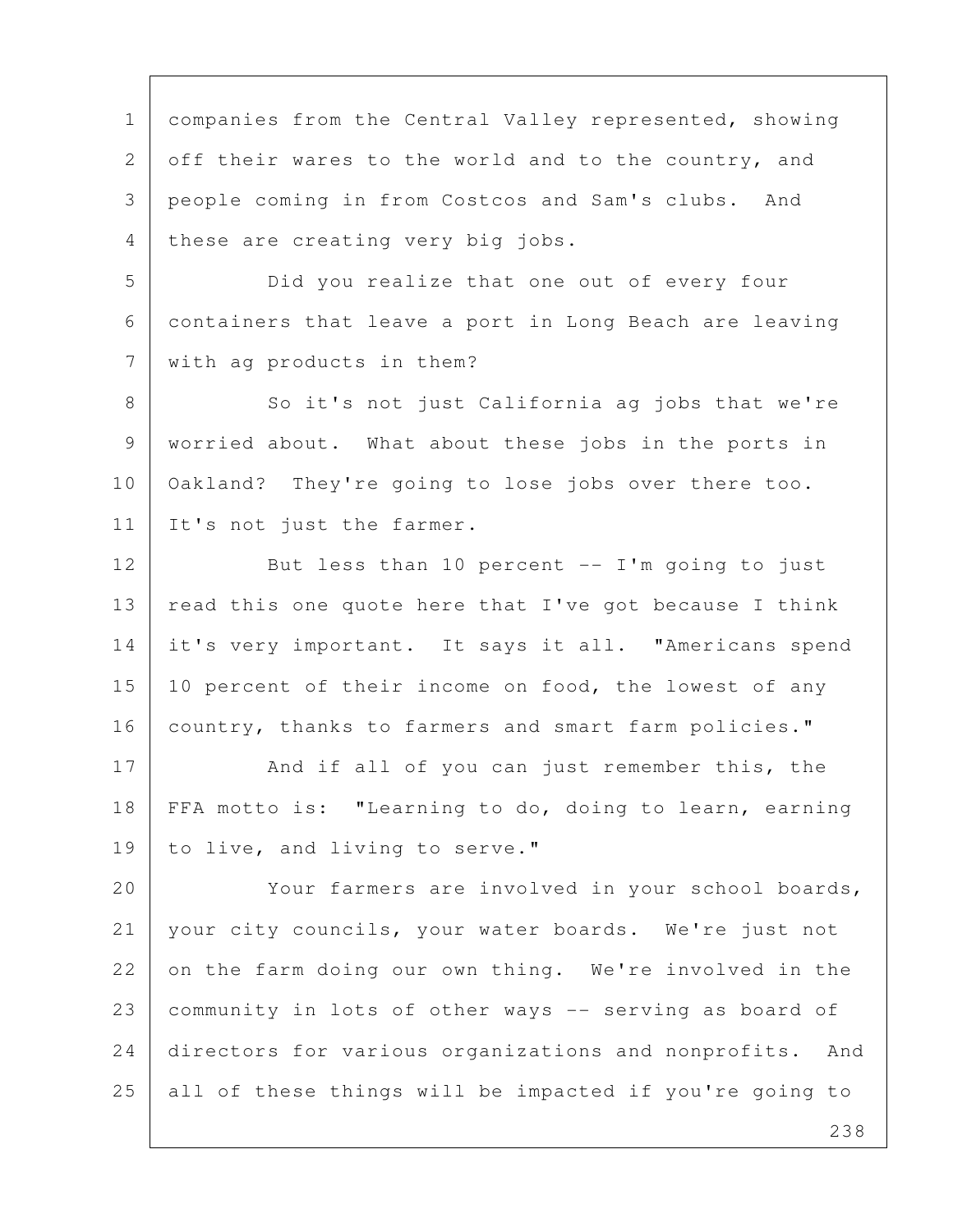companies from the Central Valley represented, showing off their wares to the world and to the country, and people coming in from Costcos and Sam's clubs. And these are creating very big jobs.

Did you realize that one out of every four containers that leave a port in Long Beach are leaving with ag products in them?

So it's not just California ag jobs that we're worried about. What about these jobs in the ports in Oakland? They're going to lose jobs over there too. It's not just the farmer.

But less than 10 percent -- I'm going to just read this one quote here that I've got because I think it's very important. It says it all. "Americans spend 10 percent of their income on food, the lowest of any country, thanks to farmers and smart farm policies."

And if all of you can just remember this, the FFA motto is: "Learning to do, doing to learn, earning to live, and living to serve."

Your farmers are involved in your school boards, your city councils, your water boards. We're just not on the farm doing our own thing. We're involved in the community in lots of other ways -- serving as board of directors for various organizations and nonprofits. And all of these things will be impacted if you're going to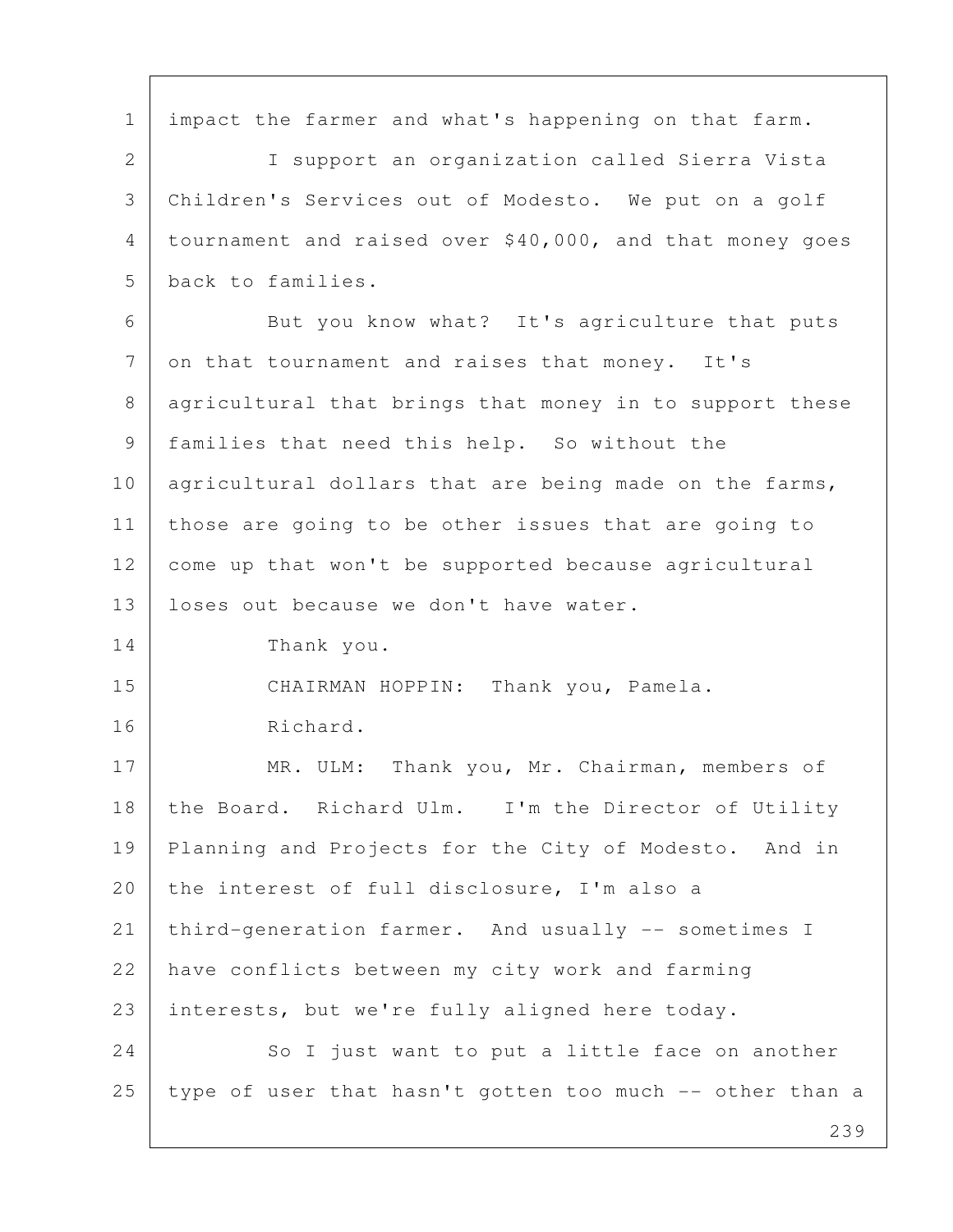impact the farmer and what's happening on that farm.

I support an organization called Sierra Vista Children's Services out of Modesto. We put on a golf tournament and raised over $40,000, and that money goes back to families.

But you know what? It's agriculture that puts on that tournament and raises that money. It's agricultural that brings that money in to support these families that need this help. So without the agricultural dollars that are being made on the farms, those are going to be other issues that are going to come up that won't be supported because agricultural loses out because we don't have water.

Thank you.

CHAIRMAN HOPPIN: Thank you, Pamela.

Richard.

MR. ULM: Thank you, Mr. Chairman, members of the Board. Richard Ulm. I'm the Director of Utility Planning and Projects for the City of Modesto. And in the interest of full disclosure, I'm also a third-generation farmer. And usually -- sometimes I have conflicts between my city work and farming interests, but we're fully aligned here today.

So I just want to put a little face on another type of user that hasn't gotten too much -- other than a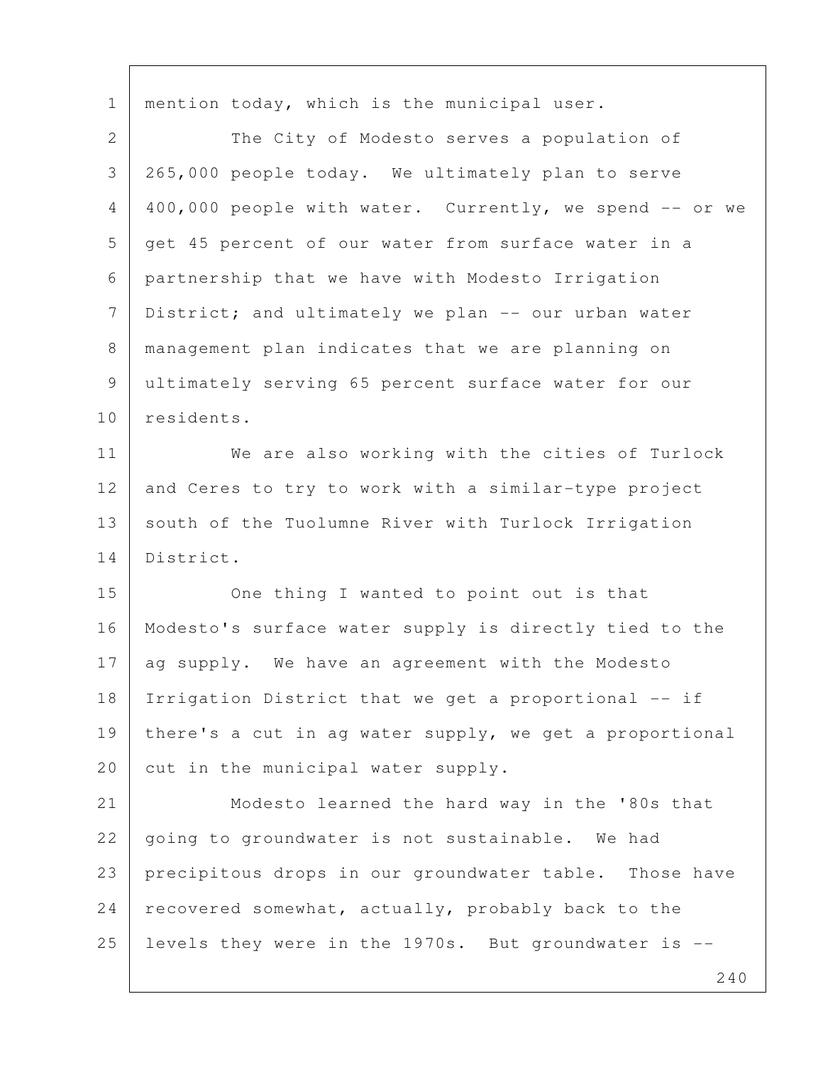mention today, which is the municipal user.

The City of Modesto serves a population of 265,000 people today. We ultimately plan to serve 400,000 people with water. Currently, we spend -- or we get 45 percent of our water from surface water in a partnership that we have with Modesto Irrigation District; and ultimately we plan -- our urban water management plan indicates that we are planning on ultimately serving 65 percent surface water for our residents.

We are also working with the cities of Turlock and Ceres to try to work with a similar-type project south of the Tuolumne River with Turlock Irrigation District.

One thing I wanted to point out is that Modesto's surface water supply is directly tied to the ag supply. We have an agreement with the Modesto Irrigation District that we get a proportional -- if there's a cut in ag water supply, we get a proportional cut in the municipal water supply.

Modesto learned the hard way in the '80s that going to groundwater is not sustainable. We had precipitous drops in our groundwater table. Those have recovered somewhat, actually, probably back to the levels they were in the 1970s. But groundwater is --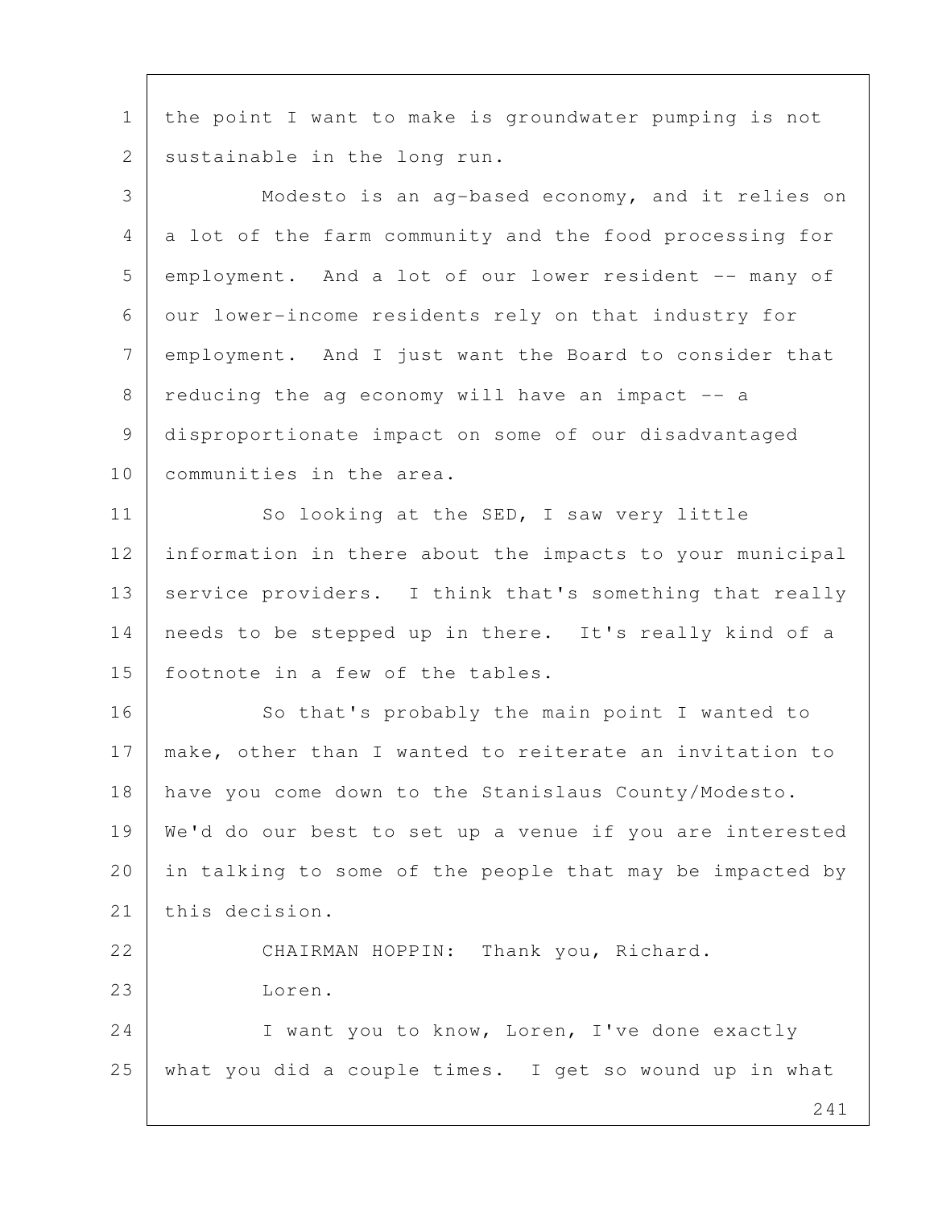the point I want to make is groundwater pumping is not sustainable in the long run.

Modesto is an ag-based economy, and it relies on a lot of the farm community and the food processing for employment. And a lot of our lower resident -- many of our lower-income residents rely on that industry for employment. And I just want the Board to consider that reducing the ag economy will have an impact -- a disproportionate impact on some of our disadvantaged communities in the area.

So looking at the SED, I saw very little information in there about the impacts to your municipal service providers. I think that's something that really needs to be stepped up in there. It's really kind of a footnote in a few of the tables.

So that's probably the main point I wanted to make, other than I wanted to reiterate an invitation to have you come down to the Stanislaus County/Modesto. We'd do our best to set up a venue if you are interested in talking to some of the people that may be impacted by this decision.

CHAIRMAN HOPPIN: Thank you, Richard.

Loren.

I want you to know, Loren, I've done exactly what you did a couple times. I get so wound up in what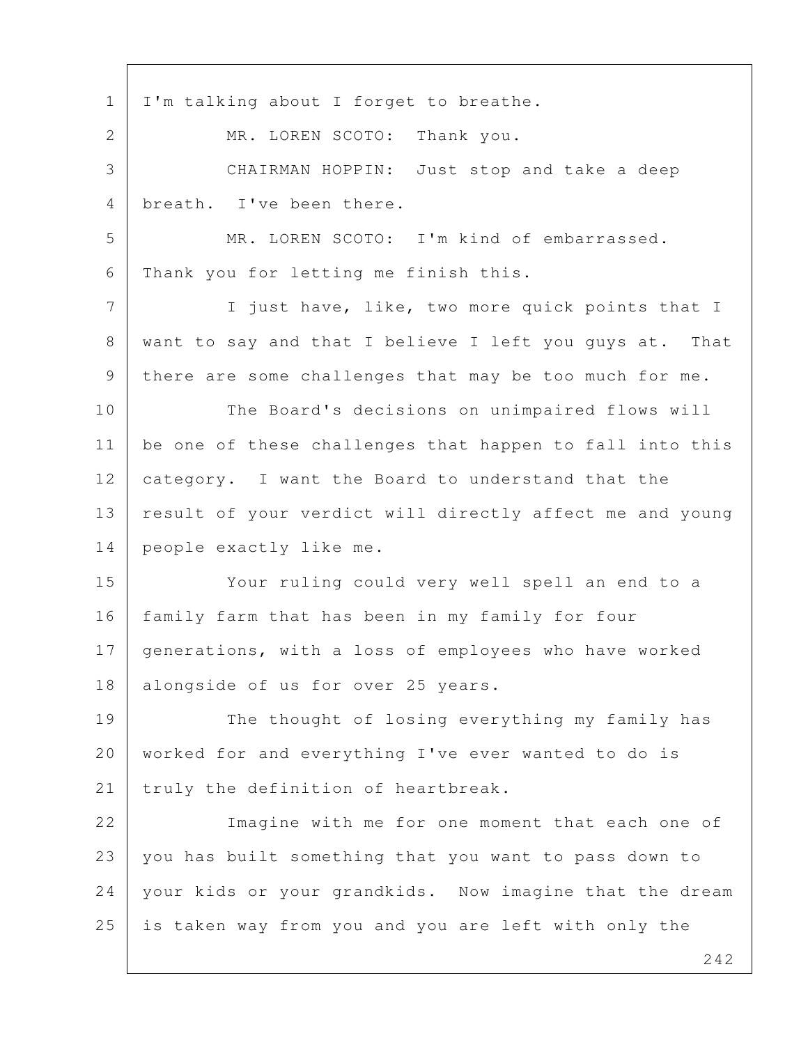I'm talking about I forget to breathe.

MR. LOREN SCOTO: Thank you.

CHAIRMAN HOPPIN: Just stop and take a deep breath. I've been there.

MR. LOREN SCOTO: I'm kind of embarrassed. Thank you for letting me finish this.

I just have, like, two more quick points that I want to say and that I believe I left you guys at. That there are some challenges that may be too much for me.

The Board's decisions on unimpaired flows will be one of these challenges that happen to fall into this category. I want the Board to understand that the result of your verdict will directly affect me and young people exactly like me.

Your ruling could very well spell an end to a family farm that has been in my family for four generations, with a loss of employees who have worked alongside of us for over 25 years.

The thought of losing everything my family has worked for and everything I've ever wanted to do is truly the definition of heartbreak.

Imagine with me for one moment that each one of you has built something that you want to pass down to your kids or your grandkids. Now imagine that the dream is taken way from you and you are left with only the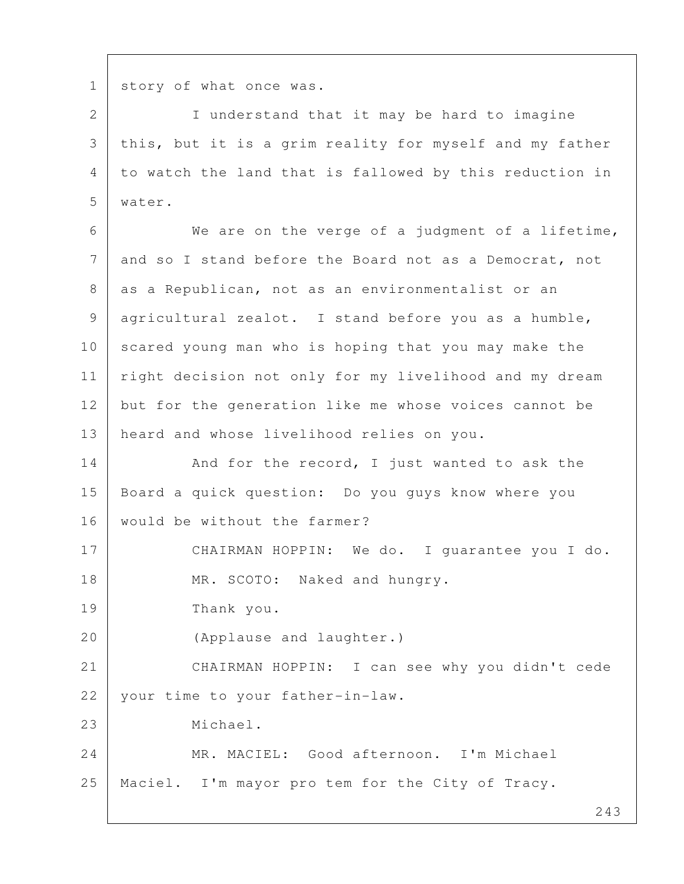story of what once was.

I understand that it may be hard to imagine this, but it is a grim reality for myself and my father to watch the land that is fallowed by this reduction in water.

We are on the verge of a judgment of a lifetime, and so I stand before the Board not as a Democrat, not as a Republican, not as an environmentalist or an agricultural zealot. I stand before you as a humble, scared young man who is hoping that you may make the right decision not only for my livelihood and my dream but for the generation like me whose voices cannot be heard and whose livelihood relies on you.

And for the record, I just wanted to ask the Board a quick question: Do you guys know where you would be without the farmer?

CHAIRMAN HOPPIN: We do. I guarantee you I do.

MR. SCOTO: Naked and hungry.

Thank you.

(Applause and laughter.)

CHAIRMAN HOPPIN: I can see why you didn't cede your time to your father-in-law.

Michael.

MR. MACIEL: Good afternoon. I'm Michael Maciel. I'm mayor pro tem for the City of Tracy.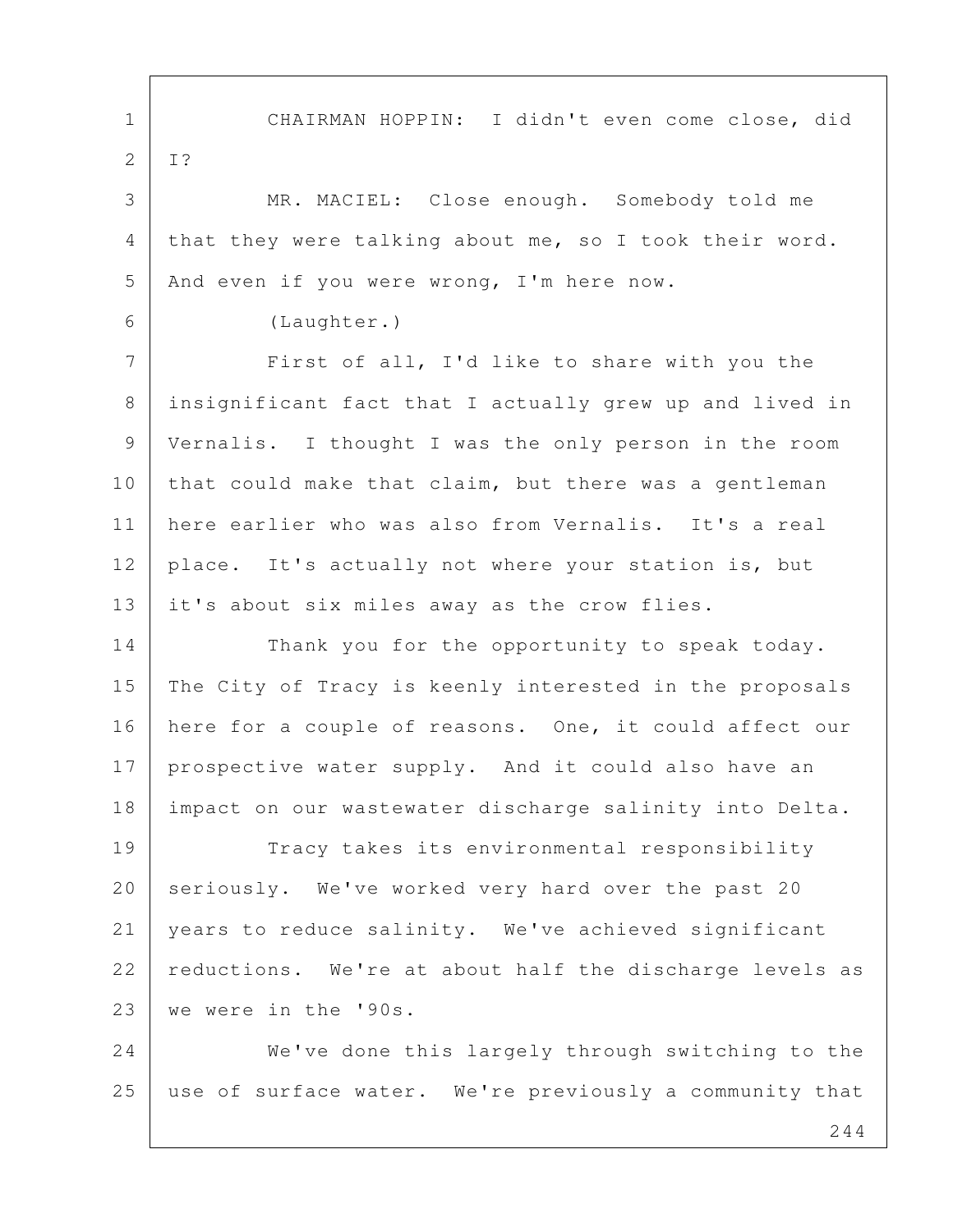CHAIRMAN HOPPIN: I didn't even come close, did I?

MR. MACIEL: Close enough. Somebody told me that they were talking about me, so I took their word. And even if you were wrong, I'm here now.

(Laughter.)

First of all, I'd like to share with you the insignificant fact that I actually grew up and lived in Vernalis. I thought I was the only person in the room that could make that claim, but there was a gentleman here earlier who was also from Vernalis. It's a real place. It's actually not where your station is, but it's about six miles away as the crow flies.

Thank you for the opportunity to speak today. The City of Tracy is keenly interested in the proposals here for a couple of reasons. One, it could affect our prospective water supply. And it could also have an impact on our wastewater discharge salinity into Delta.

Tracy takes its environmental responsibility seriously. We've worked very hard over the past 20 years to reduce salinity. We've achieved significant reductions. We're at about half the discharge levels as we were in the '90s.

We've done this largely through switching to the use of surface water. We're previously a community that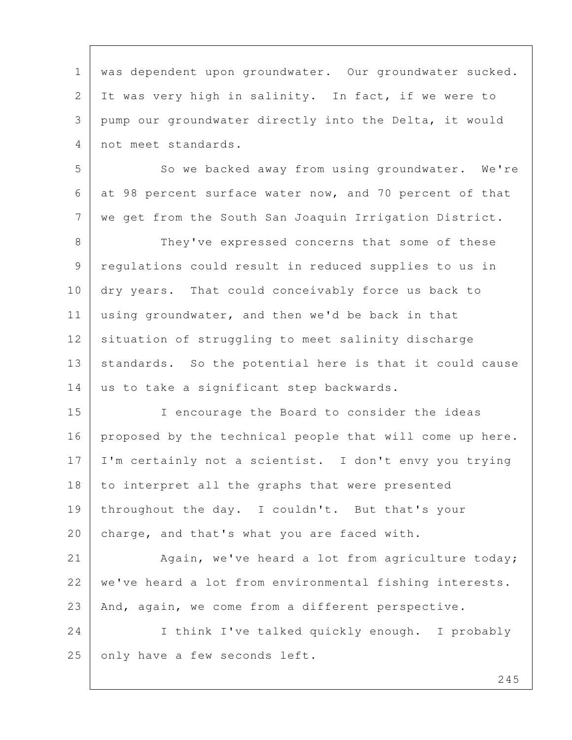was dependent upon groundwater. Our groundwater sucked. It was very high in salinity. In fact, if we were to pump our groundwater directly into the Delta, it would not meet standards.

So we backed away from using groundwater. We're at 98 percent surface water now, and 70 percent of that we get from the South San Joaquin Irrigation District.

They've expressed concerns that some of these regulations could result in reduced supplies to us in dry years. That could conceivably force us back to using groundwater, and then we'd be back in that situation of struggling to meet salinity discharge standards. So the potential here is that it could cause us to take a significant step backwards.

I encourage the Board to consider the ideas proposed by the technical people that will come up here. I'm certainly not a scientist. I don't envy you trying to interpret all the graphs that were presented throughout the day. I couldn't. But that's your charge, and that's what you are faced with.

Again, we've heard a lot from agriculture today; we've heard a lot from environmental fishing interests. And, again, we come from a different perspective.

I think I've talked quickly enough. I probably only have a few seconds left.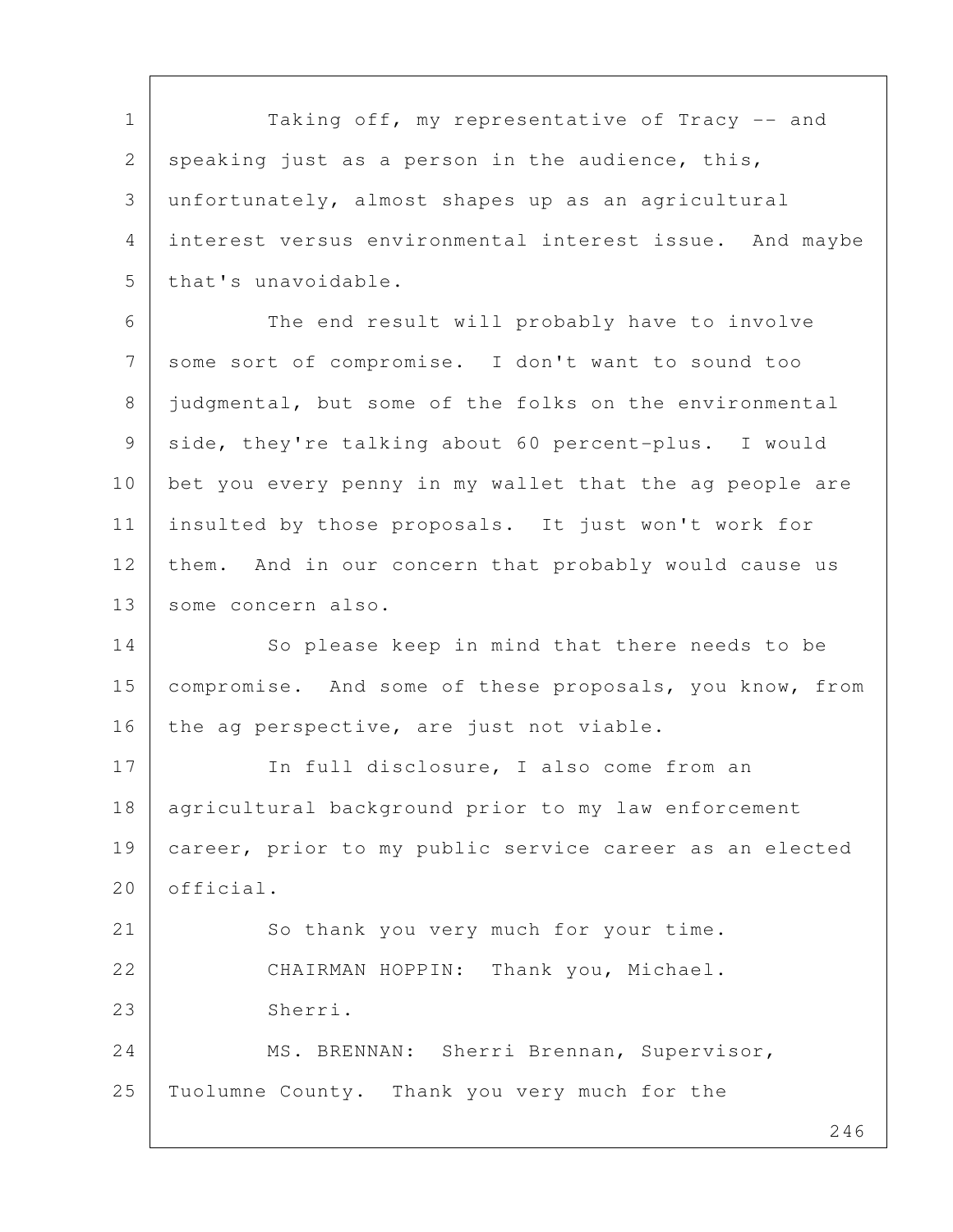Taking off, my representative of Tracy -- and speaking just as a person in the audience, this, unfortunately, almost shapes up as an agricultural interest versus environmental interest issue. And maybe that's unavoidable.

The end result will probably have to involve some sort of compromise. I don't want to sound too judgmental, but some of the folks on the environmental side, they're talking about 60 percent-plus. I would bet you every penny in my wallet that the ag people are insulted by those proposals. It just won't work for them. And in our concern that probably would cause us some concern also.

So please keep in mind that there needs to be compromise. And some of these proposals, you know, from the ag perspective, are just not viable.

In full disclosure, I also come from an agricultural background prior to my law enforcement career, prior to my public service career as an elected official.

So thank you very much for your time.

CHAIRMAN HOPPIN: Thank you, Michael.

Sherri.

MS. BRENNAN: Sherri Brennan, Supervisor, Tuolumne County. Thank you very much for the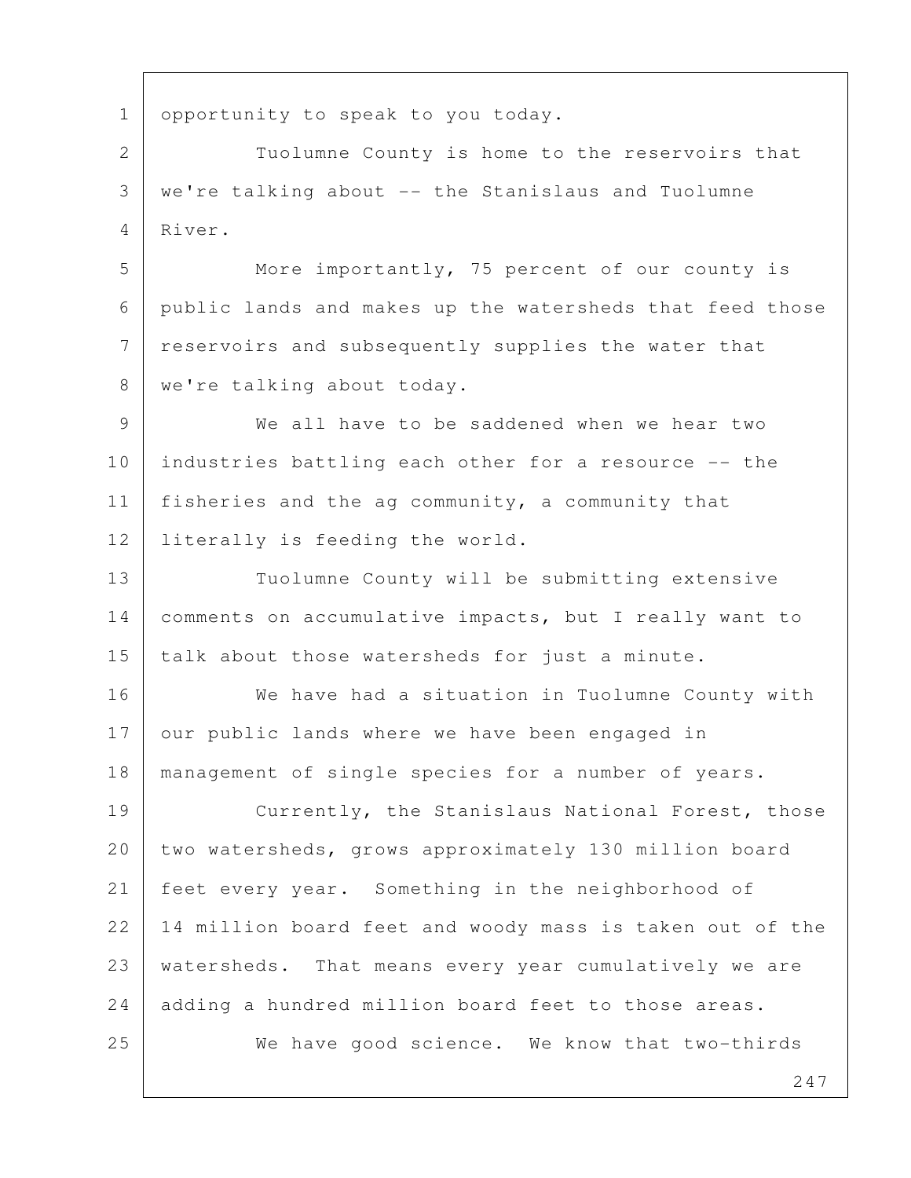opportunity to speak to you today.

Tuolumne County is home to the reservoirs that we're talking about -- the Stanislaus and Tuolumne River.

More importantly, 75 percent of our county is public lands and makes up the watersheds that feed those reservoirs and subsequently supplies the water that we're talking about today.

We all have to be saddened when we hear two industries battling each other for a resource -- the fisheries and the ag community, a community that literally is feeding the world.

Tuolumne County will be submitting extensive comments on accumulative impacts, but I really want to talk about those watersheds for just a minute.

We have had a situation in Tuolumne County with our public lands where we have been engaged in management of single species for a number of years.

Currently, the Stanislaus National Forest, those two watersheds, grows approximately 130 million board feet every year. Something in the neighborhood of 14 million board feet and woody mass is taken out of the watersheds. That means every year cumulatively we are adding a hundred million board feet to those areas.

We have good science. We know that two-thirds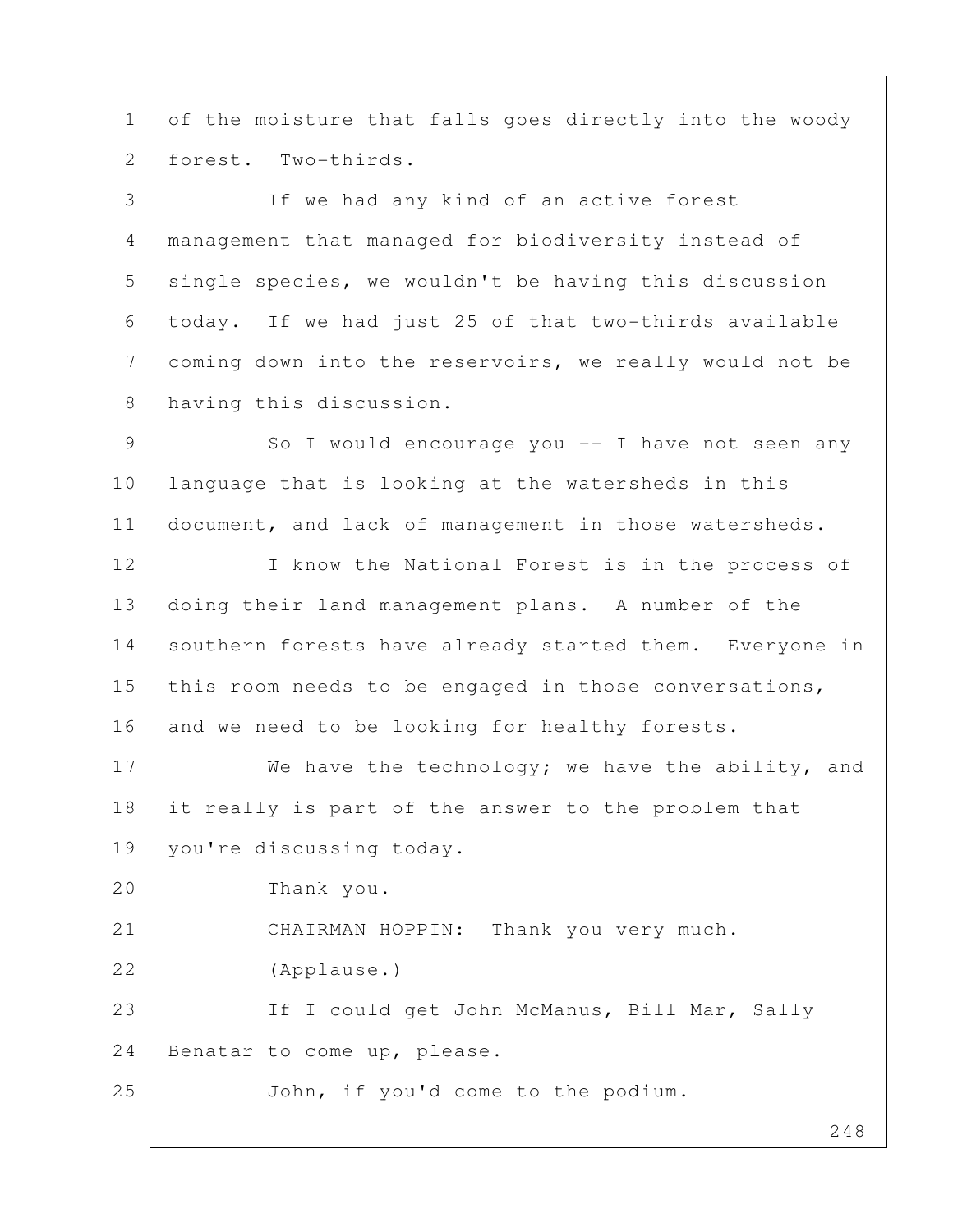of the moisture that falls goes directly into the woody forest. Two-thirds.

If we had any kind of an active forest management that managed for biodiversity instead of single species, we wouldn't be having this discussion today. If we had just 25 of that two-thirds available coming down into the reservoirs, we really would not be having this discussion.

So I would encourage you -- I have not seen any language that is looking at the watersheds in this document, and lack of management in those watersheds.

I know the National Forest is in the process of doing their land management plans. A number of the southern forests have already started them. Everyone in this room needs to be engaged in those conversations, and we need to be looking for healthy forests.

We have the technology; we have the ability, and it really is part of the answer to the problem that you're discussing today.

Thank you.

CHAIRMAN HOPPIN: Thank you very much.

(Applause.)

If I could get John McManus, Bill Mar, Sally Benatar to come up, please.

John, if you'd come to the podium.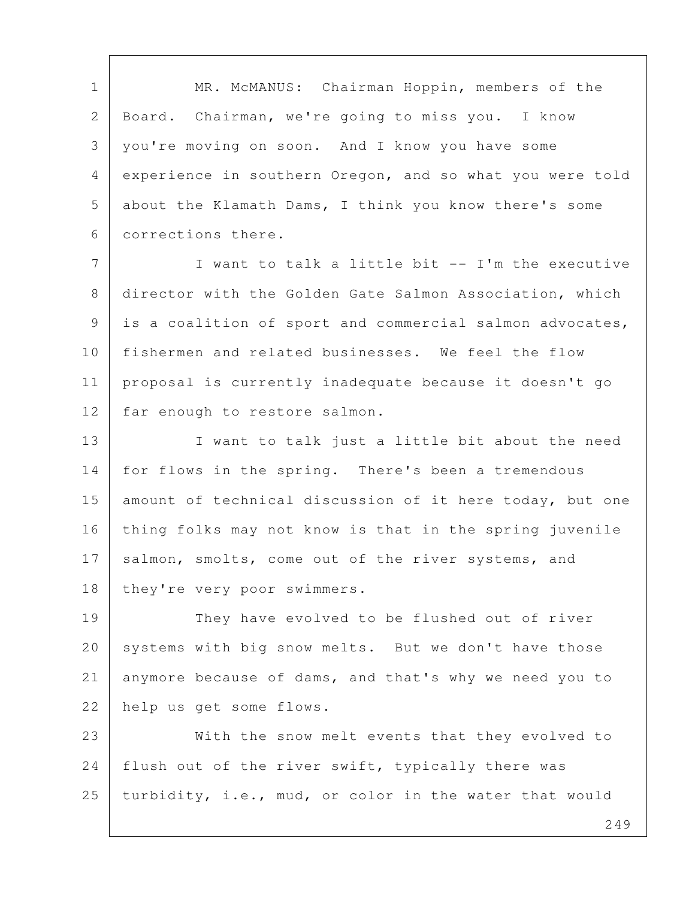MR. McMANUS: Chairman Hoppin, members of the Board. Chairman, we're going to miss you. I know you're moving on soon. And I know you have some experience in southern Oregon, and so what you were told about the Klamath Dams, I think you know there's some corrections there.

I want to talk a little bit -- I'm the executive director with the Golden Gate Salmon Association, which is a coalition of sport and commercial salmon advocates, fishermen and related businesses. We feel the flow proposal is currently inadequate because it doesn't go far enough to restore salmon.

I want to talk just a little bit about the need for flows in the spring. There's been a tremendous amount of technical discussion of it here today, but one thing folks may not know is that in the spring juvenile salmon, smolts, come out of the river systems, and they're very poor swimmers.

They have evolved to be flushed out of river systems with big snow melts. But we don't have those anymore because of dams, and that's why we need you to help us get some flows.

With the snow melt events that they evolved to flush out of the river swift, typically there was turbidity, i.e., mud, or color in the water that would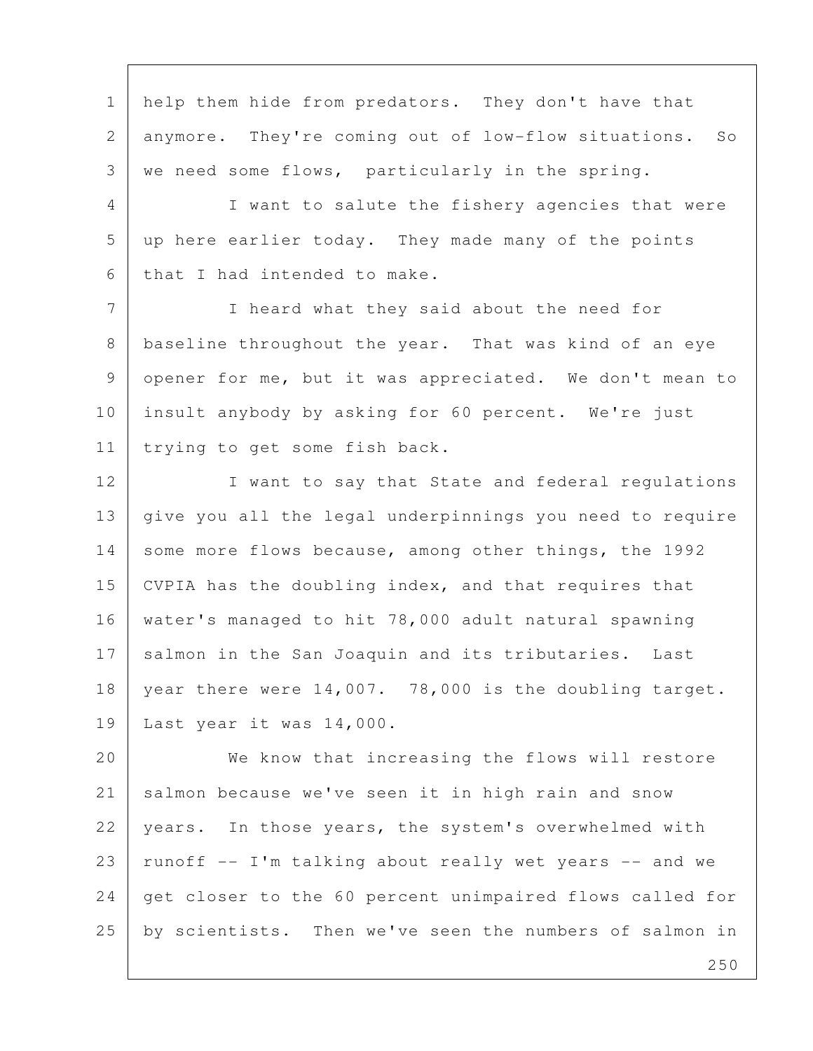help them hide from predators. They don't have that anymore. They're coming out of low-flow situations. So we need some flows, particularly in the spring.

I want to salute the fishery agencies that were up here earlier today. They made many of the points that I had intended to make.

I heard what they said about the need for baseline throughout the year. That was kind of an eye opener for me, but it was appreciated. We don't mean to insult anybody by asking for 60 percent. We're just trying to get some fish back.

I want to say that State and federal regulations give you all the legal underpinnings you need to require some more flows because, among other things, the 1992 CVPIA has the doubling index, and that requires that water's managed to hit 78,000 adult natural spawning salmon in the San Joaquin and its tributaries. Last year there were 14,007. 78,000 is the doubling target. Last year it was 14,000.

We know that increasing the flows will restore salmon because we've seen it in high rain and snow years. In those years, the system's overwhelmed with runoff -- I'm talking about really wet years -- and we get closer to the 60 percent unimpaired flows called for by scientists. Then we've seen the numbers of salmon in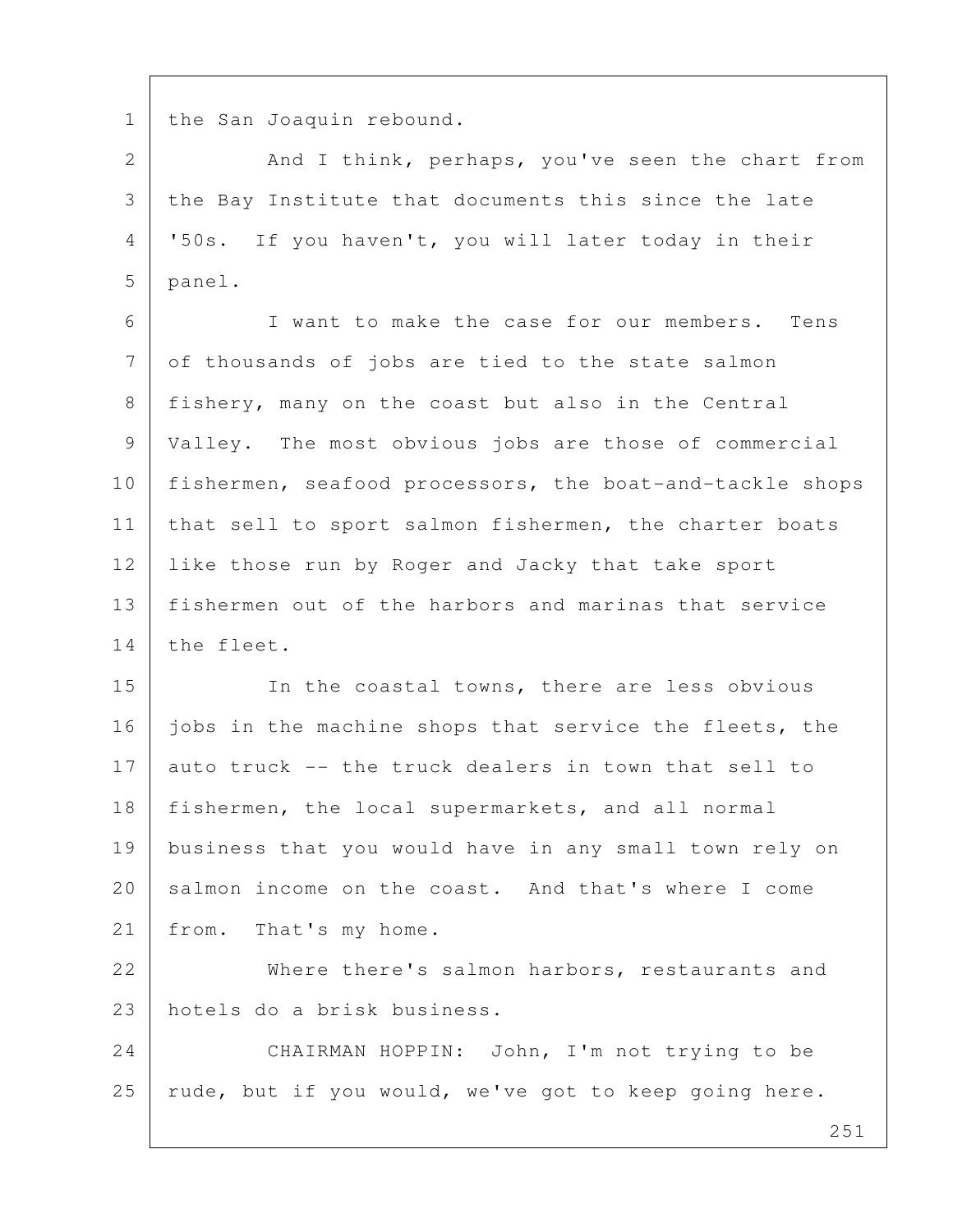the San Joaquin rebound.

And I think, perhaps, you've seen the chart from the Bay Institute that documents this since the late '50s. If you haven't, you will later today in their panel.

I want to make the case for our members. Tens of thousands of jobs are tied to the state salmon fishery, many on the coast but also in the Central Valley. The most obvious jobs are those of commercial fishermen, seafood processors, the boat-and-tackle shops that sell to sport salmon fishermen, the charter boats like those run by Roger and Jacky that take sport fishermen out of the harbors and marinas that service the fleet.

In the coastal towns, there are less obvious jobs in the machine shops that service the fleets, the auto truck -- the truck dealers in town that sell to fishermen, the local supermarkets, and all normal business that you would have in any small town rely on salmon income on the coast. And that's where I come from. That's my home.

Where there's salmon harbors, restaurants and hotels do a brisk business.

CHAIRMAN HOPPIN: John, I'm not trying to be rude, but if you would, we've got to keep going here.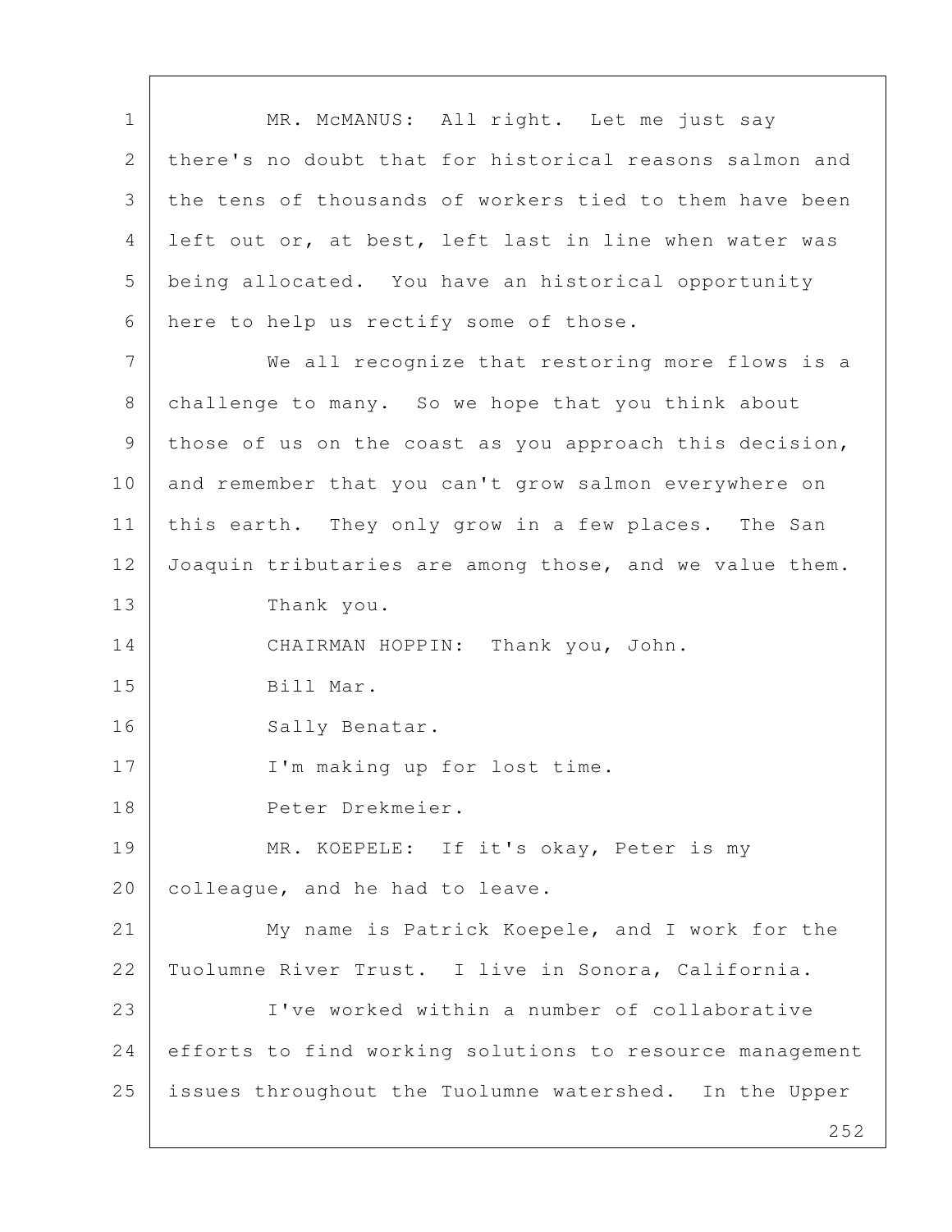MR. McMANUS: All right. Let me just say there's no doubt that for historical reasons salmon and the tens of thousands of workers tied to them have been left out or, at best, left last in line when water was being allocated. You have an historical opportunity here to help us rectify some of those.

We all recognize that restoring more flows is a challenge to many. So we hope that you think about those of us on the coast as you approach this decision, and remember that you can't grow salmon everywhere on this earth. They only grow in a few places. The San Joaquin tributaries are among those, and we value them.

Thank you.

CHAIRMAN HOPPIN: Thank you, John.

Bill Mar.

Sally Benatar.

I'm making up for lost time.

Peter Drekmeier.

MR. KOEPELE: If it's okay, Peter is my colleague, and he had to leave.

My name is Patrick Koepele, and I work for the Tuolumne River Trust. I live in Sonora, California.

I've worked within a number of collaborative efforts to find working solutions to resource management issues throughout the Tuolumne watershed. In the Upper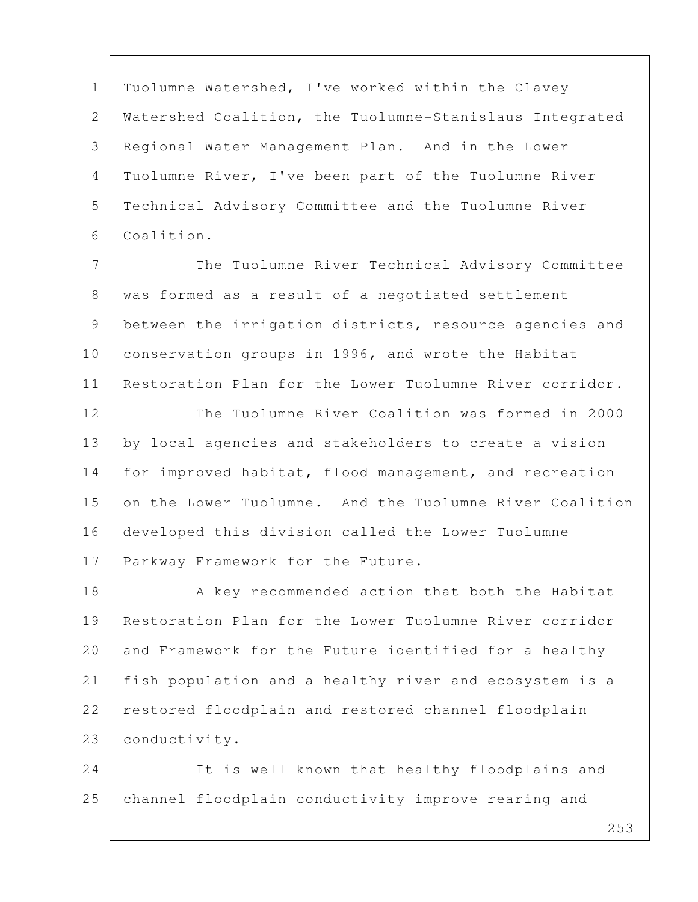Tuolumne Watershed, I've worked within the Clavey Watershed Coalition, the Tuolumne-Stanislaus Integrated Regional Water Management Plan. And in the Lower Tuolumne River, I've been part of the Tuolumne River Technical Advisory Committee and the Tuolumne River Coalition.

The Tuolumne River Technical Advisory Committee was formed as a result of a negotiated settlement between the irrigation districts, resource agencies and conservation groups in 1996, and wrote the Habitat Restoration Plan for the Lower Tuolumne River corridor.

The Tuolumne River Coalition was formed in 2000 by local agencies and stakeholders to create a vision for improved habitat, flood management, and recreation on the Lower Tuolumne. And the Tuolumne River Coalition developed this division called the Lower Tuolumne Parkway Framework for the Future.

A key recommended action that both the Habitat Restoration Plan for the Lower Tuolumne River corridor and Framework for the Future identified for a healthy fish population and a healthy river and ecosystem is a restored floodplain and restored channel floodplain conductivity.

It is well known that healthy floodplains and channel floodplain conductivity improve rearing and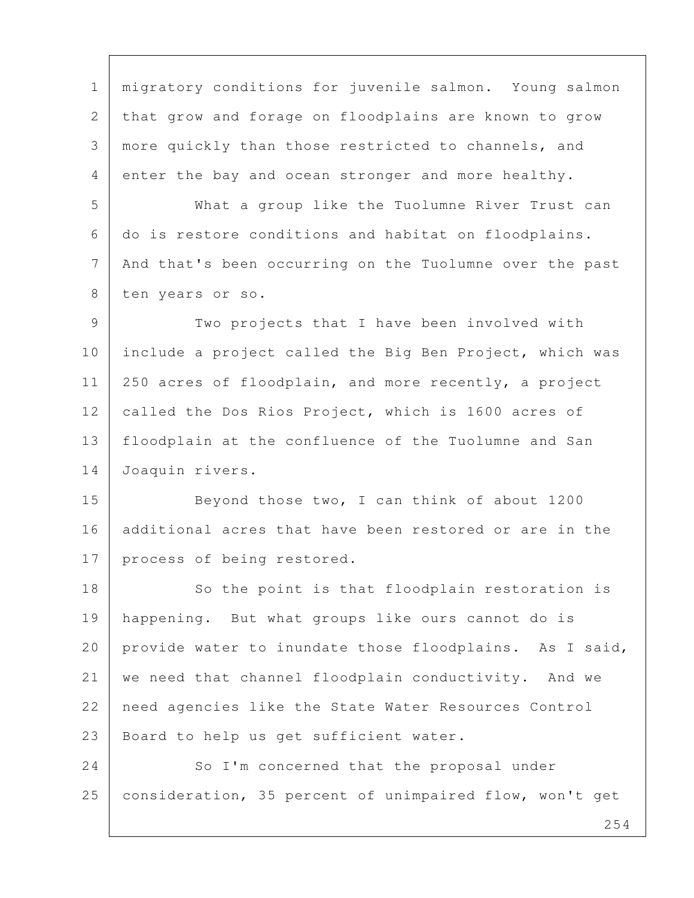migratory conditions for juvenile salmon. Young salmon that grow and forage on floodplains are known to grow more quickly than those restricted to channels, and enter the bay and ocean stronger and more healthy.

What a group like the Tuolumne River Trust can do is restore conditions and habitat on floodplains. And that's been occurring on the Tuolumne over the past ten years or so.

Two projects that I have been involved with include a project called the Big Ben Project, which was 250 acres of floodplain, and more recently, a project called the Dos Rios Project, which is 1600 acres of floodplain at the confluence of the Tuolumne and San Joaquin rivers.

Beyond those two, I can think of about 1200 additional acres that have been restored or are in the process of being restored.

So the point is that floodplain restoration is happening. But what groups like ours cannot do is provide water to inundate those floodplains. As I said, we need that channel floodplain conductivity. And we need agencies like the State Water Resources Control Board to help us get sufficient water.

So I'm concerned that the proposal under consideration, 35 percent of unimpaired flow, won't get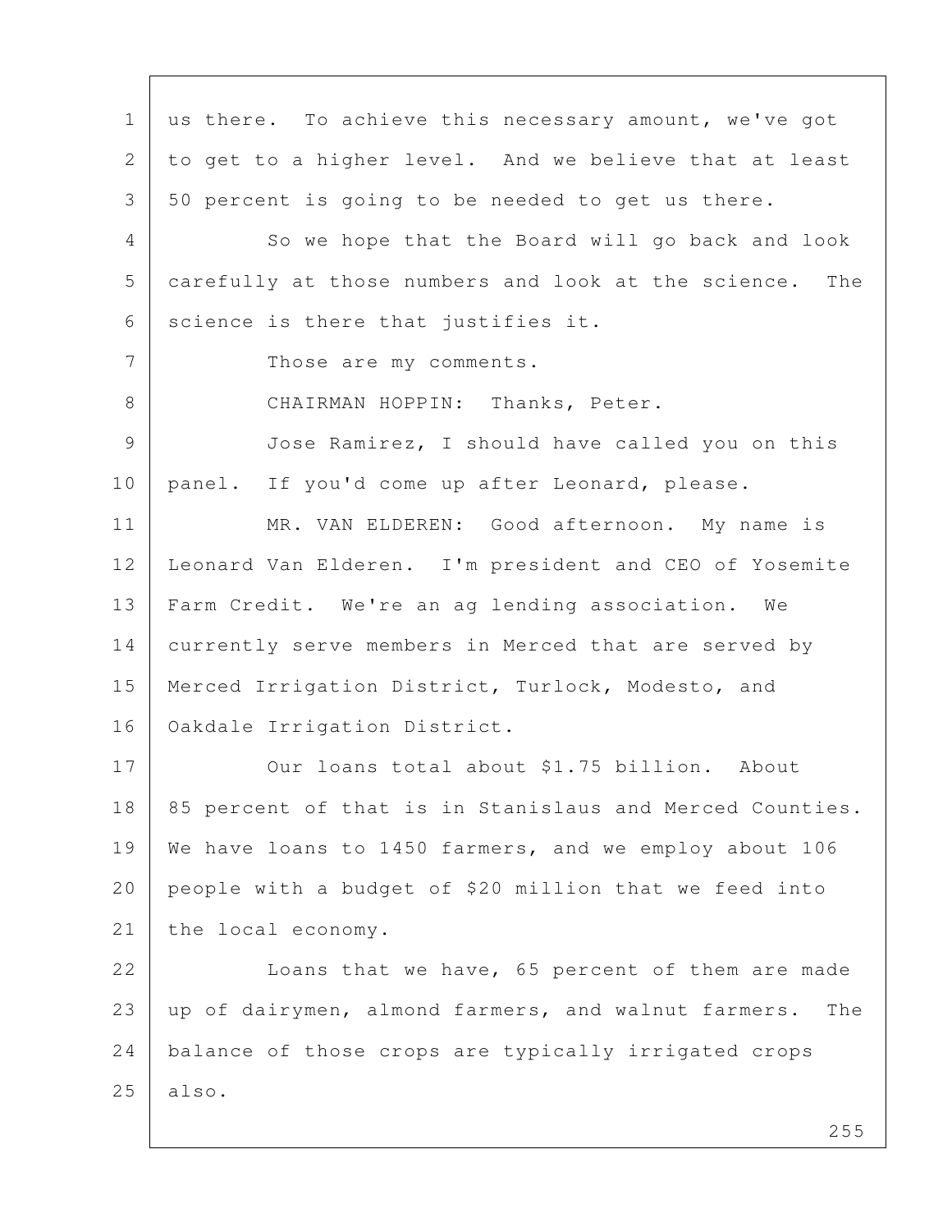us there. To achieve this necessary amount, we've got to get to a higher level. And we believe that at least 50 percent is going to be needed to get us there.

So we hope that the Board will go back and look carefully at those numbers and look at the science. The science is there that justifies it.

Those are my comments.

CHAIRMAN HOPPIN: Thanks, Peter.

Jose Ramirez, I should have called you on this panel. If you'd come up after Leonard, please.

MR. VAN ELDEREN: Good afternoon. My name is Leonard Van Elderen. I'm president and CEO of Yosemite Farm Credit. We're an ag lending association. We currently serve members in Merced that are served by Merced Irrigation District, Turlock, Modesto, and Oakdale Irrigation District.

Our loans total about $1.75 billion. About 85 percent of that is in Stanislaus and Merced Counties. We have loans to 1450 farmers, and we employ about 106 people with a budget of $20 million that we feed into the local economy.

Loans that we have, 65 percent of them are made up of dairymen, almond farmers, and walnut farmers. The balance of those crops are typically irrigated crops also.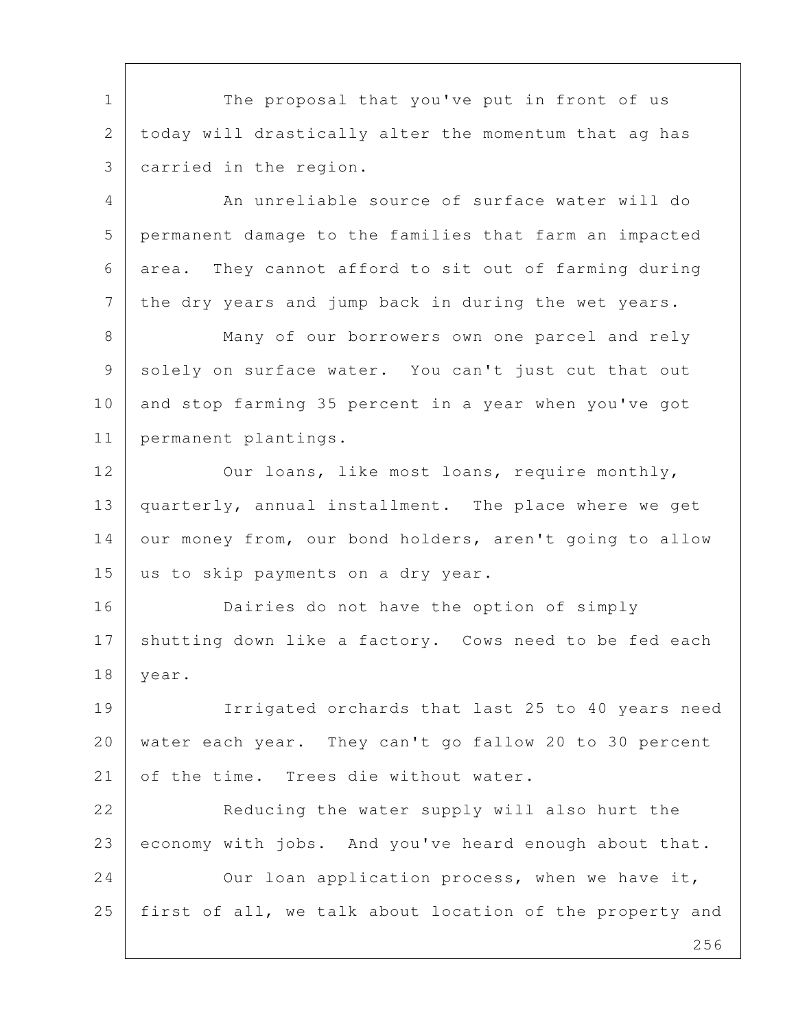The proposal that you've put in front of us today will drastically alter the momentum that ag has carried in the region.

An unreliable source of surface water will do permanent damage to the families that farm an impacted area. They cannot afford to sit out of farming during the dry years and jump back in during the wet years.

Many of our borrowers own one parcel and rely solely on surface water. You can't just cut that out and stop farming 35 percent in a year when you've got permanent plantings.

Our loans, like most loans, require monthly, quarterly, annual installment. The place where we get our money from, our bond holders, aren't going to allow us to skip payments on a dry year.

Dairies do not have the option of simply shutting down like a factory. Cows need to be fed each year.

Irrigated orchards that last 25 to 40 years need water each year. They can't go fallow 20 to 30 percent of the time. Trees die without water.

Reducing the water supply will also hurt the economy with jobs. And you've heard enough about that.

Our loan application process, when we have it, first of all, we talk about location of the property and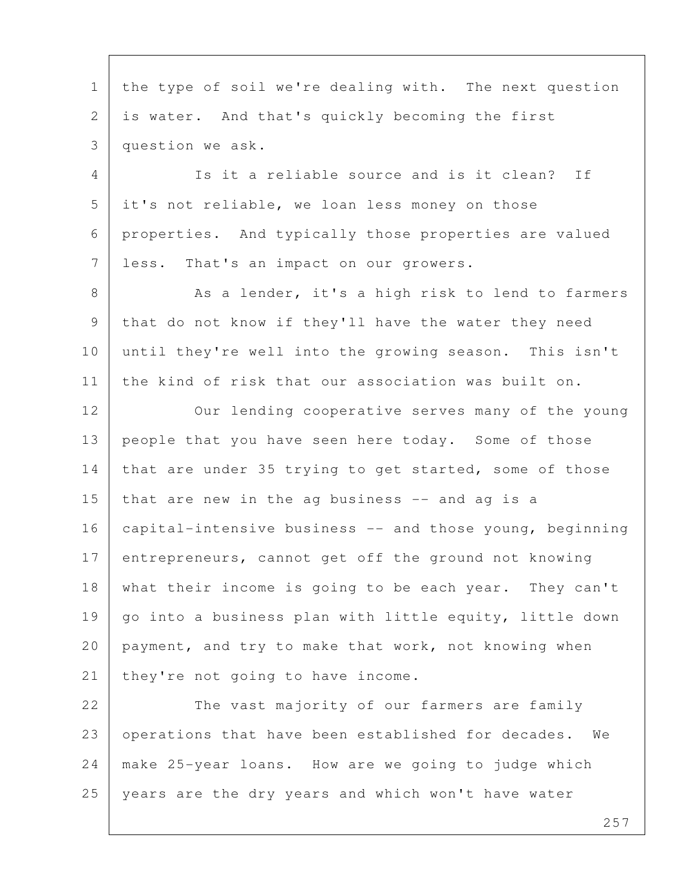the type of soil we're dealing with. The next question is water. And that's quickly becoming the first question we ask.

Is it a reliable source and is it clean? If it's not reliable, we loan less money on those properties. And typically those properties are valued less. That's an impact on our growers.

As a lender, it's a high risk to lend to farmers that do not know if they'll have the water they need until they're well into the growing season. This isn't the kind of risk that our association was built on.

Our lending cooperative serves many of the young people that you have seen here today. Some of those that are under 35 trying to get started, some of those that are new in the ag business -- and ag is a capital-intensive business -- and those young, beginning entrepreneurs, cannot get off the ground not knowing what their income is going to be each year. They can't go into a business plan with little equity, little down payment, and try to make that work, not knowing when they're not going to have income.

The vast majority of our farmers are family operations that have been established for decades. We make 25-year loans. How are we going to judge which years are the dry years and which won't have water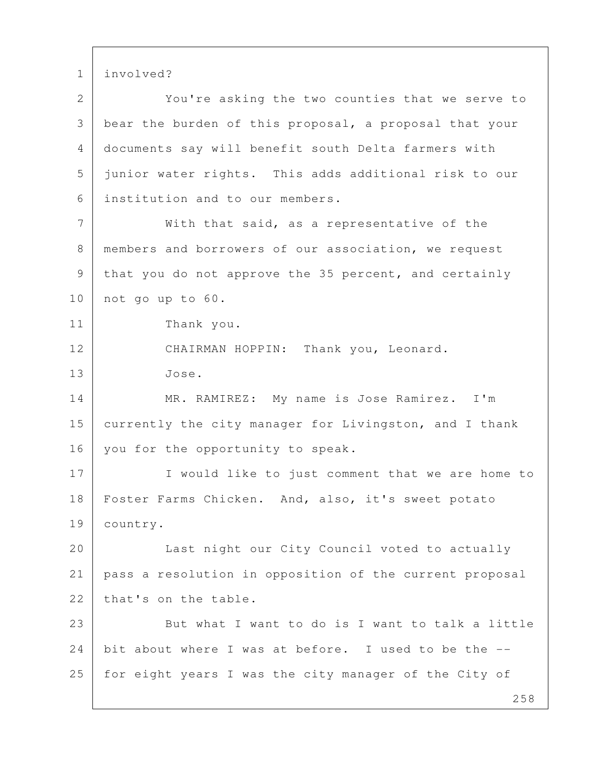involved?

You're asking the two counties that we serve to bear the burden of this proposal, a proposal that your documents say will benefit south Delta farmers with junior water rights. This adds additional risk to our institution and to our members.

With that said, as a representative of the members and borrowers of our association, we request that you do not approve the 35 percent, and certainly not go up to 60.

Thank you.

CHAIRMAN HOPPIN: Thank you, Leonard.

Jose.

MR. RAMIREZ: My name is Jose Ramirez. I'm currently the city manager for Livingston, and I thank you for the opportunity to speak.

I would like to just comment that we are home to Foster Farms Chicken. And, also, it's sweet potato country.

Last night our City Council voted to actually pass a resolution in opposition of the current proposal that's on the table.

But what I want to do is I want to talk a little bit about where I was at before. I used to be the -- for eight years I was the city manager of the City of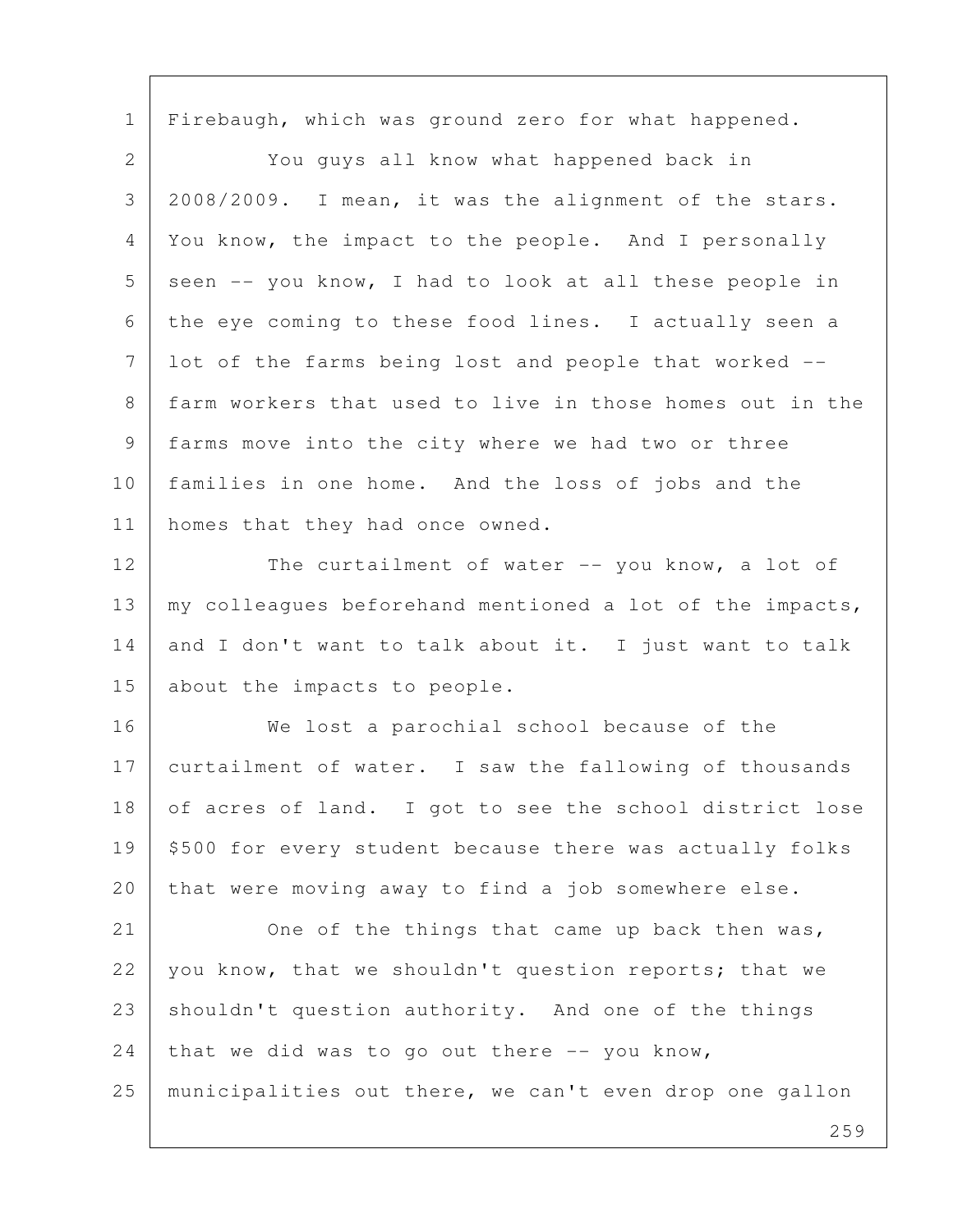Firebaugh, which was ground zero for what happened.

You guys all know what happened back in 2008/2009. I mean, it was the alignment of the stars. You know, the impact to the people. And I personally seen -- you know, I had to look at all these people in the eye coming to these food lines. I actually seen a lot of the farms being lost and people that worked -- farm workers that used to live in those homes out in the farms move into the city where we had two or three families in one home. And the loss of jobs and the homes that they had once owned.

The curtailment of water -- you know, a lot of my colleagues beforehand mentioned a lot of the impacts, and I don't want to talk about it. I just want to talk about the impacts to people.

We lost a parochial school because of the curtailment of water. I saw the fallowing of thousands of acres of land. I got to see the school district lose $500 for every student because there was actually folks that were moving away to find a job somewhere else.

One of the things that came up back then was, you know, that we shouldn't question reports; that we shouldn't question authority. And one of the things that we did was to go out there -- you know, municipalities out there, we can't even drop one gallon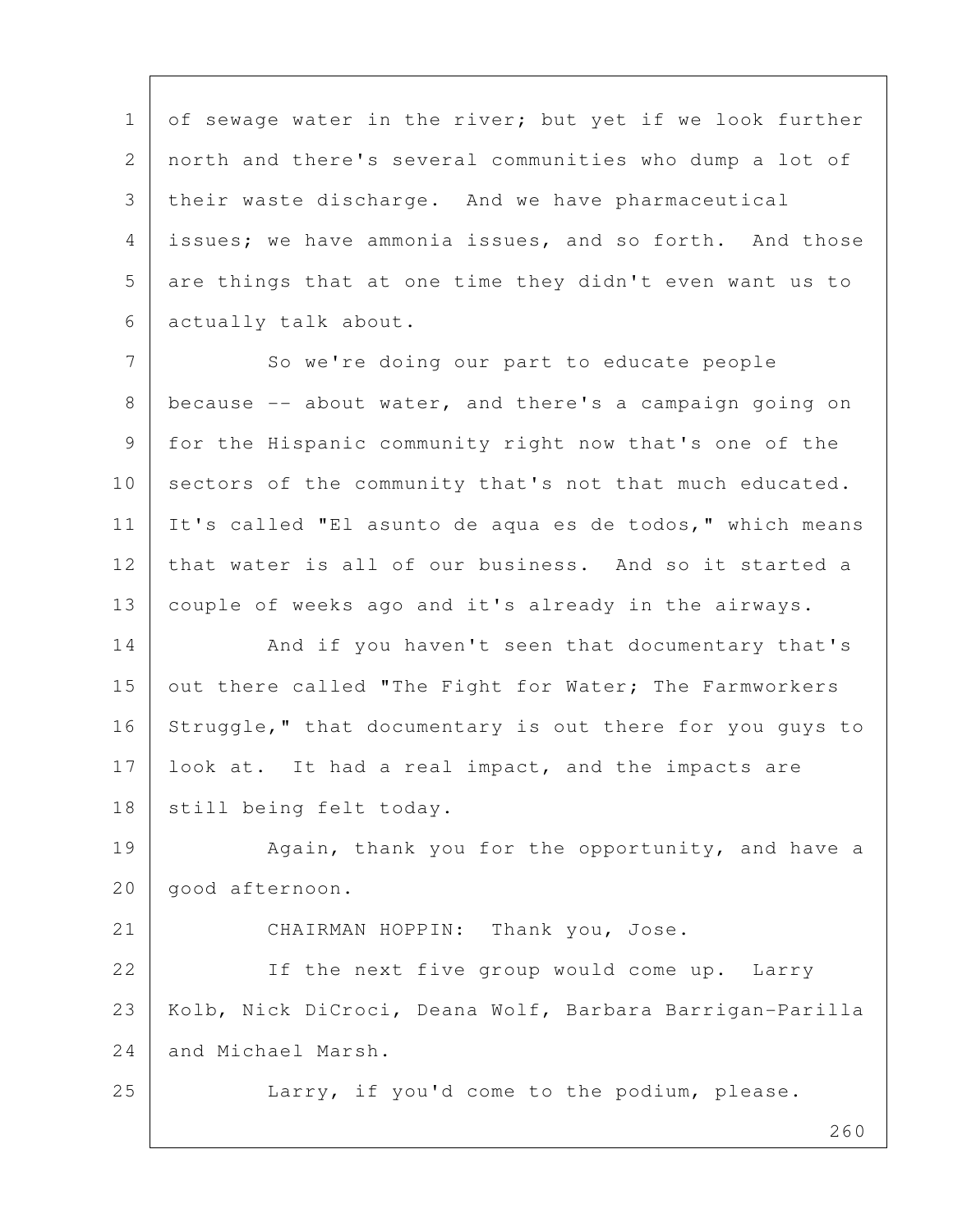of sewage water in the river; but yet if we look further north and there's several communities who dump a lot of their waste discharge. And we have pharmaceutical issues; we have ammonia issues, and so forth. And those are things that at one time they didn't even want us to actually talk about.

So we're doing our part to educate people because -- about water, and there's a campaign going on for the Hispanic community right now that's one of the sectors of the community that's not that much educated. It's called "El asunto de aqua es de todos," which means that water is all of our business. And so it started a couple of weeks ago and it's already in the airways.

And if you haven't seen that documentary that's out there called "The Fight for Water; The Farmworkers Struggle," that documentary is out there for you guys to look at. It had a real impact, and the impacts are still being felt today.

Again, thank you for the opportunity, and have a good afternoon.

CHAIRMAN HOPPIN: Thank you, Jose.

If the next five group would come up. Larry Kolb, Nick DiCroci, Deana Wolf, Barbara Barrigan-Parilla and Michael Marsh.

Larry, if you'd come to the podium, please.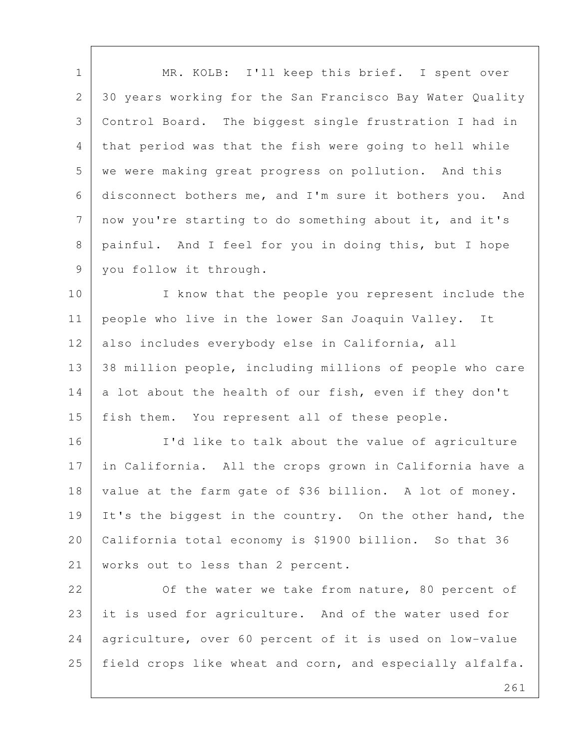MR. KOLB: I'll keep this brief. I spent over 30 years working for the San Francisco Bay Water Quality Control Board. The biggest single frustration I had in that period was that the fish were going to hell while we were making great progress on pollution. And this disconnect bothers me, and I'm sure it bothers you. And now you're starting to do something about it, and it's painful. And I feel for you in doing this, but I hope you follow it through.

I know that the people you represent include the people who live in the lower San Joaquin Valley. It also includes everybody else in California, all 38 million people, including millions of people who care a lot about the health of our fish, even if they don't fish them. You represent all of these people.

I'd like to talk about the value of agriculture in California. All the crops grown in California have a value at the farm gate of $36 billion. A lot of money. It's the biggest in the country. On the other hand, the California total economy is $1900 billion. So that 36 works out to less than 2 percent.

Of the water we take from nature, 80 percent of it is used for agriculture. And of the water used for agriculture, over 60 percent of it is used on low-value field crops like wheat and corn, and especially alfalfa.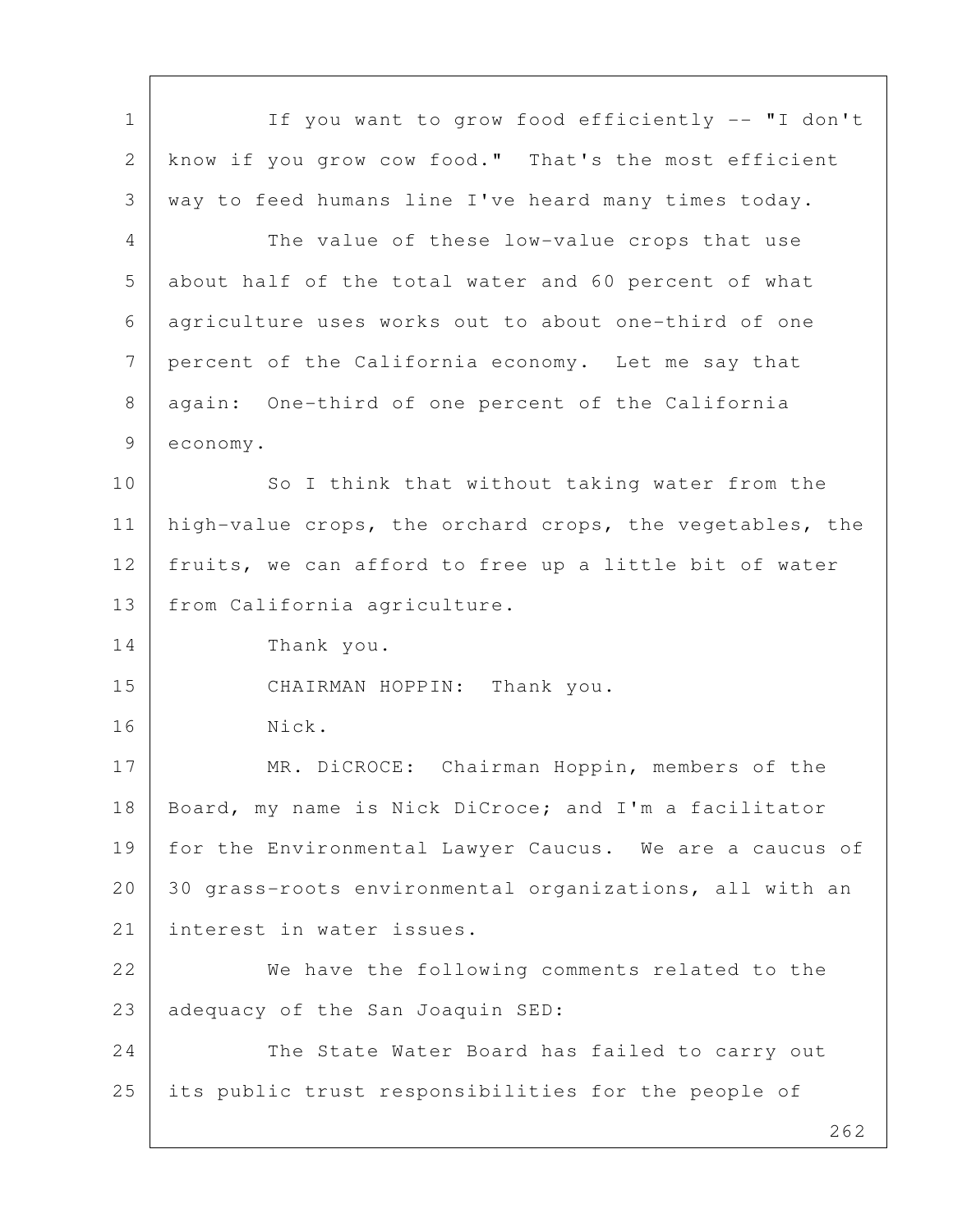If you want to grow food efficiently -- "I don't know if you grow cow food." That's the most efficient way to feed humans line I've heard many times today.

The value of these low-value crops that use about half of the total water and 60 percent of what agriculture uses works out to about one-third of one percent of the California economy. Let me say that again: One-third of one percent of the California economy.

So I think that without taking water from the high-value crops, the orchard crops, the vegetables, the fruits, we can afford to free up a little bit of water from California agriculture.

Thank you.

CHAIRMAN HOPPIN: Thank you.

Nick.

MR. DiCROCE: Chairman Hoppin, members of the Board, my name is Nick DiCroce; and I'm a facilitator for the Environmental Lawyer Caucus. We are a caucus of 30 grass-roots environmental organizations, all with an interest in water issues.

We have the following comments related to the adequacy of the San Joaquin SED:

The State Water Board has failed to carry out its public trust responsibilities for the people of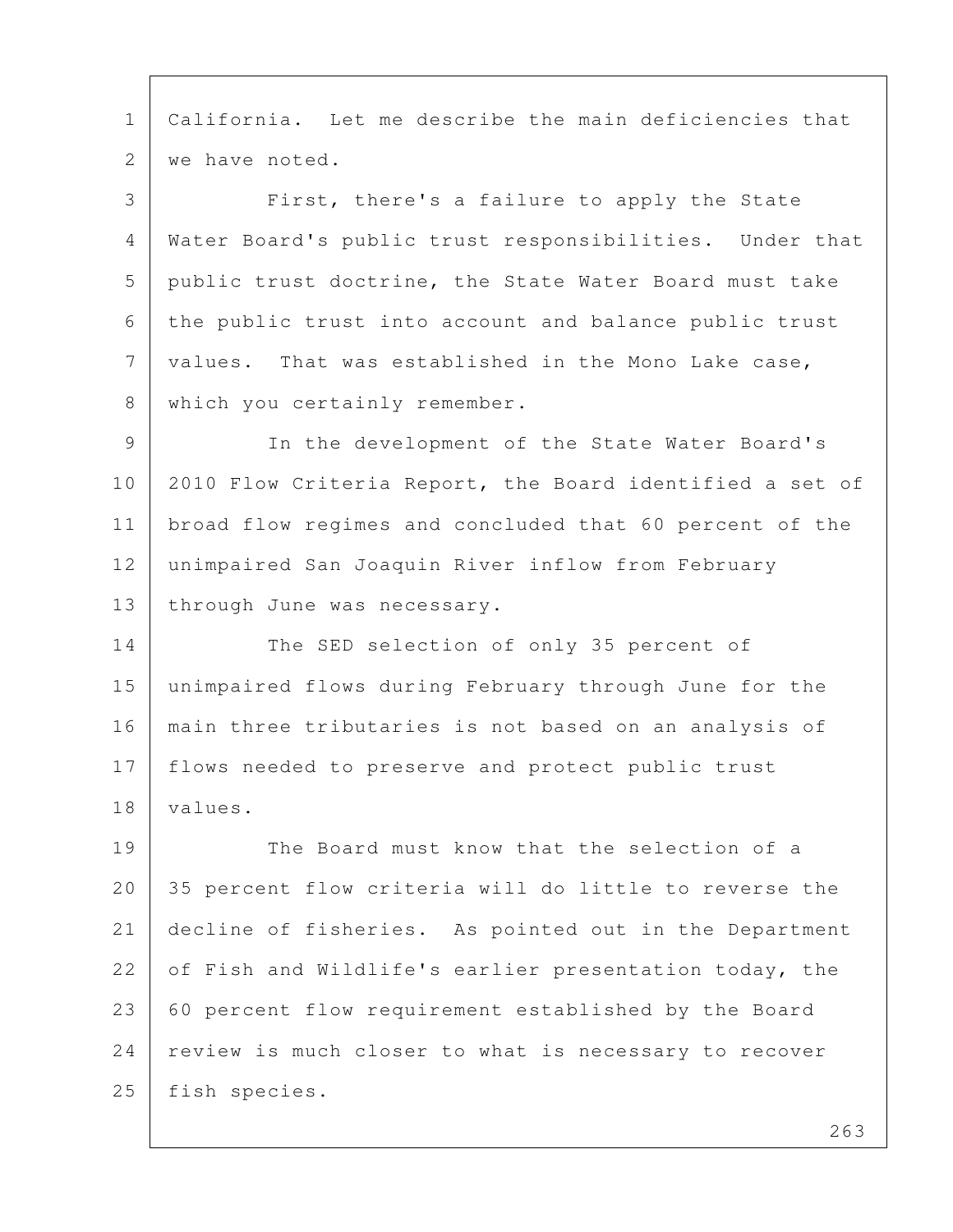California. Let me describe the main deficiencies that we have noted.

First, there's a failure to apply the State Water Board's public trust responsibilities. Under that public trust doctrine, the State Water Board must take the public trust into account and balance public trust values. That was established in the Mono Lake case, which you certainly remember.

In the development of the State Water Board's 2010 Flow Criteria Report, the Board identified a set of broad flow regimes and concluded that 60 percent of the unimpaired San Joaquin River inflow from February through June was necessary.

The SED selection of only 35 percent of unimpaired flows during February through June for the main three tributaries is not based on an analysis of flows needed to preserve and protect public trust values.

The Board must know that the selection of a 35 percent flow criteria will do little to reverse the decline of fisheries. As pointed out in the Department of Fish and Wildlife's earlier presentation today, the 60 percent flow requirement established by the Board review is much closer to what is necessary to recover fish species.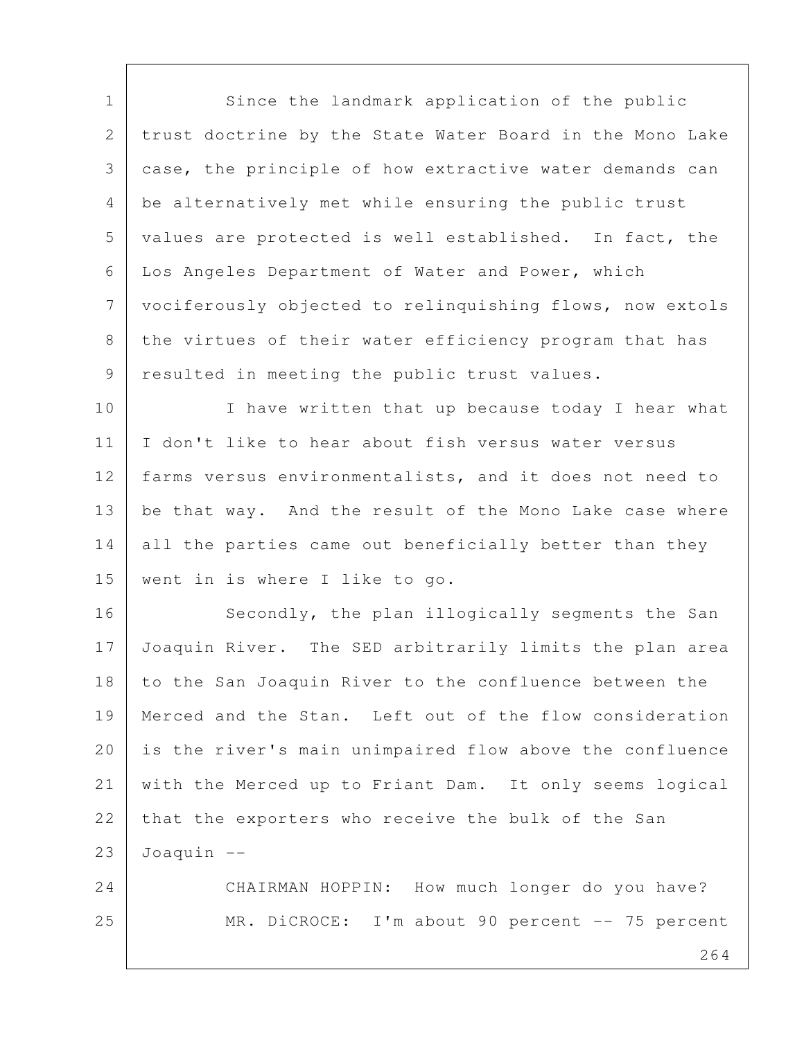Since the landmark application of the public trust doctrine by the State Water Board in the Mono Lake case, the principle of how extractive water demands can be alternatively met while ensuring the public trust values are protected is well established. In fact, the Los Angeles Department of Water and Power, which vociferously objected to relinquishing flows, now extols the virtues of their water efficiency program that has resulted in meeting the public trust values.

I have written that up because today I hear what I don't like to hear about fish versus water versus farms versus environmentalists, and it does not need to be that way. And the result of the Mono Lake case where all the parties came out beneficially better than they went in is where I like to go.

Secondly, the plan illogically segments the San Joaquin River. The SED arbitrarily limits the plan area to the San Joaquin River to the confluence between the Merced and the Stan. Left out of the flow consideration is the river's main unimpaired flow above the confluence with the Merced up to Friant Dam. It only seems logical that the exporters who receive the bulk of the San Joaquin --

CHAIRMAN HOPPIN: How much longer do you have?

MR. DiCROCE: I'm about 90 percent -- 75 percent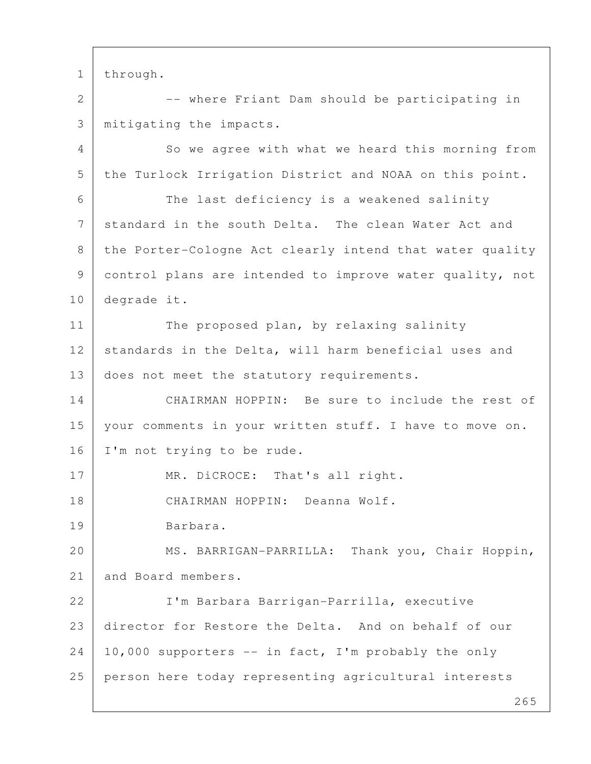through.

-- where Friant Dam should be participating in mitigating the impacts.

So we agree with what we heard this morning from the Turlock Irrigation District and NOAA on this point.

The last deficiency is a weakened salinity standard in the south Delta. The clean Water Act and the Porter-Cologne Act clearly intend that water quality control plans are intended to improve water quality, not degrade it.

The proposed plan, by relaxing salinity standards in the Delta, will harm beneficial uses and does not meet the statutory requirements.

CHAIRMAN HOPPIN: Be sure to include the rest of your comments in your written stuff. I have to move on. I'm not trying to be rude.

MR. DiCROCE: That's all right.

CHAIRMAN HOPPIN: Deanna Wolf.

Barbara.

MS. BARRIGAN-PARRILLA: Thank you, Chair Hoppin, and Board members.

I'm Barbara Barrigan-Parrilla, executive director for Restore the Delta. And on behalf of our 10,000 supporters -- in fact, I'm probably the only person here today representing agricultural interests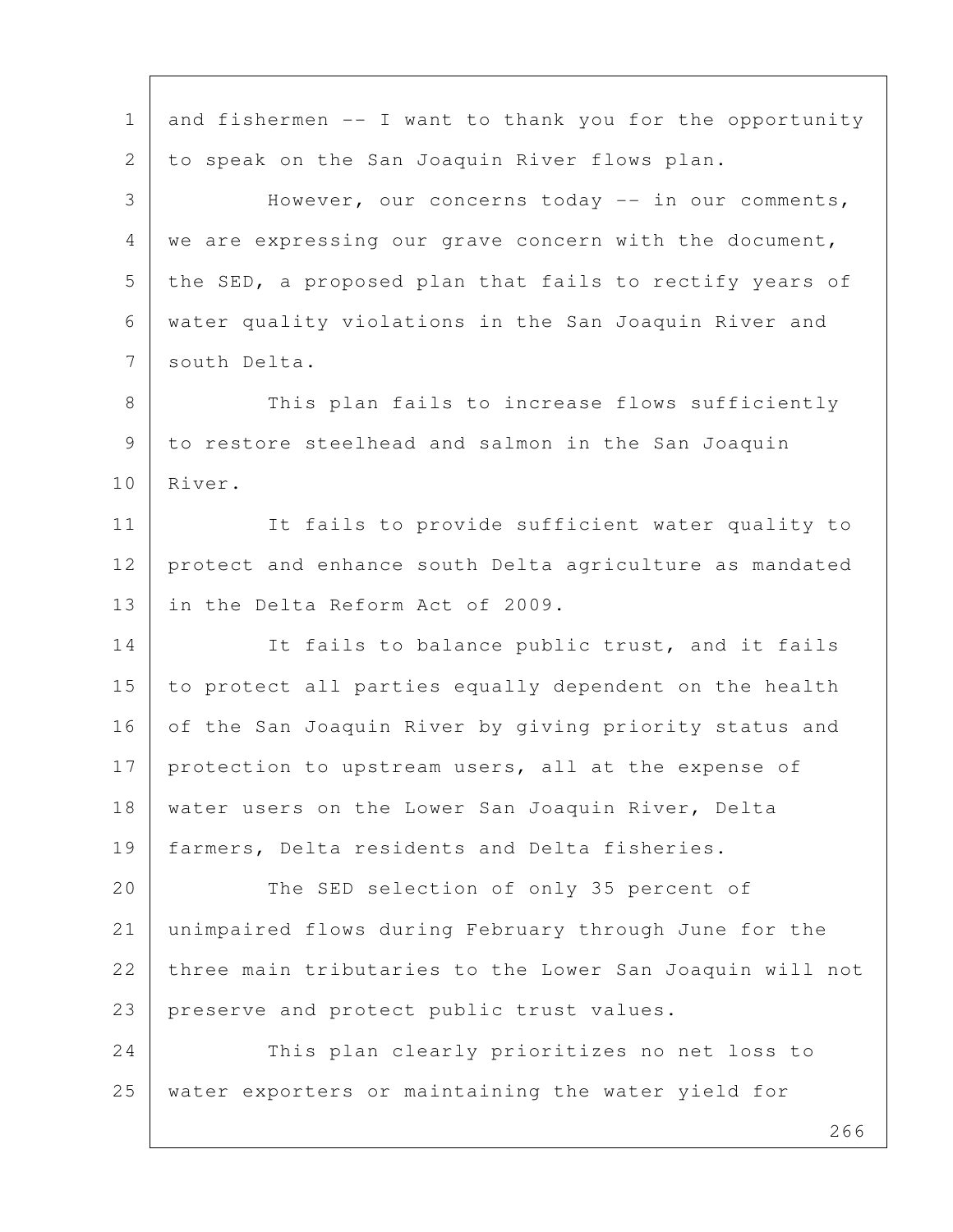and fishermen -- I want to thank you for the opportunity to speak on the San Joaquin River flows plan.

However, our concerns today -- in our comments, we are expressing our grave concern with the document, the SED, a proposed plan that fails to rectify years of water quality violations in the San Joaquin River and south Delta.

This plan fails to increase flows sufficiently to restore steelhead and salmon in the San Joaquin River.

It fails to provide sufficient water quality to protect and enhance south Delta agriculture as mandated in the Delta Reform Act of 2009.

It fails to balance public trust, and it fails to protect all parties equally dependent on the health of the San Joaquin River by giving priority status and protection to upstream users, all at the expense of water users on the Lower San Joaquin River, Delta farmers, Delta residents and Delta fisheries.

The SED selection of only 35 percent of unimpaired flows during February through June for the three main tributaries to the Lower San Joaquin will not preserve and protect public trust values.

This plan clearly prioritizes no net loss to water exporters or maintaining the water yield for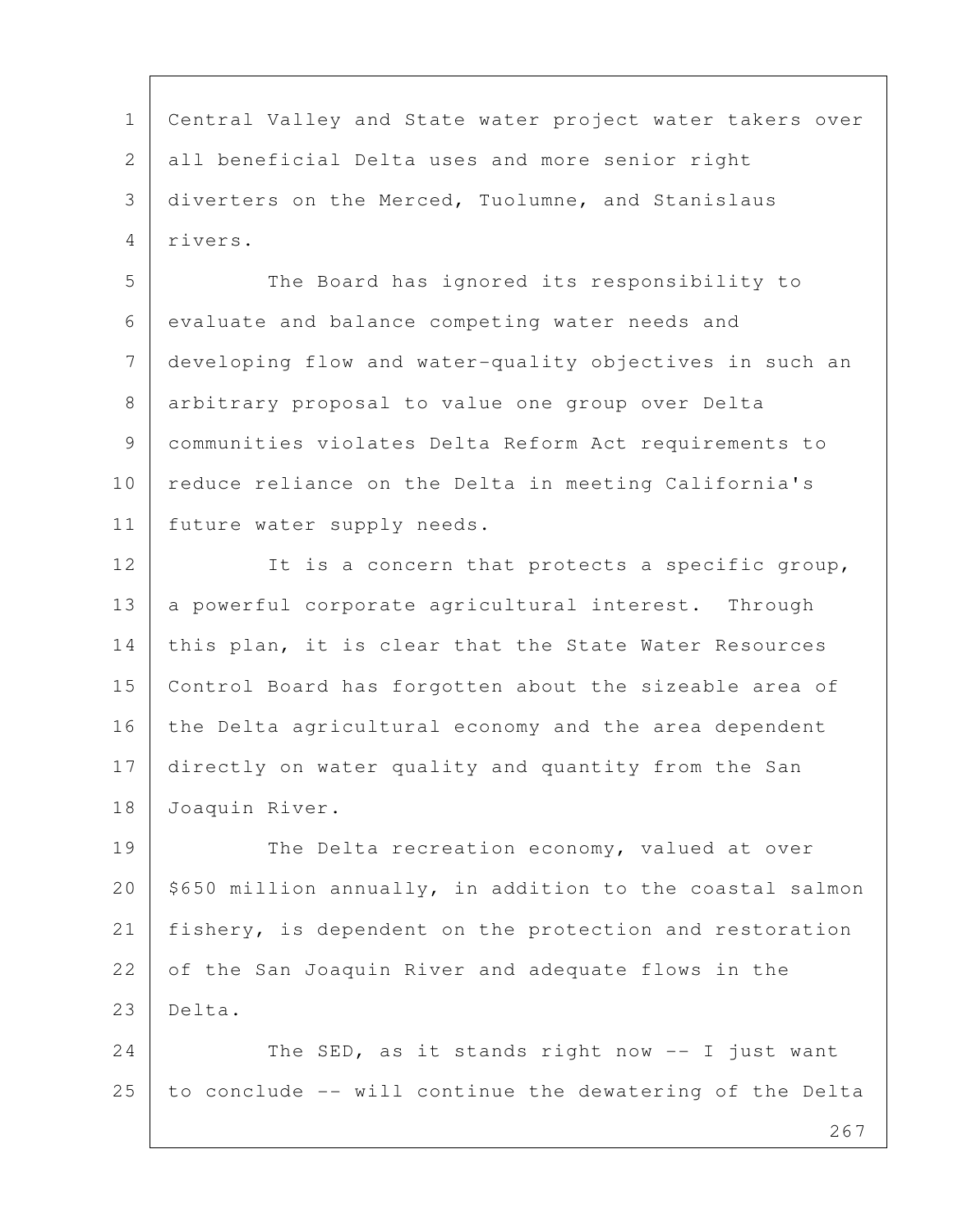Central Valley and State water project water takers over all beneficial Delta uses and more senior right diverters on the Merced, Tuolumne, and Stanislaus rivers.

The Board has ignored its responsibility to evaluate and balance competing water needs and developing flow and water-quality objectives in such an arbitrary proposal to value one group over Delta communities violates Delta Reform Act requirements to reduce reliance on the Delta in meeting California's future water supply needs.

It is a concern that protects a specific group, a powerful corporate agricultural interest. Through this plan, it is clear that the State Water Resources Control Board has forgotten about the sizeable area of the Delta agricultural economy and the area dependent directly on water quality and quantity from the San Joaquin River.

The Delta recreation economy, valued at over $650 million annually, in addition to the coastal salmon fishery, is dependent on the protection and restoration of the San Joaquin River and adequate flows in the Delta.

The SED, as it stands right now -- I just want to conclude -- will continue the dewatering of the Delta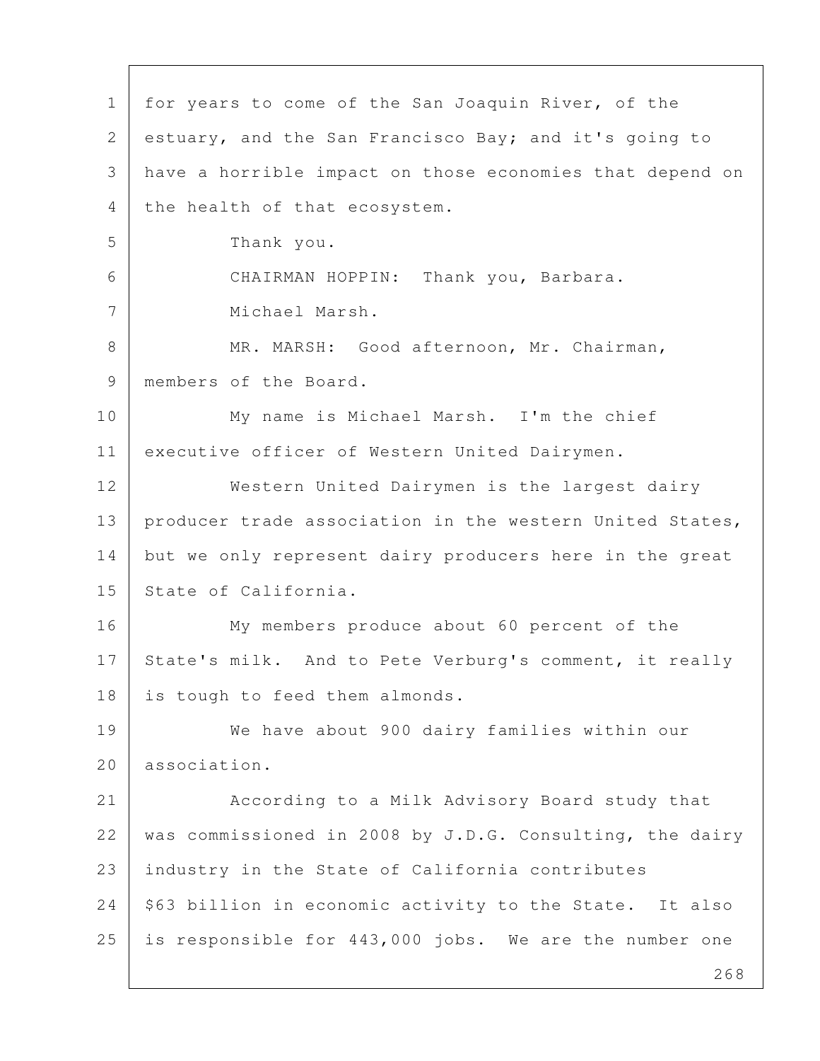for years to come of the San Joaquin River, of the estuary, and the San Francisco Bay; and it's going to have a horrible impact on those economies that depend on the health of that ecosystem.

Thank you.

CHAIRMAN HOPPIN: Thank you, Barbara.

Michael Marsh.

MR. MARSH: Good afternoon, Mr. Chairman, members of the Board.

My name is Michael Marsh. I'm the chief executive officer of Western United Dairymen.

Western United Dairymen is the largest dairy producer trade association in the western United States, but we only represent dairy producers here in the great State of California.

My members produce about 60 percent of the State's milk. And to Pete Verburg's comment, it really is tough to feed them almonds.

We have about 900 dairy families within our association.

According to a Milk Advisory Board study that was commissioned in 2008 by J.D.G. Consulting, the dairy industry in the State of California contributes $63 billion in economic activity to the State. It also is responsible for 443,000 jobs. We are the number one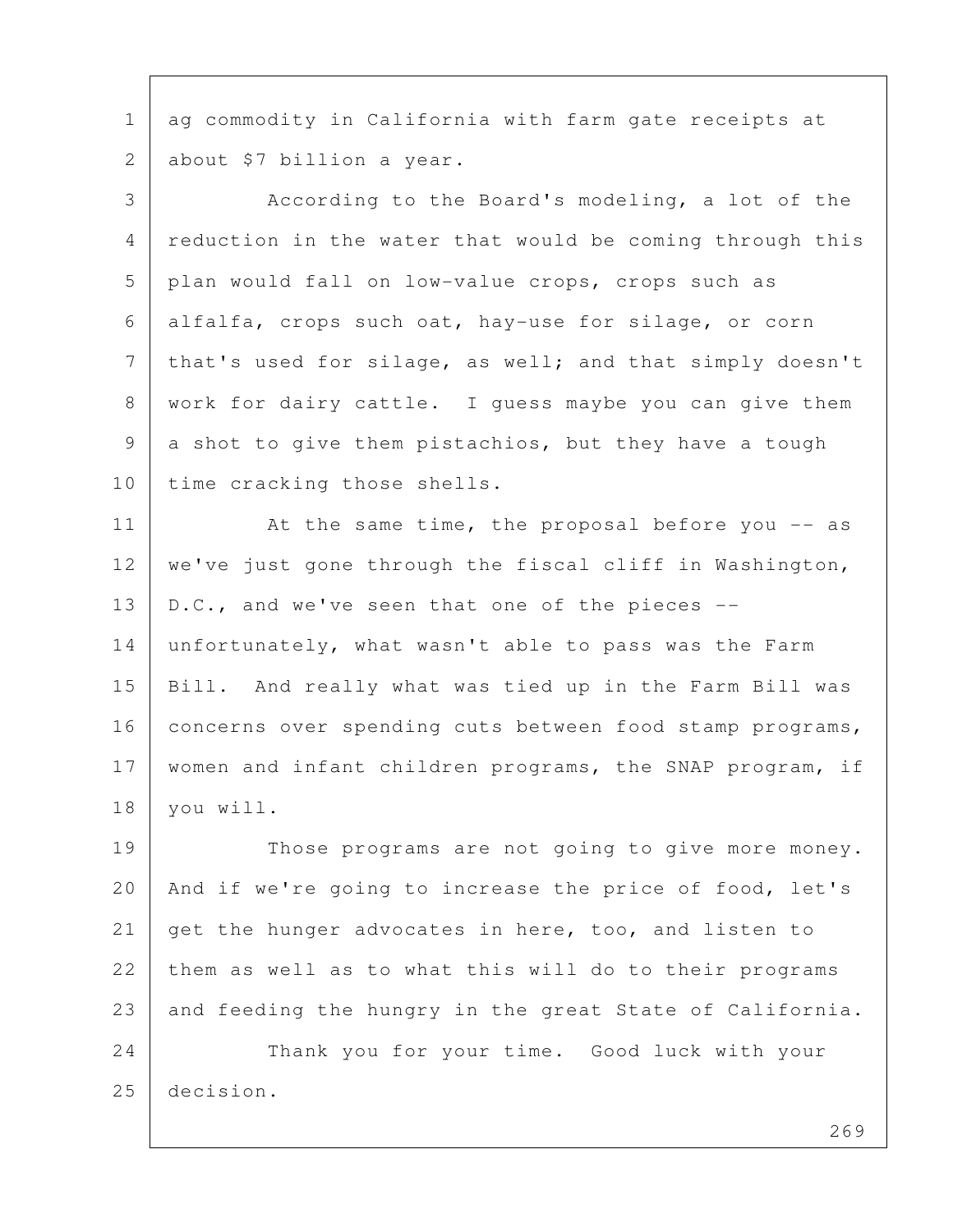ag commodity in California with farm gate receipts at about $7 billion a year.

According to the Board's modeling, a lot of the reduction in the water that would be coming through this plan would fall on low-value crops, crops such as alfalfa, crops such oat, hay-use for silage, or corn that's used for silage, as well; and that simply doesn't work for dairy cattle. I guess maybe you can give them a shot to give them pistachios, but they have a tough time cracking those shells.

At the same time, the proposal before you -- as we've just gone through the fiscal cliff in Washington, D.C., and we've seen that one of the pieces -- unfortunately, what wasn't able to pass was the Farm Bill. And really what was tied up in the Farm Bill was concerns over spending cuts between food stamp programs, women and infant children programs, the SNAP program, if you will.

Those programs are not going to give more money. And if we're going to increase the price of food, let's get the hunger advocates in here, too, and listen to them as well as to what this will do to their programs and feeding the hungry in the great State of California.

Thank you for your time. Good luck with your decision.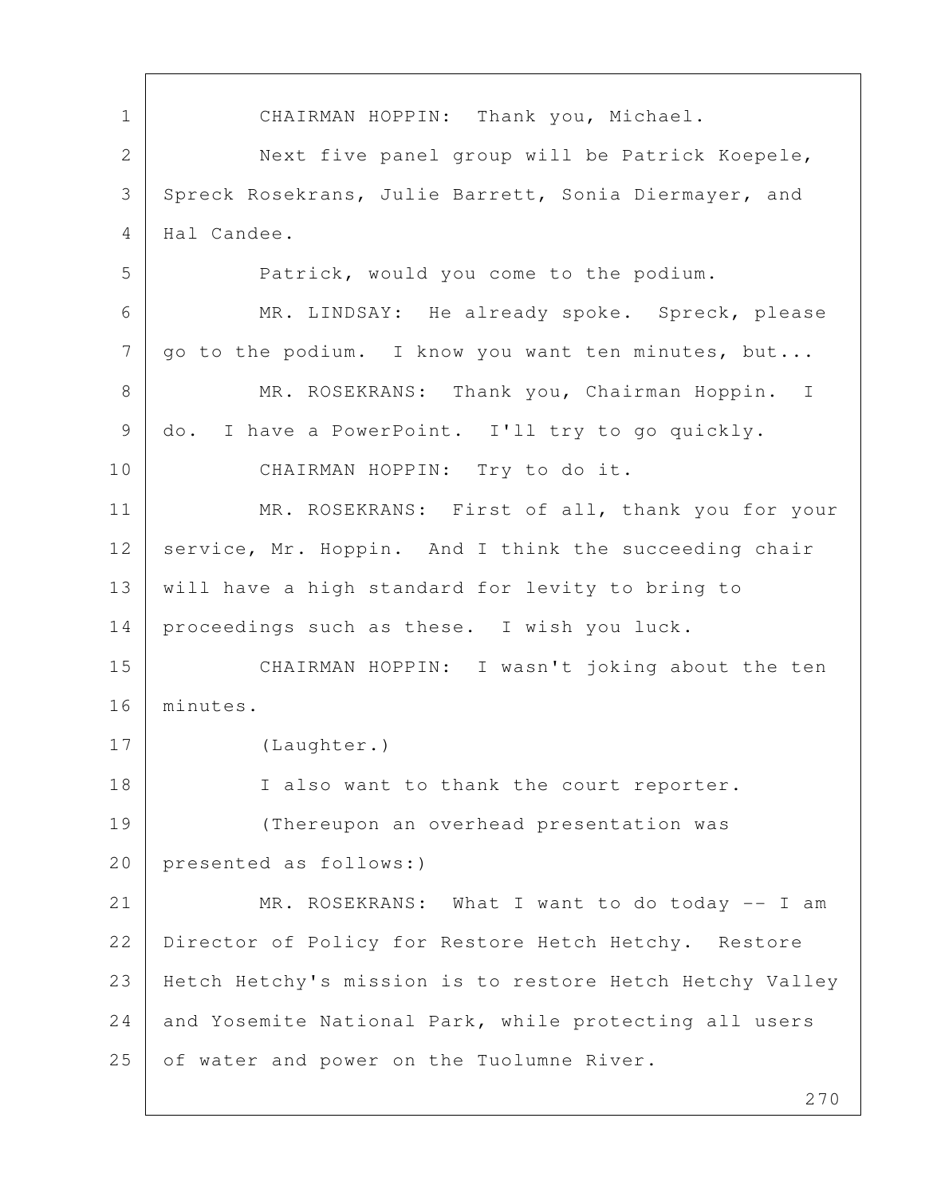CHAIRMAN HOPPIN: Thank you, Michael.

Next five panel group will be Patrick Koepele, Spreck Rosekrans, Julie Barrett, Sonia Diermayer, and Hal Candee.

Patrick, would you come to the podium.

MR. LINDSAY: He already spoke. Spreck, please go to the podium. I know you want ten minutes, but...

MR. ROSEKRANS: Thank you, Chairman Hoppin. I do. I have a PowerPoint. I'll try to go quickly.

CHAIRMAN HOPPIN: Try to do it.

MR. ROSEKRANS: First of all, thank you for your service, Mr. Hoppin. And I think the succeeding chair will have a high standard for levity to bring to proceedings such as these. I wish you luck.

CHAIRMAN HOPPIN: I wasn't joking about the ten minutes.

(Laughter.)

I also want to thank the court reporter.

(Thereupon an overhead presentation was presented as follows:)

MR. ROSEKRANS: What I want to do today -- I am Director of Policy for Restore Hetch Hetchy. Restore Hetch Hetchy's mission is to restore Hetch Hetchy Valley and Yosemite National Park, while protecting all users of water and power on the Tuolumne River.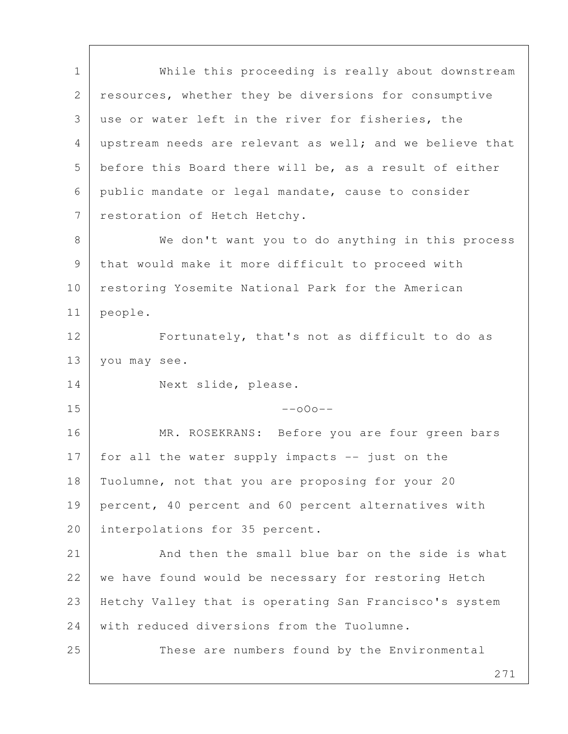While this proceeding is really about downstream resources, whether they be diversions for consumptive use or water left in the river for fisheries, the upstream needs are relevant as well; and we believe that before this Board there will be, as a result of either public mandate or legal mandate, cause to consider restoration of Hetch Hetchy.

We don't want you to do anything in this process that would make it more difficult to proceed with restoring Yosemite National Park for the American people.

Fortunately, that's not as difficult to do as you may see.

Next slide, please.

--oOo--

MR. ROSEKRANS: Before you are four green bars for all the water supply impacts -- just on the Tuolumne, not that you are proposing for your 20 percent, 40 percent and 60 percent alternatives with interpolations for 35 percent.

And then the small blue bar on the side is what we have found would be necessary for restoring Hetch Hetchy Valley that is operating San Francisco's system with reduced diversions from the Tuolumne.

These are numbers found by the Environmental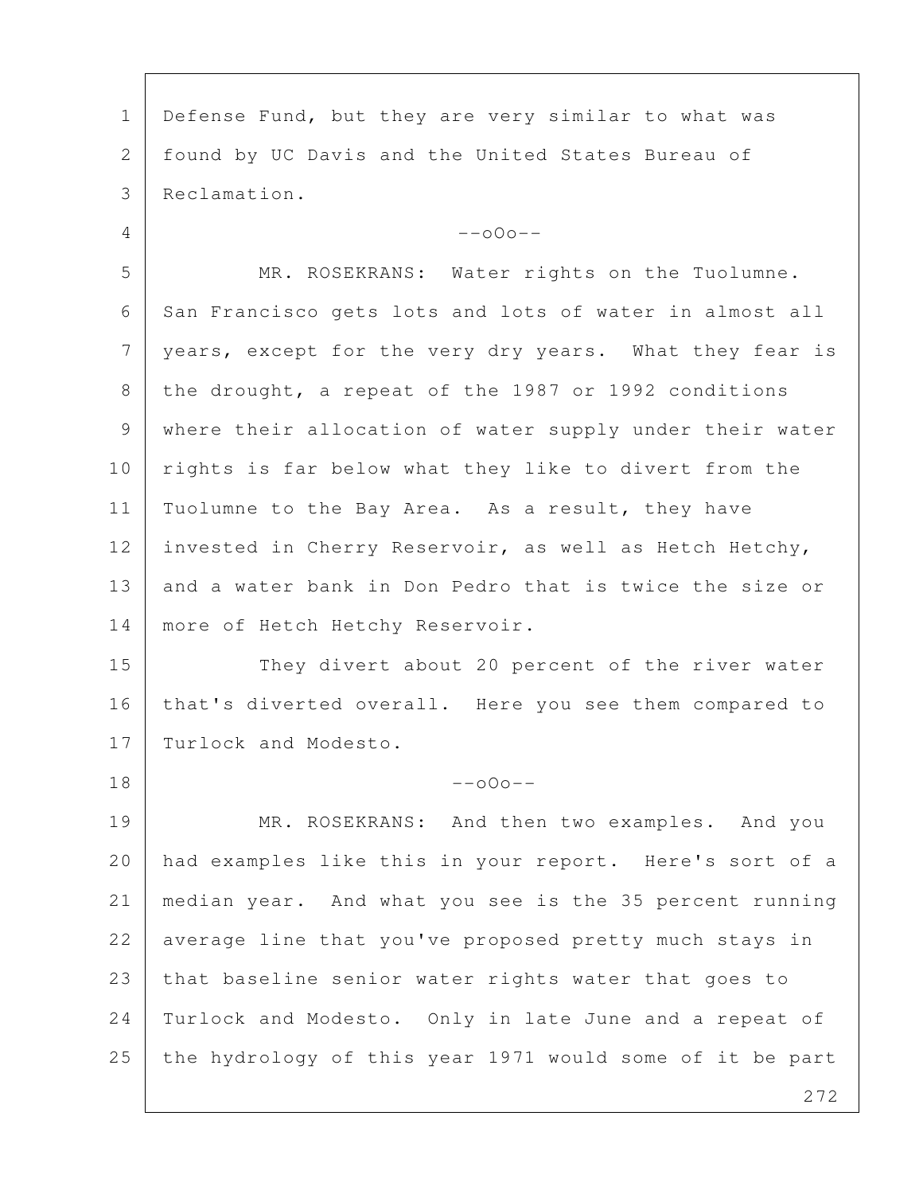Defense Fund, but they are very similar to what was found by UC Davis and the United States Bureau of Reclamation.

--oOo--

MR. ROSEKRANS: Water rights on the Tuolumne. San Francisco gets lots and lots of water in almost all years, except for the very dry years. What they fear is the drought, a repeat of the 1987 or 1992 conditions where their allocation of water supply under their water rights is far below what they like to divert from the Tuolumne to the Bay Area. As a result, they have invested in Cherry Reservoir, as well as Hetch Hetchy, and a water bank in Don Pedro that is twice the size or more of Hetch Hetchy Reservoir.

They divert about 20 percent of the river water that's diverted overall. Here you see them compared to Turlock and Modesto.

--oOo--

MR. ROSEKRANS: And then two examples. And you had examples like this in your report. Here's sort of a median year. And what you see is the 35 percent running average line that you've proposed pretty much stays in that baseline senior water rights water that goes to Turlock and Modesto. Only in late June and a repeat of the hydrology of this year 1971 would some of it be part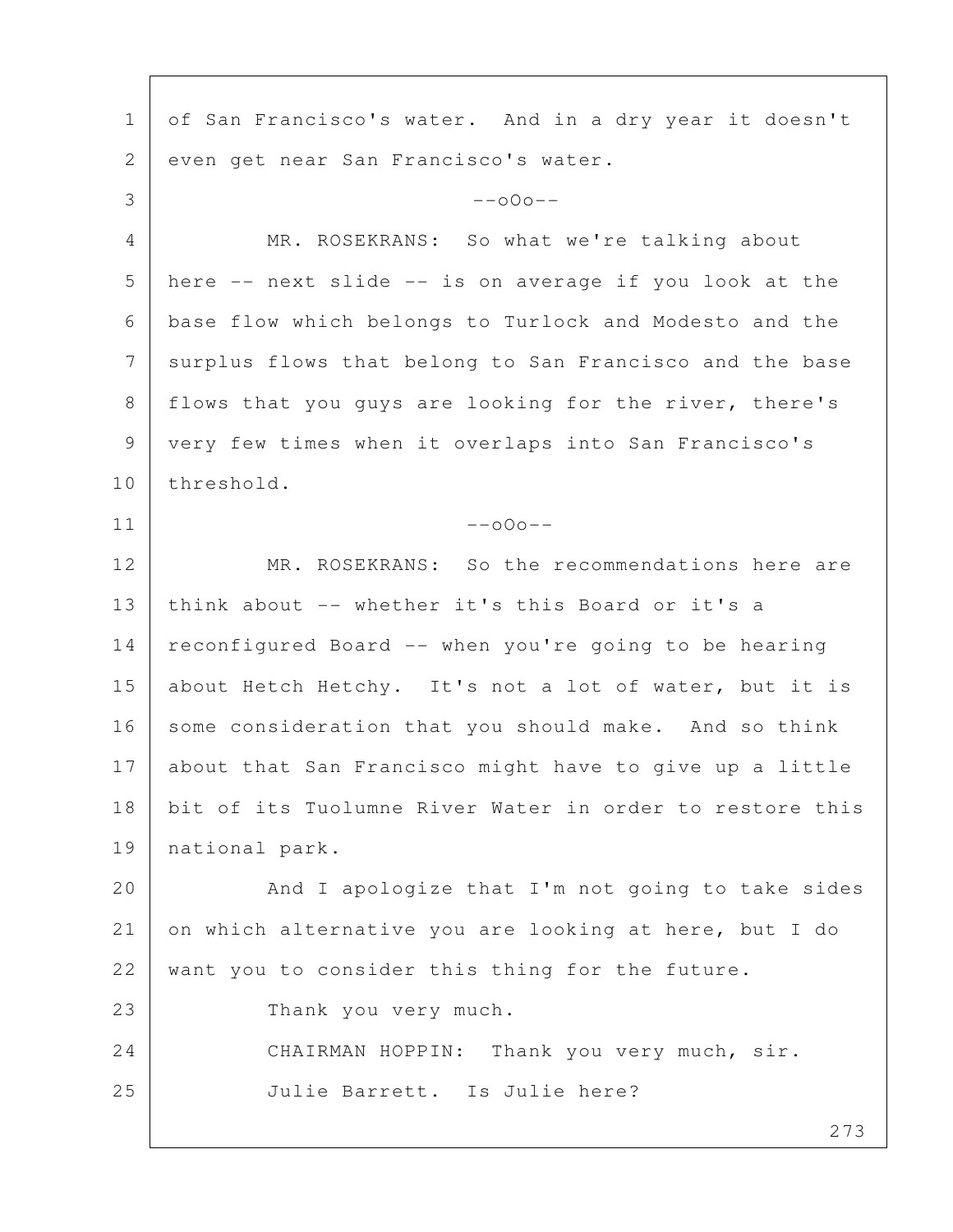of San Francisco's water. And in a dry year it doesn't even get near San Francisco's water.

--oOo--

MR. ROSEKRANS: So what we're talking about here -- next slide -- is on average if you look at the base flow which belongs to Turlock and Modesto and the surplus flows that belong to San Francisco and the base flows that you guys are looking for the river, there's very few times when it overlaps into San Francisco's threshold.

--oOo--

MR. ROSEKRANS: So the recommendations here are think about -- whether it's this Board or it's a reconfigured Board -- when you're going to be hearing about Hetch Hetchy. It's not a lot of water, but it is some consideration that you should make. And so think about that San Francisco might have to give up a little bit of its Tuolumne River Water in order to restore this national park.

And I apologize that I'm not going to take sides on which alternative you are looking at here, but I do want you to consider this thing for the future.

Thank you very much.

CHAIRMAN HOPPIN: Thank you very much, sir.

Julie Barrett. Is Julie here?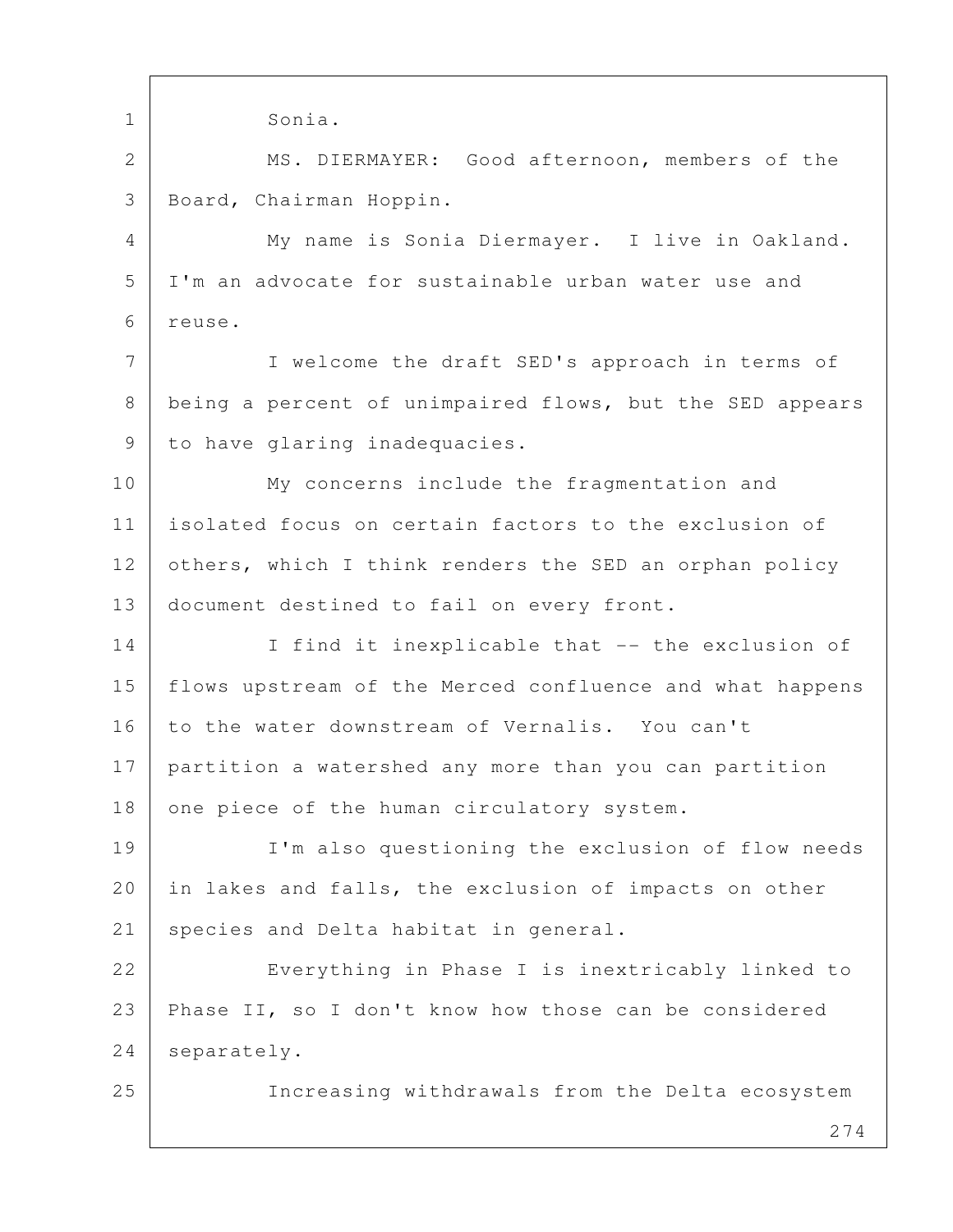Sonia.

MS. DIERMAYER: Good afternoon, members of the Board, Chairman Hoppin.

My name is Sonia Diermayer. I live in Oakland. I'm an advocate for sustainable urban water use and reuse.

I welcome the draft SED's approach in terms of being a percent of unimpaired flows, but the SED appears to have glaring inadequacies.

My concerns include the fragmentation and isolated focus on certain factors to the exclusion of others, which I think renders the SED an orphan policy document destined to fail on every front.

I find it inexplicable that -- the exclusion of flows upstream of the Merced confluence and what happens to the water downstream of Vernalis. You can't partition a watershed any more than you can partition one piece of the human circulatory system.

I'm also questioning the exclusion of flow needs in lakes and falls, the exclusion of impacts on other species and Delta habitat in general.

Everything in Phase I is inextricably linked to Phase II, so I don't know how those can be considered separately.

Increasing withdrawals from the Delta ecosystem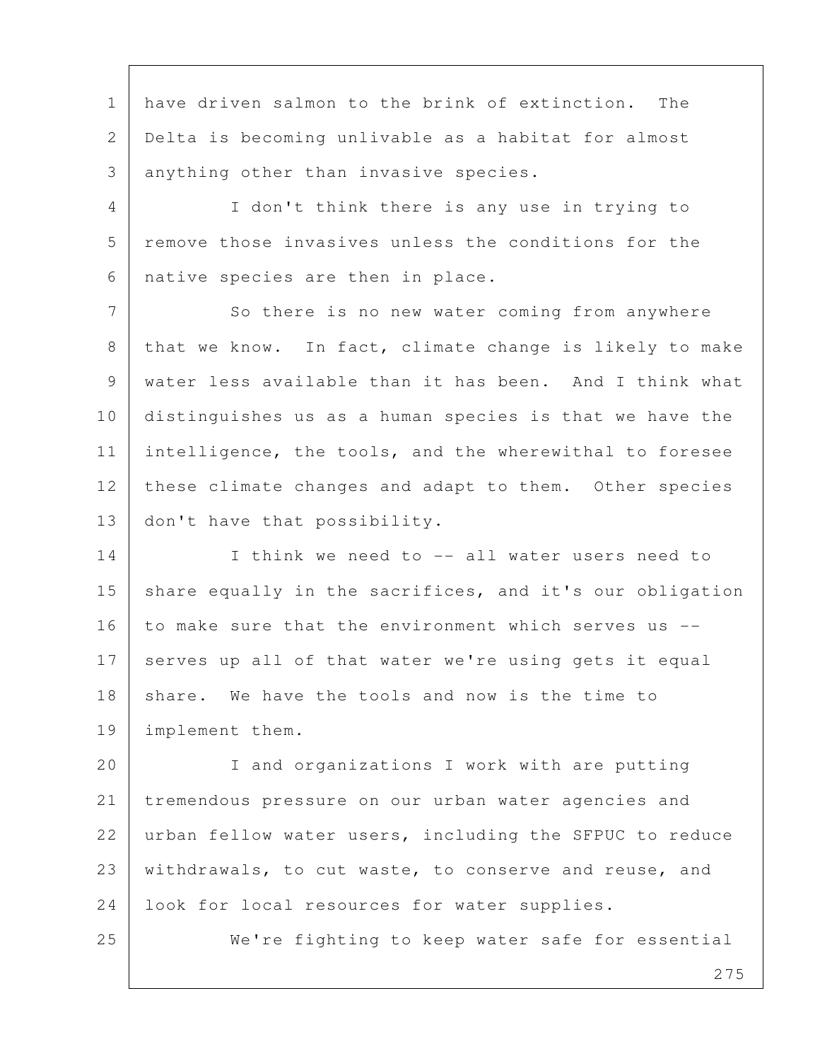have driven salmon to the brink of extinction. The Delta is becoming unlivable as a habitat for almost anything other than invasive species.

I don't think there is any use in trying to remove those invasives unless the conditions for the native species are then in place.

So there is no new water coming from anywhere that we know. In fact, climate change is likely to make water less available than it has been. And I think what distinguishes us as a human species is that we have the intelligence, the tools, and the wherewithal to foresee these climate changes and adapt to them. Other species don't have that possibility.

I think we need to -- all water users need to share equally in the sacrifices, and it's our obligation to make sure that the environment which serves us -- serves up all of that water we're using gets it equal share. We have the tools and now is the time to implement them.

I and organizations I work with are putting tremendous pressure on our urban water agencies and urban fellow water users, including the SFPUC to reduce withdrawals, to cut waste, to conserve and reuse, and look for local resources for water supplies.

We're fighting to keep water safe for essential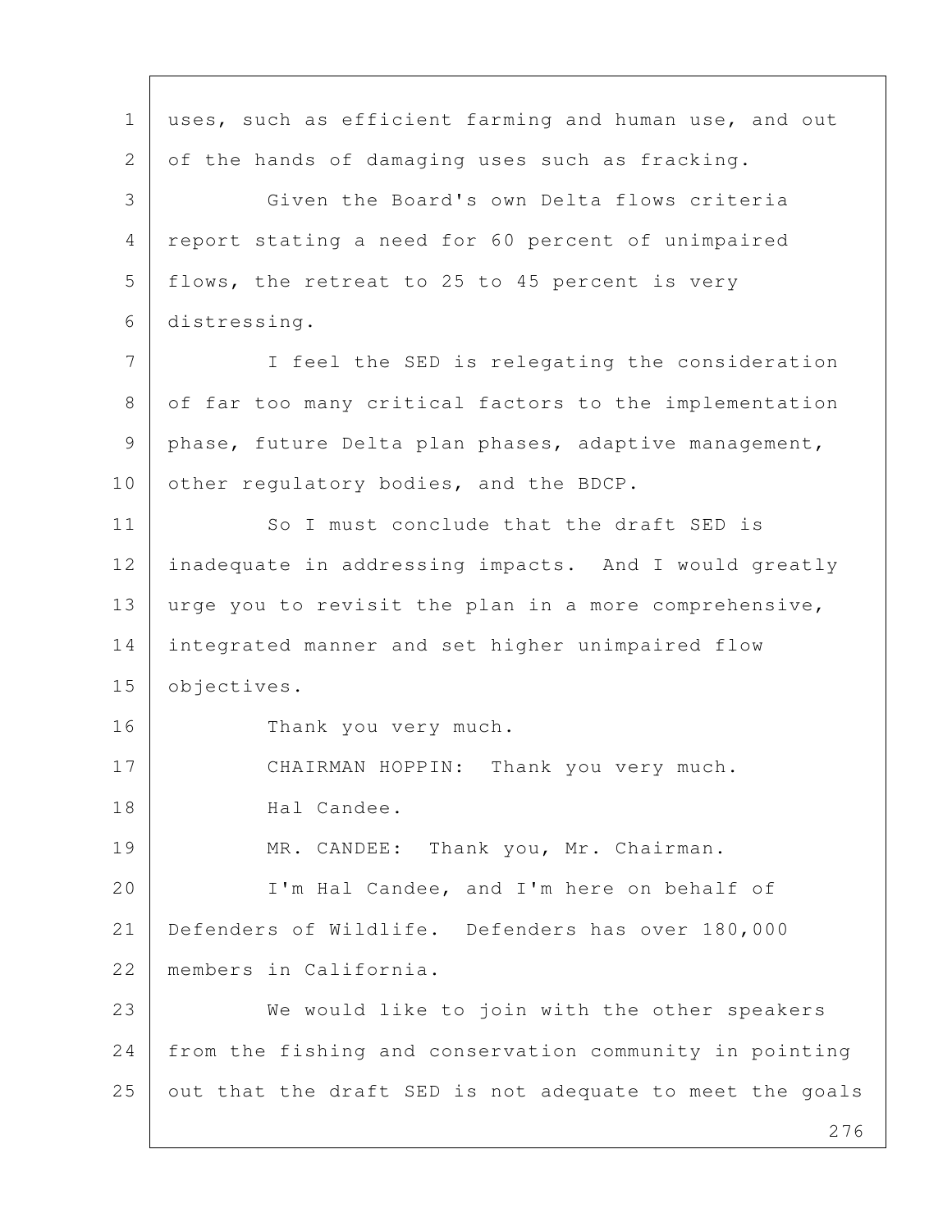uses, such as efficient farming and human use, and out of the hands of damaging uses such as fracking.

Given the Board's own Delta flows criteria report stating a need for 60 percent of unimpaired flows, the retreat to 25 to 45 percent is very distressing.

I feel the SED is relegating the consideration of far too many critical factors to the implementation phase, future Delta plan phases, adaptive management, other regulatory bodies, and the BDCP.

So I must conclude that the draft SED is inadequate in addressing impacts. And I would greatly urge you to revisit the plan in a more comprehensive, integrated manner and set higher unimpaired flow objectives.

Thank you very much.

CHAIRMAN HOPPIN: Thank you very much.

Hal Candee.

MR. CANDEE: Thank you, Mr. Chairman.

I'm Hal Candee, and I'm here on behalf of Defenders of Wildlife. Defenders has over 180,000 members in California.

We would like to join with the other speakers from the fishing and conservation community in pointing out that the draft SED is not adequate to meet the goals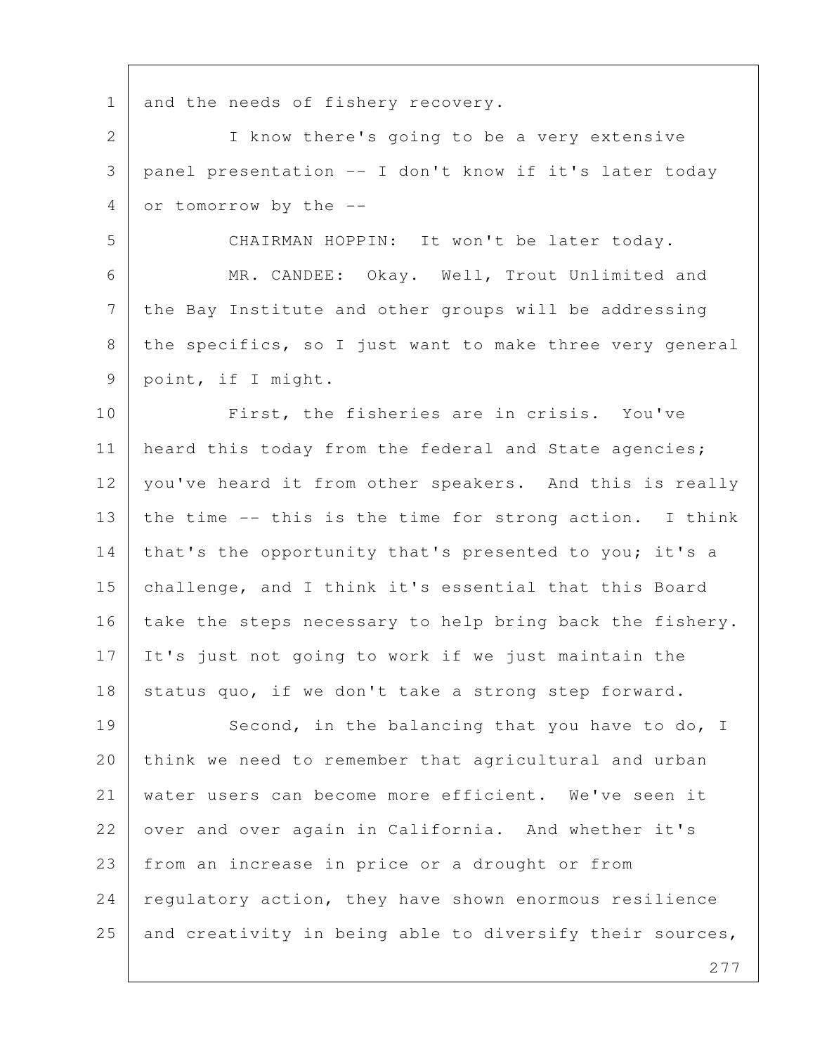and the needs of fishery recovery.

I know there's going to be a very extensive panel presentation -- I don't know if it's later today or tomorrow by the --

CHAIRMAN HOPPIN: It won't be later today.

MR. CANDEE: Okay. Well, Trout Unlimited and the Bay Institute and other groups will be addressing the specifics, so I just want to make three very general point, if I might.

First, the fisheries are in crisis. You've heard this today from the federal and State agencies; you've heard it from other speakers. And this is really the time -- this is the time for strong action. I think that's the opportunity that's presented to you; it's a challenge, and I think it's essential that this Board take the steps necessary to help bring back the fishery. It's just not going to work if we just maintain the status quo, if we don't take a strong step forward.

Second, in the balancing that you have to do, I think we need to remember that agricultural and urban water users can become more efficient. We've seen it over and over again in California. And whether it's from an increase in price or a drought or from regulatory action, they have shown enormous resilience and creativity in being able to diversify their sources,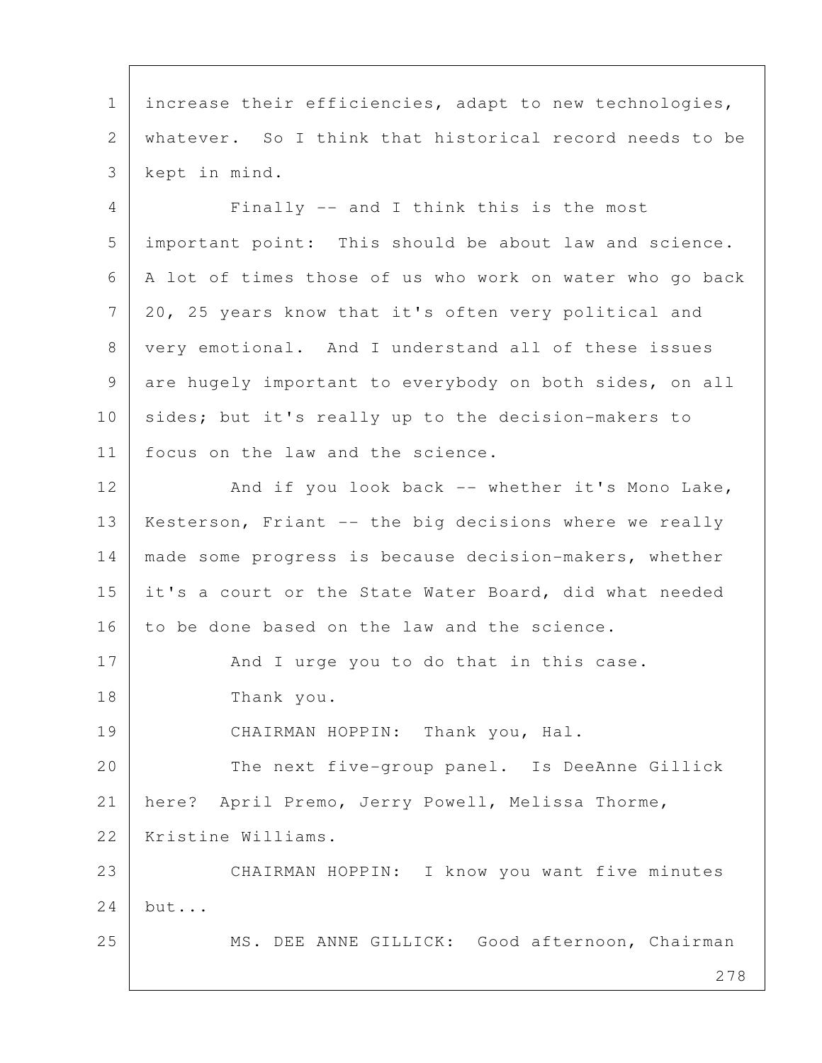increase their efficiencies, adapt to new technologies, whatever. So I think that historical record needs to be kept in mind.

Finally -- and I think this is the most important point: This should be about law and science. A lot of times those of us who work on water who go back 20, 25 years know that it's often very political and very emotional. And I understand all of these issues are hugely important to everybody on both sides, on all sides; but it's really up to the decision-makers to focus on the law and the science.

And if you look back -- whether it's Mono Lake, Kesterson, Friant -- the big decisions where we really made some progress is because decision-makers, whether it's a court or the State Water Board, did what needed to be done based on the law and the science.

And I urge you to do that in this case.

Thank you.

CHAIRMAN HOPPIN: Thank you, Hal.

The next five-group panel. Is DeeAnne Gillick here? April Premo, Jerry Powell, Melissa Thorme, Kristine Williams.

CHAIRMAN HOPPIN: I know you want five minutes but...

MS. DEE ANNE GILLICK: Good afternoon, Chairman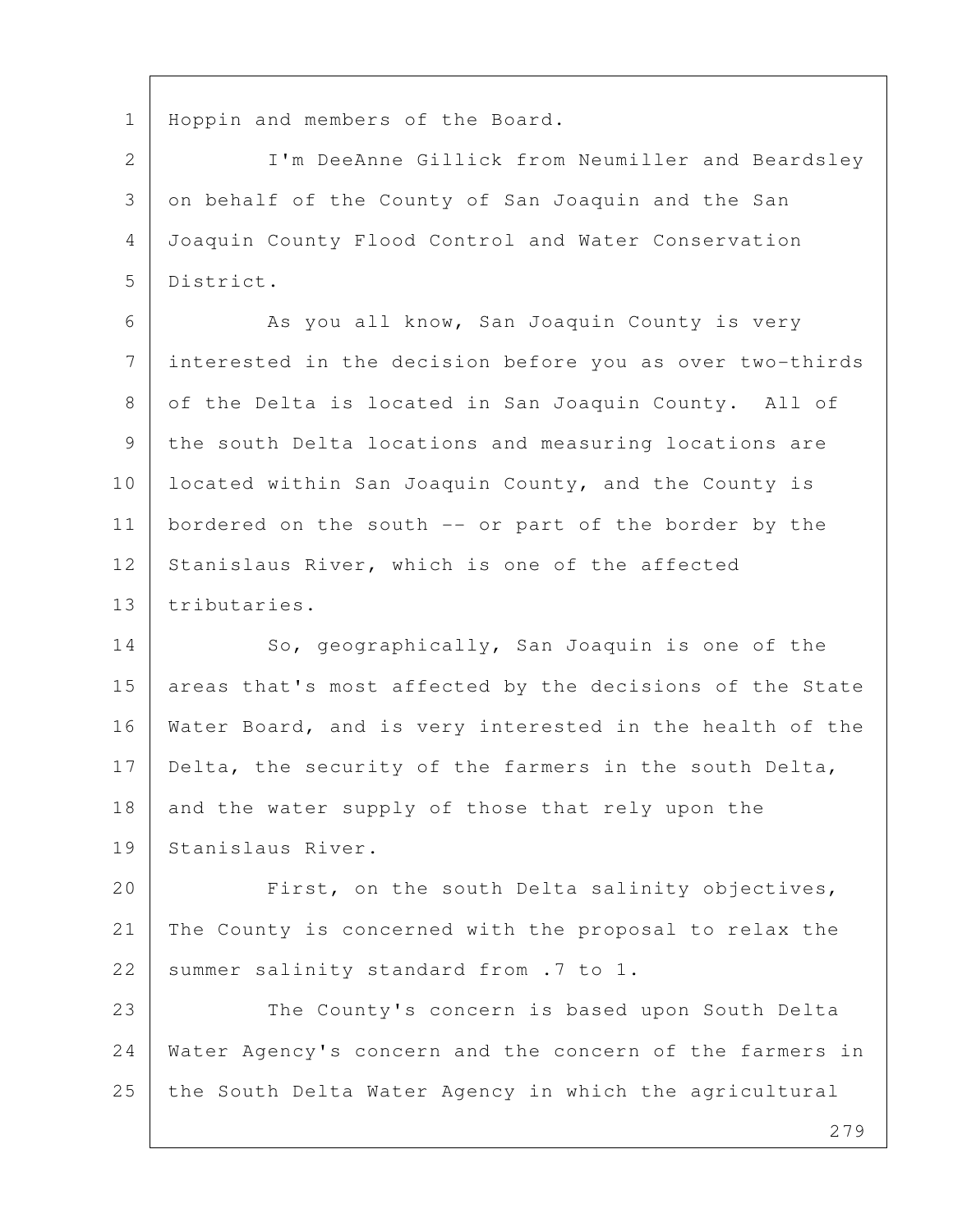Hoppin and members of the Board.

I'm DeeAnne Gillick from Neumiller and Beardsley on behalf of the County of San Joaquin and the San Joaquin County Flood Control and Water Conservation District.

As you all know, San Joaquin County is very interested in the decision before you as over two-thirds of the Delta is located in San Joaquin County. All of the south Delta locations and measuring locations are located within San Joaquin County, and the County is bordered on the south -- or part of the border by the Stanislaus River, which is one of the affected tributaries.

So, geographically, San Joaquin is one of the areas that's most affected by the decisions of the State Water Board, and is very interested in the health of the Delta, the security of the farmers in the south Delta, and the water supply of those that rely upon the Stanislaus River.

First, on the south Delta salinity objectives, The County is concerned with the proposal to relax the summer salinity standard from .7 to 1.

The County's concern is based upon South Delta Water Agency's concern and the concern of the farmers in the South Delta Water Agency in which the agricultural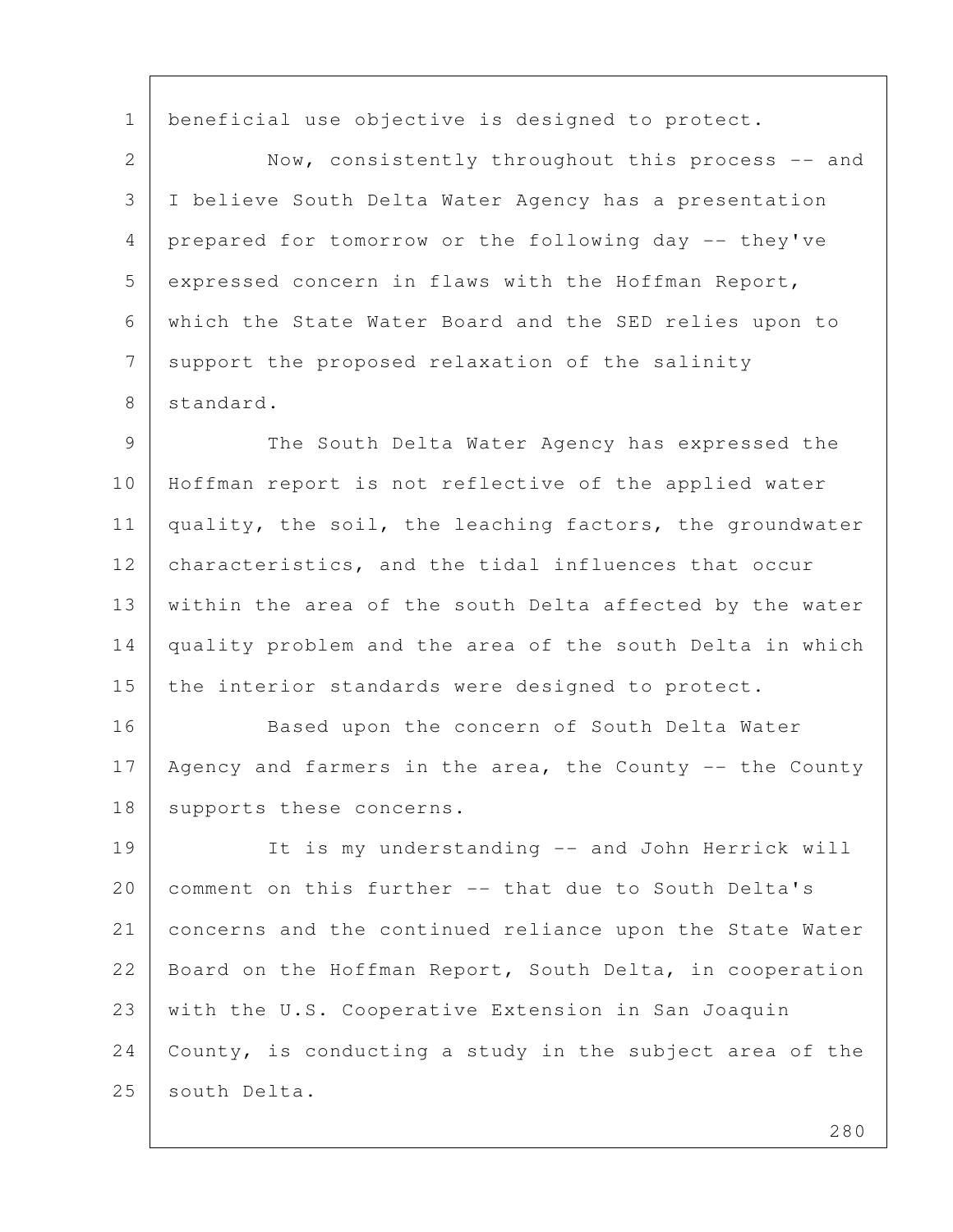beneficial use objective is designed to protect.

Now, consistently throughout this process -- and I believe South Delta Water Agency has a presentation prepared for tomorrow or the following day -- they've expressed concern in flaws with the Hoffman Report, which the State Water Board and the SED relies upon to support the proposed relaxation of the salinity standard.

The South Delta Water Agency has expressed the Hoffman report is not reflective of the applied water quality, the soil, the leaching factors, the groundwater characteristics, and the tidal influences that occur within the area of the south Delta affected by the water quality problem and the area of the south Delta in which the interior standards were designed to protect.

Based upon the concern of South Delta Water Agency and farmers in the area, the County -- the County supports these concerns.

It is my understanding -- and John Herrick will comment on this further -- that due to South Delta's concerns and the continued reliance upon the State Water Board on the Hoffman Report, South Delta, in cooperation with the U.S. Cooperative Extension in San Joaquin County, is conducting a study in the subject area of the south Delta.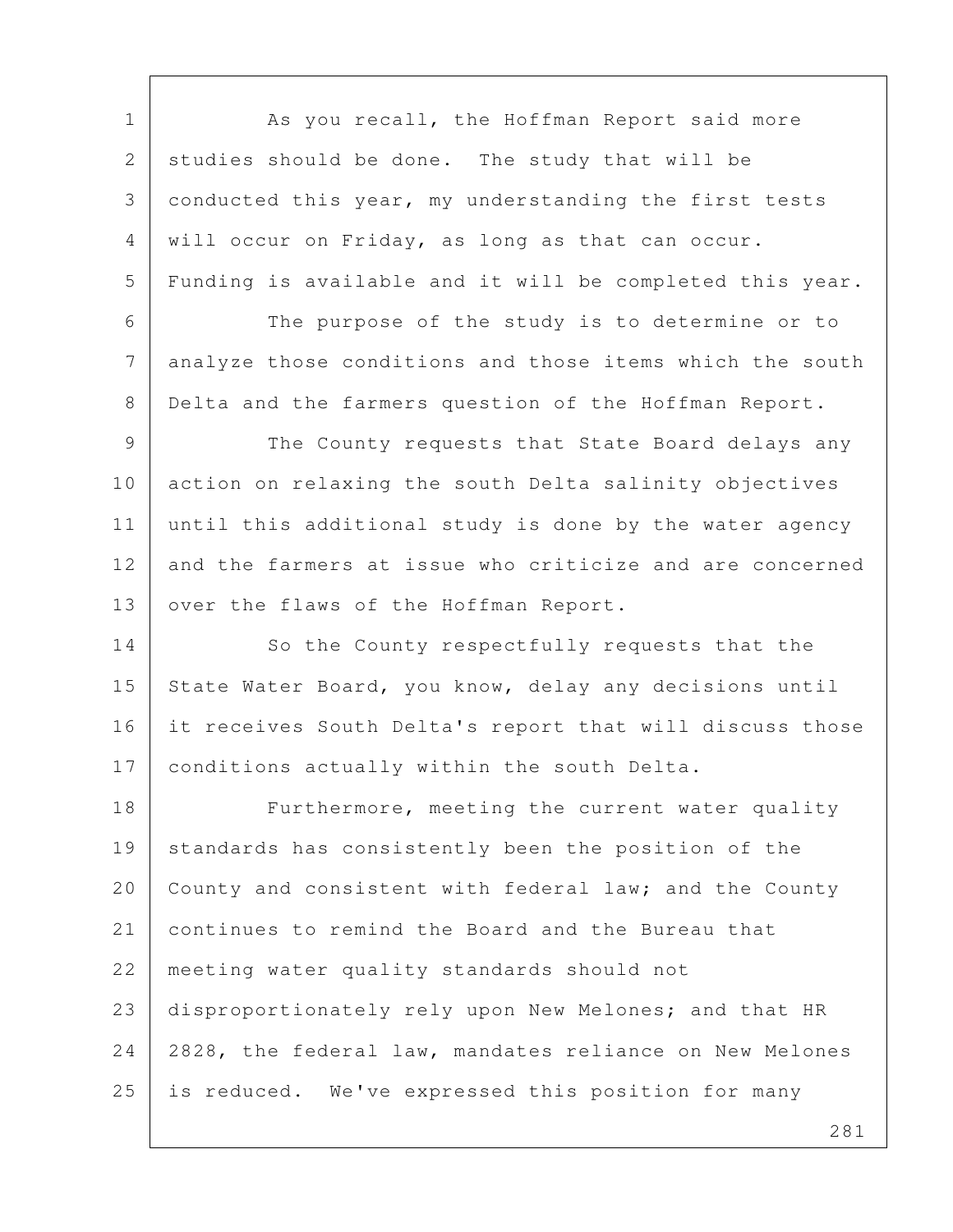As you recall, the Hoffman Report said more studies should be done. The study that will be conducted this year, my understanding the first tests will occur on Friday, as long as that can occur. Funding is available and it will be completed this year.

The purpose of the study is to determine or to analyze those conditions and those items which the south Delta and the farmers question of the Hoffman Report.

The County requests that State Board delays any action on relaxing the south Delta salinity objectives until this additional study is done by the water agency and the farmers at issue who criticize and are concerned over the flaws of the Hoffman Report.

So the County respectfully requests that the State Water Board, you know, delay any decisions until it receives South Delta's report that will discuss those conditions actually within the south Delta.

Furthermore, meeting the current water quality standards has consistently been the position of the County and consistent with federal law; and the County continues to remind the Board and the Bureau that meeting water quality standards should not disproportionately rely upon New Melones; and that HR 2828, the federal law, mandates reliance on New Melones is reduced. We've expressed this position for many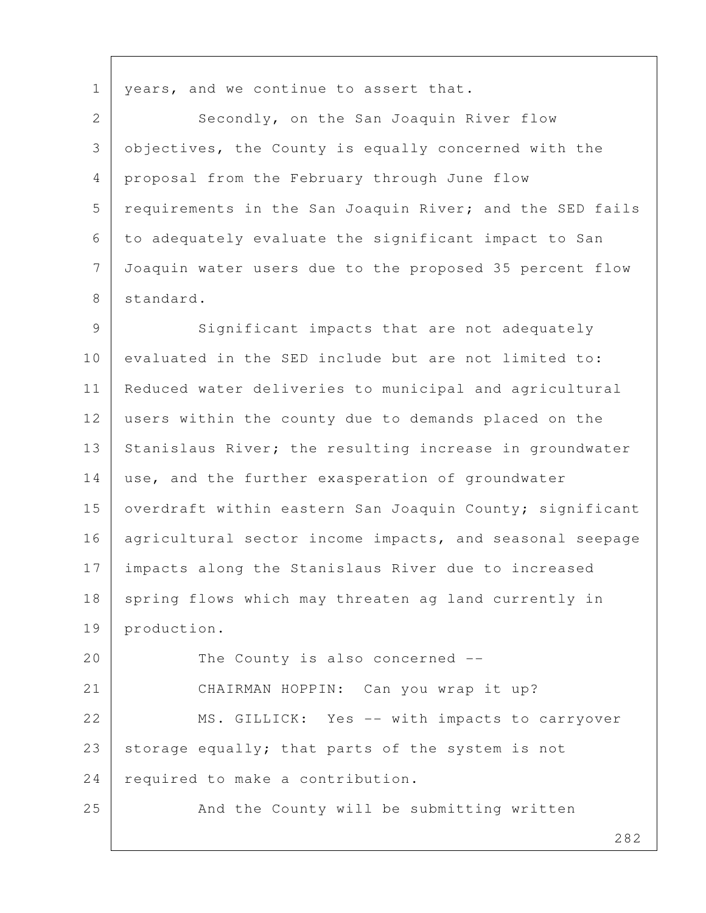years, and we continue to assert that.

Secondly, on the San Joaquin River flow objectives, the County is equally concerned with the proposal from the February through June flow requirements in the San Joaquin River; and the SED fails to adequately evaluate the significant impact to San Joaquin water users due to the proposed 35 percent flow standard.

Significant impacts that are not adequately evaluated in the SED include but are not limited to: Reduced water deliveries to municipal and agricultural users within the county due to demands placed on the Stanislaus River; the resulting increase in groundwater use, and the further exasperation of groundwater overdraft within eastern San Joaquin County; significant agricultural sector income impacts, and seasonal seepage impacts along the Stanislaus River due to increased spring flows which may threaten ag land currently in production.

The County is also concerned --

CHAIRMAN HOPPIN: Can you wrap it up?

MS. GILLICK: Yes -- with impacts to carryover storage equally; that parts of the system is not required to make a contribution.

And the County will be submitting written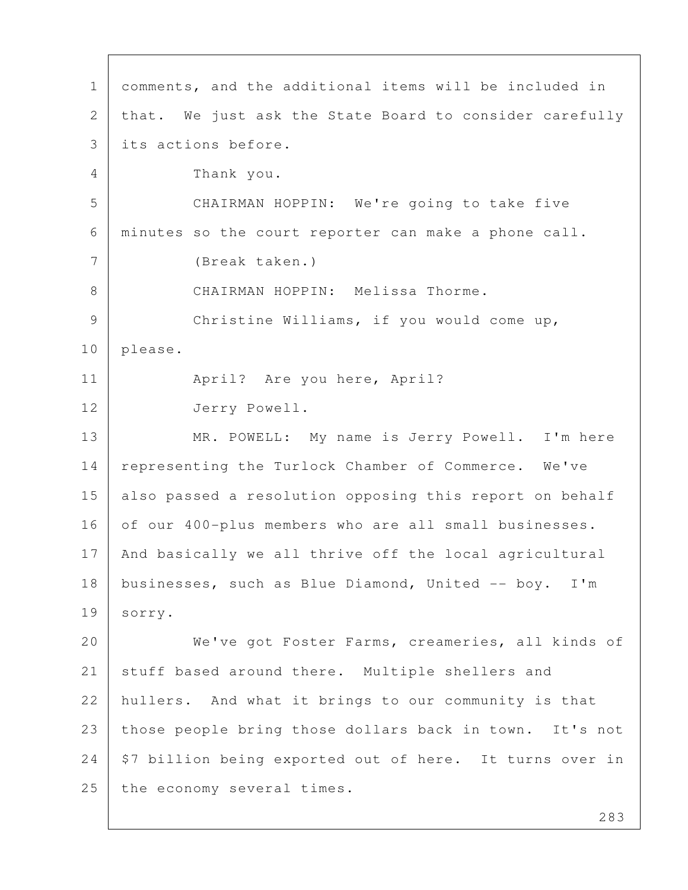comments, and the additional items will be included in that. We just ask the State Board to consider carefully its actions before.

Thank you.

CHAIRMAN HOPPIN: We're going to take five minutes so the court reporter can make a phone call.

(Break taken.)

CHAIRMAN HOPPIN: Melissa Thorme.

Christine Williams, if you would come up, please.

April? Are you here, April?

Jerry Powell.

MR. POWELL: My name is Jerry Powell. I'm here representing the Turlock Chamber of Commerce. We've also passed a resolution opposing this report on behalf of our 400-plus members who are all small businesses. And basically we all thrive off the local agricultural businesses, such as Blue Diamond, United -- boy. I'm sorry.

We've got Foster Farms, creameries, all kinds of stuff based around there. Multiple shellers and hullers. And what it brings to our community is that those people bring those dollars back in town. It's not $7 billion being exported out of here. It turns over in the economy several times.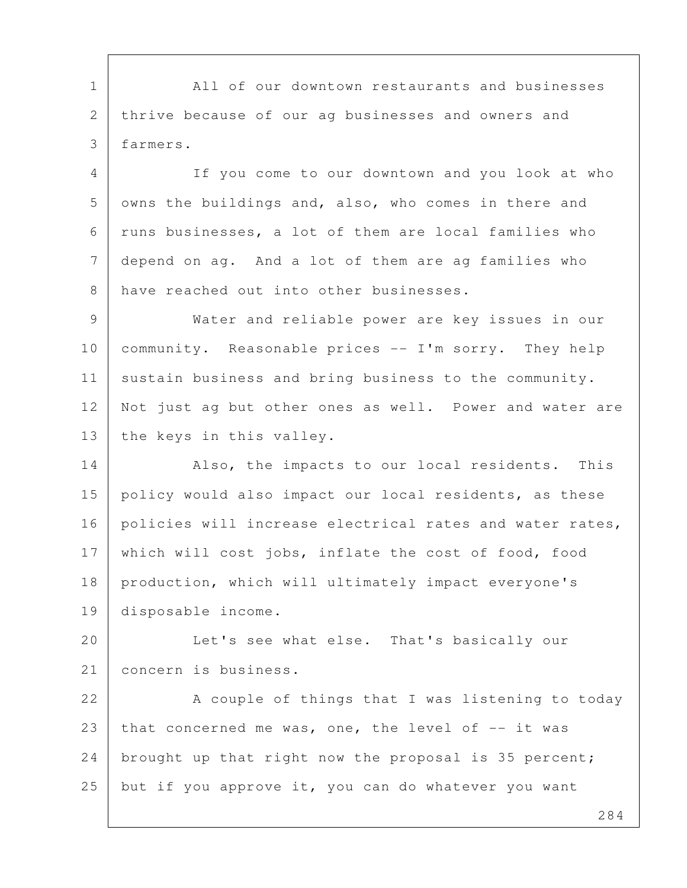All of our downtown restaurants and businesses thrive because of our ag businesses and owners and farmers.

If you come to our downtown and you look at who owns the buildings and, also, who comes in there and runs businesses, a lot of them are local families who depend on ag. And a lot of them are ag families who have reached out into other businesses.

Water and reliable power are key issues in our community. Reasonable prices -- I'm sorry. They help sustain business and bring business to the community. Not just ag but other ones as well. Power and water are the keys in this valley.

Also, the impacts to our local residents. This policy would also impact our local residents, as these policies will increase electrical rates and water rates, which will cost jobs, inflate the cost of food, food production, which will ultimately impact everyone's disposable income.

Let's see what else. That's basically our concern is business.

A couple of things that I was listening to today that concerned me was, one, the level of -- it was brought up that right now the proposal is 35 percent; but if you approve it, you can do whatever you want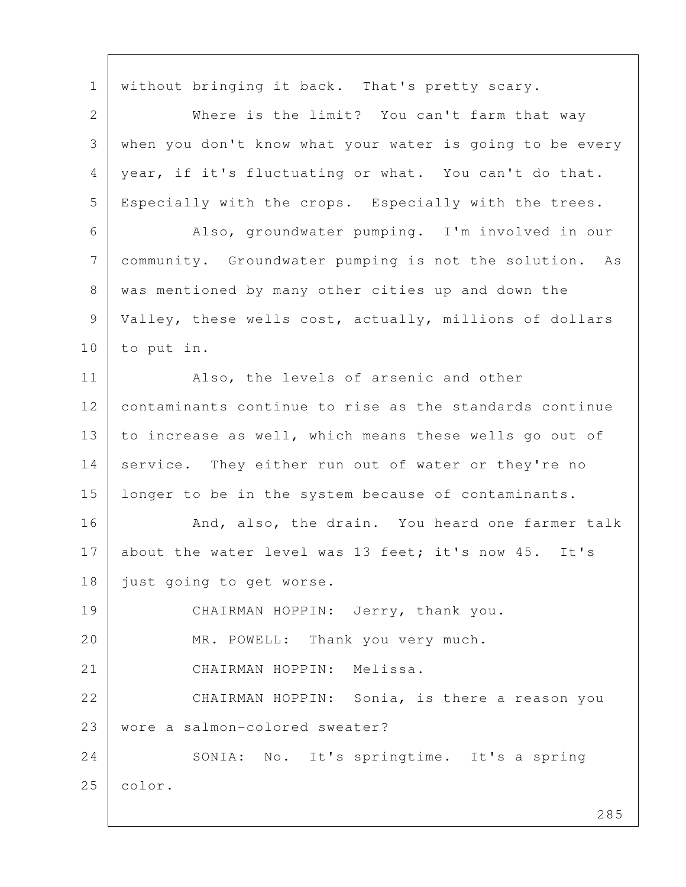without bringing it back. That's pretty scary.

Where is the limit? You can't farm that way when you don't know what your water is going to be every year, if it's fluctuating or what. You can't do that. Especially with the crops. Especially with the trees.

Also, groundwater pumping. I'm involved in our community. Groundwater pumping is not the solution. As was mentioned by many other cities up and down the Valley, these wells cost, actually, millions of dollars to put in.

Also, the levels of arsenic and other contaminants continue to rise as the standards continue to increase as well, which means these wells go out of service. They either run out of water or they're no longer to be in the system because of contaminants.

And, also, the drain. You heard one farmer talk about the water level was 13 feet; it's now 45. It's just going to get worse.

CHAIRMAN HOPPIN: Jerry, thank you.

MR. POWELL: Thank you very much.

CHAIRMAN HOPPIN: Melissa.

CHAIRMAN HOPPIN: Sonia, is there a reason you wore a salmon-colored sweater?

SONIA: No. It's springtime. It's a spring color.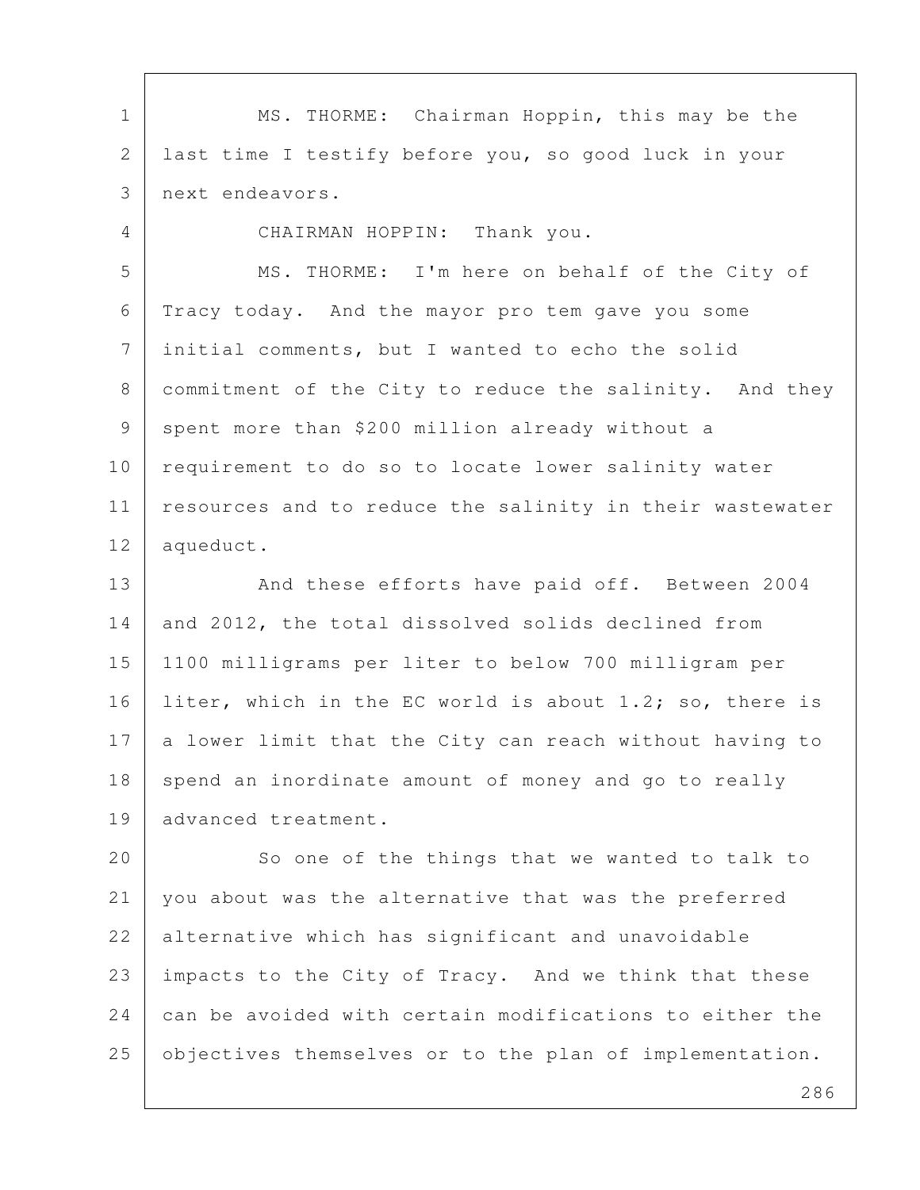MS. THORME: Chairman Hoppin, this may be the last time I testify before you, so good luck in your next endeavors.

CHAIRMAN HOPPIN: Thank you.

MS. THORME: I'm here on behalf of the City of Tracy today. And the mayor pro tem gave you some initial comments, but I wanted to echo the solid commitment of the City to reduce the salinity. And they spent more than $200 million already without a requirement to do so to locate lower salinity water resources and to reduce the salinity in their wastewater aqueduct.

And these efforts have paid off. Between 2004 and 2012, the total dissolved solids declined from 1100 milligrams per liter to below 700 milligram per liter, which in the EC world is about 1.2; so, there is a lower limit that the City can reach without having to spend an inordinate amount of money and go to really advanced treatment.

So one of the things that we wanted to talk to you about was the alternative that was the preferred alternative which has significant and unavoidable impacts to the City of Tracy. And we think that these can be avoided with certain modifications to either the objectives themselves or to the plan of implementation.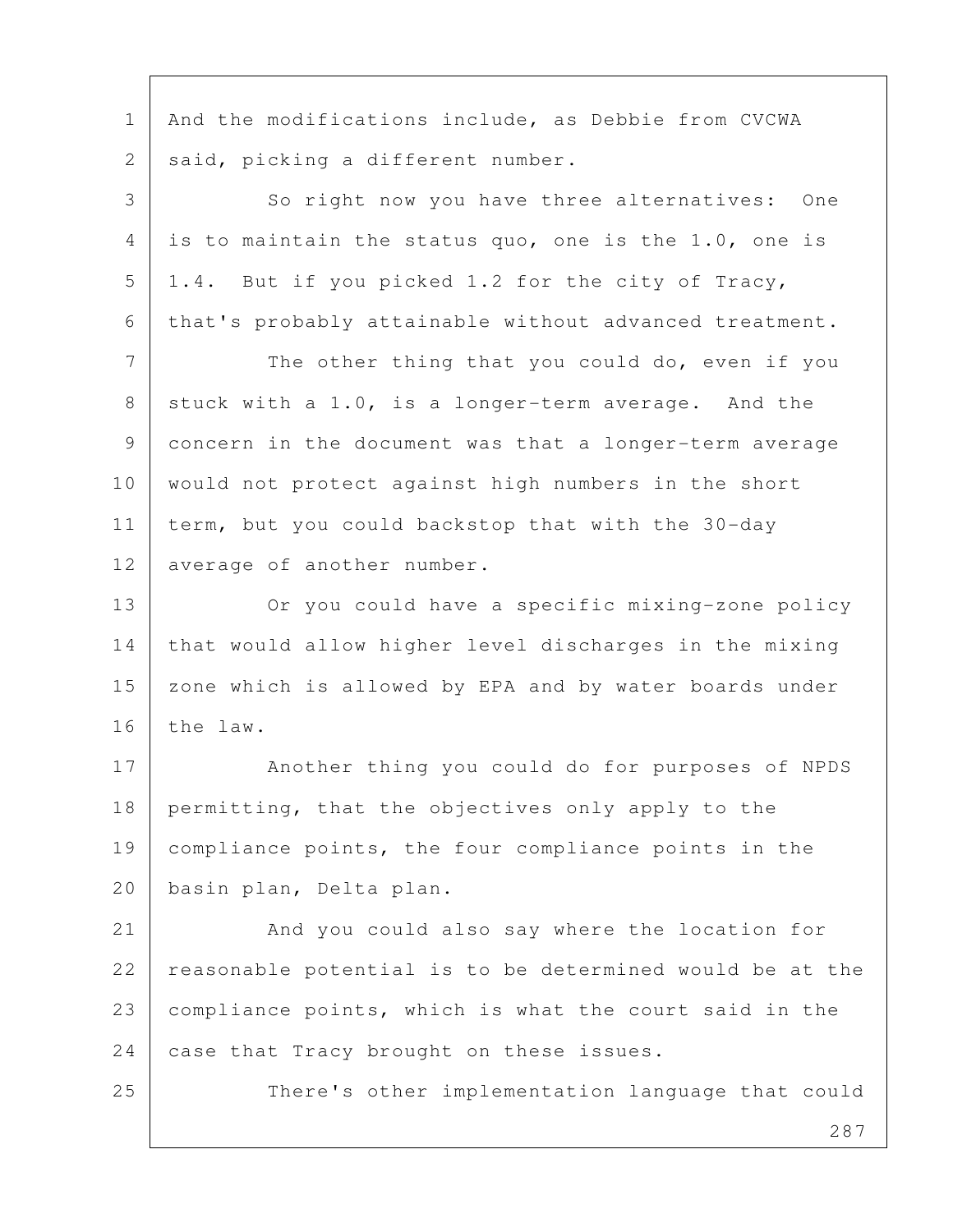And the modifications include, as Debbie from CVCWA said, picking a different number.

So right now you have three alternatives: One is to maintain the status quo, one is the 1.0, one is 1.4. But if you picked 1.2 for the city of Tracy, that's probably attainable without advanced treatment.

The other thing that you could do, even if you stuck with a 1.0, is a longer-term average. And the concern in the document was that a longer-term average would not protect against high numbers in the short term, but you could backstop that with the 30-day average of another number.

Or you could have a specific mixing-zone policy that would allow higher level discharges in the mixing zone which is allowed by EPA and by water boards under the law.

Another thing you could do for purposes of NPDS permitting, that the objectives only apply to the compliance points, the four compliance points in the basin plan, Delta plan.

And you could also say where the location for reasonable potential is to be determined would be at the compliance points, which is what the court said in the case that Tracy brought on these issues.

There's other implementation language that could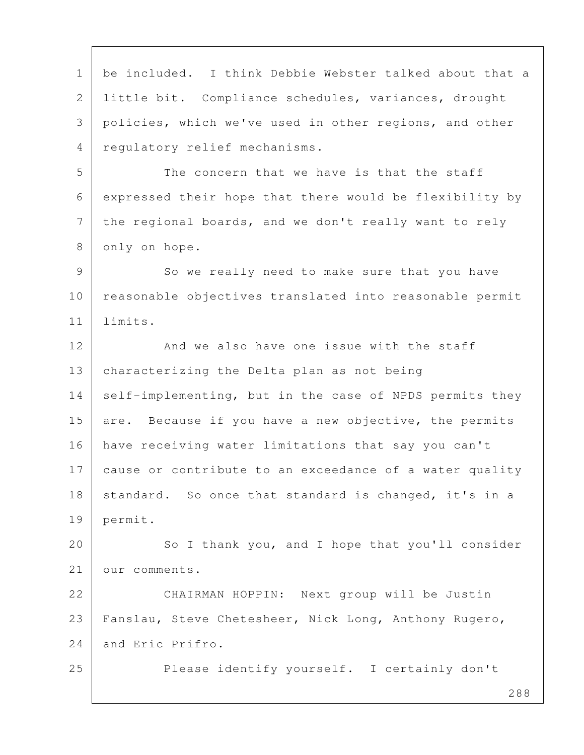be included. I think Debbie Webster talked about that a little bit. Compliance schedules, variances, drought policies, which we've used in other regions, and other regulatory relief mechanisms.

The concern that we have is that the staff expressed their hope that there would be flexibility by the regional boards, and we don't really want to rely only on hope.

So we really need to make sure that you have reasonable objectives translated into reasonable permit limits.

And we also have one issue with the staff characterizing the Delta plan as not being self-implementing, but in the case of NPDS permits they are. Because if you have a new objective, the permits have receiving water limitations that say you can't cause or contribute to an exceedance of a water quality standard. So once that standard is changed, it's in a permit.

So I thank you, and I hope that you'll consider our comments.

CHAIRMAN HOPPIN: Next group will be Justin Fanslau, Steve Chetesheer, Nick Long, Anthony Rugero, and Eric Prifro.

Please identify yourself. I certainly don't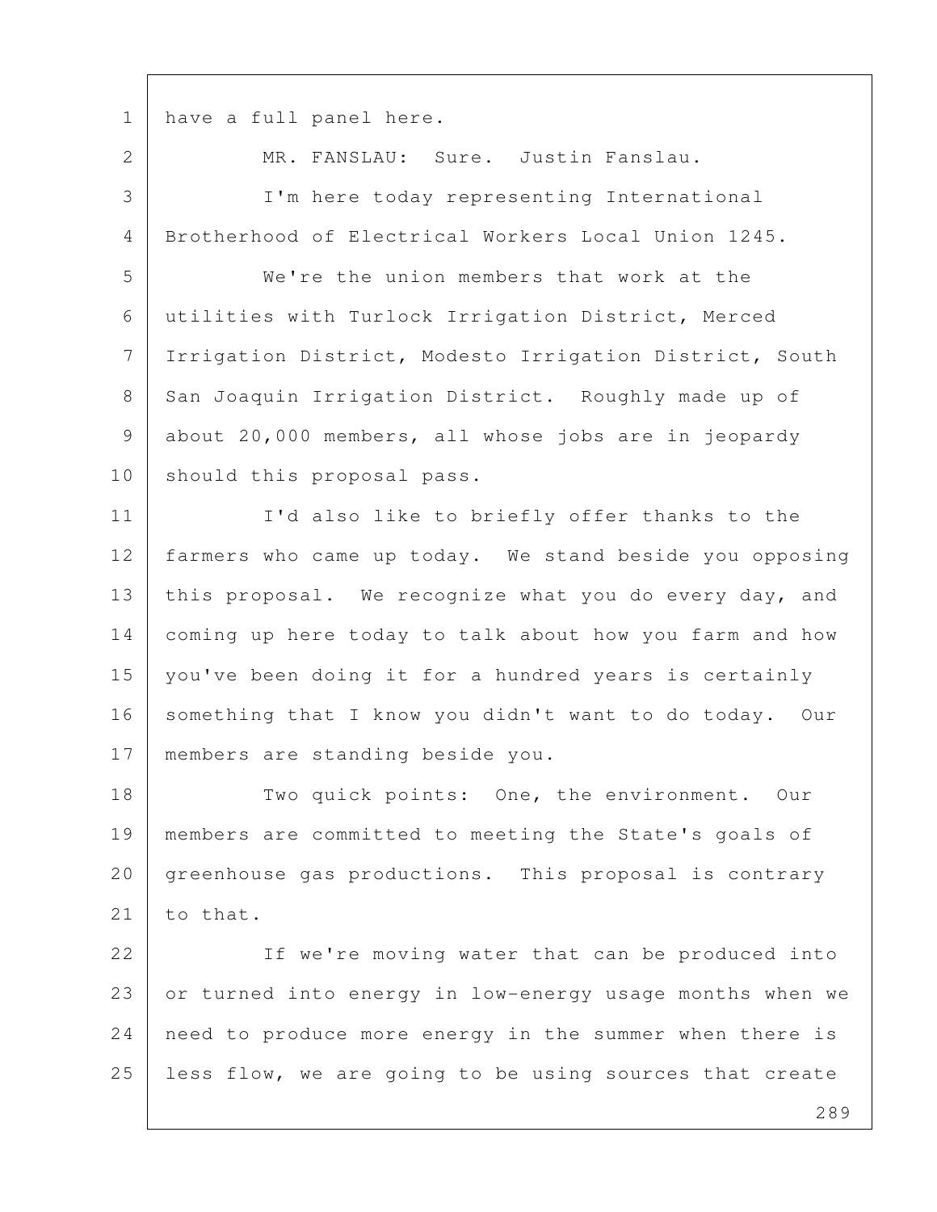have a full panel here.

MR. FANSLAU: Sure. Justin Fanslau.

I'm here today representing International Brotherhood of Electrical Workers Local Union 1245.

We're the union members that work at the utilities with Turlock Irrigation District, Merced Irrigation District, Modesto Irrigation District, South San Joaquin Irrigation District. Roughly made up of about 20,000 members, all whose jobs are in jeopardy should this proposal pass.

I'd also like to briefly offer thanks to the farmers who came up today. We stand beside you opposing this proposal. We recognize what you do every day, and coming up here today to talk about how you farm and how you've been doing it for a hundred years is certainly something that I know you didn't want to do today. Our members are standing beside you.

Two quick points: One, the environment. Our members are committed to meeting the State's goals of greenhouse gas productions. This proposal is contrary to that.

If we're moving water that can be produced into or turned into energy in low-energy usage months when we need to produce more energy in the summer when there is less flow, we are going to be using sources that create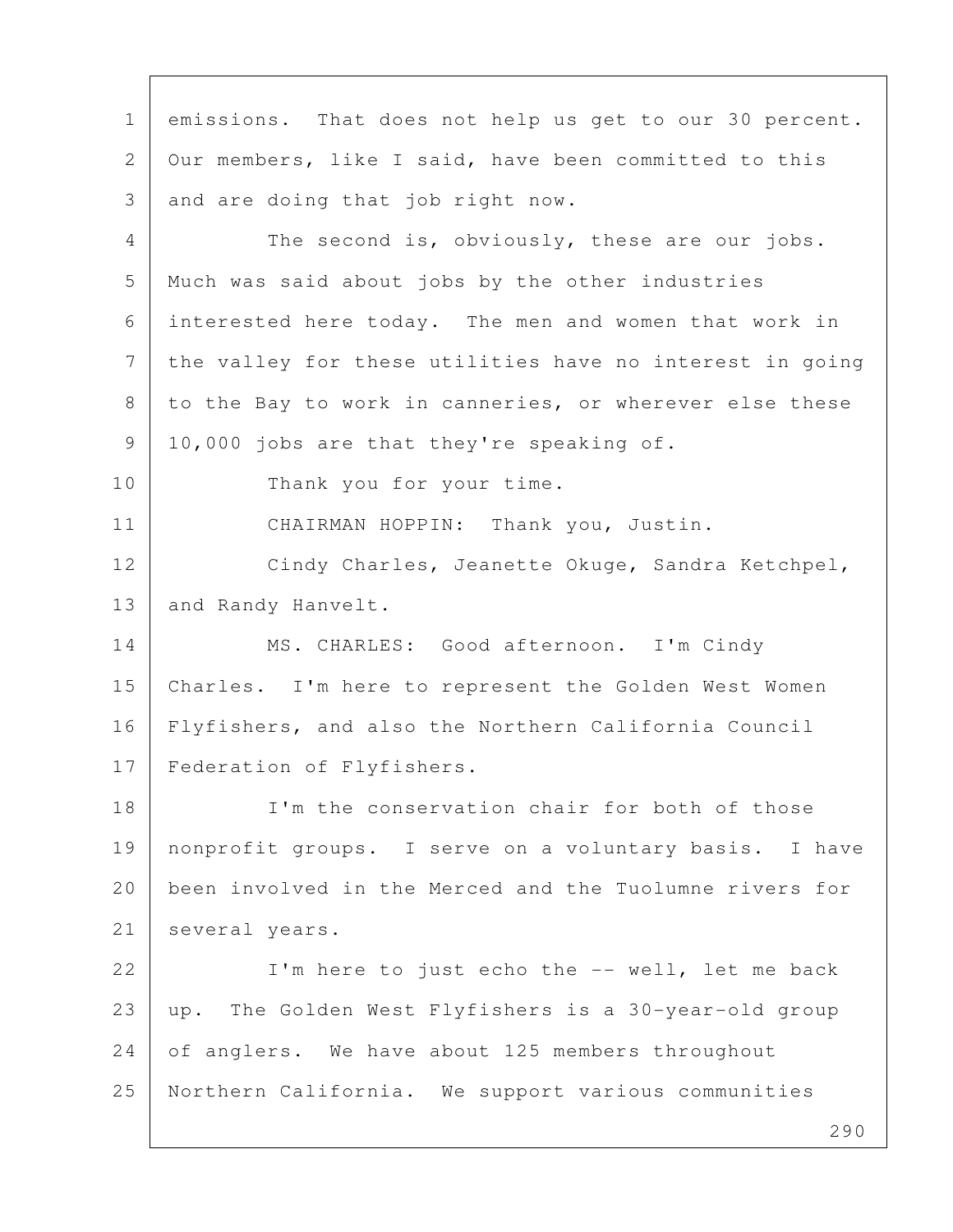emissions. That does not help us get to our 30 percent. Our members, like I said, have been committed to this and are doing that job right now.

The second is, obviously, these are our jobs. Much was said about jobs by the other industries interested here today. The men and women that work in the valley for these utilities have no interest in going to the Bay to work in canneries, or wherever else these 10,000 jobs are that they're speaking of.

Thank you for your time.

CHAIRMAN HOPPIN: Thank you, Justin.

Cindy Charles, Jeanette Okuge, Sandra Ketchpel, and Randy Hanvelt.

MS. CHARLES: Good afternoon. I'm Cindy Charles. I'm here to represent the Golden West Women Flyfishers, and also the Northern California Council Federation of Flyfishers.

I'm the conservation chair for both of those nonprofit groups. I serve on a voluntary basis. I have been involved in the Merced and the Tuolumne rivers for several years.

I'm here to just echo the -- well, let me back up. The Golden West Flyfishers is a 30-year-old group of anglers. We have about 125 members throughout Northern California. We support various communities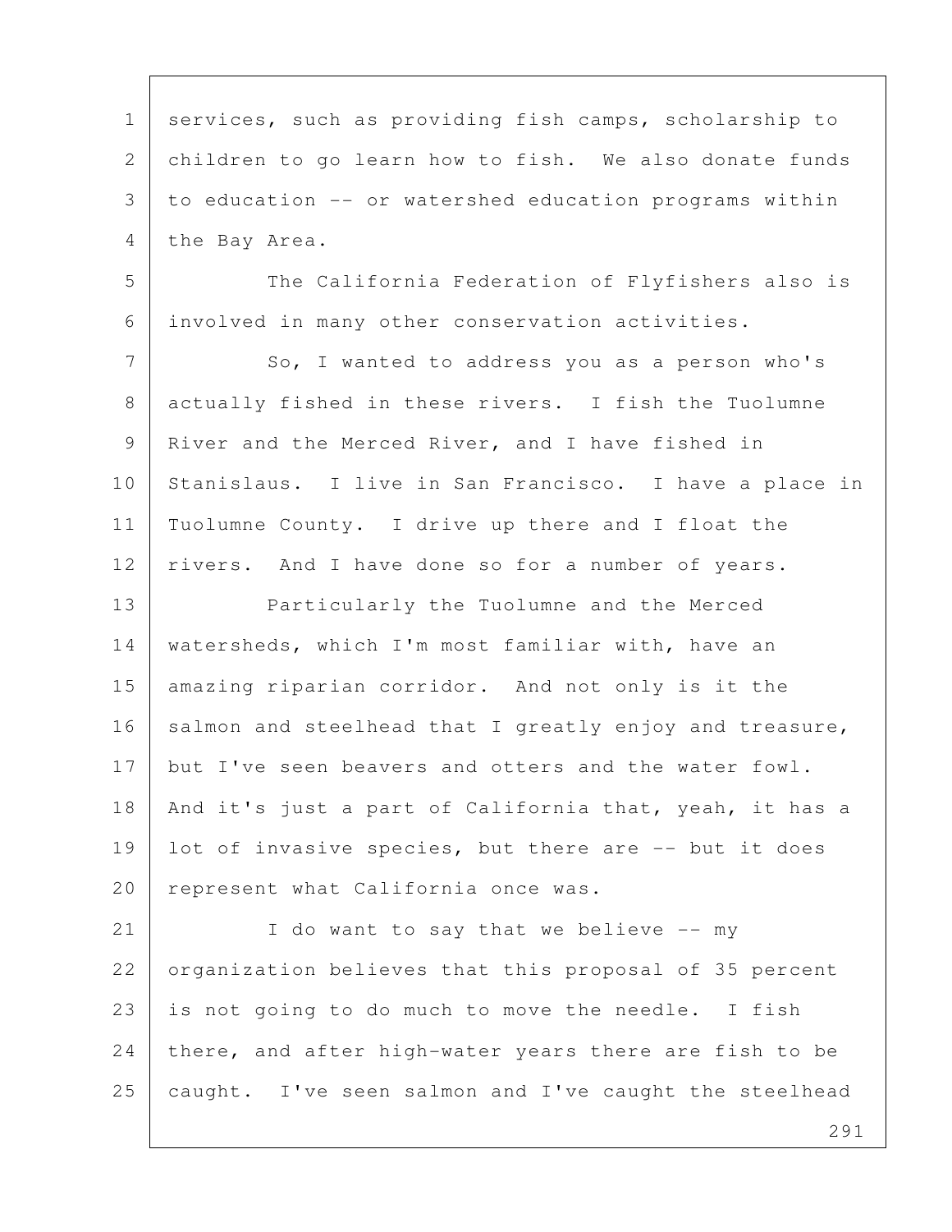services, such as providing fish camps, scholarship to children to go learn how to fish. We also donate funds to education -- or watershed education programs within the Bay Area.

The California Federation of Flyfishers also is involved in many other conservation activities.

So, I wanted to address you as a person who's actually fished in these rivers. I fish the Tuolumne River and the Merced River, and I have fished in Stanislaus. I live in San Francisco. I have a place in Tuolumne County. I drive up there and I float the rivers. And I have done so for a number of years.

Particularly the Tuolumne and the Merced watersheds, which I'm most familiar with, have an amazing riparian corridor. And not only is it the salmon and steelhead that I greatly enjoy and treasure, but I've seen beavers and otters and the water fowl. And it's just a part of California that, yeah, it has a lot of invasive species, but there are -- but it does represent what California once was.

I do want to say that we believe -- my organization believes that this proposal of 35 percent is not going to do much to move the needle. I fish there, and after high-water years there are fish to be caught. I've seen salmon and I've caught the steelhead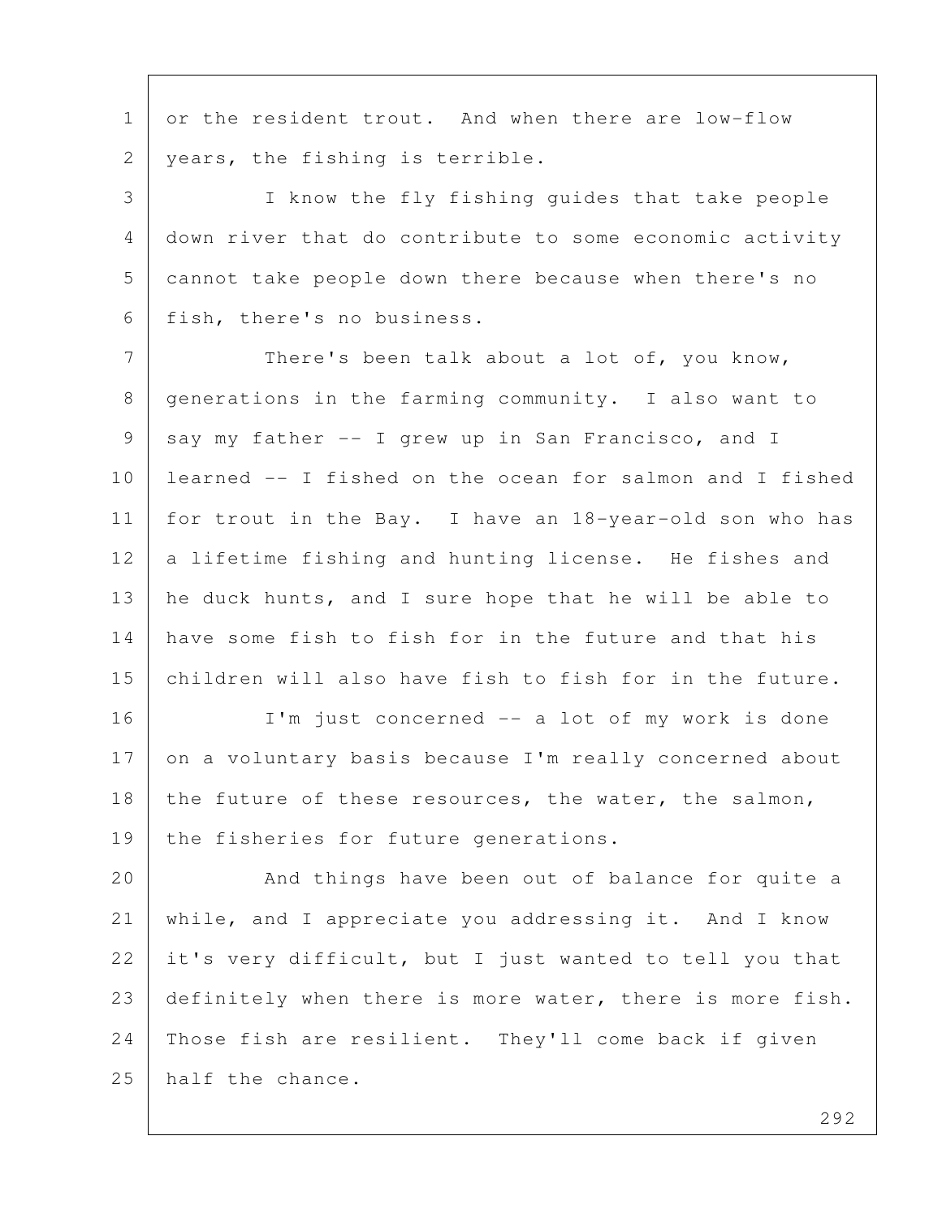or the resident trout. And when there are low-flow years, the fishing is terrible.

I know the fly fishing guides that take people down river that do contribute to some economic activity cannot take people down there because when there's no fish, there's no business.

There's been talk about a lot of, you know, generations in the farming community. I also want to say my father -- I grew up in San Francisco, and I learned -- I fished on the ocean for salmon and I fished for trout in the Bay. I have an 18-year-old son who has a lifetime fishing and hunting license. He fishes and he duck hunts, and I sure hope that he will be able to have some fish to fish for in the future and that his children will also have fish to fish for in the future.

I'm just concerned -- a lot of my work is done on a voluntary basis because I'm really concerned about the future of these resources, the water, the salmon, the fisheries for future generations.

And things have been out of balance for quite a while, and I appreciate you addressing it. And I know it's very difficult, but I just wanted to tell you that definitely when there is more water, there is more fish. Those fish are resilient. They'll come back if given half the chance.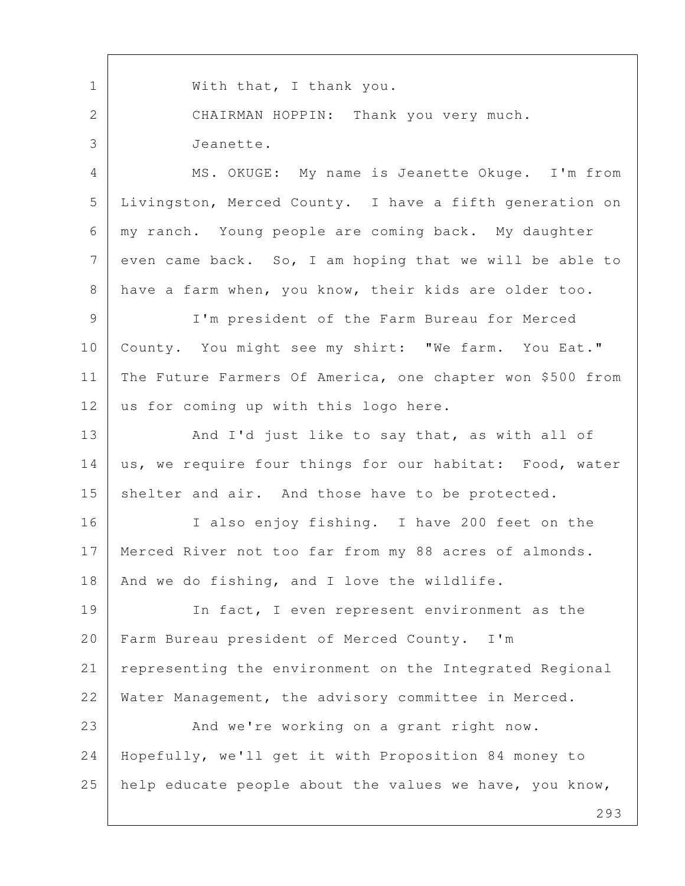With that, I thank you.

CHAIRMAN HOPPIN: Thank you very much.

Jeanette.

MS. OKUGE: My name is Jeanette Okuge. I'm from Livingston, Merced County. I have a fifth generation on my ranch. Young people are coming back. My daughter even came back. So, I am hoping that we will be able to have a farm when, you know, their kids are older too.

I'm president of the Farm Bureau for Merced County. You might see my shirt: "We farm. You Eat." The Future Farmers Of America, one chapter won $500 from us for coming up with this logo here.

And I'd just like to say that, as with all of us, we require four things for our habitat: Food, water shelter and air. And those have to be protected.

I also enjoy fishing. I have 200 feet on the Merced River not too far from my 88 acres of almonds. And we do fishing, and I love the wildlife.

In fact, I even represent environment as the Farm Bureau president of Merced County. I'm representing the environment on the Integrated Regional Water Management, the advisory committee in Merced.

And we're working on a grant right now. Hopefully, we'll get it with Proposition 84 money to help educate people about the values we have, you know,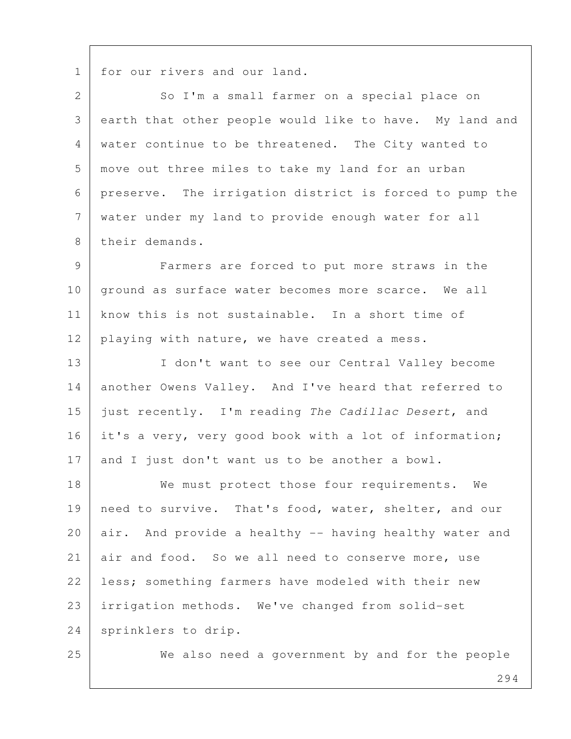for our rivers and our land.

So I'm a small farmer on a special place on earth that other people would like to have. My land and water continue to be threatened. The City wanted to move out three miles to take my land for an urban preserve. The irrigation district is forced to pump the water under my land to provide enough water for all their demands.

Farmers are forced to put more straws in the ground as surface water becomes more scarce. We all know this is not sustainable. In a short time of playing with nature, we have created a mess.

I don't want to see our Central Valley become another Owens Valley. And I've heard that referred to just recently. I'm reading *The Cadillac Desert*, and it's a very, very good book with a lot of information; and I just don't want us to be another a bowl.

We must protect those four requirements. We need to survive. That's food, water, shelter, and our air. And provide a healthy -- having healthy water and air and food. So we all need to conserve more, use less; something farmers have modeled with their new irrigation methods. We've changed from solid-set sprinklers to drip.

We also need a government by and for the people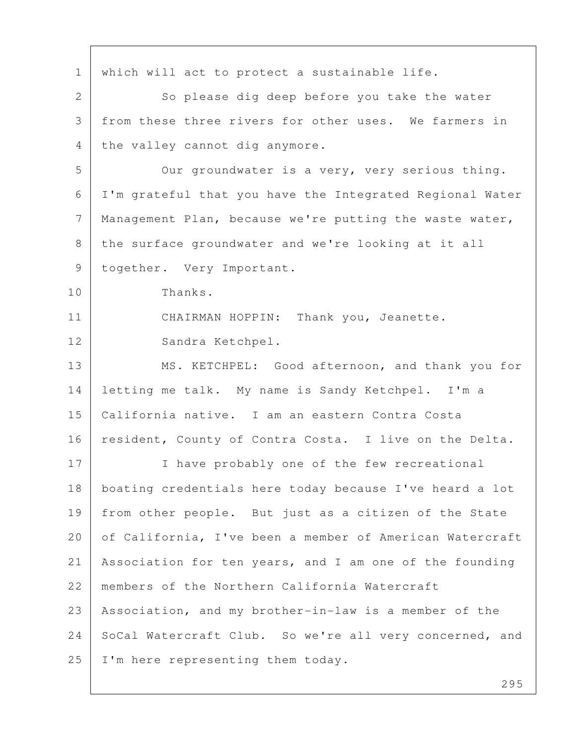which will act to protect a sustainable life.

So please dig deep before you take the water from these three rivers for other uses. We farmers in the valley cannot dig anymore.

Our groundwater is a very, very serious thing. I'm grateful that you have the Integrated Regional Water Management Plan, because we're putting the waste water, the surface groundwater and we're looking at it all together. Very Important.

Thanks.

CHAIRMAN HOPPIN: Thank you, Jeanette.

Sandra Ketchpel.

MS. KETCHPEL: Good afternoon, and thank you for letting me talk. My name is Sandy Ketchpel. I'm a California native. I am an eastern Contra Costa resident, County of Contra Costa. I live on the Delta.

I have probably one of the few recreational boating credentials here today because I've heard a lot from other people. But just as a citizen of the State of California, I've been a member of American Watercraft Association for ten years, and I am one of the founding members of the Northern California Watercraft Association, and my brother-in-law is a member of the SoCal Watercraft Club. So we're all very concerned, and I'm here representing them today.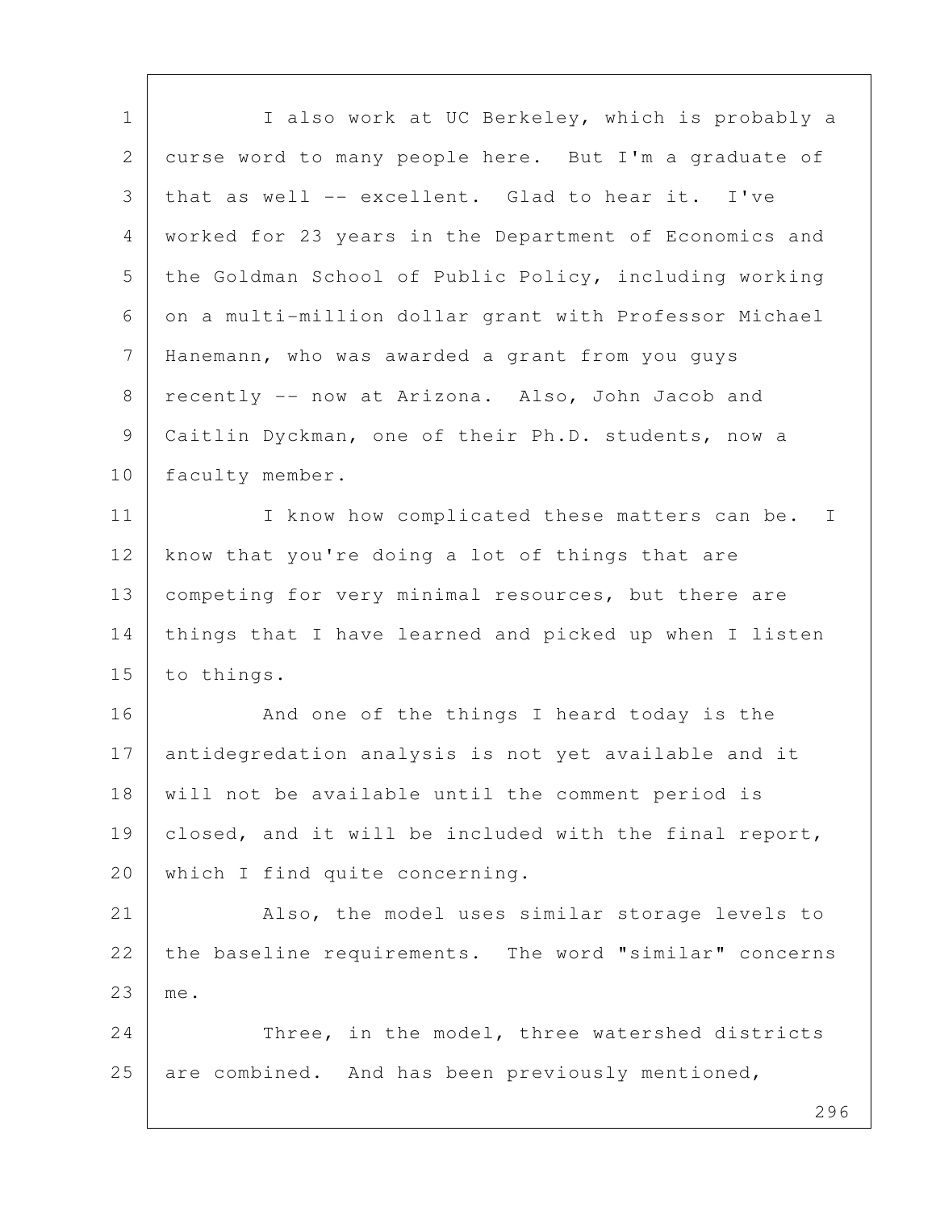I also work at UC Berkeley, which is probably a curse word to many people here. But I'm a graduate of that as well -- excellent. Glad to hear it. I've worked for 23 years in the Department of Economics and the Goldman School of Public Policy, including working on a multi-million dollar grant with Professor Michael Hanemann, who was awarded a grant from you guys recently -- now at Arizona. Also, John Jacob and Caitlin Dyckman, one of their Ph.D. students, now a faculty member.

I know how complicated these matters can be. I know that you're doing a lot of things that are competing for very minimal resources, but there are things that I have learned and picked up when I listen to things.

And one of the things I heard today is the antidegredation analysis is not yet available and it will not be available until the comment period is closed, and it will be included with the final report, which I find quite concerning.

Also, the model uses similar storage levels to the baseline requirements. The word "similar" concerns me.

Three, in the model, three watershed districts are combined. And has been previously mentioned,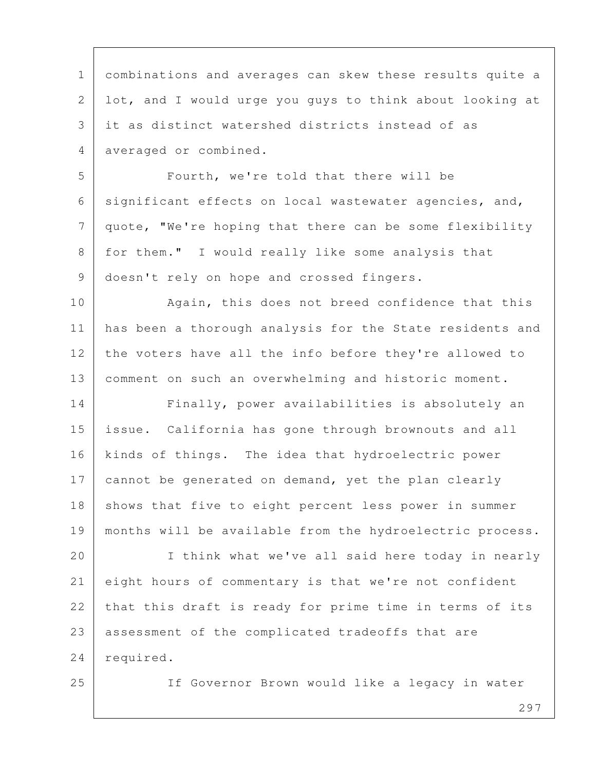combinations and averages can skew these results quite a lot, and I would urge you guys to think about looking at it as distinct watershed districts instead of as averaged or combined.

Fourth, we're told that there will be significant effects on local wastewater agencies, and, quote, "We're hoping that there can be some flexibility for them." I would really like some analysis that doesn't rely on hope and crossed fingers.

Again, this does not breed confidence that this has been a thorough analysis for the State residents and the voters have all the info before they're allowed to comment on such an overwhelming and historic moment.

Finally, power availabilities is absolutely an issue. California has gone through brownouts and all kinds of things. The idea that hydroelectric power cannot be generated on demand, yet the plan clearly shows that five to eight percent less power in summer months will be available from the hydroelectric process.

I think what we've all said here today in nearly eight hours of commentary is that we're not confident that this draft is ready for prime time in terms of its assessment of the complicated tradeoffs that are required.

If Governor Brown would like a legacy in water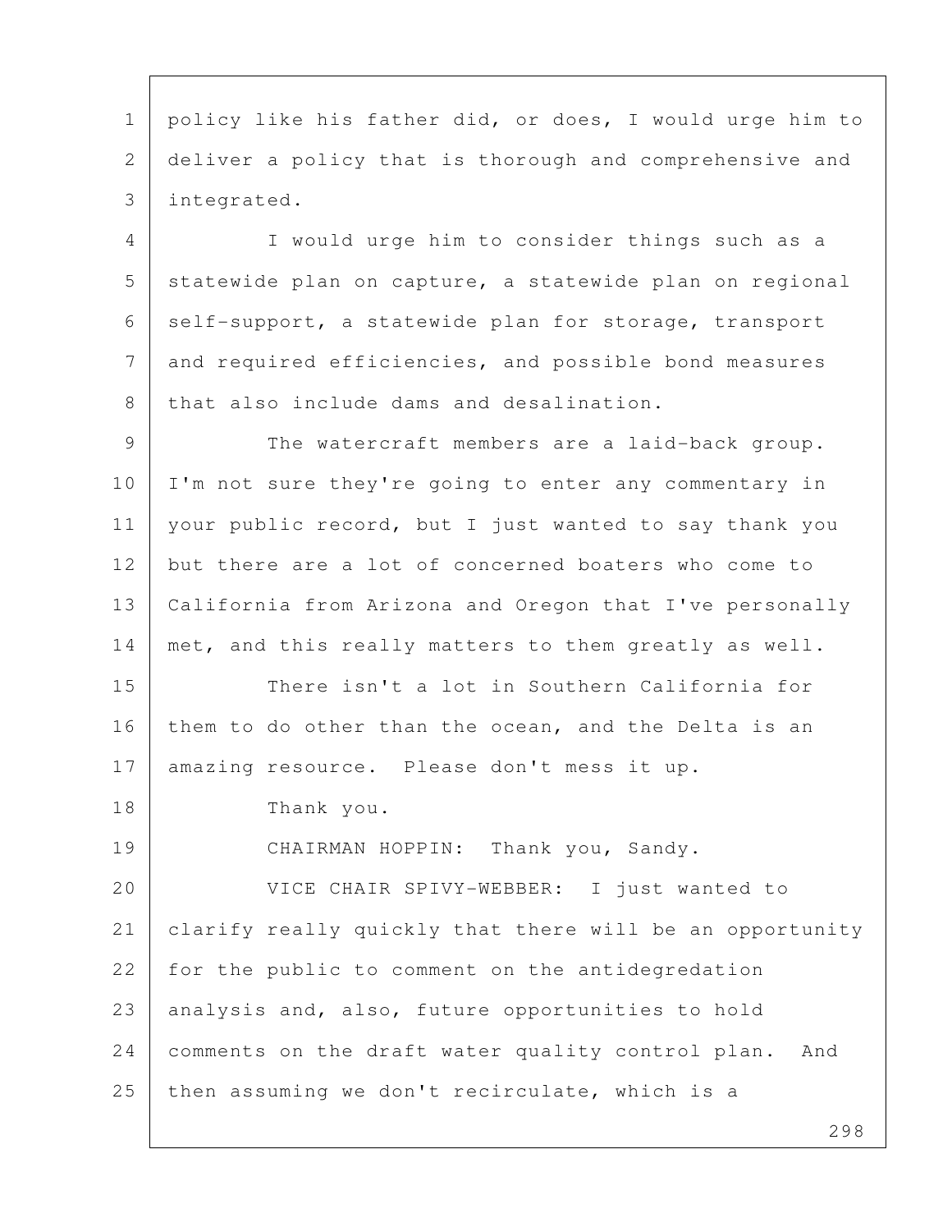policy like his father did, or does, I would urge him to deliver a policy that is thorough and comprehensive and integrated.

I would urge him to consider things such as a statewide plan on capture, a statewide plan on regional self-support, a statewide plan for storage, transport and required efficiencies, and possible bond measures that also include dams and desalination.

The watercraft members are a laid-back group. I'm not sure they're going to enter any commentary in your public record, but I just wanted to say thank you but there are a lot of concerned boaters who come to California from Arizona and Oregon that I've personally met, and this really matters to them greatly as well.

There isn't a lot in Southern California for them to do other than the ocean, and the Delta is an amazing resource. Please don't mess it up.

Thank you.

CHAIRMAN HOPPIN: Thank you, Sandy.

VICE CHAIR SPIVY-WEBBER: I just wanted to clarify really quickly that there will be an opportunity for the public to comment on the antidegredation analysis and, also, future opportunities to hold comments on the draft water quality control plan. And then assuming we don't recirculate, which is a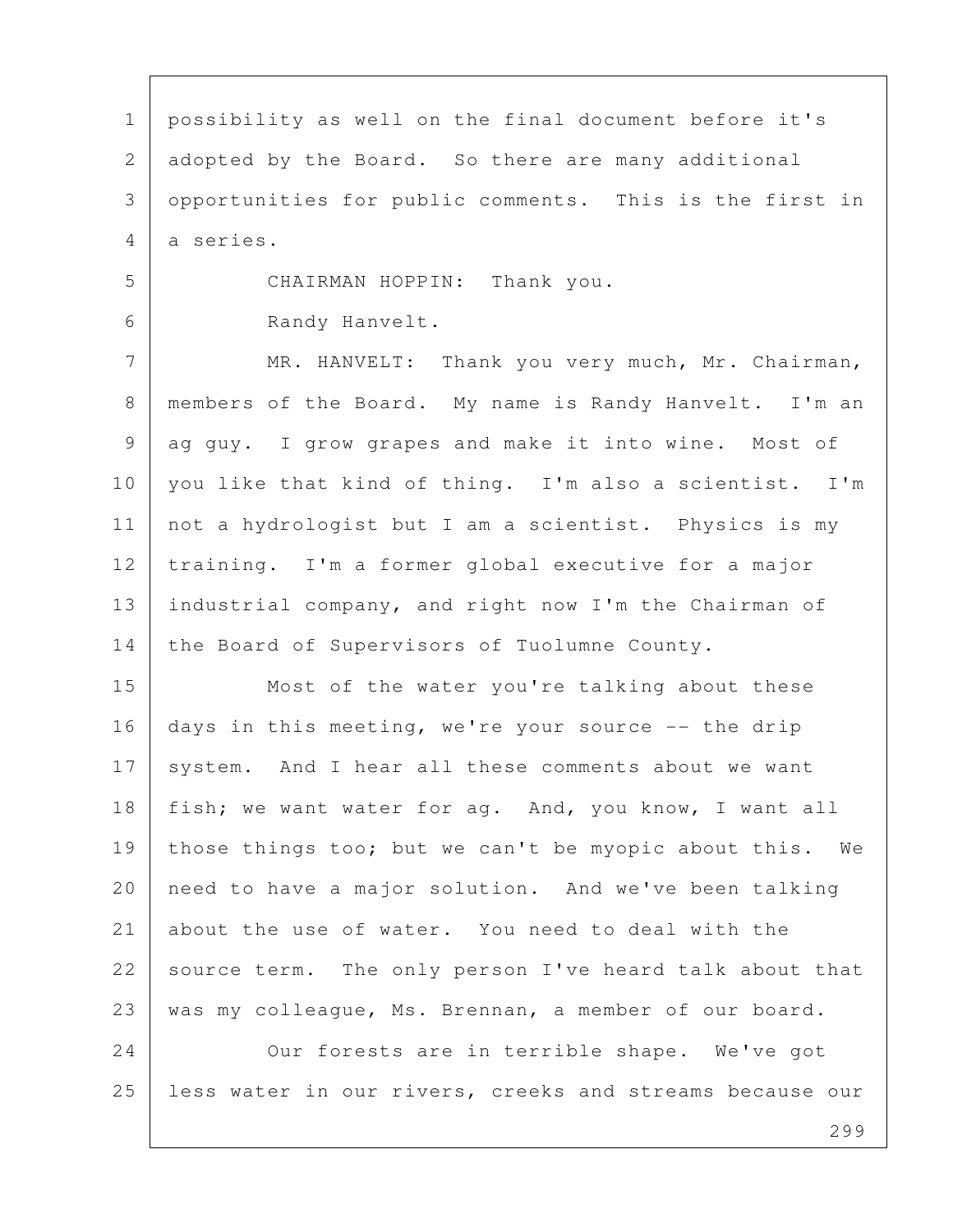possibility as well on the final document before it's adopted by the Board. So there are many additional opportunities for public comments. This is the first in a series.

CHAIRMAN HOPPIN: Thank you.

Randy Hanvelt.

MR. HANVELT: Thank you very much, Mr. Chairman, members of the Board. My name is Randy Hanvelt. I'm an ag guy. I grow grapes and make it into wine. Most of you like that kind of thing. I'm also a scientist. I'm not a hydrologist but I am a scientist. Physics is my training. I'm a former global executive for a major industrial company, and right now I'm the Chairman of the Board of Supervisors of Tuolumne County.

Most of the water you're talking about these days in this meeting, we're your source -- the drip system. And I hear all these comments about we want fish; we want water for ag. And, you know, I want all those things too; but we can't be myopic about this. We need to have a major solution. And we've been talking about the use of water. You need to deal with the source term. The only person I've heard talk about that was my colleague, Ms. Brennan, a member of our board.

Our forests are in terrible shape. We've got less water in our rivers, creeks and streams because our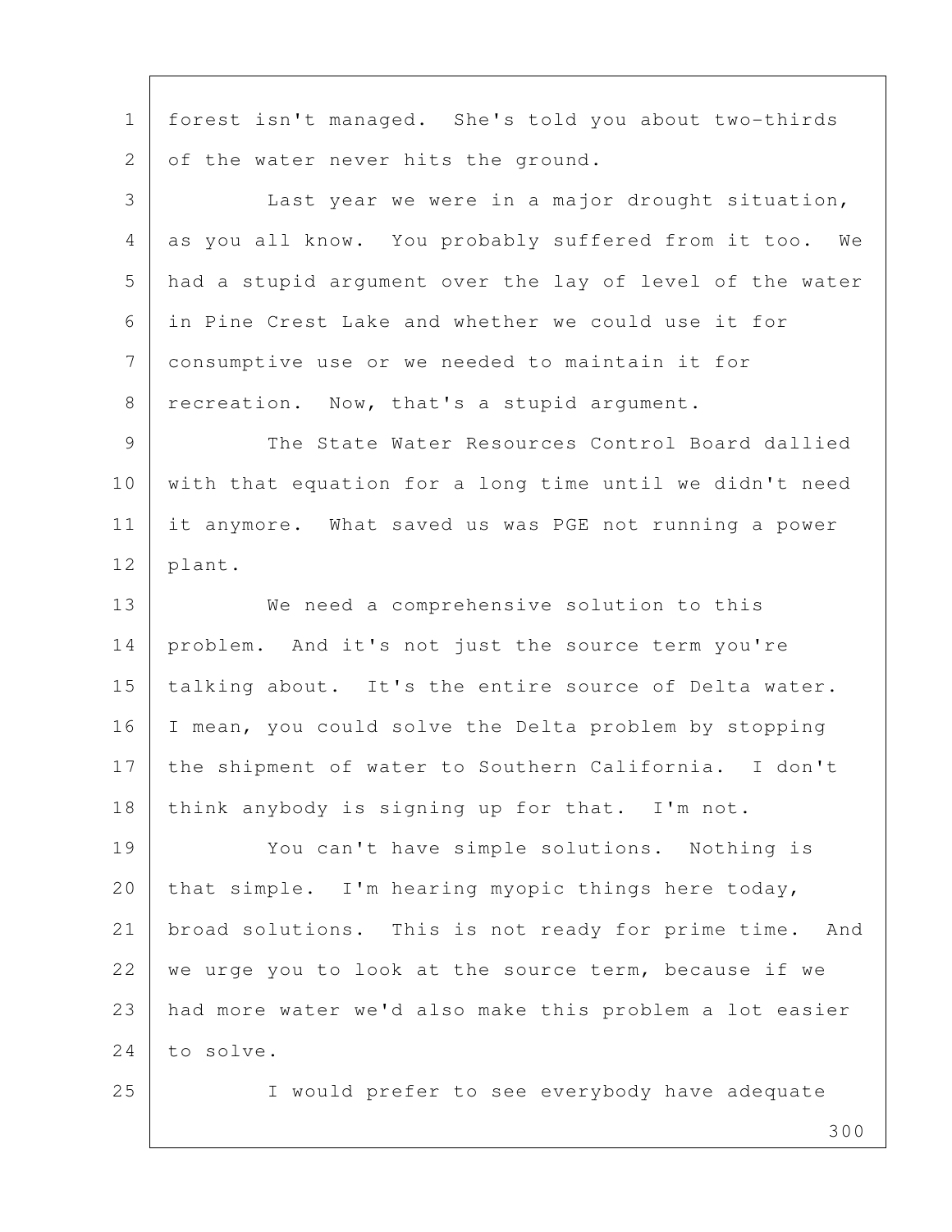forest isn't managed. She's told you about two-thirds of the water never hits the ground.

Last year we were in a major drought situation, as you all know. You probably suffered from it too. We had a stupid argument over the lay of level of the water in Pine Crest Lake and whether we could use it for consumptive use or we needed to maintain it for recreation. Now, that's a stupid argument.

The State Water Resources Control Board dallied with that equation for a long time until we didn't need it anymore. What saved us was PGE not running a power plant.

We need a comprehensive solution to this problem. And it's not just the source term you're talking about. It's the entire source of Delta water. I mean, you could solve the Delta problem by stopping the shipment of water to Southern California. I don't think anybody is signing up for that. I'm not.

You can't have simple solutions. Nothing is that simple. I'm hearing myopic things here today, broad solutions. This is not ready for prime time. And we urge you to look at the source term, because if we had more water we'd also make this problem a lot easier to solve.

I would prefer to see everybody have adequate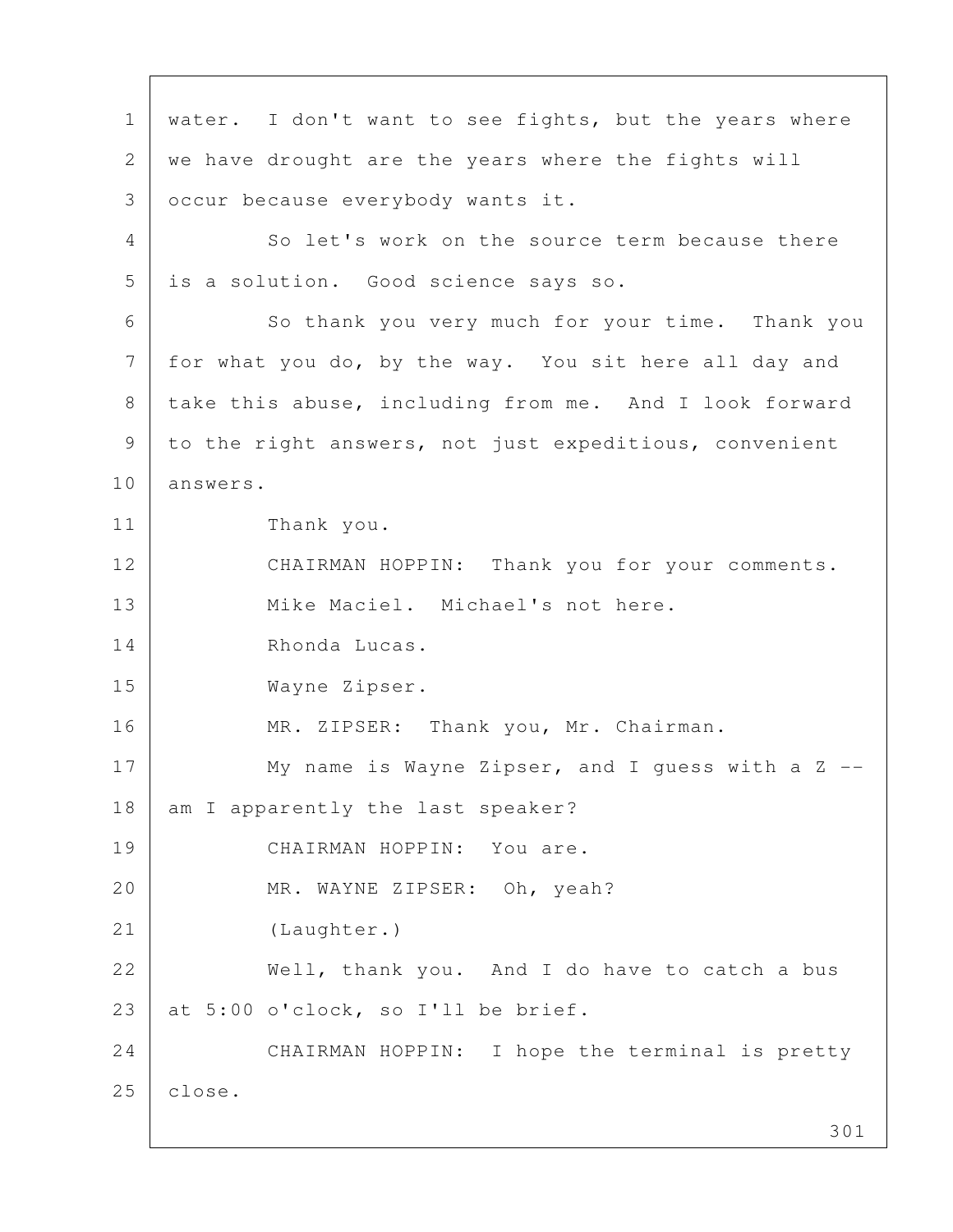water. I don't want to see fights, but the years where we have drought are the years where the fights will occur because everybody wants it.

So let's work on the source term because there is a solution. Good science says so.

So thank you very much for your time. Thank you for what you do, by the way. You sit here all day and take this abuse, including from me. And I look forward to the right answers, not just expeditious, convenient answers.

Thank you.

CHAIRMAN HOPPIN: Thank you for your comments.

Mike Maciel. Michael's not here.

Rhonda Lucas.

Wayne Zipser.

MR. ZIPSER: Thank you, Mr. Chairman.

My name is Wayne Zipser, and I guess with a Z -- am I apparently the last speaker?

CHAIRMAN HOPPIN: You are.

MR. WAYNE ZIPSER: Oh, yeah?

(Laughter.)

Well, thank you. And I do have to catch a bus at 5:00 o'clock, so I'll be brief.

CHAIRMAN HOPPIN: I hope the terminal is pretty close.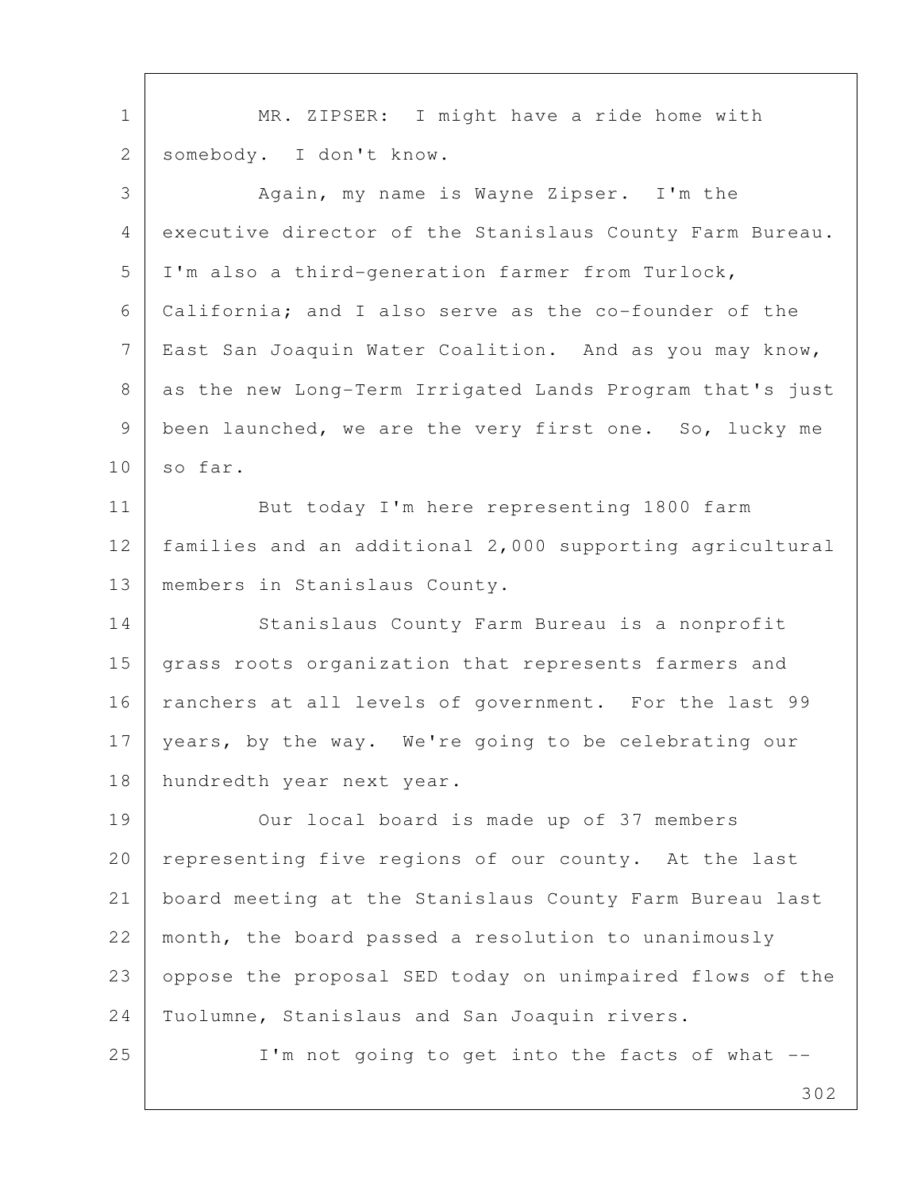MR. ZIPSER: I might have a ride home with somebody. I don't know.

Again, my name is Wayne Zipser. I'm the executive director of the Stanislaus County Farm Bureau. I'm also a third-generation farmer from Turlock, California; and I also serve as the co-founder of the East San Joaquin Water Coalition. And as you may know, as the new Long-Term Irrigated Lands Program that's just been launched, we are the very first one. So, lucky me so far.

But today I'm here representing 1800 farm families and an additional 2,000 supporting agricultural members in Stanislaus County.

Stanislaus County Farm Bureau is a nonprofit grass roots organization that represents farmers and ranchers at all levels of government. For the last 99 years, by the way. We're going to be celebrating our hundredth year next year.

Our local board is made up of 37 members representing five regions of our county. At the last board meeting at the Stanislaus County Farm Bureau last month, the board passed a resolution to unanimously oppose the proposal SED today on unimpaired flows of the Tuolumne, Stanislaus and San Joaquin rivers.

I'm not going to get into the facts of what --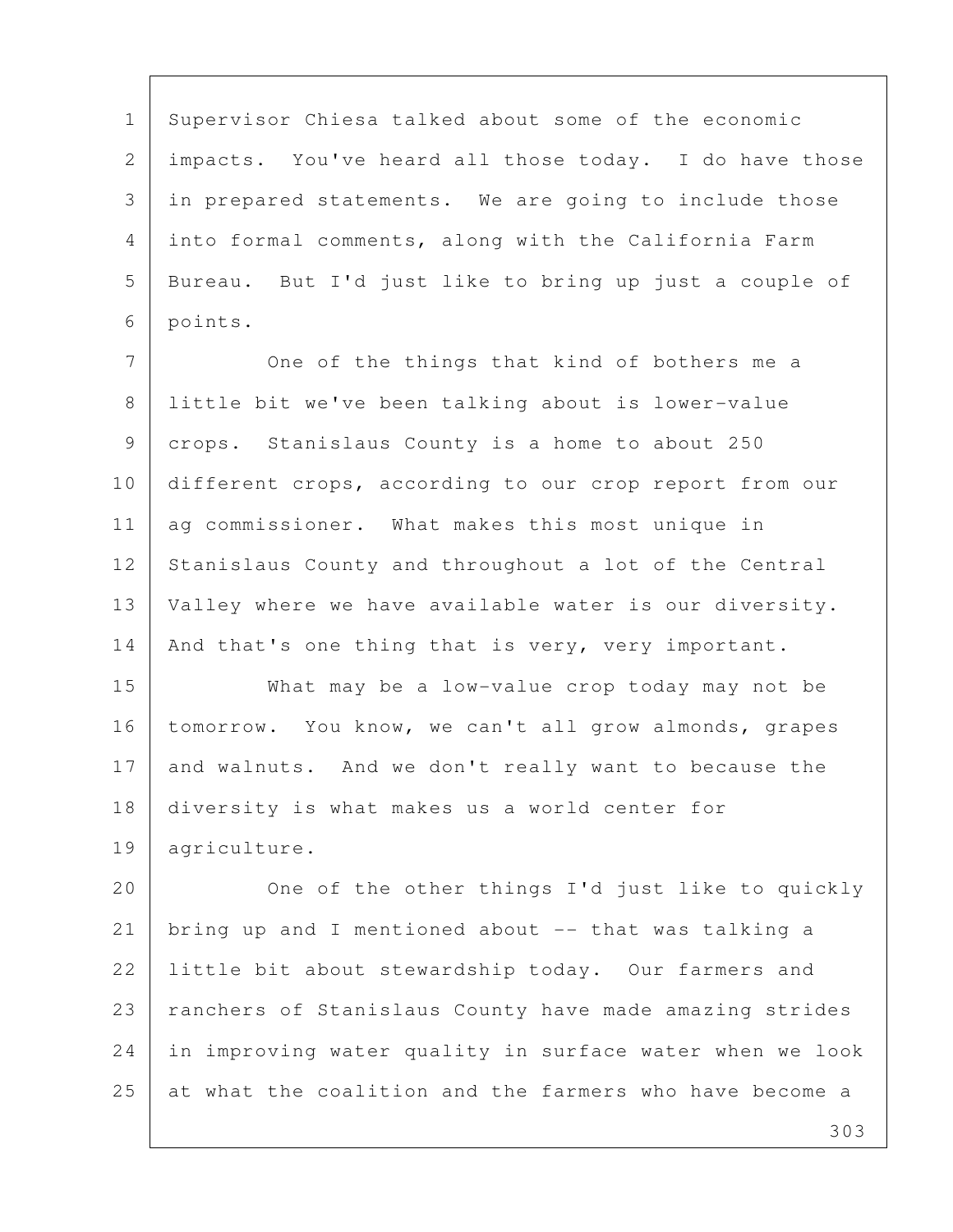Supervisor Chiesa talked about some of the economic impacts. You've heard all those today. I do have those in prepared statements. We are going to include those into formal comments, along with the California Farm Bureau. But I'd just like to bring up just a couple of points.

One of the things that kind of bothers me a little bit we've been talking about is lower-value crops. Stanislaus County is a home to about 250 different crops, according to our crop report from our ag commissioner. What makes this most unique in Stanislaus County and throughout a lot of the Central Valley where we have available water is our diversity. And that's one thing that is very, very important.

What may be a low-value crop today may not be tomorrow. You know, we can't all grow almonds, grapes and walnuts. And we don't really want to because the diversity is what makes us a world center for agriculture.

One of the other things I'd just like to quickly bring up and I mentioned about -- that was talking a little bit about stewardship today. Our farmers and ranchers of Stanislaus County have made amazing strides in improving water quality in surface water when we look at what the coalition and the farmers who have become a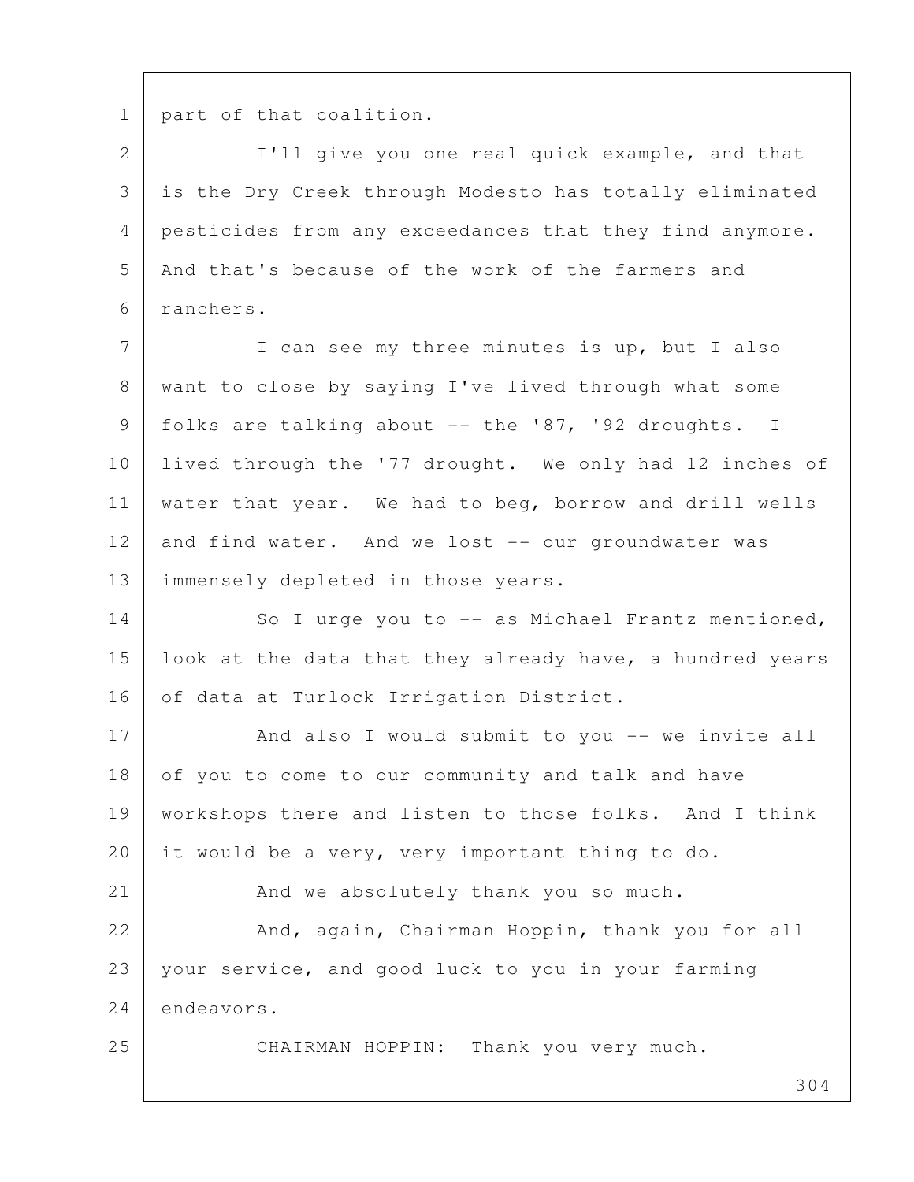part of that coalition.

I'll give you one real quick example, and that is the Dry Creek through Modesto has totally eliminated pesticides from any exceedances that they find anymore. And that's because of the work of the farmers and ranchers.

I can see my three minutes is up, but I also want to close by saying I've lived through what some folks are talking about -- the '87, '92 droughts. I lived through the '77 drought. We only had 12 inches of water that year. We had to beg, borrow and drill wells and find water. And we lost -- our groundwater was immensely depleted in those years.

So I urge you to -- as Michael Frantz mentioned, look at the data that they already have, a hundred years of data at Turlock Irrigation District.

And also I would submit to you -- we invite all of you to come to our community and talk and have workshops there and listen to those folks. And I think it would be a very, very important thing to do.

And we absolutely thank you so much.

And, again, Chairman Hoppin, thank you for all your service, and good luck to you in your farming endeavors.

CHAIRMAN HOPPIN: Thank you very much.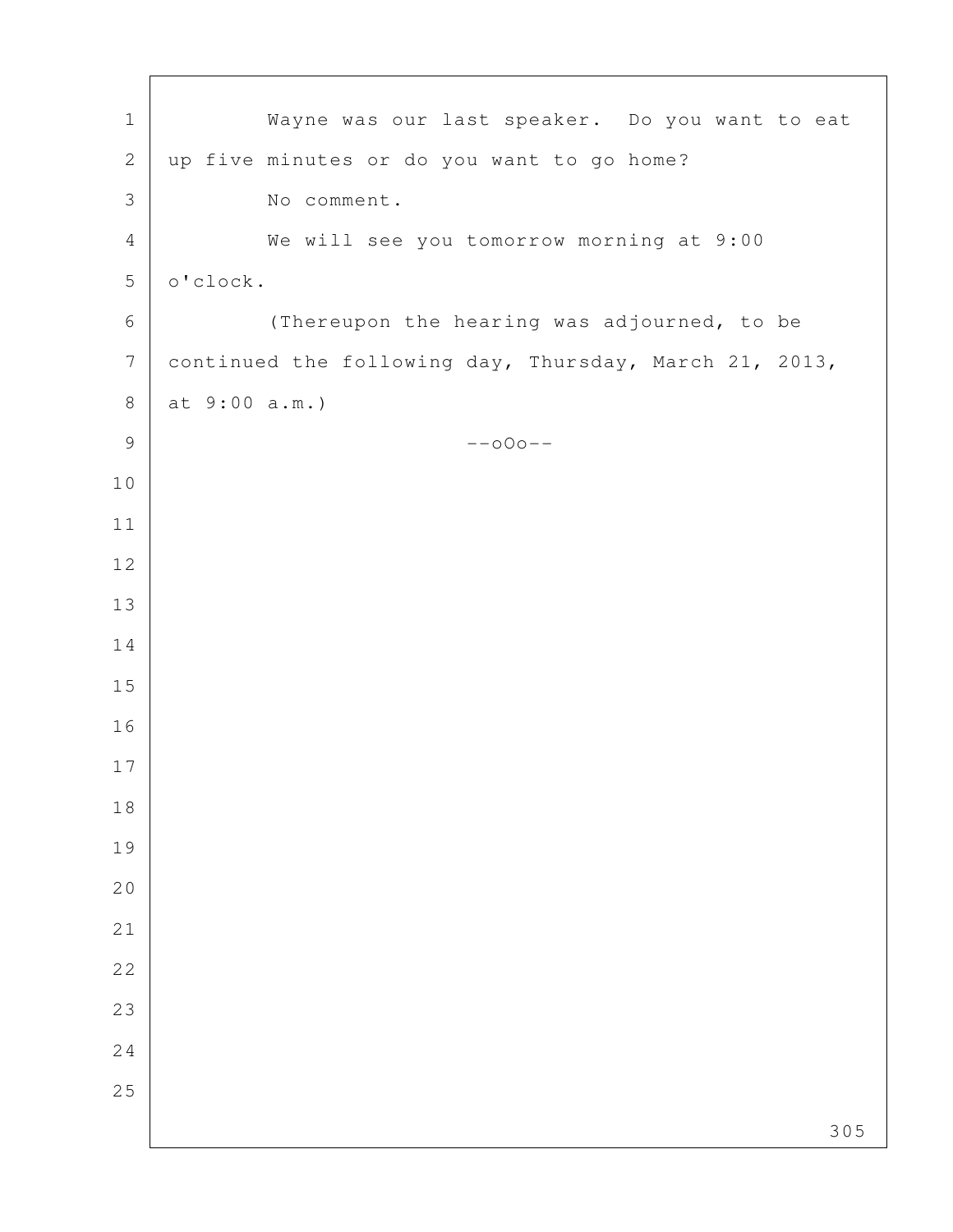Wayne was our last speaker. Do you want to eat up five minutes or do you want to go home?

No comment.

We will see you tomorrow morning at 9:00 o'clock.

(Thereupon the hearing was adjourned, to be continued the following day, Thursday, March 21, 2013, at 9:00 a.m.)

--oOo--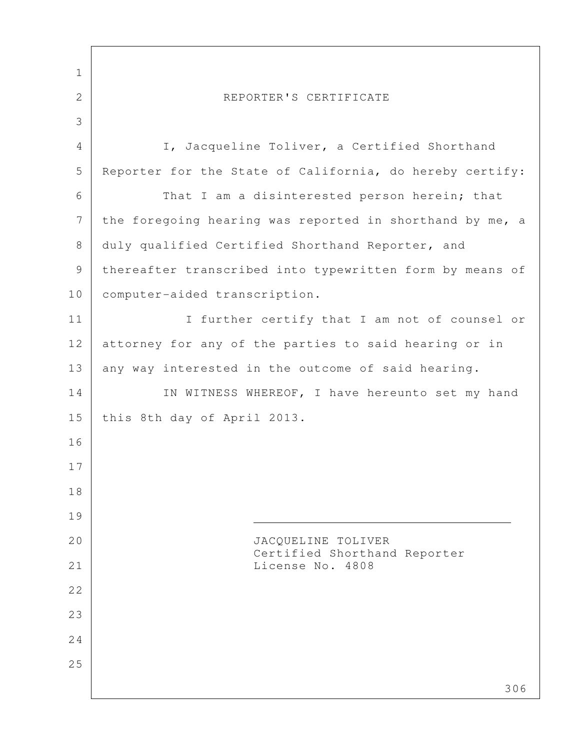# REPORTER'S CERTIFICATE

I, Jacqueline Toliver, a Certified Shorthand Reporter for the State of California, do hereby certify:

That I am a disinterested person herein; that the foregoing hearing was reported in shorthand by me, a duly qualified Certified Shorthand Reporter, and thereafter transcribed into typewritten form by means of computer-aided transcription.

I further certify that I am not of counsel or attorney for any of the parties to said hearing or in any way interested in the outcome of said hearing.

IN WITNESS WHEREOF, I have hereunto set my hand this 8th day of April 2013.

JACQUELINE TOLIVER
Certified Shorthand Reporter
License No. 4808